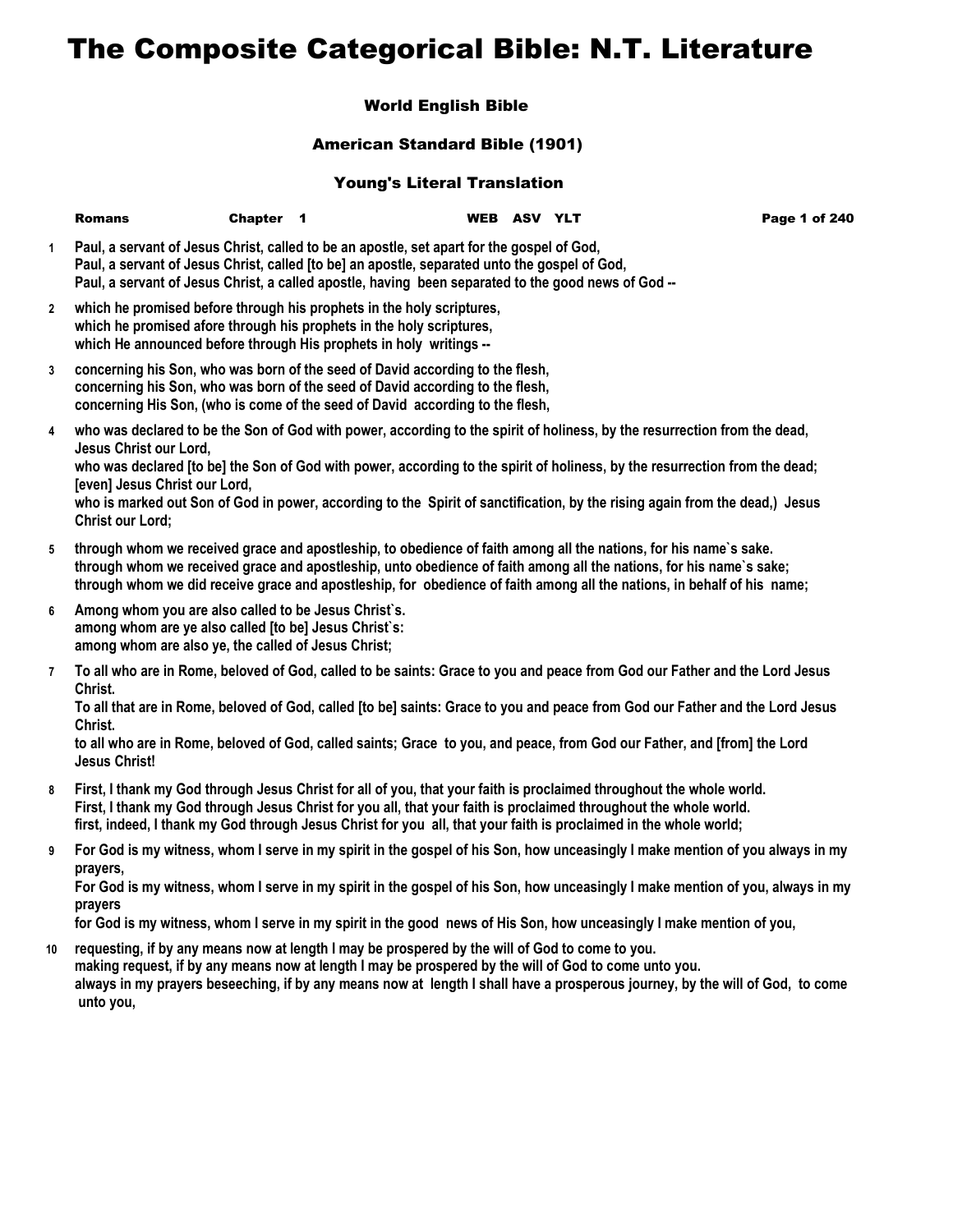# The Composite Categorical Bible: N.T. Literature

### World English Bible

### American Standard Bible (1901)

### Young's Literal Translation

**Romans** **Chapter 1** **WEB ASV YLT**

**1** Paul, a servant of Jesus Christ, called to be an apostle, set apart for the gospel of God,
Paul, a servant of Jesus Christ, called [to be] an apostle, separated unto the gospel of God,
Paul, a servant of Jesus Christ, a called apostle, having been separated to the good news of God --

**2** which he promised before through his prophets in the holy scriptures,
which he promised afore through his prophets in the holy scriptures,
which He announced before through His prophets in holy writings --

**3** concerning his Son, who was born of the seed of David according to the flesh,
concerning his Son, who was born of the seed of David according to the flesh,
concerning His Son, (who is come of the seed of David according to the flesh,

**4** who was declared to be the Son of God with power, according to the spirit of holiness, by the resurrection from the dead, Jesus Christ our Lord,
who was declared [to be] the Son of God with power, according to the spirit of holiness, by the resurrection from the dead; [even] Jesus Christ our Lord,
who is marked out Son of God in power, according to the Spirit of sanctification, by the rising again from the dead,) Jesus Christ our Lord;

**5** through whom we received grace and apostleship, to obedience of faith among all the nations, for his name`s sake.
through whom we received grace and apostleship, unto obedience of faith among all the nations, for his name`s sake;
through whom we did receive grace and apostleship, for obedience of faith among all the nations, in behalf of his name;

**6** Among whom you are also called to be Jesus Christ`s.
among whom are ye also called [to be] Jesus Christ`s:
among whom are also ye, the called of Jesus Christ;

**7** To all who are in Rome, beloved of God, called to be saints: Grace to you and peace from God our Father and the Lord Jesus Christ.
To all that are in Rome, beloved of God, called [to be] saints: Grace to you and peace from God our Father and the Lord Jesus Christ.
to all who are in Rome, beloved of God, called saints; Grace to you, and peace, from God our Father, and [from] the Lord Jesus Christ!

**8** First, I thank my God through Jesus Christ for all of you, that your faith is proclaimed throughout the whole world.
First, I thank my God through Jesus Christ for you all, that your faith is proclaimed throughout the whole world.
first, indeed, I thank my God through Jesus Christ for you all, that your faith is proclaimed in the whole world;

**9** For God is my witness, whom I serve in my spirit in the gospel of his Son, how unceasingly I make mention of you always in my prayers,
For God is my witness, whom I serve in my spirit in the gospel of his Son, how unceasingly I make mention of you, always in my prayers
for God is my witness, whom I serve in my spirit in the good news of His Son, how unceasingly I make mention of you,

**10** requesting, if by any means now at length I may be prospered by the will of God to come to you.
making request, if by any means now at length I may be prospered by the will of God to come unto you.
always in my prayers beseeching, if by any means now at length I shall have a prosperous journey, by the will of God, to come unto you,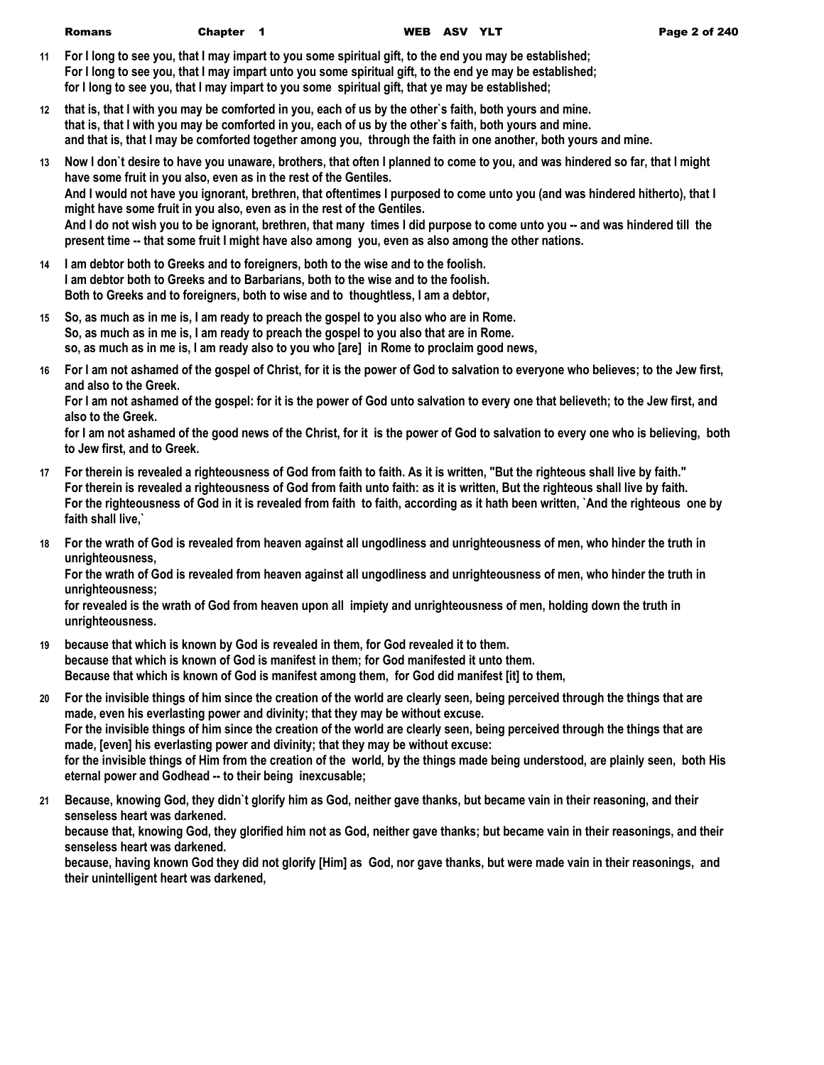**11** **For I long to see you, that I may impart to you some spiritual gift, to the end you may be established;**
**For I long to see you, that I may impart unto you some spiritual gift, to the end ye may be established;**
**for I long to see you, that I may impart to you some spiritual gift, that ye may be established;**

**12** **that is, that I with you may be comforted in you, each of us by the other`s faith, both yours and mine.**
**that is, that I with you may be comforted in you, each of us by the other`s faith, both yours and mine.**
**and that is, that I may be comforted together among you, through the faith in one another, both yours and mine.**

**13** **Now I don`t desire to have you unaware, brothers, that often I planned to come to you, and was hindered so far, that I might have some fruit in you also, even as in the rest of the Gentiles.**
**And I would not have you ignorant, brethren, that oftentimes I purposed to come unto you (and was hindered hitherto), that I might have some fruit in you also, even as in the rest of the Gentiles.**
**And I do not wish you to be ignorant, brethren, that many times I did purpose to come unto you -- and was hindered till the present time -- that some fruit I might have also among you, even as also among the other nations.**

**14** **I am debtor both to Greeks and to foreigners, both to the wise and to the foolish.**
**I am debtor both to Greeks and to Barbarians, both to the wise and to the foolish.**
**Both to Greeks and to foreigners, both to wise and to thoughtless, I am a debtor,**

**15** **So, as much as in me is, I am ready to preach the gospel to you also who are in Rome.**
**So, as much as in me is, I am ready to preach the gospel to you also that are in Rome.**
**so, as much as in me is, I am ready also to you who [are] in Rome to proclaim good news,**

**16** **For I am not ashamed of the gospel of Christ, for it is the power of God to salvation to everyone who believes; to the Jew first, and also to the Greek.**
**For I am not ashamed of the gospel: for it is the power of God unto salvation to every one that believeth; to the Jew first, and also to the Greek.**
**for I am not ashamed of the good news of the Christ, for it is the power of God to salvation to every one who is believing, both to Jew first, and to Greek.**

**17** **For therein is revealed a righteousness of God from faith to faith. As it is written, "But the righteous shall live by faith."**
**For therein is revealed a righteousness of God from faith unto faith: as it is written, But the righteous shall live by faith.**
**For the righteousness of God in it is revealed from faith to faith, according as it hath been written, `And the righteous one by faith shall live,`**

**18** **For the wrath of God is revealed from heaven against all ungodliness and unrighteousness of men, who hinder the truth in unrighteousness,**
**For the wrath of God is revealed from heaven against all ungodliness and unrighteousness of men, who hinder the truth in unrighteousness;**
**for revealed is the wrath of God from heaven upon all impiety and unrighteousness of men, holding down the truth in unrighteousness.**

**19** **because that which is known by God is revealed in them, for God revealed it to them.**
**because that which is known of God is manifest in them; for God manifested it unto them.**
**Because that which is known of God is manifest among them, for God did manifest [it] to them,**

**20** **For the invisible things of him since the creation of the world are clearly seen, being perceived through the things that are made, even his everlasting power and divinity; that they may be without excuse.**
**For the invisible things of him since the creation of the world are clearly seen, being perceived through the things that are made, [even] his everlasting power and divinity; that they may be without excuse:**
**for the invisible things of Him from the creation of the world, by the things made being understood, are plainly seen, both His eternal power and Godhead -- to their being inexcusable;**

**21** **Because, knowing God, they didn`t glorify him as God, neither gave thanks, but became vain in their reasoning, and their senseless heart was darkened.**
**because that, knowing God, they glorified him not as God, neither gave thanks; but became vain in their reasonings, and their senseless heart was darkened.**
**because, having known God they did not glorify [Him] as God, nor gave thanks, but were made vain in their reasonings, and their unintelligent heart was darkened,**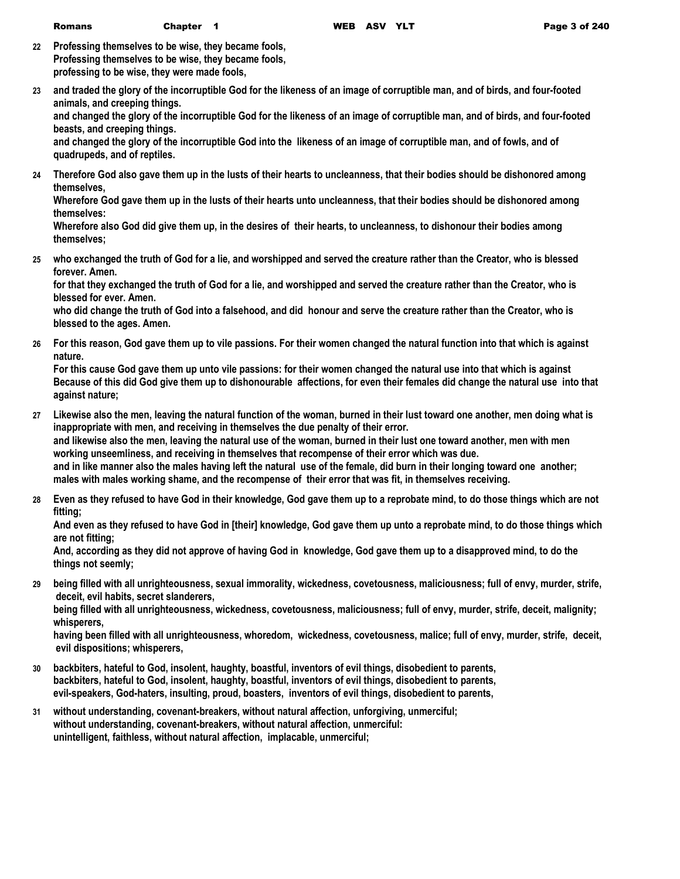**22** **Professing themselves to be wise, they became fools,**
**Professing themselves to be wise, they became fools,**
**professing to be wise, they were made fools,**

**23** **and traded the glory of the incorruptible God for the likeness of an image of corruptible man, and of birds, and four-footed animals, and creeping things.**
**and changed the glory of the incorruptible God for the likeness of an image of corruptible man, and of birds, and four-footed beasts, and creeping things.**
**and changed the glory of the incorruptible God into the likeness of an image of corruptible man, and of fowls, and of quadrupeds, and of reptiles.**

**24** **Therefore God also gave them up in the lusts of their hearts to uncleanness, that their bodies should be dishonored among themselves,**
**Wherefore God gave them up in the lusts of their hearts unto uncleanness, that their bodies should be dishonored among themselves:**
**Wherefore also God did give them up, in the desires of their hearts, to uncleanness, to dishonour their bodies among themselves;**

**25** **who exchanged the truth of God for a lie, and worshipped and served the creature rather than the Creator, who is blessed forever. Amen.**
**for that they exchanged the truth of God for a lie, and worshipped and served the creature rather than the Creator, who is blessed for ever. Amen.**
**who did change the truth of God into a falsehood, and did honour and serve the creature rather than the Creator, who is blessed to the ages. Amen.**

**26** **For this reason, God gave them up to vile passions. For their women changed the natural function into that which is against nature.**
**For this cause God gave them up unto vile passions: for their women changed the natural use into that which is against**
**Because of this did God give them up to dishonourable affections, for even their females did change the natural use into that against nature;**

**27** **Likewise also the men, leaving the natural function of the woman, burned in their lust toward one another, men doing what is inappropriate with men, and receiving in themselves the due penalty of their error.**
**and likewise also the men, leaving the natural use of the woman, burned in their lust one toward another, men with men working unseemliness, and receiving in themselves that recompense of their error which was due.**
**and in like manner also the males having left the natural use of the female, did burn in their longing toward one another; males with males working shame, and the recompense of their error that was fit, in themselves receiving.**

**28** **Even as they refused to have God in their knowledge, God gave them up to a reprobate mind, to do those things which are not fitting;**
**And even as they refused to have God in [their] knowledge, God gave them up unto a reprobate mind, to do those things which are not fitting;**
**And, according as they did not approve of having God in knowledge, God gave them up to a disapproved mind, to do the things not seemly;**

**29** **being filled with all unrighteousness, sexual immorality, wickedness, covetousness, maliciousness; full of envy, murder, strife, deceit, evil habits, secret slanderers,**
**being filled with all unrighteousness, wickedness, covetousness, maliciousness; full of envy, murder, strife, deceit, malignity; whisperers,**
**having been filled with all unrighteousness, whoredom, wickedness, covetousness, malice; full of envy, murder, strife, deceit, evil dispositions; whisperers,**

**30** **backbiters, hateful to God, insolent, haughty, boastful, inventors of evil things, disobedient to parents,**
**backbiters, hateful to God, insolent, haughty, boastful, inventors of evil things, disobedient to parents,**
**evil-speakers, God-haters, insulting, proud, boasters, inventors of evil things, disobedient to parents,**

**31** **without understanding, covenant-breakers, without natural affection, unforgiving, unmerciful;**
**without understanding, covenant-breakers, without natural affection, unmerciful:**
**unintelligent, faithless, without natural affection, implacable, unmerciful;**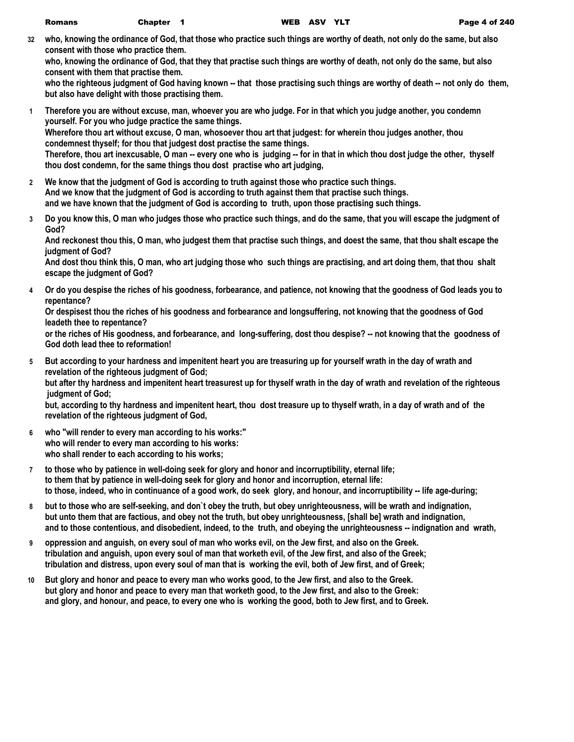**32** **who, knowing the ordinance of God, that those who practice such things are worthy of death, not only do the same, but also consent with those who practice them.**
**who, knowing the ordinance of God, that they that practise such things are worthy of death, not only do the same, but also consent with them that practise them.**
**who the righteous judgment of God having known -- that those practising such things are worthy of death -- not only do them, but also have delight with those practising them.**

**1** **Therefore you are without excuse, man, whoever you are who judge. For in that which you judge another, you condemn yourself. For you who judge practice the same things.**
**Wherefore thou art without excuse, O man, whosoever thou art that judgest: for wherein thou judges another, thou condemnest thyself; for thou that judgest dost practise the same things.**
**Therefore, thou art inexcusable, O man -- every one who is judging -- for in that in which thou dost judge the other, thyself thou dost condemn, for the same things thou dost practise who art judging,**

**2** **We know that the judgment of God is according to truth against those who practice such things.**
**And we know that the judgment of God is according to truth against them that practise such things.**
**and we have known that the judgment of God is according to truth, upon those practising such things.**

**3** **Do you know this, O man who judges those who practice such things, and do the same, that you will escape the judgment of God?**
**And reckonest thou this, O man, who judgest them that practise such things, and doest the same, that thou shalt escape the judgment of God?**
**And dost thou think this, O man, who art judging those who such things are practising, and art doing them, that thou shalt escape the judgment of God?**

**4** **Or do you despise the riches of his goodness, forbearance, and patience, not knowing that the goodness of God leads you to repentance?**
**Or despisest thou the riches of his goodness and forbearance and longsuffering, not knowing that the goodness of God leadeth thee to repentance?**
**or the riches of His goodness, and forbearance, and long-suffering, dost thou despise? -- not knowing that the goodness of God doth lead thee to reformation!**

**5** **But according to your hardness and impenitent heart you are treasuring up for yourself wrath in the day of wrath and revelation of the righteous judgment of God;**
**but after thy hardness and impenitent heart treasurest up for thyself wrath in the day of wrath and revelation of the righteous judgment of God;**
**but, according to thy hardness and impenitent heart, thou dost treasure up to thyself wrath, in a day of wrath and of the revelation of the righteous judgment of God,**

**6** **who "will render to every man according to his works:"**
**who will render to every man according to his works:**
**who shall render to each according to his works;**

**7** **to those who by patience in well-doing seek for glory and honor and incorruptibility, eternal life;**
**to them that by patience in well-doing seek for glory and honor and incorruption, eternal life:**
**to those, indeed, who in continuance of a good work, do seek glory, and honour, and incorruptibility -- life age-during;**

**8** **but to those who are self-seeking, and don`t obey the truth, but obey unrighteousness, will be wrath and indignation,**
**but unto them that are factious, and obey not the truth, but obey unrighteousness, [shall be] wrath and indignation,**
**and to those contentious, and disobedient, indeed, to the truth, and obeying the unrighteousness -- indignation and wrath,**

**9** **oppression and anguish, on every soul of man who works evil, on the Jew first, and also on the Greek.**
**tribulation and anguish, upon every soul of man that worketh evil, of the Jew first, and also of the Greek;**
**tribulation and distress, upon every soul of man that is working the evil, both of Jew first, and of Greek;**

**10** **But glory and honor and peace to every man who works good, to the Jew first, and also to the Greek.**
**but glory and honor and peace to every man that worketh good, to the Jew first, and also to the Greek:**
**and glory, and honour, and peace, to every one who is working the good, both to Jew first, and to Greek.**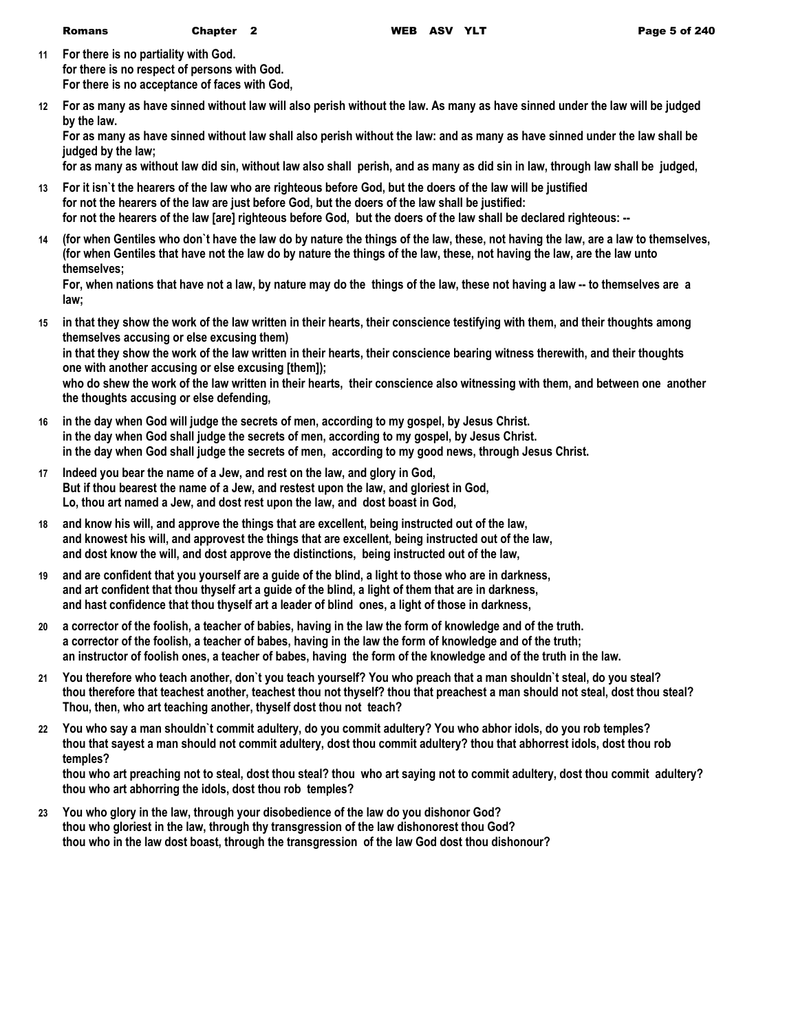**11** For there is no partiality with God.
for there is no respect of persons with God.
For there is no acceptance of faces with God,

**12** For as many as have sinned without law will also perish without the law. As many as have sinned under the law will be judged by the law.
For as many as have sinned without law shall also perish without the law: and as many as have sinned under the law shall be judged by the law;
for as many as without law did sin, without law also shall perish, and as many as did sin in law, through law shall be judged,

**13** For it isn`t the hearers of the law who are righteous before God, but the doers of the law will be justified
for not the hearers of the law are just before God, but the doers of the law shall be justified:
for not the hearers of the law [are] righteous before God, but the doers of the law shall be declared righteous: --

**14** (for when Gentiles who don`t have the law do by nature the things of the law, these, not having the law, are a law to themselves,
(for when Gentiles that have not the law do by nature the things of the law, these, not having the law, are the law unto themselves;
For, when nations that have not a law, by nature may do the things of the law, these not having a law -- to themselves are a law;

**15** in that they show the work of the law written in their hearts, their conscience testifying with them, and their thoughts among themselves accusing or else excusing them)
in that they show the work of the law written in their hearts, their conscience bearing witness therewith, and their thoughts one with another accusing or else excusing [them]);
who do shew the work of the law written in their hearts, their conscience also witnessing with them, and between one another the thoughts accusing or else defending,

**16** in the day when God will judge the secrets of men, according to my gospel, by Jesus Christ.
in the day when God shall judge the secrets of men, according to my gospel, by Jesus Christ.
in the day when God shall judge the secrets of men, according to my good news, through Jesus Christ.

**17** Indeed you bear the name of a Jew, and rest on the law, and glory in God,
But if thou bearest the name of a Jew, and restest upon the law, and gloriest in God,
Lo, thou art named a Jew, and dost rest upon the law, and dost boast in God,

**18** and know his will, and approve the things that are excellent, being instructed out of the law,
and knowest his will, and approvest the things that are excellent, being instructed out of the law,
and dost know the will, and dost approve the distinctions, being instructed out of the law,

**19** and are confident that you yourself are a guide of the blind, a light to those who are in darkness,
and art confident that thou thyself art a guide of the blind, a light of them that are in darkness,
and hast confidence that thou thyself art a leader of blind ones, a light of those in darkness,

**20** a corrector of the foolish, a teacher of babies, having in the law the form of knowledge and of the truth.
a corrector of the foolish, a teacher of babes, having in the law the form of knowledge and of the truth;
an instructor of foolish ones, a teacher of babes, having the form of the knowledge and of the truth in the law.

**21** You therefore who teach another, don`t you teach yourself? You who preach that a man shouldn`t steal, do you steal?
thou therefore that teachest another, teachest thou not thyself? thou that preachest a man should not steal, dost thou steal?
Thou, then, who art teaching another, thyself dost thou not teach?

**22** You who say a man shouldn`t commit adultery, do you commit adultery? You who abhor idols, do you rob temples?
thou that sayest a man should not commit adultery, dost thou commit adultery? thou that abhorrest idols, dost thou rob temples?
thou who art preaching not to steal, dost thou steal? thou who art saying not to commit adultery, dost thou commit adultery? thou who art abhorring the idols, dost thou rob temples?

**23** You who glory in the law, through your disobedience of the law do you dishonor God?
thou who gloriest in the law, through thy transgression of the law dishonorest thou God?
thou who in the law dost boast, through the transgression of the law God dost thou dishonour?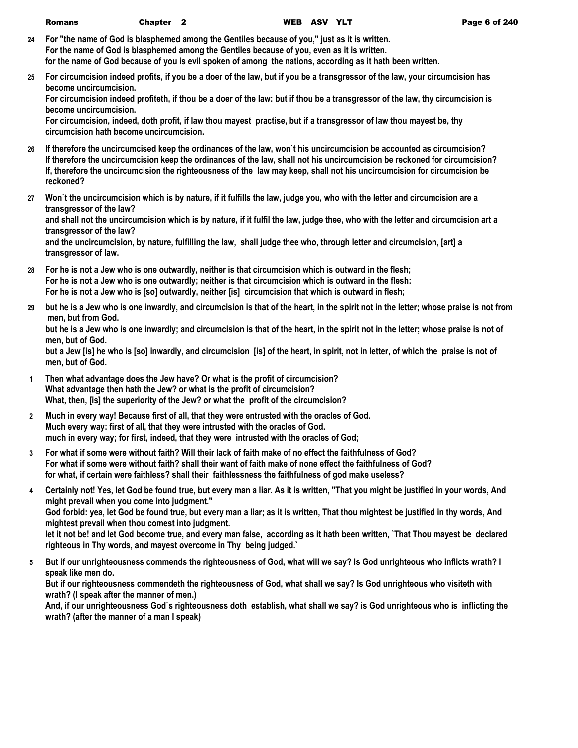**24** For "the name of God is blasphemed among the Gentiles because of you," just as it is written.
For the name of God is blasphemed among the Gentiles because of you, even as it is written.
for the name of God because of you is evil spoken of among the nations, according as it hath been written.

**25** For circumcision indeed profits, if you be a doer of the law, but if you be a transgressor of the law, your circumcision has become uncircumcision.
For circumcision indeed profiteth, if thou be a doer of the law: but if thou be a transgressor of the law, thy circumcision is become uncircumcision.
For circumcision, indeed, doth profit, if law thou mayest practise, but if a transgressor of law thou mayest be, thy circumcision hath become uncircumcision.

**26** If therefore the uncircumcised keep the ordinances of the law, won`t his uncircumcision be accounted as circumcision?
If therefore the uncircumcision keep the ordinances of the law, shall not his uncircumcision be reckoned for circumcision?
If, therefore the uncircumcision the righteousness of the law may keep, shall not his uncircumcision for circumcision be reckoned?

**27** Won`t the uncircumcision which is by nature, if it fulfills the law, judge you, who with the letter and circumcision are a transgressor of the law?
and shall not the uncircumcision which is by nature, if it fulfil the law, judge thee, who with the letter and circumcision art a transgressor of the law?
and the uncircumcision, by nature, fulfilling the law, shall judge thee who, through letter and circumcision, [art] a transgressor of law.

**28** For he is not a Jew who is one outwardly, neither is that circumcision which is outward in the flesh;
For he is not a Jew who is one outwardly; neither is that circumcision which is outward in the flesh:
For he is not a Jew who is [so] outwardly, neither [is] circumcision that which is outward in flesh;

**29** but he is a Jew who is one inwardly, and circumcision is that of the heart, in the spirit not in the letter; whose praise is not from men, but from God.
but he is a Jew who is one inwardly; and circumcision is that of the heart, in the spirit not in the letter; whose praise is not of men, but of God.
but a Jew [is] he who is [so] inwardly, and circumcision [is] of the heart, in spirit, not in letter, of which the praise is not of men, but of God.

**1** Then what advantage does the Jew have? Or what is the profit of circumcision?
What advantage then hath the Jew? or what is the profit of circumcision?
What, then, [is] the superiority of the Jew? or what the profit of the circumcision?

**2** Much in every way! Because first of all, that they were entrusted with the oracles of God.
Much every way: first of all, that they were intrusted with the oracles of God.
much in every way; for first, indeed, that they were intrusted with the oracles of God;

**3** For what if some were without faith? Will their lack of faith make of no effect the faithfulness of God?
For what if some were without faith? shall their want of faith make of none effect the faithfulness of God?
for what, if certain were faithless? shall their faithlessness the faithfulness of god make useless?

**4** Certainly not! Yes, let God be found true, but every man a liar. As it is written, "That you might be justified in your words, And might prevail when you come into judgment."
God forbid: yea, let God be found true, but every man a liar; as it is written, That thou mightest be justified in thy words, And mightest prevail when thou comest into judgment.
let it not be! and let God become true, and every man false, according as it hath been written, `That Thou mayest be declared righteous in Thy words, and mayest overcome in Thy being judged.`

**5** But if our unrighteousness commends the righteousness of God, what will we say? Is God unrighteous who inflicts wrath? I speak like men do.
But if our righteousness commendeth the righteousness of God, what shall we say? Is God unrighteous who visiteth with wrath? (I speak after the manner of men.)
And, if our unrighteousness God`s righteousness doth establish, what shall we say? is God unrighteous who is inflicting the wrath? (after the manner of a man I speak)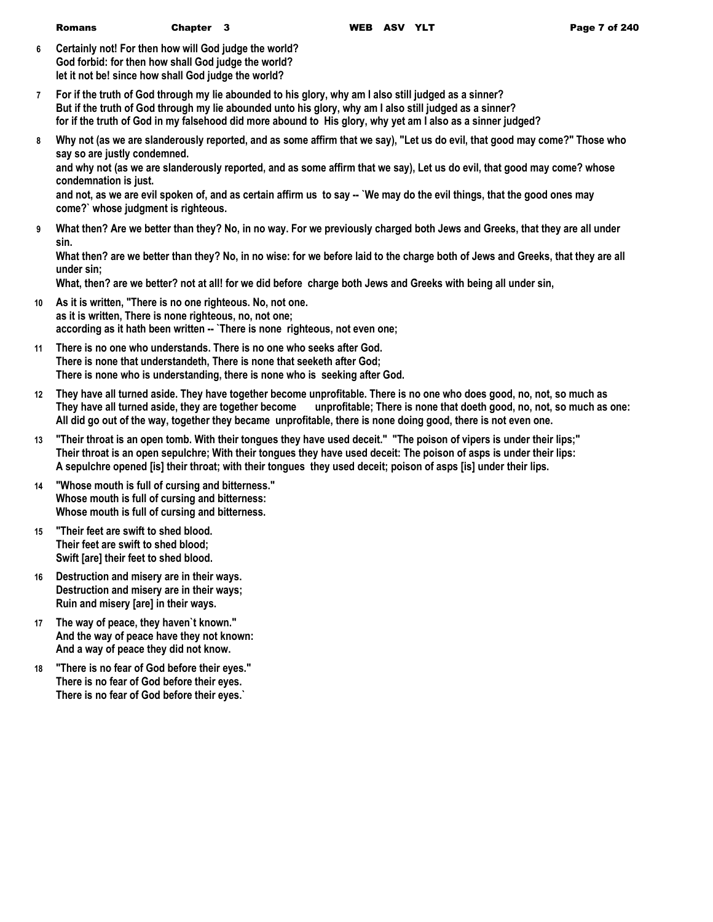**6** Certainly not! For then how will God judge the world?
God forbid: for then how shall God judge the world?
let it not be! since how shall God judge the world?

**7** For if the truth of God through my lie abounded to his glory, why am I also still judged as a sinner?
But if the truth of God through my lie abounded unto his glory, why am I also still judged as a sinner?
for if the truth of God in my falsehood did more abound to His glory, why yet am I also as a sinner judged?

**8** Why not (as we are slanderously reported, and as some affirm that we say), "Let us do evil, that good may come?" Those who say so are justly condemned.
and why not (as we are slanderously reported, and as some affirm that we say), Let us do evil, that good may come? whose condemnation is just.
and not, as we are evil spoken of, and as certain affirm us to say -- `We may do the evil things, that the good ones may come?` whose judgment is righteous.

**9** What then? Are we better than they? No, in no way. For we previously charged both Jews and Greeks, that they are all under sin.
What then? are we better than they? No, in no wise: for we before laid to the charge both of Jews and Greeks, that they are all under sin;
What, then? are we better? not at all! for we did before charge both Jews and Greeks with being all under sin,

**10** As it is written, "There is no one righteous. No, not one.
as it is written, There is none righteous, no, not one;
according as it hath been written -- `There is none righteous, not even one;

**11** There is no one who understands. There is no one who seeks after God.
There is none that understandeth, There is none that seeketh after God;
There is none who is understanding, there is none who is seeking after God.

**12** They have all turned aside. They have together become unprofitable. There is no one who does good, no, not, so much as
They have all turned aside, they are together become unprofitable; There is none that doeth good, no, not, so much as one:
All did go out of the way, together they became unprofitable, there is none doing good, there is not even one.

**13** "Their throat is an open tomb. With their tongues they have used deceit." "The poison of vipers is under their lips;"
Their throat is an open sepulchre; With their tongues they have used deceit: The poison of asps is under their lips:
A sepulchre opened [is] their throat; with their tongues they used deceit; poison of asps [is] under their lips.

**14** "Whose mouth is full of cursing and bitterness."
Whose mouth is full of cursing and bitterness:
Whose mouth is full of cursing and bitterness.

**15** "Their feet are swift to shed blood.
Their feet are swift to shed blood;
Swift [are] their feet to shed blood.

**16** Destruction and misery are in their ways.
Destruction and misery are in their ways;
Ruin and misery [are] in their ways.

**17** The way of peace, they haven`t known."
And the way of peace have they not known:
And a way of peace they did not know.

**18** "There is no fear of God before their eyes."
There is no fear of God before their eyes.
There is no fear of God before their eyes.`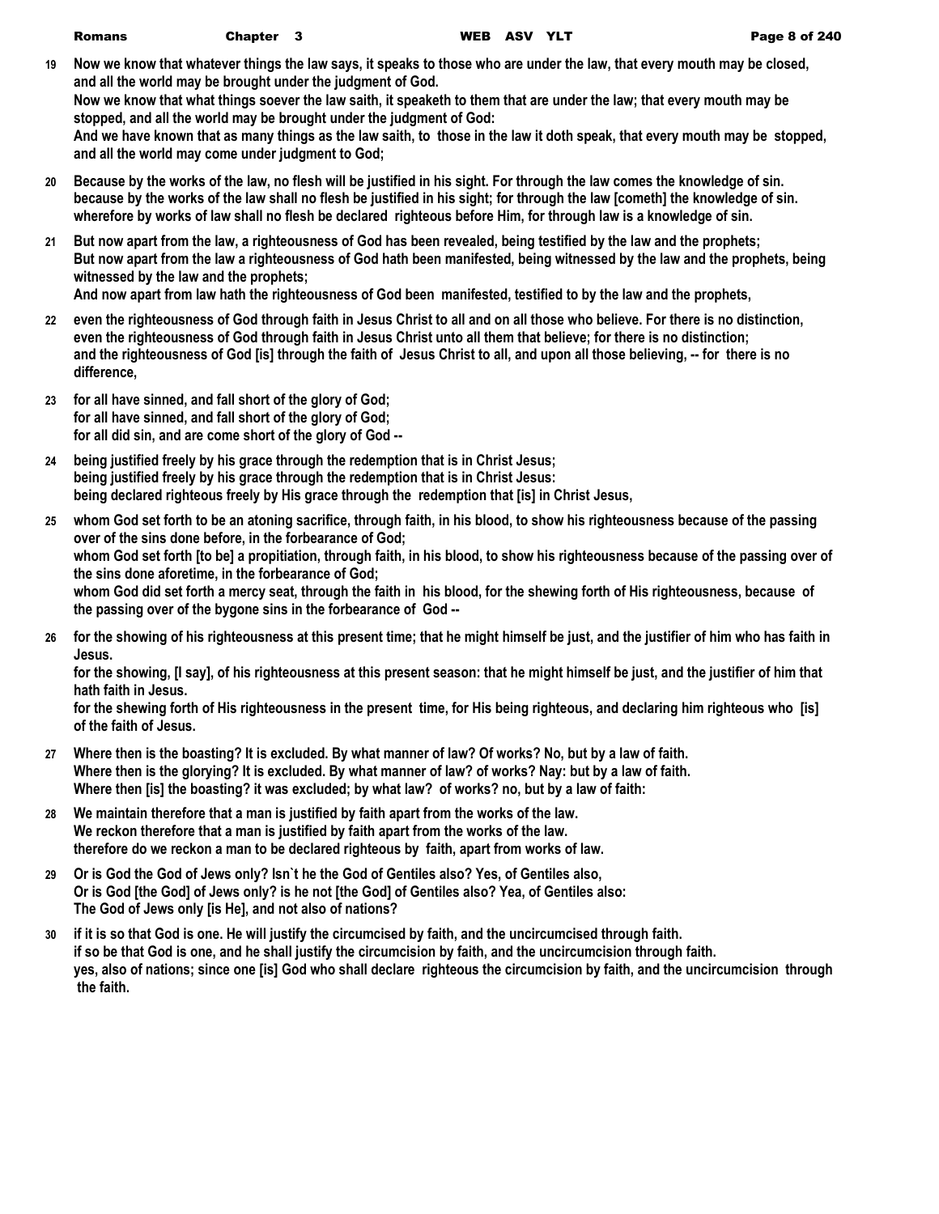**19** **Now we know that whatever things the law says, it speaks to those who are under the law, that every mouth may be closed, and all the world may be brought under the judgment of God.**
**Now we know that what things soever the law saith, it speaketh to them that are under the law; that every mouth may be stopped, and all the world may be brought under the judgment of God:**
**And we have known that as many things as the law saith, to those in the law it doth speak, that every mouth may be stopped, and all the world may come under judgment to God;**

**20** **Because by the works of the law, no flesh will be justified in his sight. For through the law comes the knowledge of sin.**
**because by the works of the law shall no flesh be justified in his sight; for through the law [cometh] the knowledge of sin.**
**wherefore by works of law shall no flesh be declared righteous before Him, for through law is a knowledge of sin.**

**21** **But now apart from the law, a righteousness of God has been revealed, being testified by the law and the prophets;**
**But now apart from the law a righteousness of God hath been manifested, being witnessed by the law and the prophets, being witnessed by the law and the prophets;**
**And now apart from law hath the righteousness of God been manifested, testified to by the law and the prophets,**

**22** **even the righteousness of God through faith in Jesus Christ to all and on all those who believe. For there is no distinction,**
**even the righteousness of God through faith in Jesus Christ unto all them that believe; for there is no distinction;**
**and the righteousness of God [is] through the faith of Jesus Christ to all, and upon all those believing, -- for there is no difference,**

**23** **for all have sinned, and fall short of the glory of God;**
**for all have sinned, and fall short of the glory of God;**
**for all did sin, and are come short of the glory of God --**

**24** **being justified freely by his grace through the redemption that is in Christ Jesus;**
**being justified freely by his grace through the redemption that is in Christ Jesus:**
**being declared righteous freely by His grace through the redemption that [is] in Christ Jesus,**

**25** **whom God set forth to be an atoning sacrifice, through faith, in his blood, to show his righteousness because of the passing over of the sins done before, in the forbearance of God;**
**whom God set forth [to be] a propitiation, through faith, in his blood, to show his righteousness because of the passing over of the sins done aforetime, in the forbearance of God;**
**whom God did set forth a mercy seat, through the faith in his blood, for the shewing forth of His righteousness, because of the passing over of the bygone sins in the forbearance of God --**

**26** **for the showing of his righteousness at this present time; that he might himself be just, and the justifier of him who has faith in Jesus.**
**for the showing, [I say], of his righteousness at this present season: that he might himself be just, and the justifier of him that hath faith in Jesus.**
**for the shewing forth of His righteousness in the present time, for His being righteous, and declaring him righteous who [is] of the faith of Jesus.**

**27** **Where then is the boasting? It is excluded. By what manner of law? Of works? No, but by a law of faith.**
**Where then is the glorying? It is excluded. By what manner of law? of works? Nay: but by a law of faith.**
**Where then [is] the boasting? it was excluded; by what law? of works? no, but by a law of faith:**

**28** **We maintain therefore that a man is justified by faith apart from the works of the law.**
**We reckon therefore that a man is justified by faith apart from the works of the law.**
**therefore do we reckon a man to be declared righteous by faith, apart from works of law.**

**29** **Or is God the God of Jews only? Isn`t he the God of Gentiles also? Yes, of Gentiles also,**
**Or is God [the God] of Jews only? is he not [the God] of Gentiles also? Yea, of Gentiles also:**
**The God of Jews only [is He], and not also of nations?**

**30** **if it is so that God is one. He will justify the circumcised by faith, and the uncircumcised through faith.**
**if so be that God is one, and he shall justify the circumcision by faith, and the uncircumcision through faith.**
**yes, also of nations; since one [is] God who shall declare righteous the circumcision by faith, and the uncircumcision through the faith.**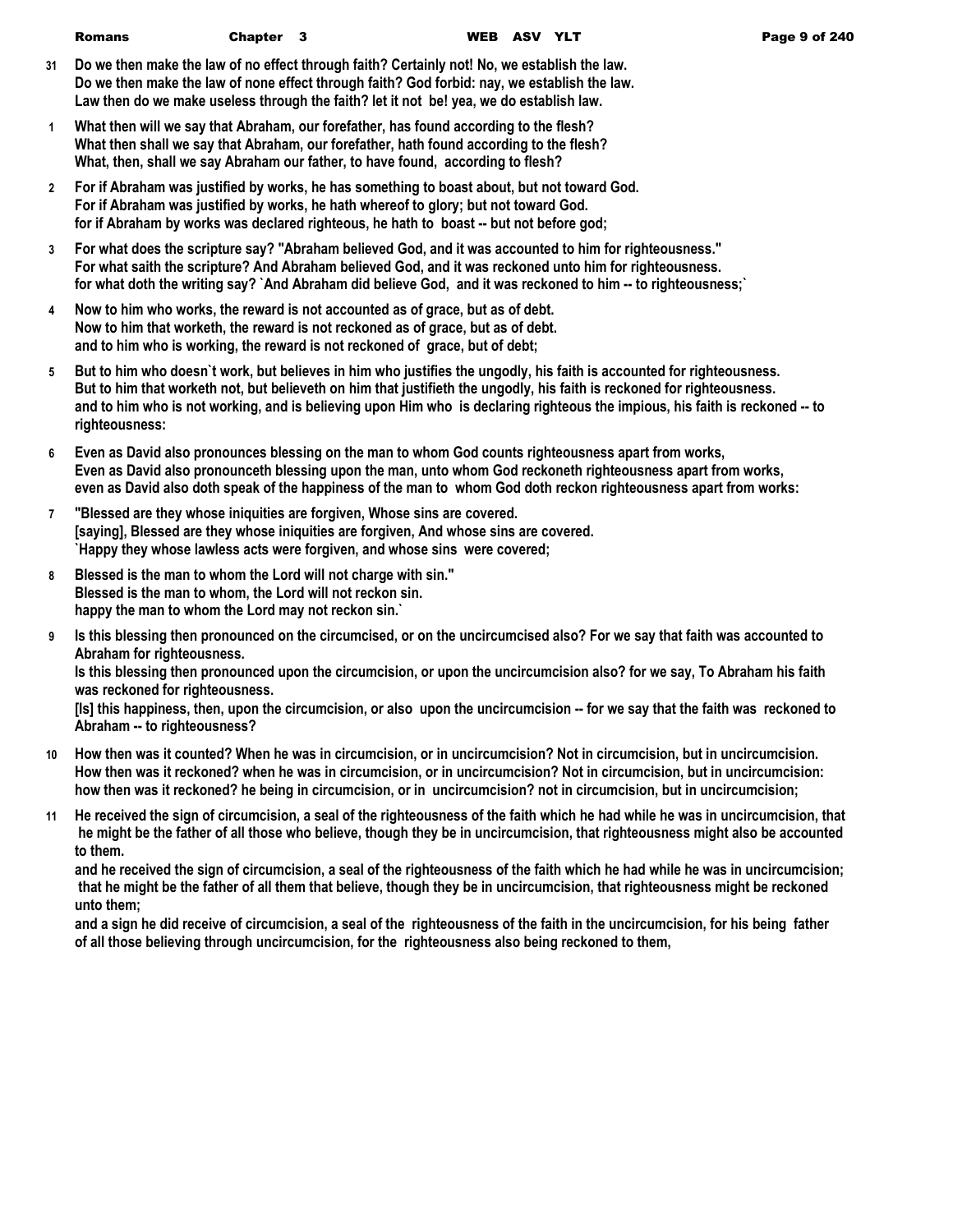**31** **Do we then make the law of no effect through faith? Certainly not! No, we establish the law.**
**Do we then make the law of none effect through faith? God forbid: nay, we establish the law.**
**Law then do we make useless through the faith? let it not be! yea, we do establish law.**

**1** **What then will we say that Abraham, our forefather, has found according to the flesh?**
**What then shall we say that Abraham, our forefather, hath found according to the flesh?**
**What, then, shall we say Abraham our father, to have found, according to flesh?**

**2** **For if Abraham was justified by works, he has something to boast about, but not toward God.**
**For if Abraham was justified by works, he hath whereof to glory; but not toward God.**
**for if Abraham by works was declared righteous, he hath to boast -- but not before god;**

**3** **For what does the scripture say? "Abraham believed God, and it was accounted to him for righteousness."**
**For what saith the scripture? And Abraham believed God, and it was reckoned unto him for righteousness.**
**for what doth the writing say? `And Abraham did believe God, and it was reckoned to him -- to righteousness;`**

**4** **Now to him who works, the reward is not accounted as of grace, but as of debt.**
**Now to him that worketh, the reward is not reckoned as of grace, but as of debt.**
**and to him who is working, the reward is not reckoned of grace, but of debt;**

**5** **But to him who doesn`t work, but believes in him who justifies the ungodly, his faith is accounted for righteousness.**
**But to him that worketh not, but believeth on him that justifieth the ungodly, his faith is reckoned for righteousness.**
**and to him who is not working, and is believing upon Him who is declaring righteous the impious, his faith is reckoned -- to righteousness:**

**6** **Even as David also pronounces blessing on the man to whom God counts righteousness apart from works,**
**Even as David also pronounceth blessing upon the man, unto whom God reckoneth righteousness apart from works,**
**even as David also doth speak of the happiness of the man to whom God doth reckon righteousness apart from works:**

**7** **"Blessed are they whose iniquities are forgiven, Whose sins are covered.**
**[saying], Blessed are they whose iniquities are forgiven, And whose sins are covered.**
**`Happy they whose lawless acts were forgiven, and whose sins were covered;**

**8** **Blessed is the man to whom the Lord will not charge with sin."**
**Blessed is the man to whom, the Lord will not reckon sin.**
**happy the man to whom the Lord may not reckon sin.`**

**9** **Is this blessing then pronounced on the circumcised, or on the uncircumcised also? For we say that faith was accounted to Abraham for righteousness.**
**Is this blessing then pronounced upon the circumcision, or upon the uncircumcision also? for we say, To Abraham his faith was reckoned for righteousness.**
**[Is] this happiness, then, upon the circumcision, or also upon the uncircumcision -- for we say that the faith was reckoned to Abraham -- to righteousness?**

**10** **How then was it counted? When he was in circumcision, or in uncircumcision? Not in circumcision, but in uncircumcision.**
**How then was it reckoned? when he was in circumcision, or in uncircumcision? Not in circumcision, but in uncircumcision:**
**how then was it reckoned? he being in circumcision, or in uncircumcision? not in circumcision, but in uncircumcision;**

**11** **He received the sign of circumcision, a seal of the righteousness of the faith which he had while he was in uncircumcision, that he might be the father of all those who believe, though they be in uncircumcision, that righteousness might also be accounted to them.**
**and he received the sign of circumcision, a seal of the righteousness of the faith which he had while he was in uncircumcision; that he might be the father of all them that believe, though they be in uncircumcision, that righteousness might be reckoned unto them;**
**and a sign he did receive of circumcision, a seal of the righteousness of the faith in the uncircumcision, for his being father of all those believing through uncircumcision, for the righteousness also being reckoned to them,**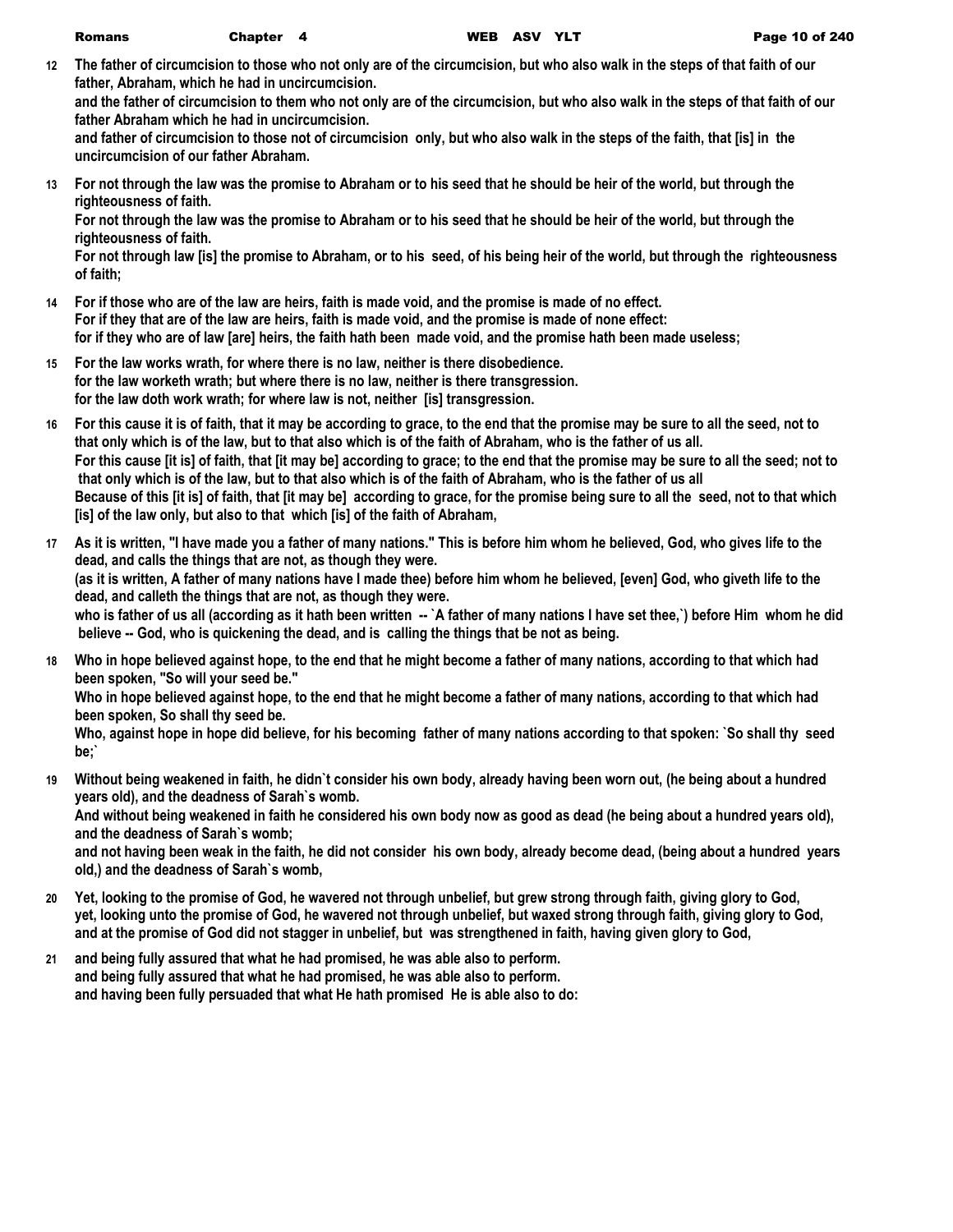**12** **The father of circumcision to those who not only are of the circumcision, but who also walk in the steps of that faith of our father, Abraham, which he had in uncircumcision.**
**and the father of circumcision to them who not only are of the circumcision, but who also walk in the steps of that faith of our father Abraham which he had in uncircumcision.**
**and father of circumcision to those not of circumcision only, but who also walk in the steps of the faith, that [is] in the uncircumcision of our father Abraham.**

**13** **For not through the law was the promise to Abraham or to his seed that he should be heir of the world, but through the righteousness of faith.**
**For not through the law was the promise to Abraham or to his seed that he should be heir of the world, but through the righteousness of faith.**
**For not through law [is] the promise to Abraham, or to his seed, of his being heir of the world, but through the righteousness of faith;**

**14** **For if those who are of the law are heirs, faith is made void, and the promise is made of no effect.**
**For if they that are of the law are heirs, faith is made void, and the promise is made of none effect:**
**for if they who are of law [are] heirs, the faith hath been made void, and the promise hath been made useless;**

**15** **For the law works wrath, for where there is no law, neither is there disobedience.**
**for the law worketh wrath; but where there is no law, neither is there transgression.**
**for the law doth work wrath; for where law is not, neither [is] transgression.**

**16** **For this cause it is of faith, that it may be according to grace, to the end that the promise may be sure to all the seed, not to that only which is of the law, but to that also which is of the faith of Abraham, who is the father of us all.**
**For this cause [it is] of faith, that [it may be] according to grace; to the end that the promise may be sure to all the seed; not to that only which is of the law, but to that also which is of the faith of Abraham, who is the father of us all**
**Because of this [it is] of faith, that [it may be] according to grace, for the promise being sure to all the seed, not to that which [is] of the law only, but also to that which [is] of the faith of Abraham,**

**17** **As it is written, "I have made you a father of many nations." This is before him whom he believed, God, who gives life to the dead, and calls the things that are not, as though they were.**
**(as it is written, A father of many nations have I made thee) before him whom he believed, [even] God, who giveth life to the dead, and calleth the things that are not, as though they were.**
**who is father of us all (according as it hath been written -- `A father of many nations I have set thee,`) before Him whom he did believe -- God, who is quickening the dead, and is calling the things that be not as being.**

**18** **Who in hope believed against hope, to the end that he might become a father of many nations, according to that which had been spoken, "So will your seed be."**
**Who in hope believed against hope, to the end that he might become a father of many nations, according to that which had been spoken, So shall thy seed be.**
**Who, against hope in hope did believe, for his becoming father of many nations according to that spoken: `So shall thy seed be;`**

**19** **Without being weakened in faith, he didn`t consider his own body, already having been worn out, (he being about a hundred years old), and the deadness of Sarah`s womb.**
**And without being weakened in faith he considered his own body now as good as dead (he being about a hundred years old), and the deadness of Sarah`s womb;**
**and not having been weak in the faith, he did not consider his own body, already become dead, (being about a hundred years old,) and the deadness of Sarah`s womb,**

**20** **Yet, looking to the promise of God, he wavered not through unbelief, but grew strong through faith, giving glory to God,**
**yet, looking unto the promise of God, he wavered not through unbelief, but waxed strong through faith, giving glory to God,**
**and at the promise of God did not stagger in unbelief, but was strengthened in faith, having given glory to God,**

**21** **and being fully assured that what he had promised, he was able also to perform.**
**and being fully assured that what he had promised, he was able also to perform.**
**and having been fully persuaded that what He hath promised He is able also to do:**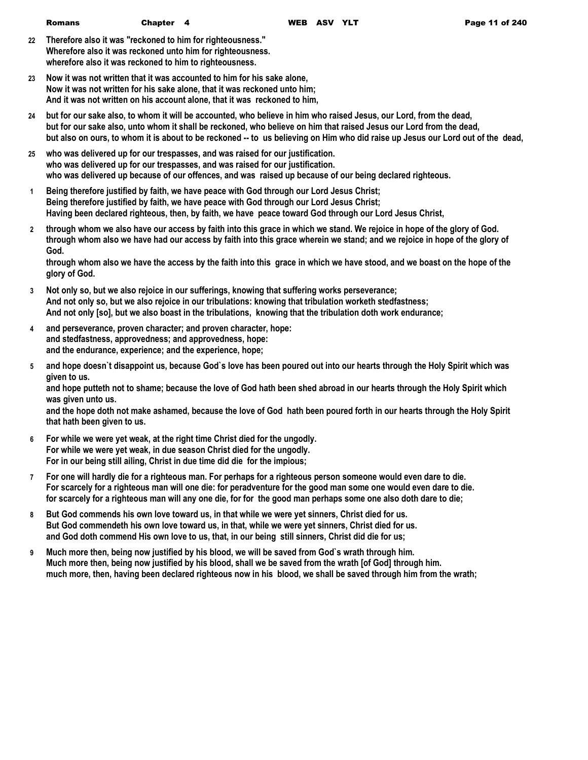**22** **Therefore also it was "reckoned to him for righteousness."**
**Wherefore also it was reckoned unto him for righteousness.**
**wherefore also it was reckoned to him to righteousness.**

**23** **Now it was not written that it was accounted to him for his sake alone,**
**Now it was not written for his sake alone, that it was reckoned unto him;**
**And it was not written on his account alone, that it was reckoned to him,**

**24** **but for our sake also, to whom it will be accounted, who believe in him who raised Jesus, our Lord, from the dead,**
**but for our sake also, unto whom it shall be reckoned, who believe on him that raised Jesus our Lord from the dead,**
**but also on ours, to whom it is about to be reckoned -- to us believing on Him who did raise up Jesus our Lord out of the dead,**

**25** **who was delivered up for our trespasses, and was raised for our justification.**
**who was delivered up for our trespasses, and was raised for our justification.**
**who was delivered up because of our offences, and was raised up because of our being declared righteous.**

**1** **Being therefore justified by faith, we have peace with God through our Lord Jesus Christ;**
**Being therefore justified by faith, we have peace with God through our Lord Jesus Christ;**
**Having been declared righteous, then, by faith, we have peace toward God through our Lord Jesus Christ,**

**2** **through whom we also have our access by faith into this grace in which we stand. We rejoice in hope of the glory of God.**
**through whom also we have had our access by faith into this grace wherein we stand; and we rejoice in hope of the glory of God.**
**through whom also we have the access by the faith into this grace in which we have stood, and we boast on the hope of the glory of God.**

**3** **Not only so, but we also rejoice in our sufferings, knowing that suffering works perseverance;**
**And not only so, but we also rejoice in our tribulations: knowing that tribulation worketh stedfastness;**
**And not only [so], but we also boast in the tribulations, knowing that the tribulation doth work endurance;**

**4** **and perseverance, proven character; and proven character, hope:**
**and stedfastness, approvedness; and approvedness, hope:**
**and the endurance, experience; and the experience, hope;**

**5** **and hope doesn`t disappoint us, because God`s love has been poured out into our hearts through the Holy Spirit which was given to us.**
**and hope putteth not to shame; because the love of God hath been shed abroad in our hearts through the Holy Spirit which was given unto us.**
**and the hope doth not make ashamed, because the love of God hath been poured forth in our hearts through the Holy Spirit that hath been given to us.**

**6** **For while we were yet weak, at the right time Christ died for the ungodly.**
**For while we were yet weak, in due season Christ died for the ungodly.**
**For in our being still ailing, Christ in due time did die for the impious;**

**7** **For one will hardly die for a righteous man. For perhaps for a righteous person someone would even dare to die.**
**For scarcely for a righteous man will one die: for peradventure for the good man some one would even dare to die.**
**for scarcely for a righteous man will any one die, for for the good man perhaps some one also doth dare to die;**

**8** **But God commends his own love toward us, in that while we were yet sinners, Christ died for us.**
**But God commendeth his own love toward us, in that, while we were yet sinners, Christ died for us.**
**and God doth commend His own love to us, that, in our being still sinners, Christ did die for us;**

**9** **Much more then, being now justified by his blood, we will be saved from God`s wrath through him.**
**Much more then, being now justified by his blood, shall we be saved from the wrath [of God] through him.**
**much more, then, having been declared righteous now in his blood, we shall be saved through him from the wrath;**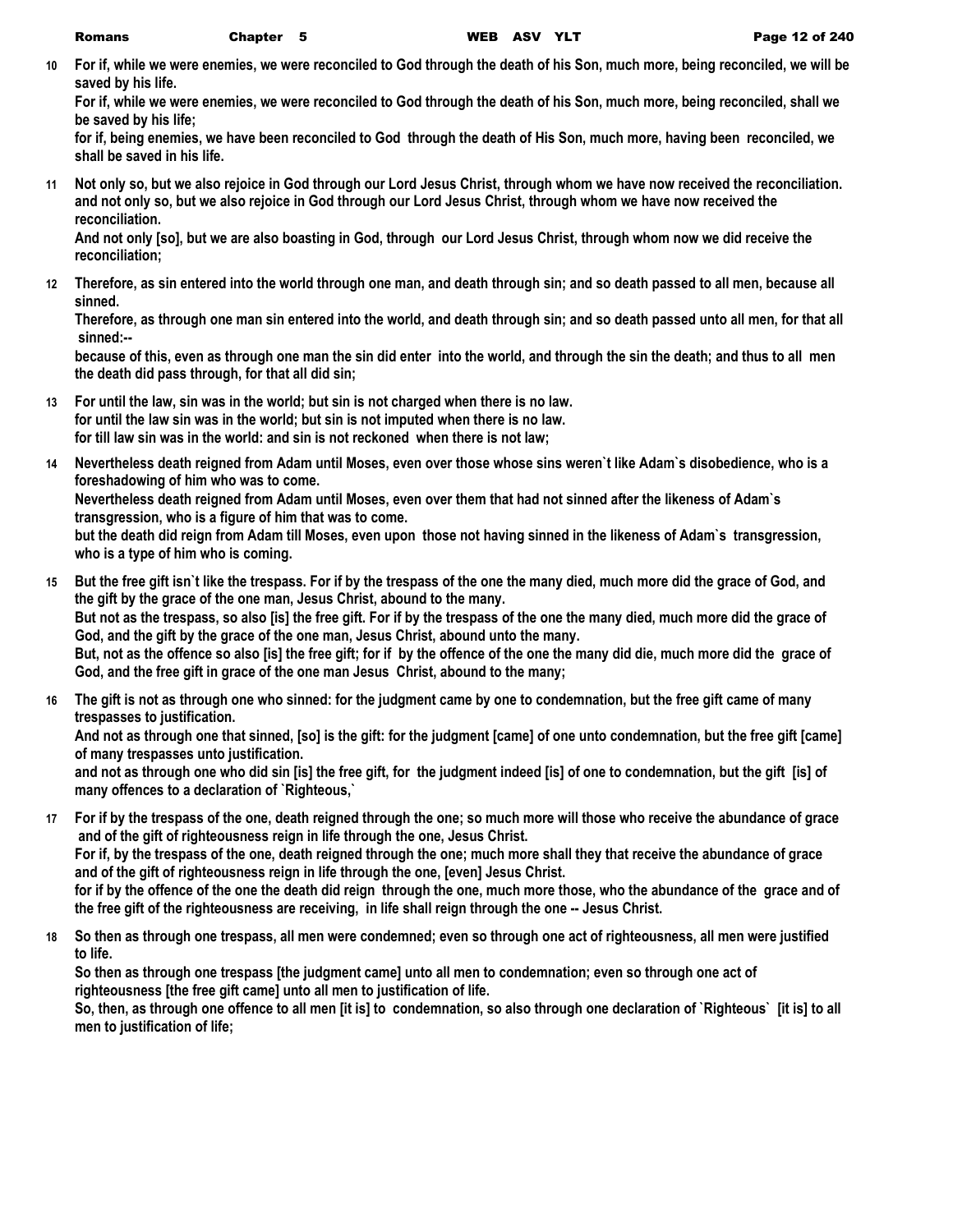**10** **For if, while we were enemies, we were reconciled to God through the death of his Son, much more, being reconciled, we will be saved by his life.**
**For if, while we were enemies, we were reconciled to God through the death of his Son, much more, being reconciled, shall we be saved by his life;**
**for if, being enemies, we have been reconciled to God through the death of His Son, much more, having been reconciled, we shall be saved in his life.**

**11** **Not only so, but we also rejoice in God through our Lord Jesus Christ, through whom we have now received the reconciliation.**
**and not only so, but we also rejoice in God through our Lord Jesus Christ, through whom we have now received the reconciliation.**
**And not only [so], but we are also boasting in God, through our Lord Jesus Christ, through whom now we did receive the reconciliation;**

**12** **Therefore, as sin entered into the world through one man, and death through sin; and so death passed to all men, because all sinned.**
**Therefore, as through one man sin entered into the world, and death through sin; and so death passed unto all men, for that all sinned:--**
**because of this, even as through one man the sin did enter into the world, and through the sin the death; and thus to all men the death did pass through, for that all did sin;**

**13** **For until the law, sin was in the world; but sin is not charged when there is no law.**
**for until the law sin was in the world; but sin is not imputed when there is no law.**
**for till law sin was in the world: and sin is not reckoned when there is not law;**

**14** **Nevertheless death reigned from Adam until Moses, even over those whose sins weren`t like Adam`s disobedience, who is a foreshadowing of him who was to come.**
**Nevertheless death reigned from Adam until Moses, even over them that had not sinned after the likeness of Adam`s transgression, who is a figure of him that was to come.**
**but the death did reign from Adam till Moses, even upon those not having sinned in the likeness of Adam`s transgression, who is a type of him who is coming.**

**15** **But the free gift isn`t like the trespass. For if by the trespass of the one the many died, much more did the grace of God, and the gift by the grace of the one man, Jesus Christ, abound to the many.**
**But not as the trespass, so also [is] the free gift. For if by the trespass of the one the many died, much more did the grace of God, and the gift by the grace of the one man, Jesus Christ, abound unto the many.**
**But, not as the offence so also [is] the free gift; for if by the offence of the one the many did die, much more did the grace of God, and the free gift in grace of the one man Jesus Christ, abound to the many;**

**16** **The gift is not as through one who sinned: for the judgment came by one to condemnation, but the free gift came of many trespasses to justification.**
**And not as through one that sinned, [so] is the gift: for the judgment [came] of one unto condemnation, but the free gift [came] of many trespasses unto justification.**
**and not as through one who did sin [is] the free gift, for the judgment indeed [is] of one to condemnation, but the gift [is] of many offences to a declaration of `Righteous,`**

**17** **For if by the trespass of the one, death reigned through the one; so much more will those who receive the abundance of grace and of the gift of righteousness reign in life through the one, Jesus Christ.**
**For if, by the trespass of the one, death reigned through the one; much more shall they that receive the abundance of grace and of the gift of righteousness reign in life through the one, [even] Jesus Christ.**
**for if by the offence of the one the death did reign through the one, much more those, who the abundance of the grace and of the free gift of the righteousness are receiving, in life shall reign through the one -- Jesus Christ.**

**18** **So then as through one trespass, all men were condemned; even so through one act of righteousness, all men were justified to life.**
**So then as through one trespass [the judgment came] unto all men to condemnation; even so through one act of righteousness [the free gift came] unto all men to justification of life.**
**So, then, as through one offence to all men [it is] to condemnation, so also through one declaration of `Righteous` [it is] to all men to justification of life;**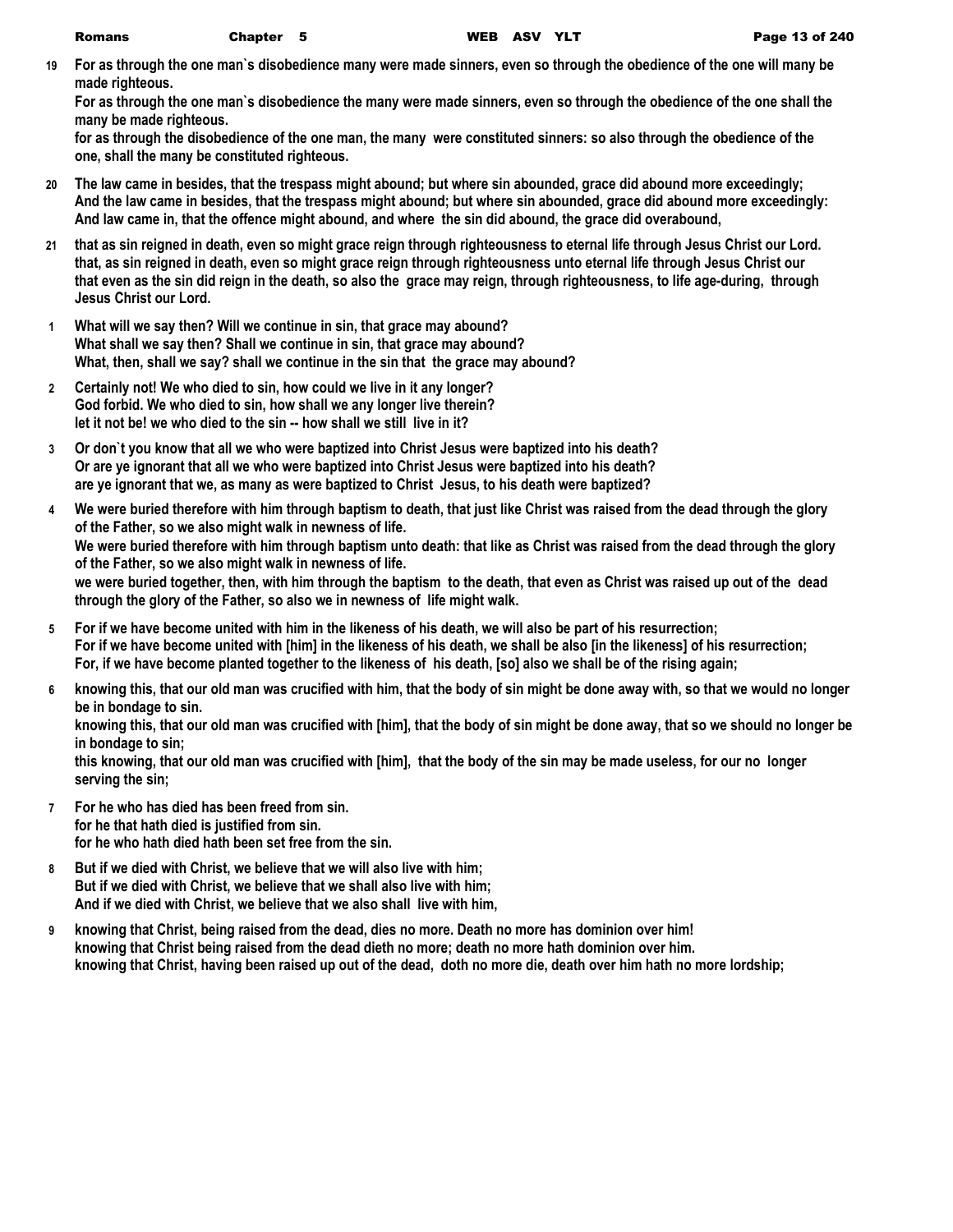**19** For as through the one man`s disobedience many were made sinners, even so through the obedience of the one will many be made righteous.
For as through the one man`s disobedience the many were made sinners, even so through the obedience of the one shall the many be made righteous.
for as through the disobedience of the one man, the many were constituted sinners: so also through the obedience of the one, shall the many be constituted righteous.

**20** The law came in besides, that the trespass might abound; but where sin abounded, grace did abound more exceedingly;
And the law came in besides, that the trespass might abound; but where sin abounded, grace did abound more exceedingly:
And law came in, that the offence might abound, and where the sin did abound, the grace did overabound,

**21** that as sin reigned in death, even so might grace reign through righteousness to eternal life through Jesus Christ our Lord.
that, as sin reigned in death, even so might grace reign through righteousness unto eternal life through Jesus Christ our
that even as the sin did reign in the death, so also the grace may reign, through righteousness, to life age-during, through Jesus Christ our Lord.

**1** What will we say then? Will we continue in sin, that grace may abound?
What shall we say then? Shall we continue in sin, that grace may abound?
What, then, shall we say? shall we continue in the sin that the grace may abound?

**2** Certainly not! We who died to sin, how could we live in it any longer?
God forbid. We who died to sin, how shall we any longer live therein?
let it not be! we who died to the sin -- how shall we still live in it?

**3** Or don`t you know that all we who were baptized into Christ Jesus were baptized into his death?
Or are ye ignorant that all we who were baptized into Christ Jesus were baptized into his death?
are ye ignorant that we, as many as were baptized to Christ Jesus, to his death were baptized?

**4** We were buried therefore with him through baptism to death, that just like Christ was raised from the dead through the glory of the Father, so we also might walk in newness of life.
We were buried therefore with him through baptism unto death: that like as Christ was raised from the dead through the glory of the Father, so we also might walk in newness of life.
we were buried together, then, with him through the baptism to the death, that even as Christ was raised up out of the dead through the glory of the Father, so also we in newness of life might walk.

**5** For if we have become united with him in the likeness of his death, we will also be part of his resurrection;
For if we have become united with [him] in the likeness of his death, we shall be also [in the likeness] of his resurrection;
For, if we have become planted together to the likeness of his death, [so] also we shall be of the rising again;

**6** knowing this, that our old man was crucified with him, that the body of sin might be done away with, so that we would no longer be in bondage to sin.
knowing this, that our old man was crucified with [him], that the body of sin might be done away, that so we should no longer be in bondage to sin;
this knowing, that our old man was crucified with [him], that the body of the sin may be made useless, for our no longer serving the sin;

**7** For he who has died has been freed from sin.
for he that hath died is justified from sin.
for he who hath died hath been set free from the sin.

**8** But if we died with Christ, we believe that we will also live with him;
But if we died with Christ, we believe that we shall also live with him;
And if we died with Christ, we believe that we also shall live with him,

**9** knowing that Christ, being raised from the dead, dies no more. Death no more has dominion over him!
knowing that Christ being raised from the dead dieth no more; death no more hath dominion over him.
knowing that Christ, having been raised up out of the dead, doth no more die, death over him hath no more lordship;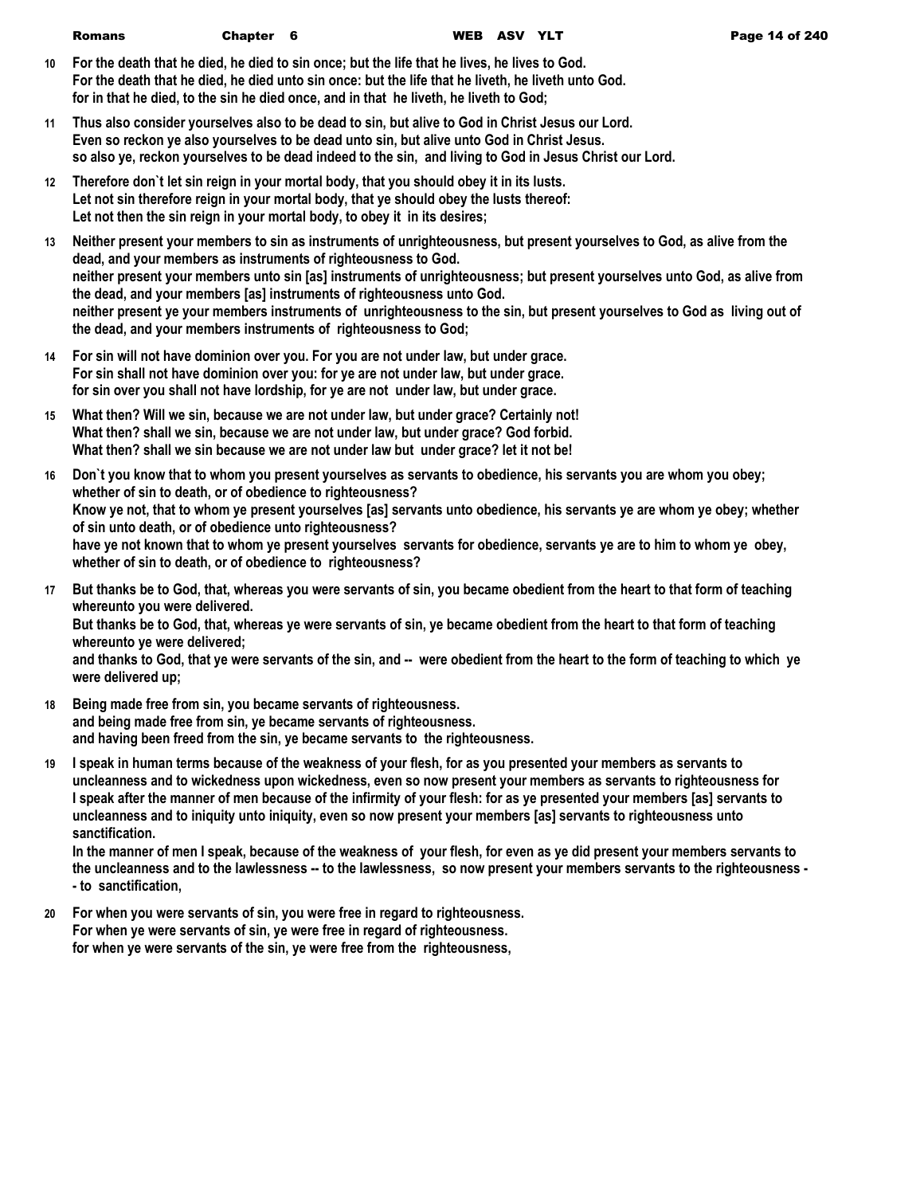**10** For the death that he died, he died to sin once; but the life that he lives, he lives to God.
For the death that he died, he died unto sin once: but the life that he liveth, he liveth unto God.
for in that he died, to the sin he died once, and in that he liveth, he liveth to God;

**11** Thus also consider yourselves also to be dead to sin, but alive to God in Christ Jesus our Lord.
Even so reckon ye also yourselves to be dead unto sin, but alive unto God in Christ Jesus.
so also ye, reckon yourselves to be dead indeed to the sin, and living to God in Jesus Christ our Lord.

**12** Therefore don`t let sin reign in your mortal body, that you should obey it in its lusts.
Let not sin therefore reign in your mortal body, that ye should obey the lusts thereof:
Let not then the sin reign in your mortal body, to obey it in its desires;

**13** Neither present your members to sin as instruments of unrighteousness, but present yourselves to God, as alive from the dead, and your members as instruments of righteousness to God.
neither present your members unto sin [as] instruments of unrighteousness; but present yourselves unto God, as alive from the dead, and your members [as] instruments of righteousness unto God.
neither present ye your members instruments of unrighteousness to the sin, but present yourselves to God as living out of the dead, and your members instruments of righteousness to God;

**14** For sin will not have dominion over you. For you are not under law, but under grace.
For sin shall not have dominion over you: for ye are not under law, but under grace.
for sin over you shall not have lordship, for ye are not under law, but under grace.

**15** What then? Will we sin, because we are not under law, but under grace? Certainly not!
What then? shall we sin, because we are not under law, but under grace? God forbid.
What then? shall we sin because we are not under law but under grace? let it not be!

**16** Don`t you know that to whom you present yourselves as servants to obedience, his servants you are whom you obey; whether of sin to death, or of obedience to righteousness?
Know ye not, that to whom ye present yourselves [as] servants unto obedience, his servants ye are whom ye obey; whether of sin unto death, or of obedience unto righteousness?
have ye not known that to whom ye present yourselves servants for obedience, servants ye are to him to whom ye obey, whether of sin to death, or of obedience to righteousness?

**17** But thanks be to God, that, whereas you were servants of sin, you became obedient from the heart to that form of teaching whereunto you were delivered.
But thanks be to God, that, whereas ye were servants of sin, ye became obedient from the heart to that form of teaching whereunto ye were delivered;
and thanks to God, that ye were servants of the sin, and -- were obedient from the heart to the form of teaching to which ye were delivered up;

**18** Being made free from sin, you became servants of righteousness.
and being made free from sin, ye became servants of righteousness.
and having been freed from the sin, ye became servants to the righteousness.

**19** I speak in human terms because of the weakness of your flesh, for as you presented your members as servants to uncleanness and to wickedness upon wickedness, even so now present your members as servants to righteousness for
I speak after the manner of men because of the infirmity of your flesh: for as ye presented your members [as] servants to uncleanness and to iniquity unto iniquity, even so now present your members [as] servants to righteousness unto sanctification.
In the manner of men I speak, because of the weakness of your flesh, for even as ye did present your members servants to the uncleanness and to the lawlessness -- to the lawlessness, so now present your members servants to the righteousness -- to sanctification,

**20** For when you were servants of sin, you were free in regard to righteousness.
For when ye were servants of sin, ye were free in regard of righteousness.
for when ye were servants of the sin, ye were free from the righteousness,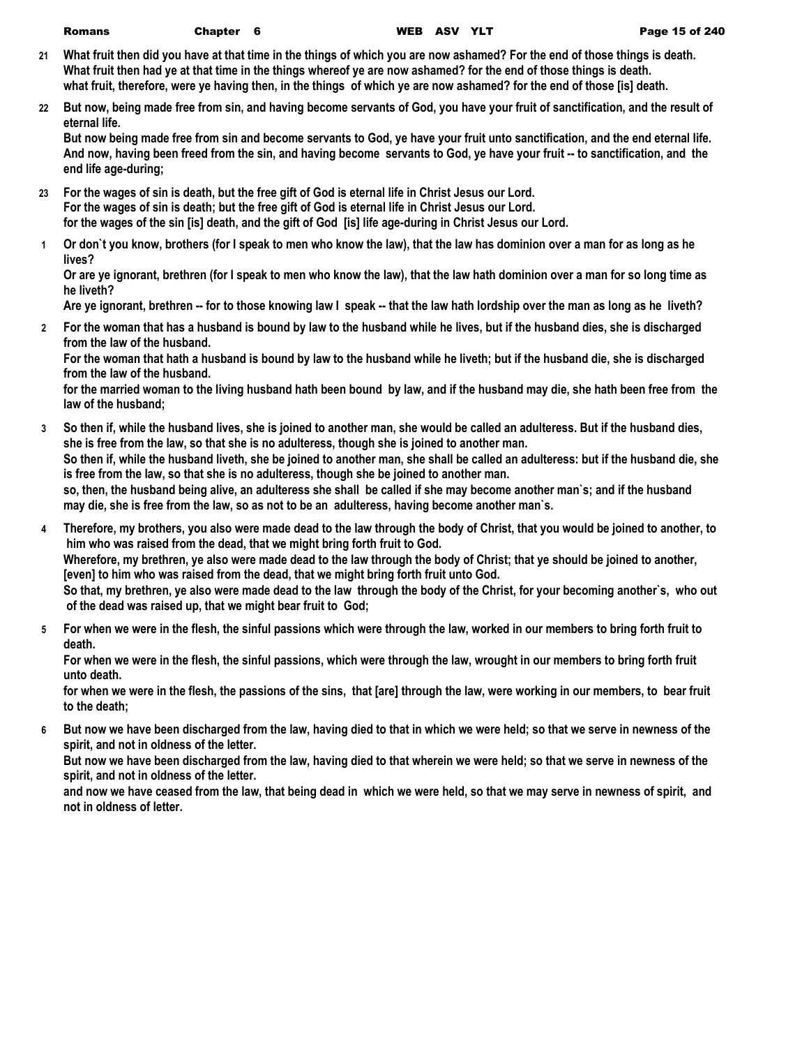**21** **What fruit then did you have at that time in the things of which you are now ashamed? For the end of those things is death.**
**What fruit then had ye at that time in the things whereof ye are now ashamed? for the end of those things is death.**
**what fruit, therefore, were ye having then, in the things of which ye are now ashamed? for the end of those [is] death.**

**22** **But now, being made free from sin, and having become servants of God, you have your fruit of sanctification, and the result of eternal life.**
**But now being made free from sin and become servants to God, ye have your fruit unto sanctification, and the end eternal life.**
**And now, having been freed from the sin, and having become servants to God, ye have your fruit -- to sanctification, and the end life age-during;**

**23** **For the wages of sin is death, but the free gift of God is eternal life in Christ Jesus our Lord.**
**For the wages of sin is death; but the free gift of God is eternal life in Christ Jesus our Lord.**
**for the wages of the sin [is] death, and the gift of God [is] life age-during in Christ Jesus our Lord.**

**1** **Or don`t you know, brothers (for I speak to men who know the law), that the law has dominion over a man for as long as he lives?**
**Or are ye ignorant, brethren (for I speak to men who know the law), that the law hath dominion over a man for so long time as he liveth?**
**Are ye ignorant, brethren -- for to those knowing law I speak -- that the law hath lordship over the man as long as he liveth?**

**2** **For the woman that has a husband is bound by law to the husband while he lives, but if the husband dies, she is discharged from the law of the husband.**
**For the woman that hath a husband is bound by law to the husband while he liveth; but if the husband die, she is discharged from the law of the husband.**
**for the married woman to the living husband hath been bound by law, and if the husband may die, she hath been free from the law of the husband;**

**3** **So then if, while the husband lives, she is joined to another man, she would be called an adulteress. But if the husband dies, she is free from the law, so that she is no adulteress, though she is joined to another man.**
**So then if, while the husband liveth, she be joined to another man, she shall be called an adulteress: but if the husband die, she is free from the law, so that she is no adulteress, though she be joined to another man.**
**so, then, the husband being alive, an adulteress she shall be called if she may become another man`s; and if the husband may die, she is free from the law, so as not to be an adulteress, having become another man`s.**

**4** **Therefore, my brothers, you also were made dead to the law through the body of Christ, that you would be joined to another, to him who was raised from the dead, that we might bring forth fruit to God.**
**Wherefore, my brethren, ye also were made dead to the law through the body of Christ; that ye should be joined to another, [even] to him who was raised from the dead, that we might bring forth fruit unto God.**
**So that, my brethren, ye also were made dead to the law through the body of the Christ, for your becoming another`s, who out of the dead was raised up, that we might bear fruit to God;**

**5** **For when we were in the flesh, the sinful passions which were through the law, worked in our members to bring forth fruit to death.**
**For when we were in the flesh, the sinful passions, which were through the law, wrought in our members to bring forth fruit unto death.**
**for when we were in the flesh, the passions of the sins, that [are] through the law, were working in our members, to bear fruit to the death;**

**6** **But now we have been discharged from the law, having died to that in which we were held; so that we serve in newness of the spirit, and not in oldness of the letter.**
**But now we have been discharged from the law, having died to that wherein we were held; so that we serve in newness of the spirit, and not in oldness of the letter.**
**and now we have ceased from the law, that being dead in which we were held, so that we may serve in newness of spirit, and not in oldness of letter.**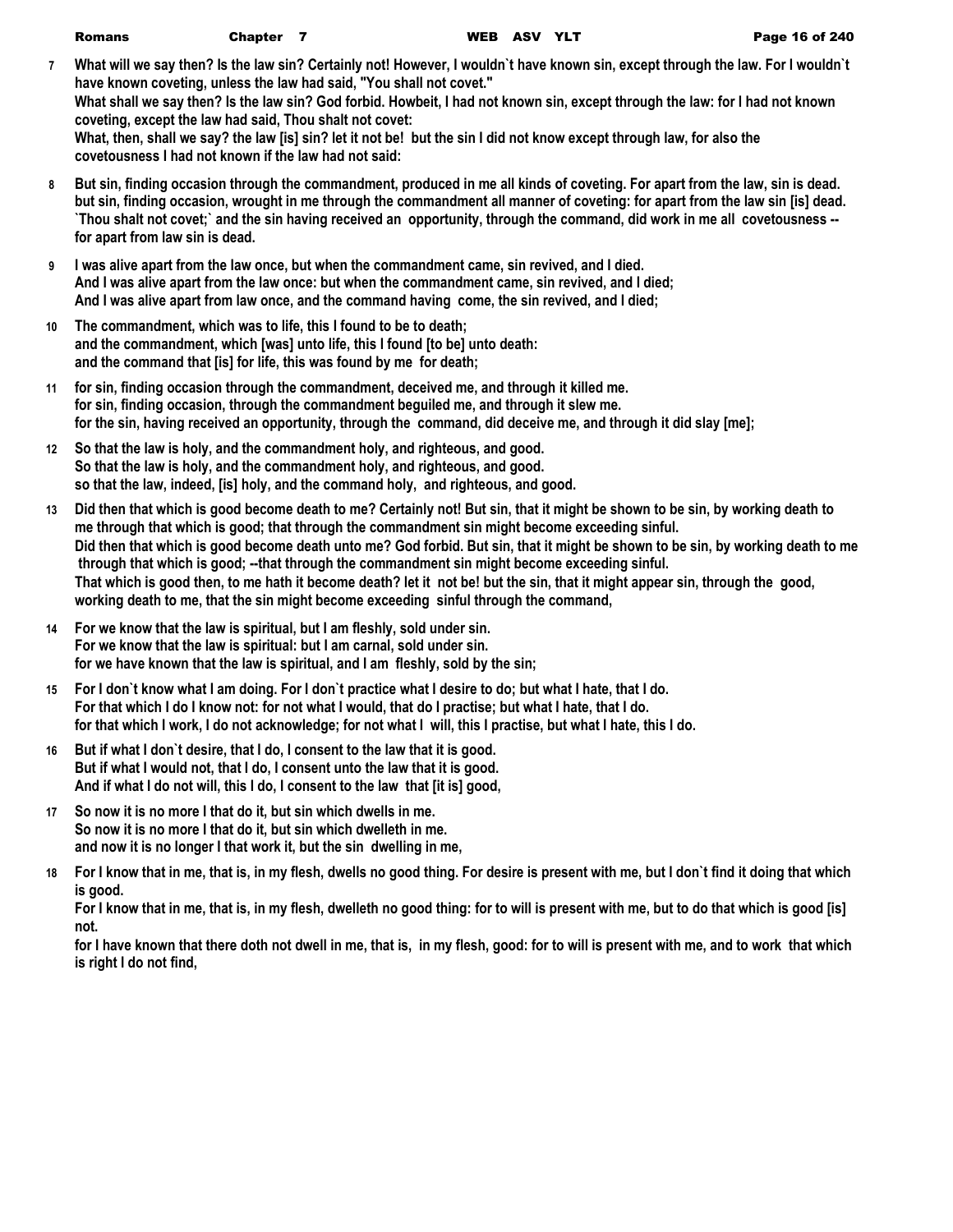**7** What will we say then? Is the law sin? Certainly not! However, I wouldn`t have known sin, except through the law. For I wouldn`t have known coveting, unless the law had said, "You shall not covet."
What shall we say then? Is the law sin? God forbid. Howbeit, I had not known sin, except through the law: for I had not known coveting, except the law had said, Thou shalt not covet:
What, then, shall we say? the law [is] sin? let it not be! but the sin I did not know except through law, for also the covetousness I had not known if the law had not said:

**8** But sin, finding occasion through the commandment, produced in me all kinds of coveting. For apart from the law, sin is dead.
but sin, finding occasion, wrought in me through the commandment all manner of coveting: for apart from the law sin [is] dead.
`Thou shalt not covet;` and the sin having received an opportunity, through the command, did work in me all covetousness -- for apart from law sin is dead.

**9** I was alive apart from the law once, but when the commandment came, sin revived, and I died.
And I was alive apart from the law once: but when the commandment came, sin revived, and I died;
And I was alive apart from law once, and the command having come, the sin revived, and I died;

**10** The commandment, which was to life, this I found to be to death;
and the commandment, which [was] unto life, this I found [to be] unto death:
and the command that [is] for life, this was found by me for death;

**11** for sin, finding occasion through the commandment, deceived me, and through it killed me.
for sin, finding occasion, through the commandment beguiled me, and through it slew me.
for the sin, having received an opportunity, through the command, did deceive me, and through it did slay [me];

**12** So that the law is holy, and the commandment holy, and righteous, and good.
So that the law is holy, and the commandment holy, and righteous, and good.
so that the law, indeed, [is] holy, and the command holy, and righteous, and good.

**13** Did then that which is good become death to me? Certainly not! But sin, that it might be shown to be sin, by working death to me through that which is good; that through the commandment sin might become exceeding sinful.
Did then that which is good become death unto me? God forbid. But sin, that it might be shown to be sin, by working death to me through that which is good; --that through the commandment sin might become exceeding sinful.
That which is good then, to me hath it become death? let it not be! but the sin, that it might appear sin, through the good, working death to me, that the sin might become exceeding sinful through the command,

**14** For we know that the law is spiritual, but I am fleshly, sold under sin.
For we know that the law is spiritual: but I am carnal, sold under sin.
for we have known that the law is spiritual, and I am fleshly, sold by the sin;

**15** For I don`t know what I am doing. For I don`t practice what I desire to do; but what I hate, that I do.
For that which I do I know not: for not what I would, that do I practise; but what I hate, that I do.
for that which I work, I do not acknowledge; for not what I will, this I practise, but what I hate, this I do.

**16** But if what I don`t desire, that I do, I consent to the law that it is good.
But if what I would not, that I do, I consent unto the law that it is good.
And if what I do not will, this I do, I consent to the law that [it is] good,

**17** So now it is no more I that do it, but sin which dwells in me.
So now it is no more I that do it, but sin which dwelleth in me.
and now it is no longer I that work it, but the sin dwelling in me,

**18** For I know that in me, that is, in my flesh, dwells no good thing. For desire is present with me, but I don`t find it doing that which is good.
For I know that in me, that is, in my flesh, dwelleth no good thing: for to will is present with me, but to do that which is good [is] not.
for I have known that there doth not dwell in me, that is, in my flesh, good: for to will is present with me, and to work that which is right I do not find,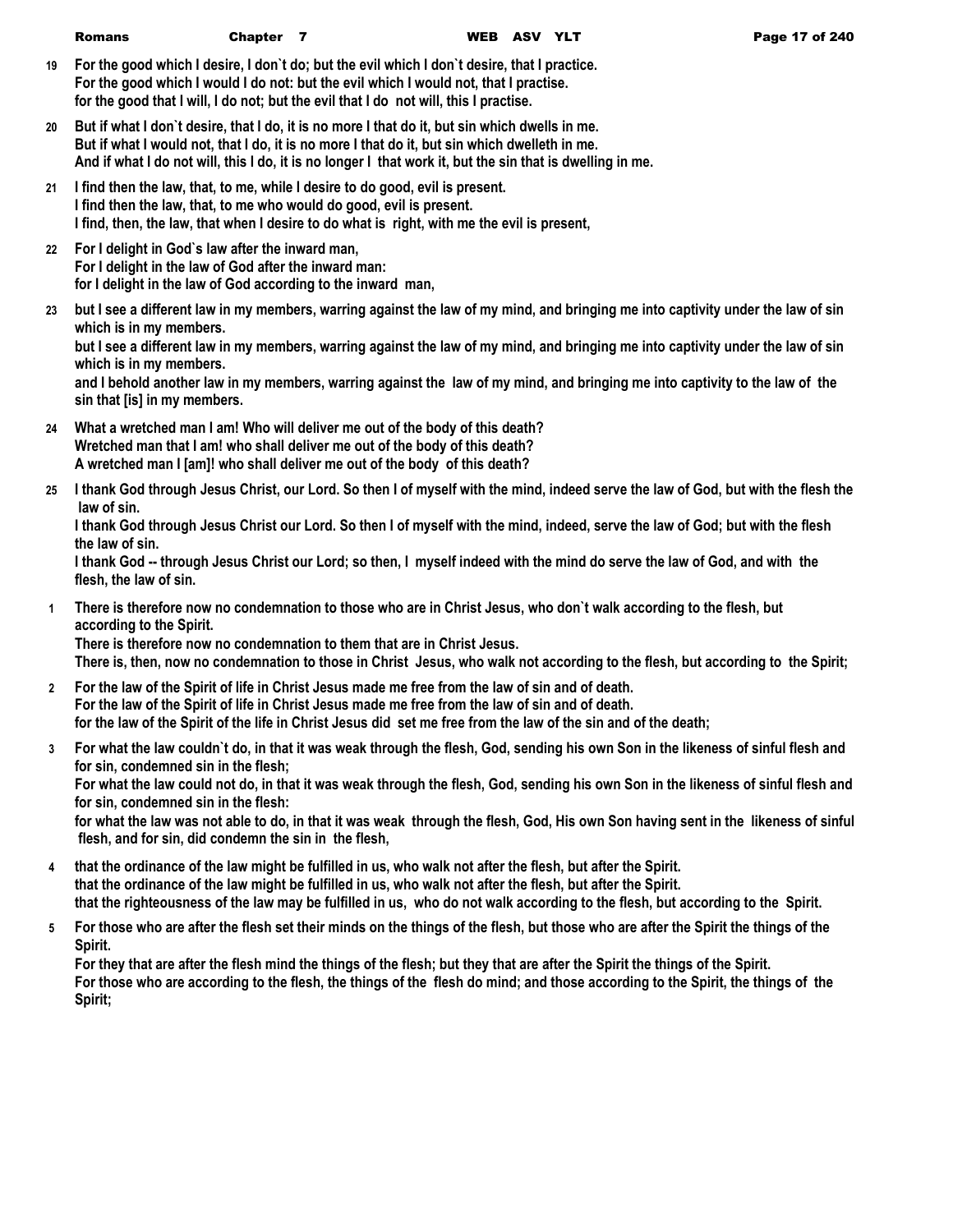**19** For the good which I desire, I don`t do; but the evil which I don`t desire, that I practice.
For the good which I would I do not: but the evil which I would not, that I practise.
for the good that I will, I do not; but the evil that I do not will, this I practise.

**20** But if what I don`t desire, that I do, it is no more I that do it, but sin which dwells in me.
But if what I would not, that I do, it is no more I that do it, but sin which dwelleth in me.
And if what I do not will, this I do, it is no longer I that work it, but the sin that is dwelling in me.

**21** I find then the law, that, to me, while I desire to do good, evil is present.
I find then the law, that, to me who would do good, evil is present.
I find, then, the law, that when I desire to do what is right, with me the evil is present,

**22** For I delight in God`s law after the inward man,
For I delight in the law of God after the inward man:
for I delight in the law of God according to the inward man,

**23** but I see a different law in my members, warring against the law of my mind, and bringing me into captivity under the law of sin which is in my members.
but I see a different law in my members, warring against the law of my mind, and bringing me into captivity under the law of sin which is in my members.
and I behold another law in my members, warring against the law of my mind, and bringing me into captivity to the law of the sin that [is] in my members.

**24** What a wretched man I am! Who will deliver me out of the body of this death?
Wretched man that I am! who shall deliver me out of the body of this death?
A wretched man I [am]! who shall deliver me out of the body of this death?

**25** I thank God through Jesus Christ, our Lord. So then I of myself with the mind, indeed serve the law of God, but with the flesh the law of sin.
I thank God through Jesus Christ our Lord. So then I of myself with the mind, indeed, serve the law of God; but with the flesh the law of sin.
I thank God -- through Jesus Christ our Lord; so then, I myself indeed with the mind do serve the law of God, and with the flesh, the law of sin.

**1** There is therefore now no condemnation to those who are in Christ Jesus, who don`t walk according to the flesh, but according to the Spirit.
There is therefore now no condemnation to them that are in Christ Jesus.
There is, then, now no condemnation to those in Christ Jesus, who walk not according to the flesh, but according to the Spirit;

**2** For the law of the Spirit of life in Christ Jesus made me free from the law of sin and of death.
For the law of the Spirit of life in Christ Jesus made me free from the law of sin and of death.
for the law of the Spirit of the life in Christ Jesus did set me free from the law of the sin and of the death;

**3** For what the law couldn`t do, in that it was weak through the flesh, God, sending his own Son in the likeness of sinful flesh and for sin, condemned sin in the flesh;
For what the law could not do, in that it was weak through the flesh, God, sending his own Son in the likeness of sinful flesh and for sin, condemned sin in the flesh:
for what the law was not able to do, in that it was weak through the flesh, God, His own Son having sent in the likeness of sinful flesh, and for sin, did condemn the sin in the flesh,

**4** that the ordinance of the law might be fulfilled in us, who walk not after the flesh, but after the Spirit.
that the ordinance of the law might be fulfilled in us, who walk not after the flesh, but after the Spirit.
that the righteousness of the law may be fulfilled in us, who do not walk according to the flesh, but according to the Spirit.

**5** For those who are after the flesh set their minds on the things of the flesh, but those who are after the Spirit the things of the Spirit.
For they that are after the flesh mind the things of the flesh; but they that are after the Spirit the things of the Spirit.
For those who are according to the flesh, the things of the flesh do mind; and those according to the Spirit, the things of the Spirit;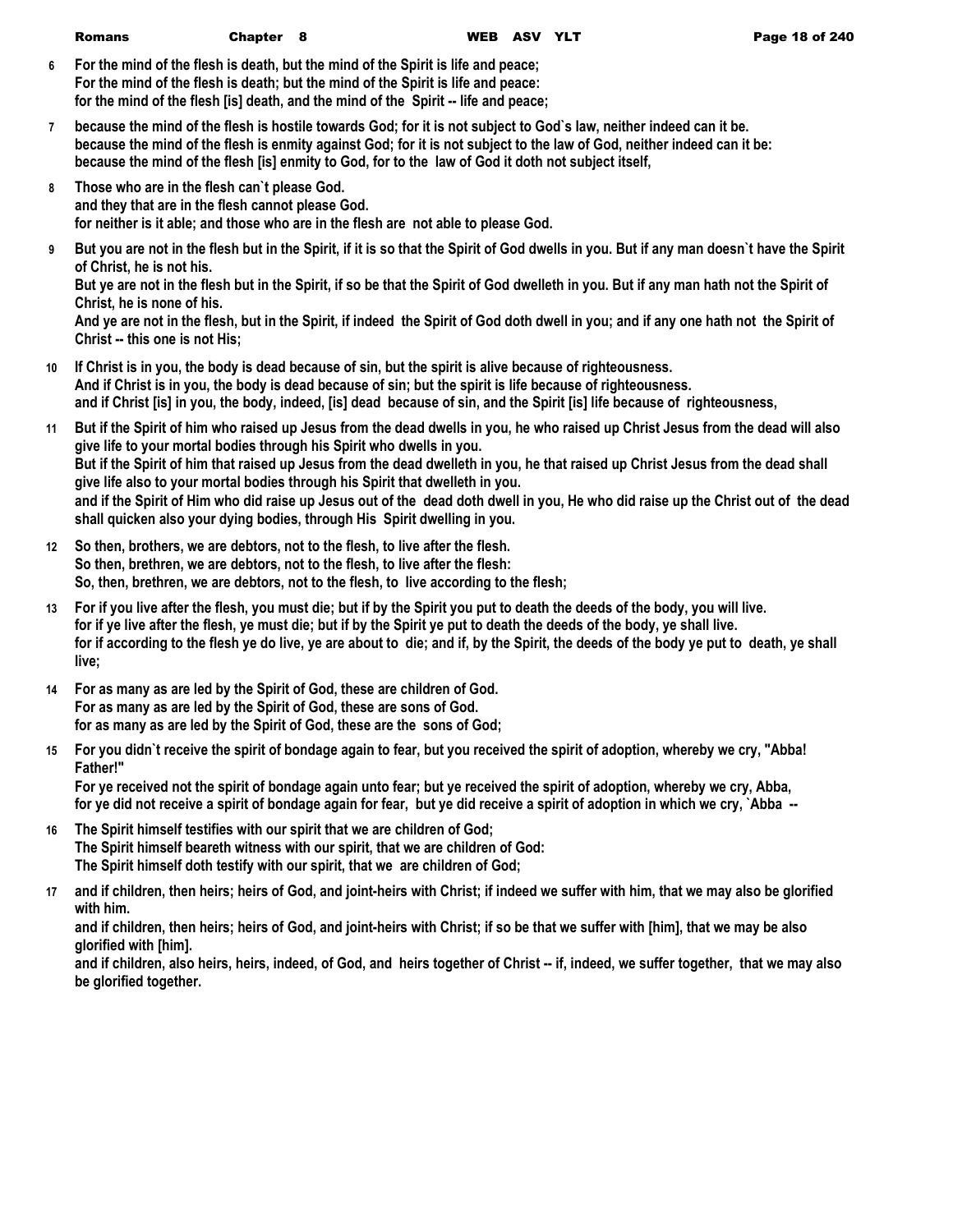**6** For the mind of the flesh is death, but the mind of the Spirit is life and peace;
For the mind of the flesh is death; but the mind of the Spirit is life and peace:
for the mind of the flesh [is] death, and the mind of the Spirit -- life and peace;

**7** because the mind of the flesh is hostile towards God; for it is not subject to God`s law, neither indeed can it be.
because the mind of the flesh is enmity against God; for it is not subject to the law of God, neither indeed can it be:
because the mind of the flesh [is] enmity to God, for to the law of God it doth not subject itself,

**8** Those who are in the flesh can`t please God.
and they that are in the flesh cannot please God.
for neither is it able; and those who are in the flesh are not able to please God.

**9** But you are not in the flesh but in the Spirit, if it is so that the Spirit of God dwells in you. But if any man doesn`t have the Spirit of Christ, he is not his.
But ye are not in the flesh but in the Spirit, if so be that the Spirit of God dwelleth in you. But if any man hath not the Spirit of Christ, he is none of his.
And ye are not in the flesh, but in the Spirit, if indeed the Spirit of God doth dwell in you; and if any one hath not the Spirit of Christ -- this one is not His;

**10** If Christ is in you, the body is dead because of sin, but the spirit is alive because of righteousness.
And if Christ is in you, the body is dead because of sin; but the spirit is life because of righteousness.
and if Christ [is] in you, the body, indeed, [is] dead because of sin, and the Spirit [is] life because of righteousness,

**11** But if the Spirit of him who raised up Jesus from the dead dwells in you, he who raised up Christ Jesus from the dead will also give life to your mortal bodies through his Spirit who dwells in you.
But if the Spirit of him that raised up Jesus from the dead dwelleth in you, he that raised up Christ Jesus from the dead shall give life also to your mortal bodies through his Spirit that dwelleth in you.
and if the Spirit of Him who did raise up Jesus out of the dead doth dwell in you, He who did raise up the Christ out of the dead shall quicken also your dying bodies, through His Spirit dwelling in you.

**12** So then, brothers, we are debtors, not to the flesh, to live after the flesh.
So then, brethren, we are debtors, not to the flesh, to live after the flesh:
So, then, brethren, we are debtors, not to the flesh, to live according to the flesh;

**13** For if you live after the flesh, you must die; but if by the Spirit you put to death the deeds of the body, you will live.
for if ye live after the flesh, ye must die; but if by the Spirit ye put to death the deeds of the body, ye shall live.
for if according to the flesh ye do live, ye are about to die; and if, by the Spirit, the deeds of the body ye put to death, ye shall live;

**14** For as many as are led by the Spirit of God, these are children of God.
For as many as are led by the Spirit of God, these are sons of God.
for as many as are led by the Spirit of God, these are the sons of God;

**15** For you didn`t receive the spirit of bondage again to fear, but you received the spirit of adoption, whereby we cry, "Abba! Father!"
For ye received not the spirit of bondage again unto fear; but ye received the spirit of adoption, whereby we cry, Abba,
for ye did not receive a spirit of bondage again for fear, but ye did receive a spirit of adoption in which we cry, `Abba --

**16** The Spirit himself testifies with our spirit that we are children of God;
The Spirit himself beareth witness with our spirit, that we are children of God:
The Spirit himself doth testify with our spirit, that we are children of God;

**17** and if children, then heirs; heirs of God, and joint-heirs with Christ; if indeed we suffer with him, that we may also be glorified with him.
and if children, then heirs; heirs of God, and joint-heirs with Christ; if so be that we suffer with [him], that we may be also glorified with [him].
and if children, also heirs, heirs, indeed, of God, and heirs together of Christ -- if, indeed, we suffer together, that we may also be glorified together.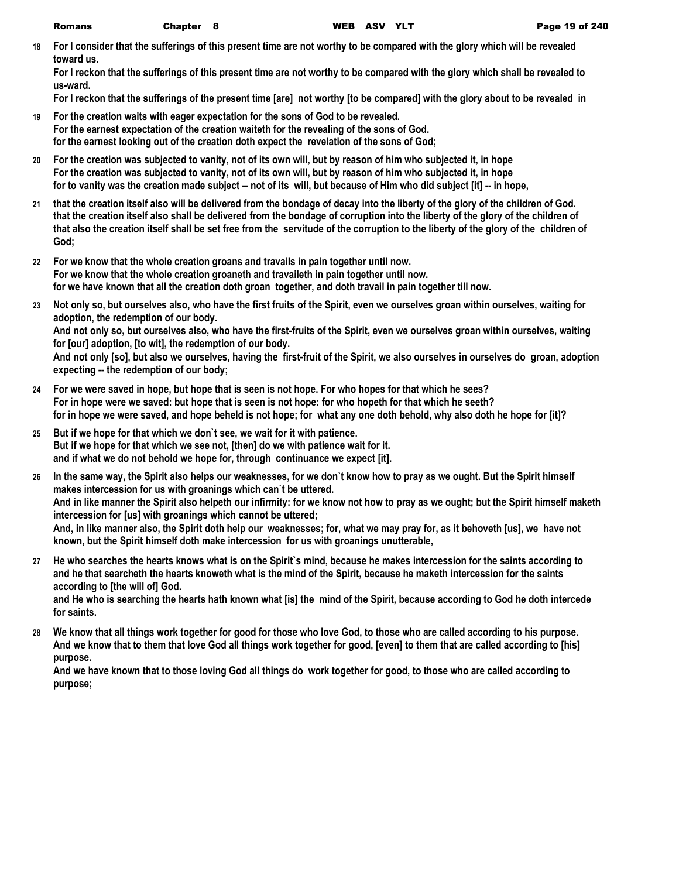**18** **For I consider that the sufferings of this present time are not worthy to be compared with the glory which will be revealed toward us.**
**For I reckon that the sufferings of this present time are not worthy to be compared with the glory which shall be revealed to us-ward.**
**For I reckon that the sufferings of the present time [are] not worthy [to be compared] with the glory about to be revealed in**

**19** **For the creation waits with eager expectation for the sons of God to be revealed.**
**For the earnest expectation of the creation waiteth for the revealing of the sons of God.**
**for the earnest looking out of the creation doth expect the revelation of the sons of God;**

**20** **For the creation was subjected to vanity, not of its own will, but by reason of him who subjected it, in hope**
**For the creation was subjected to vanity, not of its own will, but by reason of him who subjected it, in hope**
**for to vanity was the creation made subject -- not of its will, but because of Him who did subject [it] -- in hope,**

**21** **that the creation itself also will be delivered from the bondage of decay into the liberty of the glory of the children of God.**
**that the creation itself also shall be delivered from the bondage of corruption into the liberty of the glory of the children of**
**that also the creation itself shall be set free from the servitude of the corruption to the liberty of the glory of the children of God;**

**22** **For we know that the whole creation groans and travails in pain together until now.**
**For we know that the whole creation groaneth and travaileth in pain together until now.**
**for we have known that all the creation doth groan together, and doth travail in pain together till now.**

**23** **Not only so, but ourselves also, who have the first fruits of the Spirit, even we ourselves groan within ourselves, waiting for adoption, the redemption of our body.**
**And not only so, but ourselves also, who have the first-fruits of the Spirit, even we ourselves groan within ourselves, waiting for [our] adoption, [to wit], the redemption of our body.**
**And not only [so], but also we ourselves, having the first-fruit of the Spirit, we also ourselves in ourselves do groan, adoption expecting -- the redemption of our body;**

**24** **For we were saved in hope, but hope that is seen is not hope. For who hopes for that which he sees?**
**For in hope were we saved: but hope that is seen is not hope: for who hopeth for that which he seeth?**
**for in hope we were saved, and hope beheld is not hope; for what any one doth behold, why also doth he hope for [it]?**

**25** **But if we hope for that which we don`t see, we wait for it with patience.**
**But if we hope for that which we see not, [then] do we with patience wait for it.**
**and if what we do not behold we hope for, through continuance we expect [it].**

**26** **In the same way, the Spirit also helps our weaknesses, for we don`t know how to pray as we ought. But the Spirit himself makes intercession for us with groanings which can`t be uttered.**
**And in like manner the Spirit also helpeth our infirmity: for we know not how to pray as we ought; but the Spirit himself maketh intercession for [us] with groanings which cannot be uttered;**
**And, in like manner also, the Spirit doth help our weaknesses; for, what we may pray for, as it behoveth [us], we have not known, but the Spirit himself doth make intercession for us with groanings unutterable,**

**27** **He who searches the hearts knows what is on the Spirit`s mind, because he makes intercession for the saints according to**
**and he that searcheth the hearts knoweth what is the mind of the Spirit, because he maketh intercession for the saints according to [the will of] God.**
**and He who is searching the hearts hath known what [is] the mind of the Spirit, because according to God he doth intercede for saints.**

**28** **We know that all things work together for good for those who love God, to those who are called according to his purpose.**
**And we know that to them that love God all things work together for good, [even] to them that are called according to [his] purpose.**
**And we have known that to those loving God all things do work together for good, to those who are called according to purpose;**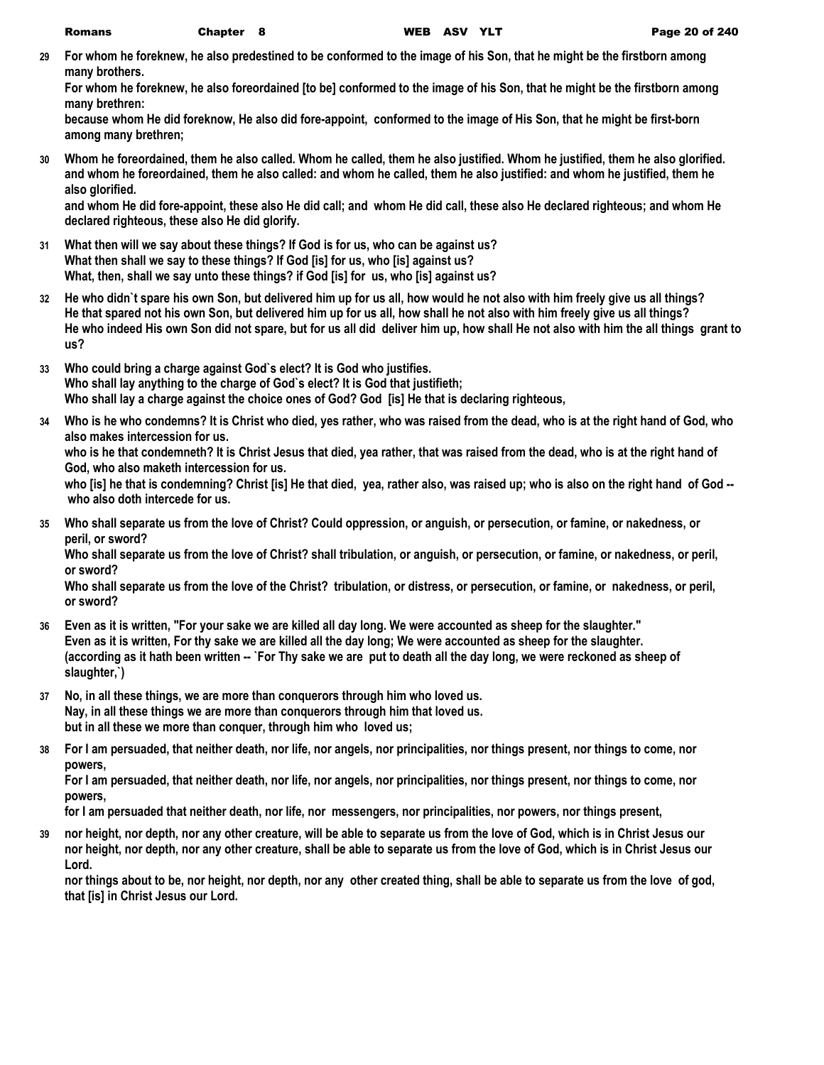**29** **For whom he foreknew, he also predestined to be conformed to the image of his Son, that he might be the firstborn among many brothers.**
**For whom he foreknew, he also foreordained [to be] conformed to the image of his Son, that he might be the firstborn among many brethren:**
**because whom He did foreknow, He also did fore-appoint, conformed to the image of His Son, that he might be first-born among many brethren;**

**30** **Whom he foreordained, them he also called. Whom he called, them he also justified. Whom he justified, them he also glorified.**
**and whom he foreordained, them he also called: and whom he called, them he also justified: and whom he justified, them he also glorified.**
**and whom He did fore-appoint, these also He did call; and whom He did call, these also He declared righteous; and whom He declared righteous, these also He did glorify.**

**31** **What then will we say about these things? If God is for us, who can be against us?**
**What then shall we say to these things? If God [is] for us, who [is] against us?**
**What, then, shall we say unto these things? if God [is] for us, who [is] against us?**

**32** **He who didn`t spare his own Son, but delivered him up for us all, how would he not also with him freely give us all things?**
**He that spared not his own Son, but delivered him up for us all, how shall he not also with him freely give us all things?**
**He who indeed His own Son did not spare, but for us all did deliver him up, how shall He not also with him the all things grant to us?**

**33** **Who could bring a charge against God`s elect? It is God who justifies.**
**Who shall lay anything to the charge of God`s elect? It is God that justifieth;**
**Who shall lay a charge against the choice ones of God? God [is] He that is declaring righteous,**

**34** **Who is he who condemns? It is Christ who died, yes rather, who was raised from the dead, who is at the right hand of God, who also makes intercession for us.**
**who is he that condemneth? It is Christ Jesus that died, yea rather, that was raised from the dead, who is at the right hand of God, who also maketh intercession for us.**
**who [is] he that is condemning? Christ [is] He that died, yea, rather also, was raised up; who is also on the right hand of God -- who also doth intercede for us.**

**35** **Who shall separate us from the love of Christ? Could oppression, or anguish, or persecution, or famine, or nakedness, or peril, or sword?**
**Who shall separate us from the love of Christ? shall tribulation, or anguish, or persecution, or famine, or nakedness, or peril, or sword?**
**Who shall separate us from the love of the Christ? tribulation, or distress, or persecution, or famine, or nakedness, or peril, or sword?**

**36** **Even as it is written, "For your sake we are killed all day long. We were accounted as sheep for the slaughter."**
**Even as it is written, For thy sake we are killed all the day long; We were accounted as sheep for the slaughter.**
**(according as it hath been written -- `For Thy sake we are put to death all the day long, we were reckoned as sheep of slaughter,`)**

**37** **No, in all these things, we are more than conquerors through him who loved us.**
**Nay, in all these things we are more than conquerors through him that loved us.**
**but in all these we more than conquer, through him who loved us;**

**38** **For I am persuaded, that neither death, nor life, nor angels, nor principalities, nor things present, nor things to come, nor powers,**
**For I am persuaded, that neither death, nor life, nor angels, nor principalities, nor things present, nor things to come, nor powers,**
**for I am persuaded that neither death, nor life, nor messengers, nor principalities, nor powers, nor things present,**

**39** **nor height, nor depth, nor any other creature, will be able to separate us from the love of God, which is in Christ Jesus our**
**nor height, nor depth, nor any other creature, shall be able to separate us from the love of God, which is in Christ Jesus our Lord.**
**nor things about to be, nor height, nor depth, nor any other created thing, shall be able to separate us from the love of god, that [is] in Christ Jesus our Lord.**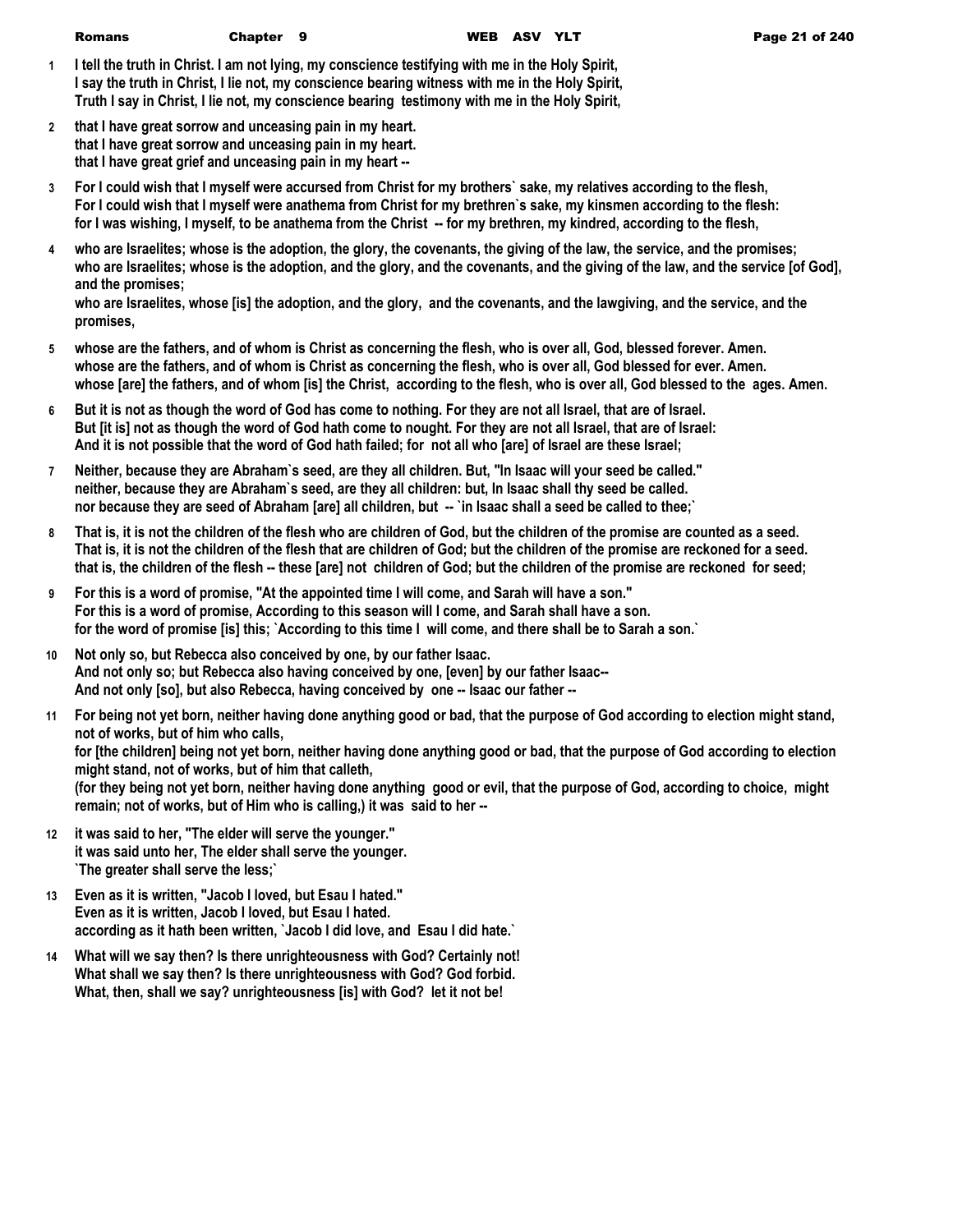1 I tell the truth in Christ. I am not lying, my conscience testifying with me in the Holy Spirit,
I say the truth in Christ, I lie not, my conscience bearing witness with me in the Holy Spirit,
Truth I say in Christ, I lie not, my conscience bearing testimony with me in the Holy Spirit,

2 that I have great sorrow and unceasing pain in my heart.
that I have great sorrow and unceasing pain in my heart.
that I have great grief and unceasing pain in my heart --

3 For I could wish that I myself were accursed from Christ for my brothers` sake, my relatives according to the flesh,
For I could wish that I myself were anathema from Christ for my brethren`s sake, my kinsmen according to the flesh:
for I was wishing, I myself, to be anathema from the Christ -- for my brethren, my kindred, according to the flesh,

4 who are Israelites; whose is the adoption, the glory, the covenants, the giving of the law, the service, and the promises;
who are Israelites; whose is the adoption, and the glory, and the covenants, and the giving of the law, and the service [of God], and the promises;
who are Israelites, whose [is] the adoption, and the glory, and the covenants, and the lawgiving, and the service, and the promises,

5 whose are the fathers, and of whom is Christ as concerning the flesh, who is over all, God, blessed forever. Amen.
whose are the fathers, and of whom is Christ as concerning the flesh, who is over all, God blessed for ever. Amen.
whose [are] the fathers, and of whom [is] the Christ, according to the flesh, who is over all, God blessed to the ages. Amen.

6 But it is not as though the word of God has come to nothing. For they are not all Israel, that are of Israel.
But [it is] not as though the word of God hath come to nought. For they are not all Israel, that are of Israel:
And it is not possible that the word of God hath failed; for not all who [are] of Israel are these Israel;

7 Neither, because they are Abraham`s seed, are they all children. But, "In Isaac will your seed be called."
neither, because they are Abraham`s seed, are they all children: but, In Isaac shall thy seed be called.
nor because they are seed of Abraham [are] all children, but -- `in Isaac shall a seed be called to thee;`

8 That is, it is not the children of the flesh who are children of God, but the children of the promise are counted as a seed.
That is, it is not the children of the flesh that are children of God; but the children of the promise are reckoned for a seed.
that is, the children of the flesh -- these [are] not children of God; but the children of the promise are reckoned for seed;

9 For this is a word of promise, "At the appointed time I will come, and Sarah will have a son."
For this is a word of promise, According to this season will I come, and Sarah shall have a son.
for the word of promise [is] this; `According to this time I will come, and there shall be to Sarah a son.`

10 Not only so, but Rebecca also conceived by one, by our father Isaac.
And not only so; but Rebecca also having conceived by one, [even] by our father Isaac--
And not only [so], but also Rebecca, having conceived by one -- Isaac our father --

11 For being not yet born, neither having done anything good or bad, that the purpose of God according to election might stand, not of works, but of him who calls,
for [the children] being not yet born, neither having done anything good or bad, that the purpose of God according to election might stand, not of works, but of him that calleth,
(for they being not yet born, neither having done anything good or evil, that the purpose of God, according to choice, might remain; not of works, but of Him who is calling,) it was said to her --

12 it was said to her, "The elder will serve the younger."
it was said unto her, The elder shall serve the younger.
`The greater shall serve the less;`

13 Even as it is written, "Jacob I loved, but Esau I hated."
Even as it is written, Jacob I loved, but Esau I hated.
according as it hath been written, `Jacob I did love, and Esau I did hate.`

14 What will we say then? Is there unrighteousness with God? Certainly not!
What shall we say then? Is there unrighteousness with God? God forbid.
What, then, shall we say? unrighteousness [is] with God? let it not be!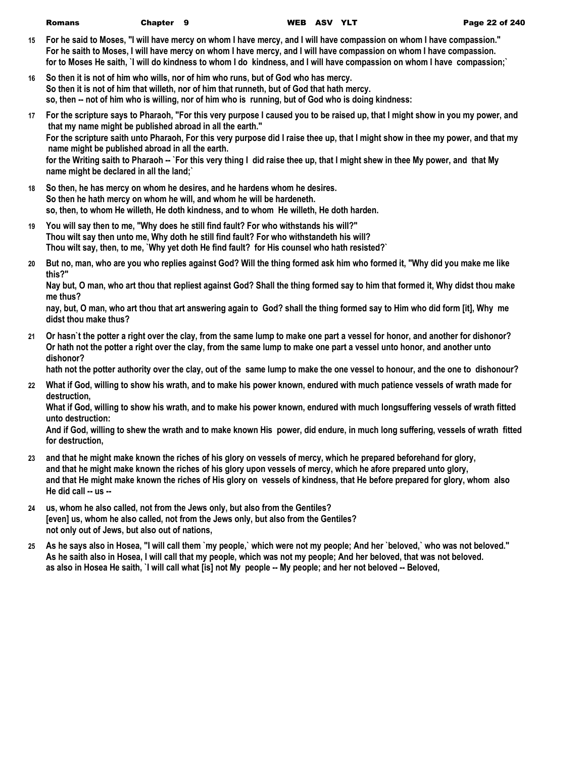**15** **For he said to Moses, "I will have mercy on whom I have mercy, and I will have compassion on whom I have compassion."**
**For he saith to Moses, I will have mercy on whom I have mercy, and I will have compassion on whom I have compassion.**
**for to Moses He saith, `I will do kindness to whom I do kindness, and I will have compassion on whom I have compassion;`**

**16** **So then it is not of him who wills, nor of him who runs, but of God who has mercy.**
**So then it is not of him that willeth, nor of him that runneth, but of God that hath mercy.**
**so, then -- not of him who is willing, nor of him who is running, but of God who is doing kindness:**

**17** **For the scripture says to Pharaoh, "For this very purpose I caused you to be raised up, that I might show in you my power, and that my name might be published abroad in all the earth."**
**For the scripture saith unto Pharaoh, For this very purpose did I raise thee up, that I might show in thee my power, and that my name might be published abroad in all the earth.**
**for the Writing saith to Pharaoh -- `For this very thing I did raise thee up, that I might shew in thee My power, and that My name might be declared in all the land;`**

**18** **So then, he has mercy on whom he desires, and he hardens whom he desires.**
**So then he hath mercy on whom he will, and whom he will be hardeneth.**
**so, then, to whom He willeth, He doth kindness, and to whom He willeth, He doth harden.**

**19** **You will say then to me, "Why does he still find fault? For who withstands his will?"**
**Thou wilt say then unto me, Why doth he still find fault? For who withstandeth his will?**
**Thou wilt say, then, to me, `Why yet doth He find fault? for His counsel who hath resisted?`**

**20** **But no, man, who are you who replies against God? Will the thing formed ask him who formed it, "Why did you make me like this?"**
**Nay but, O man, who art thou that repliest against God? Shall the thing formed say to him that formed it, Why didst thou make me thus?**
**nay, but, O man, who art thou that art answering again to God? shall the thing formed say to Him who did form [it], Why me didst thou make thus?**

**21** **Or hasn`t the potter a right over the clay, from the same lump to make one part a vessel for honor, and another for dishonor?**
**Or hath not the potter a right over the clay, from the same lump to make one part a vessel unto honor, and another unto dishonor?**
**hath not the potter authority over the clay, out of the same lump to make the one vessel to honour, and the one to dishonour?**

**22** **What if God, willing to show his wrath, and to make his power known, endured with much patience vessels of wrath made for destruction,**
**What if God, willing to show his wrath, and to make his power known, endured with much longsuffering vessels of wrath fitted unto destruction:**
**And if God, willing to shew the wrath and to make known His power, did endure, in much long suffering, vessels of wrath fitted for destruction,**

**23** **and that he might make known the riches of his glory on vessels of mercy, which he prepared beforehand for glory,**
**and that he might make known the riches of his glory upon vessels of mercy, which he afore prepared unto glory,**
**and that He might make known the riches of His glory on vessels of kindness, that He before prepared for glory, whom also He did call -- us --**

**24** **us, whom he also called, not from the Jews only, but also from the Gentiles?**
**[even] us, whom he also called, not from the Jews only, but also from the Gentiles?**
**not only out of Jews, but also out of nations,**

**25** **As he says also in Hosea, "I will call them `my people,` which were not my people; And her `beloved,` who was not beloved."**
**As he saith also in Hosea, I will call that my people, which was not my people; And her beloved, that was not beloved.**
**as also in Hosea He saith, `I will call what [is] not My people -- My people; and her not beloved -- Beloved,**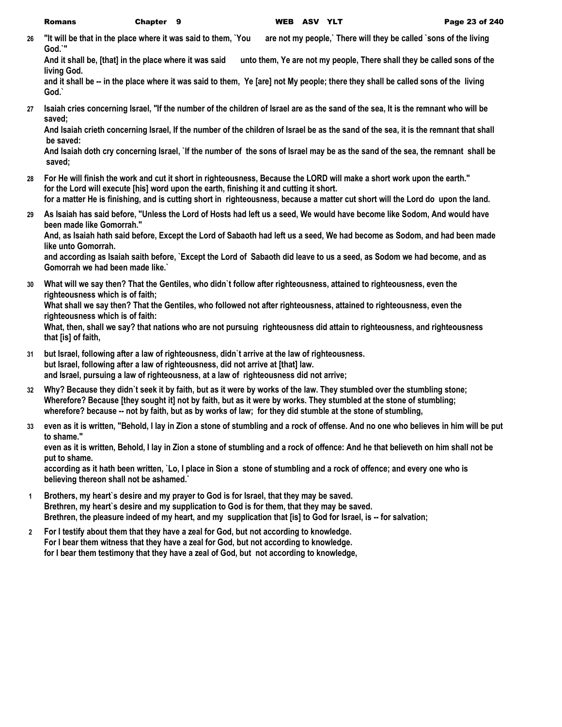26 "It will be that in the place where it was said to them, `You are not my people,` There will they be called `sons of the living God.`"
And it shall be, [that] in the place where it was said unto them, Ye are not my people, There shall they be called sons of the living God.
and it shall be -- in the place where it was said to them, Ye [are] not My people; there they shall be called sons of the living God.`

27 Isaiah cries concerning Israel, "If the number of the children of Israel are as the sand of the sea, It is the remnant who will be saved;
And Isaiah crieth concerning Israel, If the number of the children of Israel be as the sand of the sea, it is the remnant that shall be saved:
And Isaiah doth cry concerning Israel, `If the number of the sons of Israel may be as the sand of the sea, the remnant shall be saved;

28 For He will finish the work and cut it short in righteousness, Because the LORD will make a short work upon the earth."
for the Lord will execute [his] word upon the earth, finishing it and cutting it short.
for a matter He is finishing, and is cutting short in righteousness, because a matter cut short will the Lord do upon the land.

29 As Isaiah has said before, "Unless the Lord of Hosts had left us a seed, We would have become like Sodom, And would have been made like Gomorrah."
And, as Isaiah hath said before, Except the Lord of Sabaoth had left us a seed, We had become as Sodom, and had been made like unto Gomorrah.
and according as Isaiah saith before, `Except the Lord of Sabaoth did leave to us a seed, as Sodom we had become, and as Gomorrah we had been made like.`

30 What will we say then? That the Gentiles, who didn`t follow after righteousness, attained to righteousness, even the righteousness which is of faith;
What shall we say then? That the Gentiles, who followed not after righteousness, attained to righteousness, even the righteousness which is of faith:
What, then, shall we say? that nations who are not pursuing righteousness did attain to righteousness, and righteousness that [is] of faith,

31 but Israel, following after a law of righteousness, didn`t arrive at the law of righteousness.
but Israel, following after a law of righteousness, did not arrive at [that] law.
and Israel, pursuing a law of righteousness, at a law of righteousness did not arrive;

32 Why? Because they didn`t seek it by faith, but as it were by works of the law. They stumbled over the stumbling stone;
Wherefore? Because [they sought it] not by faith, but as it were by works. They stumbled at the stone of stumbling;
wherefore? because -- not by faith, but as by works of law; for they did stumble at the stone of stumbling,

33 even as it is written, "Behold, I lay in Zion a stone of stumbling and a rock of offense. And no one who believes in him will be put to shame."
even as it is written, Behold, I lay in Zion a stone of stumbling and a rock of offence: And he that believeth on him shall not be put to shame.
according as it hath been written, `Lo, I place in Sion a stone of stumbling and a rock of offence; and every one who is believing thereon shall not be ashamed.`

1 Brothers, my heart`s desire and my prayer to God is for Israel, that they may be saved.
Brethren, my heart`s desire and my supplication to God is for them, that they may be saved.
Brethren, the pleasure indeed of my heart, and my supplication that [is] to God for Israel, is -- for salvation;

2 For I testify about them that they have a zeal for God, but not according to knowledge.
For I bear them witness that they have a zeal for God, but not according to knowledge.
for I bear them testimony that they have a zeal of God, but not according to knowledge,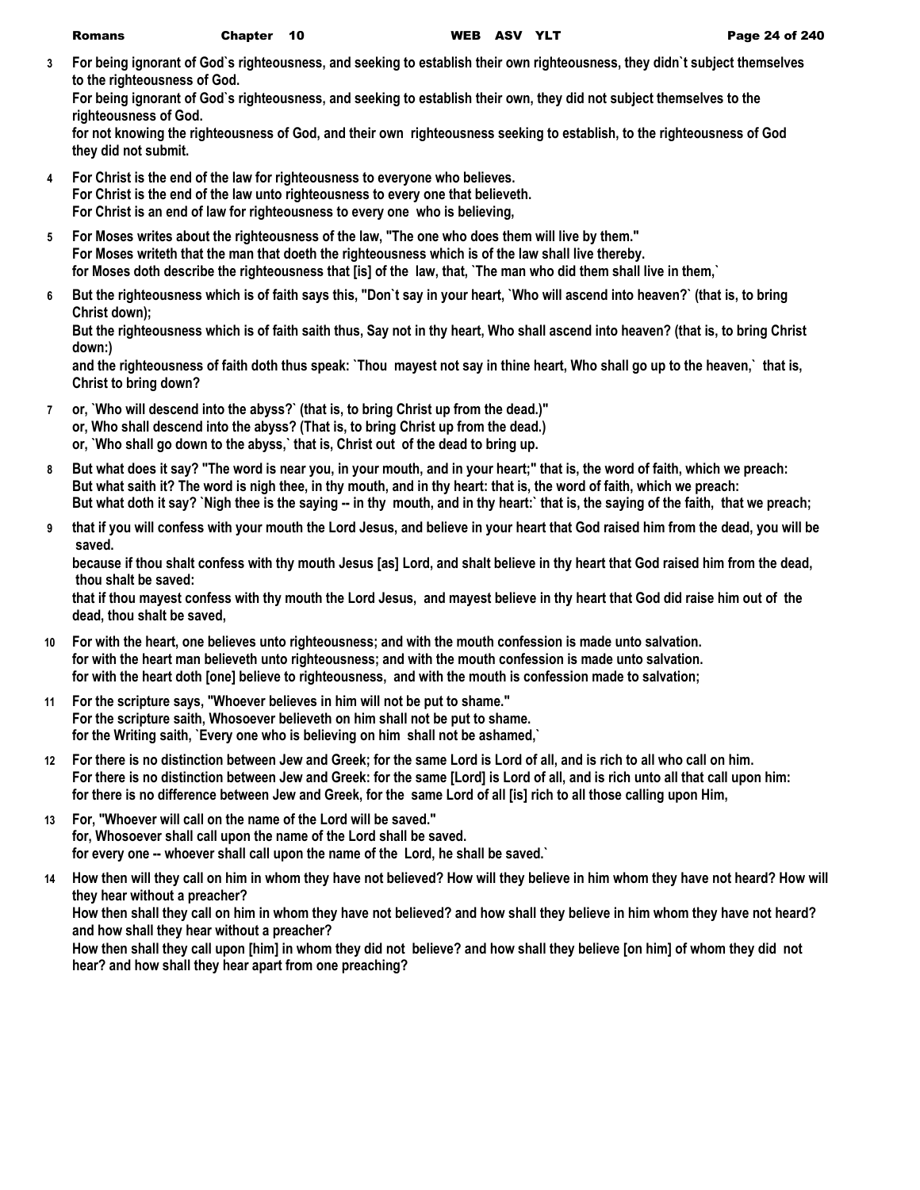**3** For being ignorant of God`s righteousness, and seeking to establish their own righteousness, they didn`t subject themselves to the righteousness of God.
For being ignorant of God`s righteousness, and seeking to establish their own, they did not subject themselves to the righteousness of God.
for not knowing the righteousness of God, and their own righteousness seeking to establish, to the righteousness of God they did not submit.

**4** For Christ is the end of the law for righteousness to everyone who believes.
For Christ is the end of the law unto righteousness to every one that believeth.
For Christ is an end of law for righteousness to every one who is believing,

**5** For Moses writes about the righteousness of the law, "The one who does them will live by them."
For Moses writeth that the man that doeth the righteousness which is of the law shall live thereby.
for Moses doth describe the righteousness that [is] of the law, that, `The man who did them shall live in them,`

**6** But the righteousness which is of faith says this, "Don`t say in your heart, `Who will ascend into heaven?` (that is, to bring Christ down);
But the righteousness which is of faith saith thus, Say not in thy heart, Who shall ascend into heaven? (that is, to bring Christ down:)
and the righteousness of faith doth thus speak: `Thou mayest not say in thine heart, Who shall go up to the heaven,` that is, Christ to bring down?

**7** or, `Who will descend into the abyss?` (that is, to bring Christ up from the dead.)"
or, Who shall descend into the abyss? (That is, to bring Christ up from the dead.)
or, `Who shall go down to the abyss,` that is, Christ out of the dead to bring up.

**8** But what does it say? "The word is near you, in your mouth, and in your heart;" that is, the word of faith, which we preach:
But what saith it? The word is nigh thee, in thy mouth, and in thy heart: that is, the word of faith, which we preach:
But what doth it say? `Nigh thee is the saying -- in thy mouth, and in thy heart:` that is, the saying of the faith, that we preach;

**9** that if you will confess with your mouth the Lord Jesus, and believe in your heart that God raised him from the dead, you will be saved.
because if thou shalt confess with thy mouth Jesus [as] Lord, and shalt believe in thy heart that God raised him from the dead, thou shalt be saved:
that if thou mayest confess with thy mouth the Lord Jesus, and mayest believe in thy heart that God did raise him out of the dead, thou shalt be saved,

**10** For with the heart, one believes unto righteousness; and with the mouth confession is made unto salvation.
for with the heart man believeth unto righteousness; and with the mouth confession is made unto salvation.
for with the heart doth [one] believe to righteousness, and with the mouth is confession made to salvation;

**11** For the scripture says, "Whoever believes in him will not be put to shame."
For the scripture saith, Whosoever believeth on him shall not be put to shame.
for the Writing saith, `Every one who is believing on him shall not be ashamed,`

**12** For there is no distinction between Jew and Greek; for the same Lord is Lord of all, and is rich to all who call on him.
For there is no distinction between Jew and Greek: for the same [Lord] is Lord of all, and is rich unto all that call upon him:
for there is no difference between Jew and Greek, for the same Lord of all [is] rich to all those calling upon Him,

**13** For, "Whoever will call on the name of the Lord will be saved."
for, Whosoever shall call upon the name of the Lord shall be saved.
for every one -- whoever shall call upon the name of the Lord, he shall be saved.`

**14** How then will they call on him in whom they have not believed? How will they believe in him whom they have not heard? How will they hear without a preacher?
How then shall they call on him in whom they have not believed? and how shall they believe in him whom they have not heard? and how shall they hear without a preacher?
How then shall they call upon [him] in whom they did not believe? and how shall they believe [on him] of whom they did not hear? and how shall they hear apart from one preaching?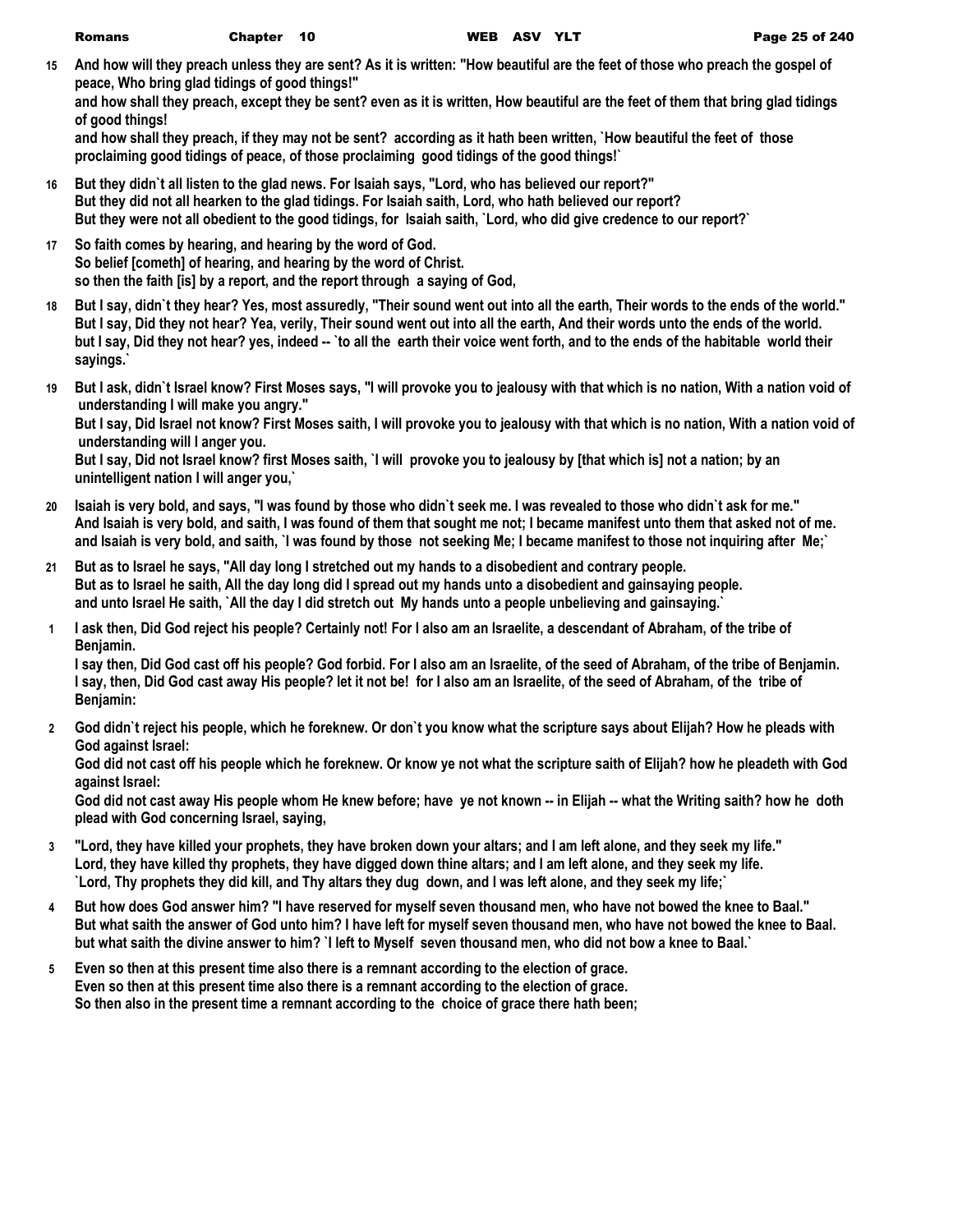15 **And how will they preach unless they are sent? As it is written: "How beautiful are the feet of those who preach the gospel of peace, Who bring glad tidings of good things!"**
**and how shall they preach, except they be sent? even as it is written, How beautiful are the feet of them that bring glad tidings of good things!**
**and how shall they preach, if they may not be sent? according as it hath been written, `How beautiful the feet of those proclaiming good tidings of peace, of those proclaiming good tidings of the good things!`**

16 **But they didn`t all listen to the glad news. For Isaiah says, "Lord, who has believed our report?"**
**But they did not all hearken to the glad tidings. For Isaiah saith, Lord, who hath believed our report?**
**But they were not all obedient to the good tidings, for Isaiah saith, `Lord, who did give credence to our report?`**

17 **So faith comes by hearing, and hearing by the word of God.**
**So belief [cometh] of hearing, and hearing by the word of Christ.**
**so then the faith [is] by a report, and the report through a saying of God,**

18 **But I say, didn`t they hear? Yes, most assuredly, "Their sound went out into all the earth, Their words to the ends of the world."**
**But I say, Did they not hear? Yea, verily, Their sound went out into all the earth, And their words unto the ends of the world.**
**but I say, Did they not hear? yes, indeed -- `to all the earth their voice went forth, and to the ends of the habitable world their sayings.`**

19 **But I ask, didn`t Israel know? First Moses says, "I will provoke you to jealousy with that which is no nation, With a nation void of understanding I will make you angry."**
**But I say, Did Israel not know? First Moses saith, I will provoke you to jealousy with that which is no nation, With a nation void of understanding will I anger you.**
**But I say, Did not Israel know? first Moses saith, `I will provoke you to jealousy by [that which is] not a nation; by an unintelligent nation I will anger you,`**

20 **Isaiah is very bold, and says, "I was found by those who didn`t seek me. I was revealed to those who didn`t ask for me."**
**And Isaiah is very bold, and saith, I was found of them that sought me not; I became manifest unto them that asked not of me.**
**and Isaiah is very bold, and saith, `I was found by those not seeking Me; I became manifest to those not inquiring after Me;`**

21 **But as to Israel he says, "All day long I stretched out my hands to a disobedient and contrary people.**
**But as to Israel he saith, All the day long did I spread out my hands unto a disobedient and gainsaying people.**
**and unto Israel He saith, `All the day I did stretch out My hands unto a people unbelieving and gainsaying.`**

1 **I ask then, Did God reject his people? Certainly not! For I also am an Israelite, a descendant of Abraham, of the tribe of Benjamin.**
**I say then, Did God cast off his people? God forbid. For I also am an Israelite, of the seed of Abraham, of the tribe of Benjamin.**
**I say, then, Did God cast away His people? let it not be! for I also am an Israelite, of the seed of Abraham, of the tribe of Benjamin:**

2 **God didn`t reject his people, which he foreknew. Or don`t you know what the scripture says about Elijah? How he pleads with God against Israel:**
**God did not cast off his people which he foreknew. Or know ye not what the scripture saith of Elijah? how he pleadeth with God against Israel:**
**God did not cast away His people whom He knew before; have ye not known -- in Elijah -- what the Writing saith? how he doth plead with God concerning Israel, saying,**

3 **"Lord, they have killed your prophets, they have broken down your altars; and I am left alone, and they seek my life."**
**Lord, they have killed thy prophets, they have digged down thine altars; and I am left alone, and they seek my life.**
**`Lord, Thy prophets they did kill, and Thy altars they dug down, and I was left alone, and they seek my life;`**

4 **But how does God answer him? "I have reserved for myself seven thousand men, who have not bowed the knee to Baal."**
**But what saith the answer of God unto him? I have left for myself seven thousand men, who have not bowed the knee to Baal.**
**but what saith the divine answer to him? `I left to Myself seven thousand men, who did not bow a knee to Baal.`**

5 **Even so then at this present time also there is a remnant according to the election of grace.**
**Even so then at this present time also there is a remnant according to the election of grace.**
**So then also in the present time a remnant according to the choice of grace there hath been;**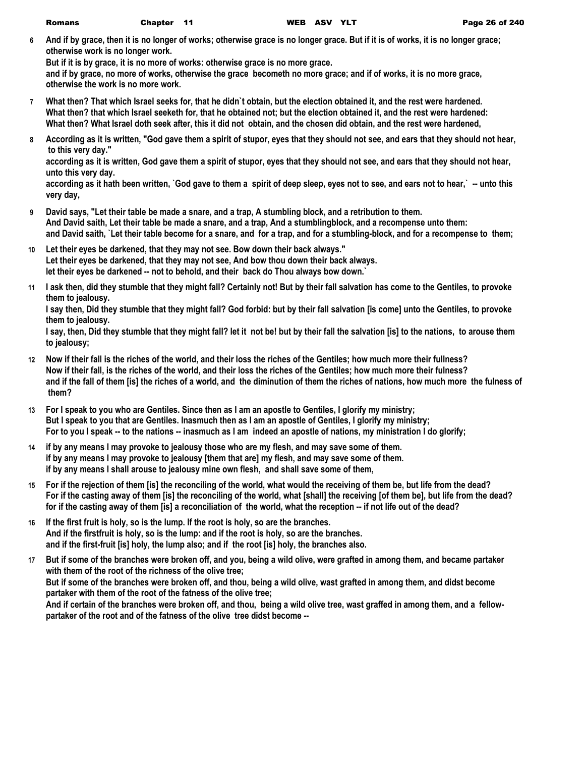**6** And if by grace, then it is no longer of works; otherwise grace is no longer grace. But if it is of works, it is no longer grace; otherwise work is no longer work.
But if it is by grace, it is no more of works: otherwise grace is no more grace.
and if by grace, no more of works, otherwise the grace becometh no more grace; and if of works, it is no more grace, otherwise the work is no more work.

**7** What then? That which Israel seeks for, that he didn`t obtain, but the election obtained it, and the rest were hardened.
What then? that which Israel seeketh for, that he obtained not; but the election obtained it, and the rest were hardened:
What then? What Israel doth seek after, this it did not obtain, and the chosen did obtain, and the rest were hardened,

**8** According as it is written, "God gave them a spirit of stupor, eyes that they should not see, and ears that they should not hear, to this very day."
according as it is written, God gave them a spirit of stupor, eyes that they should not see, and ears that they should not hear, unto this very day.
according as it hath been written, `God gave to them a spirit of deep sleep, eyes not to see, and ears not to hear,` -- unto this very day,

**9** David says, "Let their table be made a snare, and a trap, A stumbling block, and a retribution to them.
And David saith, Let their table be made a snare, and a trap, And a stumblingblock, and a recompense unto them:
and David saith, `Let their table become for a snare, and for a trap, and for a stumbling-block, and for a recompense to them;

**10** Let their eyes be darkened, that they may not see. Bow down their back always."
Let their eyes be darkened, that they may not see, And bow thou down their back always.
let their eyes be darkened -- not to behold, and their back do Thou always bow down.`

**11** I ask then, did they stumble that they might fall? Certainly not! But by their fall salvation has come to the Gentiles, to provoke them to jealousy.
I say then, Did they stumble that they might fall? God forbid: but by their fall salvation [is come] unto the Gentiles, to provoke them to jealousy.
I say, then, Did they stumble that they might fall? let it not be! but by their fall the salvation [is] to the nations, to arouse them to jealousy;

**12** Now if their fall is the riches of the world, and their loss the riches of the Gentiles; how much more their fullness?
Now if their fall, is the riches of the world, and their loss the riches of the Gentiles; how much more their fulness?
and if the fall of them [is] the riches of a world, and the diminution of them the riches of nations, how much more the fulness of them?

**13** For I speak to you who are Gentiles. Since then as I am an apostle to Gentiles, I glorify my ministry;
But I speak to you that are Gentiles. Inasmuch then as I am an apostle of Gentiles, I glorify my ministry;
For to you I speak -- to the nations -- inasmuch as I am indeed an apostle of nations, my ministration I do glorify;

**14** if by any means I may provoke to jealousy those who are my flesh, and may save some of them.
if by any means I may provoke to jealousy [them that are] my flesh, and may save some of them.
if by any means I shall arouse to jealousy mine own flesh, and shall save some of them,

**15** For if the rejection of them [is] the reconciling of the world, what would the receiving of them be, but life from the dead?
For if the casting away of them [is] the reconciling of the world, what [shall] the receiving [of them be], but life from the dead?
for if the casting away of them [is] a reconciliation of the world, what the reception -- if not life out of the dead?

**16** If the first fruit is holy, so is the lump. If the root is holy, so are the branches.
And if the firstfruit is holy, so is the lump: and if the root is holy, so are the branches.
and if the first-fruit [is] holy, the lump also; and if the root [is] holy, the branches also.

**17** But if some of the branches were broken off, and you, being a wild olive, were grafted in among them, and became partaker with them of the root of the richness of the olive tree;
But if some of the branches were broken off, and thou, being a wild olive, wast grafted in among them, and didst become partaker with them of the root of the fatness of the olive tree;
And if certain of the branches were broken off, and thou, being a wild olive tree, wast graffed in among them, and a fellow-partaker of the root and of the fatness of the olive tree didst become --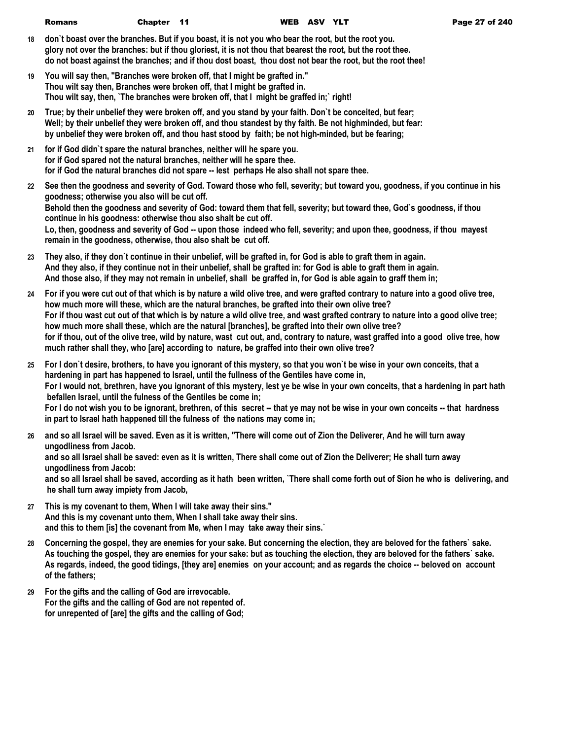18 don`t boast over the branches. But if you boast, it is not you who bear the root, but the root you.
glory not over the branches: but if thou gloriest, it is not thou that bearest the root, but the root thee.
do not boast against the branches; and if thou dost boast, thou dost not bear the root, but the root thee!

19 You will say then, "Branches were broken off, that I might be grafted in."
Thou wilt say then, Branches were broken off, that I might be grafted in.
Thou wilt say, then, `The branches were broken off, that I might be graffed in;` right!

20 True; by their unbelief they were broken off, and you stand by your faith. Don`t be conceited, but fear;
Well; by their unbelief they were broken off, and thou standest by thy faith. Be not highminded, but fear:
by unbelief they were broken off, and thou hast stood by faith; be not high-minded, but be fearing;

21 for if God didn`t spare the natural branches, neither will he spare you.
for if God spared not the natural branches, neither will he spare thee.
for if God the natural branches did not spare -- lest perhaps He also shall not spare thee.

22 See then the goodness and severity of God. Toward those who fell, severity; but toward you, goodness, if you continue in his goodness; otherwise you also will be cut off.
Behold then the goodness and severity of God: toward them that fell, severity; but toward thee, God`s goodness, if thou continue in his goodness: otherwise thou also shalt be cut off.
Lo, then, goodness and severity of God -- upon those indeed who fell, severity; and upon thee, goodness, if thou mayest remain in the goodness, otherwise, thou also shalt be cut off.

23 They also, if they don`t continue in their unbelief, will be grafted in, for God is able to graft them in again.
And they also, if they continue not in their unbelief, shall be grafted in: for God is able to graft them in again.
And those also, if they may not remain in unbelief, shall be graffed in, for God is able again to graff them in;

24 For if you were cut out of that which is by nature a wild olive tree, and were grafted contrary to nature into a good olive tree, how much more will these, which are the natural branches, be grafted into their own olive tree?
For if thou wast cut out of that which is by nature a wild olive tree, and wast grafted contrary to nature into a good olive tree; how much more shall these, which are the natural [branches], be grafted into their own olive tree?
for if thou, out of the olive tree, wild by nature, wast cut out, and, contrary to nature, wast graffed into a good olive tree, how much rather shall they, who [are] according to nature, be graffed into their own olive tree?

25 For I don`t desire, brothers, to have you ignorant of this mystery, so that you won`t be wise in your own conceits, that a hardening in part has happened to Israel, until the fullness of the Gentiles have come in,
For I would not, brethren, have you ignorant of this mystery, lest ye be wise in your own conceits, that a hardening in part hath befallen Israel, until the fulness of the Gentiles be come in;
For I do not wish you to be ignorant, brethren, of this secret -- that ye may not be wise in your own conceits -- that hardness in part to Israel hath happened till the fulness of the nations may come in;

26 and so all Israel will be saved. Even as it is written, "There will come out of Zion the Deliverer, And he will turn away ungodliness from Jacob.
and so all Israel shall be saved: even as it is written, There shall come out of Zion the Deliverer; He shall turn away ungodliness from Jacob:
and so all Israel shall be saved, according as it hath been written, `There shall come forth out of Sion he who is delivering, and he shall turn away impiety from Jacob,

27 This is my covenant to them, When I will take away their sins."
And this is my covenant unto them, When I shall take away their sins.
and this to them [is] the covenant from Me, when I may take away their sins.`

28 Concerning the gospel, they are enemies for your sake. But concerning the election, they are beloved for the fathers` sake.
As touching the gospel, they are enemies for your sake: but as touching the election, they are beloved for the fathers` sake.
As regards, indeed, the good tidings, [they are] enemies on your account; and as regards the choice -- beloved on account of the fathers;

29 For the gifts and the calling of God are irrevocable.
For the gifts and the calling of God are not repented of.
for unrepented of [are] the gifts and the calling of God;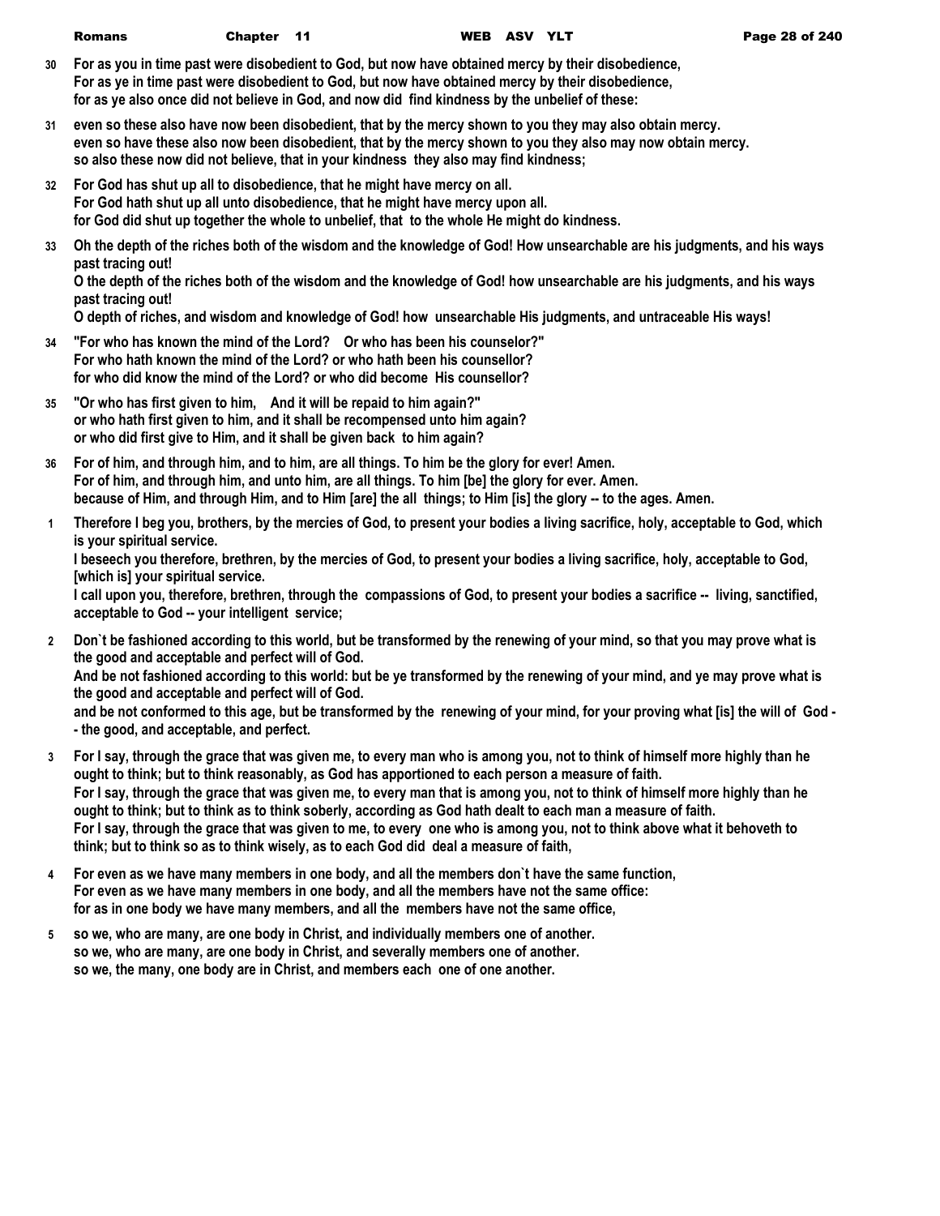30 For as you in time past were disobedient to God, but now have obtained mercy by their disobedience,
For as ye in time past were disobedient to God, but now have obtained mercy by their disobedience,
for as ye also once did not believe in God, and now did find kindness by the unbelief of these:

31 even so these also have now been disobedient, that by the mercy shown to you they may also obtain mercy.
even so have these also now been disobedient, that by the mercy shown to you they also may now obtain mercy.
so also these now did not believe, that in your kindness they also may find kindness;

32 For God has shut up all to disobedience, that he might have mercy on all.
For God hath shut up all unto disobedience, that he might have mercy upon all.
for God did shut up together the whole to unbelief, that to the whole He might do kindness.

33 Oh the depth of the riches both of the wisdom and the knowledge of God! How unsearchable are his judgments, and his ways past tracing out!
O the depth of the riches both of the wisdom and the knowledge of God! how unsearchable are his judgments, and his ways past tracing out!
O depth of riches, and wisdom and knowledge of God! how unsearchable His judgments, and untraceable His ways!

34 "For who has known the mind of the Lord? Or who has been his counselor?"
For who hath known the mind of the Lord? or who hath been his counsellor?
for who did know the mind of the Lord? or who did become His counsellor?

35 "Or who has first given to him, And it will be repaid to him again?"
or who hath first given to him, and it shall be recompensed unto him again?
or who did first give to Him, and it shall be given back to him again?

36 For of him, and through him, and to him, are all things. To him be the glory for ever! Amen.
For of him, and through him, and unto him, are all things. To him [be] the glory for ever. Amen.
because of Him, and through Him, and to Him [are] the all things; to Him [is] the glory -- to the ages. Amen.

1 Therefore I beg you, brothers, by the mercies of God, to present your bodies a living sacrifice, holy, acceptable to God, which is your spiritual service.
I beseech you therefore, brethren, by the mercies of God, to present your bodies a living sacrifice, holy, acceptable to God, [which is] your spiritual service.
I call upon you, therefore, brethren, through the compassions of God, to present your bodies a sacrifice -- living, sanctified, acceptable to God -- your intelligent service;

2 Don`t be fashioned according to this world, but be transformed by the renewing of your mind, so that you may prove what is the good and acceptable and perfect will of God.
And be not fashioned according to this world: but be ye transformed by the renewing of your mind, and ye may prove what is the good and acceptable and perfect will of God.
and be not conformed to this age, but be transformed by the renewing of your mind, for your proving what [is] the will of God -- the good, and acceptable, and perfect.

3 For I say, through the grace that was given me, to every man who is among you, not to think of himself more highly than he ought to think; but to think reasonably, as God has apportioned to each person a measure of faith.
For I say, through the grace that was given me, to every man that is among you, not to think of himself more highly than he ought to think; but to think as to think soberly, according as God hath dealt to each man a measure of faith.
For I say, through the grace that was given to me, to every one who is among you, not to think above what it behoveth to think; but to think so as to think wisely, as to each God did deal a measure of faith,

4 For even as we have many members in one body, and all the members don`t have the same function,
For even as we have many members in one body, and all the members have not the same office:
for as in one body we have many members, and all the members have not the same office,

5 so we, who are many, are one body in Christ, and individually members one of another.
so we, who are many, are one body in Christ, and severally members one of another.
so we, the many, one body are in Christ, and members each one of one another.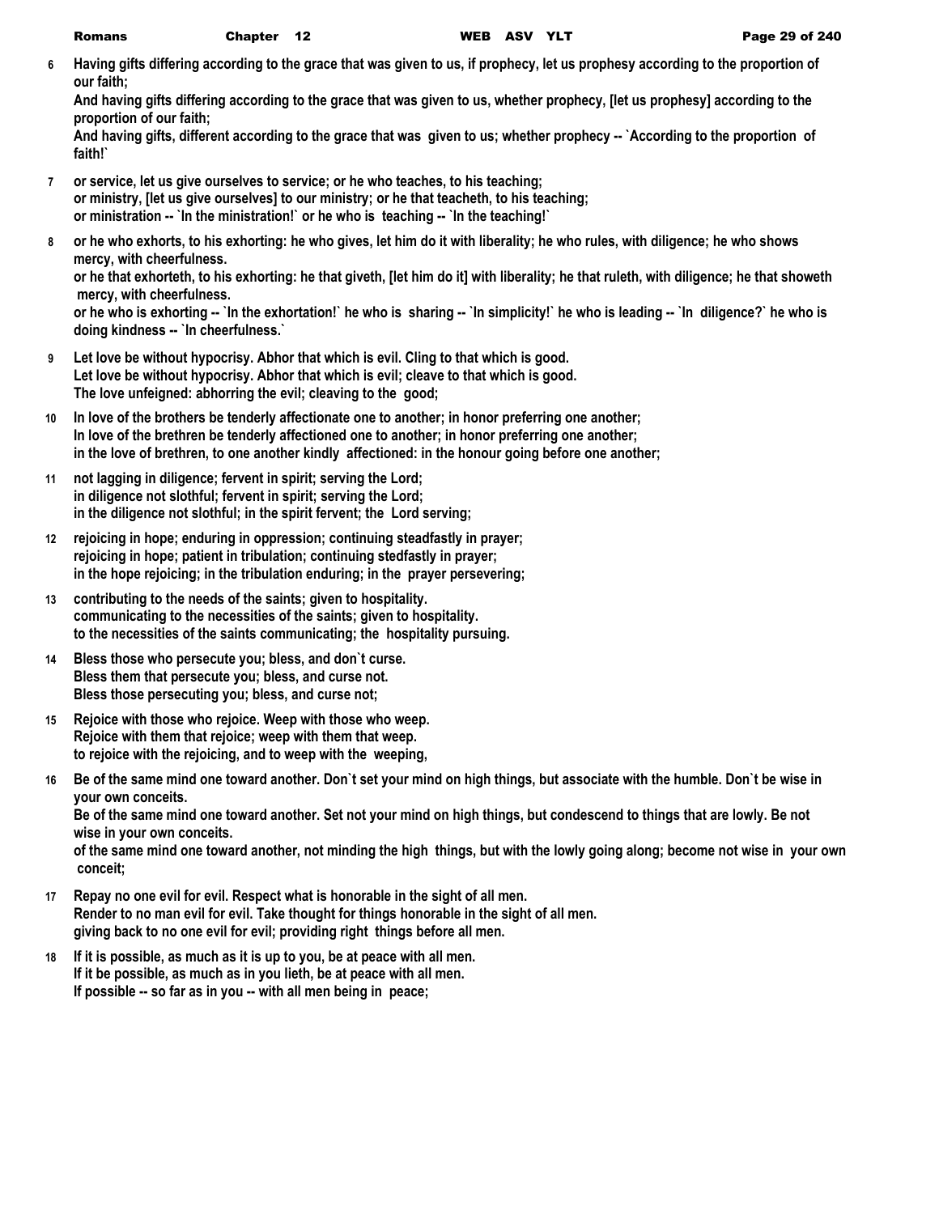**6** **Having gifts differing according to the grace that was given to us, if prophecy, let us prophesy according to the proportion of our faith;**
**And having gifts differing according to the grace that was given to us, whether prophecy, [let us prophesy] according to the proportion of our faith;**
**And having gifts, different according to the grace that was given to us; whether prophecy -- `According to the proportion of faith!`**

**7** **or service, let us give ourselves to service; or he who teaches, to his teaching;**
**or ministry, [let us give ourselves] to our ministry; or he that teacheth, to his teaching;**
**or ministration -- `In the ministration!` or he who is teaching -- `In the teaching!`**

**8** **or he who exhorts, to his exhorting: he who gives, let him do it with liberality; he who rules, with diligence; he who shows mercy, with cheerfulness.**
**or he that exhorteth, to his exhorting: he that giveth, [let him do it] with liberality; he that ruleth, with diligence; he that showeth mercy, with cheerfulness.**
**or he who is exhorting -- `In the exhortation!` he who is sharing -- `In simplicity!` he who is leading -- `In diligence?` he who is doing kindness -- `In cheerfulness.`**

**9** **Let love be without hypocrisy. Abhor that which is evil. Cling to that which is good.**
**Let love be without hypocrisy. Abhor that which is evil; cleave to that which is good.**
**The love unfeigned: abhorring the evil; cleaving to the good;**

**10** **In love of the brothers be tenderly affectionate one to another; in honor preferring one another;**
**In love of the brethren be tenderly affectioned one to another; in honor preferring one another;**
**in the love of brethren, to one another kindly affectioned: in the honour going before one another;**

**11** **not lagging in diligence; fervent in spirit; serving the Lord;**
**in diligence not slothful; fervent in spirit; serving the Lord;**
**in the diligence not slothful; in the spirit fervent; the Lord serving;**

**12** **rejoicing in hope; enduring in oppression; continuing steadfastly in prayer;**
**rejoicing in hope; patient in tribulation; continuing stedfastly in prayer;**
**in the hope rejoicing; in the tribulation enduring; in the prayer persevering;**

**13** **contributing to the needs of the saints; given to hospitality.**
**communicating to the necessities of the saints; given to hospitality.**
**to the necessities of the saints communicating; the hospitality pursuing.**

**14** **Bless those who persecute you; bless, and don`t curse.**
**Bless them that persecute you; bless, and curse not.**
**Bless those persecuting you; bless, and curse not;**

**15** **Rejoice with those who rejoice. Weep with those who weep.**
**Rejoice with them that rejoice; weep with them that weep.**
**to rejoice with the rejoicing, and to weep with the weeping,**

**16** **Be of the same mind one toward another. Don`t set your mind on high things, but associate with the humble. Don`t be wise in your own conceits.**
**Be of the same mind one toward another. Set not your mind on high things, but condescend to things that are lowly. Be not wise in your own conceits.**
**of the same mind one toward another, not minding the high things, but with the lowly going along; become not wise in your own conceit;**

**17** **Repay no one evil for evil. Respect what is honorable in the sight of all men.**
**Render to no man evil for evil. Take thought for things honorable in the sight of all men.**
**giving back to no one evil for evil; providing right things before all men.**

**18** **If it is possible, as much as it is up to you, be at peace with all men.**
**If it be possible, as much as in you lieth, be at peace with all men.**
**If possible -- so far as in you -- with all men being in peace;**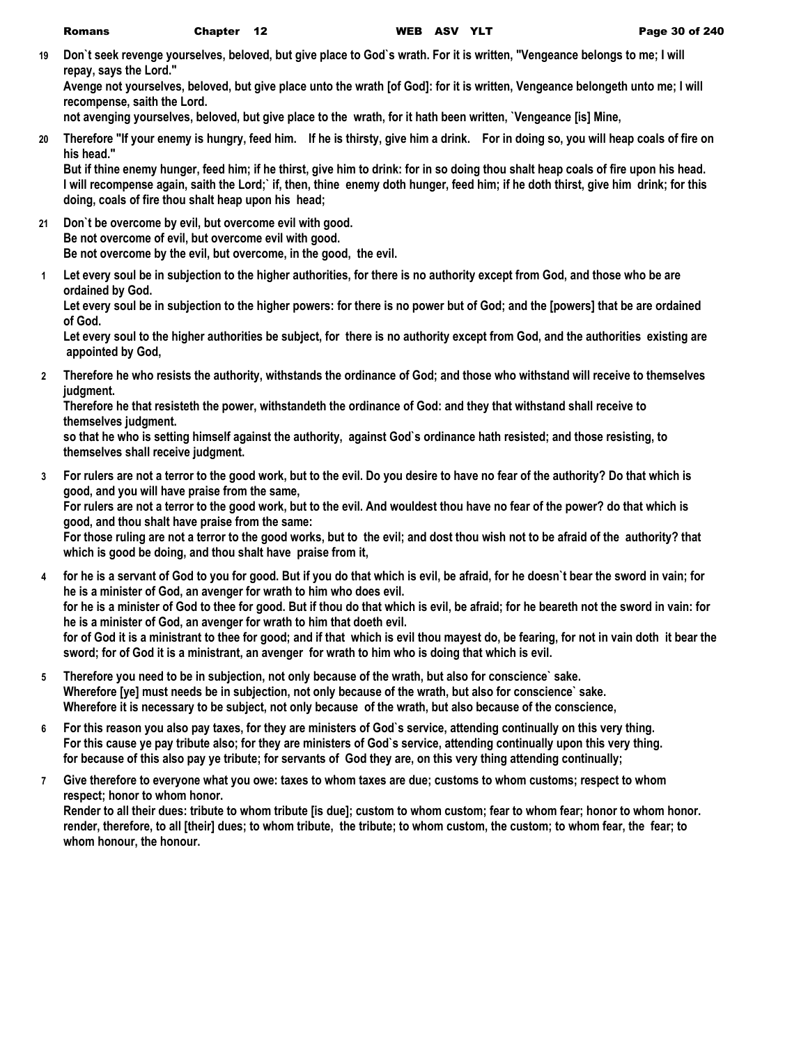**19** **Don`t seek revenge yourselves, beloved, but give place to God`s wrath. For it is written, "Vengeance belongs to me; I will repay, says the Lord."**
**Avenge not yourselves, beloved, but give place unto the wrath [of God]: for it is written, Vengeance belongeth unto me; I will recompense, saith the Lord.**
**not avenging yourselves, beloved, but give place to the wrath, for it hath been written, `Vengeance [is] Mine,**

**20** **Therefore "If your enemy is hungry, feed him. If he is thirsty, give him a drink. For in doing so, you will heap coals of fire on his head."**
**But if thine enemy hunger, feed him; if he thirst, give him to drink: for in so doing thou shalt heap coals of fire upon his head.**
**I will recompense again, saith the Lord;` if, then, thine enemy doth hunger, feed him; if he doth thirst, give him drink; for this doing, coals of fire thou shalt heap upon his head;**

**21** **Don`t be overcome by evil, but overcome evil with good.**
**Be not overcome of evil, but overcome evil with good.**
**Be not overcome by the evil, but overcome, in the good, the evil.**

**1** **Let every soul be in subjection to the higher authorities, for there is no authority except from God, and those who be are ordained by God.**
**Let every soul be in subjection to the higher powers: for there is no power but of God; and the [powers] that be are ordained of God.**
**Let every soul to the higher authorities be subject, for there is no authority except from God, and the authorities existing are appointed by God,**

**2** **Therefore he who resists the authority, withstands the ordinance of God; and those who withstand will receive to themselves judgment.**
**Therefore he that resisteth the power, withstandeth the ordinance of God: and they that withstand shall receive to themselves judgment.**
**so that he who is setting himself against the authority, against God`s ordinance hath resisted; and those resisting, to themselves shall receive judgment.**

**3** **For rulers are not a terror to the good work, but to the evil. Do you desire to have no fear of the authority? Do that which is good, and you will have praise from the same,**
**For rulers are not a terror to the good work, but to the evil. And wouldest thou have no fear of the power? do that which is good, and thou shalt have praise from the same:**
**For those ruling are not a terror to the good works, but to the evil; and dost thou wish not to be afraid of the authority? that which is good be doing, and thou shalt have praise from it,**

**4** **for he is a servant of God to you for good. But if you do that which is evil, be afraid, for he doesn`t bear the sword in vain; for he is a minister of God, an avenger for wrath to him who does evil.**
**for he is a minister of God to thee for good. But if thou do that which is evil, be afraid; for he beareth not the sword in vain: for he is a minister of God, an avenger for wrath to him that doeth evil.**
**for of God it is a ministrant to thee for good; and if that which is evil thou mayest do, be fearing, for not in vain doth it bear the sword; for of God it is a ministrant, an avenger for wrath to him who is doing that which is evil.**

**5** **Therefore you need to be in subjection, not only because of the wrath, but also for conscience` sake.**
**Wherefore [ye] must needs be in subjection, not only because of the wrath, but also for conscience` sake.**
**Wherefore it is necessary to be subject, not only because of the wrath, but also because of the conscience,**

**6** **For this reason you also pay taxes, for they are ministers of God`s service, attending continually on this very thing.**
**For this cause ye pay tribute also; for they are ministers of God`s service, attending continually upon this very thing.**
**for because of this also pay ye tribute; for servants of God they are, on this very thing attending continually;**

**7** **Give therefore to everyone what you owe: taxes to whom taxes are due; customs to whom customs; respect to whom respect; honor to whom honor.**
**Render to all their dues: tribute to whom tribute [is due]; custom to whom custom; fear to whom fear; honor to whom honor.**
**render, therefore, to all [their] dues; to whom tribute, the tribute; to whom custom, the custom; to whom fear, the fear; to whom honour, the honour.**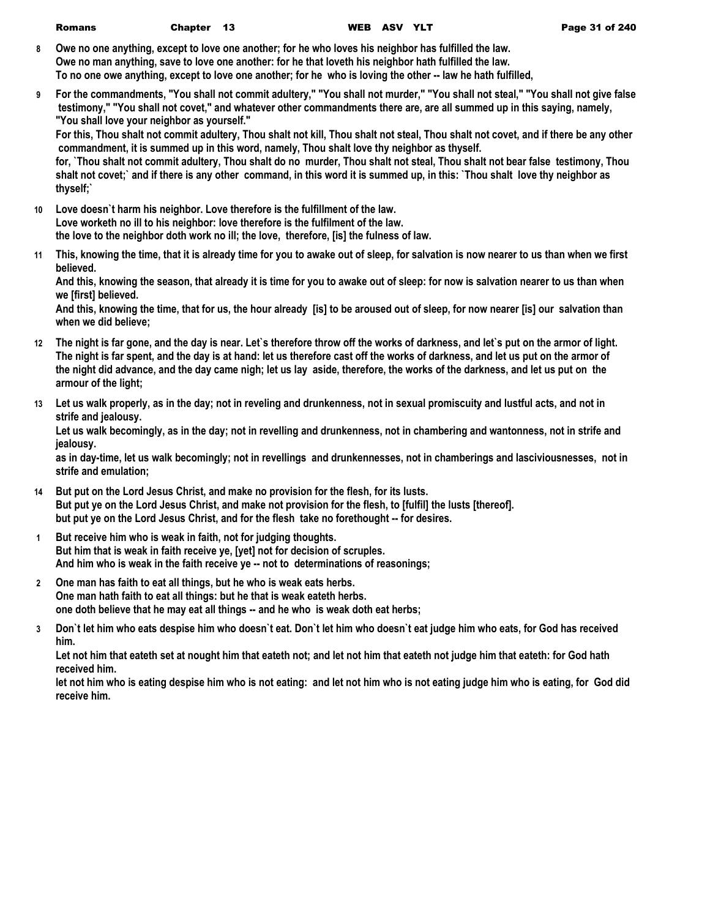8 Owe no one anything, except to love one another; for he who loves his neighbor has fulfilled the law.
Owe no man anything, save to love one another: for he that loveth his neighbor hath fulfilled the law.
To no one owe anything, except to love one another; for he who is loving the other -- law he hath fulfilled,

9 For the commandments, "You shall not commit adultery," "You shall not murder," "You shall not steal," "You shall not give false testimony," "You shall not covet," and whatever other commandments there are, are all summed up in this saying, namely, "You shall love your neighbor as yourself."
For this, Thou shalt not commit adultery, Thou shalt not kill, Thou shalt not steal, Thou shalt not covet, and if there be any other commandment, it is summed up in this word, namely, Thou shalt love thy neighbor as thyself.
for, `Thou shalt not commit adultery, Thou shalt do no murder, Thou shalt not steal, Thou shalt not bear false testimony, Thou shalt not covet;` and if there is any other command, in this word it is summed up, in this: `Thou shalt love thy neighbor as thyself;`

10 Love doesn`t harm his neighbor. Love therefore is the fulfillment of the law.
Love worketh no ill to his neighbor: love therefore is the fulfilment of the law.
the love to the neighbor doth work no ill; the love, therefore, [is] the fulness of law.

11 This, knowing the time, that it is already time for you to awake out of sleep, for salvation is now nearer to us than when we first believed.
And this, knowing the season, that already it is time for you to awake out of sleep: for now is salvation nearer to us than when we [first] believed.
And this, knowing the time, that for us, the hour already [is] to be aroused out of sleep, for now nearer [is] our salvation than when we did believe;

12 The night is far gone, and the day is near. Let`s therefore throw off the works of darkness, and let`s put on the armor of light.
The night is far spent, and the day is at hand: let us therefore cast off the works of darkness, and let us put on the armor of
the night did advance, and the day came nigh; let us lay aside, therefore, the works of the darkness, and let us put on the armour of the light;

13 Let us walk properly, as in the day; not in reveling and drunkenness, not in sexual promiscuity and lustful acts, and not in strife and jealousy.
Let us walk becomingly, as in the day; not in revelling and drunkenness, not in chambering and wantonness, not in strife and jealousy.
as in day-time, let us walk becomingly; not in revellings and drunkennesses, not in chamberings and lasciviousnesses, not in strife and emulation;

14 But put on the Lord Jesus Christ, and make no provision for the flesh, for its lusts.
But put ye on the Lord Jesus Christ, and make not provision for the flesh, to [fulfil] the lusts [thereof].
but put ye on the Lord Jesus Christ, and for the flesh take no forethought -- for desires.

1 But receive him who is weak in faith, not for judging thoughts.
But him that is weak in faith receive ye, [yet] not for decision of scruples.
And him who is weak in the faith receive ye -- not to determinations of reasonings;

2 One man has faith to eat all things, but he who is weak eats herbs.
One man hath faith to eat all things: but he that is weak eateth herbs.
one doth believe that he may eat all things -- and he who is weak doth eat herbs;

3 Don`t let him who eats despise him who doesn`t eat. Don`t let him who doesn`t eat judge him who eats, for God has received him.
Let not him that eateth set at nought him that eateth not; and let not him that eateth not judge him that eateth: for God hath received him.
let not him who is eating despise him who is not eating: and let not him who is not eating judge him who is eating, for God did receive him.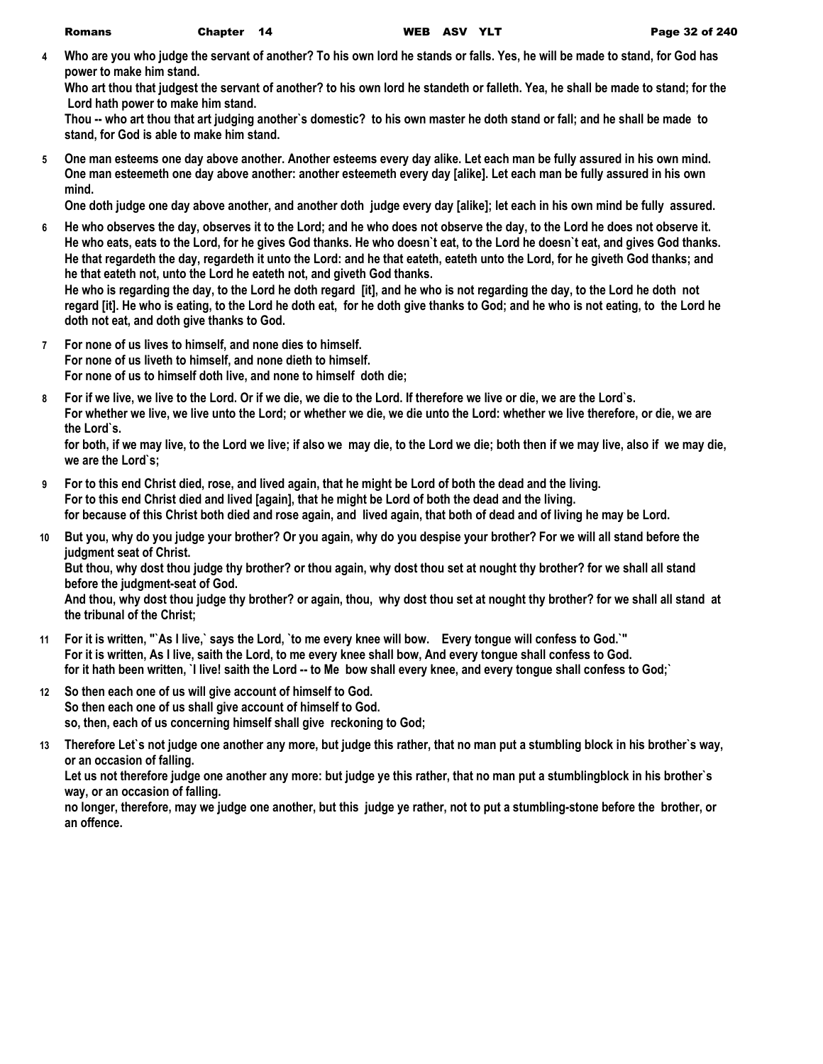**4** **Who are you who judge the servant of another? To his own lord he stands or falls. Yes, he will be made to stand, for God has power to make him stand.**
**Who art thou that judgest the servant of another? to his own lord he standeth or falleth. Yea, he shall be made to stand; for the Lord hath power to make him stand.**
**Thou -- who art thou that art judging another`s domestic? to his own master he doth stand or fall; and he shall be made to stand, for God is able to make him stand.**

**5** **One man esteems one day above another. Another esteems every day alike. Let each man be fully assured in his own mind.**
**One man esteemeth one day above another: another esteemeth every day [alike]. Let each man be fully assured in his own mind.**
**One doth judge one day above another, and another doth judge every day [alike]; let each in his own mind be fully assured.**

**6** **He who observes the day, observes it to the Lord; and he who does not observe the day, to the Lord he does not observe it. He who eats, eats to the Lord, for he gives God thanks. He who doesn`t eat, to the Lord he doesn`t eat, and gives God thanks.**
**He that regardeth the day, regardeth it unto the Lord: and he that eateth, eateth unto the Lord, for he giveth God thanks; and he that eateth not, unto the Lord he eateth not, and giveth God thanks.**
**He who is regarding the day, to the Lord he doth regard [it], and he who is not regarding the day, to the Lord he doth not regard [it]. He who is eating, to the Lord he doth eat, for he doth give thanks to God; and he who is not eating, to the Lord he doth not eat, and doth give thanks to God.**

**7** **For none of us lives to himself, and none dies to himself.**
**For none of us liveth to himself, and none dieth to himself.**
**For none of us to himself doth live, and none to himself doth die;**

**8** **For if we live, we live to the Lord. Or if we die, we die to the Lord. If therefore we live or die, we are the Lord`s.**
**For whether we live, we live unto the Lord; or whether we die, we die unto the Lord: whether we live therefore, or die, we are the Lord`s.**
**for both, if we may live, to the Lord we live; if also we may die, to the Lord we die; both then if we may live, also if we may die, we are the Lord`s;**

**9** **For to this end Christ died, rose, and lived again, that he might be Lord of both the dead and the living.**
**For to this end Christ died and lived [again], that he might be Lord of both the dead and the living.**
**for because of this Christ both died and rose again, and lived again, that both of dead and of living he may be Lord.**

**10** **But you, why do you judge your brother? Or you again, why do you despise your brother? For we will all stand before the judgment seat of Christ.**
**But thou, why dost thou judge thy brother? or thou again, why dost thou set at nought thy brother? for we shall all stand before the judgment-seat of God.**
**And thou, why dost thou judge thy brother? or again, thou, why dost thou set at nought thy brother? for we shall all stand at the tribunal of the Christ;**

**11** **For it is written, "`As I live,` says the Lord, `to me every knee will bow. Every tongue will confess to God.`"**
**For it is written, As I live, saith the Lord, to me every knee shall bow, And every tongue shall confess to God.**
**for it hath been written, `I live! saith the Lord -- to Me bow shall every knee, and every tongue shall confess to God;`**

**12** **So then each one of us will give account of himself to God.**
**So then each one of us shall give account of himself to God.**
**so, then, each of us concerning himself shall give reckoning to God;**

**13** **Therefore Let`s not judge one another any more, but judge this rather, that no man put a stumbling block in his brother`s way, or an occasion of falling.**
**Let us not therefore judge one another any more: but judge ye this rather, that no man put a stumblingblock in his brother`s way, or an occasion of falling.**
**no longer, therefore, may we judge one another, but this judge ye rather, not to put a stumbling-stone before the brother, or an offence.**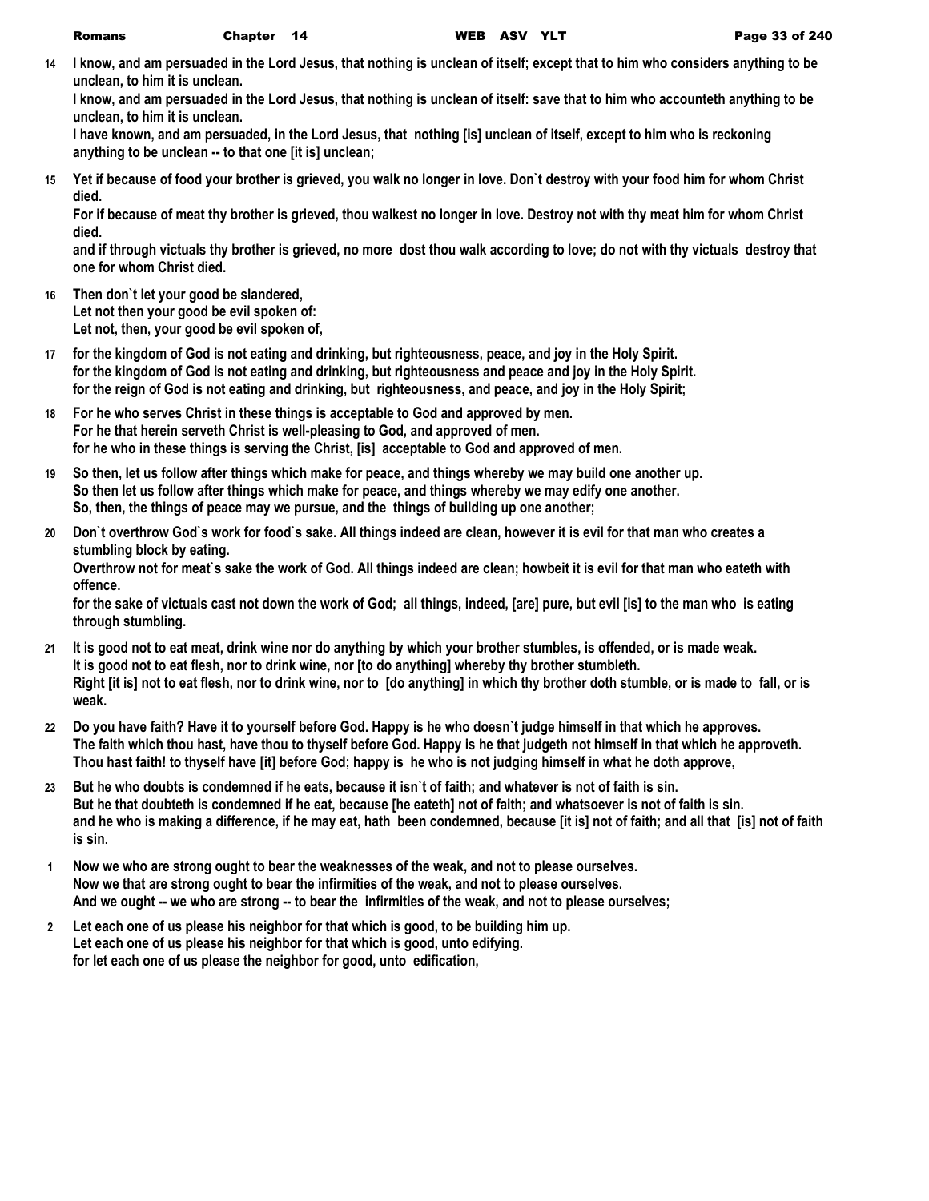**14** I know, and am persuaded in the Lord Jesus, that nothing is unclean of itself; except that to him who considers anything to be unclean, to him it is unclean.
I know, and am persuaded in the Lord Jesus, that nothing is unclean of itself: save that to him who accounteth anything to be unclean, to him it is unclean.
I have known, and am persuaded, in the Lord Jesus, that nothing [is] unclean of itself, except to him who is reckoning anything to be unclean -- to that one [it is] unclean;

**15** Yet if because of food your brother is grieved, you walk no longer in love. Don`t destroy with your food him for whom Christ died.
For if because of meat thy brother is grieved, thou walkest no longer in love. Destroy not with thy meat him for whom Christ died.
and if through victuals thy brother is grieved, no more dost thou walk according to love; do not with thy victuals destroy that one for whom Christ died.

**16** Then don`t let your good be slandered,
Let not then your good be evil spoken of:
Let not, then, your good be evil spoken of,

**17** for the kingdom of God is not eating and drinking, but righteousness, peace, and joy in the Holy Spirit.
for the kingdom of God is not eating and drinking, but righteousness and peace and joy in the Holy Spirit.
for the reign of God is not eating and drinking, but righteousness, and peace, and joy in the Holy Spirit;

**18** For he who serves Christ in these things is acceptable to God and approved by men.
For he that herein serveth Christ is well-pleasing to God, and approved of men.
for he who in these things is serving the Christ, [is] acceptable to God and approved of men.

**19** So then, let us follow after things which make for peace, and things whereby we may build one another up.
So then let us follow after things which make for peace, and things whereby we may edify one another.
So, then, the things of peace may we pursue, and the things of building up one another;

**20** Don`t overthrow God`s work for food`s sake. All things indeed are clean, however it is evil for that man who creates a stumbling block by eating.
Overthrow not for meat`s sake the work of God. All things indeed are clean; howbeit it is evil for that man who eateth with offence.
for the sake of victuals cast not down the work of God; all things, indeed, [are] pure, but evil [is] to the man who is eating through stumbling.

**21** It is good not to eat meat, drink wine nor do anything by which your brother stumbles, is offended, or is made weak.
It is good not to eat flesh, nor to drink wine, nor [to do anything] whereby thy brother stumbleth.
Right [it is] not to eat flesh, nor to drink wine, nor to [do anything] in which thy brother doth stumble, or is made to fall, or is weak.

**22** Do you have faith? Have it to yourself before God. Happy is he who doesn`t judge himself in that which he approves.
The faith which thou hast, have thou to thyself before God. Happy is he that judgeth not himself in that which he approveth.
Thou hast faith! to thyself have [it] before God; happy is he who is not judging himself in what he doth approve,

**23** But he who doubts is condemned if he eats, because it isn`t of faith; and whatever is not of faith is sin.
But he that doubteth is condemned if he eat, because [he eateth] not of faith; and whatsoever is not of faith is sin.
and he who is making a difference, if he may eat, hath been condemned, because [it is] not of faith; and all that [is] not of faith is sin.

**1** Now we who are strong ought to bear the weaknesses of the weak, and not to please ourselves.
Now we that are strong ought to bear the infirmities of the weak, and not to please ourselves.
And we ought -- we who are strong -- to bear the infirmities of the weak, and not to please ourselves;

**2** Let each one of us please his neighbor for that which is good, to be building him up.
Let each one of us please his neighbor for that which is good, unto edifying.
for let each one of us please the neighbor for good, unto edification,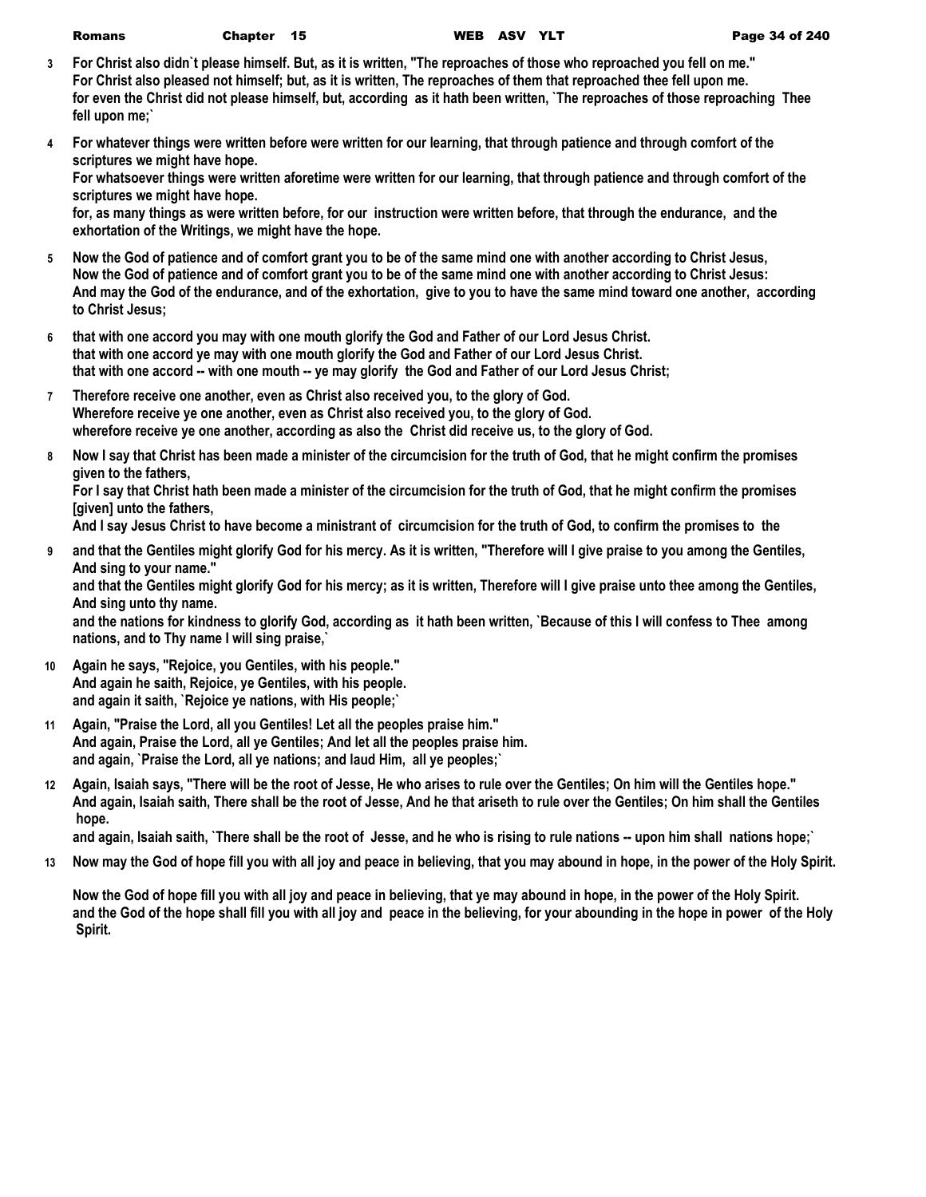**3** **For Christ also didn`t please himself. But, as it is written, "The reproaches of those who reproached you fell on me."**
**For Christ also pleased not himself; but, as it is written, The reproaches of them that reproached thee fell upon me.**
**for even the Christ did not please himself, but, according as it hath been written, `The reproaches of those reproaching Thee fell upon me;`**

**4** **For whatever things were written before were written for our learning, that through patience and through comfort of the scriptures we might have hope.**
**For whatsoever things were written aforetime were written for our learning, that through patience and through comfort of the scriptures we might have hope.**
**for, as many things as were written before, for our instruction were written before, that through the endurance, and the exhortation of the Writings, we might have the hope.**

**5** **Now the God of patience and of comfort grant you to be of the same mind one with another according to Christ Jesus,**
**Now the God of patience and of comfort grant you to be of the same mind one with another according to Christ Jesus:**
**And may the God of the endurance, and of the exhortation, give to you to have the same mind toward one another, according to Christ Jesus;**

**6** **that with one accord you may with one mouth glorify the God and Father of our Lord Jesus Christ.**
**that with one accord ye may with one mouth glorify the God and Father of our Lord Jesus Christ.**
**that with one accord -- with one mouth -- ye may glorify the God and Father of our Lord Jesus Christ;**

**7** **Therefore receive one another, even as Christ also received you, to the glory of God.**
**Wherefore receive ye one another, even as Christ also received you, to the glory of God.**
**wherefore receive ye one another, according as also the Christ did receive us, to the glory of God.**

**8** **Now I say that Christ has been made a minister of the circumcision for the truth of God, that he might confirm the promises given to the fathers,**
**For I say that Christ hath been made a minister of the circumcision for the truth of God, that he might confirm the promises [given] unto the fathers,**
**And I say Jesus Christ to have become a ministrant of circumcision for the truth of God, to confirm the promises to the**

**9** **and that the Gentiles might glorify God for his mercy. As it is written, "Therefore will I give praise to you among the Gentiles, And sing to your name."**
**and that the Gentiles might glorify God for his mercy; as it is written, Therefore will I give praise unto thee among the Gentiles, And sing unto thy name.**
**and the nations for kindness to glorify God, according as it hath been written, `Because of this I will confess to Thee among nations, and to Thy name I will sing praise,`**

**10** **Again he says, "Rejoice, you Gentiles, with his people."**
**And again he saith, Rejoice, ye Gentiles, with his people.**
**and again it saith, `Rejoice ye nations, with His people;`**

**11** **Again, "Praise the Lord, all you Gentiles! Let all the peoples praise him."**
**And again, Praise the Lord, all ye Gentiles; And let all the peoples praise him.**
**and again, `Praise the Lord, all ye nations; and laud Him, all ye peoples;`**

**12** **Again, Isaiah says, "There will be the root of Jesse, He who arises to rule over the Gentiles; On him will the Gentiles hope."**
**And again, Isaiah saith, There shall be the root of Jesse, And he that ariseth to rule over the Gentiles; On him shall the Gentiles hope.**
**and again, Isaiah saith, `There shall be the root of Jesse, and he who is rising to rule nations -- upon him shall nations hope;`**

**13** **Now may the God of hope fill you with all joy and peace in believing, that you may abound in hope, in the power of the Holy Spirit.**
**Now the God of hope fill you with all joy and peace in believing, that ye may abound in hope, in the power of the Holy Spirit.**
**and the God of the hope shall fill you with all joy and peace in the believing, for your abounding in the hope in power of the Holy Spirit.**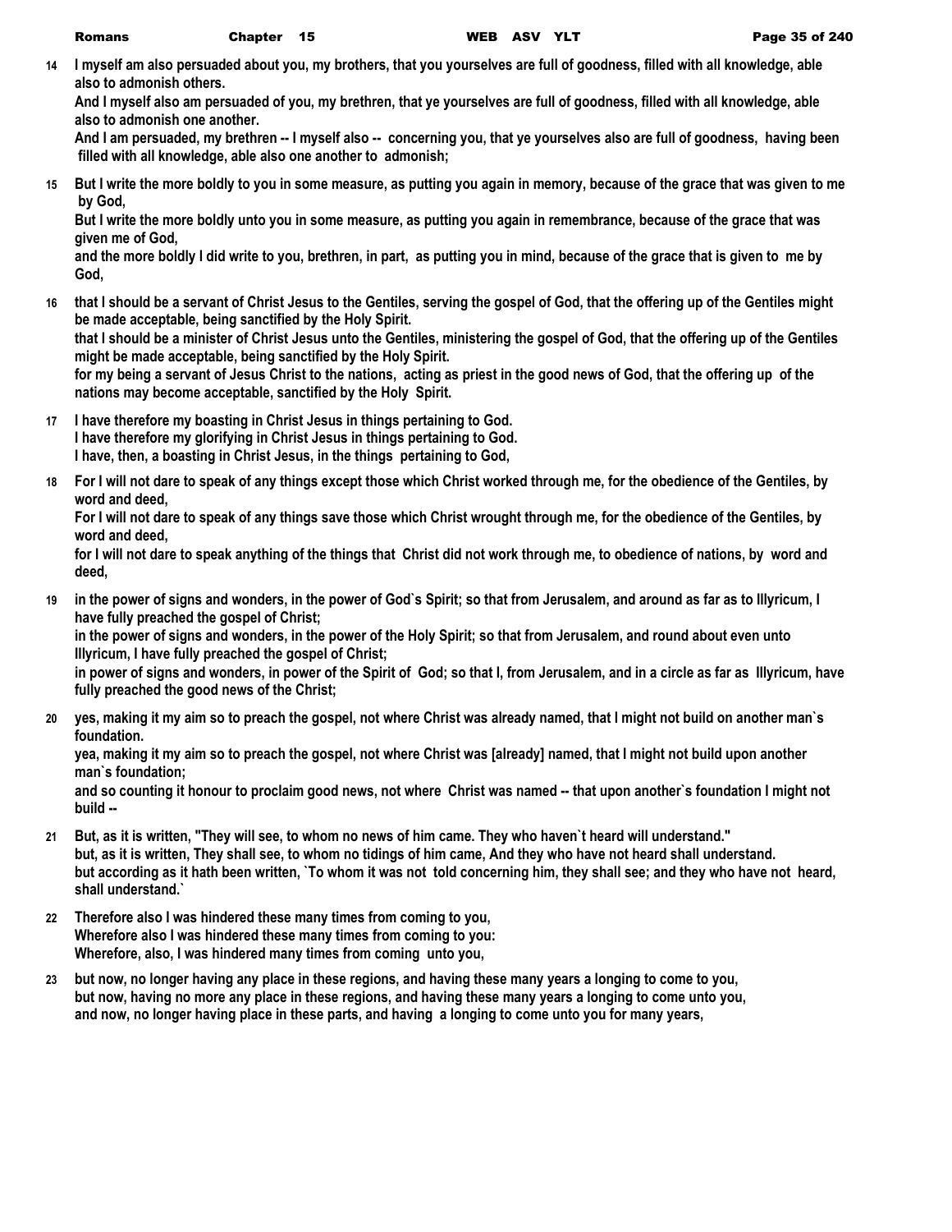**14** **I myself am also persuaded about you, my brothers, that you yourselves are full of goodness, filled with all knowledge, able also to admonish others.**
**And I myself also am persuaded of you, my brethren, that ye yourselves are full of goodness, filled with all knowledge, able also to admonish one another.**
**And I am persuaded, my brethren -- I myself also -- concerning you, that ye yourselves also are full of goodness, having been filled with all knowledge, able also one another to admonish;**

**15** **But I write the more boldly to you in some measure, as putting you again in memory, because of the grace that was given to me by God,**
**But I write the more boldly unto you in some measure, as putting you again in remembrance, because of the grace that was given me of God,**
**and the more boldly I did write to you, brethren, in part, as putting you in mind, because of the grace that is given to me by God,**

**16** **that I should be a servant of Christ Jesus to the Gentiles, serving the gospel of God, that the offering up of the Gentiles might be made acceptable, being sanctified by the Holy Spirit.**
**that I should be a minister of Christ Jesus unto the Gentiles, ministering the gospel of God, that the offering up of the Gentiles might be made acceptable, being sanctified by the Holy Spirit.**
**for my being a servant of Jesus Christ to the nations, acting as priest in the good news of God, that the offering up of the nations may become acceptable, sanctified by the Holy Spirit.**

**17** **I have therefore my boasting in Christ Jesus in things pertaining to God.**
**I have therefore my glorifying in Christ Jesus in things pertaining to God.**
**I have, then, a boasting in Christ Jesus, in the things pertaining to God,**

**18** **For I will not dare to speak of any things except those which Christ worked through me, for the obedience of the Gentiles, by word and deed,**
**For I will not dare to speak of any things save those which Christ wrought through me, for the obedience of the Gentiles, by word and deed,**
**for I will not dare to speak anything of the things that Christ did not work through me, to obedience of nations, by word and deed,**

**19** **in the power of signs and wonders, in the power of God`s Spirit; so that from Jerusalem, and around as far as to Illyricum, I have fully preached the gospel of Christ;**
**in the power of signs and wonders, in the power of the Holy Spirit; so that from Jerusalem, and round about even unto Illyricum, I have fully preached the gospel of Christ;**
**in power of signs and wonders, in power of the Spirit of God; so that I, from Jerusalem, and in a circle as far as Illyricum, have fully preached the good news of the Christ;**

**20** **yes, making it my aim so to preach the gospel, not where Christ was already named, that I might not build on another man`s foundation.**
**yea, making it my aim so to preach the gospel, not where Christ was [already] named, that I might not build upon another man`s foundation;**
**and so counting it honour to proclaim good news, not where Christ was named -- that upon another`s foundation I might not build --**

**21** **But, as it is written, "They will see, to whom no news of him came. They who haven`t heard will understand."**
**but, as it is written, They shall see, to whom no tidings of him came, And they who have not heard shall understand.**
**but according as it hath been written, `To whom it was not told concerning him, they shall see; and they who have not heard, shall understand.`**

**22** **Therefore also I was hindered these many times from coming to you,**
**Wherefore also I was hindered these many times from coming to you:**
**Wherefore, also, I was hindered many times from coming unto you,**

**23** **but now, no longer having any place in these regions, and having these many years a longing to come to you,**
**but now, having no more any place in these regions, and having these many years a longing to come unto you,**
**and now, no longer having place in these parts, and having a longing to come unto you for many years,**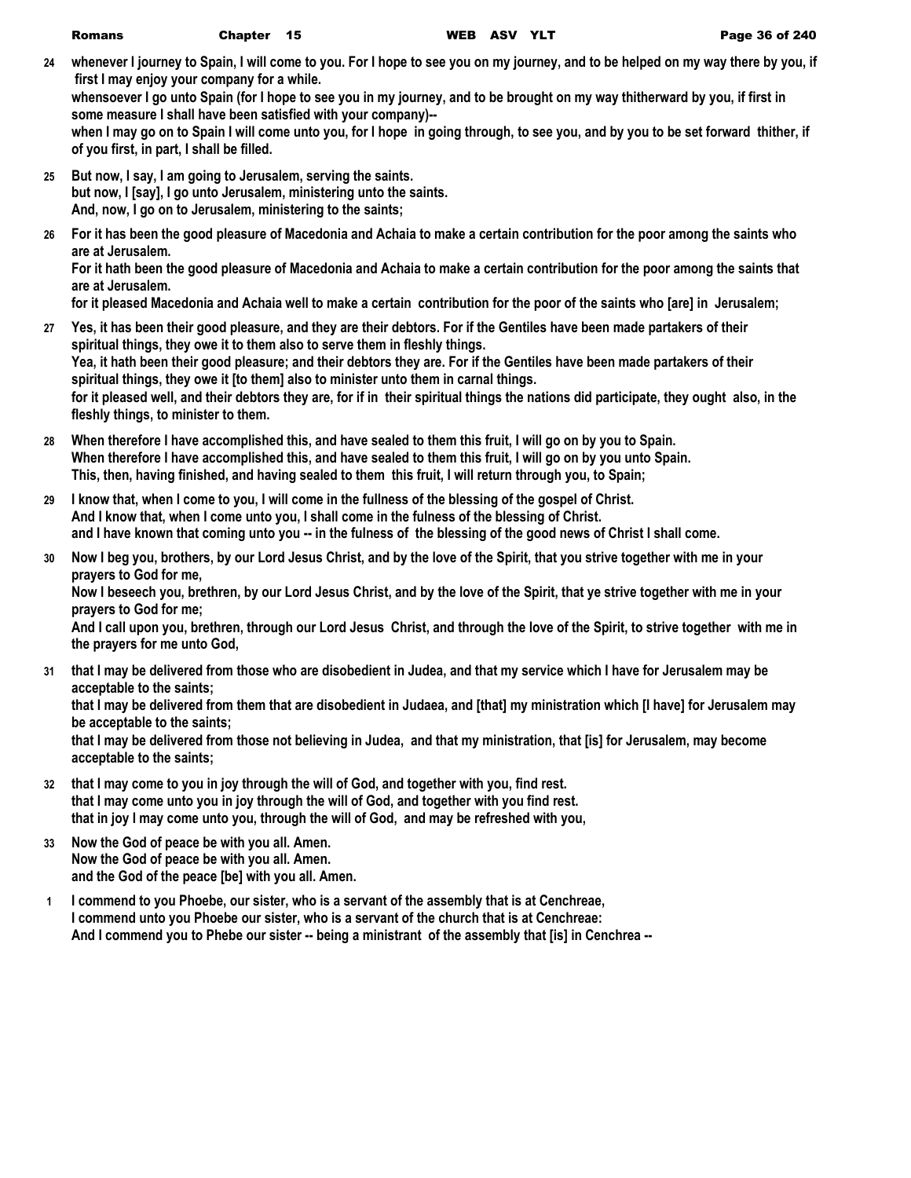**24** **whenever I journey to Spain, I will come to you. For I hope to see you on my journey, and to be helped on my way there by you, if first I may enjoy your company for a while.**
**whensoever I go unto Spain (for I hope to see you in my journey, and to be brought on my way thitherward by you, if first in some measure I shall have been satisfied with your company)--**
**when I may go on to Spain I will come unto you, for I hope in going through, to see you, and by you to be set forward thither, if of you first, in part, I shall be filled.**

**25** **But now, I say, I am going to Jerusalem, serving the saints.**
**but now, I [say], I go unto Jerusalem, ministering unto the saints.**
**And, now, I go on to Jerusalem, ministering to the saints;**

**26** **For it has been the good pleasure of Macedonia and Achaia to make a certain contribution for the poor among the saints who are at Jerusalem.**
**For it hath been the good pleasure of Macedonia and Achaia to make a certain contribution for the poor among the saints that are at Jerusalem.**
**for it pleased Macedonia and Achaia well to make a certain contribution for the poor of the saints who [are] in Jerusalem;**

**27** **Yes, it has been their good pleasure, and they are their debtors. For if the Gentiles have been made partakers of their spiritual things, they owe it to them also to serve them in fleshly things.**
**Yea, it hath been their good pleasure; and their debtors they are. For if the Gentiles have been made partakers of their spiritual things, they owe it [to them] also to minister unto them in carnal things.**
**for it pleased well, and their debtors they are, for if in their spiritual things the nations did participate, they ought also, in the fleshly things, to minister to them.**

**28** **When therefore I have accomplished this, and have sealed to them this fruit, I will go on by you to Spain.**
**When therefore I have accomplished this, and have sealed to them this fruit, I will go on by you unto Spain.**
**This, then, having finished, and having sealed to them this fruit, I will return through you, to Spain;**

**29** **I know that, when I come to you, I will come in the fullness of the blessing of the gospel of Christ.**
**And I know that, when I come unto you, I shall come in the fulness of the blessing of Christ.**
**and I have known that coming unto you -- in the fulness of the blessing of the good news of Christ I shall come.**

**30** **Now I beg you, brothers, by our Lord Jesus Christ, and by the love of the Spirit, that you strive together with me in your prayers to God for me,**
**Now I beseech you, brethren, by our Lord Jesus Christ, and by the love of the Spirit, that ye strive together with me in your prayers to God for me;**
**And I call upon you, brethren, through our Lord Jesus Christ, and through the love of the Spirit, to strive together with me in the prayers for me unto God,**

**31** **that I may be delivered from those who are disobedient in Judea, and that my service which I have for Jerusalem may be acceptable to the saints;**
**that I may be delivered from them that are disobedient in Judaea, and [that] my ministration which [I have] for Jerusalem may be acceptable to the saints;**
**that I may be delivered from those not believing in Judea, and that my ministration, that [is] for Jerusalem, may become acceptable to the saints;**

**32** **that I may come to you in joy through the will of God, and together with you, find rest.**
**that I may come unto you in joy through the will of God, and together with you find rest.**
**that in joy I may come unto you, through the will of God, and may be refreshed with you,**

**33** **Now the God of peace be with you all. Amen.**
**Now the God of peace be with you all. Amen.**
**and the God of the peace [be] with you all. Amen.**

**1** **I commend to you Phoebe, our sister, who is a servant of the assembly that is at Cenchreae,**
**I commend unto you Phoebe our sister, who is a servant of the church that is at Cenchreae:**
**And I commend you to Phebe our sister -- being a ministrant of the assembly that [is] in Cenchrea --**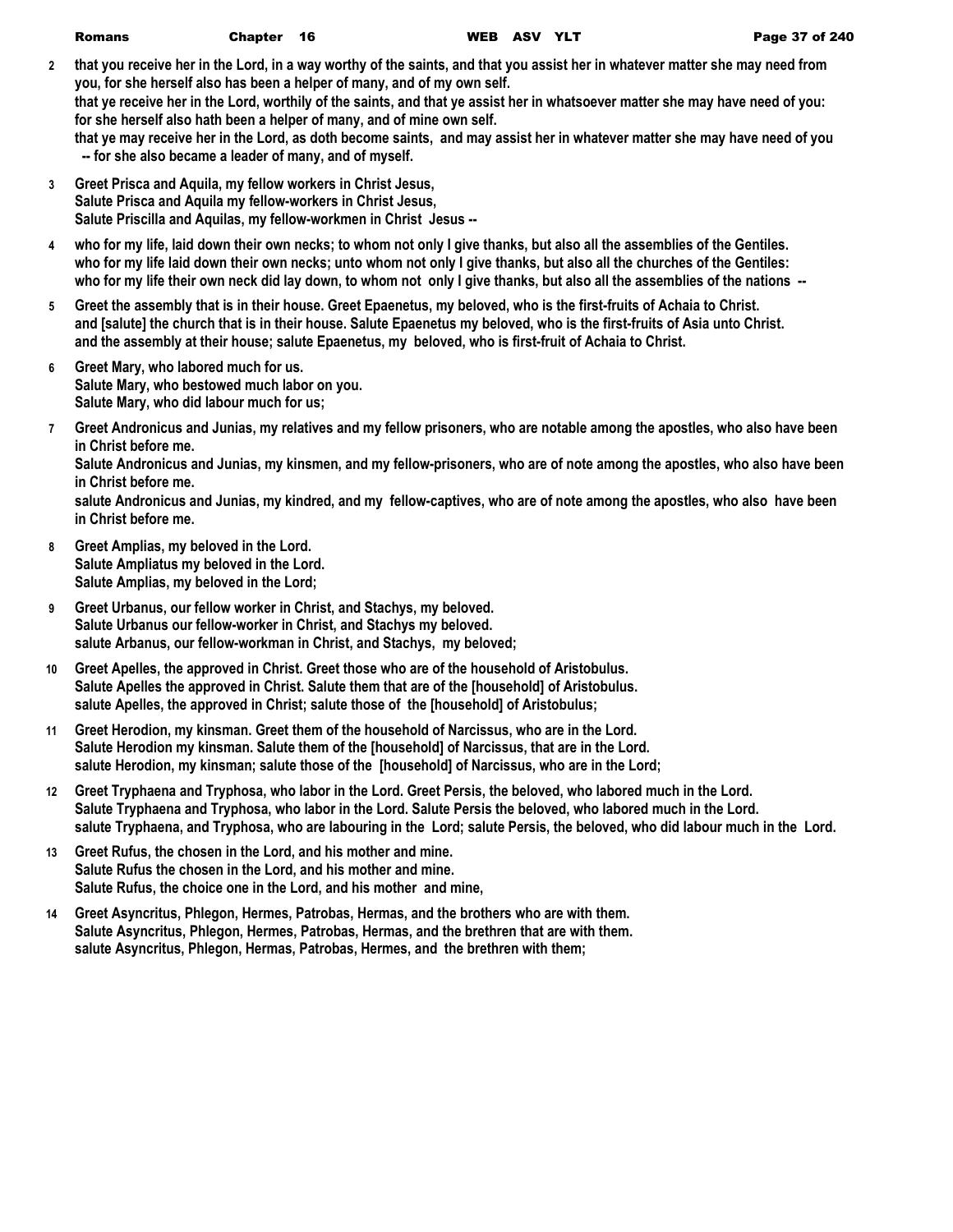**2** **that you receive her in the Lord, in a way worthy of the saints, and that you assist her in whatever matter she may need from you, for she herself also has been a helper of many, and of my own self.**
**that ye receive her in the Lord, worthily of the saints, and that ye assist her in whatsoever matter she may have need of you: for she herself also hath been a helper of many, and of mine own self.**
**that ye may receive her in the Lord, as doth become saints, and may assist her in whatever matter she may have need of you -- for she also became a leader of many, and of myself.**

**3** **Greet Prisca and Aquila, my fellow workers in Christ Jesus,**
**Salute Prisca and Aquila my fellow-workers in Christ Jesus,**
**Salute Priscilla and Aquilas, my fellow-workmen in Christ Jesus --**

**4** **who for my life, laid down their own necks; to whom not only I give thanks, but also all the assemblies of the Gentiles.**
**who for my life laid down their own necks; unto whom not only I give thanks, but also all the churches of the Gentiles:**
**who for my life their own neck did lay down, to whom not only I give thanks, but also all the assemblies of the nations --**

**5** **Greet the assembly that is in their house. Greet Epaenetus, my beloved, who is the first-fruits of Achaia to Christ.**
**and [salute] the church that is in their house. Salute Epaenetus my beloved, who is the first-fruits of Asia unto Christ.**
**and the assembly at their house; salute Epaenetus, my beloved, who is first-fruit of Achaia to Christ.**

**6** **Greet Mary, who labored much for us.**
**Salute Mary, who bestowed much labor on you.**
**Salute Mary, who did labour much for us;**

**7** **Greet Andronicus and Junias, my relatives and my fellow prisoners, who are notable among the apostles, who also have been in Christ before me.**
**Salute Andronicus and Junias, my kinsmen, and my fellow-prisoners, who are of note among the apostles, who also have been in Christ before me.**
**salute Andronicus and Junias, my kindred, and my fellow-captives, who are of note among the apostles, who also have been in Christ before me.**

**8** **Greet Amplias, my beloved in the Lord.**
**Salute Ampliatus my beloved in the Lord.**
**Salute Amplias, my beloved in the Lord;**

**9** **Greet Urbanus, our fellow worker in Christ, and Stachys, my beloved.**
**Salute Urbanus our fellow-worker in Christ, and Stachys my beloved.**
**salute Arbanus, our fellow-workman in Christ, and Stachys, my beloved;**

**10** **Greet Apelles, the approved in Christ. Greet those who are of the household of Aristobulus.**
**Salute Apelles the approved in Christ. Salute them that are of the [household] of Aristobulus.**
**salute Apelles, the approved in Christ; salute those of the [household] of Aristobulus;**

**11** **Greet Herodion, my kinsman. Greet them of the household of Narcissus, who are in the Lord.**
**Salute Herodion my kinsman. Salute them of the [household] of Narcissus, that are in the Lord.**
**salute Herodion, my kinsman; salute those of the [household] of Narcissus, who are in the Lord;**

**12** **Greet Tryphaena and Tryphosa, who labor in the Lord. Greet Persis, the beloved, who labored much in the Lord.**
**Salute Tryphaena and Tryphosa, who labor in the Lord. Salute Persis the beloved, who labored much in the Lord.**
**salute Tryphaena, and Tryphosa, who are labouring in the Lord; salute Persis, the beloved, who did labour much in the Lord.**

**13** **Greet Rufus, the chosen in the Lord, and his mother and mine.**
**Salute Rufus the chosen in the Lord, and his mother and mine.**
**Salute Rufus, the choice one in the Lord, and his mother and mine,**

**14** **Greet Asyncritus, Phlegon, Hermes, Patrobas, Hermas, and the brothers who are with them.**
**Salute Asyncritus, Phlegon, Hermes, Patrobas, Hermas, and the brethren that are with them.**
**salute Asyncritus, Phlegon, Hermas, Patrobas, Hermes, and the brethren with them;**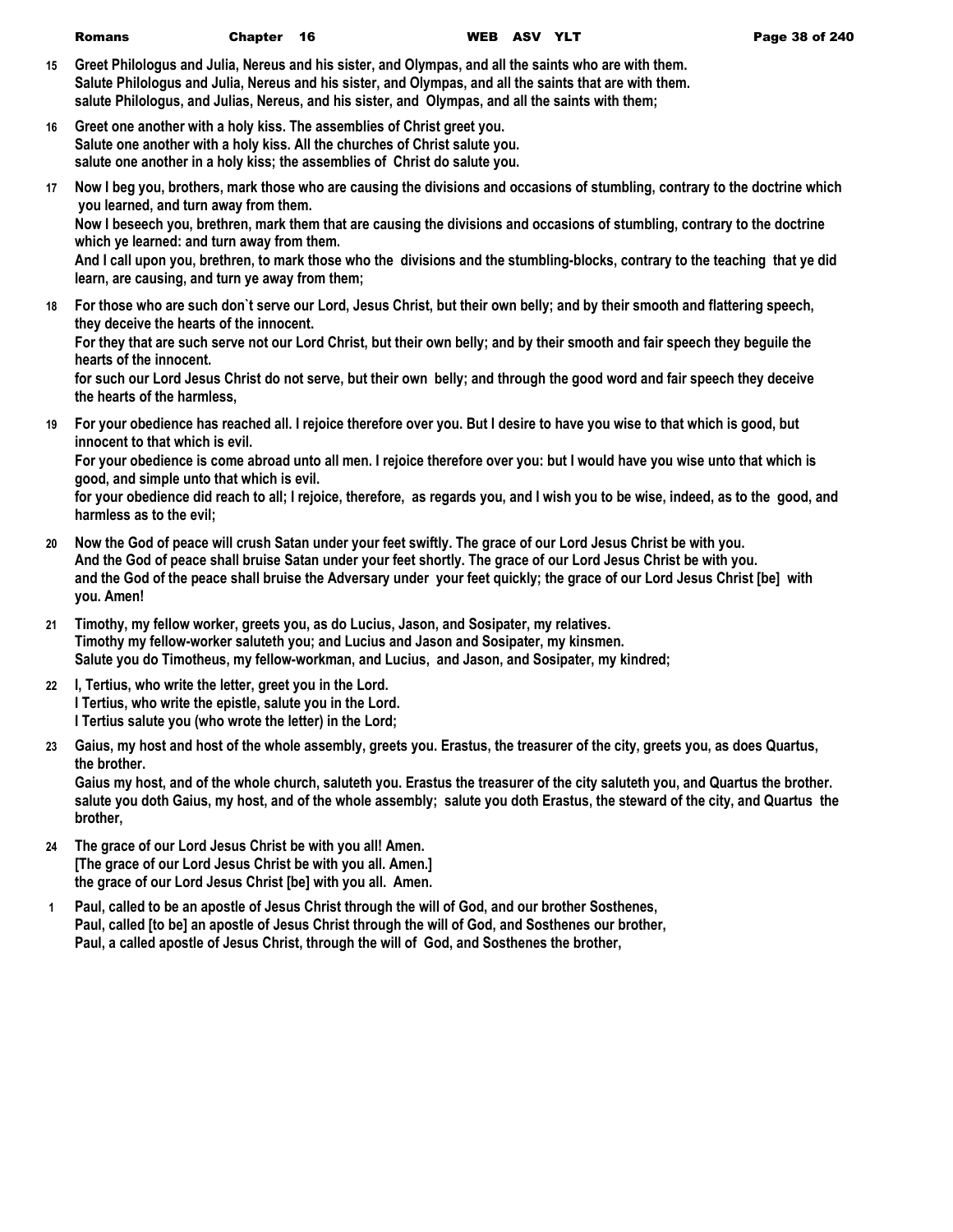15 Greet Philologus and Julia, Nereus and his sister, and Olympas, and all the saints who are with them.
Salute Philologus and Julia, Nereus and his sister, and Olympas, and all the saints that are with them.
salute Philologus, and Julias, Nereus, and his sister, and Olympas, and all the saints with them;

16 Greet one another with a holy kiss. The assemblies of Christ greet you.
Salute one another with a holy kiss. All the churches of Christ salute you.
salute one another in a holy kiss; the assemblies of Christ do salute you.

17 Now I beg you, brothers, mark those who are causing the divisions and occasions of stumbling, contrary to the doctrine which you learned, and turn away from them.
Now I beseech you, brethren, mark them that are causing the divisions and occasions of stumbling, contrary to the doctrine which ye learned: and turn away from them.
And I call upon you, brethren, to mark those who the divisions and the stumbling-blocks, contrary to the teaching that ye did learn, are causing, and turn ye away from them;

18 For those who are such don`t serve our Lord, Jesus Christ, but their own belly; and by their smooth and flattering speech, they deceive the hearts of the innocent.
For they that are such serve not our Lord Christ, but their own belly; and by their smooth and fair speech they beguile the hearts of the innocent.
for such our Lord Jesus Christ do not serve, but their own belly; and through the good word and fair speech they deceive the hearts of the harmless,

19 For your obedience has reached all. I rejoice therefore over you. But I desire to have you wise to that which is good, but innocent to that which is evil.
For your obedience is come abroad unto all men. I rejoice therefore over you: but I would have you wise unto that which is good, and simple unto that which is evil.
for your obedience did reach to all; I rejoice, therefore, as regards you, and I wish you to be wise, indeed, as to the good, and harmless as to the evil;

20 Now the God of peace will crush Satan under your feet swiftly. The grace of our Lord Jesus Christ be with you.
And the God of peace shall bruise Satan under your feet shortly. The grace of our Lord Jesus Christ be with you.
and the God of the peace shall bruise the Adversary under your feet quickly; the grace of our Lord Jesus Christ [be] with you. Amen!

21 Timothy, my fellow worker, greets you, as do Lucius, Jason, and Sosipater, my relatives.
Timothy my fellow-worker saluteth you; and Lucius and Jason and Sosipater, my kinsmen.
Salute you do Timotheus, my fellow-workman, and Lucius, and Jason, and Sosipater, my kindred;

22 I, Tertius, who write the letter, greet you in the Lord.
I Tertius, who write the epistle, salute you in the Lord.
I Tertius salute you (who wrote the letter) in the Lord;

23 Gaius, my host and host of the whole assembly, greets you. Erastus, the treasurer of the city, greets you, as does Quartus, the brother.
Gaius my host, and of the whole church, saluteth you. Erastus the treasurer of the city saluteth you, and Quartus the brother.
salute you doth Gaius, my host, and of the whole assembly; salute you doth Erastus, the steward of the city, and Quartus the brother,

24 The grace of our Lord Jesus Christ be with you all! Amen.
[The grace of our Lord Jesus Christ be with you all. Amen.]
the grace of our Lord Jesus Christ [be] with you all. Amen.

1 Paul, called to be an apostle of Jesus Christ through the will of God, and our brother Sosthenes,
Paul, called [to be] an apostle of Jesus Christ through the will of God, and Sosthenes our brother,
Paul, a called apostle of Jesus Christ, through the will of God, and Sosthenes the brother,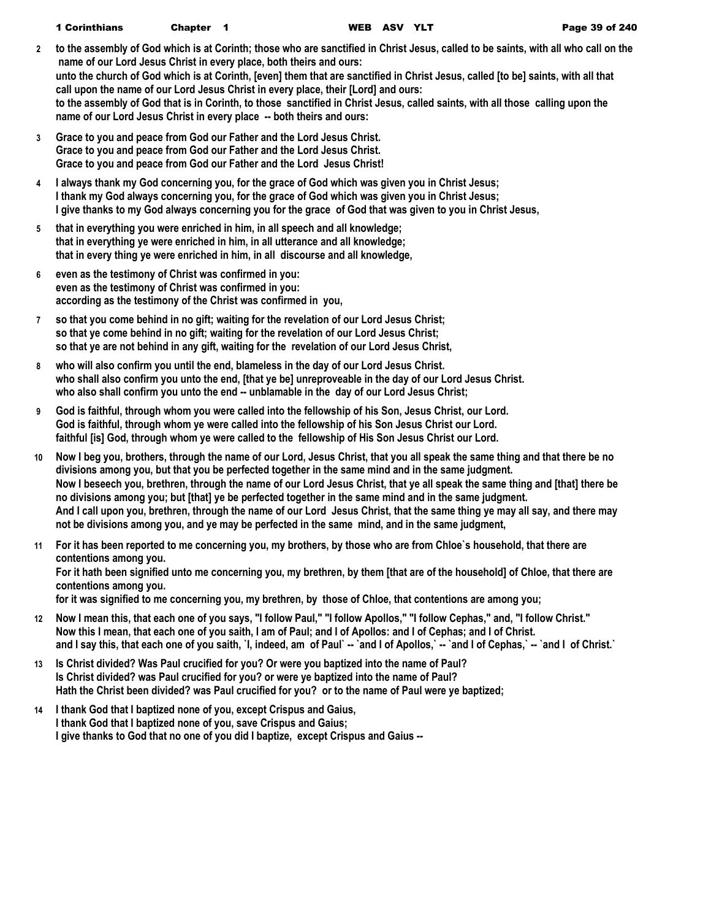**2** to the assembly of God which is at Corinth; those who are sanctified in Christ Jesus, called to be saints, with all who call on the name of our Lord Jesus Christ in every place, both theirs and ours:
unto the church of God which is at Corinth, [even] them that are sanctified in Christ Jesus, called [to be] saints, with all that call upon the name of our Lord Jesus Christ in every place, their [Lord] and ours:
to the assembly of God that is in Corinth, to those sanctified in Christ Jesus, called saints, with all those calling upon the name of our Lord Jesus Christ in every place -- both theirs and ours:

**3** Grace to you and peace from God our Father and the Lord Jesus Christ.
Grace to you and peace from God our Father and the Lord Jesus Christ.
Grace to you and peace from God our Father and the Lord Jesus Christ!

**4** I always thank my God concerning you, for the grace of God which was given you in Christ Jesus;
I thank my God always concerning you, for the grace of God which was given you in Christ Jesus;
I give thanks to my God always concerning you for the grace of God that was given to you in Christ Jesus,

**5** that in everything you were enriched in him, in all speech and all knowledge;
that in everything ye were enriched in him, in all utterance and all knowledge;
that in every thing ye were enriched in him, in all discourse and all knowledge,

**6** even as the testimony of Christ was confirmed in you:
even as the testimony of Christ was confirmed in you:
according as the testimony of the Christ was confirmed in you,

**7** so that you come behind in no gift; waiting for the revelation of our Lord Jesus Christ;
so that ye come behind in no gift; waiting for the revelation of our Lord Jesus Christ;
so that ye are not behind in any gift, waiting for the revelation of our Lord Jesus Christ,

**8** who will also confirm you until the end, blameless in the day of our Lord Jesus Christ.
who shall also confirm you unto the end, [that ye be] unreproveable in the day of our Lord Jesus Christ.
who also shall confirm you unto the end -- unblamable in the day of our Lord Jesus Christ;

**9** God is faithful, through whom you were called into the fellowship of his Son, Jesus Christ, our Lord.
God is faithful, through whom ye were called into the fellowship of his Son Jesus Christ our Lord.
faithful [is] God, through whom ye were called to the fellowship of His Son Jesus Christ our Lord.

**10** Now I beg you, brothers, through the name of our Lord, Jesus Christ, that you all speak the same thing and that there be no divisions among you, but that you be perfected together in the same mind and in the same judgment.
Now I beseech you, brethren, through the name of our Lord Jesus Christ, that ye all speak the same thing and [that] there be no divisions among you; but [that] ye be perfected together in the same mind and in the same judgment.
And I call upon you, brethren, through the name of our Lord Jesus Christ, that the same thing ye may all say, and there may not be divisions among you, and ye may be perfected in the same mind, and in the same judgment,

**11** For it has been reported to me concerning you, my brothers, by those who are from Chloe`s household, that there are contentions among you.
For it hath been signified unto me concerning you, my brethren, by them [that are of the household] of Chloe, that there are contentions among you.
for it was signified to me concerning you, my brethren, by those of Chloe, that contentions are among you;

**12** Now I mean this, that each one of you says, "I follow Paul," "I follow Apollos," "I follow Cephas," and, "I follow Christ."
Now this I mean, that each one of you saith, I am of Paul; and I of Apollos: and I of Cephas; and I of Christ.
and I say this, that each one of you saith, `I, indeed, am of Paul` -- `and I of Apollos,` -- `and I of Cephas,` -- `and I of Christ.`

**13** Is Christ divided? Was Paul crucified for you? Or were you baptized into the name of Paul?
Is Christ divided? was Paul crucified for you? or were ye baptized into the name of Paul?
Hath the Christ been divided? was Paul crucified for you? or to the name of Paul were ye baptized;

**14** I thank God that I baptized none of you, except Crispus and Gaius,
I thank God that I baptized none of you, save Crispus and Gaius;
I give thanks to God that no one of you did I baptize, except Crispus and Gaius --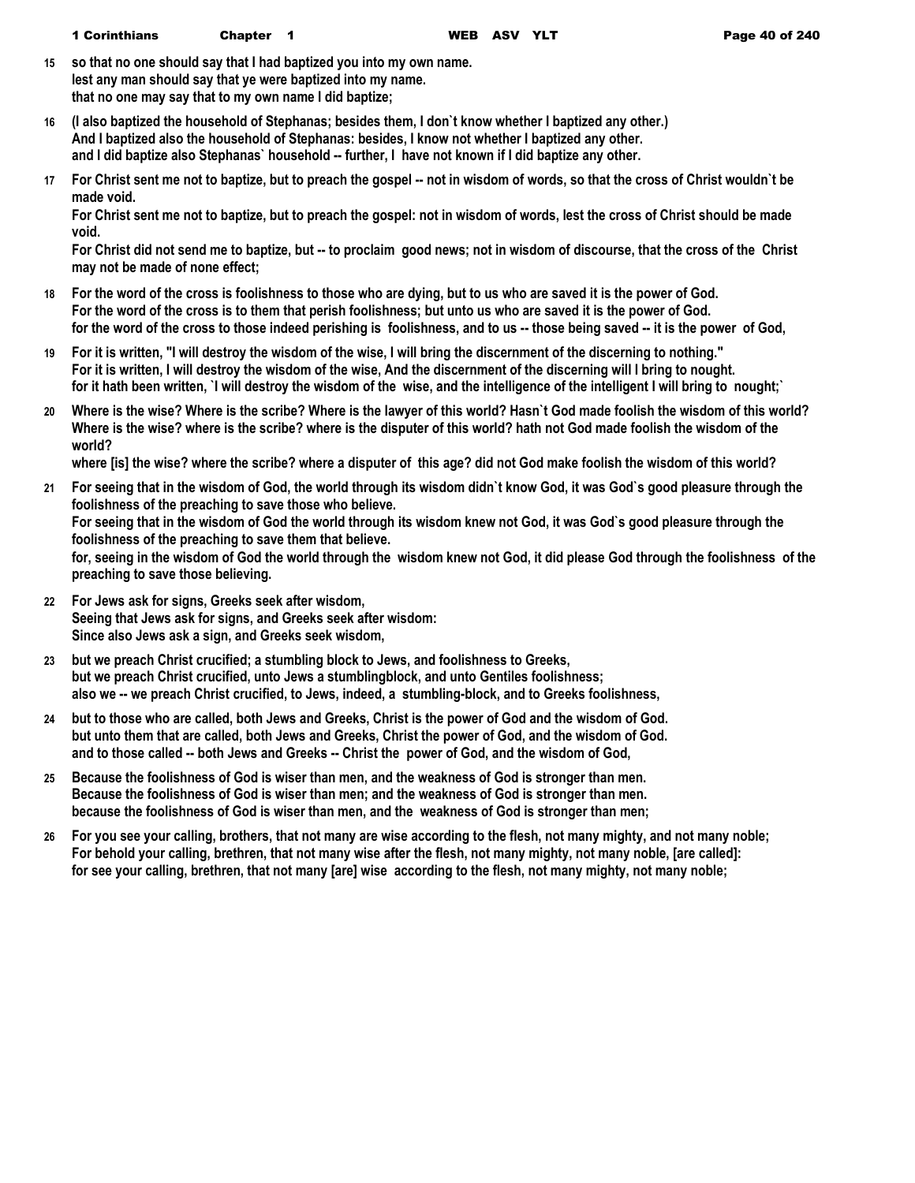15 so that no one should say that I had baptized you into my own name.
lest any man should say that ye were baptized into my name.
that no one may say that to my own name I did baptize;

16 (I also baptized the household of Stephanas; besides them, I don`t know whether I baptized any other.)
And I baptized also the household of Stephanas: besides, I know not whether I baptized any other.
and I did baptize also Stephanas` household -- further, I have not known if I did baptize any other.

17 For Christ sent me not to baptize, but to preach the gospel -- not in wisdom of words, so that the cross of Christ wouldn`t be made void.
For Christ sent me not to baptize, but to preach the gospel: not in wisdom of words, lest the cross of Christ should be made void.
For Christ did not send me to baptize, but -- to proclaim good news; not in wisdom of discourse, that the cross of the Christ may not be made of none effect;

18 For the word of the cross is foolishness to those who are dying, but to us who are saved it is the power of God.
For the word of the cross is to them that perish foolishness; but unto us who are saved it is the power of God.
for the word of the cross to those indeed perishing is foolishness, and to us -- those being saved -- it is the power of God,

19 For it is written, "I will destroy the wisdom of the wise, I will bring the discernment of the discerning to nothing."
For it is written, I will destroy the wisdom of the wise, And the discernment of the discerning will I bring to nought.
for it hath been written, `I will destroy the wisdom of the wise, and the intelligence of the intelligent I will bring to nought;`

20 Where is the wise? Where is the scribe? Where is the lawyer of this world? Hasn`t God made foolish the wisdom of this world?
Where is the wise? where is the scribe? where is the disputer of this world? hath not God made foolish the wisdom of the world?
where [is] the wise? where the scribe? where a disputer of this age? did not God make foolish the wisdom of this world?

21 For seeing that in the wisdom of God, the world through its wisdom didn`t know God, it was God`s good pleasure through the foolishness of the preaching to save those who believe.
For seeing that in the wisdom of God the world through its wisdom knew not God, it was God`s good pleasure through the foolishness of the preaching to save them that believe.
for, seeing in the wisdom of God the world through the wisdom knew not God, it did please God through the foolishness of the preaching to save those believing.

22 For Jews ask for signs, Greeks seek after wisdom,
Seeing that Jews ask for signs, and Greeks seek after wisdom:
Since also Jews ask a sign, and Greeks seek wisdom,

23 but we preach Christ crucified; a stumbling block to Jews, and foolishness to Greeks,
but we preach Christ crucified, unto Jews a stumblingblock, and unto Gentiles foolishness;
also we -- we preach Christ crucified, to Jews, indeed, a stumbling-block, and to Greeks foolishness,

24 but to those who are called, both Jews and Greeks, Christ is the power of God and the wisdom of God.
but unto them that are called, both Jews and Greeks, Christ the power of God, and the wisdom of God.
and to those called -- both Jews and Greeks -- Christ the power of God, and the wisdom of God,

25 Because the foolishness of God is wiser than men, and the weakness of God is stronger than men.
Because the foolishness of God is wiser than men; and the weakness of God is stronger than men.
because the foolishness of God is wiser than men, and the weakness of God is stronger than men;

26 For you see your calling, brothers, that not many are wise according to the flesh, not many mighty, and not many noble;
For behold your calling, brethren, that not many wise after the flesh, not many mighty, not many noble, [are called]:
for see your calling, brethren, that not many [are] wise according to the flesh, not many mighty, not many noble;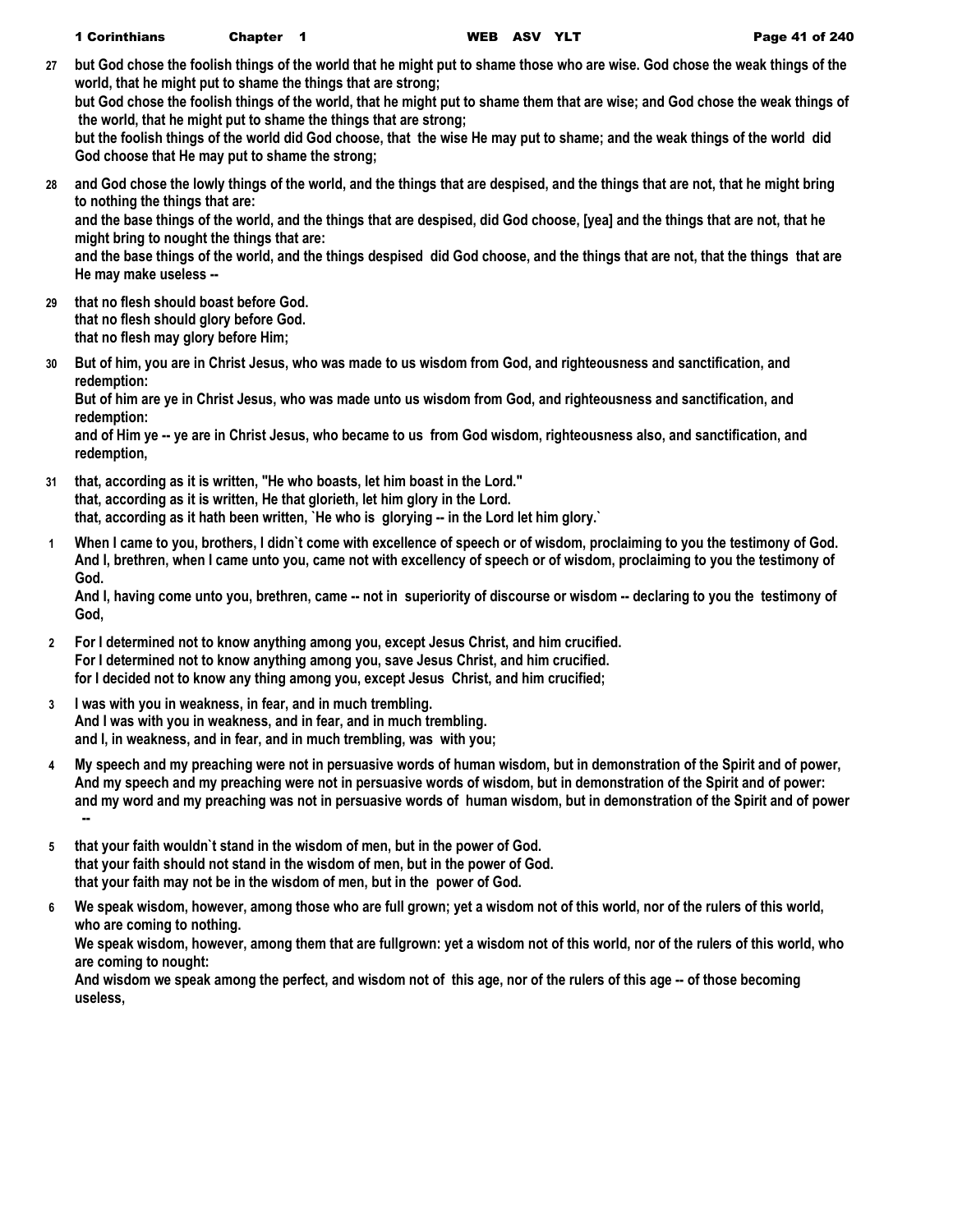27 but God chose the foolish things of the world that he might put to shame those who are wise. God chose the weak things of the world, that he might put to shame the things that are strong;
but God chose the foolish things of the world, that he might put to shame them that are wise; and God chose the weak things of the world, that he might put to shame the things that are strong;
but the foolish things of the world did God choose, that the wise He may put to shame; and the weak things of the world did God choose that He may put to shame the strong;

28 and God chose the lowly things of the world, and the things that are despised, and the things that are not, that he might bring to nothing the things that are:
and the base things of the world, and the things that are despised, did God choose, [yea] and the things that are not, that he might bring to nought the things that are:
and the base things of the world, and the things despised did God choose, and the things that are not, that the things that are He may make useless --

29 that no flesh should boast before God.
that no flesh should glory before God.
that no flesh may glory before Him;

30 But of him, you are in Christ Jesus, who was made to us wisdom from God, and righteousness and sanctification, and redemption:
But of him are ye in Christ Jesus, who was made unto us wisdom from God, and righteousness and sanctification, and redemption:
and of Him ye -- ye are in Christ Jesus, who became to us from God wisdom, righteousness also, and sanctification, and redemption,

31 that, according as it is written, "He who boasts, let him boast in the Lord."
that, according as it is written, He that glorieth, let him glory in the Lord.
that, according as it hath been written, `He who is glorying -- in the Lord let him glory.`

1 When I came to you, brothers, I didn`t come with excellence of speech or of wisdom, proclaiming to you the testimony of God.
And I, brethren, when I came unto you, came not with excellency of speech or of wisdom, proclaiming to you the testimony of God.
And I, having come unto you, brethren, came -- not in superiority of discourse or wisdom -- declaring to you the testimony of God,

2 For I determined not to know anything among you, except Jesus Christ, and him crucified.
For I determined not to know anything among you, save Jesus Christ, and him crucified.
for I decided not to know any thing among you, except Jesus Christ, and him crucified;

3 I was with you in weakness, in fear, and in much trembling.
And I was with you in weakness, and in fear, and in much trembling.
and I, in weakness, and in fear, and in much trembling, was with you;

4 My speech and my preaching were not in persuasive words of human wisdom, but in demonstration of the Spirit and of power,
And my speech and my preaching were not in persuasive words of wisdom, but in demonstration of the Spirit and of power:
and my word and my preaching was not in persuasive words of human wisdom, but in demonstration of the Spirit and of power --

5 that your faith wouldn`t stand in the wisdom of men, but in the power of God.
that your faith should not stand in the wisdom of men, but in the power of God.
that your faith may not be in the wisdom of men, but in the power of God.

6 We speak wisdom, however, among those who are full grown; yet a wisdom not of this world, nor of the rulers of this world, who are coming to nothing.
We speak wisdom, however, among them that are fullgrown: yet a wisdom not of this world, nor of the rulers of this world, who are coming to nought:
And wisdom we speak among the perfect, and wisdom not of this age, nor of the rulers of this age -- of those becoming useless,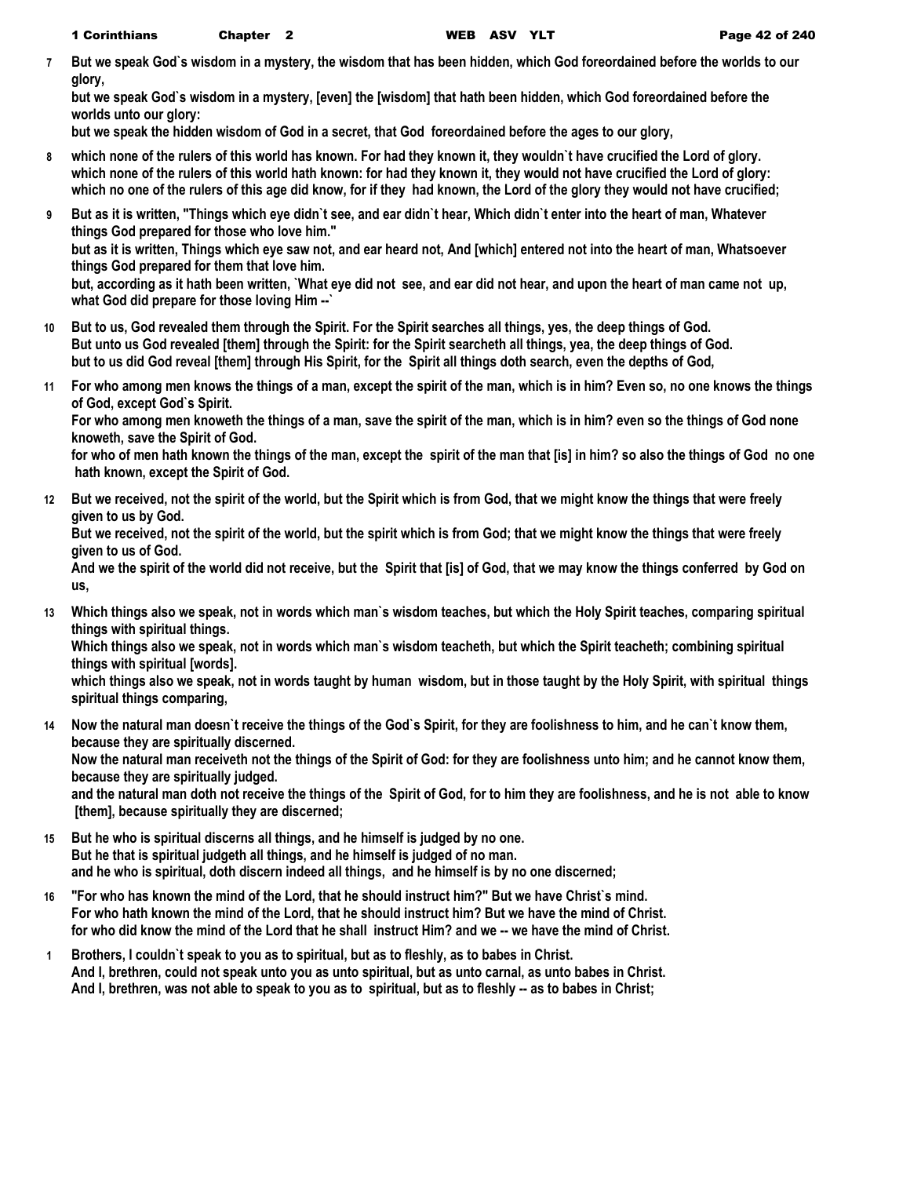7 But we speak God`s wisdom in a mystery, the wisdom that has been hidden, which God foreordained before the worlds to our glory,
but we speak God`s wisdom in a mystery, [even] the [wisdom] that hath been hidden, which God foreordained before the worlds unto our glory:
but we speak the hidden wisdom of God in a secret, that God foreordained before the ages to our glory,

8 which none of the rulers of this world has known. For had they known it, they wouldn`t have crucified the Lord of glory.
which none of the rulers of this world hath known: for had they known it, they would not have crucified the Lord of glory:
which no one of the rulers of this age did know, for if they had known, the Lord of the glory they would not have crucified;

9 But as it is written, "Things which eye didn`t see, and ear didn`t hear, Which didn`t enter into the heart of man, Whatever things God prepared for those who love him."
but as it is written, Things which eye saw not, and ear heard not, And [which] entered not into the heart of man, Whatsoever things God prepared for them that love him.
but, according as it hath been written, `What eye did not see, and ear did not hear, and upon the heart of man came not up, what God did prepare for those loving Him --`

10 But to us, God revealed them through the Spirit. For the Spirit searches all things, yes, the deep things of God.
But unto us God revealed [them] through the Spirit: for the Spirit searcheth all things, yea, the deep things of God.
but to us did God reveal [them] through His Spirit, for the Spirit all things doth search, even the depths of God,

11 For who among men knows the things of a man, except the spirit of the man, which is in him? Even so, no one knows the things of God, except God`s Spirit.
For who among men knoweth the things of a man, save the spirit of the man, which is in him? even so the things of God none knoweth, save the Spirit of God.
for who of men hath known the things of the man, except the spirit of the man that [is] in him? so also the things of God no one hath known, except the Spirit of God.

12 But we received, not the spirit of the world, but the Spirit which is from God, that we might know the things that were freely given to us by God.
But we received, not the spirit of the world, but the spirit which is from God; that we might know the things that were freely given to us of God.
And we the spirit of the world did not receive, but the Spirit that [is] of God, that we may know the things conferred by God on us,

13 Which things also we speak, not in words which man`s wisdom teaches, but which the Holy Spirit teaches, comparing spiritual things with spiritual things.
Which things also we speak, not in words which man`s wisdom teacheth, but which the Spirit teacheth; combining spiritual things with spiritual [words].
which things also we speak, not in words taught by human wisdom, but in those taught by the Holy Spirit, with spiritual things spiritual things comparing,

14 Now the natural man doesn`t receive the things of the God`s Spirit, for they are foolishness to him, and he can`t know them, because they are spiritually discerned.
Now the natural man receiveth not the things of the Spirit of God: for they are foolishness unto him; and he cannot know them, because they are spiritually judged.
and the natural man doth not receive the things of the Spirit of God, for to him they are foolishness, and he is not able to know [them], because spiritually they are discerned;

15 But he who is spiritual discerns all things, and he himself is judged by no one.
But he that is spiritual judgeth all things, and he himself is judged of no man.
and he who is spiritual, doth discern indeed all things, and he himself is by no one discerned;

16 "For who has known the mind of the Lord, that he should instruct him?" But we have Christ`s mind.
For who hath known the mind of the Lord, that he should instruct him? But we have the mind of Christ.
for who did know the mind of the Lord that he shall instruct Him? and we -- we have the mind of Christ.

1 Brothers, I couldn`t speak to you as to spiritual, but as to fleshly, as to babes in Christ.
And I, brethren, could not speak unto you as unto spiritual, but as unto carnal, as unto babes in Christ.
And I, brethren, was not able to speak to you as to spiritual, but as to fleshly -- as to babes in Christ;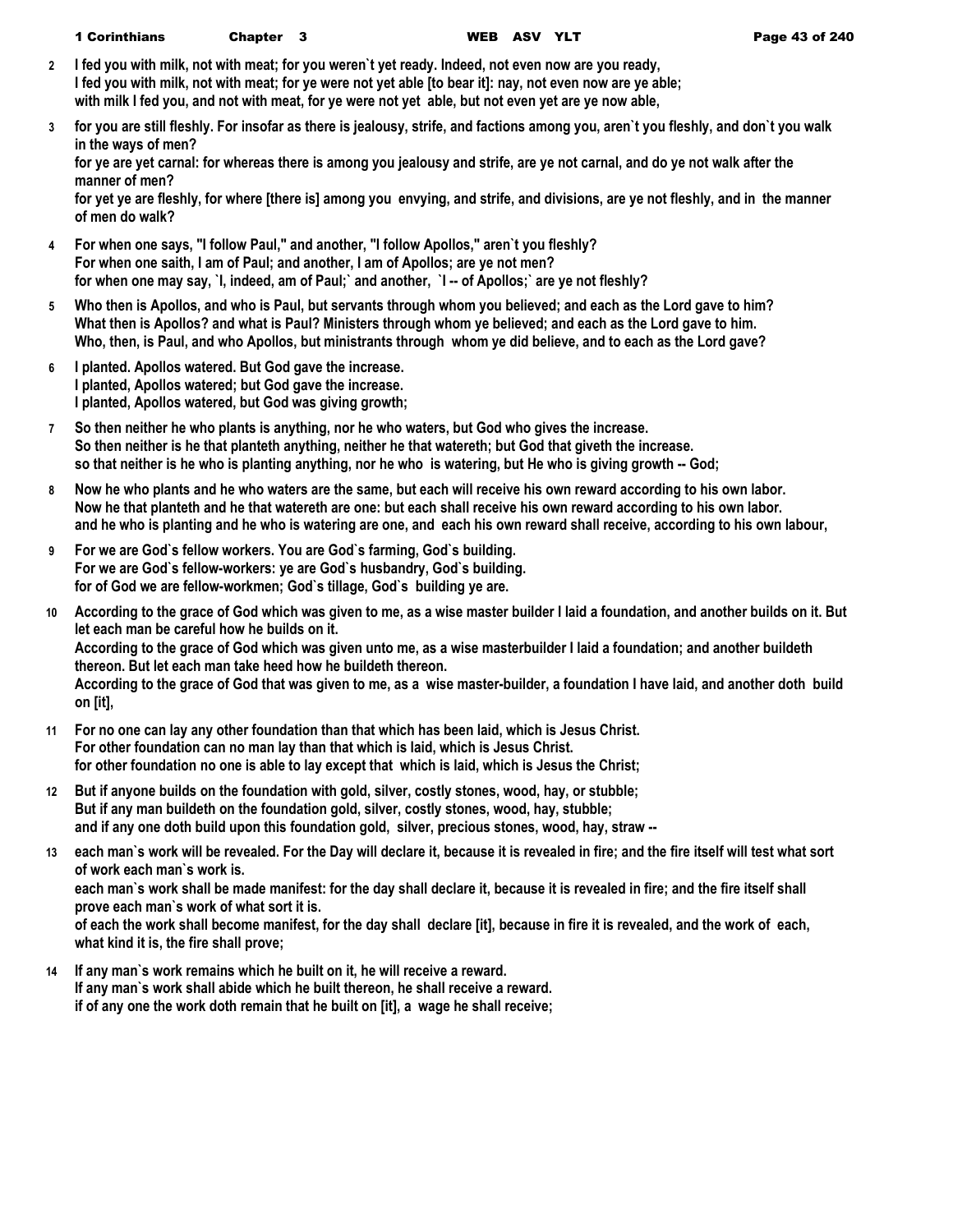**2** I fed you with milk, not with meat; for you weren`t yet ready. Indeed, not even now are you ready,
I fed you with milk, not with meat; for ye were not yet able [to bear it]: nay, not even now are ye able;
with milk I fed you, and not with meat, for ye were not yet able, but not even yet are ye now able,

**3** for you are still fleshly. For insofar as there is jealousy, strife, and factions among you, aren`t you fleshly, and don`t you walk in the ways of men?
for ye are yet carnal: for whereas there is among you jealousy and strife, are ye not carnal, and do ye not walk after the manner of men?
for yet ye are fleshly, for where [there is] among you envying, and strife, and divisions, are ye not fleshly, and in the manner of men do walk?

**4** For when one says, "I follow Paul," and another, "I follow Apollos," aren`t you fleshly?
For when one saith, I am of Paul; and another, I am of Apollos; are ye not men?
for when one may say, `I, indeed, am of Paul;` and another, `I -- of Apollos;` are ye not fleshly?

**5** Who then is Apollos, and who is Paul, but servants through whom you believed; and each as the Lord gave to him?
What then is Apollos? and what is Paul? Ministers through whom ye believed; and each as the Lord gave to him.
Who, then, is Paul, and who Apollos, but ministrants through whom ye did believe, and to each as the Lord gave?

**6** I planted. Apollos watered. But God gave the increase.
I planted, Apollos watered; but God gave the increase.
I planted, Apollos watered, but God was giving growth;

**7** So then neither he who plants is anything, nor he who waters, but God who gives the increase.
So then neither is he that planteth anything, neither he that watereth; but God that giveth the increase.
so that neither is he who is planting anything, nor he who is watering, but He who is giving growth -- God;

**8** Now he who plants and he who waters are the same, but each will receive his own reward according to his own labor.
Now he that planteth and he that watereth are one: but each shall receive his own reward according to his own labor.
and he who is planting and he who is watering are one, and each his own reward shall receive, according to his own labour,

**9** For we are God`s fellow workers. You are God`s farming, God`s building.
For we are God`s fellow-workers: ye are God`s husbandry, God`s building.
for of God we are fellow-workmen; God`s tillage, God`s building ye are.

**10** According to the grace of God which was given to me, as a wise master builder I laid a foundation, and another builds on it. But let each man be careful how he builds on it.
According to the grace of God which was given unto me, as a wise masterbuilder I laid a foundation; and another buildeth thereon. But let each man take heed how he buildeth thereon.
According to the grace of God that was given to me, as a wise master-builder, a foundation I have laid, and another doth build on [it],

**11** For no one can lay any other foundation than that which has been laid, which is Jesus Christ.
For other foundation can no man lay than that which is laid, which is Jesus Christ.
for other foundation no one is able to lay except that which is laid, which is Jesus the Christ;

**12** But if anyone builds on the foundation with gold, silver, costly stones, wood, hay, or stubble;
But if any man buildeth on the foundation gold, silver, costly stones, wood, hay, stubble;
and if any one doth build upon this foundation gold, silver, precious stones, wood, hay, straw --

**13** each man`s work will be revealed. For the Day will declare it, because it is revealed in fire; and the fire itself will test what sort of work each man`s work is.
each man`s work shall be made manifest: for the day shall declare it, because it is revealed in fire; and the fire itself shall prove each man`s work of what sort it is.
of each the work shall become manifest, for the day shall declare [it], because in fire it is revealed, and the work of each, what kind it is, the fire shall prove;

**14** If any man`s work remains which he built on it, he will receive a reward.
If any man`s work shall abide which he built thereon, he shall receive a reward.
if of any one the work doth remain that he built on [it], a wage he shall receive;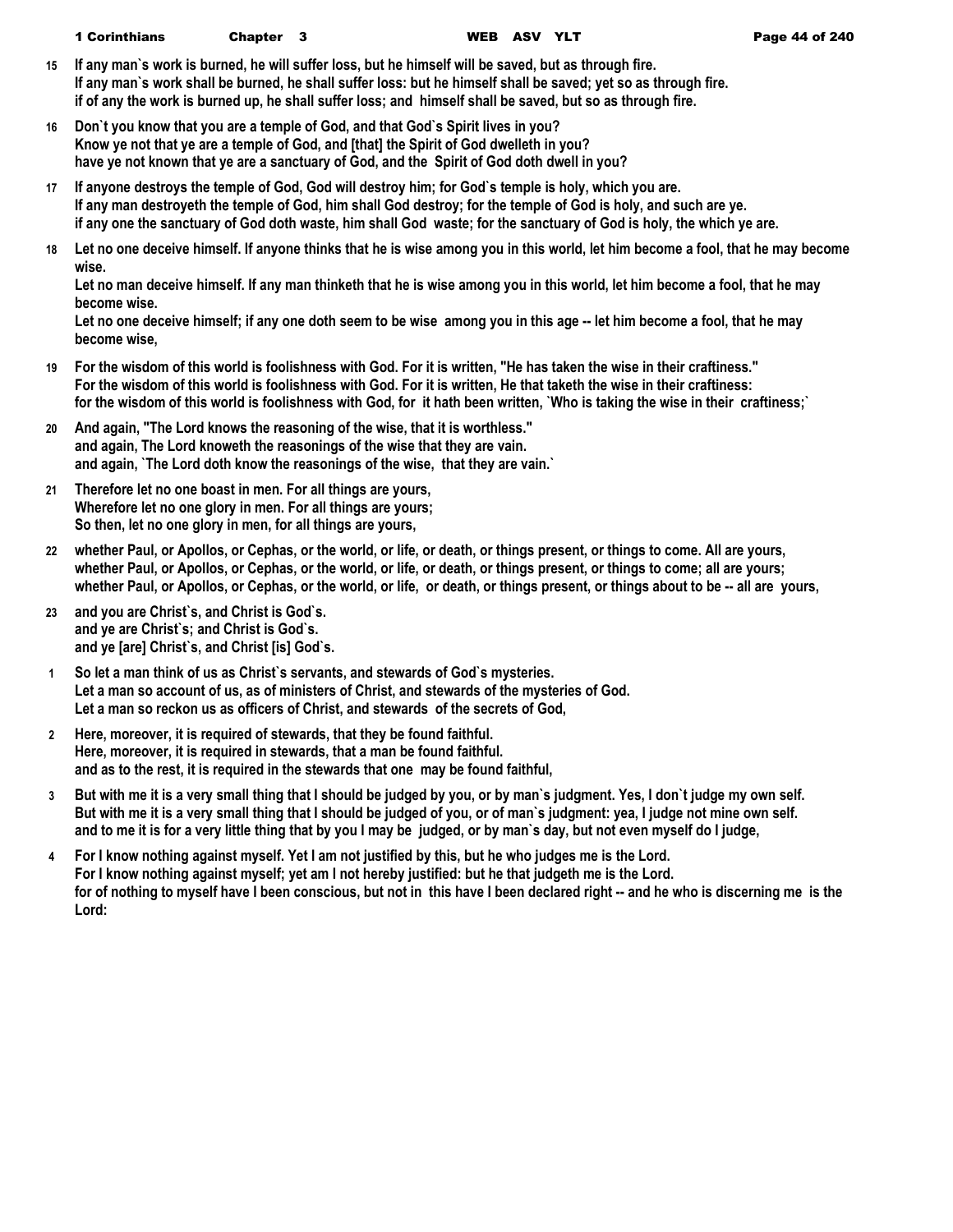**15** If any man`s work is burned, he will suffer loss, but he himself will be saved, but as through fire.
If any man`s work shall be burned, he shall suffer loss: but he himself shall be saved; yet so as through fire.
if of any the work is burned up, he shall suffer loss; and himself shall be saved, but so as through fire.

**16** Don`t you know that you are a temple of God, and that God`s Spirit lives in you?
Know ye not that ye are a temple of God, and [that] the Spirit of God dwelleth in you?
have ye not known that ye are a sanctuary of God, and the Spirit of God doth dwell in you?

**17** If anyone destroys the temple of God, God will destroy him; for God`s temple is holy, which you are.
If any man destroyeth the temple of God, him shall God destroy; for the temple of God is holy, and such are ye.
if any one the sanctuary of God doth waste, him shall God waste; for the sanctuary of God is holy, the which ye are.

**18** Let no one deceive himself. If anyone thinks that he is wise among you in this world, let him become a fool, that he may become wise.
Let no man deceive himself. If any man thinketh that he is wise among you in this world, let him become a fool, that he may become wise.
Let no one deceive himself; if any one doth seem to be wise among you in this age -- let him become a fool, that he may become wise,

**19** For the wisdom of this world is foolishness with God. For it is written, "He has taken the wise in their craftiness."
For the wisdom of this world is foolishness with God. For it is written, He that taketh the wise in their craftiness:
for the wisdom of this world is foolishness with God, for it hath been written, `Who is taking the wise in their craftiness;`

**20** And again, "The Lord knows the reasoning of the wise, that it is worthless."
and again, The Lord knoweth the reasonings of the wise that they are vain.
and again, `The Lord doth know the reasonings of the wise, that they are vain.`

**21** Therefore let no one boast in men. For all things are yours,
Wherefore let no one glory in men. For all things are yours;
So then, let no one glory in men, for all things are yours,

**22** whether Paul, or Apollos, or Cephas, or the world, or life, or death, or things present, or things to come. All are yours,
whether Paul, or Apollos, or Cephas, or the world, or life, or death, or things present, or things to come; all are yours;
whether Paul, or Apollos, or Cephas, or the world, or life, or death, or things present, or things about to be -- all are yours,

**23** and you are Christ`s, and Christ is God`s.
and ye are Christ`s; and Christ is God`s.
and ye [are] Christ`s, and Christ [is] God`s.

**1** So let a man think of us as Christ`s servants, and stewards of God`s mysteries.
Let a man so account of us, as of ministers of Christ, and stewards of the mysteries of God.
Let a man so reckon us as officers of Christ, and stewards of the secrets of God,

**2** Here, moreover, it is required of stewards, that they be found faithful.
Here, moreover, it is required in stewards, that a man be found faithful.
and as to the rest, it is required in the stewards that one may be found faithful,

**3** But with me it is a very small thing that I should be judged by you, or by man`s judgment. Yes, I don`t judge my own self.
But with me it is a very small thing that I should be judged of you, or of man`s judgment: yea, I judge not mine own self.
and to me it is for a very little thing that by you I may be judged, or by man`s day, but not even myself do I judge,

**4** For I know nothing against myself. Yet I am not justified by this, but he who judges me is the Lord.
For I know nothing against myself; yet am I not hereby justified: but he that judgeth me is the Lord.
for of nothing to myself have I been conscious, but not in this have I been declared right -- and he who is discerning me is the Lord: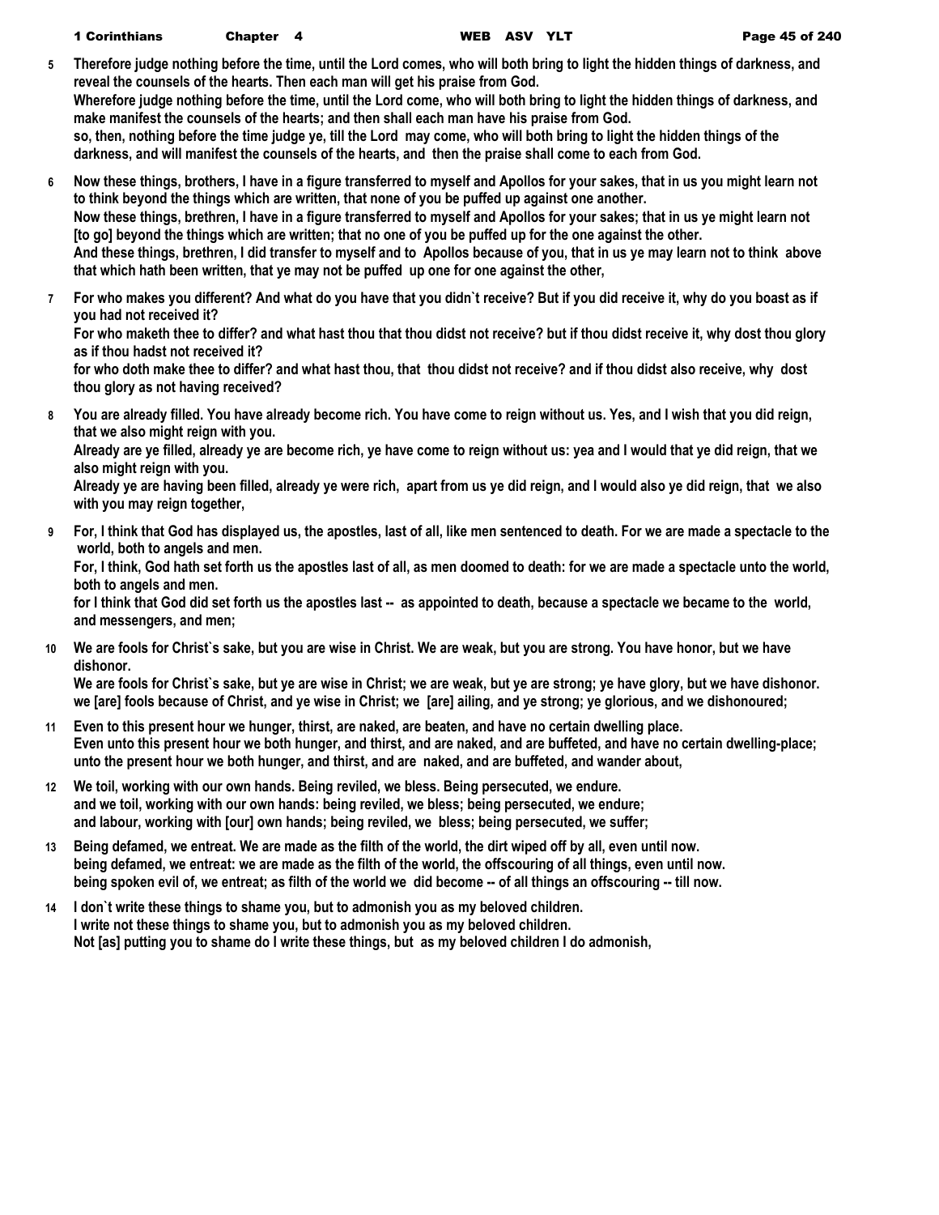**5** **Therefore judge nothing before the time, until the Lord comes, who will both bring to light the hidden things of darkness, and reveal the counsels of the hearts. Then each man will get his praise from God.**
**Wherefore judge nothing before the time, until the Lord come, who will both bring to light the hidden things of darkness, and make manifest the counsels of the hearts; and then shall each man have his praise from God.**
**so, then, nothing before the time judge ye, till the Lord may come, who will both bring to light the hidden things of the darkness, and will manifest the counsels of the hearts, and then the praise shall come to each from God.**

**6** **Now these things, brothers, I have in a figure transferred to myself and Apollos for your sakes, that in us you might learn not to think beyond the things which are written, that none of you be puffed up against one another.**
**Now these things, brethren, I have in a figure transferred to myself and Apollos for your sakes; that in us ye might learn not [to go] beyond the things which are written; that no one of you be puffed up for the one against the other.**
**And these things, brethren, I did transfer to myself and to Apollos because of you, that in us ye may learn not to think above that which hath been written, that ye may not be puffed up one for one against the other,**

**7** **For who makes you different? And what do you have that you didn`t receive? But if you did receive it, why do you boast as if you had not received it?**
**For who maketh thee to differ? and what hast thou that thou didst not receive? but if thou didst receive it, why dost thou glory as if thou hadst not received it?**
**for who doth make thee to differ? and what hast thou, that thou didst not receive? and if thou didst also receive, why dost thou glory as not having received?**

**8** **You are already filled. You have already become rich. You have come to reign without us. Yes, and I wish that you did reign, that we also might reign with you.**
**Already are ye filled, already ye are become rich, ye have come to reign without us: yea and I would that ye did reign, that we also might reign with you.**
**Already ye are having been filled, already ye were rich, apart from us ye did reign, and I would also ye did reign, that we also with you may reign together,**

**9** **For, I think that God has displayed us, the apostles, last of all, like men sentenced to death. For we are made a spectacle to the world, both to angels and men.**
**For, I think, God hath set forth us the apostles last of all, as men doomed to death: for we are made a spectacle unto the world, both to angels and men.**
**for I think that God did set forth us the apostles last -- as appointed to death, because a spectacle we became to the world, and messengers, and men;**

**10** **We are fools for Christ`s sake, but you are wise in Christ. We are weak, but you are strong. You have honor, but we have dishonor.**
**We are fools for Christ`s sake, but ye are wise in Christ; we are weak, but ye are strong; ye have glory, but we have dishonor.**
**we [are] fools because of Christ, and ye wise in Christ; we [are] ailing, and ye strong; ye glorious, and we dishonoured;**

**11** **Even to this present hour we hunger, thirst, are naked, are beaten, and have no certain dwelling place.**
**Even unto this present hour we both hunger, and thirst, and are naked, and are buffeted, and have no certain dwelling-place;**
**unto the present hour we both hunger, and thirst, and are naked, and are buffeted, and wander about,**

**12** **We toil, working with our own hands. Being reviled, we bless. Being persecuted, we endure.**
**and we toil, working with our own hands: being reviled, we bless; being persecuted, we endure;**
**and labour, working with [our] own hands; being reviled, we bless; being persecuted, we suffer;**

**13** **Being defamed, we entreat. We are made as the filth of the world, the dirt wiped off by all, even until now.**
**being defamed, we entreat: we are made as the filth of the world, the offscouring of all things, even until now.**
**being spoken evil of, we entreat; as filth of the world we did become -- of all things an offscouring -- till now.**

**14** **I don`t write these things to shame you, but to admonish you as my beloved children.**
**I write not these things to shame you, but to admonish you as my beloved children.**
**Not [as] putting you to shame do I write these things, but as my beloved children I do admonish,**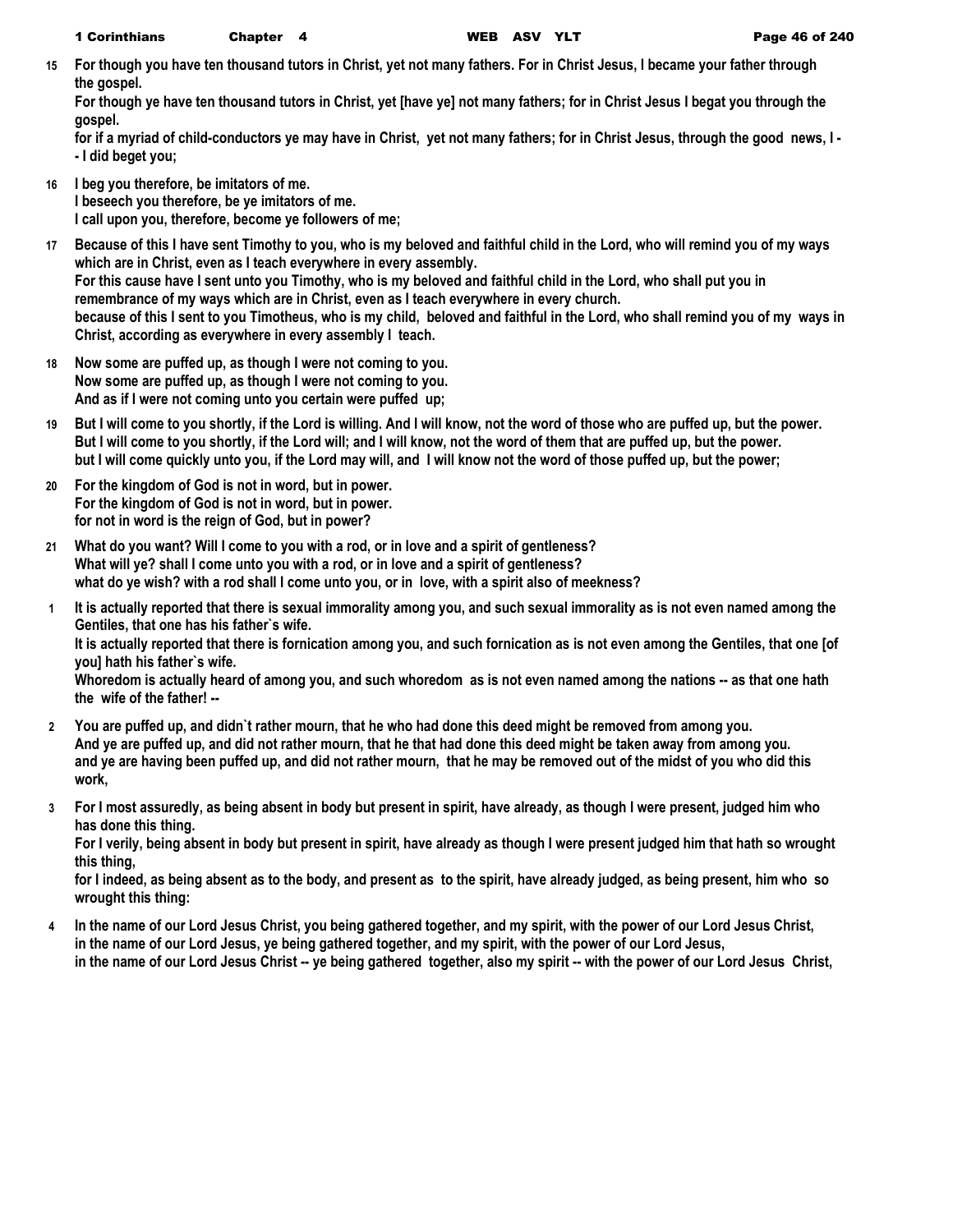**15** **For though you have ten thousand tutors in Christ, yet not many fathers. For in Christ Jesus, I became your father through the gospel.**
**For though ye have ten thousand tutors in Christ, yet [have ye] not many fathers; for in Christ Jesus I begat you through the gospel.**
**for if a myriad of child-conductors ye may have in Christ, yet not many fathers; for in Christ Jesus, through the good news, I -- I did beget you;**

**16** **I beg you therefore, be imitators of me.**
**I beseech you therefore, be ye imitators of me.**
**I call upon you, therefore, become ye followers of me;**

**17** **Because of this I have sent Timothy to you, who is my beloved and faithful child in the Lord, who will remind you of my ways which are in Christ, even as I teach everywhere in every assembly.**
**For this cause have I sent unto you Timothy, who is my beloved and faithful child in the Lord, who shall put you in remembrance of my ways which are in Christ, even as I teach everywhere in every church.**
**because of this I sent to you Timotheus, who is my child, beloved and faithful in the Lord, who shall remind you of my ways in Christ, according as everywhere in every assembly I teach.**

**18** **Now some are puffed up, as though I were not coming to you.**
**Now some are puffed up, as though I were not coming to you.**
**And as if I were not coming unto you certain were puffed up;**

**19** **But I will come to you shortly, if the Lord is willing. And I will know, not the word of those who are puffed up, but the power.**
**But I will come to you shortly, if the Lord will; and I will know, not the word of them that are puffed up, but the power.**
**but I will come quickly unto you, if the Lord may will, and I will know not the word of those puffed up, but the power;**

**20** **For the kingdom of God is not in word, but in power.**
**For the kingdom of God is not in word, but in power.**
**for not in word is the reign of God, but in power?**

**21** **What do you want? Will I come to you with a rod, or in love and a spirit of gentleness?**
**What will ye? shall I come unto you with a rod, or in love and a spirit of gentleness?**
**what do ye wish? with a rod shall I come unto you, or in love, with a spirit also of meekness?**

**1** **It is actually reported that there is sexual immorality among you, and such sexual immorality as is not even named among the Gentiles, that one has his father`s wife.**
**It is actually reported that there is fornication among you, and such fornication as is not even among the Gentiles, that one [of you] hath his father`s wife.**
**Whoredom is actually heard of among you, and such whoredom as is not even named among the nations -- as that one hath the wife of the father! --**

**2** **You are puffed up, and didn`t rather mourn, that he who had done this deed might be removed from among you.**
**And ye are puffed up, and did not rather mourn, that he that had done this deed might be taken away from among you.**
**and ye are having been puffed up, and did not rather mourn, that he may be removed out of the midst of you who did this work,**

**3** **For I most assuredly, as being absent in body but present in spirit, have already, as though I were present, judged him who has done this thing.**
**For I verily, being absent in body but present in spirit, have already as though I were present judged him that hath so wrought this thing,**
**for I indeed, as being absent as to the body, and present as to the spirit, have already judged, as being present, him who so wrought this thing:**

**4** **In the name of our Lord Jesus Christ, you being gathered together, and my spirit, with the power of our Lord Jesus Christ,**
**in the name of our Lord Jesus, ye being gathered together, and my spirit, with the power of our Lord Jesus,**
**in the name of our Lord Jesus Christ -- ye being gathered together, also my spirit -- with the power of our Lord Jesus Christ,**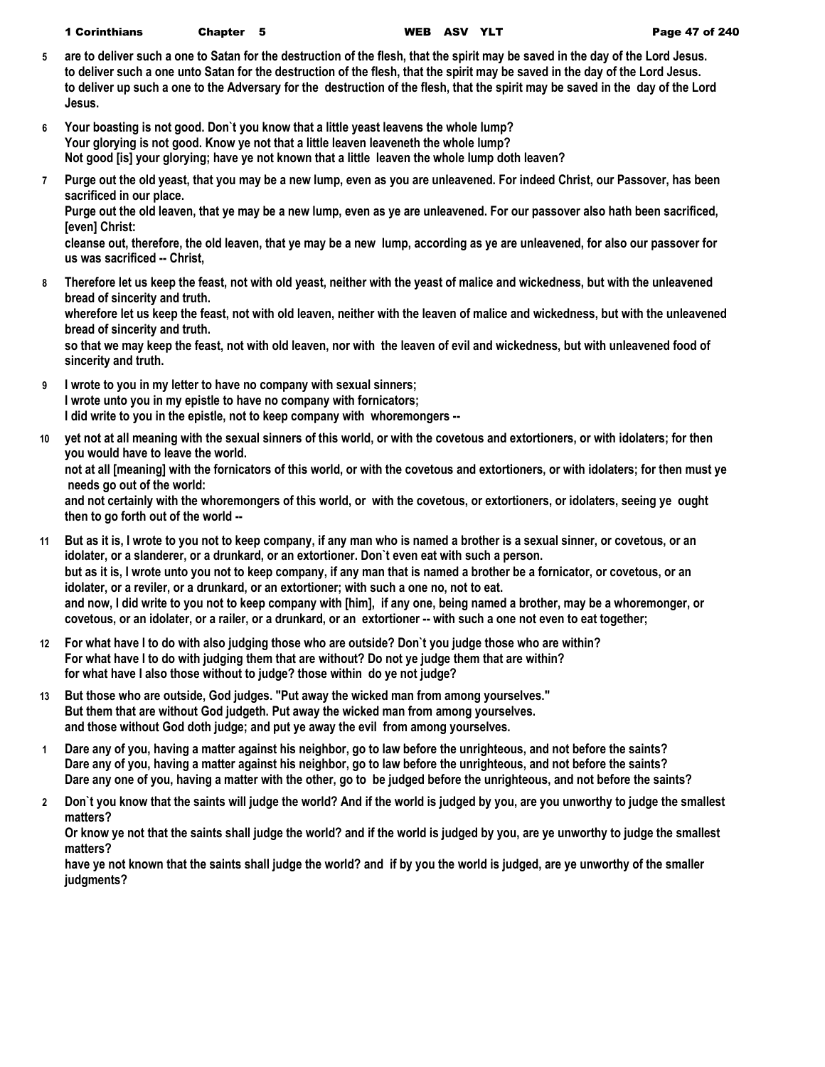**5** are to deliver such a one to Satan for the destruction of the flesh, that the spirit may be saved in the day of the Lord Jesus.
to deliver such a one unto Satan for the destruction of the flesh, that the spirit may be saved in the day of the Lord Jesus.
to deliver up such a one to the Adversary for the destruction of the flesh, that the spirit may be saved in the day of the Lord Jesus.

**6** Your boasting is not good. Don`t you know that a little yeast leavens the whole lump?
Your glorying is not good. Know ye not that a little leaven leaveneth the whole lump?
Not good [is] your glorying; have ye not known that a little leaven the whole lump doth leaven?

**7** Purge out the old yeast, that you may be a new lump, even as you are unleavened. For indeed Christ, our Passover, has been sacrificed in our place.
Purge out the old leaven, that ye may be a new lump, even as ye are unleavened. For our passover also hath been sacrificed, [even] Christ:
cleanse out, therefore, the old leaven, that ye may be a new lump, according as ye are unleavened, for also our passover for us was sacrificed -- Christ,

**8** Therefore let us keep the feast, not with old yeast, neither with the yeast of malice and wickedness, but with the unleavened bread of sincerity and truth.
wherefore let us keep the feast, not with old leaven, neither with the leaven of malice and wickedness, but with the unleavened bread of sincerity and truth.
so that we may keep the feast, not with old leaven, nor with the leaven of evil and wickedness, but with unleavened food of sincerity and truth.

**9** I wrote to you in my letter to have no company with sexual sinners;
I wrote unto you in my epistle to have no company with fornicators;
I did write to you in the epistle, not to keep company with whoremongers --

**10** yet not at all meaning with the sexual sinners of this world, or with the covetous and extortioners, or with idolaters; for then you would have to leave the world.
not at all [meaning] with the fornicators of this world, or with the covetous and extortioners, or with idolaters; for then must ye needs go out of the world:
and not certainly with the whoremongers of this world, or with the covetous, or extortioners, or idolaters, seeing ye ought then to go forth out of the world --

**11** But as it is, I wrote to you not to keep company, if any man who is named a brother is a sexual sinner, or covetous, or an idolater, or a slanderer, or a drunkard, or an extortioner. Don`t even eat with such a person.
but as it is, I wrote unto you not to keep company, if any man that is named a brother be a fornicator, or covetous, or an idolater, or a reviler, or a drunkard, or an extortioner; with such a one no, not to eat.
and now, I did write to you not to keep company with [him], if any one, being named a brother, may be a whoremonger, or covetous, or an idolater, or a railer, or a drunkard, or an extortioner -- with such a one not even to eat together;

**12** For what have I to do with also judging those who are outside? Don`t you judge those who are within?
For what have I to do with judging them that are without? Do not ye judge them that are within?
for what have I also those without to judge? those within do ye not judge?

**13** But those who are outside, God judges. "Put away the wicked man from among yourselves."
But them that are without God judgeth. Put away the wicked man from among yourselves.
and those without God doth judge; and put ye away the evil from among yourselves.

**1** Dare any of you, having a matter against his neighbor, go to law before the unrighteous, and not before the saints?
Dare any of you, having a matter against his neighbor, go to law before the unrighteous, and not before the saints?
Dare any one of you, having a matter with the other, go to be judged before the unrighteous, and not before the saints?

**2** Don`t you know that the saints will judge the world? And if the world is judged by you, are you unworthy to judge the smallest matters?
Or know ye not that the saints shall judge the world? and if the world is judged by you, are ye unworthy to judge the smallest matters?
have ye not known that the saints shall judge the world? and if by you the world is judged, are ye unworthy of the smaller judgments?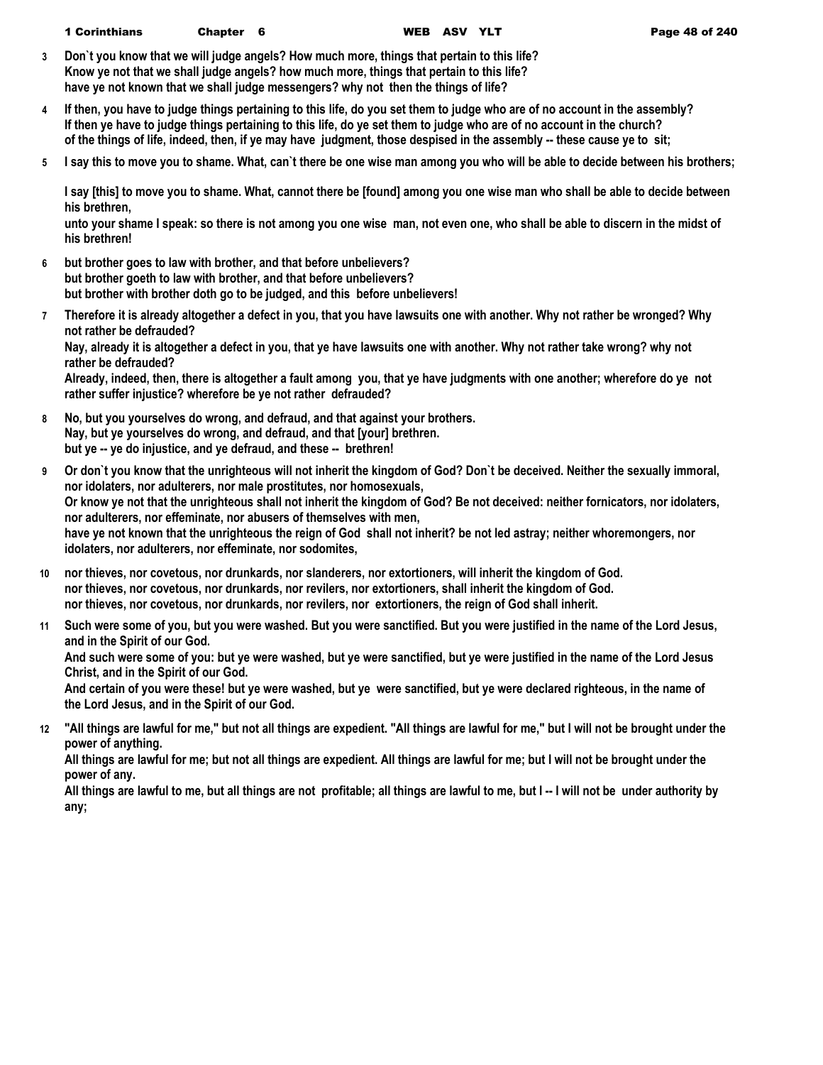**3** Don`t you know that we will judge angels? How much more, things that pertain to this life?
Know ye not that we shall judge angels? how much more, things that pertain to this life?
have ye not known that we shall judge messengers? why not then the things of life?

**4** If then, you have to judge things pertaining to this life, do you set them to judge who are of no account in the assembly?
If then ye have to judge things pertaining to this life, do ye set them to judge who are of no account in the church?
of the things of life, indeed, then, if ye may have judgment, those despised in the assembly -- these cause ye to sit;

**5** I say this to move you to shame. What, can`t there be one wise man among you who will be able to decide between his brothers;

I say [this] to move you to shame. What, cannot there be [found] among you one wise man who shall be able to decide between his brethren,
unto your shame I speak: so there is not among you one wise man, not even one, who shall be able to discern in the midst of his brethren!

**6** but brother goes to law with brother, and that before unbelievers?
but brother goeth to law with brother, and that before unbelievers?
but brother with brother doth go to be judged, and this before unbelievers!

**7** Therefore it is already altogether a defect in you, that you have lawsuits one with another. Why not rather be wronged? Why not rather be defrauded?
Nay, already it is altogether a defect in you, that ye have lawsuits one with another. Why not rather take wrong? why not rather be defrauded?
Already, indeed, then, there is altogether a fault among you, that ye have judgments with one another; wherefore do ye not rather suffer injustice? wherefore be ye not rather defrauded?

**8** No, but you yourselves do wrong, and defraud, and that against your brothers.
Nay, but ye yourselves do wrong, and defraud, and that [your] brethren.
but ye -- ye do injustice, and ye defraud, and these -- brethren!

**9** Or don`t you know that the unrighteous will not inherit the kingdom of God? Don`t be deceived. Neither the sexually immoral, nor idolaters, nor adulterers, nor male prostitutes, nor homosexuals,
Or know ye not that the unrighteous shall not inherit the kingdom of God? Be not deceived: neither fornicators, nor idolaters, nor adulterers, nor effeminate, nor abusers of themselves with men,
have ye not known that the unrighteous the reign of God shall not inherit? be not led astray; neither whoremongers, nor idolaters, nor adulterers, nor effeminate, nor sodomites,

**10** nor thieves, nor covetous, nor drunkards, nor slanderers, nor extortioners, will inherit the kingdom of God.
nor thieves, nor covetous, nor drunkards, nor revilers, nor extortioners, shall inherit the kingdom of God.
nor thieves, nor covetous, nor drunkards, nor revilers, nor extortioners, the reign of God shall inherit.

**11** Such were some of you, but you were washed. But you were sanctified. But you were justified in the name of the Lord Jesus, and in the Spirit of our God.
And such were some of you: but ye were washed, but ye were sanctified, but ye were justified in the name of the Lord Jesus Christ, and in the Spirit of our God.
And certain of you were these! but ye were washed, but ye were sanctified, but ye were declared righteous, in the name of the Lord Jesus, and in the Spirit of our God.

**12** "All things are lawful for me," but not all things are expedient. "All things are lawful for me," but I will not be brought under the power of anything.
All things are lawful for me; but not all things are expedient. All things are lawful for me; but I will not be brought under the power of any.
All things are lawful to me, but all things are not profitable; all things are lawful to me, but I -- I will not be under authority by any;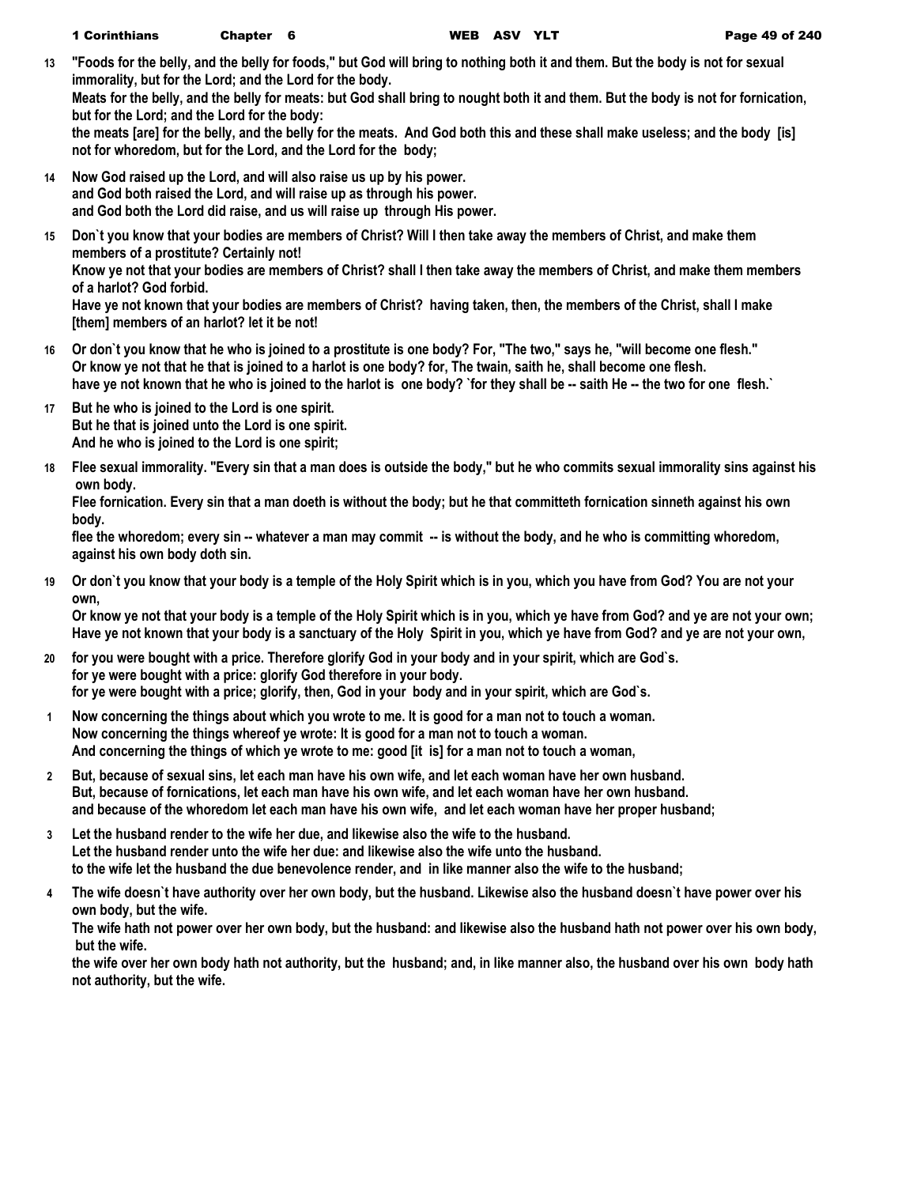13 "Foods for the belly, and the belly for foods," but God will bring to nothing both it and them. But the body is not for sexual immorality, but for the Lord; and the Lord for the body.
Meats for the belly, and the belly for meats: but God shall bring to nought both it and them. But the body is not for fornication, but for the Lord; and the Lord for the body:
the meats [are] for the belly, and the belly for the meats. And God both this and these shall make useless; and the body [is] not for whoredom, but for the Lord, and the Lord for the body;

14 Now God raised up the Lord, and will also raise us up by his power.
and God both raised the Lord, and will raise up as through his power.
and God both the Lord did raise, and us will raise up through His power.

15 Don`t you know that your bodies are members of Christ? Will I then take away the members of Christ, and make them members of a prostitute? Certainly not!
Know ye not that your bodies are members of Christ? shall I then take away the members of Christ, and make them members of a harlot? God forbid.
Have ye not known that your bodies are members of Christ? having taken, then, the members of the Christ, shall I make [them] members of an harlot? let it be not!

16 Or don`t you know that he who is joined to a prostitute is one body? For, "The two," says he, "will become one flesh."
Or know ye not that he that is joined to a harlot is one body? for, The twain, saith he, shall become one flesh.
have ye not known that he who is joined to the harlot is one body? `for they shall be -- saith He -- the two for one flesh.`

17 But he who is joined to the Lord is one spirit.
But he that is joined unto the Lord is one spirit.
And he who is joined to the Lord is one spirit;

18 Flee sexual immorality. "Every sin that a man does is outside the body," but he who commits sexual immorality sins against his own body.
Flee fornication. Every sin that a man doeth is without the body; but he that committeth fornication sinneth against his own body.
flee the whoredom; every sin -- whatever a man may commit -- is without the body, and he who is committing whoredom, against his own body doth sin.

19 Or don`t you know that your body is a temple of the Holy Spirit which is in you, which you have from God? You are not your own,
Or know ye not that your body is a temple of the Holy Spirit which is in you, which ye have from God? and ye are not your own;
Have ye not known that your body is a sanctuary of the Holy Spirit in you, which ye have from God? and ye are not your own,

20 for you were bought with a price. Therefore glorify God in your body and in your spirit, which are God`s.
for ye were bought with a price: glorify God therefore in your body.
for ye were bought with a price; glorify, then, God in your body and in your spirit, which are God`s.

1 Now concerning the things about which you wrote to me. It is good for a man not to touch a woman.
Now concerning the things whereof ye wrote: It is good for a man not to touch a woman.
And concerning the things of which ye wrote to me: good [it is] for a man not to touch a woman,

2 But, because of sexual sins, let each man have his own wife, and let each woman have her own husband.
But, because of fornications, let each man have his own wife, and let each woman have her own husband.
and because of the whoredom let each man have his own wife, and let each woman have her proper husband;

3 Let the husband render to the wife her due, and likewise also the wife to the husband.
Let the husband render unto the wife her due: and likewise also the wife unto the husband.
to the wife let the husband the due benevolence render, and in like manner also the wife to the husband;

4 The wife doesn`t have authority over her own body, but the husband. Likewise also the husband doesn`t have power over his own body, but the wife.
The wife hath not power over her own body, but the husband: and likewise also the husband hath not power over his own body, but the wife.
the wife over her own body hath not authority, but the husband; and, in like manner also, the husband over his own body hath not authority, but the wife.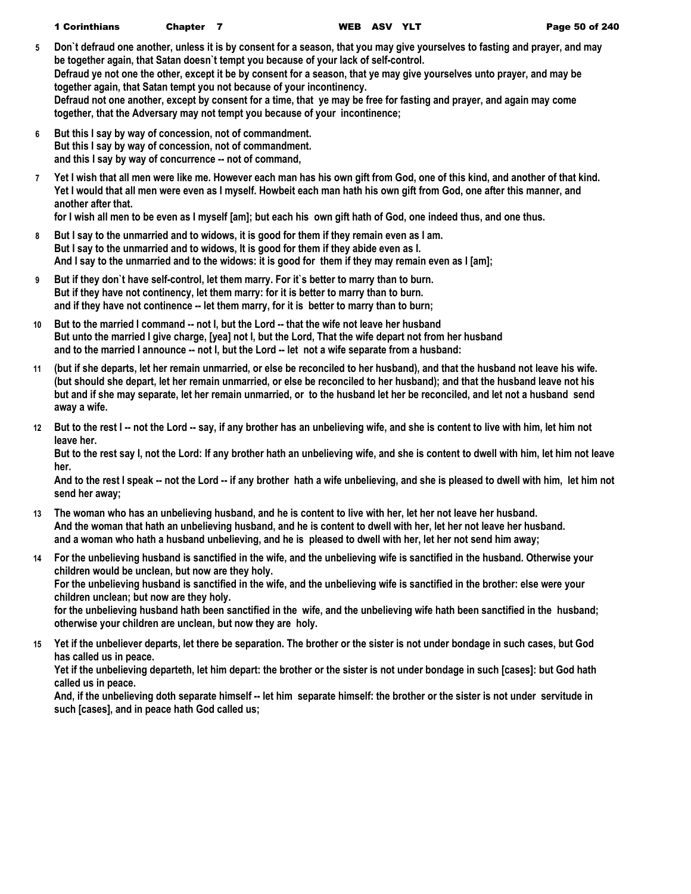**5** **Don`t defraud one another, unless it is by consent for a season, that you may give yourselves to fasting and prayer, and may be together again, that Satan doesn`t tempt you because of your lack of self-control.**
**Defraud ye not one the other, except it be by consent for a season, that ye may give yourselves unto prayer, and may be together again, that Satan tempt you not because of your incontinency.**
**Defraud not one another, except by consent for a time, that ye may be free for fasting and prayer, and again may come together, that the Adversary may not tempt you because of your incontinence;**

**6** **But this I say by way of concession, not of commandment.**
**But this I say by way of concession, not of commandment.**
**and this I say by way of concurrence -- not of command,**

**7** **Yet I wish that all men were like me. However each man has his own gift from God, one of this kind, and another of that kind.**
**Yet I would that all men were even as I myself. Howbeit each man hath his own gift from God, one after this manner, and another after that.**
**for I wish all men to be even as I myself [am]; but each his own gift hath of God, one indeed thus, and one thus.**

**8** **But I say to the unmarried and to widows, it is good for them if they remain even as I am.**
**But I say to the unmarried and to widows, It is good for them if they abide even as I.**
**And I say to the unmarried and to the widows: it is good for them if they may remain even as I [am];**

**9** **But if they don`t have self-control, let them marry. For it`s better to marry than to burn.**
**But if they have not continency, let them marry: for it is better to marry than to burn.**
**and if they have not continence -- let them marry, for it is better to marry than to burn;**

**10** **But to the married I command -- not I, but the Lord -- that the wife not leave her husband**
**But unto the married I give charge, [yea] not I, but the Lord, That the wife depart not from her husband**
**and to the married I announce -- not I, but the Lord -- let not a wife separate from a husband:**

**11** **(but if she departs, let her remain unmarried, or else be reconciled to her husband), and that the husband not leave his wife.**
**(but should she depart, let her remain unmarried, or else be reconciled to her husband); and that the husband leave not his**
**but and if she may separate, let her remain unmarried, or to the husband let her be reconciled, and let not a husband send away a wife.**

**12** **But to the rest I -- not the Lord -- say, if any brother has an unbelieving wife, and she is content to live with him, let him not leave her.**
**But to the rest say I, not the Lord: If any brother hath an unbelieving wife, and she is content to dwell with him, let him not leave her.**
**And to the rest I speak -- not the Lord -- if any brother hath a wife unbelieving, and she is pleased to dwell with him, let him not send her away;**

**13** **The woman who has an unbelieving husband, and he is content to live with her, let her not leave her husband.**
**And the woman that hath an unbelieving husband, and he is content to dwell with her, let her not leave her husband.**
**and a woman who hath a husband unbelieving, and he is pleased to dwell with her, let her not send him away;**

**14** **For the unbelieving husband is sanctified in the wife, and the unbelieving wife is sanctified in the husband. Otherwise your children would be unclean, but now are they holy.**
**For the unbelieving husband is sanctified in the wife, and the unbelieving wife is sanctified in the brother: else were your children unclean; but now are they holy.**
**for the unbelieving husband hath been sanctified in the wife, and the unbelieving wife hath been sanctified in the husband; otherwise your children are unclean, but now they are holy.**

**15** **Yet if the unbeliever departs, let there be separation. The brother or the sister is not under bondage in such cases, but God has called us in peace.**
**Yet if the unbelieving departeth, let him depart: the brother or the sister is not under bondage in such [cases]: but God hath called us in peace.**
**And, if the unbelieving doth separate himself -- let him separate himself: the brother or the sister is not under servitude in such [cases], and in peace hath God called us;**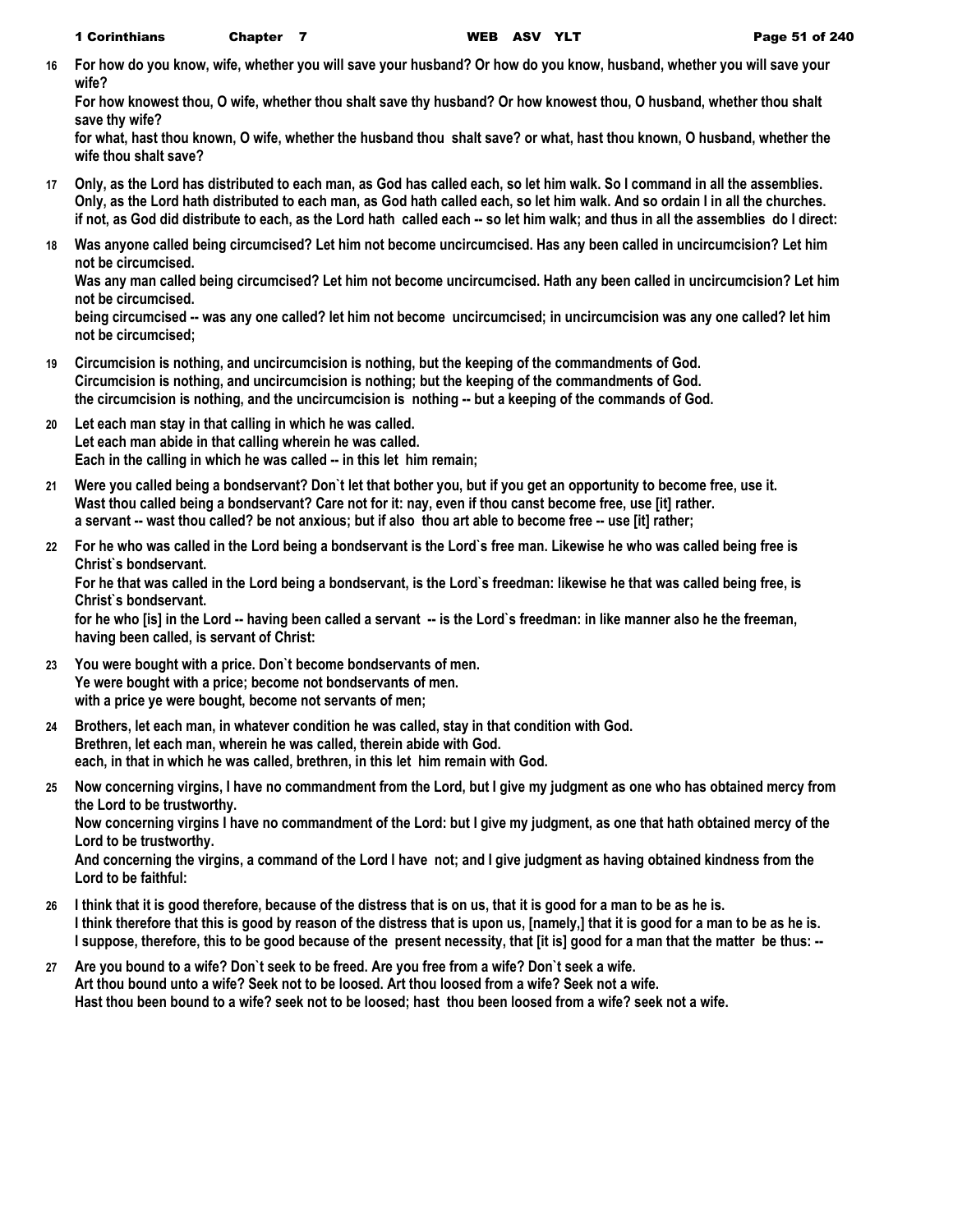16 For how do you know, wife, whether you will save your husband? Or how do you know, husband, whether you will save your wife?
For how knowest thou, O wife, whether thou shalt save thy husband? Or how knowest thou, O husband, whether thou shalt save thy wife?
for what, hast thou known, O wife, whether the husband thou shalt save? or what, hast thou known, O husband, whether the wife thou shalt save?

17 Only, as the Lord has distributed to each man, as God has called each, so let him walk. So I command in all the assemblies.
Only, as the Lord hath distributed to each man, as God hath called each, so let him walk. And so ordain I in all the churches.
if not, as God did distribute to each, as the Lord hath called each -- so let him walk; and thus in all the assemblies do I direct:

18 Was anyone called being circumcised? Let him not become uncircumcised. Has any been called in uncircumcision? Let him not be circumcised.
Was any man called being circumcised? Let him not become uncircumcised. Hath any been called in uncircumcision? Let him not be circumcised.
being circumcised -- was any one called? let him not become uncircumcised; in uncircumcision was any one called? let him not be circumcised;

19 Circumcision is nothing, and uncircumcision is nothing, but the keeping of the commandments of God.
Circumcision is nothing, and uncircumcision is nothing; but the keeping of the commandments of God.
the circumcision is nothing, and the uncircumcision is nothing -- but a keeping of the commands of God.

20 Let each man stay in that calling in which he was called.
Let each man abide in that calling wherein he was called.
Each in the calling in which he was called -- in this let him remain;

21 Were you called being a bondservant? Don`t let that bother you, but if you get an opportunity to become free, use it.
Wast thou called being a bondservant? Care not for it: nay, even if thou canst become free, use [it] rather.
a servant -- wast thou called? be not anxious; but if also thou art able to become free -- use [it] rather;

22 For he who was called in the Lord being a bondservant is the Lord`s free man. Likewise he who was called being free is Christ`s bondservant.
For he that was called in the Lord being a bondservant, is the Lord`s freedman: likewise he that was called being free, is Christ`s bondservant.
for he who [is] in the Lord -- having been called a servant -- is the Lord`s freedman: in like manner also he the freeman, having been called, is servant of Christ:

23 You were bought with a price. Don`t become bondservants of men.
Ye were bought with a price; become not bondservants of men.
with a price ye were bought, become not servants of men;

24 Brothers, let each man, in whatever condition he was called, stay in that condition with God.
Brethren, let each man, wherein he was called, therein abide with God.
each, in that in which he was called, brethren, in this let him remain with God.

25 Now concerning virgins, I have no commandment from the Lord, but I give my judgment as one who has obtained mercy from the Lord to be trustworthy.
Now concerning virgins I have no commandment of the Lord: but I give my judgment, as one that hath obtained mercy of the Lord to be trustworthy.
And concerning the virgins, a command of the Lord I have not; and I give judgment as having obtained kindness from the Lord to be faithful:

26 I think that it is good therefore, because of the distress that is on us, that it is good for a man to be as he is.
I think therefore that this is good by reason of the distress that is upon us, [namely,] that it is good for a man to be as he is.
I suppose, therefore, this to be good because of the present necessity, that [it is] good for a man that the matter be thus: --

27 Are you bound to a wife? Don`t seek to be freed. Are you free from a wife? Don`t seek a wife.
Art thou bound unto a wife? Seek not to be loosed. Art thou loosed from a wife? Seek not a wife.
Hast thou been bound to a wife? seek not to be loosed; hast thou been loosed from a wife? seek not a wife.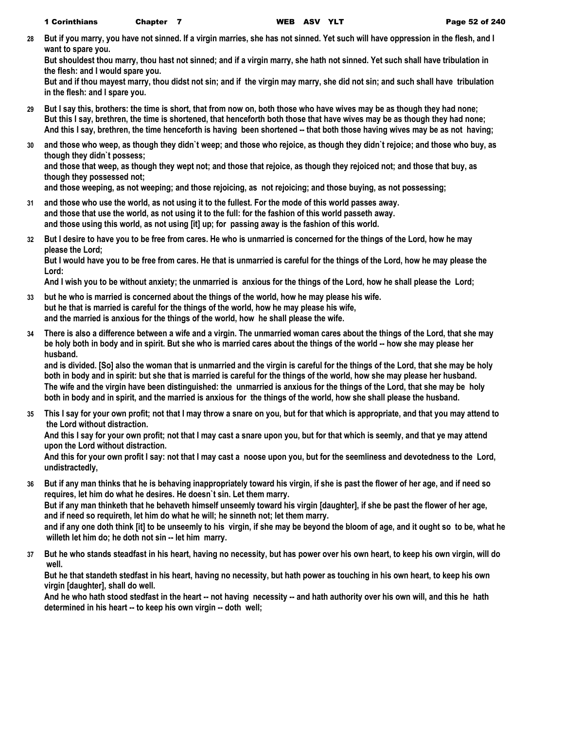**28** **But if you marry, you have not sinned. If a virgin marries, she has not sinned. Yet such will have oppression in the flesh, and I want to spare you.**
**But shouldest thou marry, thou hast not sinned; and if a virgin marry, she hath not sinned. Yet such shall have tribulation in the flesh: and I would spare you.**
**But and if thou mayest marry, thou didst not sin; and if the virgin may marry, she did not sin; and such shall have tribulation in the flesh: and I spare you.**

**29** **But I say this, brothers: the time is short, that from now on, both those who have wives may be as though they had none;**
**But this I say, brethren, the time is shortened, that henceforth both those that have wives may be as though they had none;**
**And this I say, brethren, the time henceforth is having been shortened -- that both those having wives may be as not having;**

**30** **and those who weep, as though they didn`t weep; and those who rejoice, as though they didn`t rejoice; and those who buy, as though they didn`t possess;**
**and those that weep, as though they wept not; and those that rejoice, as though they rejoiced not; and those that buy, as though they possessed not;**
**and those weeping, as not weeping; and those rejoicing, as not rejoicing; and those buying, as not possessing;**

**31** **and those who use the world, as not using it to the fullest. For the mode of this world passes away.**
**and those that use the world, as not using it to the full: for the fashion of this world passeth away.**
**and those using this world, as not using [it] up; for passing away is the fashion of this world.**

**32** **But I desire to have you to be free from cares. He who is unmarried is concerned for the things of the Lord, how he may please the Lord;**
**But I would have you to be free from cares. He that is unmarried is careful for the things of the Lord, how he may please the Lord:**
**And I wish you to be without anxiety; the unmarried is anxious for the things of the Lord, how he shall please the Lord;**

**33** **but he who is married is concerned about the things of the world, how he may please his wife.**
**but he that is married is careful for the things of the world, how he may please his wife,**
**and the married is anxious for the things of the world, how he shall please the wife.**

**34** **There is also a difference between a wife and a virgin. The unmarried woman cares about the things of the Lord, that she may be holy both in body and in spirit. But she who is married cares about the things of the world -- how she may please her husband.**
**and is divided. [So] also the woman that is unmarried and the virgin is careful for the things of the Lord, that she may be holy both in body and in spirit: but she that is married is careful for the things of the world, how she may please her husband.**
**The wife and the virgin have been distinguished: the unmarried is anxious for the things of the Lord, that she may be holy both in body and in spirit, and the married is anxious for the things of the world, how she shall please the husband.**

**35** **This I say for your own profit; not that I may throw a snare on you, but for that which is appropriate, and that you may attend to the Lord without distraction.**
**And this I say for your own profit; not that I may cast a snare upon you, but for that which is seemly, and that ye may attend upon the Lord without distraction.**
**And this for your own profit I say: not that I may cast a noose upon you, but for the seemliness and devotedness to the Lord, undistractedly,**

**36** **But if any man thinks that he is behaving inappropriately toward his virgin, if she is past the flower of her age, and if need so requires, let him do what he desires. He doesn`t sin. Let them marry.**
**But if any man thinketh that he behaveth himself unseemly toward his virgin [daughter], if she be past the flower of her age, and if need so requireth, let him do what he will; he sinneth not; let them marry.**
**and if any one doth think [it] to be unseemly to his virgin, if she may be beyond the bloom of age, and it ought so to be, what he willeth let him do; he doth not sin -- let him marry.**

**37** **But he who stands steadfast in his heart, having no necessity, but has power over his own heart, to keep his own virgin, will do well.**
**But he that standeth stedfast in his heart, having no necessity, but hath power as touching in his own heart, to keep his own virgin [daughter], shall do well.**
**And he who hath stood stedfast in the heart -- not having necessity -- and hath authority over his own will, and this he hath determined in his heart -- to keep his own virgin -- doth well;**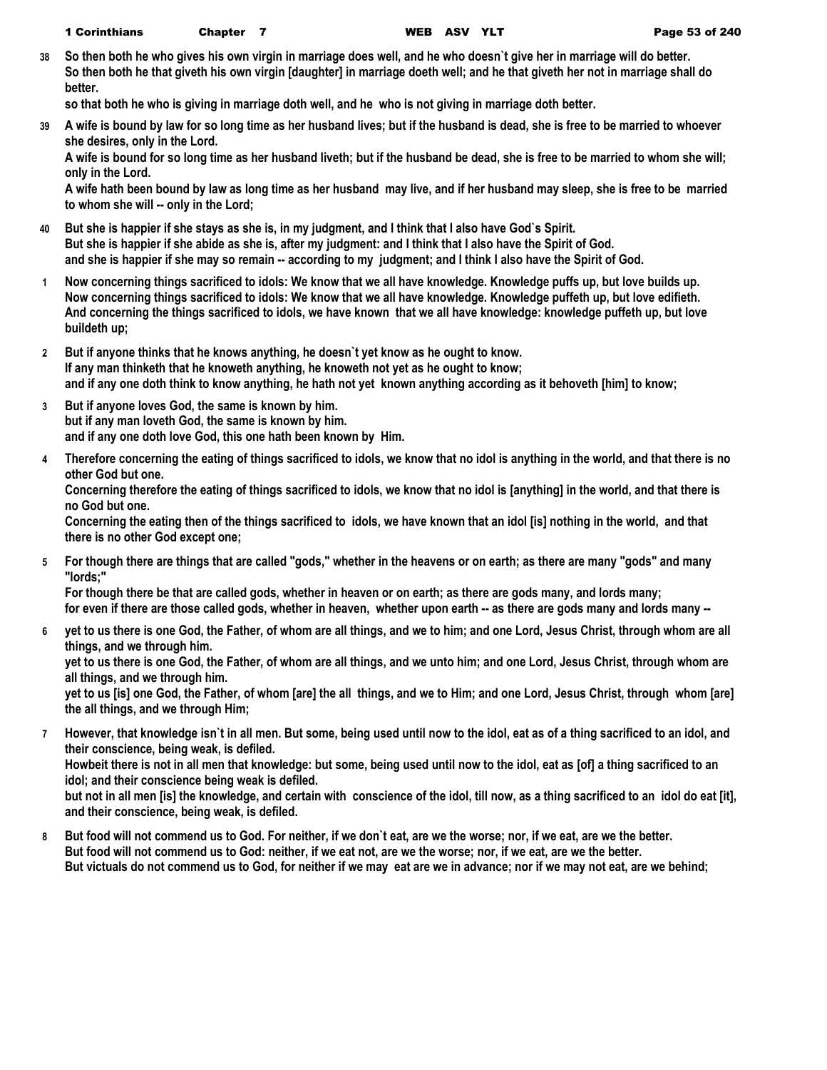38 So then both he who gives his own virgin in marriage does well, and he who doesn`t give her in marriage will do better.
So then both he that giveth his own virgin [daughter] in marriage doeth well; and he that giveth her not in marriage shall do better.
so that both he who is giving in marriage doth well, and he who is not giving in marriage doth better.

39 A wife is bound by law for so long time as her husband lives; but if the husband is dead, she is free to be married to whoever she desires, only in the Lord.
A wife is bound for so long time as her husband liveth; but if the husband be dead, she is free to be married to whom she will; only in the Lord.
A wife hath been bound by law as long time as her husband may live, and if her husband may sleep, she is free to be married to whom she will -- only in the Lord;

40 But she is happier if she stays as she is, in my judgment, and I think that I also have God`s Spirit.
But she is happier if she abide as she is, after my judgment: and I think that I also have the Spirit of God.
and she is happier if she may so remain -- according to my judgment; and I think I also have the Spirit of God.

1 Now concerning things sacrificed to idols: We know that we all have knowledge. Knowledge puffs up, but love builds up.
Now concerning things sacrificed to idols: We know that we all have knowledge. Knowledge puffeth up, but love edifieth.
And concerning the things sacrificed to idols, we have known that we all have knowledge: knowledge puffeth up, but love buildeth up;

2 But if anyone thinks that he knows anything, he doesn`t yet know as he ought to know.
If any man thinketh that he knoweth anything, he knoweth not yet as he ought to know;
and if any one doth think to know anything, he hath not yet known anything according as it behoveth [him] to know;

3 But if anyone loves God, the same is known by him.
but if any man loveth God, the same is known by him.
and if any one doth love God, this one hath been known by Him.

4 Therefore concerning the eating of things sacrificed to idols, we know that no idol is anything in the world, and that there is no other God but one.
Concerning therefore the eating of things sacrificed to idols, we know that no idol is [anything] in the world, and that there is no God but one.
Concerning the eating then of the things sacrificed to idols, we have known that an idol [is] nothing in the world, and that there is no other God except one;

5 For though there are things that are called "gods," whether in the heavens or on earth; as there are many "gods" and many "lords;"
For though there be that are called gods, whether in heaven or on earth; as there are gods many, and lords many;
for even if there are those called gods, whether in heaven, whether upon earth -- as there are gods many and lords many --

6 yet to us there is one God, the Father, of whom are all things, and we to him; and one Lord, Jesus Christ, through whom are all things, and we through him.
yet to us there is one God, the Father, of whom are all things, and we unto him; and one Lord, Jesus Christ, through whom are all things, and we through him.
yet to us [is] one God, the Father, of whom [are] the all things, and we to Him; and one Lord, Jesus Christ, through whom [are] the all things, and we through Him;

7 However, that knowledge isn`t in all men. But some, being used until now to the idol, eat as of a thing sacrificed to an idol, and their conscience, being weak, is defiled.
Howbeit there is not in all men that knowledge: but some, being used until now to the idol, eat as [of] a thing sacrificed to an idol; and their conscience being weak is defiled.
but not in all men [is] the knowledge, and certain with conscience of the idol, till now, as a thing sacrificed to an idol do eat [it], and their conscience, being weak, is defiled.

8 But food will not commend us to God. For neither, if we don`t eat, are we the worse; nor, if we eat, are we the better.
But food will not commend us to God: neither, if we eat not, are we the worse; nor, if we eat, are we the better.
But victuals do not commend us to God, for neither if we may eat are we in advance; nor if we may not eat, are we behind;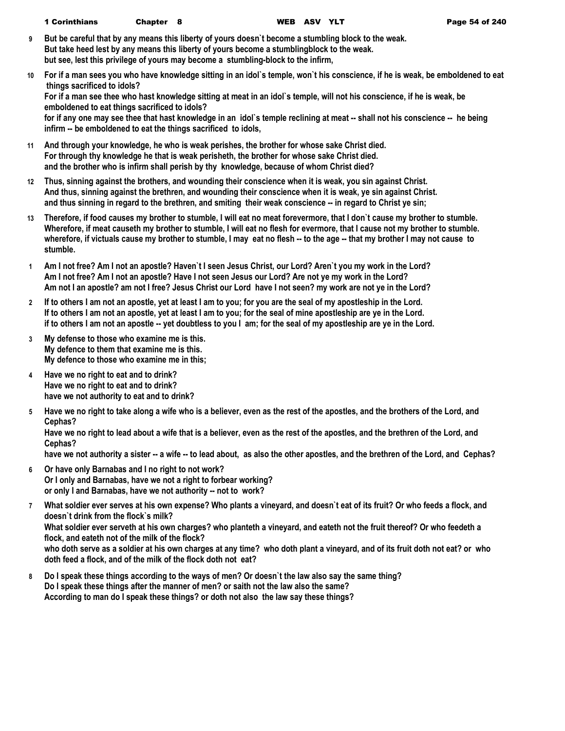**9** But be careful that by any means this liberty of yours doesn`t become a stumbling block to the weak.
But take heed lest by any means this liberty of yours become a stumblingblock to the weak.
but see, lest this privilege of yours may become a stumbling-block to the infirm,

**10** For if a man sees you who have knowledge sitting in an idol`s temple, won`t his conscience, if he is weak, be emboldened to eat things sacrificed to idols?
For if a man see thee who hast knowledge sitting at meat in an idol`s temple, will not his conscience, if he is weak, be emboldened to eat things sacrificed to idols?
for if any one may see thee that hast knowledge in an idol`s temple reclining at meat -- shall not his conscience -- he being infirm -- be emboldened to eat the things sacrificed to idols,

**11** And through your knowledge, he who is weak perishes, the brother for whose sake Christ died.
For through thy knowledge he that is weak perisheth, the brother for whose sake Christ died.
and the brother who is infirm shall perish by thy knowledge, because of whom Christ died?

**12** Thus, sinning against the brothers, and wounding their conscience when it is weak, you sin against Christ.
And thus, sinning against the brethren, and wounding their conscience when it is weak, ye sin against Christ.
and thus sinning in regard to the brethren, and smiting their weak conscience -- in regard to Christ ye sin;

**13** Therefore, if food causes my brother to stumble, I will eat no meat forevermore, that I don`t cause my brother to stumble.
Wherefore, if meat causeth my brother to stumble, I will eat no flesh for evermore, that I cause not my brother to stumble.
wherefore, if victuals cause my brother to stumble, I may eat no flesh -- to the age -- that my brother I may not cause to stumble.

**1** Am I not free? Am I not an apostle? Haven`t I seen Jesus Christ, our Lord? Aren`t you my work in the Lord?
Am I not free? Am I not an apostle? Have I not seen Jesus our Lord? Are not ye my work in the Lord?
Am not I an apostle? am not I free? Jesus Christ our Lord have I not seen? my work are not ye in the Lord?

**2** If to others I am not an apostle, yet at least I am to you; for you are the seal of my apostleship in the Lord.
If to others I am not an apostle, yet at least I am to you; for the seal of mine apostleship are ye in the Lord.
if to others I am not an apostle -- yet doubtless to you I am; for the seal of my apostleship are ye in the Lord.

**3** My defense to those who examine me is this.
My defence to them that examine me is this.
My defence to those who examine me in this;

**4** Have we no right to eat and to drink?
Have we no right to eat and to drink?
have we not authority to eat and to drink?

**5** Have we no right to take along a wife who is a believer, even as the rest of the apostles, and the brothers of the Lord, and Cephas?
Have we no right to lead about a wife that is a believer, even as the rest of the apostles, and the brethren of the Lord, and Cephas?
have we not authority a sister -- a wife -- to lead about, as also the other apostles, and the brethren of the Lord, and Cephas?

**6** Or have only Barnabas and I no right to not work?
Or I only and Barnabas, have we not a right to forbear working?
or only I and Barnabas, have we not authority -- not to work?

**7** What soldier ever serves at his own expense? Who plants a vineyard, and doesn`t eat of its fruit? Or who feeds a flock, and doesn`t drink from the flock`s milk?
What soldier ever serveth at his own charges? who planteth a vineyard, and eateth not the fruit thereof? Or who feedeth a flock, and eateth not of the milk of the flock?
who doth serve as a soldier at his own charges at any time? who doth plant a vineyard, and of its fruit doth not eat? or who doth feed a flock, and of the milk of the flock doth not eat?

**8** Do I speak these things according to the ways of men? Or doesn`t the law also say the same thing?
Do I speak these things after the manner of men? or saith not the law also the same?
According to man do I speak these things? or doth not also the law say these things?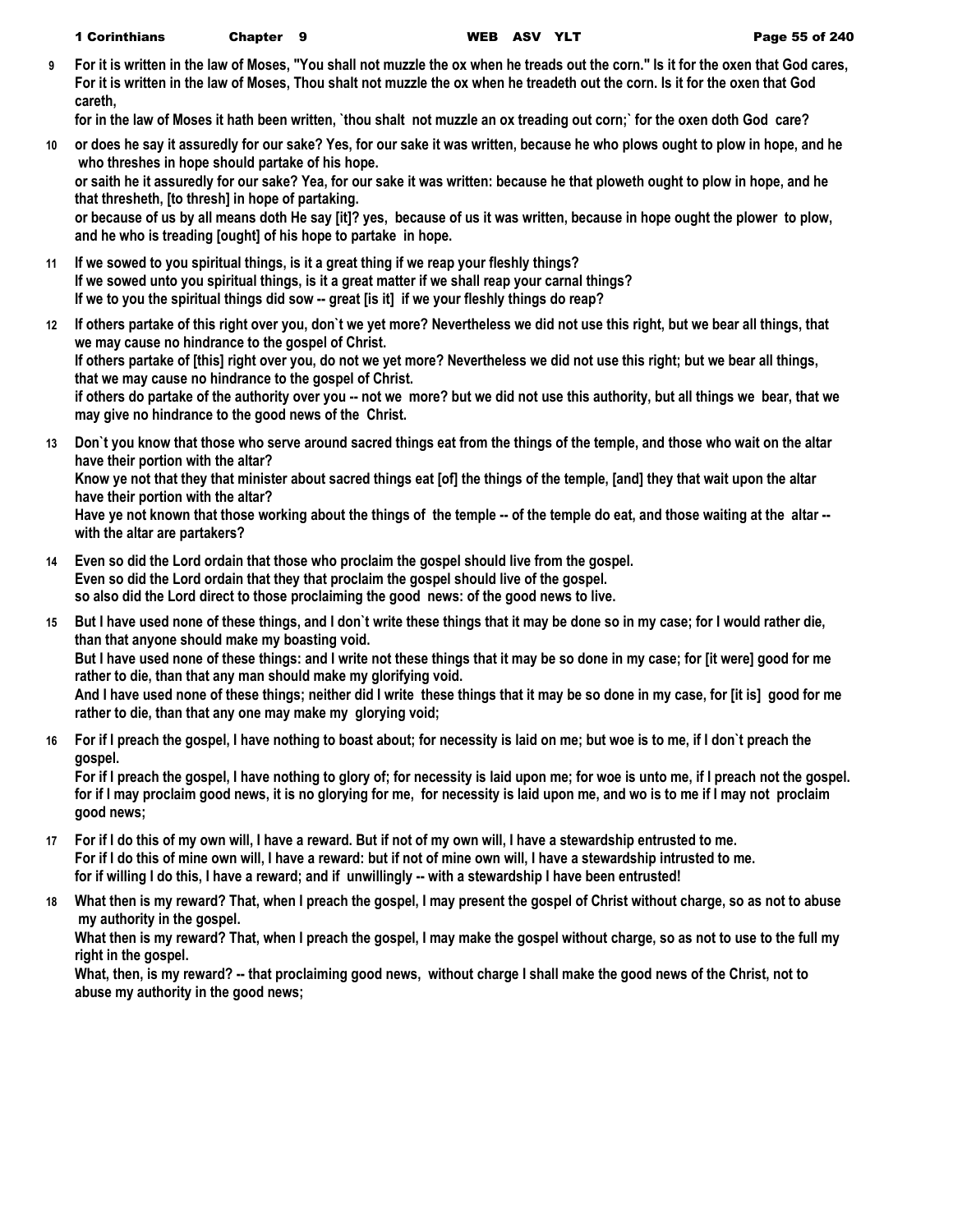**9** For it is written in the law of Moses, "You shall not muzzle the ox when he treads out the corn." Is it for the oxen that God cares,
For it is written in the law of Moses, Thou shalt not muzzle the ox when he treadeth out the corn. Is it for the oxen that God careth,
for in the law of Moses it hath been written, `thou shalt not muzzle an ox treading out corn;` for the oxen doth God care?

**10** or does he say it assuredly for our sake? Yes, for our sake it was written, because he who plows ought to plow in hope, and he who threshes in hope should partake of his hope.
or saith he it assuredly for our sake? Yea, for our sake it was written: because he that ploweth ought to plow in hope, and he that thresheth, [to thresh] in hope of partaking.
or because of us by all means doth He say [it]? yes, because of us it was written, because in hope ought the plower to plow, and he who is treading [ought] of his hope to partake in hope.

**11** If we sowed to you spiritual things, is it a great thing if we reap your fleshly things?
If we sowed unto you spiritual things, is it a great matter if we shall reap your carnal things?
If we to you the spiritual things did sow -- great [is it] if we your fleshly things do reap?

**12** If others partake of this right over you, don`t we yet more? Nevertheless we did not use this right, but we bear all things, that we may cause no hindrance to the gospel of Christ.
If others partake of [this] right over you, do not we yet more? Nevertheless we did not use this right; but we bear all things, that we may cause no hindrance to the gospel of Christ.
if others do partake of the authority over you -- not we more? but we did not use this authority, but all things we bear, that we may give no hindrance to the good news of the Christ.

**13** Don`t you know that those who serve around sacred things eat from the things of the temple, and those who wait on the altar have their portion with the altar?
Know ye not that they that minister about sacred things eat [of] the things of the temple, [and] they that wait upon the altar have their portion with the altar?
Have ye not known that those working about the things of the temple -- of the temple do eat, and those waiting at the altar -- with the altar are partakers?

**14** Even so did the Lord ordain that those who proclaim the gospel should live from the gospel.
Even so did the Lord ordain that they that proclaim the gospel should live of the gospel.
so also did the Lord direct to those proclaiming the good news: of the good news to live.

**15** But I have used none of these things, and I don`t write these things that it may be done so in my case; for I would rather die, than that anyone should make my boasting void.
But I have used none of these things: and I write not these things that it may be so done in my case; for [it were] good for me rather to die, than that any man should make my glorifying void.
And I have used none of these things; neither did I write these things that it may be so done in my case, for [it is] good for me rather to die, than that any one may make my glorying void;

**16** For if I preach the gospel, I have nothing to boast about; for necessity is laid on me; but woe is to me, if I don`t preach the gospel.
For if I preach the gospel, I have nothing to glory of; for necessity is laid upon me; for woe is unto me, if I preach not the gospel.
for if I may proclaim good news, it is no glorying for me, for necessity is laid upon me, and wo is to me if I may not proclaim good news;

**17** For if I do this of my own will, I have a reward. But if not of my own will, I have a stewardship entrusted to me.
For if I do this of mine own will, I have a reward: but if not of mine own will, I have a stewardship intrusted to me.
for if willing I do this, I have a reward; and if unwillingly -- with a stewardship I have been entrusted!

**18** What then is my reward? That, when I preach the gospel, I may present the gospel of Christ without charge, so as not to abuse my authority in the gospel.
What then is my reward? That, when I preach the gospel, I may make the gospel without charge, so as not to use to the full my right in the gospel.
What, then, is my reward? -- that proclaiming good news, without charge I shall make the good news of the Christ, not to abuse my authority in the good news;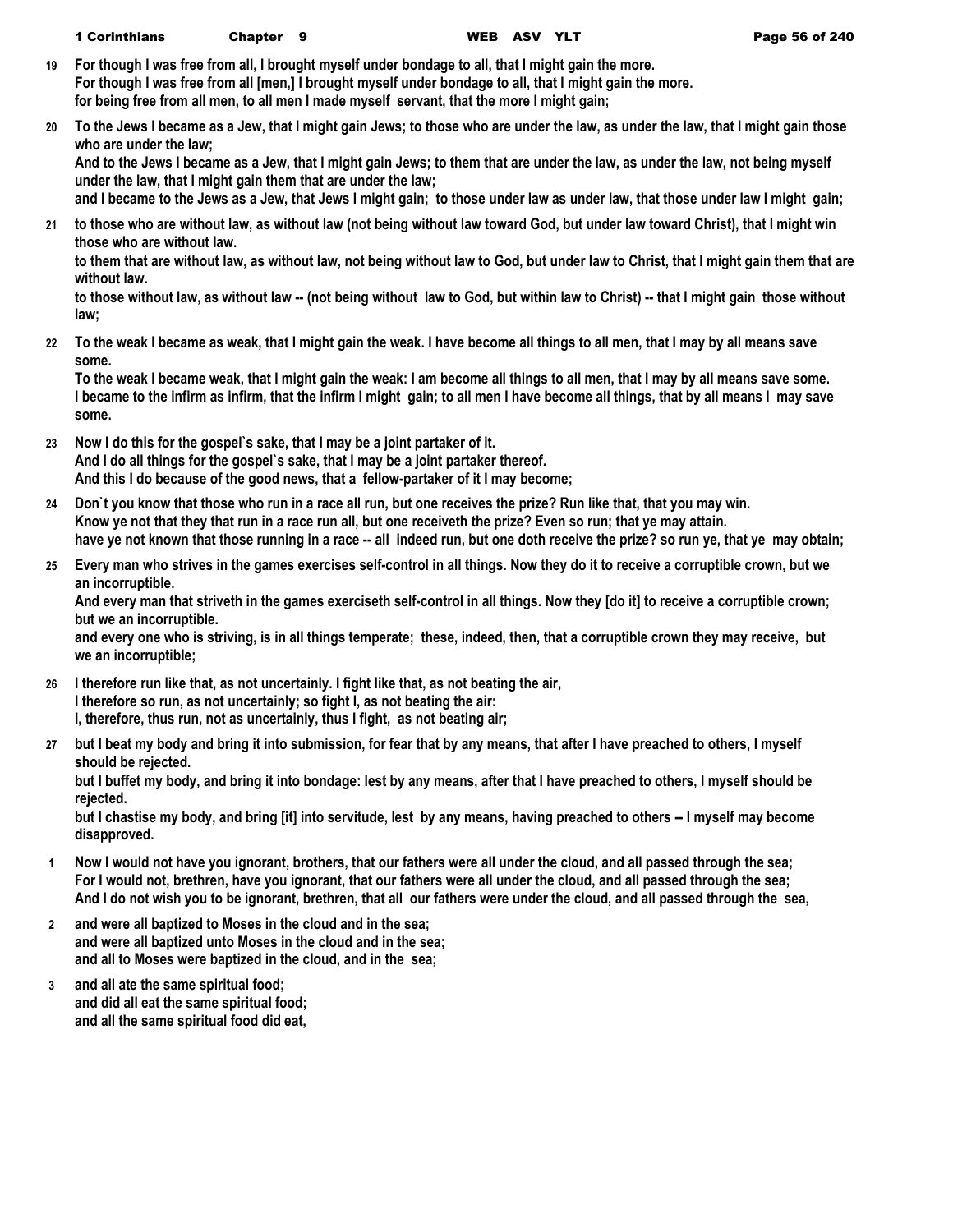19 For though I was free from all, I brought myself under bondage to all, that I might gain the more.
For though I was free from all [men,] I brought myself under bondage to all, that I might gain the more.
for being free from all men, to all men I made myself servant, that the more I might gain;

20 To the Jews I became as a Jew, that I might gain Jews; to those who are under the law, as under the law, that I might gain those who are under the law;
And to the Jews I became as a Jew, that I might gain Jews; to them that are under the law, as under the law, not being myself under the law, that I might gain them that are under the law;
and I became to the Jews as a Jew, that Jews I might gain; to those under law as under law, that those under law I might gain;

21 to those who are without law, as without law (not being without law toward God, but under law toward Christ), that I might win those who are without law.
to them that are without law, as without law, not being without law to God, but under law to Christ, that I might gain them that are without law.
to those without law, as without law -- (not being without law to God, but within law to Christ) -- that I might gain those without law;

22 To the weak I became as weak, that I might gain the weak. I have become all things to all men, that I may by all means save some.
To the weak I became weak, that I might gain the weak: I am become all things to all men, that I may by all means save some.
I became to the infirm as infirm, that the infirm I might gain; to all men I have become all things, that by all means I may save some.

23 Now I do this for the gospel`s sake, that I may be a joint partaker of it.
And I do all things for the gospel`s sake, that I may be a joint partaker thereof.
And this I do because of the good news, that a fellow-partaker of it I may become;

24 Don`t you know that those who run in a race all run, but one receives the prize? Run like that, that you may win.
Know ye not that they that run in a race run all, but one receiveth the prize? Even so run; that ye may attain.
have ye not known that those running in a race -- all indeed run, but one doth receive the prize? so run ye, that ye may obtain;

25 Every man who strives in the games exercises self-control in all things. Now they do it to receive a corruptible crown, but we an incorruptible.
And every man that striveth in the games exerciseth self-control in all things. Now they [do it] to receive a corruptible crown; but we an incorruptible.
and every one who is striving, is in all things temperate; these, indeed, then, that a corruptible crown they may receive, but we an incorruptible;

26 I therefore run like that, as not uncertainly. I fight like that, as not beating the air,
I therefore so run, as not uncertainly; so fight I, as not beating the air:
I, therefore, thus run, not as uncertainly, thus I fight, as not beating air;

27 but I beat my body and bring it into submission, for fear that by any means, that after I have preached to others, I myself should be rejected.
but I buffet my body, and bring it into bondage: lest by any means, after that I have preached to others, I myself should be rejected.
but I chastise my body, and bring [it] into servitude, lest by any means, having preached to others -- I myself may become disapproved.

1 Now I would not have you ignorant, brothers, that our fathers were all under the cloud, and all passed through the sea;
For I would not, brethren, have you ignorant, that our fathers were all under the cloud, and all passed through the sea;
And I do not wish you to be ignorant, brethren, that all our fathers were under the cloud, and all passed through the sea,

2 and were all baptized to Moses in the cloud and in the sea;
and were all baptized unto Moses in the cloud and in the sea;
and all to Moses were baptized in the cloud, and in the sea;

3 and all ate the same spiritual food;
and did all eat the same spiritual food;
and all the same spiritual food did eat,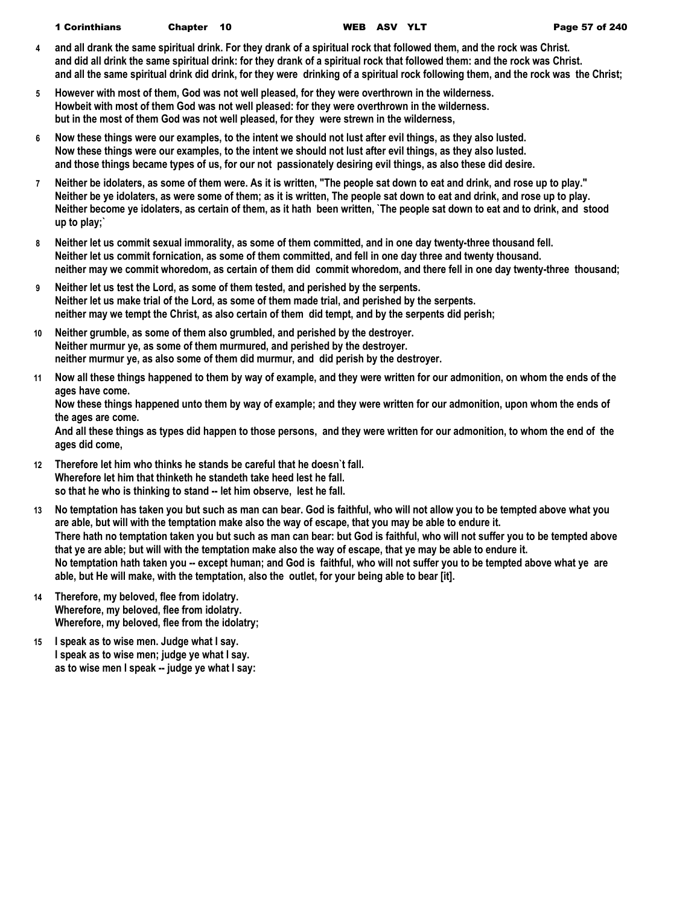**4** **and all drank the same spiritual drink. For they drank of a spiritual rock that followed them, and the rock was Christ.**
**and did all drink the same spiritual drink: for they drank of a spiritual rock that followed them: and the rock was Christ.**
**and all the same spiritual drink did drink, for they were drinking of a spiritual rock following them, and the rock was the Christ;**

**5** **However with most of them, God was not well pleased, for they were overthrown in the wilderness.**
**Howbeit with most of them God was not well pleased: for they were overthrown in the wilderness.**
**but in the most of them God was not well pleased, for they were strewn in the wilderness,**

**6** **Now these things were our examples, to the intent we should not lust after evil things, as they also lusted.**
**Now these things were our examples, to the intent we should not lust after evil things, as they also lusted.**
**and those things became types of us, for our not passionately desiring evil things, as also these did desire.**

**7** **Neither be idolaters, as some of them were. As it is written, "The people sat down to eat and drink, and rose up to play."**
**Neither be ye idolaters, as were some of them; as it is written, The people sat down to eat and drink, and rose up to play.**
**Neither become ye idolaters, as certain of them, as it hath been written, `The people sat down to eat and to drink, and stood up to play;`**

**8** **Neither let us commit sexual immorality, as some of them committed, and in one day twenty-three thousand fell.**
**Neither let us commit fornication, as some of them committed, and fell in one day three and twenty thousand.**
**neither may we commit whoredom, as certain of them did commit whoredom, and there fell in one day twenty-three thousand;**

**9** **Neither let us test the Lord, as some of them tested, and perished by the serpents.**
**Neither let us make trial of the Lord, as some of them made trial, and perished by the serpents.**
**neither may we tempt the Christ, as also certain of them did tempt, and by the serpents did perish;**

**10** **Neither grumble, as some of them also grumbled, and perished by the destroyer.**
**Neither murmur ye, as some of them murmured, and perished by the destroyer.**
**neither murmur ye, as also some of them did murmur, and did perish by the destroyer.**

**11** **Now all these things happened to them by way of example, and they were written for our admonition, on whom the ends of the ages have come.**
**Now these things happened unto them by way of example; and they were written for our admonition, upon whom the ends of the ages are come.**
**And all these things as types did happen to those persons, and they were written for our admonition, to whom the end of the ages did come,**

**12** **Therefore let him who thinks he stands be careful that he doesn`t fall.**
**Wherefore let him that thinketh he standeth take heed lest he fall.**
**so that he who is thinking to stand -- let him observe, lest he fall.**

**13** **No temptation has taken you but such as man can bear. God is faithful, who will not allow you to be tempted above what you are able, but will with the temptation make also the way of escape, that you may be able to endure it.**
**There hath no temptation taken you but such as man can bear: but God is faithful, who will not suffer you to be tempted above that ye are able; but will with the temptation make also the way of escape, that ye may be able to endure it.**
**No temptation hath taken you -- except human; and God is faithful, who will not suffer you to be tempted above what ye are able, but He will make, with the temptation, also the outlet, for your being able to bear [it].**

**14** **Therefore, my beloved, flee from idolatry.**
**Wherefore, my beloved, flee from idolatry.**
**Wherefore, my beloved, flee from the idolatry;**

**15** **I speak as to wise men. Judge what I say.**
**I speak as to wise men; judge ye what I say.**
**as to wise men I speak -- judge ye what I say:**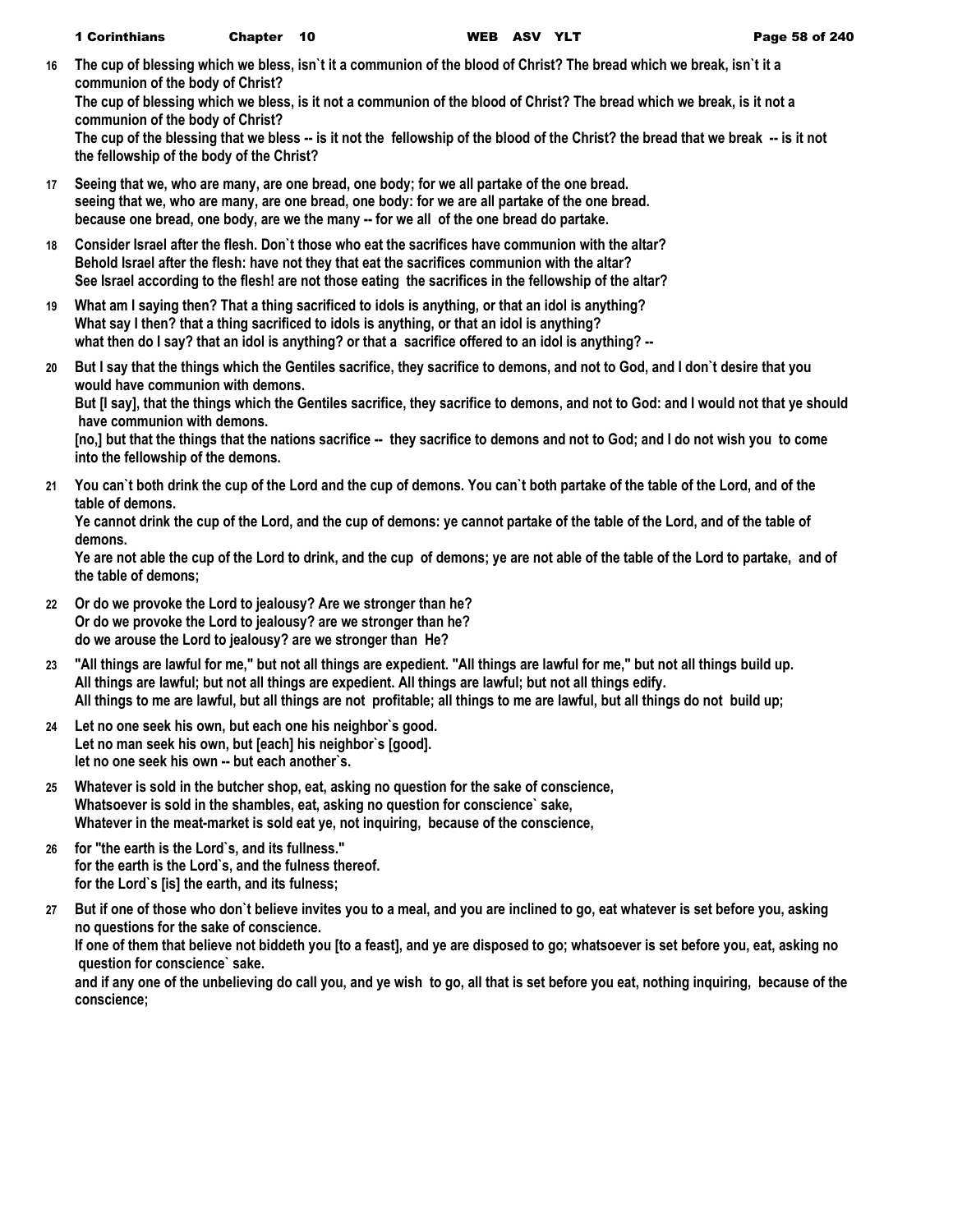16 The cup of blessing which we bless, isn`t it a communion of the blood of Christ? The bread which we break, isn`t it a communion of the body of Christ?
The cup of blessing which we bless, is it not a communion of the blood of Christ? The bread which we break, is it not a communion of the body of Christ?
The cup of the blessing that we bless -- is it not the fellowship of the blood of the Christ? the bread that we break -- is it not the fellowship of the body of the Christ?

17 Seeing that we, who are many, are one bread, one body; for we all partake of the one bread.
seeing that we, who are many, are one bread, one body: for we are all partake of the one bread.
because one bread, one body, are we the many -- for we all of the one bread do partake.

18 Consider Israel after the flesh. Don`t those who eat the sacrifices have communion with the altar?
Behold Israel after the flesh: have not they that eat the sacrifices communion with the altar?
See Israel according to the flesh! are not those eating the sacrifices in the fellowship of the altar?

19 What am I saying then? That a thing sacrificed to idols is anything, or that an idol is anything?
What say I then? that a thing sacrificed to idols is anything, or that an idol is anything?
what then do I say? that an idol is anything? or that a sacrifice offered to an idol is anything? --

20 But I say that the things which the Gentiles sacrifice, they sacrifice to demons, and not to God, and I don`t desire that you would have communion with demons.
But [I say], that the things which the Gentiles sacrifice, they sacrifice to demons, and not to God: and I would not that ye should have communion with demons.
[no,] but that the things that the nations sacrifice -- they sacrifice to demons and not to God; and I do not wish you to come into the fellowship of the demons.

21 You can`t both drink the cup of the Lord and the cup of demons. You can`t both partake of the table of the Lord, and of the table of demons.
Ye cannot drink the cup of the Lord, and the cup of demons: ye cannot partake of the table of the Lord, and of the table of demons.
Ye are not able the cup of the Lord to drink, and the cup of demons; ye are not able of the table of the Lord to partake, and of the table of demons;

22 Or do we provoke the Lord to jealousy? Are we stronger than he?
Or do we provoke the Lord to jealousy? are we stronger than he?
do we arouse the Lord to jealousy? are we stronger than He?

23 "All things are lawful for me," but not all things are expedient. "All things are lawful for me," but not all things build up.
All things are lawful; but not all things are expedient. All things are lawful; but not all things edify.
All things to me are lawful, but all things are not profitable; all things to me are lawful, but all things do not build up;

24 Let no one seek his own, but each one his neighbor`s good.
Let no man seek his own, but [each] his neighbor`s [good].
let no one seek his own -- but each another`s.

25 Whatever is sold in the butcher shop, eat, asking no question for the sake of conscience,
Whatsoever is sold in the shambles, eat, asking no question for conscience` sake,
Whatever in the meat-market is sold eat ye, not inquiring, because of the conscience,

26 for "the earth is the Lord`s, and its fullness."
for the earth is the Lord`s, and the fulness thereof.
for the Lord`s [is] the earth, and its fulness;

27 But if one of those who don`t believe invites you to a meal, and you are inclined to go, eat whatever is set before you, asking no questions for the sake of conscience.
If one of them that believe not biddeth you [to a feast], and ye are disposed to go; whatsoever is set before you, eat, asking no question for conscience` sake.
and if any one of the unbelieving do call you, and ye wish to go, all that is set before you eat, nothing inquiring, because of the conscience;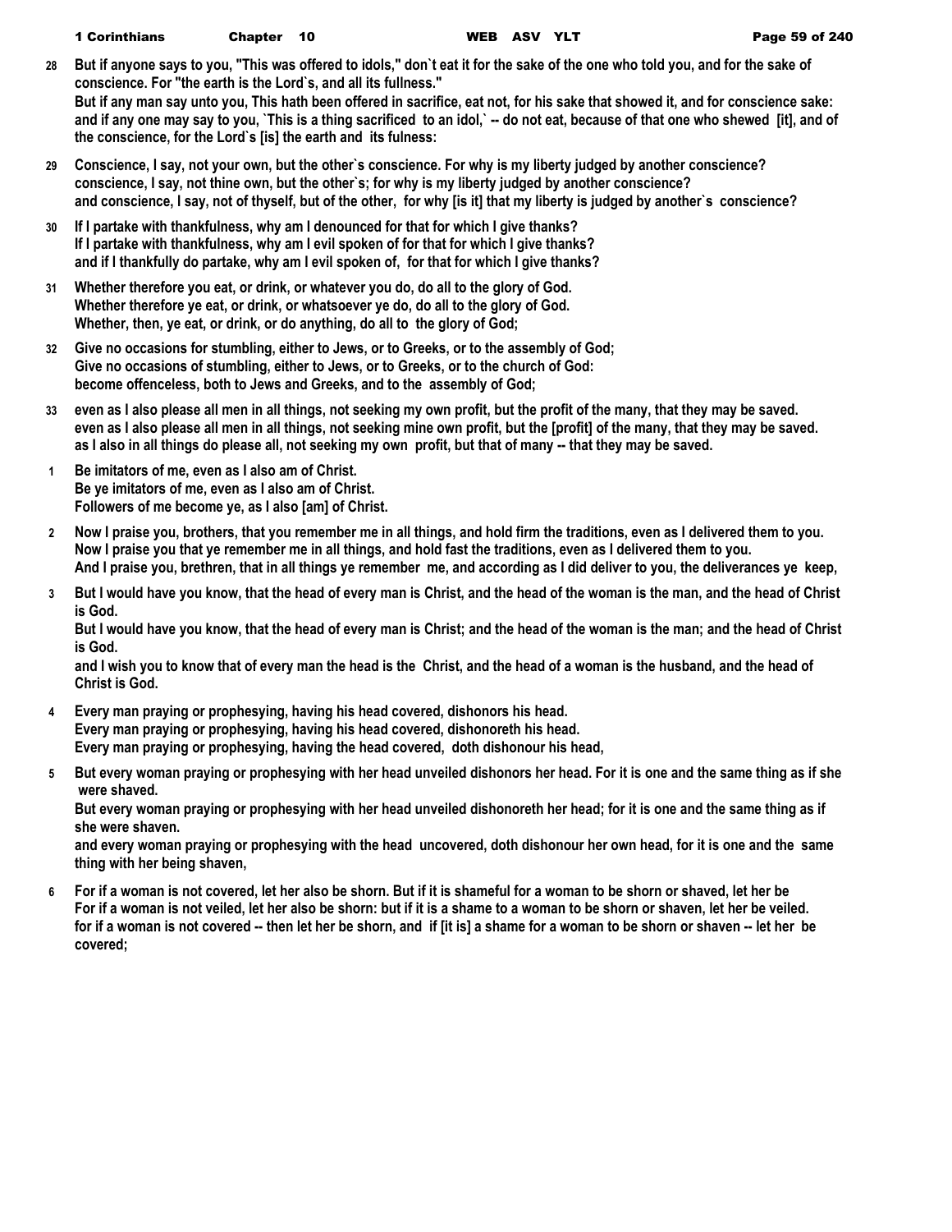28 But if anyone says to you, "This was offered to idols," don`t eat it for the sake of the one who told you, and for the sake of conscience. For "the earth is the Lord`s, and all its fullness."
But if any man say unto you, This hath been offered in sacrifice, eat not, for his sake that showed it, and for conscience sake:
and if any one may say to you, `This is a thing sacrificed to an idol,` -- do not eat, because of that one who shewed [it], and of the conscience, for the Lord`s [is] the earth and its fulness:

29 Conscience, I say, not your own, but the other`s conscience. For why is my liberty judged by another conscience?
conscience, I say, not thine own, but the other`s; for why is my liberty judged by another conscience?
and conscience, I say, not of thyself, but of the other, for why [is it] that my liberty is judged by another`s conscience?

30 If I partake with thankfulness, why am I denounced for that for which I give thanks?
If I partake with thankfulness, why am I evil spoken of for that for which I give thanks?
and if I thankfully do partake, why am I evil spoken of, for that for which I give thanks?

31 Whether therefore you eat, or drink, or whatever you do, do all to the glory of God.
Whether therefore ye eat, or drink, or whatsoever ye do, do all to the glory of God.
Whether, then, ye eat, or drink, or do anything, do all to the glory of God;

32 Give no occasions for stumbling, either to Jews, or to Greeks, or to the assembly of God;
Give no occasions of stumbling, either to Jews, or to Greeks, or to the church of God:
become offenceless, both to Jews and Greeks, and to the assembly of God;

33 even as I also please all men in all things, not seeking my own profit, but the profit of the many, that they may be saved.
even as I also please all men in all things, not seeking mine own profit, but the [profit] of the many, that they may be saved.
as I also in all things do please all, not seeking my own profit, but that of many -- that they may be saved.

1 Be imitators of me, even as I also am of Christ.
Be ye imitators of me, even as I also am of Christ.
Followers of me become ye, as I also [am] of Christ.

2 Now I praise you, brothers, that you remember me in all things, and hold firm the traditions, even as I delivered them to you.
Now I praise you that ye remember me in all things, and hold fast the traditions, even as I delivered them to you.
And I praise you, brethren, that in all things ye remember me, and according as I did deliver to you, the deliverances ye keep,

3 But I would have you know, that the head of every man is Christ, and the head of the woman is the man, and the head of Christ is God.
But I would have you know, that the head of every man is Christ; and the head of the woman is the man; and the head of Christ is God.
and I wish you to know that of every man the head is the Christ, and the head of a woman is the husband, and the head of Christ is God.

4 Every man praying or prophesying, having his head covered, dishonors his head.
Every man praying or prophesying, having his head covered, dishonoreth his head.
Every man praying or prophesying, having the head covered, doth dishonour his head,

5 But every woman praying or prophesying with her head unveiled dishonors her head. For it is one and the same thing as if she were shaved.
But every woman praying or prophesying with her head unveiled dishonoreth her head; for it is one and the same thing as if she were shaven.
and every woman praying or prophesying with the head uncovered, doth dishonour her own head, for it is one and the same thing with her being shaven,

6 For if a woman is not covered, let her also be shorn. But if it is shameful for a woman to be shorn or shaved, let her be
For if a woman is not veiled, let her also be shorn: but if it is a shame to a woman to be shorn or shaven, let her be veiled.
for if a woman is not covered -- then let her be shorn, and if [it is] a shame for a woman to be shorn or shaven -- let her be covered;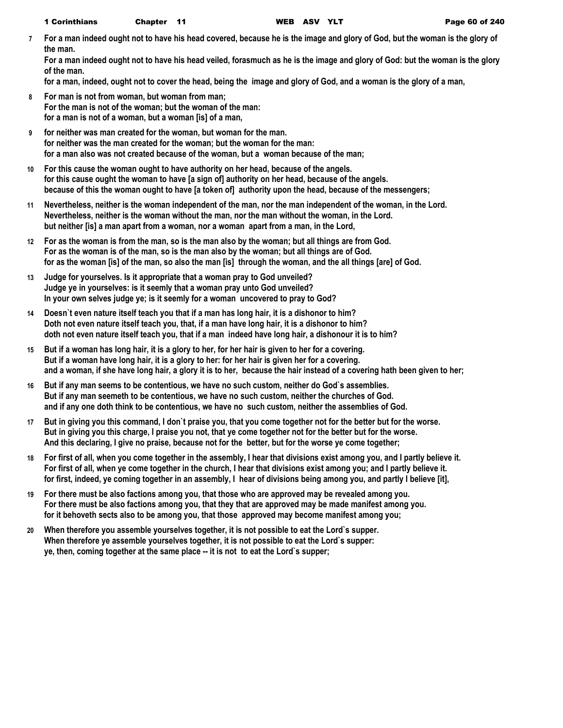**7** For a man indeed ought not to have his head covered, because he is the image and glory of God, but the woman is the glory of the man.
For a man indeed ought not to have his head veiled, forasmuch as he is the image and glory of God: but the woman is the glory of the man.
for a man, indeed, ought not to cover the head, being the image and glory of God, and a woman is the glory of a man,

**8** For man is not from woman, but woman from man;
For the man is not of the woman; but the woman of the man:
for a man is not of a woman, but a woman [is] of a man,

**9** for neither was man created for the woman, but woman for the man.
for neither was the man created for the woman; but the woman for the man:
for a man also was not created because of the woman, but a woman because of the man;

**10** For this cause the woman ought to have authority on her head, because of the angels.
for this cause ought the woman to have [a sign of] authority on her head, because of the angels.
because of this the woman ought to have [a token of] authority upon the head, because of the messengers;

**11** Nevertheless, neither is the woman independent of the man, nor the man independent of the woman, in the Lord.
Nevertheless, neither is the woman without the man, nor the man without the woman, in the Lord.
but neither [is] a man apart from a woman, nor a woman apart from a man, in the Lord,

**12** For as the woman is from the man, so is the man also by the woman; but all things are from God.
For as the woman is of the man, so is the man also by the woman; but all things are of God.
for as the woman [is] of the man, so also the man [is] through the woman, and the all things [are] of God.

**13** Judge for yourselves. Is it appropriate that a woman pray to God unveiled?
Judge ye in yourselves: is it seemly that a woman pray unto God unveiled?
In your own selves judge ye; is it seemly for a woman uncovered to pray to God?

**14** Doesn`t even nature itself teach you that if a man has long hair, it is a dishonor to him?
Doth not even nature itself teach you, that, if a man have long hair, it is a dishonor to him?
doth not even nature itself teach you, that if a man indeed have long hair, a dishonour it is to him?

**15** But if a woman has long hair, it is a glory to her, for her hair is given to her for a covering.
But if a woman have long hair, it is a glory to her: for her hair is given her for a covering.
and a woman, if she have long hair, a glory it is to her, because the hair instead of a covering hath been given to her;

**16** But if any man seems to be contentious, we have no such custom, neither do God`s assemblies.
But if any man seemeth to be contentious, we have no such custom, neither the churches of God.
and if any one doth think to be contentious, we have no such custom, neither the assemblies of God.

**17** But in giving you this command, I don`t praise you, that you come together not for the better but for the worse.
But in giving you this charge, I praise you not, that ye come together not for the better but for the worse.
And this declaring, I give no praise, because not for the better, but for the worse ye come together;

**18** For first of all, when you come together in the assembly, I hear that divisions exist among you, and I partly believe it.
For first of all, when ye come together in the church, I hear that divisions exist among you; and I partly believe it.
for first, indeed, ye coming together in an assembly, I hear of divisions being among you, and partly I believe [it],

**19** For there must be also factions among you, that those who are approved may be revealed among you.
For there must be also factions among you, that they that are approved may be made manifest among you.
for it behoveth sects also to be among you, that those approved may become manifest among you;

**20** When therefore you assemble yourselves together, it is not possible to eat the Lord`s supper.
When therefore ye assemble yourselves together, it is not possible to eat the Lord`s supper:
ye, then, coming together at the same place -- it is not to eat the Lord`s supper;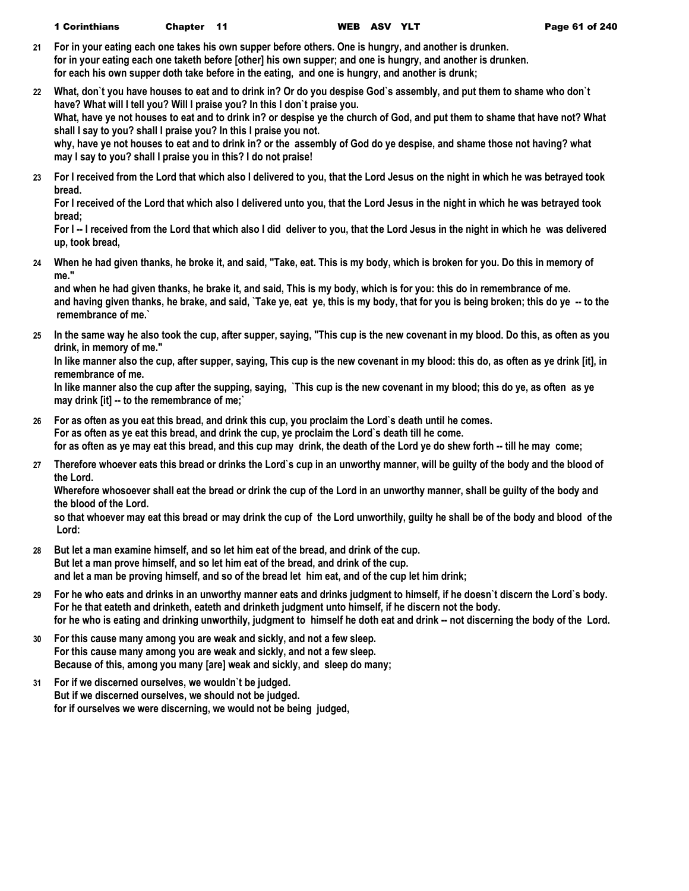**21** For in your eating each one takes his own supper before others. One is hungry, and another is drunken.
for in your eating each one taketh before [other] his own supper; and one is hungry, and another is drunken.
for each his own supper doth take before in the eating, and one is hungry, and another is drunk;

**22** What, don`t you have houses to eat and to drink in? Or do you despise God`s assembly, and put them to shame who don`t have? What will I tell you? Will I praise you? In this I don`t praise you.
What, have ye not houses to eat and to drink in? or despise ye the church of God, and put them to shame that have not? What shall I say to you? shall I praise you? In this I praise you not.
why, have ye not houses to eat and to drink in? or the assembly of God do ye despise, and shame those not having? what may I say to you? shall I praise you in this? I do not praise!

**23** For I received from the Lord that which also I delivered to you, that the Lord Jesus on the night in which he was betrayed took bread.
For I received of the Lord that which also I delivered unto you, that the Lord Jesus in the night in which he was betrayed took bread;
For I -- I received from the Lord that which also I did deliver to you, that the Lord Jesus in the night in which he was delivered up, took bread,

**24** When he had given thanks, he broke it, and said, "Take, eat. This is my body, which is broken for you. Do this in memory of me."
and when he had given thanks, he brake it, and said, This is my body, which is for you: this do in remembrance of me.
and having given thanks, he brake, and said, `Take ye, eat ye, this is my body, that for you is being broken; this do ye -- to the remembrance of me.`

**25** In the same way he also took the cup, after supper, saying, "This cup is the new covenant in my blood. Do this, as often as you drink, in memory of me."
In like manner also the cup, after supper, saying, This cup is the new covenant in my blood: this do, as often as ye drink [it], in remembrance of me.
In like manner also the cup after the supping, saying, `This cup is the new covenant in my blood; this do ye, as often as ye may drink [it] -- to the remembrance of me;`

**26** For as often as you eat this bread, and drink this cup, you proclaim the Lord`s death until he comes.
For as often as ye eat this bread, and drink the cup, ye proclaim the Lord`s death till he come.
for as often as ye may eat this bread, and this cup may drink, the death of the Lord ye do shew forth -- till he may come;

**27** Therefore whoever eats this bread or drinks the Lord`s cup in an unworthy manner, will be guilty of the body and the blood of the Lord.
Wherefore whosoever shall eat the bread or drink the cup of the Lord in an unworthy manner, shall be guilty of the body and the blood of the Lord.
so that whoever may eat this bread or may drink the cup of the Lord unworthily, guilty he shall be of the body and blood of the Lord:

**28** But let a man examine himself, and so let him eat of the bread, and drink of the cup.
But let a man prove himself, and so let him eat of the bread, and drink of the cup.
and let a man be proving himself, and so of the bread let him eat, and of the cup let him drink;

**29** For he who eats and drinks in an unworthy manner eats and drinks judgment to himself, if he doesn`t discern the Lord`s body.
For he that eateth and drinketh, eateth and drinketh judgment unto himself, if he discern not the body.
for he who is eating and drinking unworthily, judgment to himself he doth eat and drink -- not discerning the body of the Lord.

**30** For this cause many among you are weak and sickly, and not a few sleep.
For this cause many among you are weak and sickly, and not a few sleep.
Because of this, among you many [are] weak and sickly, and sleep do many;

**31** For if we discerned ourselves, we wouldn`t be judged.
But if we discerned ourselves, we should not be judged.
for if ourselves we were discerning, we would not be being judged,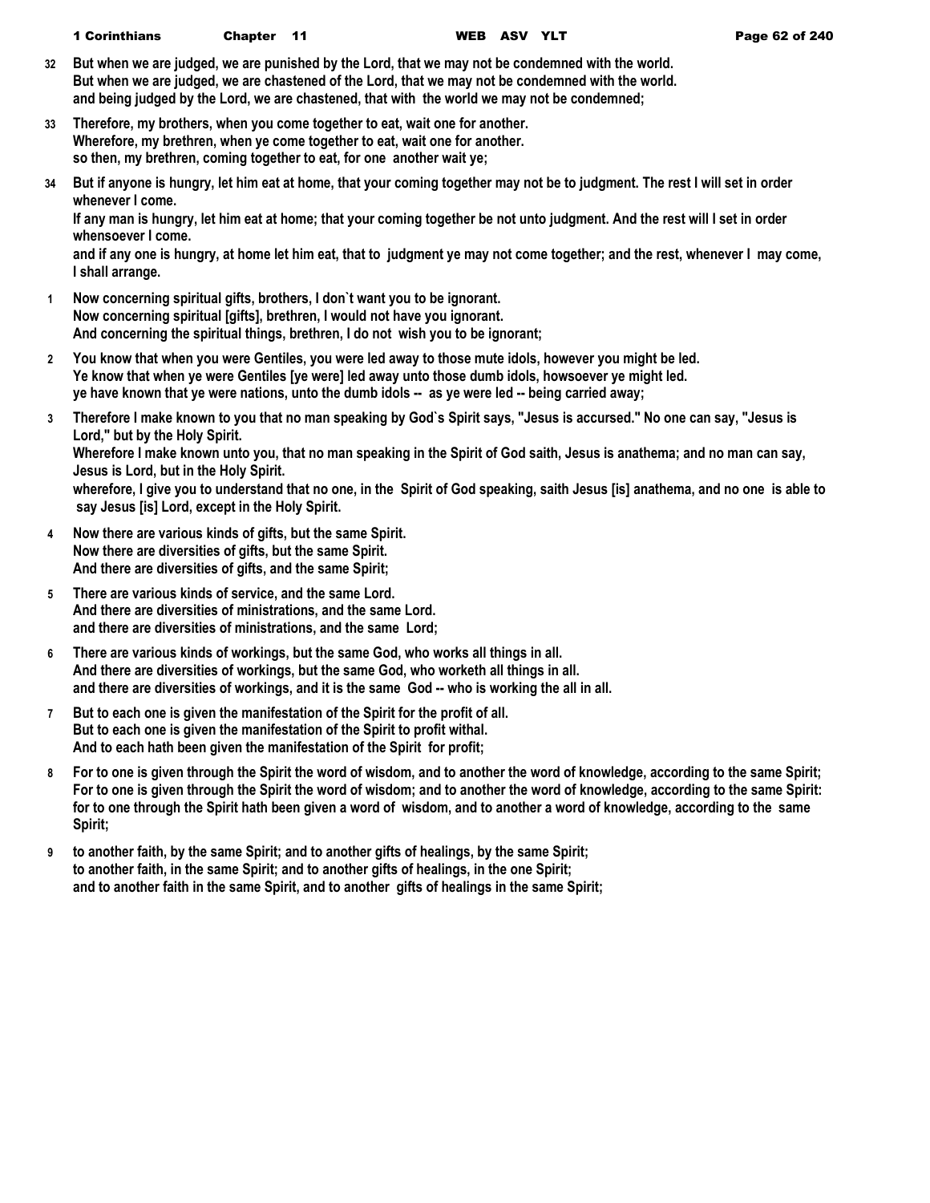**32** But when we are judged, we are punished by the Lord, that we may not be condemned with the world.
But when we are judged, we are chastened of the Lord, that we may not be condemned with the world.
and being judged by the Lord, we are chastened, that with the world we may not be condemned;

**33** Therefore, my brothers, when you come together to eat, wait one for another.
Wherefore, my brethren, when ye come together to eat, wait one for another.
so then, my brethren, coming together to eat, for one another wait ye;

**34** But if anyone is hungry, let him eat at home, that your coming together may not be to judgment. The rest I will set in order whenever I come.
If any man is hungry, let him eat at home; that your coming together be not unto judgment. And the rest will I set in order whensoever I come.
and if any one is hungry, at home let him eat, that to judgment ye may not come together; and the rest, whenever I may come, I shall arrange.

**1** Now concerning spiritual gifts, brothers, I don`t want you to be ignorant.
Now concerning spiritual [gifts], brethren, I would not have you ignorant.
And concerning the spiritual things, brethren, I do not wish you to be ignorant;

**2** You know that when you were Gentiles, you were led away to those mute idols, however you might be led.
Ye know that when ye were Gentiles [ye were] led away unto those dumb idols, howsoever ye might led.
ye have known that ye were nations, unto the dumb idols -- as ye were led -- being carried away;

**3** Therefore I make known to you that no man speaking by God`s Spirit says, "Jesus is accursed." No one can say, "Jesus is Lord," but by the Holy Spirit.
Wherefore I make known unto you, that no man speaking in the Spirit of God saith, Jesus is anathema; and no man can say, Jesus is Lord, but in the Holy Spirit.
wherefore, I give you to understand that no one, in the Spirit of God speaking, saith Jesus [is] anathema, and no one is able to say Jesus [is] Lord, except in the Holy Spirit.

**4** Now there are various kinds of gifts, but the same Spirit.
Now there are diversities of gifts, but the same Spirit.
And there are diversities of gifts, and the same Spirit;

**5** There are various kinds of service, and the same Lord.
And there are diversities of ministrations, and the same Lord.
and there are diversities of ministrations, and the same Lord;

**6** There are various kinds of workings, but the same God, who works all things in all.
And there are diversities of workings, but the same God, who worketh all things in all.
and there are diversities of workings, and it is the same God -- who is working the all in all.

**7** But to each one is given the manifestation of the Spirit for the profit of all.
But to each one is given the manifestation of the Spirit to profit withal.
And to each hath been given the manifestation of the Spirit for profit;

**8** For to one is given through the Spirit the word of wisdom, and to another the word of knowledge, according to the same Spirit;
For to one is given through the Spirit the word of wisdom; and to another the word of knowledge, according to the same Spirit:
for to one through the Spirit hath been given a word of wisdom, and to another a word of knowledge, according to the same Spirit;

**9** to another faith, by the same Spirit; and to another gifts of healings, by the same Spirit;
to another faith, in the same Spirit; and to another gifts of healings, in the one Spirit;
and to another faith in the same Spirit, and to another gifts of healings in the same Spirit;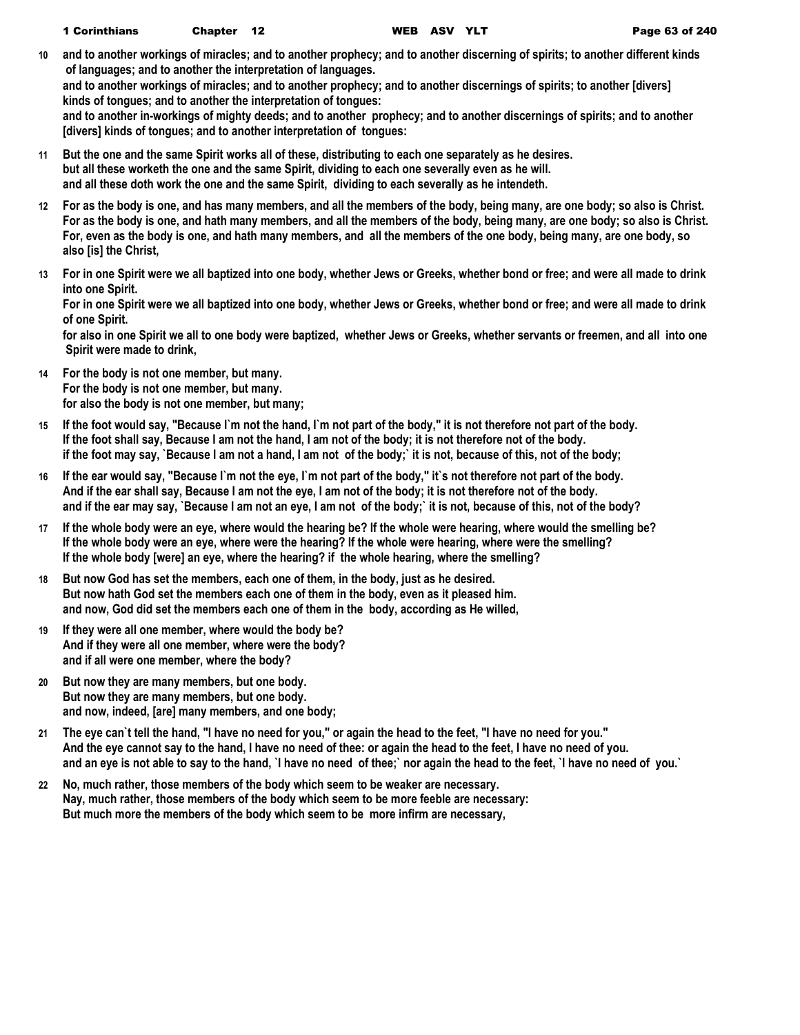**10** **and to another workings of miracles; and to another prophecy; and to another discerning of spirits; to another different kinds of languages; and to another the interpretation of languages.**
**and to another workings of miracles; and to another prophecy; and to another discernings of spirits; to another [divers] kinds of tongues; and to another the interpretation of tongues:**
**and to another in-workings of mighty deeds; and to another prophecy; and to another discernings of spirits; and to another [divers] kinds of tongues; and to another interpretation of tongues:**

**11** **But the one and the same Spirit works all of these, distributing to each one separately as he desires.**
**but all these worketh the one and the same Spirit, dividing to each one severally even as he will.**
**and all these doth work the one and the same Spirit, dividing to each severally as he intendeth.**

**12** **For as the body is one, and has many members, and all the members of the body, being many, are one body; so also is Christ.**
**For as the body is one, and hath many members, and all the members of the body, being many, are one body; so also is Christ.**
**For, even as the body is one, and hath many members, and all the members of the one body, being many, are one body, so also [is] the Christ,**

**13** **For in one Spirit were we all baptized into one body, whether Jews or Greeks, whether bond or free; and were all made to drink into one Spirit.**
**For in one Spirit were we all baptized into one body, whether Jews or Greeks, whether bond or free; and were all made to drink of one Spirit.**
**for also in one Spirit we all to one body were baptized, whether Jews or Greeks, whether servants or freemen, and all into one Spirit were made to drink,**

**14** **For the body is not one member, but many.**
**For the body is not one member, but many.**
**for also the body is not one member, but many;**

**15** **If the foot would say, "Because I`m not the hand, I`m not part of the body," it is not therefore not part of the body.**
**If the foot shall say, Because I am not the hand, I am not of the body; it is not therefore not of the body.**
**if the foot may say, `Because I am not a hand, I am not of the body;` it is not, because of this, not of the body;**

**16** **If the ear would say, "Because I`m not the eye, I`m not part of the body," it`s not therefore not part of the body.**
**And if the ear shall say, Because I am not the eye, I am not of the body; it is not therefore not of the body.**
**and if the ear may say, `Because I am not an eye, I am not of the body;` it is not, because of this, not of the body?**

**17** **If the whole body were an eye, where would the hearing be? If the whole were hearing, where would the smelling be?**
**If the whole body were an eye, where were the hearing? If the whole were hearing, where were the smelling?**
**If the whole body [were] an eye, where the hearing? if the whole hearing, where the smelling?**

**18** **But now God has set the members, each one of them, in the body, just as he desired.**
**But now hath God set the members each one of them in the body, even as it pleased him.**
**and now, God did set the members each one of them in the body, according as He willed,**

**19** **If they were all one member, where would the body be?**
**And if they were all one member, where were the body?**
**and if all were one member, where the body?**

**20** **But now they are many members, but one body.**
**But now they are many members, but one body.**
**and now, indeed, [are] many members, and one body;**

**21** **The eye can`t tell the hand, "I have no need for you," or again the head to the feet, "I have no need for you."**
**And the eye cannot say to the hand, I have no need of thee: or again the head to the feet, I have no need of you.**
**and an eye is not able to say to the hand, `I have no need of thee;` nor again the head to the feet, `I have no need of you.`**

**22** **No, much rather, those members of the body which seem to be weaker are necessary.**
**Nay, much rather, those members of the body which seem to be more feeble are necessary:**
**But much more the members of the body which seem to be more infirm are necessary,**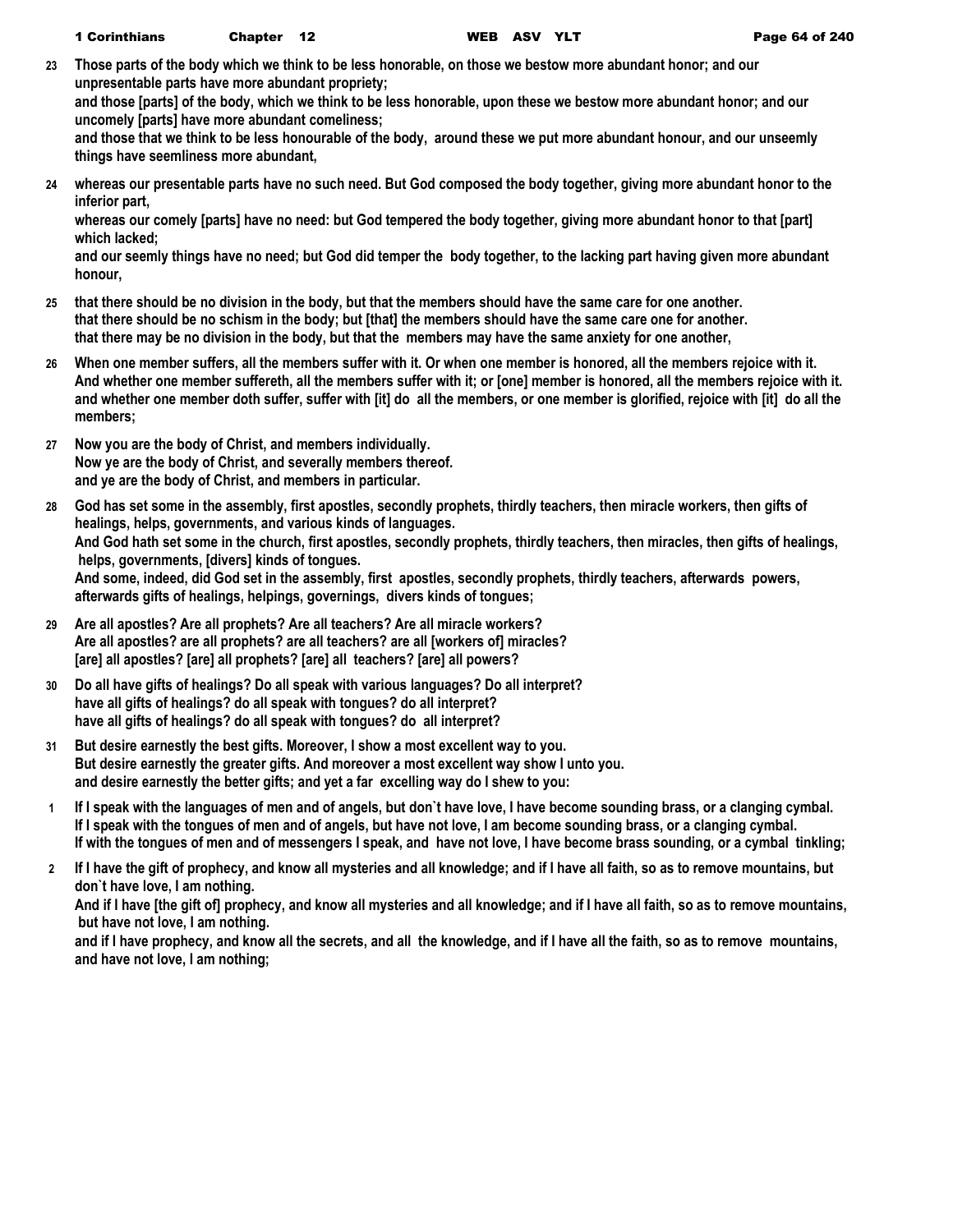23 Those parts of the body which we think to be less honorable, on those we bestow more abundant honor; and our unpresentable parts have more abundant propriety;
and those [parts] of the body, which we think to be less honorable, upon these we bestow more abundant honor; and our uncomely [parts] have more abundant comeliness;
and those that we think to be less honourable of the body, around these we put more abundant honour, and our unseemly things have seemliness more abundant,

24 whereas our presentable parts have no such need. But God composed the body together, giving more abundant honor to the inferior part,
whereas our comely [parts] have no need: but God tempered the body together, giving more abundant honor to that [part] which lacked;
and our seemly things have no need; but God did temper the body together, to the lacking part having given more abundant honour,

25 that there should be no division in the body, but that the members should have the same care for one another.
that there should be no schism in the body; but [that] the members should have the same care one for another.
that there may be no division in the body, but that the members may have the same anxiety for one another,

26 When one member suffers, all the members suffer with it. Or when one member is honored, all the members rejoice with it.
And whether one member suffereth, all the members suffer with it; or [one] member is honored, all the members rejoice with it.
and whether one member doth suffer, suffer with [it] do all the members, or one member is glorified, rejoice with [it] do all the members;

27 Now you are the body of Christ, and members individually.
Now ye are the body of Christ, and severally members thereof.
and ye are the body of Christ, and members in particular.

28 God has set some in the assembly, first apostles, secondly prophets, thirdly teachers, then miracle workers, then gifts of healings, helps, governments, and various kinds of languages.
And God hath set some in the church, first apostles, secondly prophets, thirdly teachers, then miracles, then gifts of healings, helps, governments, [divers] kinds of tongues.
And some, indeed, did God set in the assembly, first apostles, secondly prophets, thirdly teachers, afterwards powers, afterwards gifts of healings, helpings, governings, divers kinds of tongues;

29 Are all apostles? Are all prophets? Are all teachers? Are all miracle workers?
Are all apostles? are all prophets? are all teachers? are all [workers of] miracles?
[are] all apostles? [are] all prophets? [are] all teachers? [are] all powers?

30 Do all have gifts of healings? Do all speak with various languages? Do all interpret?
have all gifts of healings? do all speak with tongues? do all interpret?
have all gifts of healings? do all speak with tongues? do all interpret?

31 But desire earnestly the best gifts. Moreover, I show a most excellent way to you.
But desire earnestly the greater gifts. And moreover a most excellent way show I unto you.
and desire earnestly the better gifts; and yet a far excelling way do I shew to you:

1 If I speak with the languages of men and of angels, but don`t have love, I have become sounding brass, or a clanging cymbal.
If I speak with the tongues of men and of angels, but have not love, I am become sounding brass, or a clanging cymbal.
If with the tongues of men and of messengers I speak, and have not love, I have become brass sounding, or a cymbal tinkling;

2 If I have the gift of prophecy, and know all mysteries and all knowledge; and if I have all faith, so as to remove mountains, but don`t have love, I am nothing.
And if I have [the gift of] prophecy, and know all mysteries and all knowledge; and if I have all faith, so as to remove mountains, but have not love, I am nothing.
and if I have prophecy, and know all the secrets, and all the knowledge, and if I have all the faith, so as to remove mountains, and have not love, I am nothing;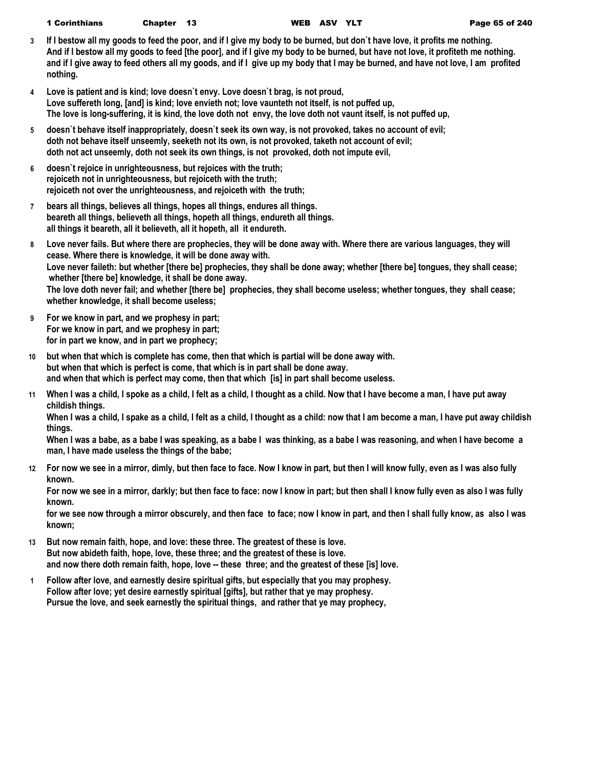**3** If I bestow all my goods to feed the poor, and if I give my body to be burned, but don`t have love, it profits me nothing.
And if I bestow all my goods to feed [the poor], and if I give my body to be burned, but have not love, it profiteth me nothing.
and if I give away to feed others all my goods, and if I give up my body that I may be burned, and have not love, I am profited nothing.

**4** Love is patient and is kind; love doesn`t envy. Love doesn`t brag, is not proud,
Love suffereth long, [and] is kind; love envieth not; love vaunteth not itself, is not puffed up,
The love is long-suffering, it is kind, the love doth not envy, the love doth not vaunt itself, is not puffed up,

**5** doesn`t behave itself inappropriately, doesn`t seek its own way, is not provoked, takes no account of evil;
doth not behave itself unseemly, seeketh not its own, is not provoked, taketh not account of evil;
doth not act unseemly, doth not seek its own things, is not provoked, doth not impute evil,

**6** doesn`t rejoice in unrighteousness, but rejoices with the truth;
rejoiceth not in unrighteousness, but rejoiceth with the truth;
rejoiceth not over the unrighteousness, and rejoiceth with the truth;

**7** bears all things, believes all things, hopes all things, endures all things.
beareth all things, believeth all things, hopeth all things, endureth all things.
all things it beareth, all it believeth, all it hopeth, all it endureth.

**8** Love never fails. But where there are prophecies, they will be done away with. Where there are various languages, they will cease. Where there is knowledge, it will be done away with.
Love never faileth: but whether [there be] prophecies, they shall be done away; whether [there be] tongues, they shall cease; whether [there be] knowledge, it shall be done away.
The love doth never fail; and whether [there be] prophecies, they shall become useless; whether tongues, they shall cease; whether knowledge, it shall become useless;

**9** For we know in part, and we prophesy in part;
For we know in part, and we prophesy in part;
for in part we know, and in part we prophecy;

**10** but when that which is complete has come, then that which is partial will be done away with.
but when that which is perfect is come, that which is in part shall be done away.
and when that which is perfect may come, then that which [is] in part shall become useless.

**11** When I was a child, I spoke as a child, I felt as a child, I thought as a child. Now that I have become a man, I have put away childish things.
When I was a child, I spake as a child, I felt as a child, I thought as a child: now that I am become a man, I have put away childish things.
When I was a babe, as a babe I was speaking, as a babe I was thinking, as a babe I was reasoning, and when I have become a man, I have made useless the things of the babe;

**12** For now we see in a mirror, dimly, but then face to face. Now I know in part, but then I will know fully, even as I was also fully known.
For now we see in a mirror, darkly; but then face to face: now I know in part; but then shall I know fully even as also I was fully known.
for we see now through a mirror obscurely, and then face to face; now I know in part, and then I shall fully know, as also I was known;

**13** But now remain faith, hope, and love: these three. The greatest of these is love.
But now abideth faith, hope, love, these three; and the greatest of these is love.
and now there doth remain faith, hope, love -- these three; and the greatest of these [is] love.

**1** Follow after love, and earnestly desire spiritual gifts, but especially that you may prophesy.
Follow after love; yet desire earnestly spiritual [gifts], but rather that ye may prophesy.
Pursue the love, and seek earnestly the spiritual things, and rather that ye may prophecy,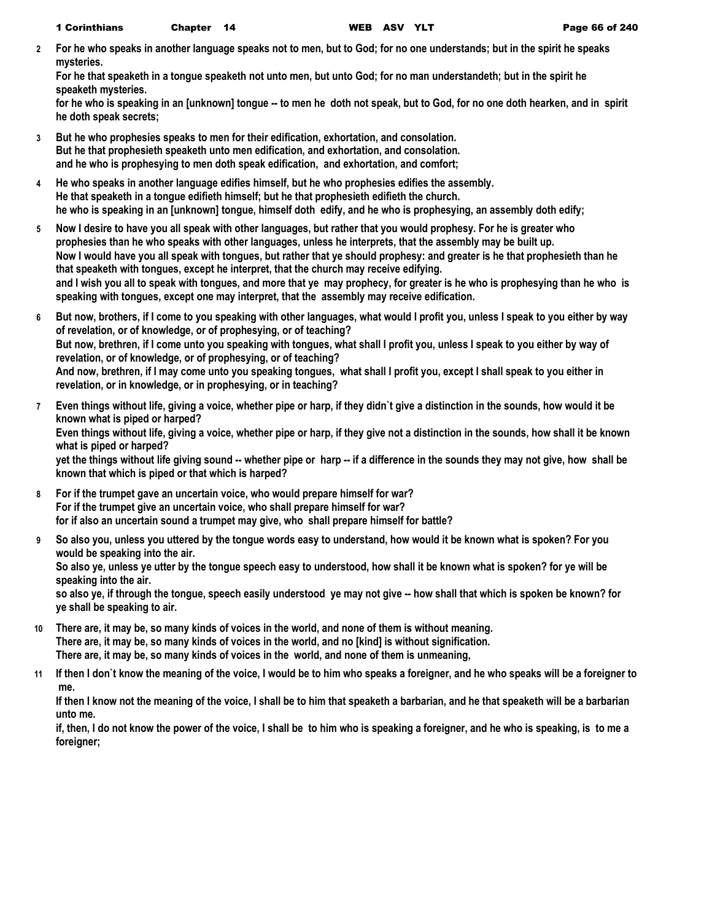**2** For he who speaks in another language speaks not to men, but to God; for no one understands; but in the spirit he speaks mysteries.
For he that speaketh in a tongue speaketh not unto men, but unto God; for no man understandeth; but in the spirit he speaketh mysteries.
for he who is speaking in an [unknown] tongue -- to men he doth not speak, but to God, for no one doth hearken, and in spirit he doth speak secrets;

**3** But he who prophesies speaks to men for their edification, exhortation, and consolation.
But he that prophesieth speaketh unto men edification, and exhortation, and consolation.
and he who is prophesying to men doth speak edification, and exhortation, and comfort;

**4** He who speaks in another language edifies himself, but he who prophesies edifies the assembly.
He that speaketh in a tongue edifieth himself; but he that prophesieth edifieth the church.
he who is speaking in an [unknown] tongue, himself doth edify, and he who is prophesying, an assembly doth edify;

**5** Now I desire to have you all speak with other languages, but rather that you would prophesy. For he is greater who prophesies than he who speaks with other languages, unless he interprets, that the assembly may be built up.
Now I would have you all speak with tongues, but rather that ye should prophesy: and greater is he that prophesieth than he that speaketh with tongues, except he interpret, that the church may receive edifying.
and I wish you all to speak with tongues, and more that ye may prophecy, for greater is he who is prophesying than he who is speaking with tongues, except one may interpret, that the assembly may receive edification.

**6** But now, brothers, if I come to you speaking with other languages, what would I profit you, unless I speak to you either by way of revelation, or of knowledge, or of prophesying, or of teaching?
But now, brethren, if I come unto you speaking with tongues, what shall I profit you, unless I speak to you either by way of revelation, or of knowledge, or of prophesying, or of teaching?
And now, brethren, if I may come unto you speaking tongues, what shall I profit you, except I shall speak to you either in revelation, or in knowledge, or in prophesying, or in teaching?

**7** Even things without life, giving a voice, whether pipe or harp, if they didn`t give a distinction in the sounds, how would it be known what is piped or harped?
Even things without life, giving a voice, whether pipe or harp, if they give not a distinction in the sounds, how shall it be known what is piped or harped?
yet the things without life giving sound -- whether pipe or harp -- if a difference in the sounds they may not give, how shall be known that which is piped or that which is harped?

**8** For if the trumpet gave an uncertain voice, who would prepare himself for war?
For if the trumpet give an uncertain voice, who shall prepare himself for war?
for if also an uncertain sound a trumpet may give, who shall prepare himself for battle?

**9** So also you, unless you uttered by the tongue words easy to understand, how would it be known what is spoken? For you would be speaking into the air.
So also ye, unless ye utter by the tongue speech easy to understood, how shall it be known what is spoken? for ye will be speaking into the air.
so also ye, if through the tongue, speech easily understood ye may not give -- how shall that which is spoken be known? for ye shall be speaking to air.

**10** There are, it may be, so many kinds of voices in the world, and none of them is without meaning.
There are, it may be, so many kinds of voices in the world, and no [kind] is without signification.
There are, it may be, so many kinds of voices in the world, and none of them is unmeaning,

**11** If then I don`t know the meaning of the voice, I would be to him who speaks a foreigner, and he who speaks will be a foreigner to me.
If then I know not the meaning of the voice, I shall be to him that speaketh a barbarian, and he that speaketh will be a barbarian unto me.
if, then, I do not know the power of the voice, I shall be to him who is speaking a foreigner, and he who is speaking, is to me a foreigner;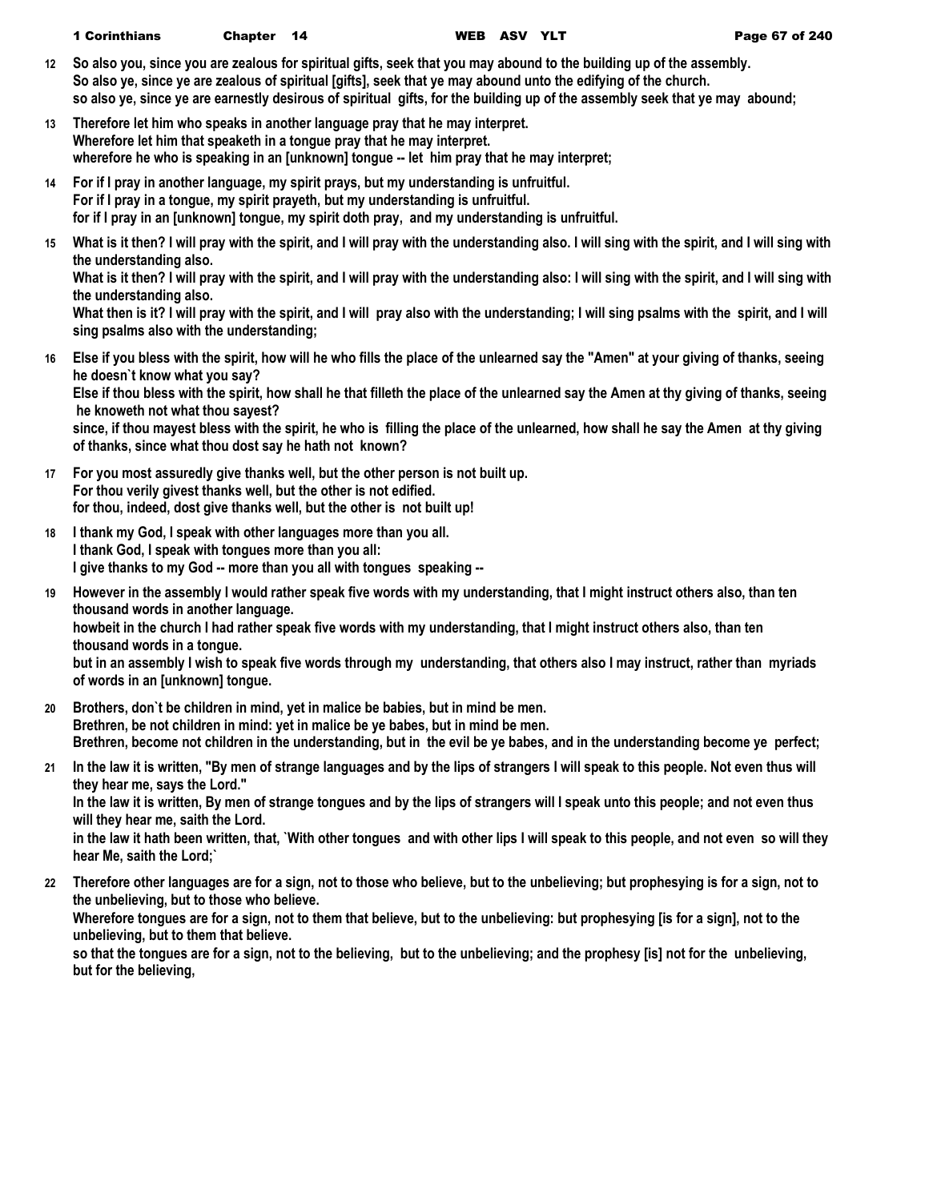**12** **So also you, since you are zealous for spiritual gifts, seek that you may abound to the building up of the assembly.**
**So also ye, since ye are zealous of spiritual [gifts], seek that ye may abound unto the edifying of the church.**
**so also ye, since ye are earnestly desirous of spiritual gifts, for the building up of the assembly seek that ye may abound;**

**13** **Therefore let him who speaks in another language pray that he may interpret.**
**Wherefore let him that speaketh in a tongue pray that he may interpret.**
**wherefore he who is speaking in an [unknown] tongue -- let him pray that he may interpret;**

**14** **For if I pray in another language, my spirit prays, but my understanding is unfruitful.**
**For if I pray in a tongue, my spirit prayeth, but my understanding is unfruitful.**
**for if I pray in an [unknown] tongue, my spirit doth pray, and my understanding is unfruitful.**

**15** **What is it then? I will pray with the spirit, and I will pray with the understanding also. I will sing with the spirit, and I will sing with the understanding also.**
**What is it then? I will pray with the spirit, and I will pray with the understanding also: I will sing with the spirit, and I will sing with the understanding also.**
**What then is it? I will pray with the spirit, and I will pray also with the understanding; I will sing psalms with the spirit, and I will sing psalms also with the understanding;**

**16** **Else if you bless with the spirit, how will he who fills the place of the unlearned say the "Amen" at your giving of thanks, seeing he doesn`t know what you say?**
**Else if thou bless with the spirit, how shall he that filleth the place of the unlearned say the Amen at thy giving of thanks, seeing he knoweth not what thou sayest?**
**since, if thou mayest bless with the spirit, he who is filling the place of the unlearned, how shall he say the Amen at thy giving of thanks, since what thou dost say he hath not known?**

**17** **For you most assuredly give thanks well, but the other person is not built up.**
**For thou verily givest thanks well, but the other is not edified.**
**for thou, indeed, dost give thanks well, but the other is not built up!**

**18** **I thank my God, I speak with other languages more than you all.**
**I thank God, I speak with tongues more than you all:**
**I give thanks to my God -- more than you all with tongues speaking --**

**19** **However in the assembly I would rather speak five words with my understanding, that I might instruct others also, than ten thousand words in another language.**
**howbeit in the church I had rather speak five words with my understanding, that I might instruct others also, than ten thousand words in a tongue.**
**but in an assembly I wish to speak five words through my understanding, that others also I may instruct, rather than myriads of words in an [unknown] tongue.**

**20** **Brothers, don`t be children in mind, yet in malice be babies, but in mind be men.**
**Brethren, be not children in mind: yet in malice be ye babes, but in mind be men.**
**Brethren, become not children in the understanding, but in the evil be ye babes, and in the understanding become ye perfect;**

**21** **In the law it is written, "By men of strange languages and by the lips of strangers I will speak to this people. Not even thus will they hear me, says the Lord."**
**In the law it is written, By men of strange tongues and by the lips of strangers will I speak unto this people; and not even thus will they hear me, saith the Lord.**
**in the law it hath been written, that, `With other tongues and with other lips I will speak to this people, and not even so will they hear Me, saith the Lord;`**

**22** **Therefore other languages are for a sign, not to those who believe, but to the unbelieving; but prophesying is for a sign, not to the unbelieving, but to those who believe.**
**Wherefore tongues are for a sign, not to them that believe, but to the unbelieving: but prophesying [is for a sign], not to the unbelieving, but to them that believe.**
**so that the tongues are for a sign, not to the believing, but to the unbelieving; and the prophesy [is] not for the unbelieving, but for the believing,**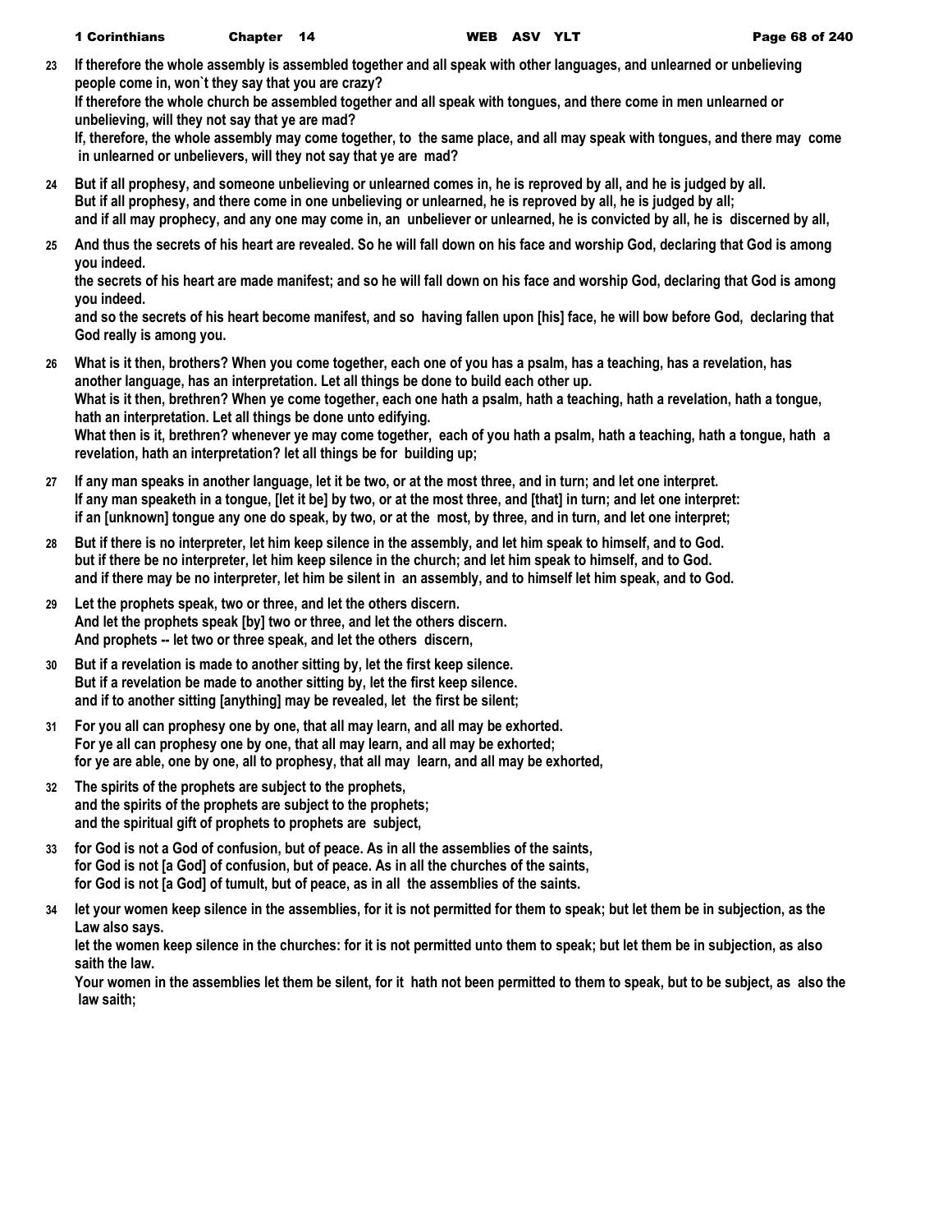**23** If therefore the whole assembly is assembled together and all speak with other languages, and unlearned or unbelieving people come in, won`t they say that you are crazy?
If therefore the whole church be assembled together and all speak with tongues, and there come in men unlearned or unbelieving, will they not say that ye are mad?
If, therefore, the whole assembly may come together, to the same place, and all may speak with tongues, and there may come in unlearned or unbelievers, will they not say that ye are mad?

**24** But if all prophesy, and someone unbelieving or unlearned comes in, he is reproved by all, and he is judged by all.
But if all prophesy, and there come in one unbelieving or unlearned, he is reproved by all, he is judged by all;
and if all may prophecy, and any one may come in, an unbeliever or unlearned, he is convicted by all, he is discerned by all,

**25** And thus the secrets of his heart are revealed. So he will fall down on his face and worship God, declaring that God is among you indeed.
the secrets of his heart are made manifest; and so he will fall down on his face and worship God, declaring that God is among you indeed.
and so the secrets of his heart become manifest, and so having fallen upon [his] face, he will bow before God, declaring that God really is among you.

**26** What is it then, brothers? When you come together, each one of you has a psalm, has a teaching, has a revelation, has another language, has an interpretation. Let all things be done to build each other up.
What is it then, brethren? When ye come together, each one hath a psalm, hath a teaching, hath a revelation, hath a tongue, hath an interpretation. Let all things be done unto edifying.
What then is it, brethren? whenever ye may come together, each of you hath a psalm, hath a teaching, hath a tongue, hath a revelation, hath an interpretation? let all things be for building up;

**27** If any man speaks in another language, let it be two, or at the most three, and in turn; and let one interpret.
If any man speaketh in a tongue, [let it be] by two, or at the most three, and [that] in turn; and let one interpret:
if an [unknown] tongue any one do speak, by two, or at the most, by three, and in turn, and let one interpret;

**28** But if there is no interpreter, let him keep silence in the assembly, and let him speak to himself, and to God.
but if there be no interpreter, let him keep silence in the church; and let him speak to himself, and to God.
and if there may be no interpreter, let him be silent in an assembly, and to himself let him speak, and to God.

**29** Let the prophets speak, two or three, and let the others discern.
And let the prophets speak [by] two or three, and let the others discern.
And prophets -- let two or three speak, and let the others discern,

**30** But if a revelation is made to another sitting by, let the first keep silence.
But if a revelation be made to another sitting by, let the first keep silence.
and if to another sitting [anything] may be revealed, let the first be silent;

**31** For you all can prophesy one by one, that all may learn, and all may be exhorted.
For ye all can prophesy one by one, that all may learn, and all may be exhorted;
for ye are able, one by one, all to prophesy, that all may learn, and all may be exhorted,

**32** The spirits of the prophets are subject to the prophets,
and the spirits of the prophets are subject to the prophets;
and the spiritual gift of prophets to prophets are subject,

**33** for God is not a God of confusion, but of peace. As in all the assemblies of the saints,
for God is not [a God] of confusion, but of peace. As in all the churches of the saints,
for God is not [a God] of tumult, but of peace, as in all the assemblies of the saints.

**34** let your women keep silence in the assemblies, for it is not permitted for them to speak; but let them be in subjection, as the Law also says.
let the women keep silence in the churches: for it is not permitted unto them to speak; but let them be in subjection, as also saith the law.
Your women in the assemblies let them be silent, for it hath not been permitted to them to speak, but to be subject, as also the law saith;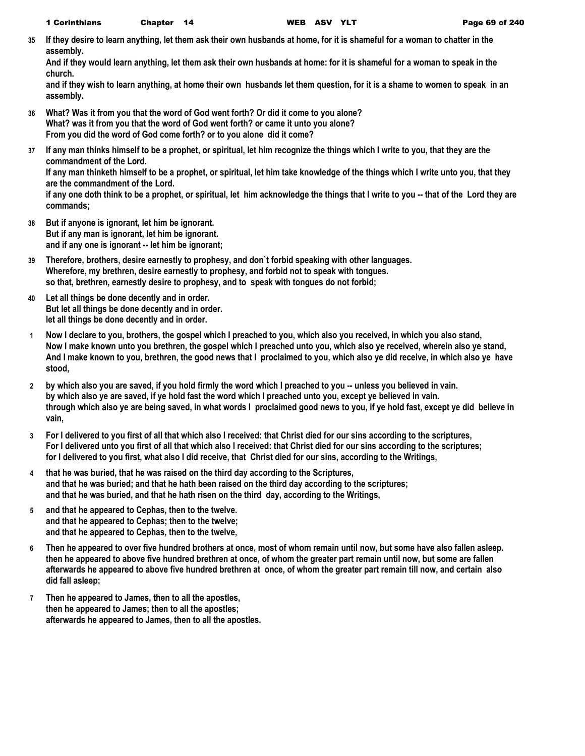**35** If they desire to learn anything, let them ask their own husbands at home, for it is shameful for a woman to chatter in the assembly.
And if they would learn anything, let them ask their own husbands at home: for it is shameful for a woman to speak in the church.
and if they wish to learn anything, at home their own husbands let them question, for it is a shame to women to speak in an assembly.

**36** What? Was it from you that the word of God went forth? Or did it come to you alone?
What? was it from you that the word of God went forth? or came it unto you alone?
From you did the word of God come forth? or to you alone did it come?

**37** If any man thinks himself to be a prophet, or spiritual, let him recognize the things which I write to you, that they are the commandment of the Lord.
If any man thinketh himself to be a prophet, or spiritual, let him take knowledge of the things which I write unto you, that they are the commandment of the Lord.
if any one doth think to be a prophet, or spiritual, let him acknowledge the things that I write to you -- that of the Lord they are commands;

**38** But if anyone is ignorant, let him be ignorant.
But if any man is ignorant, let him be ignorant.
and if any one is ignorant -- let him be ignorant;

**39** Therefore, brothers, desire earnestly to prophesy, and don`t forbid speaking with other languages.
Wherefore, my brethren, desire earnestly to prophesy, and forbid not to speak with tongues.
so that, brethren, earnestly desire to prophesy, and to speak with tongues do not forbid;

**40** Let all things be done decently and in order.
But let all things be done decently and in order.
let all things be done decently and in order.

**1** Now I declare to you, brothers, the gospel which I preached to you, which also you received, in which you also stand,
Now I make known unto you brethren, the gospel which I preached unto you, which also ye received, wherein also ye stand,
And I make known to you, brethren, the good news that I proclaimed to you, which also ye did receive, in which also ye have stood,

**2** by which also you are saved, if you hold firmly the word which I preached to you -- unless you believed in vain.
by which also ye are saved, if ye hold fast the word which I preached unto you, except ye believed in vain.
through which also ye are being saved, in what words I proclaimed good news to you, if ye hold fast, except ye did believe in vain,

**3** For I delivered to you first of all that which also I received: that Christ died for our sins according to the scriptures,
For I delivered unto you first of all that which also I received: that Christ died for our sins according to the scriptures;
for I delivered to you first, what also I did receive, that Christ died for our sins, according to the Writings,

**4** that he was buried, that he was raised on the third day according to the Scriptures,
and that he was buried; and that he hath been raised on the third day according to the scriptures;
and that he was buried, and that he hath risen on the third day, according to the Writings,

**5** and that he appeared to Cephas, then to the twelve.
and that he appeared to Cephas; then to the twelve;
and that he appeared to Cephas, then to the twelve,

**6** Then he appeared to over five hundred brothers at once, most of whom remain until now, but some have also fallen asleep.
then he appeared to above five hundred brethren at once, of whom the greater part remain until now, but some are fallen
afterwards he appeared to above five hundred brethren at once, of whom the greater part remain till now, and certain also did fall asleep;

**7** Then he appeared to James, then to all the apostles,
then he appeared to James; then to all the apostles;
afterwards he appeared to James, then to all the apostles.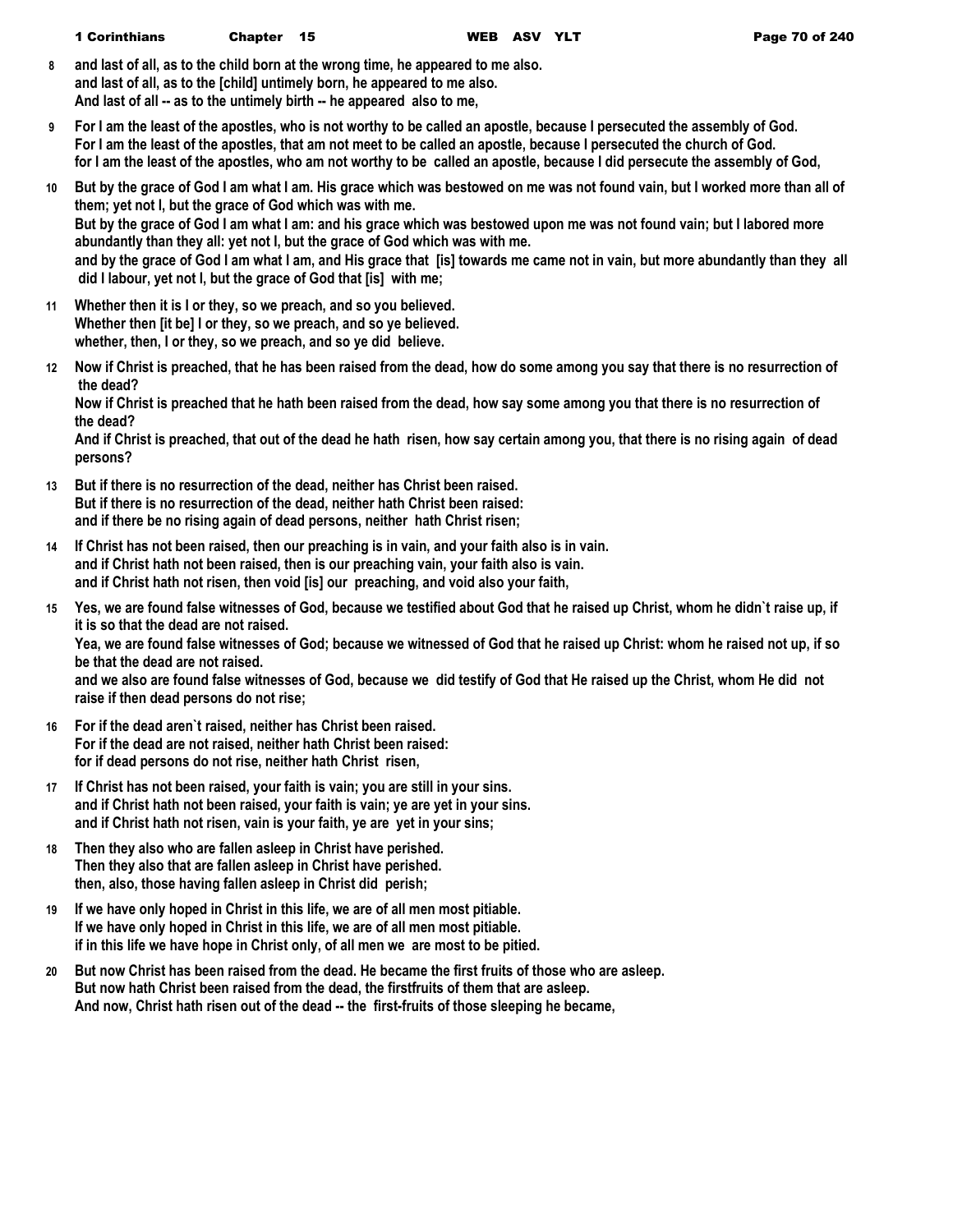**8** and last of all, as to the child born at the wrong time, he appeared to me also.
and last of all, as to the [child] untimely born, he appeared to me also.
And last of all -- as to the untimely birth -- he appeared also to me,

**9** For I am the least of the apostles, who is not worthy to be called an apostle, because I persecuted the assembly of God.
For I am the least of the apostles, that am not meet to be called an apostle, because I persecuted the church of God.
for I am the least of the apostles, who am not worthy to be called an apostle, because I did persecute the assembly of God,

**10** But by the grace of God I am what I am. His grace which was bestowed on me was not found vain, but I worked more than all of them; yet not I, but the grace of God which was with me.
But by the grace of God I am what I am: and his grace which was bestowed upon me was not found vain; but I labored more abundantly than they all: yet not I, but the grace of God which was with me.
and by the grace of God I am what I am, and His grace that [is] towards me came not in vain, but more abundantly than they all did I labour, yet not I, but the grace of God that [is] with me;

**11** Whether then it is I or they, so we preach, and so you believed.
Whether then [it be] I or they, so we preach, and so ye believed.
whether, then, I or they, so we preach, and so ye did believe.

**12** Now if Christ is preached, that he has been raised from the dead, how do some among you say that there is no resurrection of the dead?
Now if Christ is preached that he hath been raised from the dead, how say some among you that there is no resurrection of the dead?
And if Christ is preached, that out of the dead he hath risen, how say certain among you, that there is no rising again of dead persons?

**13** But if there is no resurrection of the dead, neither has Christ been raised.
But if there is no resurrection of the dead, neither hath Christ been raised:
and if there be no rising again of dead persons, neither hath Christ risen;

**14** If Christ has not been raised, then our preaching is in vain, and your faith also is in vain.
and if Christ hath not been raised, then is our preaching vain, your faith also is vain.
and if Christ hath not risen, then void [is] our preaching, and void also your faith,

**15** Yes, we are found false witnesses of God, because we testified about God that he raised up Christ, whom he didn`t raise up, if it is so that the dead are not raised.
Yea, we are found false witnesses of God; because we witnessed of God that he raised up Christ: whom he raised not up, if so be that the dead are not raised.
and we also are found false witnesses of God, because we did testify of God that He raised up the Christ, whom He did not raise if then dead persons do not rise;

**16** For if the dead aren`t raised, neither has Christ been raised.
For if the dead are not raised, neither hath Christ been raised:
for if dead persons do not rise, neither hath Christ risen,

**17** If Christ has not been raised, your faith is vain; you are still in your sins.
and if Christ hath not been raised, your faith is vain; ye are yet in your sins.
and if Christ hath not risen, vain is your faith, ye are yet in your sins;

**18** Then they also who are fallen asleep in Christ have perished.
Then they also that are fallen asleep in Christ have perished.
then, also, those having fallen asleep in Christ did perish;

**19** If we have only hoped in Christ in this life, we are of all men most pitiable.
If we have only hoped in Christ in this life, we are of all men most pitiable.
if in this life we have hope in Christ only, of all men we are most to be pitied.

**20** But now Christ has been raised from the dead. He became the first fruits of those who are asleep.
But now hath Christ been raised from the dead, the firstfruits of them that are asleep.
And now, Christ hath risen out of the dead -- the first-fruits of those sleeping he became,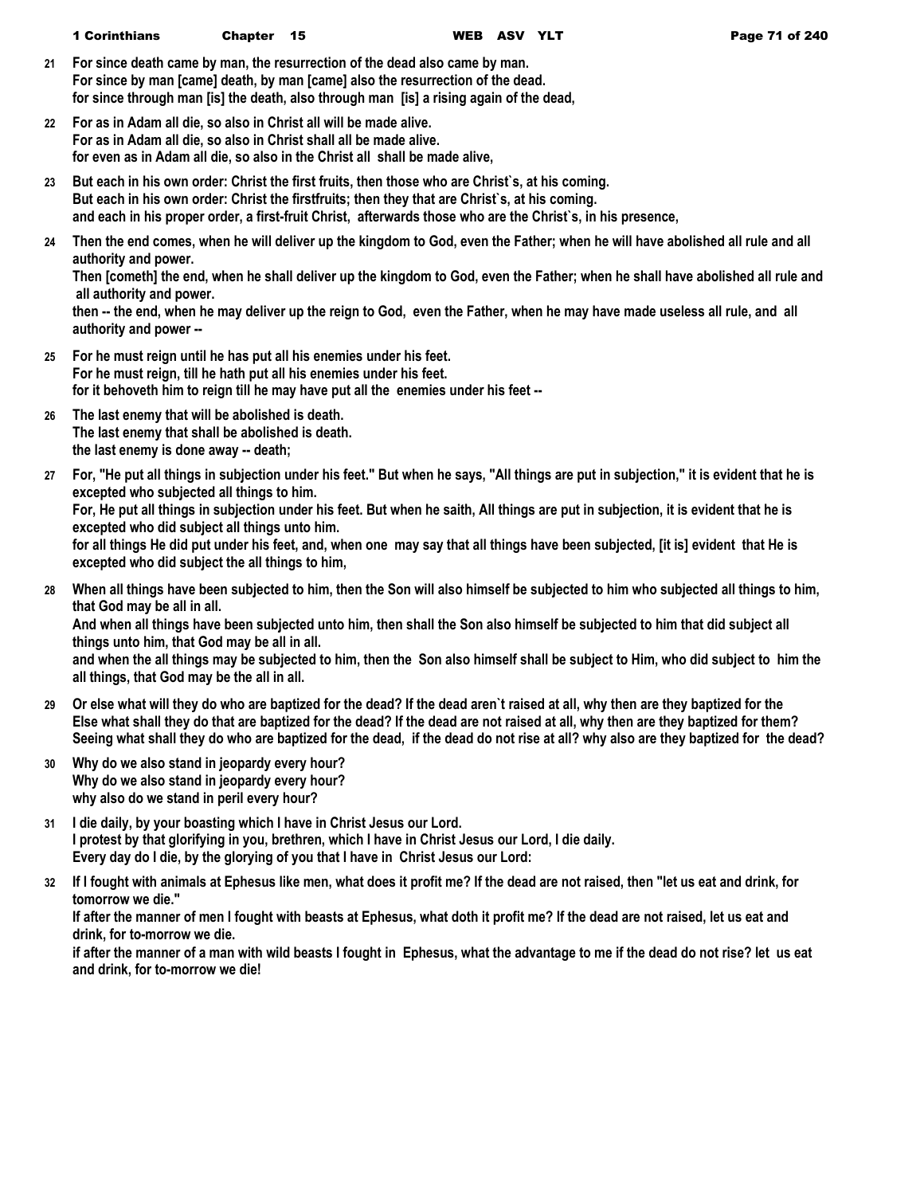21 For since death came by man, the resurrection of the dead also came by man.
For since by man [came] death, by man [came] also the resurrection of the dead.
for since through man [is] the death, also through man [is] a rising again of the dead,

22 For as in Adam all die, so also in Christ all will be made alive.
For as in Adam all die, so also in Christ shall all be made alive.
for even as in Adam all die, so also in the Christ all shall be made alive,

23 But each in his own order: Christ the first fruits, then those who are Christ`s, at his coming.
But each in his own order: Christ the firstfruits; then they that are Christ`s, at his coming.
and each in his proper order, a first-fruit Christ, afterwards those who are the Christ`s, in his presence,

24 Then the end comes, when he will deliver up the kingdom to God, even the Father; when he will have abolished all rule and all authority and power.
Then [cometh] the end, when he shall deliver up the kingdom to God, even the Father; when he shall have abolished all rule and all authority and power.
then -- the end, when he may deliver up the reign to God, even the Father, when he may have made useless all rule, and all authority and power --

25 For he must reign until he has put all his enemies under his feet.
For he must reign, till he hath put all his enemies under his feet.
for it behoveth him to reign till he may have put all the enemies under his feet --

26 The last enemy that will be abolished is death.
The last enemy that shall be abolished is death.
the last enemy is done away -- death;

27 For, "He put all things in subjection under his feet." But when he says, "All things are put in subjection," it is evident that he is excepted who subjected all things to him.
For, He put all things in subjection under his feet. But when he saith, All things are put in subjection, it is evident that he is excepted who did subject all things unto him.
for all things He did put under his feet, and, when one may say that all things have been subjected, [it is] evident that He is excepted who did subject the all things to him,

28 When all things have been subjected to him, then the Son will also himself be subjected to him who subjected all things to him, that God may be all in all.
And when all things have been subjected unto him, then shall the Son also himself be subjected to him that did subject all things unto him, that God may be all in all.
and when the all things may be subjected to him, then the Son also himself shall be subject to Him, who did subject to him the all things, that God may be the all in all.

29 Or else what will they do who are baptized for the dead? If the dead aren`t raised at all, why then are they baptized for the
Else what shall they do that are baptized for the dead? If the dead are not raised at all, why then are they baptized for them?
Seeing what shall they do who are baptized for the dead, if the dead do not rise at all? why also are they baptized for the dead?

30 Why do we also stand in jeopardy every hour?
Why do we also stand in jeopardy every hour?
why also do we stand in peril every hour?

31 I die daily, by your boasting which I have in Christ Jesus our Lord.
I protest by that glorifying in you, brethren, which I have in Christ Jesus our Lord, I die daily.
Every day do I die, by the glorying of you that I have in Christ Jesus our Lord:

32 If I fought with animals at Ephesus like men, what does it profit me? If the dead are not raised, then "let us eat and drink, for tomorrow we die."
If after the manner of men I fought with beasts at Ephesus, what doth it profit me? If the dead are not raised, let us eat and drink, for to-morrow we die.
if after the manner of a man with wild beasts I fought in Ephesus, what the advantage to me if the dead do not rise? let us eat and drink, for to-morrow we die!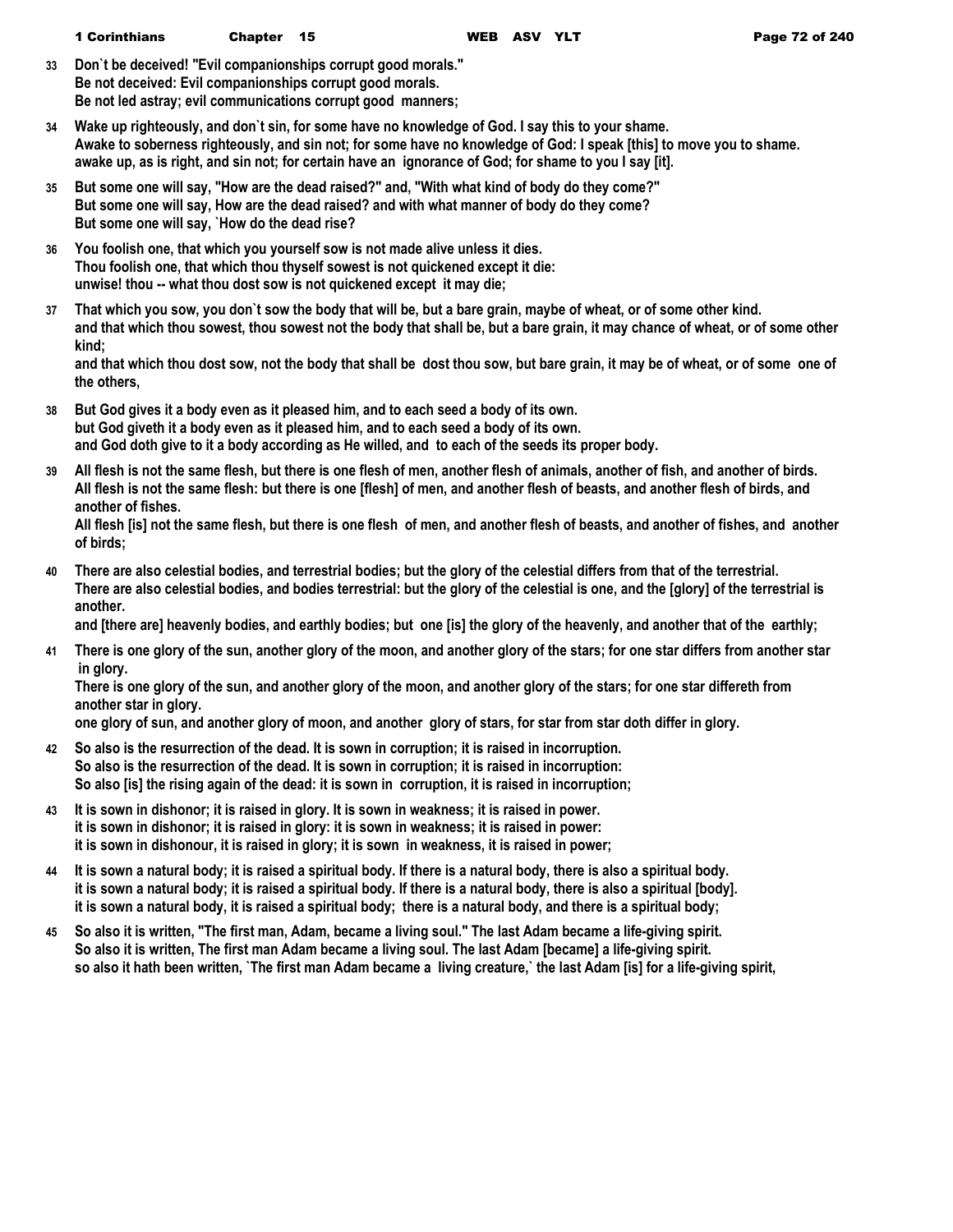**33** **Don`t be deceived! "Evil companionships corrupt good morals."**
**Be not deceived: Evil companionships corrupt good morals.**
**Be not led astray; evil communications corrupt good manners;**

**34** **Wake up righteously, and don`t sin, for some have no knowledge of God. I say this to your shame.**
**Awake to soberness righteously, and sin not; for some have no knowledge of God: I speak [this] to move you to shame.**
**awake up, as is right, and sin not; for certain have an ignorance of God; for shame to you I say [it].**

**35** **But some one will say, "How are the dead raised?" and, "With what kind of body do they come?"**
**But some one will say, How are the dead raised? and with what manner of body do they come?**
**But some one will say, `How do the dead rise?**

**36** **You foolish one, that which you yourself sow is not made alive unless it dies.**
**Thou foolish one, that which thou thyself sowest is not quickened except it die:**
**unwise! thou -- what thou dost sow is not quickened except it may die;**

**37** **That which you sow, you don`t sow the body that will be, but a bare grain, maybe of wheat, or of some other kind.**
**and that which thou sowest, thou sowest not the body that shall be, but a bare grain, it may chance of wheat, or of some other kind;**
**and that which thou dost sow, not the body that shall be dost thou sow, but bare grain, it may be of wheat, or of some one of the others,**

**38** **But God gives it a body even as it pleased him, and to each seed a body of its own.**
**but God giveth it a body even as it pleased him, and to each seed a body of its own.**
**and God doth give to it a body according as He willed, and to each of the seeds its proper body.**

**39** **All flesh is not the same flesh, but there is one flesh of men, another flesh of animals, another of fish, and another of birds.**
**All flesh is not the same flesh: but there is one [flesh] of men, and another flesh of beasts, and another flesh of birds, and another of fishes.**
**All flesh [is] not the same flesh, but there is one flesh of men, and another flesh of beasts, and another of fishes, and another of birds;**

**40** **There are also celestial bodies, and terrestrial bodies; but the glory of the celestial differs from that of the terrestrial.**
**There are also celestial bodies, and bodies terrestrial: but the glory of the celestial is one, and the [glory] of the terrestrial is another.**
**and [there are] heavenly bodies, and earthly bodies; but one [is] the glory of the heavenly, and another that of the earthly;**

**41** **There is one glory of the sun, another glory of the moon, and another glory of the stars; for one star differs from another star in glory.**
**There is one glory of the sun, and another glory of the moon, and another glory of the stars; for one star differeth from another star in glory.**
**one glory of sun, and another glory of moon, and another glory of stars, for star from star doth differ in glory.**

**42** **So also is the resurrection of the dead. It is sown in corruption; it is raised in incorruption.**
**So also is the resurrection of the dead. It is sown in corruption; it is raised in incorruption:**
**So also [is] the rising again of the dead: it is sown in corruption, it is raised in incorruption;**

**43** **It is sown in dishonor; it is raised in glory. It is sown in weakness; it is raised in power.**
**it is sown in dishonor; it is raised in glory: it is sown in weakness; it is raised in power:**
**it is sown in dishonour, it is raised in glory; it is sown in weakness, it is raised in power;**

**44** **It is sown a natural body; it is raised a spiritual body. If there is a natural body, there is also a spiritual body.**
**it is sown a natural body; it is raised a spiritual body. If there is a natural body, there is also a spiritual [body].**
**it is sown a natural body, it is raised a spiritual body; there is a natural body, and there is a spiritual body;**

**45** **So also it is written, "The first man, Adam, became a living soul." The last Adam became a life-giving spirit.**
**So also it is written, The first man Adam became a living soul. The last Adam [became] a life-giving spirit.**
**so also it hath been written, `The first man Adam became a living creature,` the last Adam [is] for a life-giving spirit,**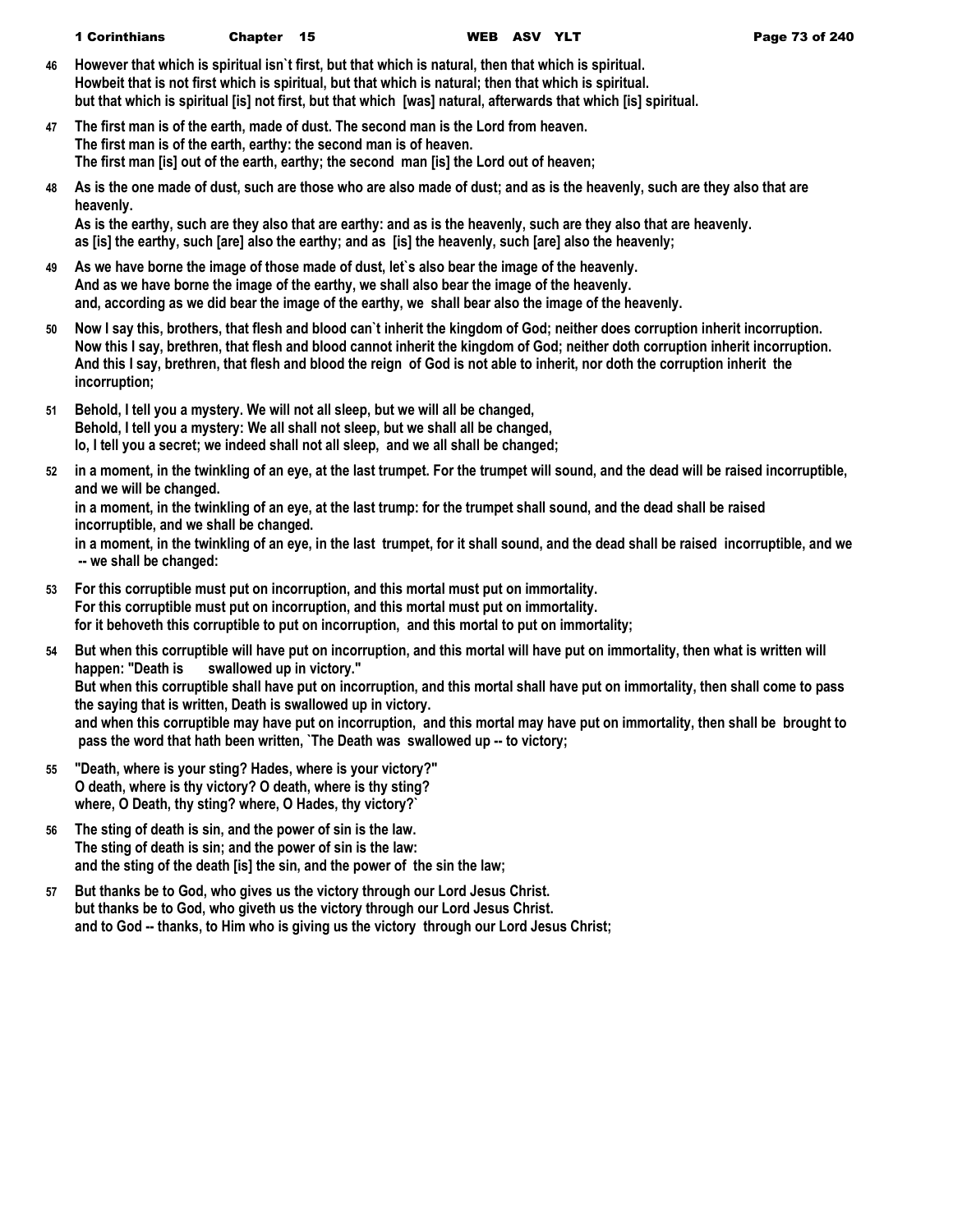**46** However that which is spiritual isn`t first, but that which is natural, then that which is spiritual.
Howbeit that is not first which is spiritual, but that which is natural; then that which is spiritual.
but that which is spiritual [is] not first, but that which [was] natural, afterwards that which [is] spiritual.

**47** The first man is of the earth, made of dust. The second man is the Lord from heaven.
The first man is of the earth, earthy: the second man is of heaven.
The first man [is] out of the earth, earthy; the second man [is] the Lord out of heaven;

**48** As is the one made of dust, such are those who are also made of dust; and as is the heavenly, such are they also that are heavenly.
As is the earthy, such are they also that are earthy: and as is the heavenly, such are they also that are heavenly.
as [is] the earthy, such [are] also the earthy; and as [is] the heavenly, such [are] also the heavenly;

**49** As we have borne the image of those made of dust, let`s also bear the image of the heavenly.
And as we have borne the image of the earthy, we shall also bear the image of the heavenly.
and, according as we did bear the image of the earthy, we shall bear also the image of the heavenly.

**50** Now I say this, brothers, that flesh and blood can`t inherit the kingdom of God; neither does corruption inherit incorruption.
Now this I say, brethren, that flesh and blood cannot inherit the kingdom of God; neither doth corruption inherit incorruption.
And this I say, brethren, that flesh and blood the reign of God is not able to inherit, nor doth the corruption inherit the incorruption;

**51** Behold, I tell you a mystery. We will not all sleep, but we will all be changed,
Behold, I tell you a mystery: We all shall not sleep, but we shall all be changed,
lo, I tell you a secret; we indeed shall not all sleep, and we all shall be changed;

**52** in a moment, in the twinkling of an eye, at the last trumpet. For the trumpet will sound, and the dead will be raised incorruptible, and we will be changed.
in a moment, in the twinkling of an eye, at the last trump: for the trumpet shall sound, and the dead shall be raised incorruptible, and we shall be changed.
in a moment, in the twinkling of an eye, in the last trumpet, for it shall sound, and the dead shall be raised incorruptible, and we -- we shall be changed:

**53** For this corruptible must put on incorruption, and this mortal must put on immortality.
For this corruptible must put on incorruption, and this mortal must put on immortality.
for it behoveth this corruptible to put on incorruption, and this mortal to put on immortality;

**54** But when this corruptible will have put on incorruption, and this mortal will have put on immortality, then what is written will happen: "Death is swallowed up in victory."
But when this corruptible shall have put on incorruption, and this mortal shall have put on immortality, then shall come to pass the saying that is written, Death is swallowed up in victory.
and when this corruptible may have put on incorruption, and this mortal may have put on immortality, then shall be brought to pass the word that hath been written, `The Death was swallowed up -- to victory;

**55** "Death, where is your sting? Hades, where is your victory?"
O death, where is thy victory? O death, where is thy sting?
where, O Death, thy sting? where, O Hades, thy victory?`

**56** The sting of death is sin, and the power of sin is the law.
The sting of death is sin; and the power of sin is the law:
and the sting of the death [is] the sin, and the power of the sin the law;

**57** But thanks be to God, who gives us the victory through our Lord Jesus Christ.
but thanks be to God, who giveth us the victory through our Lord Jesus Christ.
and to God -- thanks, to Him who is giving us the victory through our Lord Jesus Christ;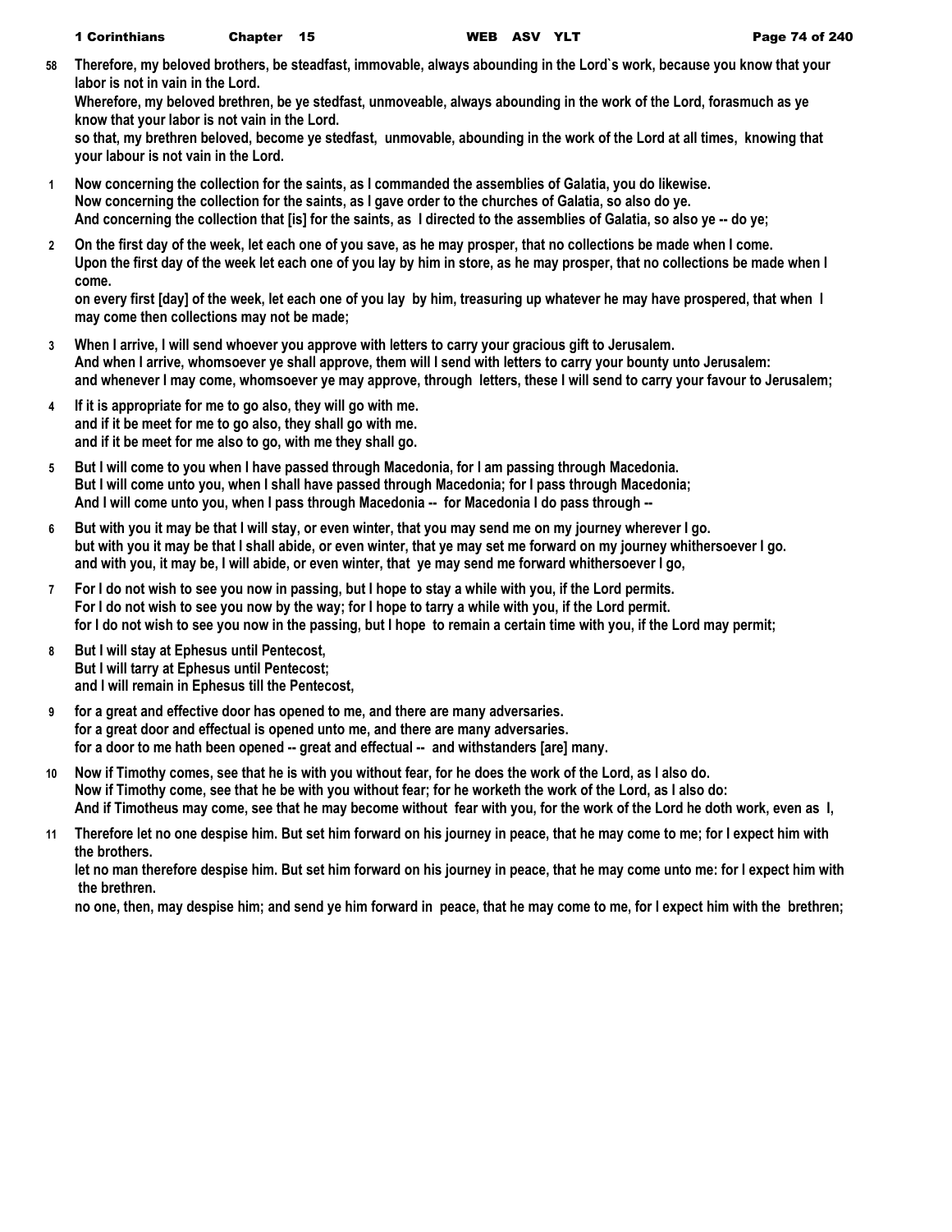**58** **Therefore, my beloved brothers, be steadfast, immovable, always abounding in the Lord`s work, because you know that your labor is not in vain in the Lord.**
**Wherefore, my beloved brethren, be ye stedfast, unmoveable, always abounding in the work of the Lord, forasmuch as ye know that your labor is not in vain in the Lord.**
**so that, my brethren beloved, become ye stedfast, unmovable, abounding in the work of the Lord at all times, knowing that your labour is not vain in the Lord.**

**1** **Now concerning the collection for the saints, as I commanded the assemblies of Galatia, you do likewise.**
**Now concerning the collection for the saints, as I gave order to the churches of Galatia, so also do ye.**
**And concerning the collection that [is] for the saints, as I directed to the assemblies of Galatia, so also ye -- do ye;**

**2** **On the first day of the week, let each one of you save, as he may prosper, that no collections be made when I come.**
**Upon the first day of the week let each one of you lay by him in store, as he may prosper, that no collections be made when I come.**
**on every first [day] of the week, let each one of you lay by him, treasuring up whatever he may have prospered, that when I may come then collections may not be made;**

**3** **When I arrive, I will send whoever you approve with letters to carry your gracious gift to Jerusalem.**
**And when I arrive, whomsoever ye shall approve, them will I send with letters to carry your bounty unto Jerusalem:**
**and whenever I may come, whomsoever ye may approve, through letters, these I will send to carry your favour to Jerusalem;**

**4** **If it is appropriate for me to go also, they will go with me.**
**and if it be meet for me to go also, they shall go with me.**
**and if it be meet for me also to go, with me they shall go.**

**5** **But I will come to you when I have passed through Macedonia, for I am passing through Macedonia.**
**But I will come unto you, when I shall have passed through Macedonia; for I pass through Macedonia;**
**And I will come unto you, when I pass through Macedonia -- for Macedonia I do pass through --**

**6** **But with you it may be that I will stay, or even winter, that you may send me on my journey wherever I go.**
**but with you it may be that I shall abide, or even winter, that ye may set me forward on my journey whithersoever I go.**
**and with you, it may be, I will abide, or even winter, that ye may send me forward whithersoever I go,**

**7** **For I do not wish to see you now in passing, but I hope to stay a while with you, if the Lord permits.**
**For I do not wish to see you now by the way; for I hope to tarry a while with you, if the Lord permit.**
**for I do not wish to see you now in the passing, but I hope to remain a certain time with you, if the Lord may permit;**

**8** **But I will stay at Ephesus until Pentecost,**
**But I will tarry at Ephesus until Pentecost;**
**and I will remain in Ephesus till the Pentecost,**

**9** **for a great and effective door has opened to me, and there are many adversaries.**
**for a great door and effectual is opened unto me, and there are many adversaries.**
**for a door to me hath been opened -- great and effectual -- and withstanders [are] many.**

**10** **Now if Timothy comes, see that he is with you without fear, for he does the work of the Lord, as I also do.**
**Now if Timothy come, see that he be with you without fear; for he worketh the work of the Lord, as I also do:**
**And if Timotheus may come, see that he may become without fear with you, for the work of the Lord he doth work, even as I,**

**11** **Therefore let no one despise him. But set him forward on his journey in peace, that he may come to me; for I expect him with the brothers.**
**let no man therefore despise him. But set him forward on his journey in peace, that he may come unto me: for I expect him with the brethren.**
**no one, then, may despise him; and send ye him forward in peace, that he may come to me, for I expect him with the brethren;**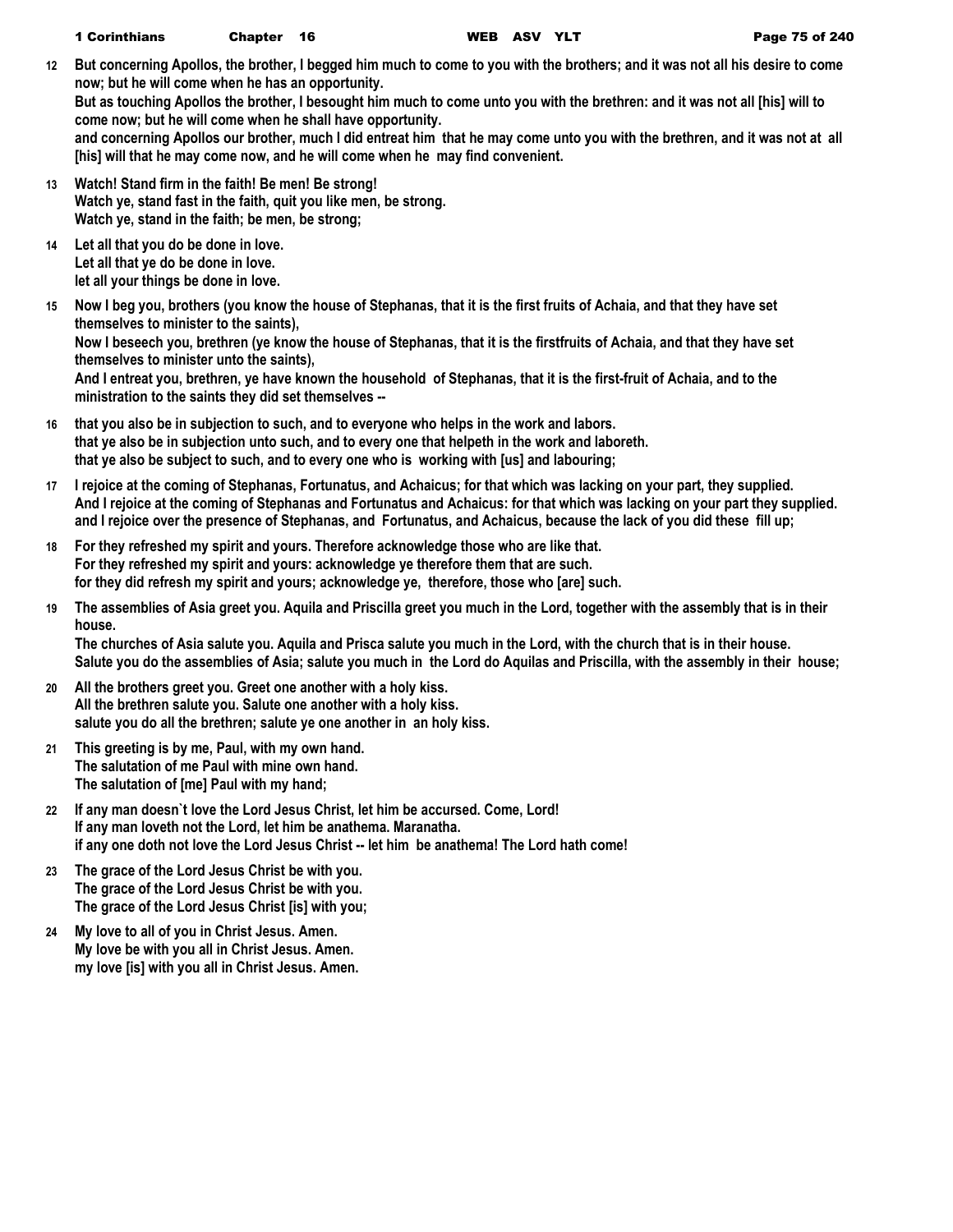**12** But concerning Apollos, the brother, I begged him much to come to you with the brothers; and it was not all his desire to come now; but he will come when he has an opportunity.
But as touching Apollos the brother, I besought him much to come unto you with the brethren: and it was not all [his] will to come now; but he will come when he shall have opportunity.
and concerning Apollos our brother, much I did entreat him that he may come unto you with the brethren, and it was not at all [his] will that he may come now, and he will come when he may find convenient.

**13** Watch! Stand firm in the faith! Be men! Be strong!
Watch ye, stand fast in the faith, quit you like men, be strong.
Watch ye, stand in the faith; be men, be strong;

**14** Let all that you do be done in love.
Let all that ye do be done in love.
let all your things be done in love.

**15** Now I beg you, brothers (you know the house of Stephanas, that it is the first fruits of Achaia, and that they have set themselves to minister to the saints),
Now I beseech you, brethren (ye know the house of Stephanas, that it is the firstfruits of Achaia, and that they have set themselves to minister unto the saints),
And I entreat you, brethren, ye have known the household of Stephanas, that it is the first-fruit of Achaia, and to the ministration to the saints they did set themselves --

**16** that you also be in subjection to such, and to everyone who helps in the work and labors.
that ye also be in subjection unto such, and to every one that helpeth in the work and laboreth.
that ye also be subject to such, and to every one who is working with [us] and labouring;

**17** I rejoice at the coming of Stephanas, Fortunatus, and Achaicus; for that which was lacking on your part, they supplied.
And I rejoice at the coming of Stephanas and Fortunatus and Achaicus: for that which was lacking on your part they supplied.
and I rejoice over the presence of Stephanas, and Fortunatus, and Achaicus, because the lack of you did these fill up;

**18** For they refreshed my spirit and yours. Therefore acknowledge those who are like that.
For they refreshed my spirit and yours: acknowledge ye therefore them that are such.
for they did refresh my spirit and yours; acknowledge ye, therefore, those who [are] such.

**19** The assemblies of Asia greet you. Aquila and Priscilla greet you much in the Lord, together with the assembly that is in their house.
The churches of Asia salute you. Aquila and Prisca salute you much in the Lord, with the church that is in their house.
Salute you do the assemblies of Asia; salute you much in the Lord do Aquilas and Priscilla, with the assembly in their house;

**20** All the brothers greet you. Greet one another with a holy kiss.
All the brethren salute you. Salute one another with a holy kiss.
salute you do all the brethren; salute ye one another in an holy kiss.

**21** This greeting is by me, Paul, with my own hand.
The salutation of me Paul with mine own hand.
The salutation of [me] Paul with my hand;

**22** If any man doesn`t love the Lord Jesus Christ, let him be accursed. Come, Lord!
If any man loveth not the Lord, let him be anathema. Maranatha.
if any one doth not love the Lord Jesus Christ -- let him be anathema! The Lord hath come!

**23** The grace of the Lord Jesus Christ be with you.
The grace of the Lord Jesus Christ be with you.
The grace of the Lord Jesus Christ [is] with you;

**24** My love to all of you in Christ Jesus. Amen.
My love be with you all in Christ Jesus. Amen.
my love [is] with you all in Christ Jesus. Amen.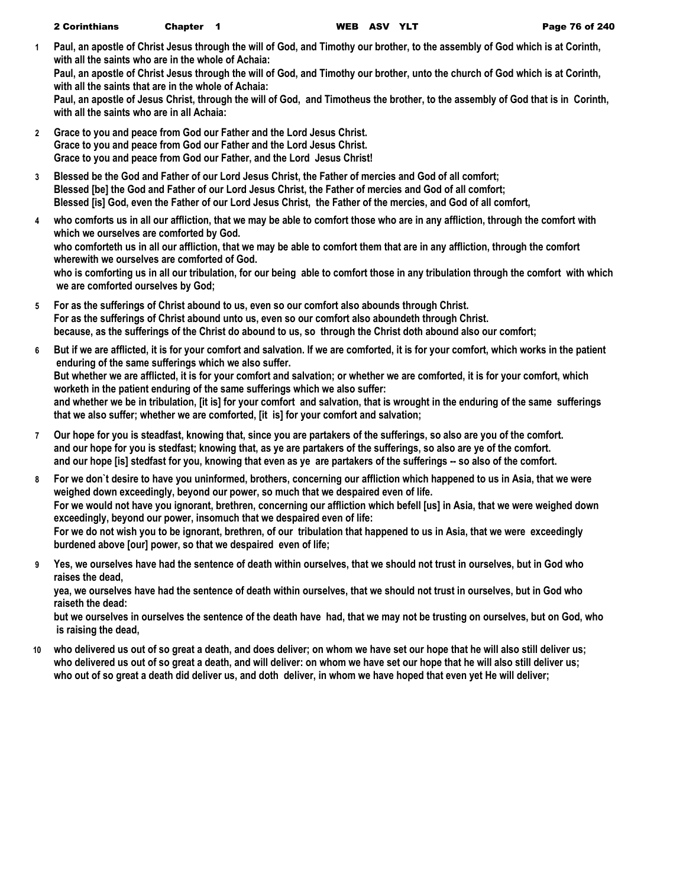**1** **Paul, an apostle of Christ Jesus through the will of God, and Timothy our brother, to the assembly of God which is at Corinth, with all the saints who are in the whole of Achaia:**
**Paul, an apostle of Christ Jesus through the will of God, and Timothy our brother, unto the church of God which is at Corinth, with all the saints that are in the whole of Achaia:**
**Paul, an apostle of Jesus Christ, through the will of God, and Timotheus the brother, to the assembly of God that is in Corinth, with all the saints who are in all Achaia:**

**2** **Grace to you and peace from God our Father and the Lord Jesus Christ.**
**Grace to you and peace from God our Father and the Lord Jesus Christ.**
**Grace to you and peace from God our Father, and the Lord Jesus Christ!**

**3** **Blessed be the God and Father of our Lord Jesus Christ, the Father of mercies and God of all comfort;**
**Blessed [be] the God and Father of our Lord Jesus Christ, the Father of mercies and God of all comfort;**
**Blessed [is] God, even the Father of our Lord Jesus Christ, the Father of the mercies, and God of all comfort,**

**4** **who comforts us in all our affliction, that we may be able to comfort those who are in any affliction, through the comfort with which we ourselves are comforted by God.**
**who comforteth us in all our affliction, that we may be able to comfort them that are in any affliction, through the comfort wherewith we ourselves are comforted of God.**
**who is comforting us in all our tribulation, for our being able to comfort those in any tribulation through the comfort with which we are comforted ourselves by God;**

**5** **For as the sufferings of Christ abound to us, even so our comfort also abounds through Christ.**
**For as the sufferings of Christ abound unto us, even so our comfort also aboundeth through Christ.**
**because, as the sufferings of the Christ do abound to us, so through the Christ doth abound also our comfort;**

**6** **But if we are afflicted, it is for your comfort and salvation. If we are comforted, it is for your comfort, which works in the patient enduring of the same sufferings which we also suffer.**
**But whether we are afflicted, it is for your comfort and salvation; or whether we are comforted, it is for your comfort, which worketh in the patient enduring of the same sufferings which we also suffer:**
**and whether we be in tribulation, [it is] for your comfort and salvation, that is wrought in the enduring of the same sufferings that we also suffer; whether we are comforted, [it is] for your comfort and salvation;**

**7** **Our hope for you is steadfast, knowing that, since you are partakers of the sufferings, so also are you of the comfort.**
**and our hope for you is stedfast; knowing that, as ye are partakers of the sufferings, so also are ye of the comfort.**
**and our hope [is] stedfast for you, knowing that even as ye are partakers of the sufferings -- so also of the comfort.**

**8** **For we don`t desire to have you uninformed, brothers, concerning our affliction which happened to us in Asia, that we were weighed down exceedingly, beyond our power, so much that we despaired even of life.**
**For we would not have you ignorant, brethren, concerning our affliction which befell [us] in Asia, that we were weighed down exceedingly, beyond our power, insomuch that we despaired even of life:**
**For we do not wish you to be ignorant, brethren, of our tribulation that happened to us in Asia, that we were exceedingly burdened above [our] power, so that we despaired even of life;**

**9** **Yes, we ourselves have had the sentence of death within ourselves, that we should not trust in ourselves, but in God who raises the dead,**
**yea, we ourselves have had the sentence of death within ourselves, that we should not trust in ourselves, but in God who raiseth the dead:**
**but we ourselves in ourselves the sentence of the death have had, that we may not be trusting on ourselves, but on God, who is raising the dead,**

**10** **who delivered us out of so great a death, and does deliver; on whom we have set our hope that he will also still deliver us;**
**who delivered us out of so great a death, and will deliver: on whom we have set our hope that he will also still deliver us;**
**who out of so great a death did deliver us, and doth deliver, in whom we have hoped that even yet He will deliver;**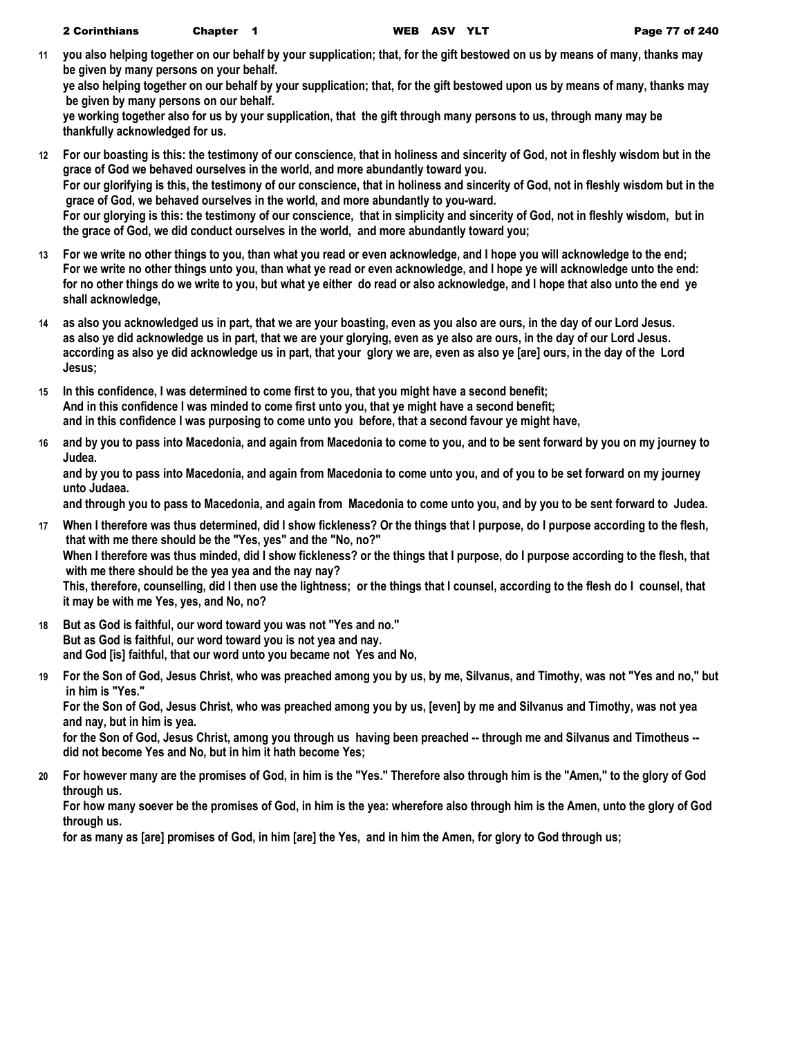**11** **you also helping together on our behalf by your supplication; that, for the gift bestowed on us by means of many, thanks may be given by many persons on your behalf.**
**ye also helping together on our behalf by your supplication; that, for the gift bestowed upon us by means of many, thanks may be given by many persons on our behalf.**
**ye working together also for us by your supplication, that the gift through many persons to us, through many may be thankfully acknowledged for us.**

**12** **For our boasting is this: the testimony of our conscience, that in holiness and sincerity of God, not in fleshly wisdom but in the grace of God we behaved ourselves in the world, and more abundantly toward you.**
**For our glorifying is this, the testimony of our conscience, that in holiness and sincerity of God, not in fleshly wisdom but in the grace of God, we behaved ourselves in the world, and more abundantly to you-ward.**
**For our glorying is this: the testimony of our conscience, that in simplicity and sincerity of God, not in fleshly wisdom, but in the grace of God, we did conduct ourselves in the world, and more abundantly toward you;**

**13** **For we write no other things to you, than what you read or even acknowledge, and I hope you will acknowledge to the end;**
**For we write no other things unto you, than what ye read or even acknowledge, and I hope ye will acknowledge unto the end:**
**for no other things do we write to you, but what ye either do read or also acknowledge, and I hope that also unto the end ye shall acknowledge,**

**14** **as also you acknowledged us in part, that we are your boasting, even as you also are ours, in the day of our Lord Jesus.**
**as also ye did acknowledge us in part, that we are your glorying, even as ye also are ours, in the day of our Lord Jesus.**
**according as also ye did acknowledge us in part, that your glory we are, even as also ye [are] ours, in the day of the Lord Jesus;**

**15** **In this confidence, I was determined to come first to you, that you might have a second benefit;**
**And in this confidence I was minded to come first unto you, that ye might have a second benefit;**
**and in this confidence I was purposing to come unto you before, that a second favour ye might have,**

**16** **and by you to pass into Macedonia, and again from Macedonia to come to you, and to be sent forward by you on my journey to Judea.**
**and by you to pass into Macedonia, and again from Macedonia to come unto you, and of you to be set forward on my journey unto Judaea.**
**and through you to pass to Macedonia, and again from Macedonia to come unto you, and by you to be sent forward to Judea.**

**17** **When I therefore was thus determined, did I show fickleness? Or the things that I purpose, do I purpose according to the flesh, that with me there should be the "Yes, yes" and the "No, no?"**
**When I therefore was thus minded, did I show fickleness? or the things that I purpose, do I purpose according to the flesh, that with me there should be the yea yea and the nay nay?**
**This, therefore, counselling, did I then use the lightness; or the things that I counsel, according to the flesh do I counsel, that it may be with me Yes, yes, and No, no?**

**18** **But as God is faithful, our word toward you was not "Yes and no."**
**But as God is faithful, our word toward you is not yea and nay.**
**and God [is] faithful, that our word unto you became not Yes and No,**

**19** **For the Son of God, Jesus Christ, who was preached among you by us, by me, Silvanus, and Timothy, was not "Yes and no," but in him is "Yes."**
**For the Son of God, Jesus Christ, who was preached among you by us, [even] by me and Silvanus and Timothy, was not yea and nay, but in him is yea.**
**for the Son of God, Jesus Christ, among you through us having been preached -- through me and Silvanus and Timotheus -- did not become Yes and No, but in him it hath become Yes;**

**20** **For however many are the promises of God, in him is the "Yes." Therefore also through him is the "Amen," to the glory of God through us.**
**For how many soever be the promises of God, in him is the yea: wherefore also through him is the Amen, unto the glory of God through us.**
**for as many as [are] promises of God, in him [are] the Yes, and in him the Amen, for glory to God through us;**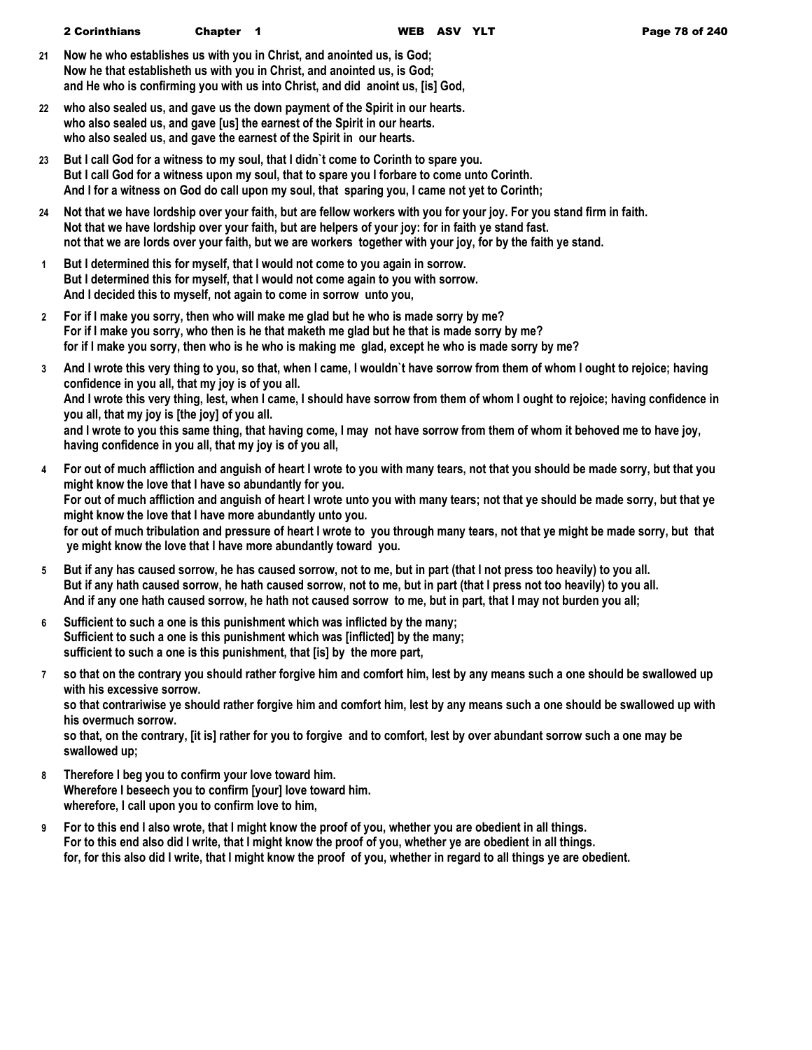21 Now he who establishes us with you in Christ, and anointed us, is God;
Now he that establisheth us with you in Christ, and anointed us, is God;
and He who is confirming you with us into Christ, and did anoint us, [is] God,

22 who also sealed us, and gave us the down payment of the Spirit in our hearts.
who also sealed us, and gave [us] the earnest of the Spirit in our hearts.
who also sealed us, and gave the earnest of the Spirit in our hearts.

23 But I call God for a witness to my soul, that I didn`t come to Corinth to spare you.
But I call God for a witness upon my soul, that to spare you I forbare to come unto Corinth.
And I for a witness on God do call upon my soul, that sparing you, I came not yet to Corinth;

24 Not that we have lordship over your faith, but are fellow workers with you for your joy. For you stand firm in faith.
Not that we have lordship over your faith, but are helpers of your joy: for in faith ye stand fast.
not that we are lords over your faith, but we are workers together with your joy, for by the faith ye stand.

1 But I determined this for myself, that I would not come to you again in sorrow.
But I determined this for myself, that I would not come again to you with sorrow.
And I decided this to myself, not again to come in sorrow unto you,

2 For if I make you sorry, then who will make me glad but he who is made sorry by me?
For if I make you sorry, who then is he that maketh me glad but he that is made sorry by me?
for if I make you sorry, then who is he who is making me glad, except he who is made sorry by me?

3 And I wrote this very thing to you, so that, when I came, I wouldn`t have sorrow from them of whom I ought to rejoice; having confidence in you all, that my joy is of you all.
And I wrote this very thing, lest, when I came, I should have sorrow from them of whom I ought to rejoice; having confidence in you all, that my joy is [the joy] of you all.
and I wrote to you this same thing, that having come, I may not have sorrow from them of whom it behoved me to have joy, having confidence in you all, that my joy is of you all,

4 For out of much affliction and anguish of heart I wrote to you with many tears, not that you should be made sorry, but that you might know the love that I have so abundantly for you.
For out of much affliction and anguish of heart I wrote unto you with many tears; not that ye should be made sorry, but that ye might know the love that I have more abundantly unto you.
for out of much tribulation and pressure of heart I wrote to you through many tears, not that ye might be made sorry, but that ye might know the love that I have more abundantly toward you.

5 But if any has caused sorrow, he has caused sorrow, not to me, but in part (that I not press too heavily) to you all.
But if any hath caused sorrow, he hath caused sorrow, not to me, but in part (that I press not too heavily) to you all.
And if any one hath caused sorrow, he hath not caused sorrow to me, but in part, that I may not burden you all;

6 Sufficient to such a one is this punishment which was inflicted by the many;
Sufficient to such a one is this punishment which was [inflicted] by the many;
sufficient to such a one is this punishment, that [is] by the more part,

7 so that on the contrary you should rather forgive him and comfort him, lest by any means such a one should be swallowed up with his excessive sorrow.
so that contrariwise ye should rather forgive him and comfort him, lest by any means such a one should be swallowed up with his overmuch sorrow.
so that, on the contrary, [it is] rather for you to forgive and to comfort, lest by over abundant sorrow such a one may be swallowed up;

8 Therefore I beg you to confirm your love toward him.
Wherefore I beseech you to confirm [your] love toward him.
wherefore, I call upon you to confirm love to him,

9 For to this end I also wrote, that I might know the proof of you, whether you are obedient in all things.
For to this end also did I write, that I might know the proof of you, whether ye are obedient in all things.
for, for this also did I write, that I might know the proof of you, whether in regard to all things ye are obedient.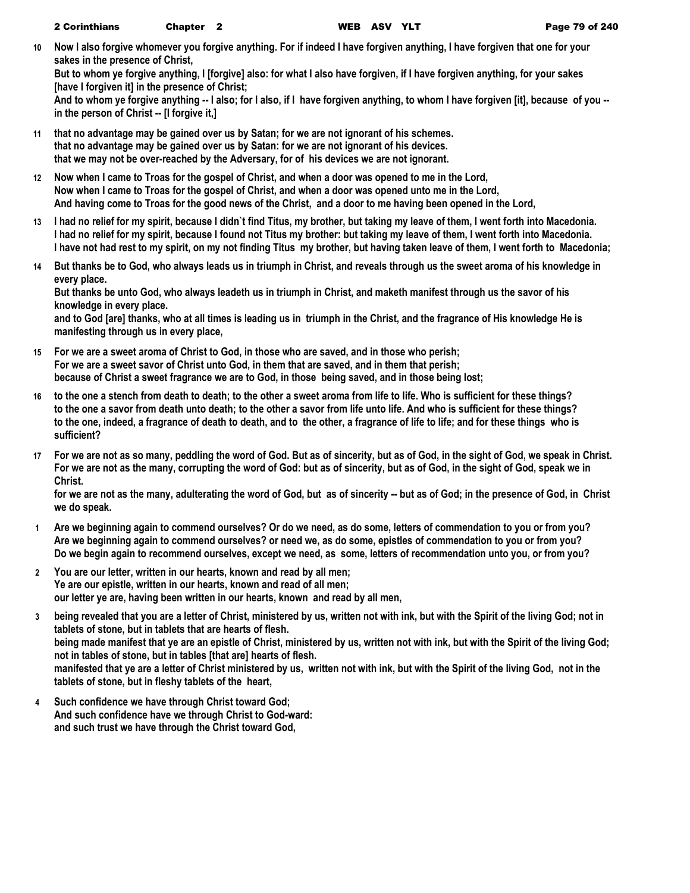10 **Now I also forgive whomever you forgive anything. For if indeed I have forgiven anything, I have forgiven that one for your sakes in the presence of Christ,**
**But to whom ye forgive anything, I [forgive] also: for what I also have forgiven, if I have forgiven anything, for your sakes [have I forgiven it] in the presence of Christ;**
**And to whom ye forgive anything -- I also; for I also, if I have forgiven anything, to whom I have forgiven [it], because of you -- in the person of Christ -- [I forgive it,]**

11 **that no advantage may be gained over us by Satan; for we are not ignorant of his schemes.**
**that no advantage may be gained over us by Satan: for we are not ignorant of his devices.**
**that we may not be over-reached by the Adversary, for of his devices we are not ignorant.**

12 **Now when I came to Troas for the gospel of Christ, and when a door was opened to me in the Lord,**
**Now when I came to Troas for the gospel of Christ, and when a door was opened unto me in the Lord,**
**And having come to Troas for the good news of the Christ, and a door to me having been opened in the Lord,**

13 **I had no relief for my spirit, because I didn`t find Titus, my brother, but taking my leave of them, I went forth into Macedonia.**
**I had no relief for my spirit, because I found not Titus my brother: but taking my leave of them, I went forth into Macedonia.**
**I have not had rest to my spirit, on my not finding Titus my brother, but having taken leave of them, I went forth to Macedonia;**

14 **But thanks be to God, who always leads us in triumph in Christ, and reveals through us the sweet aroma of his knowledge in every place.**
**But thanks be unto God, who always leadeth us in triumph in Christ, and maketh manifest through us the savor of his knowledge in every place.**
**and to God [are] thanks, who at all times is leading us in triumph in the Christ, and the fragrance of His knowledge He is manifesting through us in every place,**

15 **For we are a sweet aroma of Christ to God, in those who are saved, and in those who perish;**
**For we are a sweet savor of Christ unto God, in them that are saved, and in them that perish;**
**because of Christ a sweet fragrance we are to God, in those being saved, and in those being lost;**

16 **to the one a stench from death to death; to the other a sweet aroma from life to life. Who is sufficient for these things?**
**to the one a savor from death unto death; to the other a savor from life unto life. And who is sufficient for these things?**
**to the one, indeed, a fragrance of death to death, and to the other, a fragrance of life to life; and for these things who is sufficient?**

17 **For we are not as so many, peddling the word of God. But as of sincerity, but as of God, in the sight of God, we speak in Christ.**
**For we are not as the many, corrupting the word of God: but as of sincerity, but as of God, in the sight of God, speak we in Christ.**
**for we are not as the many, adulterating the word of God, but as of sincerity -- but as of God; in the presence of God, in Christ we do speak.**

1 **Are we beginning again to commend ourselves? Or do we need, as do some, letters of commendation to you or from you?**
**Are we beginning again to commend ourselves? or need we, as do some, epistles of commendation to you or from you?**
**Do we begin again to recommend ourselves, except we need, as some, letters of recommendation unto you, or from you?**

2 **You are our letter, written in our hearts, known and read by all men;**
**Ye are our epistle, written in our hearts, known and read of all men;**
**our letter ye are, having been written in our hearts, known and read by all men,**

3 **being revealed that you are a letter of Christ, ministered by us, written not with ink, but with the Spirit of the living God; not in tablets of stone, but in tablets that are hearts of flesh.**
**being made manifest that ye are an epistle of Christ, ministered by us, written not with ink, but with the Spirit of the living God; not in tables of stone, but in tables [that are] hearts of flesh.**
**manifested that ye are a letter of Christ ministered by us, written not with ink, but with the Spirit of the living God, not in the tablets of stone, but in fleshy tablets of the heart,**

4 **Such confidence we have through Christ toward God;**
**And such confidence have we through Christ to God-ward:**
**and such trust we have through the Christ toward God,**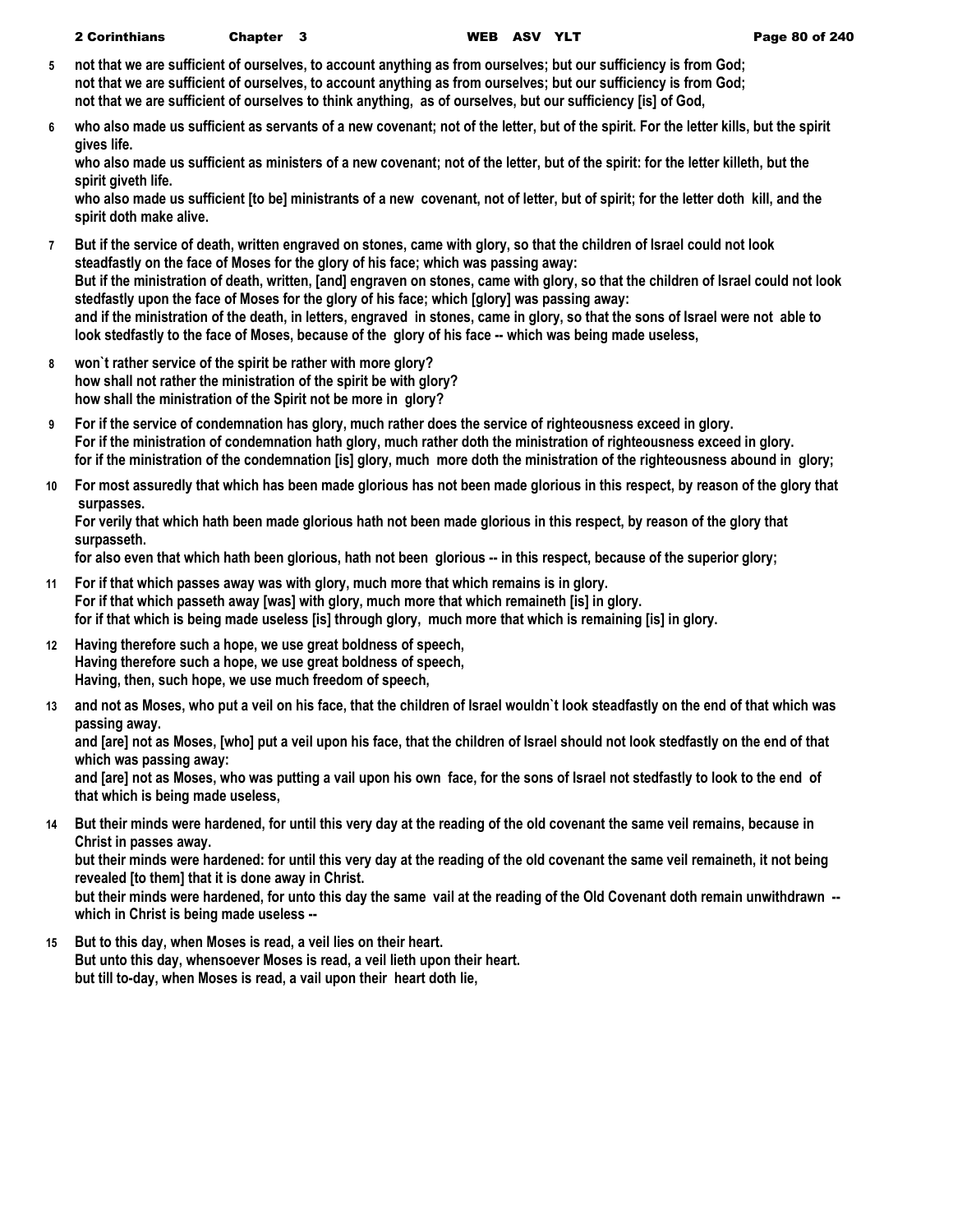**5** **not that we are sufficient of ourselves, to account anything as from ourselves; but our sufficiency is from God;**
**not that we are sufficient of ourselves, to account anything as from ourselves; but our sufficiency is from God;**
**not that we are sufficient of ourselves to think anything, as of ourselves, but our sufficiency [is] of God,**

**6** **who also made us sufficient as servants of a new covenant; not of the letter, but of the spirit. For the letter kills, but the spirit gives life.**
**who also made us sufficient as ministers of a new covenant; not of the letter, but of the spirit: for the letter killeth, but the spirit giveth life.**
**who also made us sufficient [to be] ministrants of a new covenant, not of letter, but of spirit; for the letter doth kill, and the spirit doth make alive.**

**7** **But if the service of death, written engraved on stones, came with glory, so that the children of Israel could not look steadfastly on the face of Moses for the glory of his face; which was passing away:**
**But if the ministration of death, written, [and] engraven on stones, came with glory, so that the children of Israel could not look stedfastly upon the face of Moses for the glory of his face; which [glory] was passing away:**
**and if the ministration of the death, in letters, engraved in stones, came in glory, so that the sons of Israel were not able to look stedfastly to the face of Moses, because of the glory of his face -- which was being made useless,**

**8** **won`t rather service of the spirit be rather with more glory?**
**how shall not rather the ministration of the spirit be with glory?**
**how shall the ministration of the Spirit not be more in glory?**

**9** **For if the service of condemnation has glory, much rather does the service of righteousness exceed in glory.**
**For if the ministration of condemnation hath glory, much rather doth the ministration of righteousness exceed in glory.**
**for if the ministration of the condemnation [is] glory, much more doth the ministration of the righteousness abound in glory;**

**10** **For most assuredly that which has been made glorious has not been made glorious in this respect, by reason of the glory that surpasses.**
**For verily that which hath been made glorious hath not been made glorious in this respect, by reason of the glory that surpasseth.**
**for also even that which hath been glorious, hath not been glorious -- in this respect, because of the superior glory;**

**11** **For if that which passes away was with glory, much more that which remains is in glory.**
**For if that which passeth away [was] with glory, much more that which remaineth [is] in glory.**
**for if that which is being made useless [is] through glory, much more that which is remaining [is] in glory.**

**12** **Having therefore such a hope, we use great boldness of speech,**
**Having therefore such a hope, we use great boldness of speech,**
**Having, then, such hope, we use much freedom of speech,**

**13** **and not as Moses, who put a veil on his face, that the children of Israel wouldn`t look steadfastly on the end of that which was passing away.**
**and [are] not as Moses, [who] put a veil upon his face, that the children of Israel should not look stedfastly on the end of that which was passing away:**
**and [are] not as Moses, who was putting a vail upon his own face, for the sons of Israel not stedfastly to look to the end of that which is being made useless,**

**14** **But their minds were hardened, for until this very day at the reading of the old covenant the same veil remains, because in Christ in passes away.**
**but their minds were hardened: for until this very day at the reading of the old covenant the same veil remaineth, it not being revealed [to them] that it is done away in Christ.**
**but their minds were hardened, for unto this day the same vail at the reading of the Old Covenant doth remain unwithdrawn -- which in Christ is being made useless --**

**15** **But to this day, when Moses is read, a veil lies on their heart.**
**But unto this day, whensoever Moses is read, a veil lieth upon their heart.**
**but till to-day, when Moses is read, a vail upon their heart doth lie,**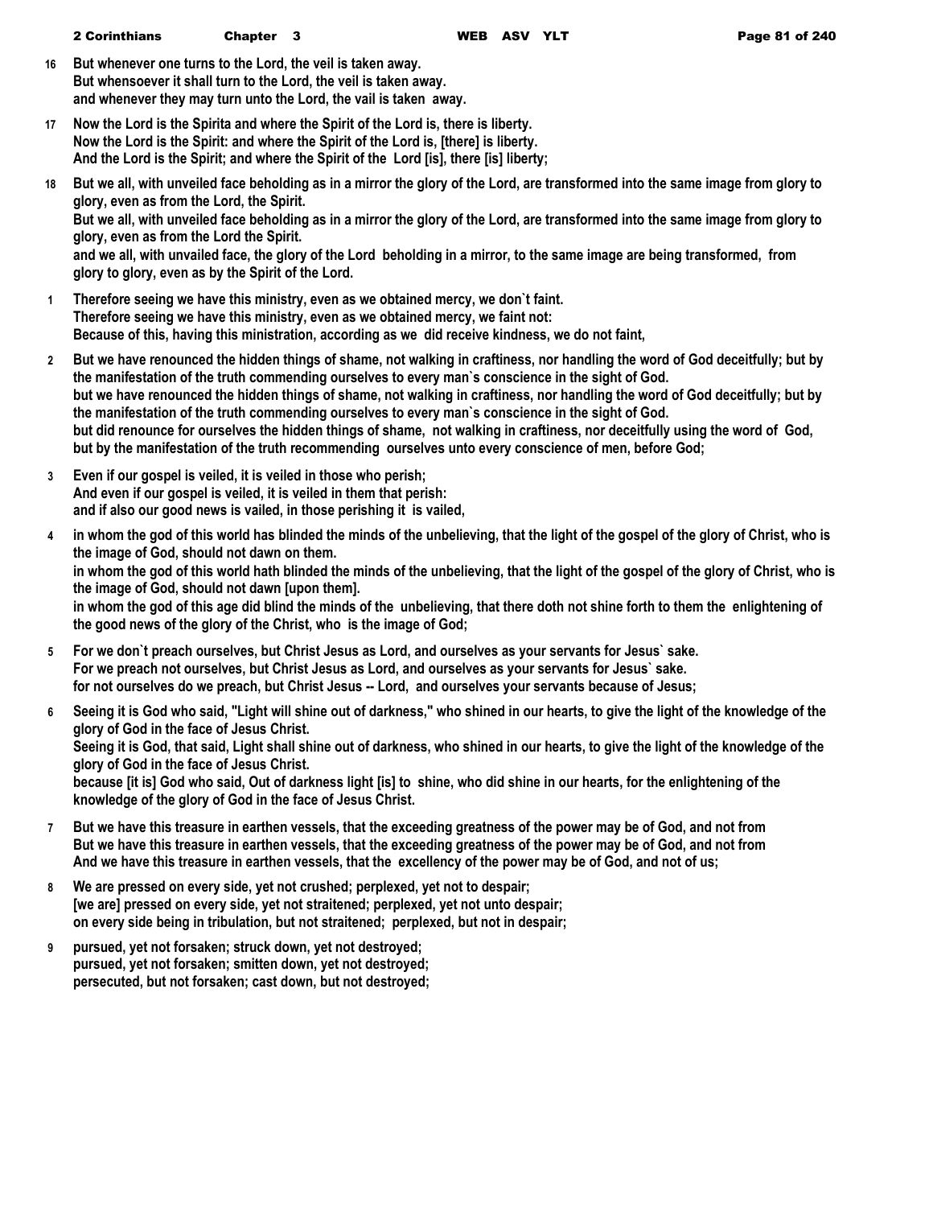16 But whenever one turns to the Lord, the veil is taken away.
But whensoever it shall turn to the Lord, the veil is taken away.
and whenever they may turn unto the Lord, the vail is taken away.

17 Now the Lord is the Spirita and where the Spirit of the Lord is, there is liberty.
Now the Lord is the Spirit: and where the Spirit of the Lord is, [there] is liberty.
And the Lord is the Spirit; and where the Spirit of the Lord [is], there [is] liberty;

18 But we all, with unveiled face beholding as in a mirror the glory of the Lord, are transformed into the same image from glory to glory, even as from the Lord, the Spirit.
But we all, with unveiled face beholding as in a mirror the glory of the Lord, are transformed into the same image from glory to glory, even as from the Lord the Spirit.
and we all, with unvailed face, the glory of the Lord beholding in a mirror, to the same image are being transformed, from glory to glory, even as by the Spirit of the Lord.

1 Therefore seeing we have this ministry, even as we obtained mercy, we don`t faint.
Therefore seeing we have this ministry, even as we obtained mercy, we faint not:
Because of this, having this ministration, according as we did receive kindness, we do not faint,

2 But we have renounced the hidden things of shame, not walking in craftiness, nor handling the word of God deceitfully; but by the manifestation of the truth commending ourselves to every man`s conscience in the sight of God.
but we have renounced the hidden things of shame, not walking in craftiness, nor handling the word of God deceitfully; but by the manifestation of the truth commending ourselves to every man`s conscience in the sight of God.
but did renounce for ourselves the hidden things of shame, not walking in craftiness, nor deceitfully using the word of God, but by the manifestation of the truth recommending ourselves unto every conscience of men, before God;

3 Even if our gospel is veiled, it is veiled in those who perish;
And even if our gospel is veiled, it is veiled in them that perish:
and if also our good news is vailed, in those perishing it is vailed,

4 in whom the god of this world has blinded the minds of the unbelieving, that the light of the gospel of the glory of Christ, who is the image of God, should not dawn on them.
in whom the god of this world hath blinded the minds of the unbelieving, that the light of the gospel of the glory of Christ, who is the image of God, should not dawn [upon them].
in whom the god of this age did blind the minds of the unbelieving, that there doth not shine forth to them the enlightening of the good news of the glory of the Christ, who is the image of God;

5 For we don`t preach ourselves, but Christ Jesus as Lord, and ourselves as your servants for Jesus` sake.
For we preach not ourselves, but Christ Jesus as Lord, and ourselves as your servants for Jesus` sake.
for not ourselves do we preach, but Christ Jesus -- Lord, and ourselves your servants because of Jesus;

6 Seeing it is God who said, "Light will shine out of darkness," who shined in our hearts, to give the light of the knowledge of the glory of God in the face of Jesus Christ.
Seeing it is God, that said, Light shall shine out of darkness, who shined in our hearts, to give the light of the knowledge of the glory of God in the face of Jesus Christ.
because [it is] God who said, Out of darkness light [is] to shine, who did shine in our hearts, for the enlightening of the knowledge of the glory of God in the face of Jesus Christ.

7 But we have this treasure in earthen vessels, that the exceeding greatness of the power may be of God, and not from
But we have this treasure in earthen vessels, that the exceeding greatness of the power may be of God, and not from
And we have this treasure in earthen vessels, that the excellency of the power may be of God, and not of us;

8 We are pressed on every side, yet not crushed; perplexed, yet not to despair;
[we are] pressed on every side, yet not straitened; perplexed, yet not unto despair;
on every side being in tribulation, but not straitened; perplexed, but not in despair;

9 pursued, yet not forsaken; struck down, yet not destroyed;
pursued, yet not forsaken; smitten down, yet not destroyed;
persecuted, but not forsaken; cast down, but not destroyed;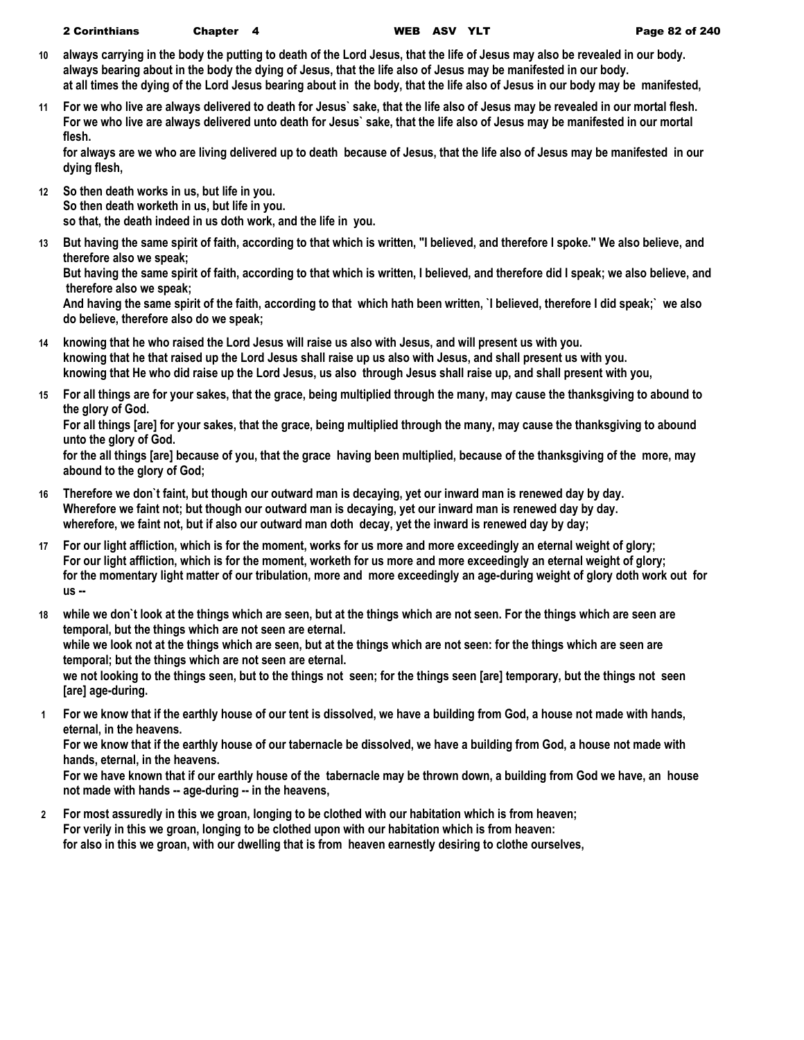**10** always carrying in the body the putting to death of the Lord Jesus, that the life of Jesus may also be revealed in our body.
always bearing about in the body the dying of Jesus, that the life also of Jesus may be manifested in our body.
at all times the dying of the Lord Jesus bearing about in the body, that the life also of Jesus in our body may be manifested,

**11** For we who live are always delivered to death for Jesus` sake, that the life also of Jesus may be revealed in our mortal flesh.
For we who live are always delivered unto death for Jesus` sake, that the life also of Jesus may be manifested in our mortal flesh.
for always are we who are living delivered up to death because of Jesus, that the life also of Jesus may be manifested in our dying flesh,

**12** So then death works in us, but life in you.
So then death worketh in us, but life in you.
so that, the death indeed in us doth work, and the life in you.

**13** But having the same spirit of faith, according to that which is written, "I believed, and therefore I spoke." We also believe, and therefore also we speak;
But having the same spirit of faith, according to that which is written, I believed, and therefore did I speak; we also believe, and therefore also we speak;
And having the same spirit of the faith, according to that which hath been written, `I believed, therefore I did speak;` we also do believe, therefore also do we speak;

**14** knowing that he who raised the Lord Jesus will raise us also with Jesus, and will present us with you.
knowing that he that raised up the Lord Jesus shall raise up us also with Jesus, and shall present us with you.
knowing that He who did raise up the Lord Jesus, us also through Jesus shall raise up, and shall present with you,

**15** For all things are for your sakes, that the grace, being multiplied through the many, may cause the thanksgiving to abound to the glory of God.
For all things [are] for your sakes, that the grace, being multiplied through the many, may cause the thanksgiving to abound unto the glory of God.
for the all things [are] because of you, that the grace having been multiplied, because of the thanksgiving of the more, may abound to the glory of God;

**16** Therefore we don`t faint, but though our outward man is decaying, yet our inward man is renewed day by day.
Wherefore we faint not; but though our outward man is decaying, yet our inward man is renewed day by day.
wherefore, we faint not, but if also our outward man doth decay, yet the inward is renewed day by day;

**17** For our light affliction, which is for the moment, works for us more and more exceedingly an eternal weight of glory;
For our light affliction, which is for the moment, worketh for us more and more exceedingly an eternal weight of glory;
for the momentary light matter of our tribulation, more and more exceedingly an age-during weight of glory doth work out for us --

**18** while we don`t look at the things which are seen, but at the things which are not seen. For the things which are seen are temporal, but the things which are not seen are eternal.
while we look not at the things which are seen, but at the things which are not seen: for the things which are seen are temporal; but the things which are not seen are eternal.
we not looking to the things seen, but to the things not seen; for the things seen [are] temporary, but the things not seen [are] age-during.

**1** For we know that if the earthly house of our tent is dissolved, we have a building from God, a house not made with hands, eternal, in the heavens.
For we know that if the earthly house of our tabernacle be dissolved, we have a building from God, a house not made with hands, eternal, in the heavens.
For we have known that if our earthly house of the tabernacle may be thrown down, a building from God we have, an house not made with hands -- age-during -- in the heavens,

**2** For most assuredly in this we groan, longing to be clothed with our habitation which is from heaven;
For verily in this we groan, longing to be clothed upon with our habitation which is from heaven:
for also in this we groan, with our dwelling that is from heaven earnestly desiring to clothe ourselves,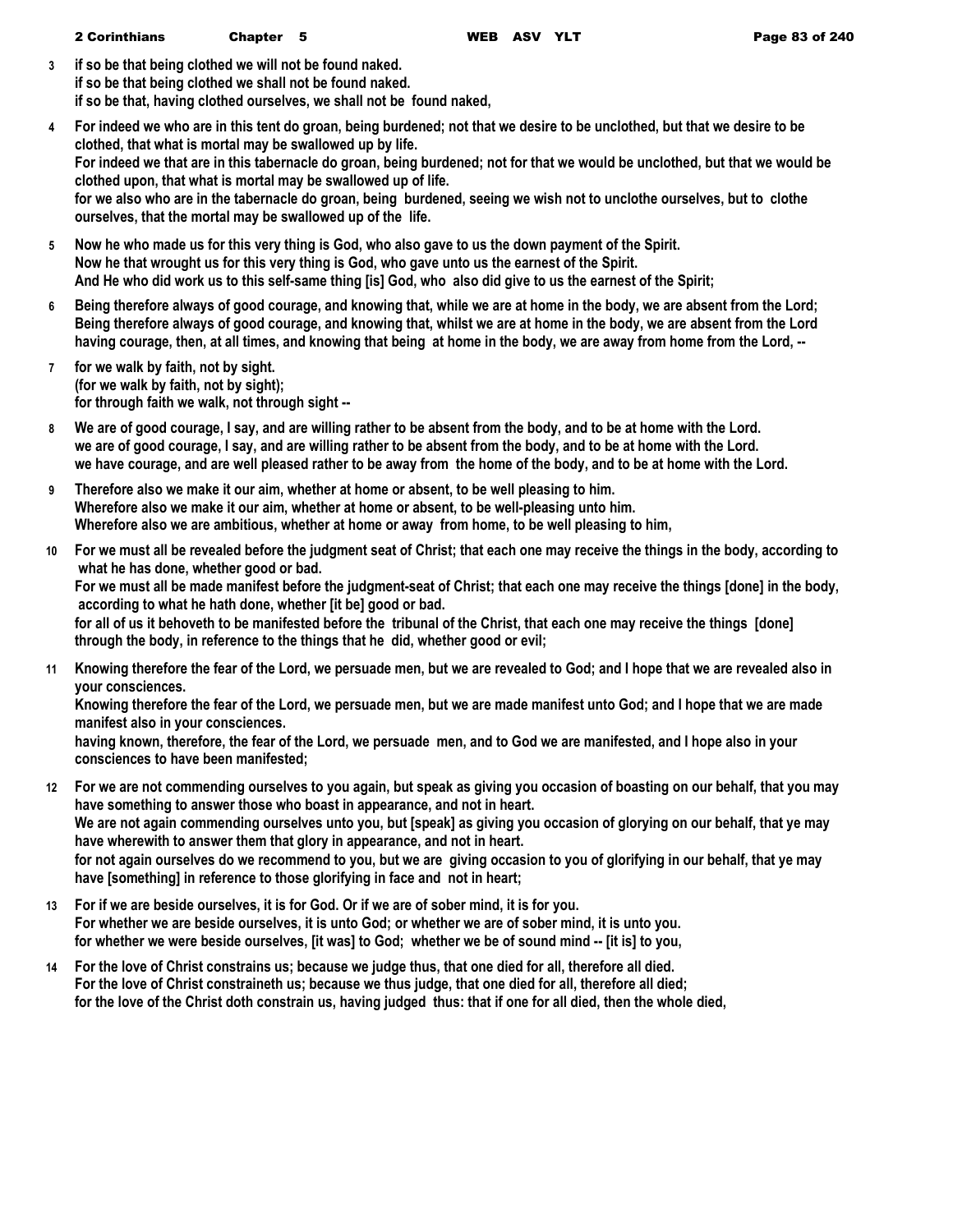**3** **if so be that being clothed we will not be found naked.**
**if so be that being clothed we shall not be found naked.**
**if so be that, having clothed ourselves, we shall not be found naked,**

**4** **For indeed we who are in this tent do groan, being burdened; not that we desire to be unclothed, but that we desire to be clothed, that what is mortal may be swallowed up by life.**
**For indeed we that are in this tabernacle do groan, being burdened; not for that we would be unclothed, but that we would be clothed upon, that what is mortal may be swallowed up of life.**
**for we also who are in the tabernacle do groan, being burdened, seeing we wish not to unclothe ourselves, but to clothe ourselves, that the mortal may be swallowed up of the life.**

**5** **Now he who made us for this very thing is God, who also gave to us the down payment of the Spirit.**
**Now he that wrought us for this very thing is God, who gave unto us the earnest of the Spirit.**
**And He who did work us to this self-same thing [is] God, who also did give to us the earnest of the Spirit;**

**6** **Being therefore always of good courage, and knowing that, while we are at home in the body, we are absent from the Lord;**
**Being therefore always of good courage, and knowing that, whilst we are at home in the body, we are absent from the Lord**
**having courage, then, at all times, and knowing that being at home in the body, we are away from home from the Lord, --**

**7** **for we walk by faith, not by sight.**
**(for we walk by faith, not by sight);**
**for through faith we walk, not through sight --**

**8** **We are of good courage, I say, and are willing rather to be absent from the body, and to be at home with the Lord.**
**we are of good courage, I say, and are willing rather to be absent from the body, and to be at home with the Lord.**
**we have courage, and are well pleased rather to be away from the home of the body, and to be at home with the Lord.**

**9** **Therefore also we make it our aim, whether at home or absent, to be well pleasing to him.**
**Wherefore also we make it our aim, whether at home or absent, to be well-pleasing unto him.**
**Wherefore also we are ambitious, whether at home or away from home, to be well pleasing to him,**

**10** **For we must all be revealed before the judgment seat of Christ; that each one may receive the things in the body, according to what he has done, whether good or bad.**
**For we must all be made manifest before the judgment-seat of Christ; that each one may receive the things [done] in the body, according to what he hath done, whether [it be] good or bad.**
**for all of us it behoveth to be manifested before the tribunal of the Christ, that each one may receive the things [done] through the body, in reference to the things that he did, whether good or evil;**

**11** **Knowing therefore the fear of the Lord, we persuade men, but we are revealed to God; and I hope that we are revealed also in your consciences.**
**Knowing therefore the fear of the Lord, we persuade men, but we are made manifest unto God; and I hope that we are made manifest also in your consciences.**
**having known, therefore, the fear of the Lord, we persuade men, and to God we are manifested, and I hope also in your consciences to have been manifested;**

**12** **For we are not commending ourselves to you again, but speak as giving you occasion of boasting on our behalf, that you may have something to answer those who boast in appearance, and not in heart.**
**We are not again commending ourselves unto you, but [speak] as giving you occasion of glorying on our behalf, that ye may have wherewith to answer them that glory in appearance, and not in heart.**
**for not again ourselves do we recommend to you, but we are giving occasion to you of glorifying in our behalf, that ye may have [something] in reference to those glorifying in face and not in heart;**

**13** **For if we are beside ourselves, it is for God. Or if we are of sober mind, it is for you.**
**For whether we are beside ourselves, it is unto God; or whether we are of sober mind, it is unto you.**
**for whether we were beside ourselves, [it was] to God; whether we be of sound mind -- [it is] to you,**

**14** **For the love of Christ constrains us; because we judge thus, that one died for all, therefore all died.**
**For the love of Christ constraineth us; because we thus judge, that one died for all, therefore all died;**
**for the love of the Christ doth constrain us, having judged thus: that if one for all died, then the whole died,**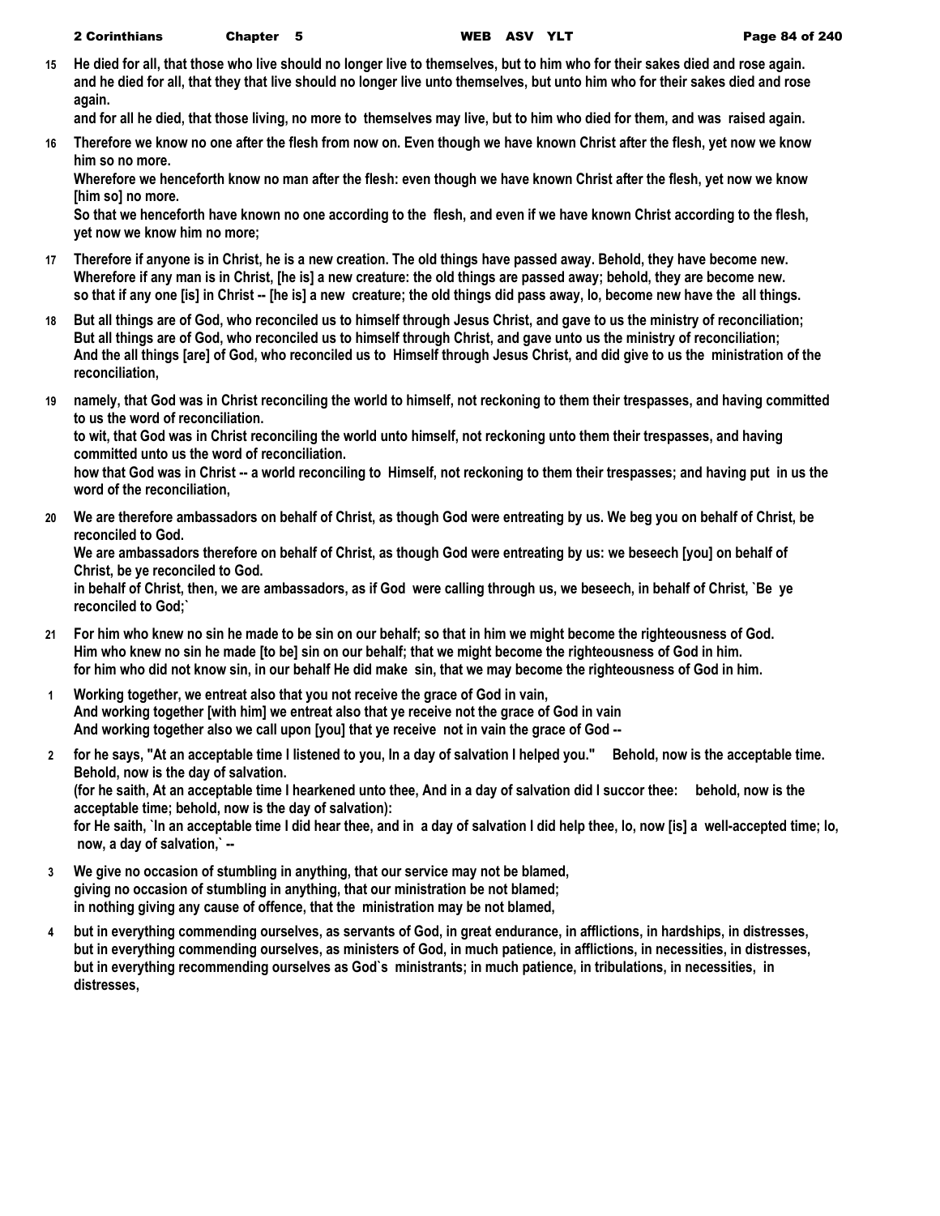**15** He died for all, that those who live should no longer live to themselves, but to him who for their sakes died and rose again.
and he died for all, that they that live should no longer live unto themselves, but unto him who for their sakes died and rose again.
and for all he died, that those living, no more to themselves may live, but to him who died for them, and was raised again.

**16** Therefore we know no one after the flesh from now on. Even though we have known Christ after the flesh, yet now we know him so no more.
Wherefore we henceforth know no man after the flesh: even though we have known Christ after the flesh, yet now we know [him so] no more.
So that we henceforth have known no one according to the flesh, and even if we have known Christ according to the flesh, yet now we know him no more;

**17** Therefore if anyone is in Christ, he is a new creation. The old things have passed away. Behold, they have become new.
Wherefore if any man is in Christ, [he is] a new creature: the old things are passed away; behold, they are become new.
so that if any one [is] in Christ -- [he is] a new creature; the old things did pass away, lo, become new have the all things.

**18** But all things are of God, who reconciled us to himself through Jesus Christ, and gave to us the ministry of reconciliation;
But all things are of God, who reconciled us to himself through Christ, and gave unto us the ministry of reconciliation;
And the all things [are] of God, who reconciled us to Himself through Jesus Christ, and did give to us the ministration of the reconciliation,

**19** namely, that God was in Christ reconciling the world to himself, not reckoning to them their trespasses, and having committed to us the word of reconciliation.
to wit, that God was in Christ reconciling the world unto himself, not reckoning unto them their trespasses, and having committed unto us the word of reconciliation.
how that God was in Christ -- a world reconciling to Himself, not reckoning to them their trespasses; and having put in us the word of the reconciliation,

**20** We are therefore ambassadors on behalf of Christ, as though God were entreating by us. We beg you on behalf of Christ, be reconciled to God.
We are ambassadors therefore on behalf of Christ, as though God were entreating by us: we beseech [you] on behalf of Christ, be ye reconciled to God.
in behalf of Christ, then, we are ambassadors, as if God were calling through us, we beseech, in behalf of Christ, `Be ye reconciled to God;`

**21** For him who knew no sin he made to be sin on our behalf; so that in him we might become the righteousness of God.
Him who knew no sin he made [to be] sin on our behalf; that we might become the righteousness of God in him.
for him who did not know sin, in our behalf He did make sin, that we may become the righteousness of God in him.

**1** Working together, we entreat also that you not receive the grace of God in vain,
And working together [with him] we entreat also that ye receive not the grace of God in vain
And working together also we call upon [you] that ye receive not in vain the grace of God --

**2** for he says, "At an acceptable time I listened to you, In a day of salvation I helped you." Behold, now is the acceptable time. Behold, now is the day of salvation.
(for he saith, At an acceptable time I hearkened unto thee, And in a day of salvation did I succor thee: behold, now is the acceptable time; behold, now is the day of salvation):
for He saith, `In an acceptable time I did hear thee, and in a day of salvation I did help thee, lo, now [is] a well-accepted time; lo, now, a day of salvation,` --

**3** We give no occasion of stumbling in anything, that our service may not be blamed,
giving no occasion of stumbling in anything, that our ministration be not blamed;
in nothing giving any cause of offence, that the ministration may be not blamed,

**4** but in everything commending ourselves, as servants of God, in great endurance, in afflictions, in hardships, in distresses,
but in everything commending ourselves, as ministers of God, in much patience, in afflictions, in necessities, in distresses,
but in everything recommending ourselves as God`s ministrants; in much patience, in tribulations, in necessities, in distresses,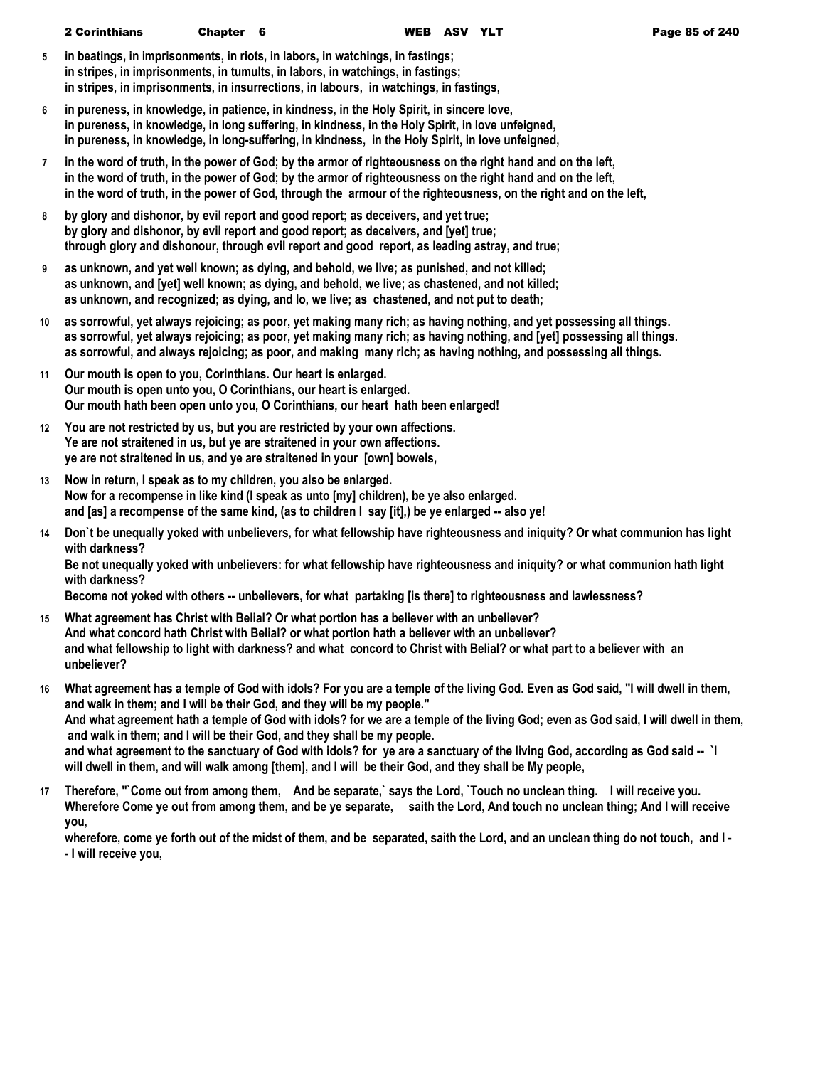5 in beatings, in imprisonments, in riots, in labors, in watchings, in fastings;
in stripes, in imprisonments, in tumults, in labors, in watchings, in fastings;
in stripes, in imprisonments, in insurrections, in labours, in watchings, in fastings,

6 in pureness, in knowledge, in patience, in kindness, in the Holy Spirit, in sincere love,
in pureness, in knowledge, in long suffering, in kindness, in the Holy Spirit, in love unfeigned,
in pureness, in knowledge, in long-suffering, in kindness, in the Holy Spirit, in love unfeigned,

7 in the word of truth, in the power of God; by the armor of righteousness on the right hand and on the left,
in the word of truth, in the power of God; by the armor of righteousness on the right hand and on the left,
in the word of truth, in the power of God, through the armour of the righteousness, on the right and on the left,

8 by glory and dishonor, by evil report and good report; as deceivers, and yet true;
by glory and dishonor, by evil report and good report; as deceivers, and [yet] true;
through glory and dishonour, through evil report and good report, as leading astray, and true;

9 as unknown, and yet well known; as dying, and behold, we live; as punished, and not killed;
as unknown, and [yet] well known; as dying, and behold, we live; as chastened, and not killed;
as unknown, and recognized; as dying, and lo, we live; as chastened, and not put to death;

10 as sorrowful, yet always rejoicing; as poor, yet making many rich; as having nothing, and yet possessing all things.
as sorrowful, yet always rejoicing; as poor, yet making many rich; as having nothing, and [yet] possessing all things.
as sorrowful, and always rejoicing; as poor, and making many rich; as having nothing, and possessing all things.

11 Our mouth is open to you, Corinthians. Our heart is enlarged.
Our mouth is open unto you, O Corinthians, our heart is enlarged.
Our mouth hath been open unto you, O Corinthians, our heart hath been enlarged!

12 You are not restricted by us, but you are restricted by your own affections.
Ye are not straitened in us, but ye are straitened in your own affections.
ye are not straitened in us, and ye are straitened in your [own] bowels,

13 Now in return, I speak as to my children, you also be enlarged.
Now for a recompense in like kind (I speak as unto [my] children), be ye also enlarged.
and [as] a recompense of the same kind, (as to children I say [it],) be ye enlarged -- also ye!

14 Don`t be unequally yoked with unbelievers, for what fellowship have righteousness and iniquity? Or what communion has light with darkness?
Be not unequally yoked with unbelievers: for what fellowship have righteousness and iniquity? or what communion hath light with darkness?
Become not yoked with others -- unbelievers, for what partaking [is there] to righteousness and lawlessness?

15 What agreement has Christ with Belial? Or what portion has a believer with an unbeliever?
And what concord hath Christ with Belial? or what portion hath a believer with an unbeliever?
and what fellowship to light with darkness? and what concord to Christ with Belial? or what part to a believer with an unbeliever?

16 What agreement has a temple of God with idols? For you are a temple of the living God. Even as God said, "I will dwell in them, and walk in them; and I will be their God, and they will be my people."
And what agreement hath a temple of God with idols? for we are a temple of the living God; even as God said, I will dwell in them, and walk in them; and I will be their God, and they shall be my people.
and what agreement to the sanctuary of God with idols? for ye are a sanctuary of the living God, according as God said -- `I will dwell in them, and will walk among [them], and I will be their God, and they shall be My people,

17 Therefore, "`Come out from among them, And be separate,` says the Lord, `Touch no unclean thing. I will receive you.
Wherefore Come ye out from among them, and be ye separate, saith the Lord, And touch no unclean thing; And I will receive you,
wherefore, come ye forth out of the midst of them, and be separated, saith the Lord, and an unclean thing do not touch, and I -- I will receive you,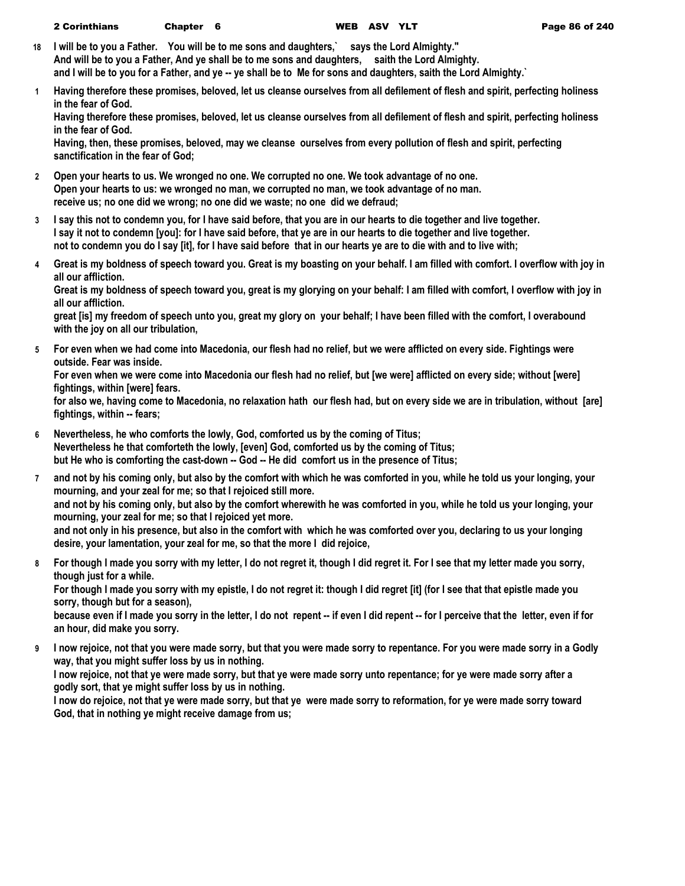18 I will be to you a Father. You will be to me sons and daughters,` says the Lord Almighty."
And will be to you a Father, And ye shall be to me sons and daughters, saith the Lord Almighty.
and I will be to you for a Father, and ye -- ye shall be to Me for sons and daughters, saith the Lord Almighty.`

1 Having therefore these promises, beloved, let us cleanse ourselves from all defilement of flesh and spirit, perfecting holiness in the fear of God.
Having therefore these promises, beloved, let us cleanse ourselves from all defilement of flesh and spirit, perfecting holiness in the fear of God.
Having, then, these promises, beloved, may we cleanse ourselves from every pollution of flesh and spirit, perfecting sanctification in the fear of God;

2 Open your hearts to us. We wronged no one. We corrupted no one. We took advantage of no one.
Open your hearts to us: we wronged no man, we corrupted no man, we took advantage of no man.
receive us; no one did we wrong; no one did we waste; no one did we defraud;

3 I say this not to condemn you, for I have said before, that you are in our hearts to die together and live together.
I say it not to condemn [you]: for I have said before, that ye are in our hearts to die together and live together.
not to condemn you do I say [it], for I have said before that in our hearts ye are to die with and to live with;

4 Great is my boldness of speech toward you. Great is my boasting on your behalf. I am filled with comfort. I overflow with joy in all our affliction.
Great is my boldness of speech toward you, great is my glorying on your behalf: I am filled with comfort, I overflow with joy in all our affliction.
great [is] my freedom of speech unto you, great my glory on your behalf; I have been filled with the comfort, I overabound with the joy on all our tribulation,

5 For even when we had come into Macedonia, our flesh had no relief, but we were afflicted on every side. Fightings were outside. Fear was inside.
For even when we were come into Macedonia our flesh had no relief, but [we were] afflicted on every side; without [were] fightings, within [were] fears.
for also we, having come to Macedonia, no relaxation hath our flesh had, but on every side we are in tribulation, without [are] fightings, within -- fears;

6 Nevertheless, he who comforts the lowly, God, comforted us by the coming of Titus;
Nevertheless he that comforteth the lowly, [even] God, comforted us by the coming of Titus;
but He who is comforting the cast-down -- God -- He did comfort us in the presence of Titus;

7 and not by his coming only, but also by the comfort with which he was comforted in you, while he told us your longing, your mourning, and your zeal for me; so that I rejoiced still more.
and not by his coming only, but also by the comfort wherewith he was comforted in you, while he told us your longing, your mourning, your zeal for me; so that I rejoiced yet more.
and not only in his presence, but also in the comfort with which he was comforted over you, declaring to us your longing desire, your lamentation, your zeal for me, so that the more I did rejoice,

8 For though I made you sorry with my letter, I do not regret it, though I did regret it. For I see that my letter made you sorry, though just for a while.
For though I made you sorry with my epistle, I do not regret it: though I did regret [it] (for I see that that epistle made you sorry, though but for a season),
because even if I made you sorry in the letter, I do not repent -- if even I did repent -- for I perceive that the letter, even if for an hour, did make you sorry.

9 I now rejoice, not that you were made sorry, but that you were made sorry to repentance. For you were made sorry in a Godly way, that you might suffer loss by us in nothing.
I now rejoice, not that ye were made sorry, but that ye were made sorry unto repentance; for ye were made sorry after a godly sort, that ye might suffer loss by us in nothing.
I now do rejoice, not that ye were made sorry, but that ye were made sorry to reformation, for ye were made sorry toward God, that in nothing ye might receive damage from us;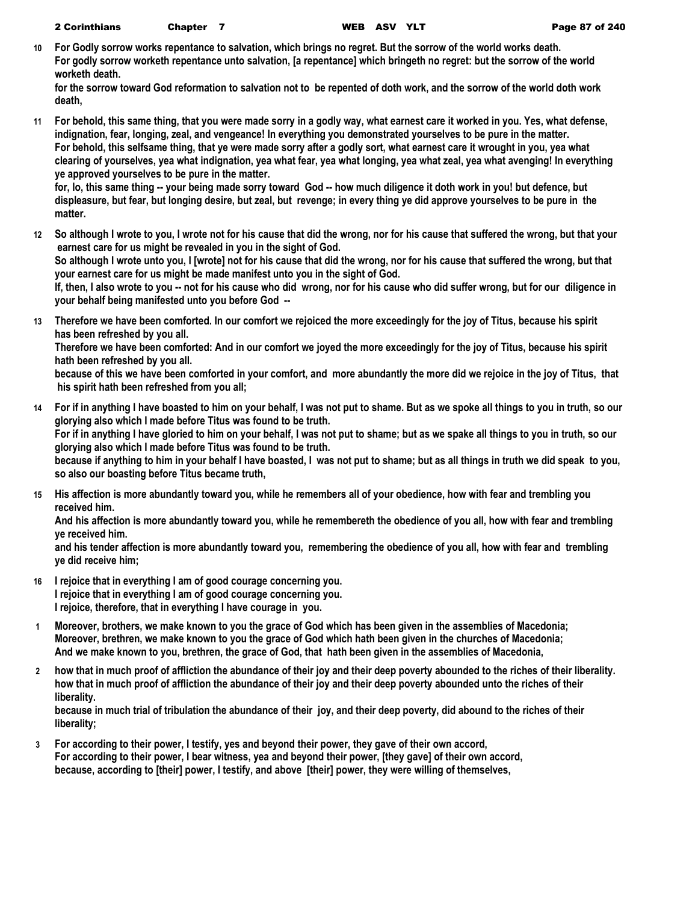**10** For Godly sorrow works repentance to salvation, which brings no regret. But the sorrow of the world works death.
For godly sorrow worketh repentance unto salvation, [a repentance] which bringeth no regret: but the sorrow of the world worketh death.
for the sorrow toward God reformation to salvation not to be repented of doth work, and the sorrow of the world doth work death,

**11** For behold, this same thing, that you were made sorry in a godly way, what earnest care it worked in you. Yes, what defense, indignation, fear, longing, zeal, and vengeance! In everything you demonstrated yourselves to be pure in the matter.
For behold, this selfsame thing, that ye were made sorry after a godly sort, what earnest care it wrought in you, yea what clearing of yourselves, yea what indignation, yea what fear, yea what longing, yea what zeal, yea what avenging! In everything ye approved yourselves to be pure in the matter.
for, lo, this same thing -- your being made sorry toward God -- how much diligence it doth work in you! but defence, but displeasure, but fear, but longing desire, but zeal, but revenge; in every thing ye did approve yourselves to be pure in the matter.

**12** So although I wrote to you, I wrote not for his cause that did the wrong, nor for his cause that suffered the wrong, but that your earnest care for us might be revealed in you in the sight of God.
So although I wrote unto you, I [wrote] not for his cause that did the wrong, nor for his cause that suffered the wrong, but that your earnest care for us might be made manifest unto you in the sight of God.
If, then, I also wrote to you -- not for his cause who did wrong, nor for his cause who did suffer wrong, but for our diligence in your behalf being manifested unto you before God --

**13** Therefore we have been comforted. In our comfort we rejoiced the more exceedingly for the joy of Titus, because his spirit has been refreshed by you all.
Therefore we have been comforted: And in our comfort we joyed the more exceedingly for the joy of Titus, because his spirit hath been refreshed by you all.
because of this we have been comforted in your comfort, and more abundantly the more did we rejoice in the joy of Titus, that his spirit hath been refreshed from you all;

**14** For if in anything I have boasted to him on your behalf, I was not put to shame. But as we spoke all things to you in truth, so our glorying also which I made before Titus was found to be truth.
For if in anything I have gloried to him on your behalf, I was not put to shame; but as we spake all things to you in truth, so our glorying also which I made before Titus was found to be truth.
because if anything to him in your behalf I have boasted, I was not put to shame; but as all things in truth we did speak to you, so also our boasting before Titus became truth,

**15** His affection is more abundantly toward you, while he remembers all of your obedience, how with fear and trembling you received him.
And his affection is more abundantly toward you, while he remembereth the obedience of you all, how with fear and trembling ye received him.
and his tender affection is more abundantly toward you, remembering the obedience of you all, how with fear and trembling ye did receive him;

**16** I rejoice that in everything I am of good courage concerning you.
I rejoice that in everything I am of good courage concerning you.
I rejoice, therefore, that in everything I have courage in you.

**1** Moreover, brothers, we make known to you the grace of God which has been given in the assemblies of Macedonia;
Moreover, brethren, we make known to you the grace of God which hath been given in the churches of Macedonia;
And we make known to you, brethren, the grace of God, that hath been given in the assemblies of Macedonia,

**2** how that in much proof of affliction the abundance of their joy and their deep poverty abounded to the riches of their liberality.
how that in much proof of affliction the abundance of their joy and their deep poverty abounded unto the riches of their liberality.
because in much trial of tribulation the abundance of their joy, and their deep poverty, did abound to the riches of their liberality;

**3** For according to their power, I testify, yes and beyond their power, they gave of their own accord,
For according to their power, I bear witness, yea and beyond their power, [they gave] of their own accord,
because, according to [their] power, I testify, and above [their] power, they were willing of themselves,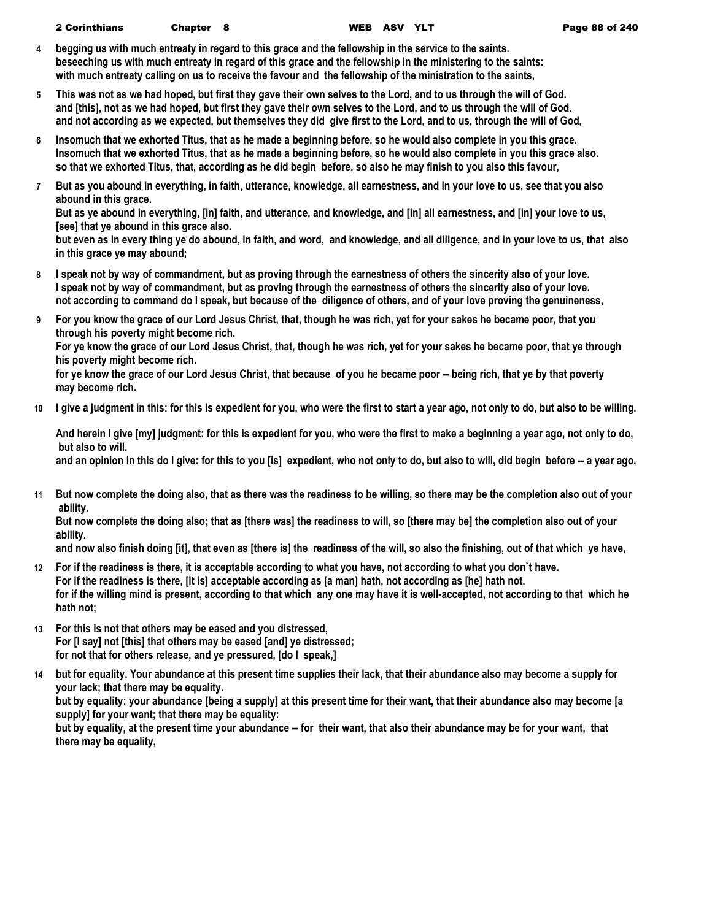**4** **begging us with much entreaty in regard to this grace and the fellowship in the service to the saints.**
**beseeching us with much entreaty in regard of this grace and the fellowship in the ministering to the saints:**
**with much entreaty calling on us to receive the favour and the fellowship of the ministration to the saints,**

**5** **This was not as we had hoped, but first they gave their own selves to the Lord, and to us through the will of God.**
**and [this], not as we had hoped, but first they gave their own selves to the Lord, and to us through the will of God.**
**and not according as we expected, but themselves they did give first to the Lord, and to us, through the will of God,**

**6** **Insomuch that we exhorted Titus, that as he made a beginning before, so he would also complete in you this grace.**
**Insomuch that we exhorted Titus, that as he made a beginning before, so he would also complete in you this grace also.**
**so that we exhorted Titus, that, according as he did begin before, so also he may finish to you also this favour,**

**7** **But as you abound in everything, in faith, utterance, knowledge, all earnestness, and in your love to us, see that you also abound in this grace.**
**But as ye abound in everything, [in] faith, and utterance, and knowledge, and [in] all earnestness, and [in] your love to us, [see] that ye abound in this grace also.**
**but even as in every thing ye do abound, in faith, and word, and knowledge, and all diligence, and in your love to us, that also in this grace ye may abound;**

**8** **I speak not by way of commandment, but as proving through the earnestness of others the sincerity also of your love.**
**I speak not by way of commandment, but as proving through the earnestness of others the sincerity also of your love.**
**not according to command do I speak, but because of the diligence of others, and of your love proving the genuineness,**

**9** **For you know the grace of our Lord Jesus Christ, that, though he was rich, yet for your sakes he became poor, that you through his poverty might become rich.**
**For ye know the grace of our Lord Jesus Christ, that, though he was rich, yet for your sakes he became poor, that ye through his poverty might become rich.**
**for ye know the grace of our Lord Jesus Christ, that because of you he became poor -- being rich, that ye by that poverty may become rich.**

**10** **I give a judgment in this: for this is expedient for you, who were the first to start a year ago, not only to do, but also to be willing.**
**And herein I give [my] judgment: for this is expedient for you, who were the first to make a beginning a year ago, not only to do, but also to will.**
**and an opinion in this do I give: for this to you [is] expedient, who not only to do, but also to will, did begin before -- a year ago,**

**11** **But now complete the doing also, that as there was the readiness to be willing, so there may be the completion also out of your ability.**
**But now complete the doing also; that as [there was] the readiness to will, so [there may be] the completion also out of your ability.**
**and now also finish doing [it], that even as [there is] the readiness of the will, so also the finishing, out of that which ye have,**

**12** **For if the readiness is there, it is acceptable according to what you have, not according to what you don`t have.**
**For if the readiness is there, [it is] acceptable according as [a man] hath, not according as [he] hath not.**
**for if the willing mind is present, according to that which any one may have it is well-accepted, not according to that which he hath not;**

**13** **For this is not that others may be eased and you distressed,**
**For [I say] not [this] that others may be eased [and] ye distressed;**
**for not that for others release, and ye pressured, [do I speak,]**

**14** **but for equality. Your abundance at this present time supplies their lack, that their abundance also may become a supply for your lack; that there may be equality.**
**but by equality: your abundance [being a supply] at this present time for their want, that their abundance also may become [a supply] for your want; that there may be equality:**
**but by equality, at the present time your abundance -- for their want, that also their abundance may be for your want, that there may be equality,**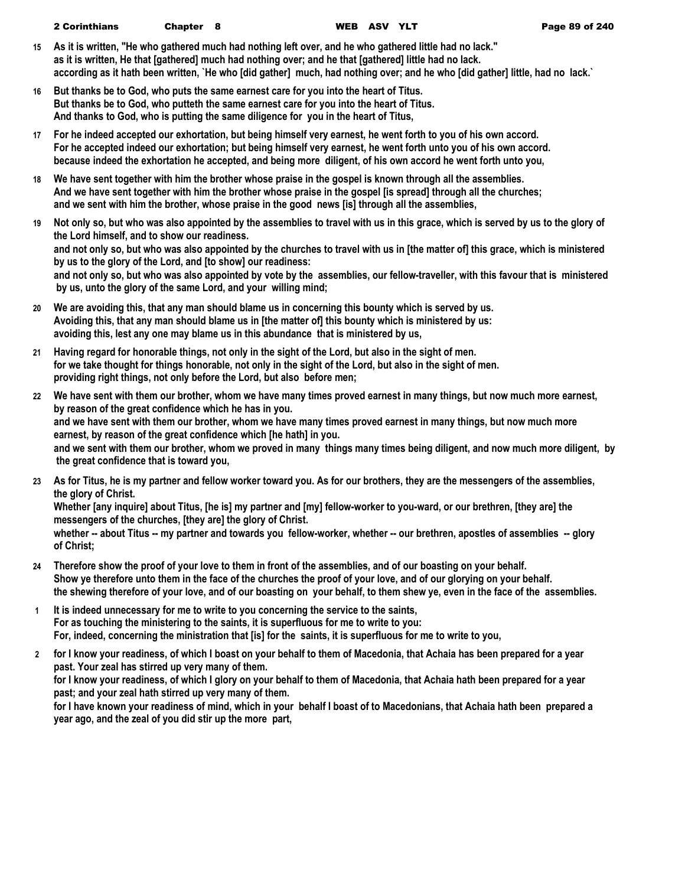15 As it is written, "He who gathered much had nothing left over, and he who gathered little had no lack."
as it is written, He that [gathered] much had nothing over; and he that [gathered] little had no lack.
according as it hath been written, `He who [did gather] much, had nothing over; and he who [did gather] little, had no lack.`

16 But thanks be to God, who puts the same earnest care for you into the heart of Titus.
But thanks be to God, who putteth the same earnest care for you into the heart of Titus.
And thanks to God, who is putting the same diligence for you in the heart of Titus,

17 For he indeed accepted our exhortation, but being himself very earnest, he went forth to you of his own accord.
For he accepted indeed our exhortation; but being himself very earnest, he went forth unto you of his own accord.
because indeed the exhortation he accepted, and being more diligent, of his own accord he went forth unto you,

18 We have sent together with him the brother whose praise in the gospel is known through all the assemblies.
And we have sent together with him the brother whose praise in the gospel [is spread] through all the churches;
and we sent with him the brother, whose praise in the good news [is] through all the assemblies,

19 Not only so, but who was also appointed by the assemblies to travel with us in this grace, which is served by us to the glory of the Lord himself, and to show our readiness.
and not only so, but who was also appointed by the churches to travel with us in [the matter of] this grace, which is ministered by us to the glory of the Lord, and [to show] our readiness:
and not only so, but who was also appointed by vote by the assemblies, our fellow-traveller, with this favour that is ministered by us, unto the glory of the same Lord, and your willing mind;

20 We are avoiding this, that any man should blame us in concerning this bounty which is served by us.
Avoiding this, that any man should blame us in [the matter of] this bounty which is ministered by us:
avoiding this, lest any one may blame us in this abundance that is ministered by us,

21 Having regard for honorable things, not only in the sight of the Lord, but also in the sight of men.
for we take thought for things honorable, not only in the sight of the Lord, but also in the sight of men.
providing right things, not only before the Lord, but also before men;

22 We have sent with them our brother, whom we have many times proved earnest in many things, but now much more earnest, by reason of the great confidence which he has in you.
and we have sent with them our brother, whom we have many times proved earnest in many things, but now much more earnest, by reason of the great confidence which [he hath] in you.
and we sent with them our brother, whom we proved in many things many times being diligent, and now much more diligent, by the great confidence that is toward you,

23 As for Titus, he is my partner and fellow worker toward you. As for our brothers, they are the messengers of the assemblies, the glory of Christ.
Whether [any inquire] about Titus, [he is] my partner and [my] fellow-worker to you-ward, or our brethren, [they are] the messengers of the churches, [they are] the glory of Christ.
whether -- about Titus -- my partner and towards you fellow-worker, whether -- our brethren, apostles of assemblies -- glory of Christ;

24 Therefore show the proof of your love to them in front of the assemblies, and of our boasting on your behalf.
Show ye therefore unto them in the face of the churches the proof of your love, and of our glorying on your behalf.
the shewing therefore of your love, and of our boasting on your behalf, to them shew ye, even in the face of the assemblies.

1 It is indeed unnecessary for me to write to you concerning the service to the saints,
For as touching the ministering to the saints, it is superfluous for me to write to you:
For, indeed, concerning the ministration that [is] for the saints, it is superfluous for me to write to you,

2 for I know your readiness, of which I boast on your behalf to them of Macedonia, that Achaia has been prepared for a year past. Your zeal has stirred up very many of them.
for I know your readiness, of which I glory on your behalf to them of Macedonia, that Achaia hath been prepared for a year past; and your zeal hath stirred up very many of them.
for I have known your readiness of mind, which in your behalf I boast of to Macedonians, that Achaia hath been prepared a year ago, and the zeal of you did stir up the more part,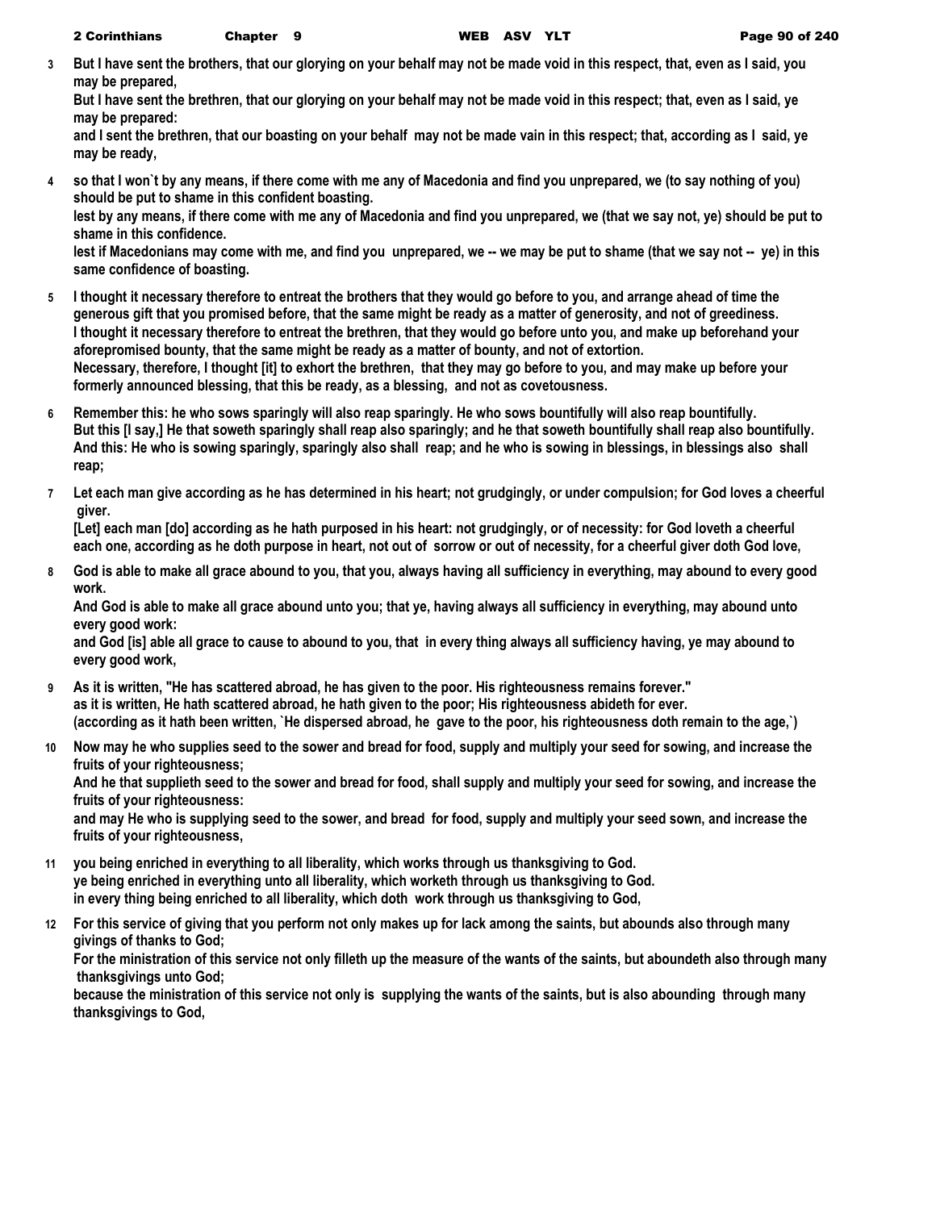**3** **But I have sent the brothers, that our glorying on your behalf may not be made void in this respect, that, even as I said, you may be prepared,**
**But I have sent the brethren, that our glorying on your behalf may not be made void in this respect; that, even as I said, ye may be prepared:**
**and I sent the brethren, that our boasting on your behalf may not be made vain in this respect; that, according as I said, ye may be ready,**

**4** **so that I won`t by any means, if there come with me any of Macedonia and find you unprepared, we (to say nothing of you) should be put to shame in this confident boasting.**
**lest by any means, if there come with me any of Macedonia and find you unprepared, we (that we say not, ye) should be put to shame in this confidence.**
**lest if Macedonians may come with me, and find you unprepared, we -- we may be put to shame (that we say not -- ye) in this same confidence of boasting.**

**5** **I thought it necessary therefore to entreat the brothers that they would go before to you, and arrange ahead of time the generous gift that you promised before, that the same might be ready as a matter of generosity, and not of greediness.**
**I thought it necessary therefore to entreat the brethren, that they would go before unto you, and make up beforehand your aforepromised bounty, that the same might be ready as a matter of bounty, and not of extortion.**
**Necessary, therefore, I thought [it] to exhort the brethren, that they may go before to you, and may make up before your formerly announced blessing, that this be ready, as a blessing, and not as covetousness.**

**6** **Remember this: he who sows sparingly will also reap sparingly. He who sows bountifully will also reap bountifully.**
**But this [I say,] He that soweth sparingly shall reap also sparingly; and he that soweth bountifully shall reap also bountifully.**
**And this: He who is sowing sparingly, sparingly also shall reap; and he who is sowing in blessings, in blessings also shall reap;**

**7** **Let each man give according as he has determined in his heart; not grudgingly, or under compulsion; for God loves a cheerful giver.**
**[Let] each man [do] according as he hath purposed in his heart: not grudgingly, or of necessity: for God loveth a cheerful**
**each one, according as he doth purpose in heart, not out of sorrow or out of necessity, for a cheerful giver doth God love,**

**8** **God is able to make all grace abound to you, that you, always having all sufficiency in everything, may abound to every good work.**
**And God is able to make all grace abound unto you; that ye, having always all sufficiency in everything, may abound unto every good work:**
**and God [is] able all grace to cause to abound to you, that in every thing always all sufficiency having, ye may abound to every good work,**

**9** **As it is written, "He has scattered abroad, he has given to the poor. His righteousness remains forever."**
**as it is written, He hath scattered abroad, he hath given to the poor; His righteousness abideth for ever.**
**(according as it hath been written, `He dispersed abroad, he gave to the poor, his righteousness doth remain to the age,`)**

**10** **Now may he who supplies seed to the sower and bread for food, supply and multiply your seed for sowing, and increase the fruits of your righteousness;**
**And he that supplieth seed to the sower and bread for food, shall supply and multiply your seed for sowing, and increase the fruits of your righteousness:**
**and may He who is supplying seed to the sower, and bread for food, supply and multiply your seed sown, and increase the fruits of your righteousness,**

**11** **you being enriched in everything to all liberality, which works through us thanksgiving to God.**
**ye being enriched in everything unto all liberality, which worketh through us thanksgiving to God.**
**in every thing being enriched to all liberality, which doth work through us thanksgiving to God,**

**12** **For this service of giving that you perform not only makes up for lack among the saints, but abounds also through many givings of thanks to God;**
**For the ministration of this service not only filleth up the measure of the wants of the saints, but aboundeth also through many thanksgivings unto God;**
**because the ministration of this service not only is supplying the wants of the saints, but is also abounding through many thanksgivings to God,**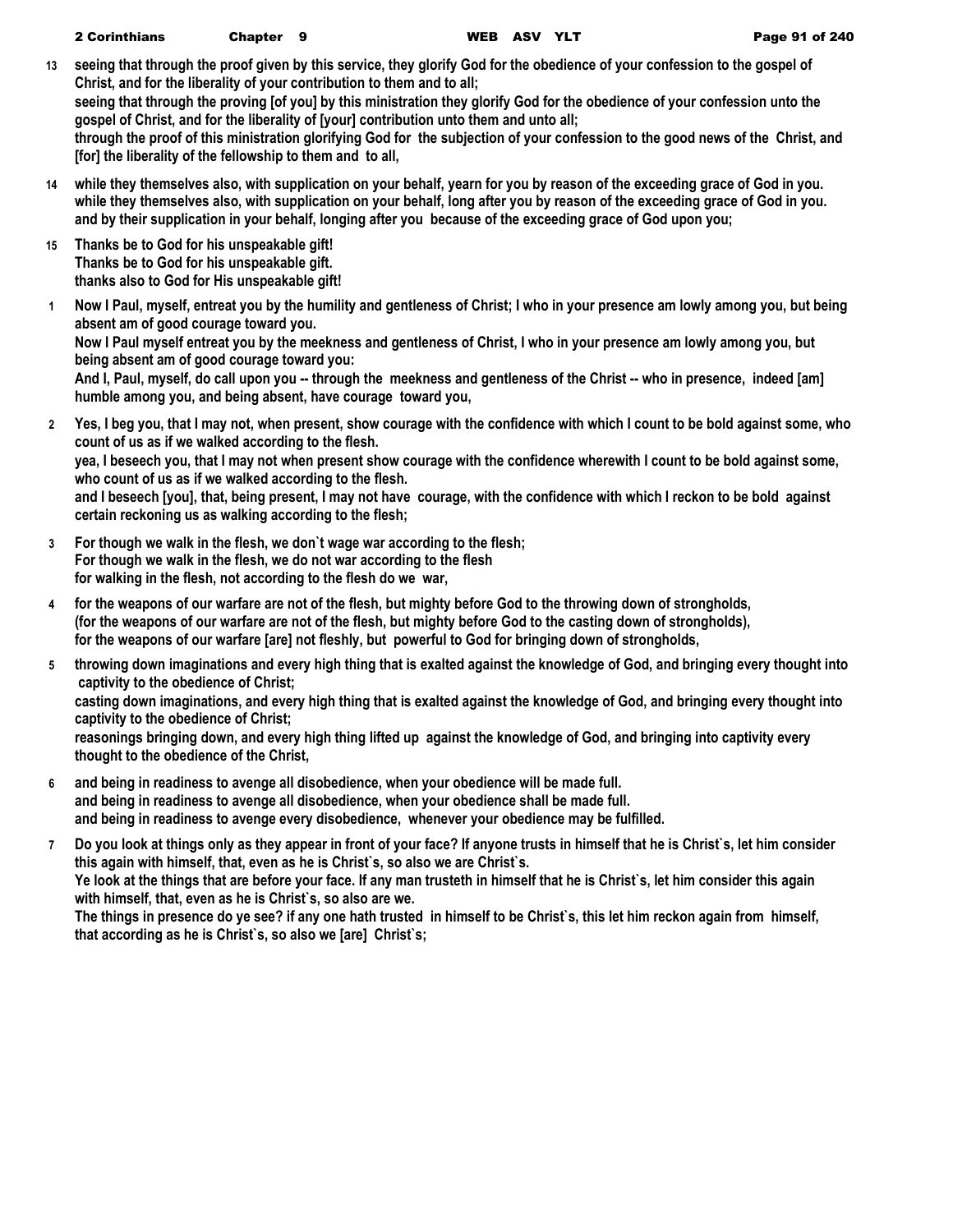**13** **seeing that through the proof given by this service, they glorify God for the obedience of your confession to the gospel of Christ, and for the liberality of your contribution to them and to all;**
**seeing that through the proving [of you] by this ministration they glorify God for the obedience of your confession unto the gospel of Christ, and for the liberality of [your] contribution unto them and unto all;**
**through the proof of this ministration glorifying God for the subjection of your confession to the good news of the Christ, and [for] the liberality of the fellowship to them and to all,**

**14** **while they themselves also, with supplication on your behalf, yearn for you by reason of the exceeding grace of God in you.**
**while they themselves also, with supplication on your behalf, long after you by reason of the exceeding grace of God in you.**
**and by their supplication in your behalf, longing after you because of the exceeding grace of God upon you;**

**15** **Thanks be to God for his unspeakable gift!**
**Thanks be to God for his unspeakable gift.**
**thanks also to God for His unspeakable gift!**

**1** **Now I Paul, myself, entreat you by the humility and gentleness of Christ; I who in your presence am lowly among you, but being absent am of good courage toward you.**
**Now I Paul myself entreat you by the meekness and gentleness of Christ, I who in your presence am lowly among you, but being absent am of good courage toward you:**
**And I, Paul, myself, do call upon you -- through the meekness and gentleness of the Christ -- who in presence, indeed [am] humble among you, and being absent, have courage toward you,**

**2** **Yes, I beg you, that I may not, when present, show courage with the confidence with which I count to be bold against some, who count of us as if we walked according to the flesh.**
**yea, I beseech you, that I may not when present show courage with the confidence wherewith I count to be bold against some, who count of us as if we walked according to the flesh.**
**and I beseech [you], that, being present, I may not have courage, with the confidence with which I reckon to be bold against certain reckoning us as walking according to the flesh;**

**3** **For though we walk in the flesh, we don`t wage war according to the flesh;**
**For though we walk in the flesh, we do not war according to the flesh**
**for walking in the flesh, not according to the flesh do we war,**

**4** **for the weapons of our warfare are not of the flesh, but mighty before God to the throwing down of strongholds,**
**(for the weapons of our warfare are not of the flesh, but mighty before God to the casting down of strongholds),**
**for the weapons of our warfare [are] not fleshly, but powerful to God for bringing down of strongholds,**

**5** **throwing down imaginations and every high thing that is exalted against the knowledge of God, and bringing every thought into captivity to the obedience of Christ;**
**casting down imaginations, and every high thing that is exalted against the knowledge of God, and bringing every thought into captivity to the obedience of Christ;**
**reasonings bringing down, and every high thing lifted up against the knowledge of God, and bringing into captivity every thought to the obedience of the Christ,**

**6** **and being in readiness to avenge all disobedience, when your obedience will be made full.**
**and being in readiness to avenge all disobedience, when your obedience shall be made full.**
**and being in readiness to avenge every disobedience, whenever your obedience may be fulfilled.**

**7** **Do you look at things only as they appear in front of your face? If anyone trusts in himself that he is Christ`s, let him consider this again with himself, that, even as he is Christ`s, so also we are Christ`s.**
**Ye look at the things that are before your face. If any man trusteth in himself that he is Christ`s, let him consider this again with himself, that, even as he is Christ`s, so also are we.**
**The things in presence do ye see? if any one hath trusted in himself to be Christ`s, this let him reckon again from himself, that according as he is Christ`s, so also we [are] Christ`s;**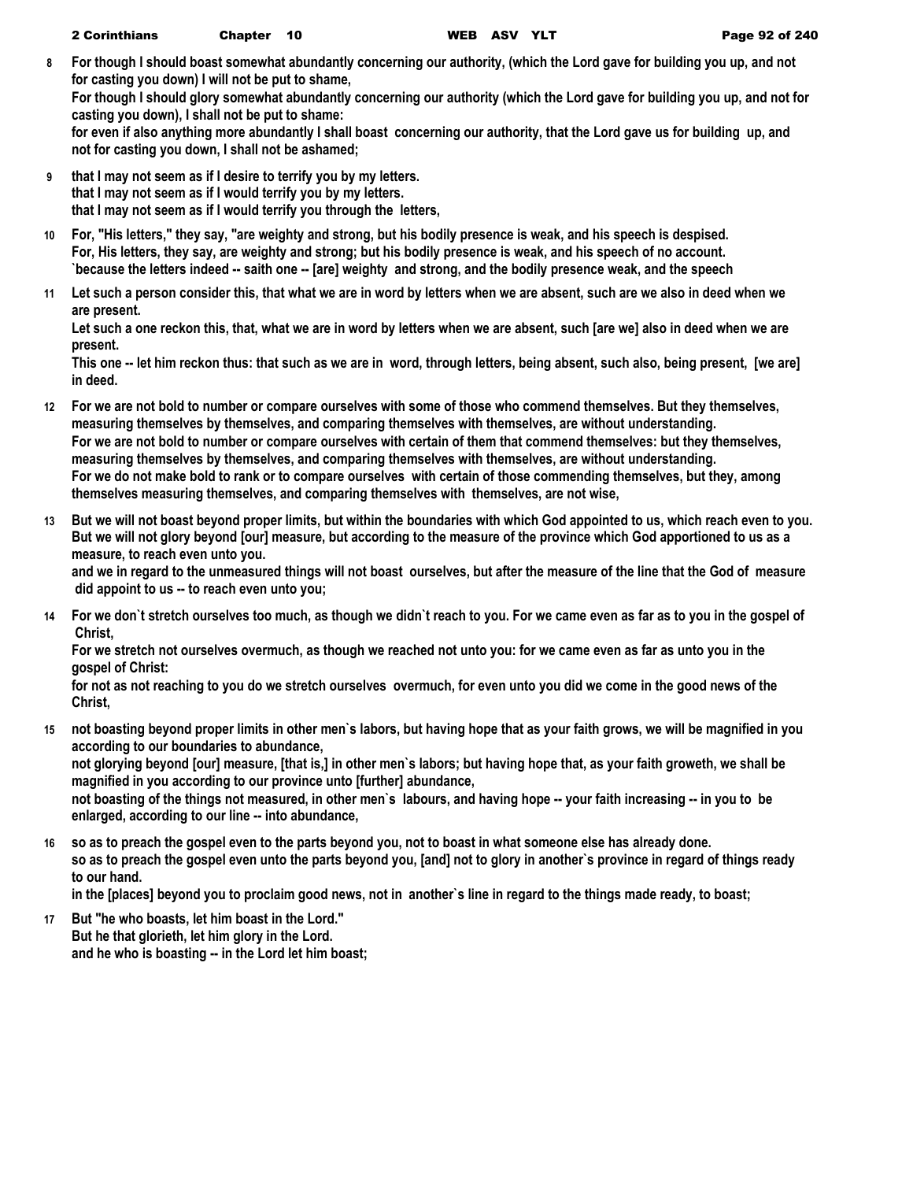**8** **For though I should boast somewhat abundantly concerning our authority, (which the Lord gave for building you up, and not for casting you down) I will not be put to shame,**
**For though I should glory somewhat abundantly concerning our authority (which the Lord gave for building you up, and not for casting you down), I shall not be put to shame:**
**for even if also anything more abundantly I shall boast concerning our authority, that the Lord gave us for building up, and not for casting you down, I shall not be ashamed;**

**9** **that I may not seem as if I desire to terrify you by my letters.**
**that I may not seem as if I would terrify you by my letters.**
**that I may not seem as if I would terrify you through the letters,**

**10** **For, "His letters," they say, "are weighty and strong, but his bodily presence is weak, and his speech is despised.**
**For, His letters, they say, are weighty and strong; but his bodily presence is weak, and his speech of no account.**
**`because the letters indeed -- saith one -- [are] weighty and strong, and the bodily presence weak, and the speech**

**11** **Let such a person consider this, that what we are in word by letters when we are absent, such are we also in deed when we are present.**
**Let such a one reckon this, that, what we are in word by letters when we are absent, such [are we] also in deed when we are present.**
**This one -- let him reckon thus: that such as we are in word, through letters, being absent, such also, being present, [we are] in deed.**

**12** **For we are not bold to number or compare ourselves with some of those who commend themselves. But they themselves, measuring themselves by themselves, and comparing themselves with themselves, are without understanding.**
**For we are not bold to number or compare ourselves with certain of them that commend themselves: but they themselves, measuring themselves by themselves, and comparing themselves with themselves, are without understanding.**
**For we do not make bold to rank or to compare ourselves with certain of those commending themselves, but they, among themselves measuring themselves, and comparing themselves with themselves, are not wise,**

**13** **But we will not boast beyond proper limits, but within the boundaries with which God appointed to us, which reach even to you.**
**But we will not glory beyond [our] measure, but according to the measure of the province which God apportioned to us as a measure, to reach even unto you.**
**and we in regard to the unmeasured things will not boast ourselves, but after the measure of the line that the God of measure did appoint to us -- to reach even unto you;**

**14** **For we don`t stretch ourselves too much, as though we didn`t reach to you. For we came even as far as to you in the gospel of Christ,**
**For we stretch not ourselves overmuch, as though we reached not unto you: for we came even as far as unto you in the gospel of Christ:**
**for not as not reaching to you do we stretch ourselves overmuch, for even unto you did we come in the good news of the Christ,**

**15** **not boasting beyond proper limits in other men`s labors, but having hope that as your faith grows, we will be magnified in you according to our boundaries to abundance,**
**not glorying beyond [our] measure, [that is,] in other men`s labors; but having hope that, as your faith groweth, we shall be magnified in you according to our province unto [further] abundance,**
**not boasting of the things not measured, in other men`s labours, and having hope -- your faith increasing -- in you to be enlarged, according to our line -- into abundance,**

**16** **so as to preach the gospel even to the parts beyond you, not to boast in what someone else has already done.**
**so as to preach the gospel even unto the parts beyond you, [and] not to glory in another`s province in regard of things ready to our hand.**
**in the [places] beyond you to proclaim good news, not in another`s line in regard to the things made ready, to boast;**

**17** **But "he who boasts, let him boast in the Lord."**
**But he that glorieth, let him glory in the Lord.**
**and he who is boasting -- in the Lord let him boast;**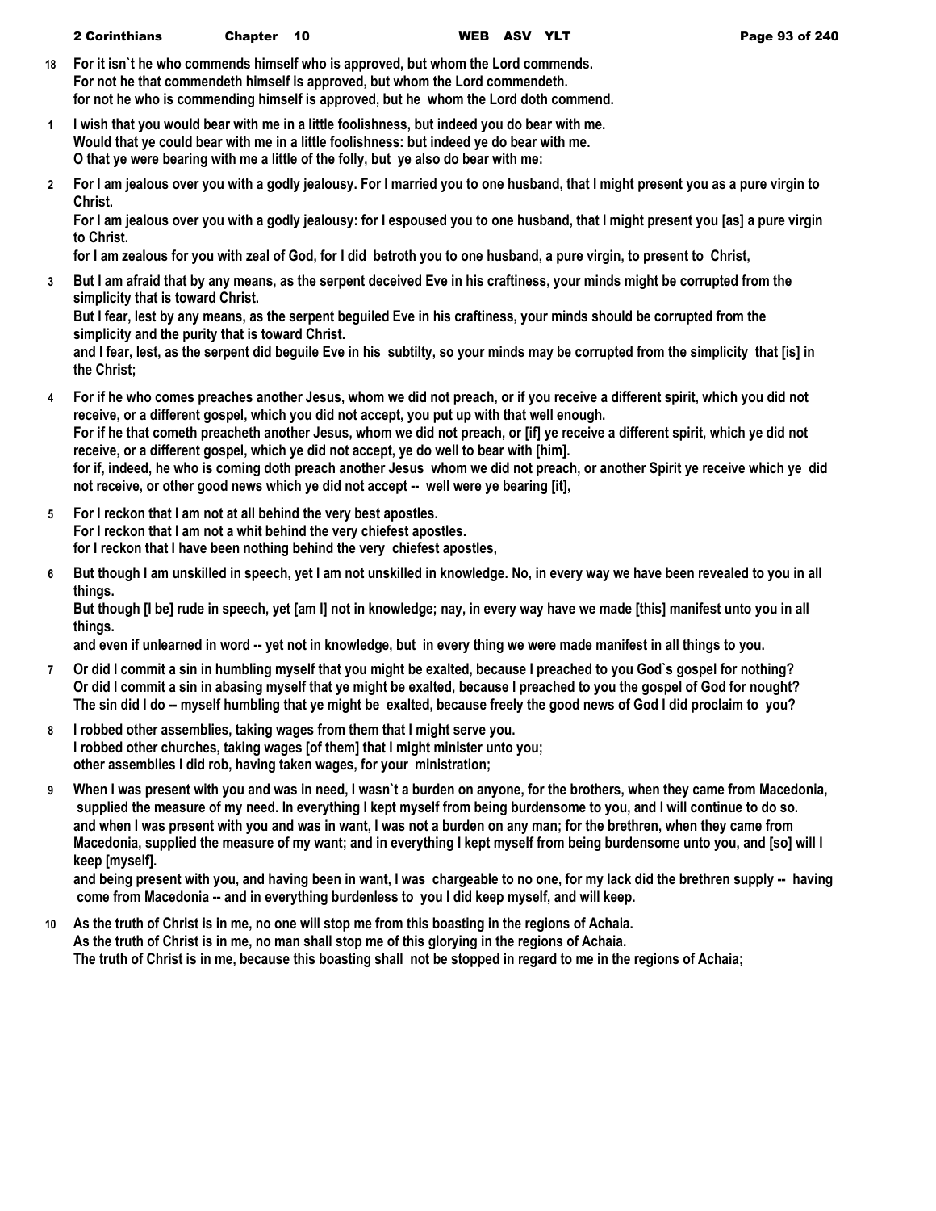**18** For it isn`t he who commends himself who is approved, but whom the Lord commends.
For not he that commendeth himself is approved, but whom the Lord commendeth.
for not he who is commending himself is approved, but he whom the Lord doth commend.

**1** I wish that you would bear with me in a little foolishness, but indeed you do bear with me.
Would that ye could bear with me in a little foolishness: but indeed ye do bear with me.
O that ye were bearing with me a little of the folly, but ye also do bear with me:

**2** For I am jealous over you with a godly jealousy. For I married you to one husband, that I might present you as a pure virgin to Christ.
For I am jealous over you with a godly jealousy: for I espoused you to one husband, that I might present you [as] a pure virgin to Christ.
for I am zealous for you with zeal of God, for I did betroth you to one husband, a pure virgin, to present to Christ,

**3** But I am afraid that by any means, as the serpent deceived Eve in his craftiness, your minds might be corrupted from the simplicity that is toward Christ.
But I fear, lest by any means, as the serpent beguiled Eve in his craftiness, your minds should be corrupted from the simplicity and the purity that is toward Christ.
and I fear, lest, as the serpent did beguile Eve in his subtilty, so your minds may be corrupted from the simplicity that [is] in the Christ;

**4** For if he who comes preaches another Jesus, whom we did not preach, or if you receive a different spirit, which you did not receive, or a different gospel, which you did not accept, you put up with that well enough.
For if he that cometh preacheth another Jesus, whom we did not preach, or [if] ye receive a different spirit, which ye did not receive, or a different gospel, which ye did not accept, ye do well to bear with [him].
for if, indeed, he who is coming doth preach another Jesus whom we did not preach, or another Spirit ye receive which ye did not receive, or other good news which ye did not accept -- well were ye bearing [it],

**5** For I reckon that I am not at all behind the very best apostles.
For I reckon that I am not a whit behind the very chiefest apostles.
for I reckon that I have been nothing behind the very chiefest apostles,

**6** But though I am unskilled in speech, yet I am not unskilled in knowledge. No, in every way we have been revealed to you in all things.
But though [I be] rude in speech, yet [am I] not in knowledge; nay, in every way have we made [this] manifest unto you in all things.
and even if unlearned in word -- yet not in knowledge, but in every thing we were made manifest in all things to you.

**7** Or did I commit a sin in humbling myself that you might be exalted, because I preached to you God`s gospel for nothing?
Or did I commit a sin in abasing myself that ye might be exalted, because I preached to you the gospel of God for nought?
The sin did I do -- myself humbling that ye might be exalted, because freely the good news of God I did proclaim to you?

**8** I robbed other assemblies, taking wages from them that I might serve you.
I robbed other churches, taking wages [of them] that I might minister unto you;
other assemblies I did rob, having taken wages, for your ministration;

**9** When I was present with you and was in need, I wasn`t a burden on anyone, for the brothers, when they came from Macedonia, supplied the measure of my need. In everything I kept myself from being burdensome to you, and I will continue to do so.
and when I was present with you and was in want, I was not a burden on any man; for the brethren, when they came from Macedonia, supplied the measure of my want; and in everything I kept myself from being burdensome unto you, and [so] will I keep [myself].
and being present with you, and having been in want, I was chargeable to no one, for my lack did the brethren supply -- having come from Macedonia -- and in everything burdenless to you I did keep myself, and will keep.

**10** As the truth of Christ is in me, no one will stop me from this boasting in the regions of Achaia.
As the truth of Christ is in me, no man shall stop me of this glorying in the regions of Achaia.
The truth of Christ is in me, because this boasting shall not be stopped in regard to me in the regions of Achaia;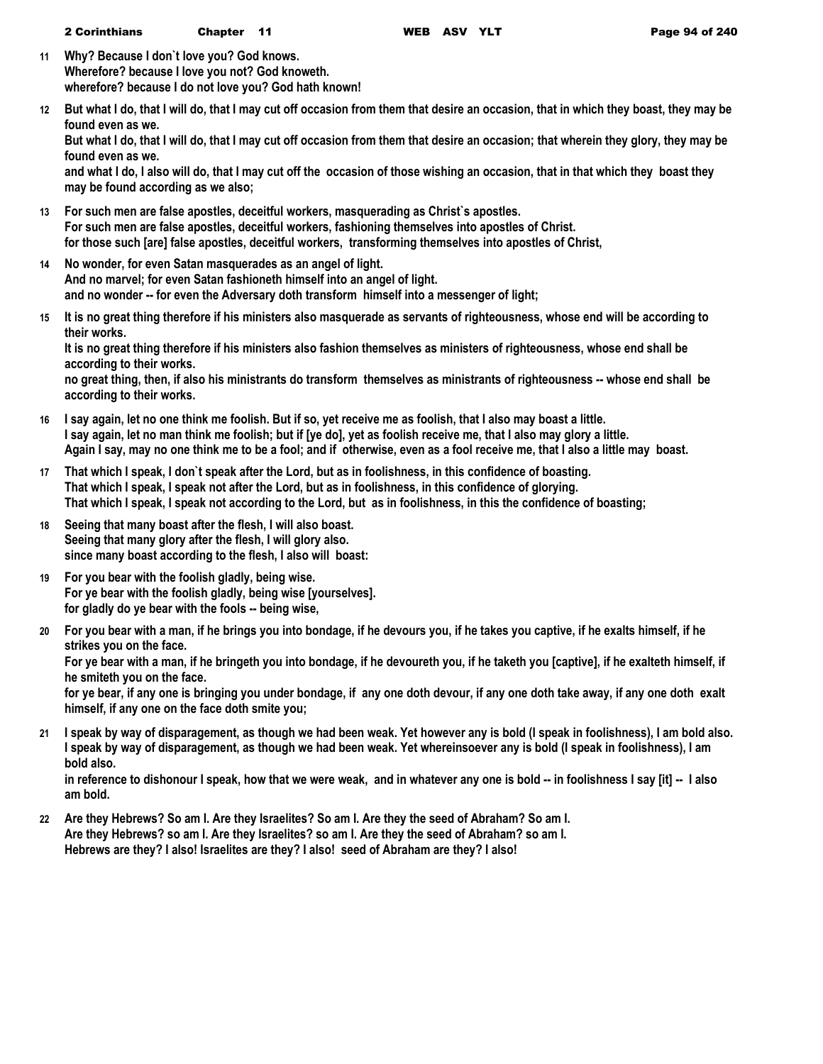**11** **Why? Because I don`t love you? God knows.**
**Wherefore? because I love you not? God knoweth.**
**wherefore? because I do not love you? God hath known!**

**12** **But what I do, that I will do, that I may cut off occasion from them that desire an occasion, that in which they boast, they may be found even as we.**
**But what I do, that I will do, that I may cut off occasion from them that desire an occasion; that wherein they glory, they may be found even as we.**
**and what I do, I also will do, that I may cut off the occasion of those wishing an occasion, that in that which they boast they may be found according as we also;**

**13** **For such men are false apostles, deceitful workers, masquerading as Christ`s apostles.**
**For such men are false apostles, deceitful workers, fashioning themselves into apostles of Christ.**
**for those such [are] false apostles, deceitful workers, transforming themselves into apostles of Christ,**

**14** **No wonder, for even Satan masquerades as an angel of light.**
**And no marvel; for even Satan fashioneth himself into an angel of light.**
**and no wonder -- for even the Adversary doth transform himself into a messenger of light;**

**15** **It is no great thing therefore if his ministers also masquerade as servants of righteousness, whose end will be according to their works.**
**It is no great thing therefore if his ministers also fashion themselves as ministers of righteousness, whose end shall be according to their works.**
**no great thing, then, if also his ministrants do transform themselves as ministrants of righteousness -- whose end shall be according to their works.**

**16** **I say again, let no one think me foolish. But if so, yet receive me as foolish, that I also may boast a little.**
**I say again, let no man think me foolish; but if [ye do], yet as foolish receive me, that I also may glory a little.**
**Again I say, may no one think me to be a fool; and if otherwise, even as a fool receive me, that I also a little may boast.**

**17** **That which I speak, I don`t speak after the Lord, but as in foolishness, in this confidence of boasting.**
**That which I speak, I speak not after the Lord, but as in foolishness, in this confidence of glorying.**
**That which I speak, I speak not according to the Lord, but as in foolishness, in this the confidence of boasting;**

**18** **Seeing that many boast after the flesh, I will also boast.**
**Seeing that many glory after the flesh, I will glory also.**
**since many boast according to the flesh, I also will boast:**

**19** **For you bear with the foolish gladly, being wise.**
**For ye bear with the foolish gladly, being wise [yourselves].**
**for gladly do ye bear with the fools -- being wise,**

**20** **For you bear with a man, if he brings you into bondage, if he devours you, if he takes you captive, if he exalts himself, if he strikes you on the face.**
**For ye bear with a man, if he bringeth you into bondage, if he devoureth you, if he taketh you [captive], if he exalteth himself, if he smiteth you on the face.**
**for ye bear, if any one is bringing you under bondage, if any one doth devour, if any one doth take away, if any one doth exalt himself, if any one on the face doth smite you;**

**21** **I speak by way of disparagement, as though we had been weak. Yet however any is bold (I speak in foolishness), I am bold also.**
**I speak by way of disparagement, as though we had been weak. Yet whereinsoever any is bold (I speak in foolishness), I am bold also.**
**in reference to dishonour I speak, how that we were weak, and in whatever any one is bold -- in foolishness I say [it] -- I also am bold.**

**22** **Are they Hebrews? So am I. Are they Israelites? So am I. Are they the seed of Abraham? So am I.**
**Are they Hebrews? so am I. Are they Israelites? so am I. Are they the seed of Abraham? so am I.**
**Hebrews are they? I also! Israelites are they? I also! seed of Abraham are they? I also!**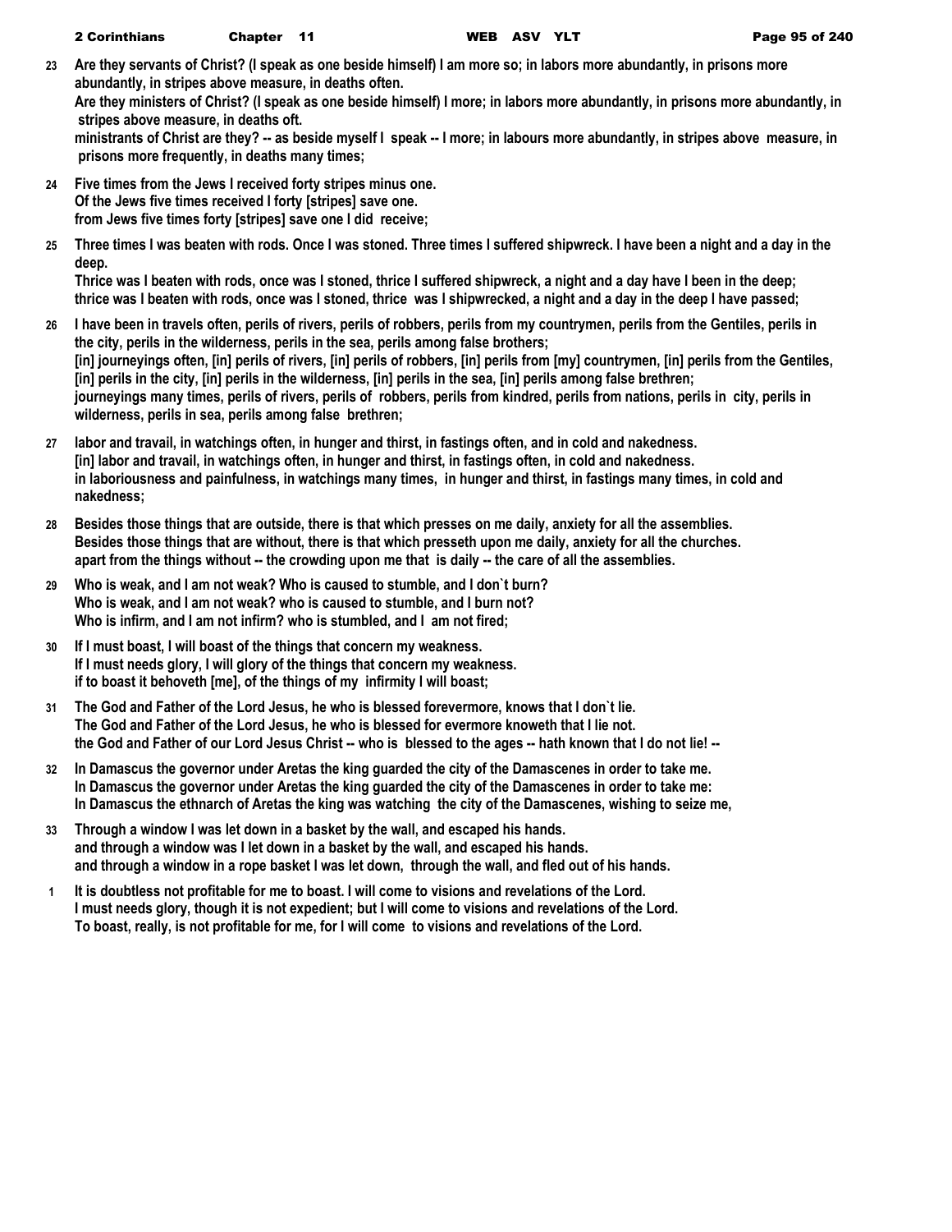**23** **Are they servants of Christ? (I speak as one beside himself) I am more so; in labors more abundantly, in prisons more abundantly, in stripes above measure, in deaths often.**
**Are they ministers of Christ? (I speak as one beside himself) I more; in labors more abundantly, in prisons more abundantly, in stripes above measure, in deaths oft.**
**ministrants of Christ are they? -- as beside myself I speak -- I more; in labours more abundantly, in stripes above measure, in prisons more frequently, in deaths many times;**

**24** **Five times from the Jews I received forty stripes minus one.**
**Of the Jews five times received I forty [stripes] save one.**
**from Jews five times forty [stripes] save one I did receive;**

**25** **Three times I was beaten with rods. Once I was stoned. Three times I suffered shipwreck. I have been a night and a day in the deep.**
**Thrice was I beaten with rods, once was I stoned, thrice I suffered shipwreck, a night and a day have I been in the deep;**
**thrice was I beaten with rods, once was I stoned, thrice was I shipwrecked, a night and a day in the deep I have passed;**

**26** **I have been in travels often, perils of rivers, perils of robbers, perils from my countrymen, perils from the Gentiles, perils in the city, perils in the wilderness, perils in the sea, perils among false brothers;**
**[in] journeyings often, [in] perils of rivers, [in] perils of robbers, [in] perils from [my] countrymen, [in] perils from the Gentiles, [in] perils in the city, [in] perils in the wilderness, [in] perils in the sea, [in] perils among false brethren;**
**journeyings many times, perils of rivers, perils of robbers, perils from kindred, perils from nations, perils in city, perils in wilderness, perils in sea, perils among false brethren;**

**27** **labor and travail, in watchings often, in hunger and thirst, in fastings often, and in cold and nakedness.**
**[in] labor and travail, in watchings often, in hunger and thirst, in fastings often, in cold and nakedness.**
**in laboriousness and painfulness, in watchings many times, in hunger and thirst, in fastings many times, in cold and nakedness;**

**28** **Besides those things that are outside, there is that which presses on me daily, anxiety for all the assemblies.**
**Besides those things that are without, there is that which presseth upon me daily, anxiety for all the churches.**
**apart from the things without -- the crowding upon me that is daily -- the care of all the assemblies.**

**29** **Who is weak, and I am not weak? Who is caused to stumble, and I don`t burn?**
**Who is weak, and I am not weak? who is caused to stumble, and I burn not?**
**Who is infirm, and I am not infirm? who is stumbled, and I am not fired;**

**30** **If I must boast, I will boast of the things that concern my weakness.**
**If I must needs glory, I will glory of the things that concern my weakness.**
**if to boast it behoveth [me], of the things of my infirmity I will boast;**

**31** **The God and Father of the Lord Jesus, he who is blessed forevermore, knows that I don`t lie.**
**The God and Father of the Lord Jesus, he who is blessed for evermore knoweth that I lie not.**
**the God and Father of our Lord Jesus Christ -- who is blessed to the ages -- hath known that I do not lie! --**

**32** **In Damascus the governor under Aretas the king guarded the city of the Damascenes in order to take me.**
**In Damascus the governor under Aretas the king guarded the city of the Damascenes in order to take me:**
**In Damascus the ethnarch of Aretas the king was watching the city of the Damascenes, wishing to seize me,**

**33** **Through a window I was let down in a basket by the wall, and escaped his hands.**
**and through a window was I let down in a basket by the wall, and escaped his hands.**
**and through a window in a rope basket I was let down, through the wall, and fled out of his hands.**

**1** **It is doubtless not profitable for me to boast. I will come to visions and revelations of the Lord.**
**I must needs glory, though it is not expedient; but I will come to visions and revelations of the Lord.**
**To boast, really, is not profitable for me, for I will come to visions and revelations of the Lord.**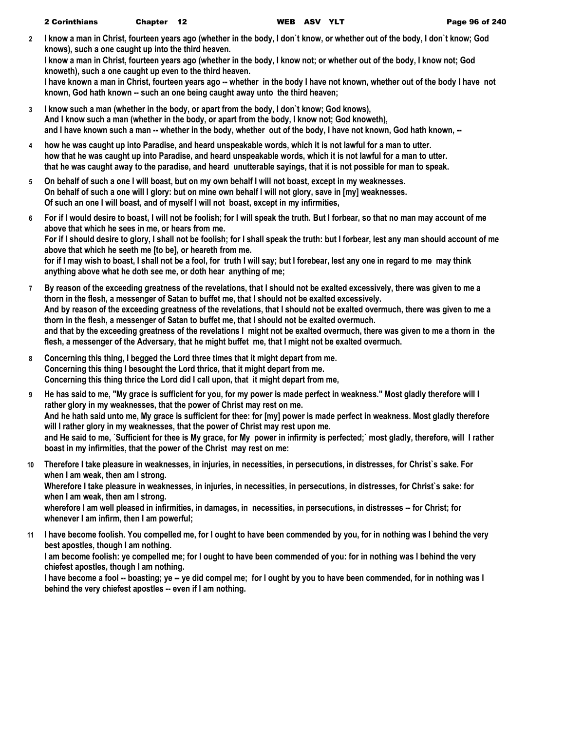**2** I know a man in Christ, fourteen years ago (whether in the body, I don`t know, or whether out of the body, I don`t know; God knows), such a one caught up into the third heaven.
I know a man in Christ, fourteen years ago (whether in the body, I know not; or whether out of the body, I know not; God knoweth), such a one caught up even to the third heaven.
I have known a man in Christ, fourteen years ago -- whether in the body I have not known, whether out of the body I have not known, God hath known -- such an one being caught away unto the third heaven;

**3** I know such a man (whether in the body, or apart from the body, I don`t know; God knows),
And I know such a man (whether in the body, or apart from the body, I know not; God knoweth),
and I have known such a man -- whether in the body, whether out of the body, I have not known, God hath known, --

**4** how he was caught up into Paradise, and heard unspeakable words, which it is not lawful for a man to utter.
how that he was caught up into Paradise, and heard unspeakable words, which it is not lawful for a man to utter.
that he was caught away to the paradise, and heard unutterable sayings, that it is not possible for man to speak.

**5** On behalf of such a one I will boast, but on my own behalf I will not boast, except in my weaknesses.
On behalf of such a one will I glory: but on mine own behalf I will not glory, save in [my] weaknesses.
Of such an one I will boast, and of myself I will not boast, except in my infirmities,

**6** For if I would desire to boast, I will not be foolish; for I will speak the truth. But I forbear, so that no man may account of me above that which he sees in me, or hears from me.
For if I should desire to glory, I shall not be foolish; for I shall speak the truth: but I forbear, lest any man should account of me above that which he seeth me [to be], or heareth from me.
for if I may wish to boast, I shall not be a fool, for truth I will say; but I forebear, lest any one in regard to me may think anything above what he doth see me, or doth hear anything of me;

**7** By reason of the exceeding greatness of the revelations, that I should not be exalted excessively, there was given to me a thorn in the flesh, a messenger of Satan to buffet me, that I should not be exalted excessively.
And by reason of the exceeding greatness of the revelations, that I should not be exalted overmuch, there was given to me a thorn in the flesh, a messenger of Satan to buffet me, that I should not be exalted overmuch.
and that by the exceeding greatness of the revelations I might not be exalted overmuch, there was given to me a thorn in the flesh, a messenger of the Adversary, that he might buffet me, that I might not be exalted overmuch.

**8** Concerning this thing, I begged the Lord three times that it might depart from me.
Concerning this thing I besought the Lord thrice, that it might depart from me.
Concerning this thing thrice the Lord did I call upon, that it might depart from me,

**9** He has said to me, "My grace is sufficient for you, for my power is made perfect in weakness." Most gladly therefore will I rather glory in my weaknesses, that the power of Christ may rest on me.
And he hath said unto me, My grace is sufficient for thee: for [my] power is made perfect in weakness. Most gladly therefore will I rather glory in my weaknesses, that the power of Christ may rest upon me.
and He said to me, `Sufficient for thee is My grace, for My power in infirmity is perfected;` most gladly, therefore, will I rather boast in my infirmities, that the power of the Christ may rest on me:

**10** Therefore I take pleasure in weaknesses, in injuries, in necessities, in persecutions, in distresses, for Christ`s sake. For when I am weak, then am I strong.
Wherefore I take pleasure in weaknesses, in injuries, in necessities, in persecutions, in distresses, for Christ`s sake: for when I am weak, then am I strong.
wherefore I am well pleased in infirmities, in damages, in necessities, in persecutions, in distresses -- for Christ; for whenever I am infirm, then I am powerful;

**11** I have become foolish. You compelled me, for I ought to have been commended by you, for in nothing was I behind the very best apostles, though I am nothing.
I am become foolish: ye compelled me; for I ought to have been commended of you: for in nothing was I behind the very chiefest apostles, though I am nothing.
I have become a fool -- boasting; ye -- ye did compel me; for I ought by you to have been commended, for in nothing was I behind the very chiefest apostles -- even if I am nothing.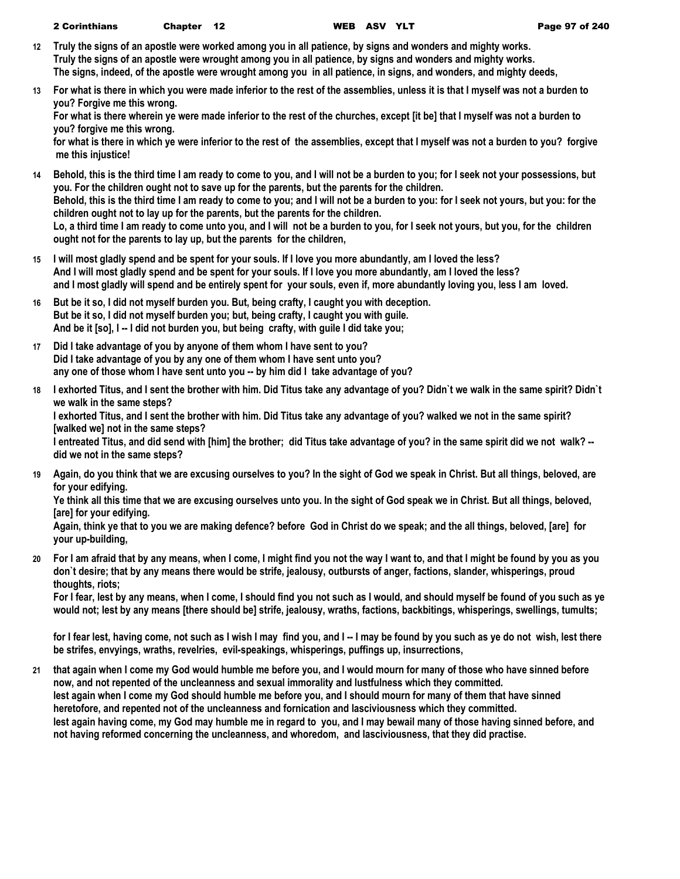**12 Truly the signs of an apostle were worked among you in all patience, by signs and wonders and mighty works.**
**Truly the signs of an apostle were wrought among you in all patience, by signs and wonders and mighty works.**
**The signs, indeed, of the apostle were wrought among you in all patience, in signs, and wonders, and mighty deeds,**

**13 For what is there in which you were made inferior to the rest of the assemblies, unless it is that I myself was not a burden to you? Forgive me this wrong.**
**For what is there wherein ye were made inferior to the rest of the churches, except [it be] that I myself was not a burden to you? forgive me this wrong.**
**for what is there in which ye were inferior to the rest of the assemblies, except that I myself was not a burden to you? forgive me this injustice!**

**14 Behold, this is the third time I am ready to come to you, and I will not be a burden to you; for I seek not your possessions, but you. For the children ought not to save up for the parents, but the parents for the children.**
**Behold, this is the third time I am ready to come to you; and I will not be a burden to you: for I seek not yours, but you: for the children ought not to lay up for the parents, but the parents for the children.**
**Lo, a third time I am ready to come unto you, and I will not be a burden to you, for I seek not yours, but you, for the children ought not for the parents to lay up, but the parents for the children,**

**15 I will most gladly spend and be spent for your souls. If I love you more abundantly, am I loved the less?**
**And I will most gladly spend and be spent for your souls. If I love you more abundantly, am I loved the less?**
**and I most gladly will spend and be entirely spent for your souls, even if, more abundantly loving you, less I am loved.**

**16 But be it so, I did not myself burden you. But, being crafty, I caught you with deception.**
**But be it so, I did not myself burden you; but, being crafty, I caught you with guile.**
**And be it [so], I -- I did not burden you, but being crafty, with guile I did take you;**

**17 Did I take advantage of you by anyone of them whom I have sent to you?**
**Did I take advantage of you by any one of them whom I have sent unto you?**
**any one of those whom I have sent unto you -- by him did I take advantage of you?**

**18 I exhorted Titus, and I sent the brother with him. Did Titus take any advantage of you? Didn`t we walk in the same spirit? Didn`t we walk in the same steps?**
**I exhorted Titus, and I sent the brother with him. Did Titus take any advantage of you? walked we not in the same spirit? [walked we] not in the same steps?**
**I entreated Titus, and did send with [him] the brother; did Titus take advantage of you? in the same spirit did we not walk? -- did we not in the same steps?**

**19 Again, do you think that we are excusing ourselves to you? In the sight of God we speak in Christ. But all things, beloved, are for your edifying.**
**Ye think all this time that we are excusing ourselves unto you. In the sight of God speak we in Christ. But all things, beloved, [are] for your edifying.**
**Again, think ye that to you we are making defence? before God in Christ do we speak; and the all things, beloved, [are] for your up-building,**

**20 For I am afraid that by any means, when I come, I might find you not the way I want to, and that I might be found by you as you don`t desire; that by any means there would be strife, jealousy, outbursts of anger, factions, slander, whisperings, proud thoughts, riots;**
**For I fear, lest by any means, when I come, I should find you not such as I would, and should myself be found of you such as ye would not; lest by any means [there should be] strife, jealousy, wraths, factions, backbitings, whisperings, swellings, tumults;**

**for I fear lest, having come, not such as I wish I may find you, and I -- I may be found by you such as ye do not wish, lest there be strifes, envyings, wraths, revelries, evil-speakings, whisperings, puffings up, insurrections,**

**21 that again when I come my God would humble me before you, and I would mourn for many of those who have sinned before now, and not repented of the uncleanness and sexual immorality and lustfulness which they committed.**
**lest again when I come my God should humble me before you, and I should mourn for many of them that have sinned heretofore, and repented not of the uncleanness and fornication and lasciviousness which they committed.**
**lest again having come, my God may humble me in regard to you, and I may bewail many of those having sinned before, and not having reformed concerning the uncleanness, and whoredom, and lasciviousness, that they did practise.**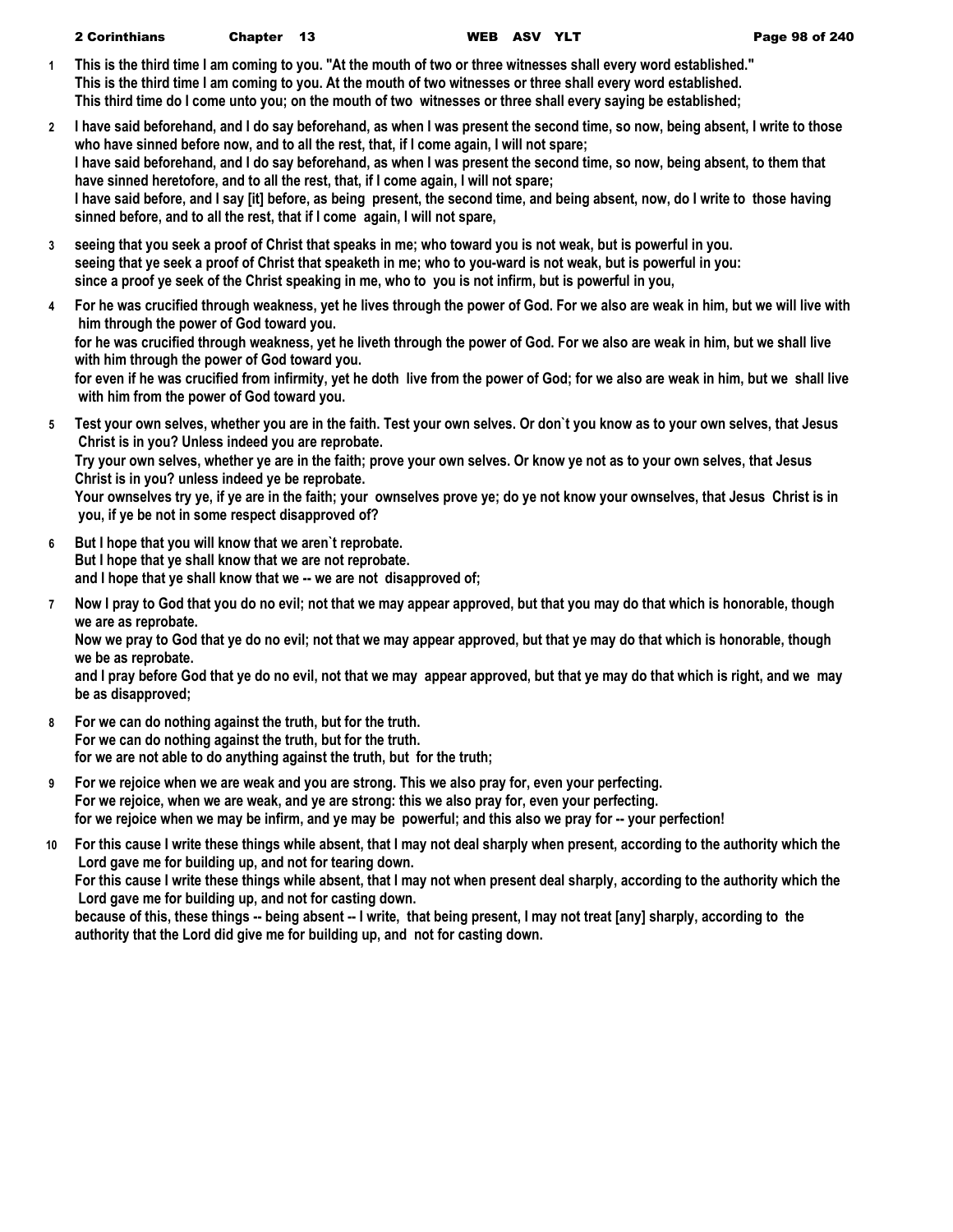**1** This is the third time I am coming to you. "At the mouth of two or three witnesses shall every word established."
This is the third time I am coming to you. At the mouth of two witnesses or three shall every word established.
This third time do I come unto you; on the mouth of two witnesses or three shall every saying be established;

**2** I have said beforehand, and I do say beforehand, as when I was present the second time, so now, being absent, I write to those who have sinned before now, and to all the rest, that, if I come again, I will not spare;
I have said beforehand, and I do say beforehand, as when I was present the second time, so now, being absent, to them that have sinned heretofore, and to all the rest, that, if I come again, I will not spare;
I have said before, and I say [it] before, as being present, the second time, and being absent, now, do I write to those having sinned before, and to all the rest, that if I come again, I will not spare,

**3** seeing that you seek a proof of Christ that speaks in me; who toward you is not weak, but is powerful in you.
seeing that ye seek a proof of Christ that speaketh in me; who to you-ward is not weak, but is powerful in you:
since a proof ye seek of the Christ speaking in me, who to you is not infirm, but is powerful in you,

**4** For he was crucified through weakness, yet he lives through the power of God. For we also are weak in him, but we will live with him through the power of God toward you.
for he was crucified through weakness, yet he liveth through the power of God. For we also are weak in him, but we shall live with him through the power of God toward you.
for even if he was crucified from infirmity, yet he doth live from the power of God; for we also are weak in him, but we shall live with him from the power of God toward you.

**5** Test your own selves, whether you are in the faith. Test your own selves. Or don`t you know as to your own selves, that Jesus Christ is in you? Unless indeed you are reprobate.
Try your own selves, whether ye are in the faith; prove your own selves. Or know ye not as to your own selves, that Jesus Christ is in you? unless indeed ye be reprobate.
Your ownselves try ye, if ye are in the faith; your ownselves prove ye; do ye not know your ownselves, that Jesus Christ is in you, if ye be not in some respect disapproved of?

**6** But I hope that you will know that we aren`t reprobate.
But I hope that ye shall know that we are not reprobate.
and I hope that ye shall know that we -- we are not disapproved of;

**7** Now I pray to God that you do no evil; not that we may appear approved, but that you may do that which is honorable, though we are as reprobate.
Now we pray to God that ye do no evil; not that we may appear approved, but that ye may do that which is honorable, though we be as reprobate.
and I pray before God that ye do no evil, not that we may appear approved, but that ye may do that which is right, and we may be as disapproved;

**8** For we can do nothing against the truth, but for the truth.
For we can do nothing against the truth, but for the truth.
for we are not able to do anything against the truth, but for the truth;

**9** For we rejoice when we are weak and you are strong. This we also pray for, even your perfecting.
For we rejoice, when we are weak, and ye are strong: this we also pray for, even your perfecting.
for we rejoice when we may be infirm, and ye may be powerful; and this also we pray for -- your perfection!

**10** For this cause I write these things while absent, that I may not deal sharply when present, according to the authority which the Lord gave me for building up, and not for tearing down.
For this cause I write these things while absent, that I may not when present deal sharply, according to the authority which the Lord gave me for building up, and not for casting down.
because of this, these things -- being absent -- I write, that being present, I may not treat [any] sharply, according to the authority that the Lord did give me for building up, and not for casting down.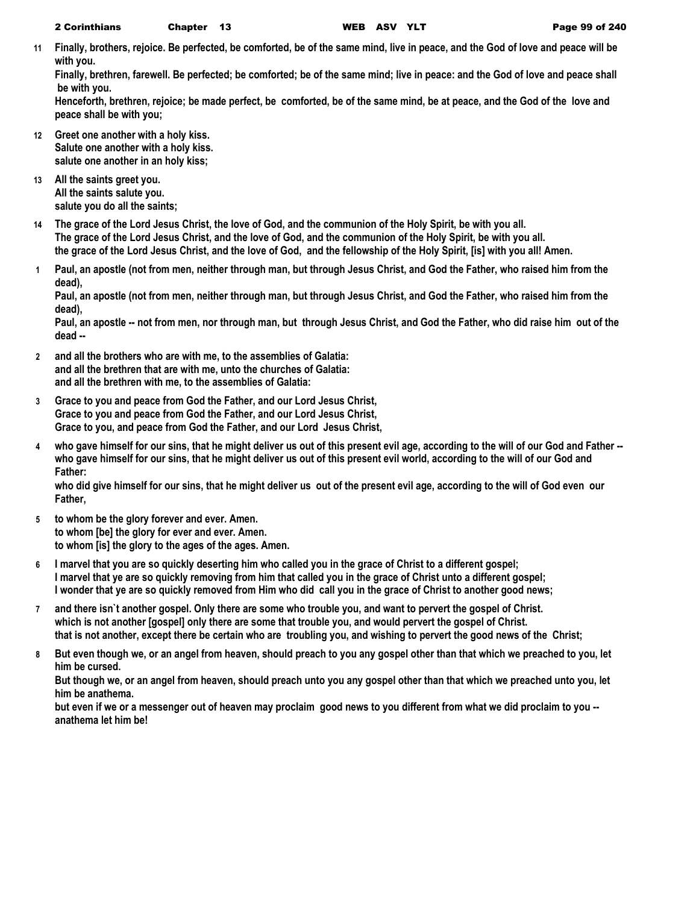**11** **Finally, brothers, rejoice. Be perfected, be comforted, be of the same mind, live in peace, and the God of love and peace will be with you.**
**Finally, brethren, farewell. Be perfected; be comforted; be of the same mind; live in peace: and the God of love and peace shall be with you.**
**Henceforth, brethren, rejoice; be made perfect, be comforted, be of the same mind, be at peace, and the God of the love and peace shall be with you;**

**12** **Greet one another with a holy kiss.**
**Salute one another with a holy kiss.**
**salute one another in an holy kiss;**

**13** **All the saints greet you.**
**All the saints salute you.**
**salute you do all the saints;**

**14** **The grace of the Lord Jesus Christ, the love of God, and the communion of the Holy Spirit, be with you all.**
**The grace of the Lord Jesus Christ, and the love of God, and the communion of the Holy Spirit, be with you all.**
**the grace of the Lord Jesus Christ, and the love of God, and the fellowship of the Holy Spirit, [is] with you all! Amen.**

**1** **Paul, an apostle (not from men, neither through man, but through Jesus Christ, and God the Father, who raised him from the dead),**
**Paul, an apostle (not from men, neither through man, but through Jesus Christ, and God the Father, who raised him from the dead),**
**Paul, an apostle -- not from men, nor through man, but through Jesus Christ, and God the Father, who did raise him out of the dead --**

**2** **and all the brothers who are with me, to the assemblies of Galatia:**
**and all the brethren that are with me, unto the churches of Galatia:**
**and all the brethren with me, to the assemblies of Galatia:**

**3** **Grace to you and peace from God the Father, and our Lord Jesus Christ,**
**Grace to you and peace from God the Father, and our Lord Jesus Christ,**
**Grace to you, and peace from God the Father, and our Lord Jesus Christ,**

**4** **who gave himself for our sins, that he might deliver us out of this present evil age, according to the will of our God and Father --**
**who gave himself for our sins, that he might deliver us out of this present evil world, according to the will of our God and Father:**
**who did give himself for our sins, that he might deliver us out of the present evil age, according to the will of God even our Father,**

**5** **to whom be the glory forever and ever. Amen.**
**to whom [be] the glory for ever and ever. Amen.**
**to whom [is] the glory to the ages of the ages. Amen.**

**6** **I marvel that you are so quickly deserting him who called you in the grace of Christ to a different gospel;**
**I marvel that ye are so quickly removing from him that called you in the grace of Christ unto a different gospel;**
**I wonder that ye are so quickly removed from Him who did call you in the grace of Christ to another good news;**

**7** **and there isn`t another gospel. Only there are some who trouble you, and want to pervert the gospel of Christ.**
**which is not another [gospel] only there are some that trouble you, and would pervert the gospel of Christ.**
**that is not another, except there be certain who are troubling you, and wishing to pervert the good news of the Christ;**

**8** **But even though we, or an angel from heaven, should preach to you any gospel other than that which we preached to you, let him be cursed.**
**But though we, or an angel from heaven, should preach unto you any gospel other than that which we preached unto you, let him be anathema.**
**but even if we or a messenger out of heaven may proclaim good news to you different from what we did proclaim to you -- anathema let him be!**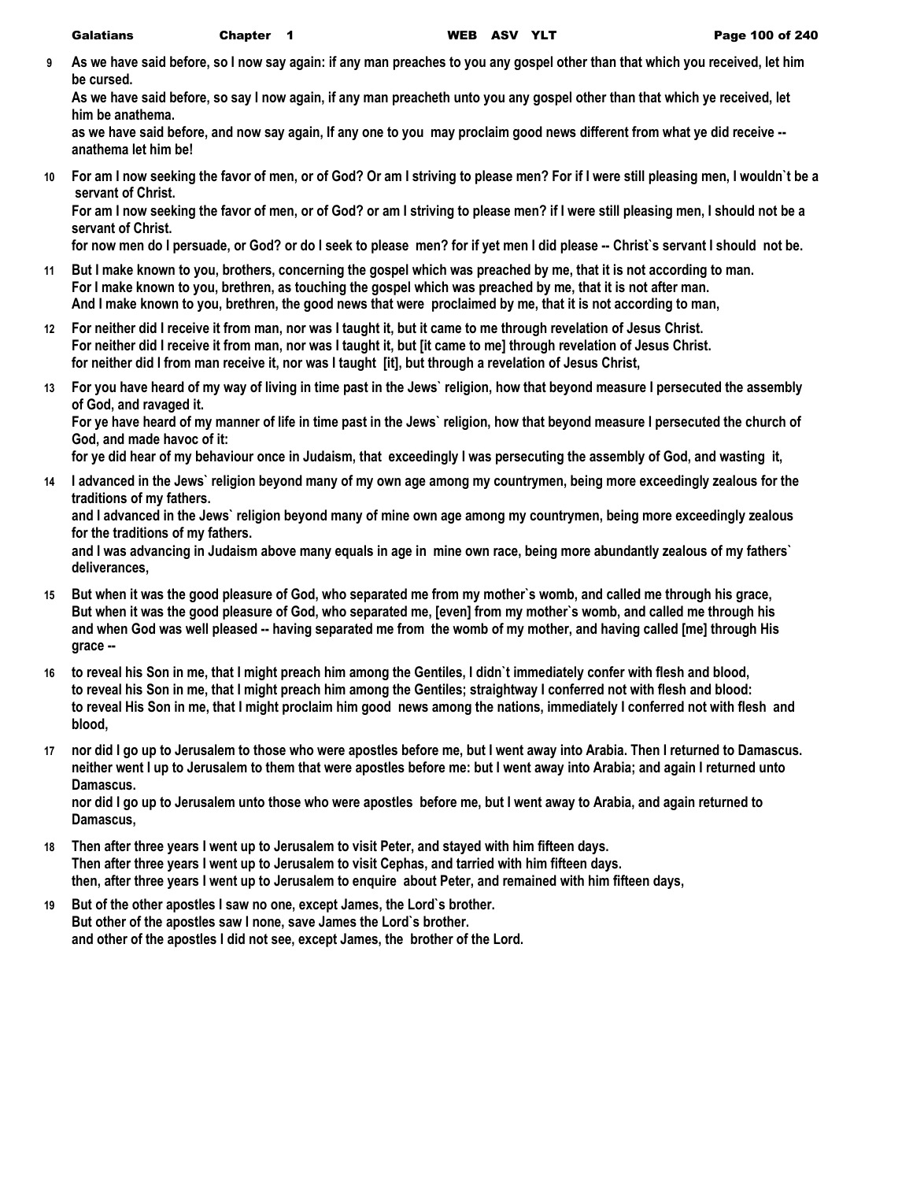**9** As we have said before, so I now say again: if any man preaches to you any gospel other than that which you received, let him be cursed.
As we have said before, so say I now again, if any man preacheth unto you any gospel other than that which ye received, let him be anathema.
as we have said before, and now say again, If any one to you may proclaim good news different from what ye did receive -- anathema let him be!

**10** For am I now seeking the favor of men, or of God? Or am I striving to please men? For if I were still pleasing men, I wouldn`t be a servant of Christ.
For am I now seeking the favor of men, or of God? or am I striving to please men? if I were still pleasing men, I should not be a servant of Christ.
for now men do I persuade, or God? or do I seek to please men? for if yet men I did please -- Christ`s servant I should not be.

**11** But I make known to you, brothers, concerning the gospel which was preached by me, that it is not according to man.
For I make known to you, brethren, as touching the gospel which was preached by me, that it is not after man.
And I make known to you, brethren, the good news that were proclaimed by me, that it is not according to man,

**12** For neither did I receive it from man, nor was I taught it, but it came to me through revelation of Jesus Christ.
For neither did I receive it from man, nor was I taught it, but [it came to me] through revelation of Jesus Christ.
for neither did I from man receive it, nor was I taught [it], but through a revelation of Jesus Christ,

**13** For you have heard of my way of living in time past in the Jews` religion, how that beyond measure I persecuted the assembly of God, and ravaged it.
For ye have heard of my manner of life in time past in the Jews` religion, how that beyond measure I persecuted the church of God, and made havoc of it:
for ye did hear of my behaviour once in Judaism, that exceedingly I was persecuting the assembly of God, and wasting it,

**14** I advanced in the Jews` religion beyond many of my own age among my countrymen, being more exceedingly zealous for the traditions of my fathers.
and I advanced in the Jews` religion beyond many of mine own age among my countrymen, being more exceedingly zealous for the traditions of my fathers.
and I was advancing in Judaism above many equals in age in mine own race, being more abundantly zealous of my fathers` deliverances,

**15** But when it was the good pleasure of God, who separated me from my mother`s womb, and called me through his grace,
But when it was the good pleasure of God, who separated me, [even] from my mother`s womb, and called me through his
and when God was well pleased -- having separated me from the womb of my mother, and having called [me] through His grace --

**16** to reveal his Son in me, that I might preach him among the Gentiles, I didn`t immediately confer with flesh and blood,
to reveal his Son in me, that I might preach him among the Gentiles; straightway I conferred not with flesh and blood:
to reveal His Son in me, that I might proclaim him good news among the nations, immediately I conferred not with flesh and blood,

**17** nor did I go up to Jerusalem to those who were apostles before me, but I went away into Arabia. Then I returned to Damascus.
neither went I up to Jerusalem to them that were apostles before me: but I went away into Arabia; and again I returned unto Damascus.
nor did I go up to Jerusalem unto those who were apostles before me, but I went away to Arabia, and again returned to Damascus,

**18** Then after three years I went up to Jerusalem to visit Peter, and stayed with him fifteen days.
Then after three years I went up to Jerusalem to visit Cephas, and tarried with him fifteen days.
then, after three years I went up to Jerusalem to enquire about Peter, and remained with him fifteen days,

**19** But of the other apostles I saw no one, except James, the Lord`s brother.
But other of the apostles saw I none, save James the Lord`s brother.
and other of the apostles I did not see, except James, the brother of the Lord.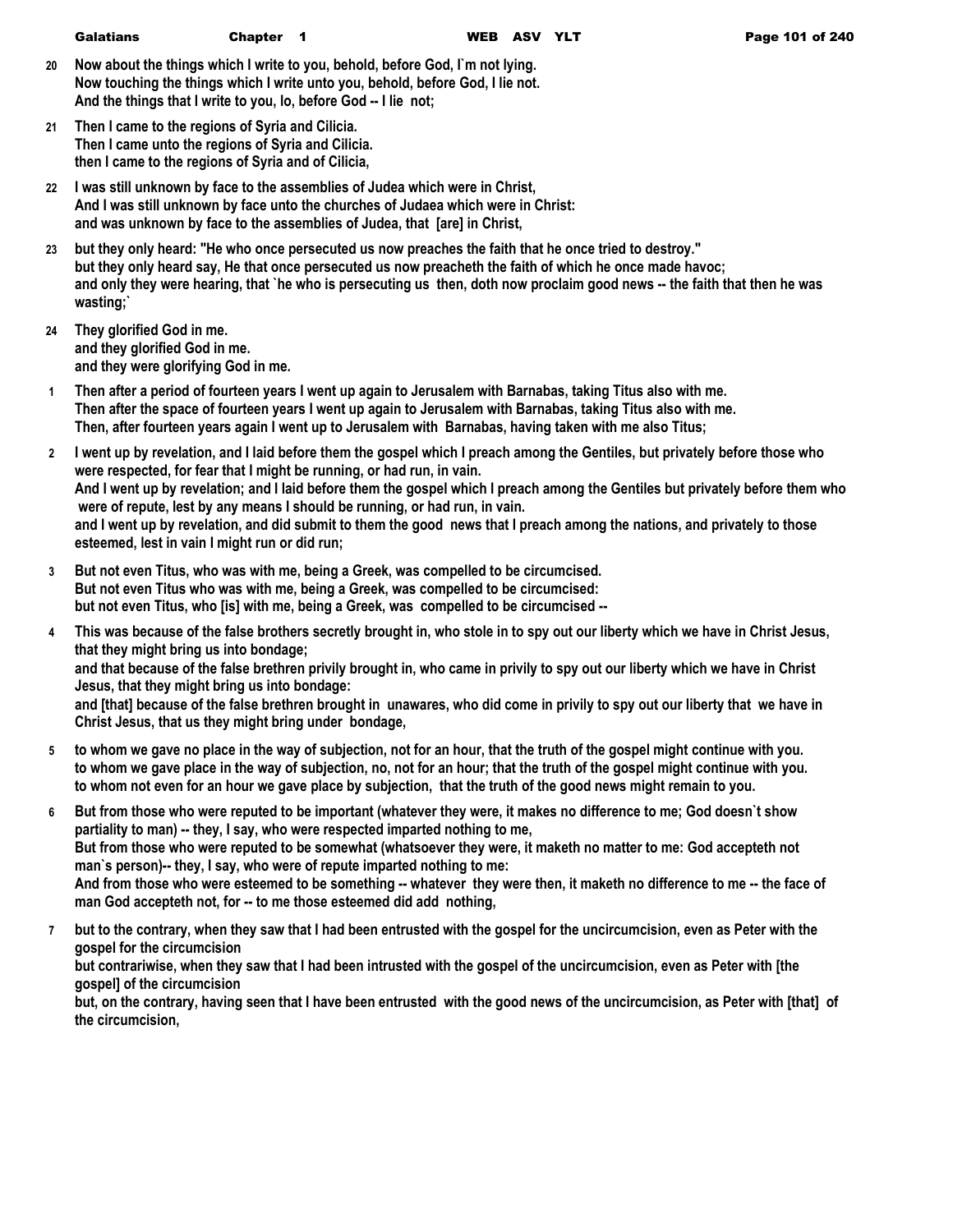20 **Now about the things which I write to you, behold, before God, I`m not lying.**
**Now touching the things which I write unto you, behold, before God, I lie not.**
**And the things that I write to you, lo, before God -- I lie not;**

21 **Then I came to the regions of Syria and Cilicia.**
**Then I came unto the regions of Syria and Cilicia.**
**then I came to the regions of Syria and of Cilicia,**

22 **I was still unknown by face to the assemblies of Judea which were in Christ,**
**And I was still unknown by face unto the churches of Judaea which were in Christ:**
**and was unknown by face to the assemblies of Judea, that [are] in Christ,**

23 **but they only heard: "He who once persecuted us now preaches the faith that he once tried to destroy."**
**but they only heard say, He that once persecuted us now preacheth the faith of which he once made havoc;**
**and only they were hearing, that `he who is persecuting us then, doth now proclaim good news -- the faith that then he was wasting;`**

24 **They glorified God in me.**
**and they glorified God in me.**
**and they were glorifying God in me.**

1 **Then after a period of fourteen years I went up again to Jerusalem with Barnabas, taking Titus also with me.**
**Then after the space of fourteen years I went up again to Jerusalem with Barnabas, taking Titus also with me.**
**Then, after fourteen years again I went up to Jerusalem with Barnabas, having taken with me also Titus;**

2 **I went up by revelation, and I laid before them the gospel which I preach among the Gentiles, but privately before those who were respected, for fear that I might be running, or had run, in vain.**
**And I went up by revelation; and I laid before them the gospel which I preach among the Gentiles but privately before them who were of repute, lest by any means I should be running, or had run, in vain.**
**and I went up by revelation, and did submit to them the good news that I preach among the nations, and privately to those esteemed, lest in vain I might run or did run;**

3 **But not even Titus, who was with me, being a Greek, was compelled to be circumcised.**
**But not even Titus who was with me, being a Greek, was compelled to be circumcised:**
**but not even Titus, who [is] with me, being a Greek, was compelled to be circumcised --**

4 **This was because of the false brothers secretly brought in, who stole in to spy out our liberty which we have in Christ Jesus, that they might bring us into bondage;**
**and that because of the false brethren privily brought in, who came in privily to spy out our liberty which we have in Christ Jesus, that they might bring us into bondage:**
**and [that] because of the false brethren brought in unawares, who did come in privily to spy out our liberty that we have in Christ Jesus, that us they might bring under bondage,**

5 **to whom we gave no place in the way of subjection, not for an hour, that the truth of the gospel might continue with you.**
**to whom we gave place in the way of subjection, no, not for an hour; that the truth of the gospel might continue with you.**
**to whom not even for an hour we gave place by subjection, that the truth of the good news might remain to you.**

6 **But from those who were reputed to be important (whatever they were, it makes no difference to me; God doesn`t show partiality to man) -- they, I say, who were respected imparted nothing to me,**
**But from those who were reputed to be somewhat (whatsoever they were, it maketh no matter to me: God accepteth not man`s person)-- they, I say, who were of repute imparted nothing to me:**
**And from those who were esteemed to be something -- whatever they were then, it maketh no difference to me -- the face of man God accepteth not, for -- to me those esteemed did add nothing,**

7 **but to the contrary, when they saw that I had been entrusted with the gospel for the uncircumcision, even as Peter with the gospel for the circumcision**
**but contrariwise, when they saw that I had been intrusted with the gospel of the uncircumcision, even as Peter with [the gospel] of the circumcision**
**but, on the contrary, having seen that I have been entrusted with the good news of the uncircumcision, as Peter with [that] of the circumcision,**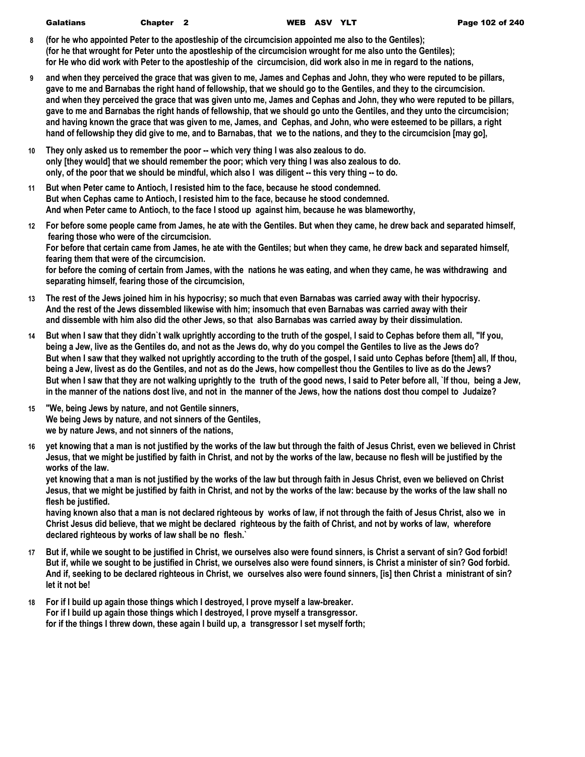8 (for he who appointed Peter to the apostleship of the circumcision appointed me also to the Gentiles);
(for he that wrought for Peter unto the apostleship of the circumcision wrought for me also unto the Gentiles);
for He who did work with Peter to the apostleship of the circumcision, did work also in me in regard to the nations,

9 and when they perceived the grace that was given to me, James and Cephas and John, they who were reputed to be pillars, gave to me and Barnabas the right hand of fellowship, that we should go to the Gentiles, and they to the circumcision.
and when they perceived the grace that was given unto me, James and Cephas and John, they who were reputed to be pillars, gave to me and Barnabas the right hands of fellowship, that we should go unto the Gentiles, and they unto the circumcision;
and having known the grace that was given to me, James, and Cephas, and John, who were esteemed to be pillars, a right hand of fellowship they did give to me, and to Barnabas, that we to the nations, and they to the circumcision [may go],

10 They only asked us to remember the poor -- which very thing I was also zealous to do.
only [they would] that we should remember the poor; which very thing I was also zealous to do.
only, of the poor that we should be mindful, which also I was diligent -- this very thing -- to do.

11 But when Peter came to Antioch, I resisted him to the face, because he stood condemned.
But when Cephas came to Antioch, I resisted him to the face, because he stood condemned.
And when Peter came to Antioch, to the face I stood up against him, because he was blameworthy,

12 For before some people came from James, he ate with the Gentiles. But when they came, he drew back and separated himself, fearing those who were of the circumcision.
For before that certain came from James, he ate with the Gentiles; but when they came, he drew back and separated himself, fearing them that were of the circumcision.
for before the coming of certain from James, with the nations he was eating, and when they came, he was withdrawing and separating himself, fearing those of the circumcision,

13 The rest of the Jews joined him in his hypocrisy; so much that even Barnabas was carried away with their hypocrisy.
And the rest of the Jews dissembled likewise with him; insomuch that even Barnabas was carried away with their
and dissemble with him also did the other Jews, so that also Barnabas was carried away by their dissimulation.

14 But when I saw that they didn`t walk uprightly according to the truth of the gospel, I said to Cephas before them all, "If you, being a Jew, live as the Gentiles do, and not as the Jews do, why do you compel the Gentiles to live as the Jews do?
But when I saw that they walked not uprightly according to the truth of the gospel, I said unto Cephas before [them] all, If thou, being a Jew, livest as do the Gentiles, and not as do the Jews, how compellest thou the Gentiles to live as do the Jews?
But when I saw that they are not walking uprightly to the truth of the good news, I said to Peter before all, `If thou, being a Jew, in the manner of the nations dost live, and not in the manner of the Jews, how the nations dost thou compel to Judaize?

15 "We, being Jews by nature, and not Gentile sinners,
We being Jews by nature, and not sinners of the Gentiles,
we by nature Jews, and not sinners of the nations,

16 yet knowing that a man is not justified by the works of the law but through the faith of Jesus Christ, even we believed in Christ Jesus, that we might be justified by faith in Christ, and not by the works of the law, because no flesh will be justified by the works of the law.
yet knowing that a man is not justified by the works of the law but through faith in Jesus Christ, even we believed on Christ Jesus, that we might be justified by faith in Christ, and not by the works of the law: because by the works of the law shall no flesh be justified.
having known also that a man is not declared righteous by works of law, if not through the faith of Jesus Christ, also we in Christ Jesus did believe, that we might be declared righteous by the faith of Christ, and not by works of law, wherefore declared righteous by works of law shall be no flesh.`

17 But if, while we sought to be justified in Christ, we ourselves also were found sinners, is Christ a servant of sin? God forbid!
But if, while we sought to be justified in Christ, we ourselves also were found sinners, is Christ a minister of sin? God forbid.
And if, seeking to be declared righteous in Christ, we ourselves also were found sinners, [is] then Christ a ministrant of sin? let it not be!

18 For if I build up again those things which I destroyed, I prove myself a law-breaker.
For if I build up again those things which I destroyed, I prove myself a transgressor.
for if the things I threw down, these again I build up, a transgressor I set myself forth;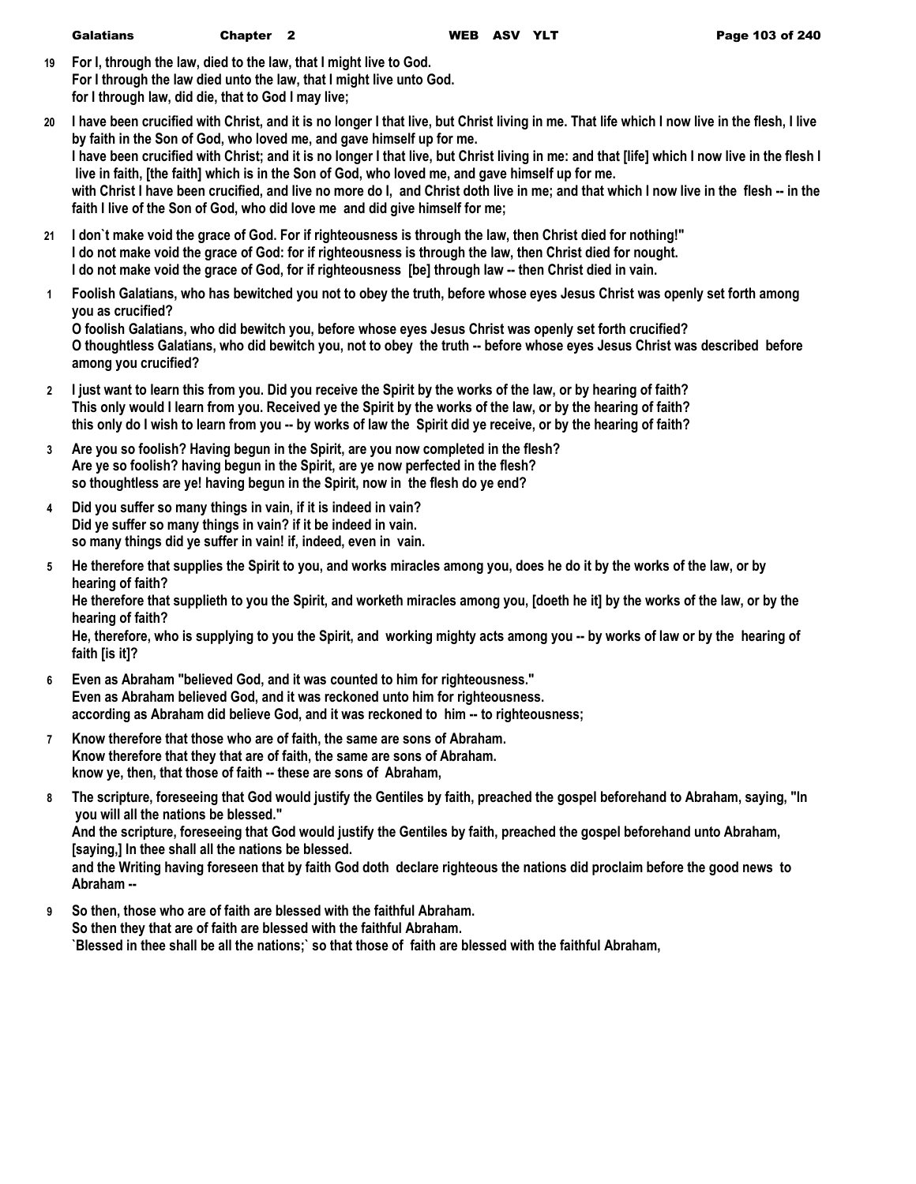19 For I, through the law, died to the law, that I might live to God.
For I through the law died unto the law, that I might live unto God.
for I through law, did die, that to God I may live;

20 I have been crucified with Christ, and it is no longer I that live, but Christ living in me. That life which I now live in the flesh, I live by faith in the Son of God, who loved me, and gave himself up for me.
I have been crucified with Christ; and it is no longer I that live, but Christ living in me: and that [life] which I now live in the flesh I live in faith, [the faith] which is in the Son of God, who loved me, and gave himself up for me.
with Christ I have been crucified, and live no more do I, and Christ doth live in me; and that which I now live in the flesh -- in the faith I live of the Son of God, who did love me and did give himself for me;

21 I don`t make void the grace of God. For if righteousness is through the law, then Christ died for nothing!"
I do not make void the grace of God: for if righteousness is through the law, then Christ died for nought.
I do not make void the grace of God, for if righteousness [be] through law -- then Christ died in vain.

1 Foolish Galatians, who has bewitched you not to obey the truth, before whose eyes Jesus Christ was openly set forth among you as crucified?
O foolish Galatians, who did bewitch you, before whose eyes Jesus Christ was openly set forth crucified?
O thoughtless Galatians, who did bewitch you, not to obey the truth -- before whose eyes Jesus Christ was described before among you crucified?

2 I just want to learn this from you. Did you receive the Spirit by the works of the law, or by hearing of faith?
This only would I learn from you. Received ye the Spirit by the works of the law, or by the hearing of faith?
this only do I wish to learn from you -- by works of law the Spirit did ye receive, or by the hearing of faith?

3 Are you so foolish? Having begun in the Spirit, are you now completed in the flesh?
Are ye so foolish? having begun in the Spirit, are ye now perfected in the flesh?
so thoughtless are ye! having begun in the Spirit, now in the flesh do ye end?

4 Did you suffer so many things in vain, if it is indeed in vain?
Did ye suffer so many things in vain? if it be indeed in vain.
so many things did ye suffer in vain! if, indeed, even in vain.

5 He therefore that supplies the Spirit to you, and works miracles among you, does he do it by the works of the law, or by hearing of faith?
He therefore that supplieth to you the Spirit, and worketh miracles among you, [doeth he it] by the works of the law, or by the hearing of faith?
He, therefore, who is supplying to you the Spirit, and working mighty acts among you -- by works of law or by the hearing of faith [is it]?

6 Even as Abraham "believed God, and it was counted to him for righteousness."
Even as Abraham believed God, and it was reckoned unto him for righteousness.
according as Abraham did believe God, and it was reckoned to him -- to righteousness;

7 Know therefore that those who are of faith, the same are sons of Abraham.
Know therefore that they that are of faith, the same are sons of Abraham.
know ye, then, that those of faith -- these are sons of Abraham,

8 The scripture, foreseeing that God would justify the Gentiles by faith, preached the gospel beforehand to Abraham, saying, "In you will all the nations be blessed."
And the scripture, foreseeing that God would justify the Gentiles by faith, preached the gospel beforehand unto Abraham, [saying,] In thee shall all the nations be blessed.
and the Writing having foreseen that by faith God doth declare righteous the nations did proclaim before the good news to Abraham --

9 So then, those who are of faith are blessed with the faithful Abraham.
So then they that are of faith are blessed with the faithful Abraham.
`Blessed in thee shall be all the nations;` so that those of faith are blessed with the faithful Abraham,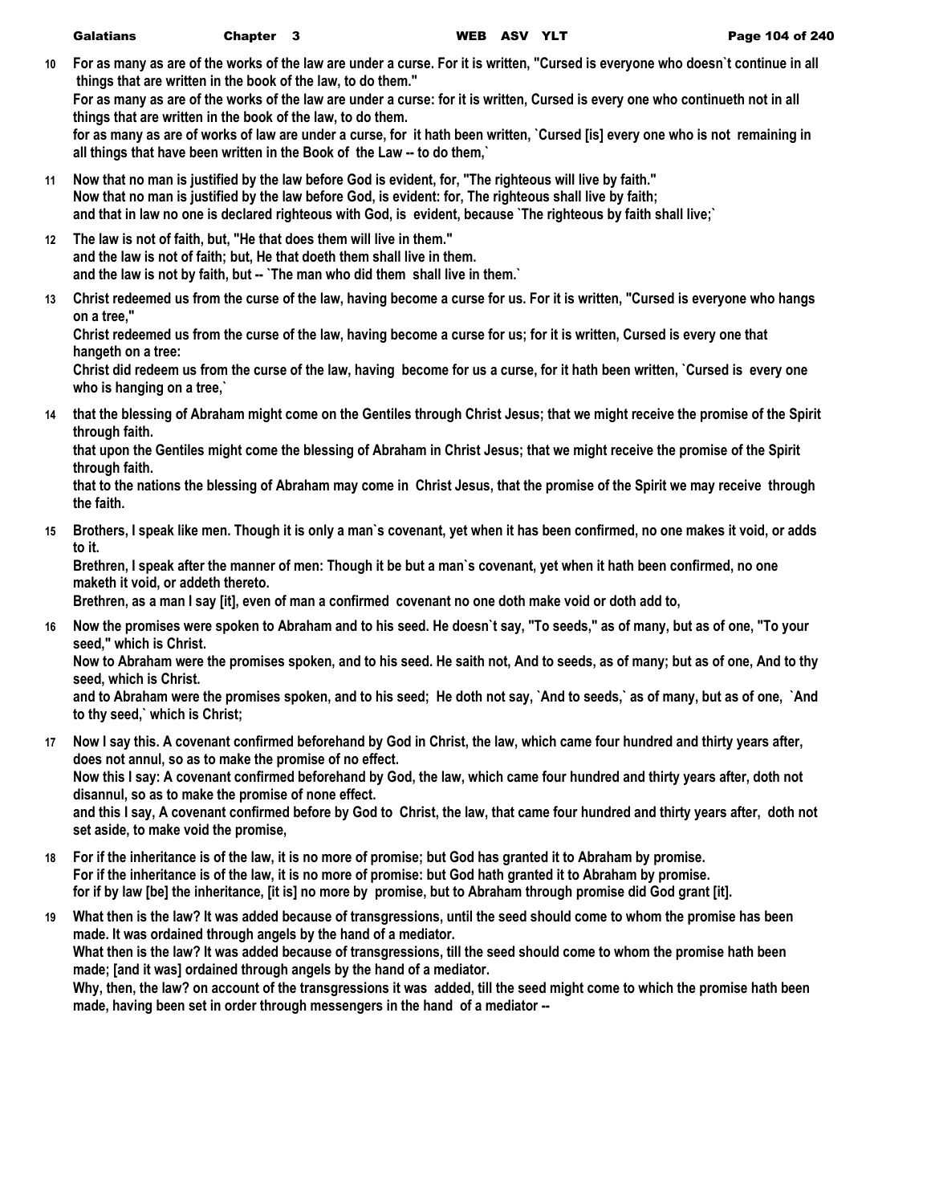**10** **For as many as are of the works of the law are under a curse. For it is written, "Cursed is everyone who doesn`t continue in all things that are written in the book of the law, to do them."**
**For as many as are of the works of the law are under a curse: for it is written, Cursed is every one who continueth not in all things that are written in the book of the law, to do them.**
**for as many as are of works of law are under a curse, for it hath been written, `Cursed [is] every one who is not remaining in all things that have been written in the Book of the Law -- to do them,`**

**11** **Now that no man is justified by the law before God is evident, for, "The righteous will live by faith."**
**Now that no man is justified by the law before God, is evident: for, The righteous shall live by faith;**
**and that in law no one is declared righteous with God, is evident, because `The righteous by faith shall live;`**

**12** **The law is not of faith, but, "He that does them will live in them."**
**and the law is not of faith; but, He that doeth them shall live in them.**
**and the law is not by faith, but -- `The man who did them shall live in them.`**

**13** **Christ redeemed us from the curse of the law, having become a curse for us. For it is written, "Cursed is everyone who hangs on a tree,"**
**Christ redeemed us from the curse of the law, having become a curse for us; for it is written, Cursed is every one that hangeth on a tree:**
**Christ did redeem us from the curse of the law, having become for us a curse, for it hath been written, `Cursed is every one who is hanging on a tree,`**

**14** **that the blessing of Abraham might come on the Gentiles through Christ Jesus; that we might receive the promise of the Spirit through faith.**
**that upon the Gentiles might come the blessing of Abraham in Christ Jesus; that we might receive the promise of the Spirit through faith.**
**that to the nations the blessing of Abraham may come in Christ Jesus, that the promise of the Spirit we may receive through the faith.**

**15** **Brothers, I speak like men. Though it is only a man`s covenant, yet when it has been confirmed, no one makes it void, or adds to it.**
**Brethren, I speak after the manner of men: Though it be but a man`s covenant, yet when it hath been confirmed, no one maketh it void, or addeth thereto.**
**Brethren, as a man I say [it], even of man a confirmed covenant no one doth make void or doth add to,**

**16** **Now the promises were spoken to Abraham and to his seed. He doesn`t say, "To seeds," as of many, but as of one, "To your seed," which is Christ.**
**Now to Abraham were the promises spoken, and to his seed. He saith not, And to seeds, as of many; but as of one, And to thy seed, which is Christ.**
**and to Abraham were the promises spoken, and to his seed; He doth not say, `And to seeds,` as of many, but as of one, `And to thy seed,` which is Christ;**

**17** **Now I say this. A covenant confirmed beforehand by God in Christ, the law, which came four hundred and thirty years after, does not annul, so as to make the promise of no effect.**
**Now this I say: A covenant confirmed beforehand by God, the law, which came four hundred and thirty years after, doth not disannul, so as to make the promise of none effect.**
**and this I say, A covenant confirmed before by God to Christ, the law, that came four hundred and thirty years after, doth not set aside, to make void the promise,**

**18** **For if the inheritance is of the law, it is no more of promise; but God has granted it to Abraham by promise.**
**For if the inheritance is of the law, it is no more of promise: but God hath granted it to Abraham by promise.**
**for if by law [be] the inheritance, [it is] no more by promise, but to Abraham through promise did God grant [it].**

**19** **What then is the law? It was added because of transgressions, until the seed should come to whom the promise has been made. It was ordained through angels by the hand of a mediator.**
**What then is the law? It was added because of transgressions, till the seed should come to whom the promise hath been made; [and it was] ordained through angels by the hand of a mediator.**
**Why, then, the law? on account of the transgressions it was added, till the seed might come to which the promise hath been made, having been set in order through messengers in the hand of a mediator --**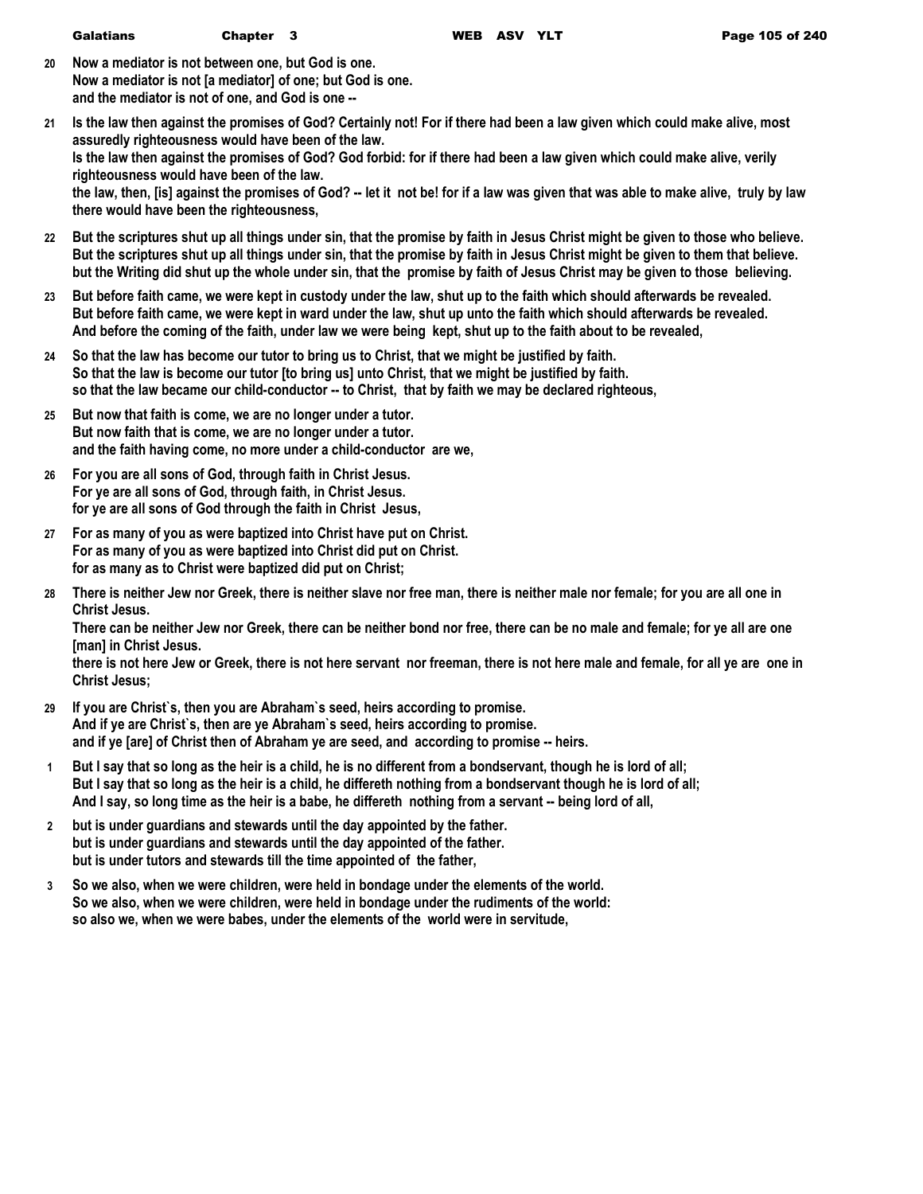**20** **Now a mediator is not between one, but God is one.**
**Now a mediator is not [a mediator] of one; but God is one.**
**and the mediator is not of one, and God is one --**

**21** **Is the law then against the promises of God? Certainly not! For if there had been a law given which could make alive, most assuredly righteousness would have been of the law.**
**Is the law then against the promises of God? God forbid: for if there had been a law given which could make alive, verily righteousness would have been of the law.**
**the law, then, [is] against the promises of God? -- let it not be! for if a law was given that was able to make alive, truly by law there would have been the righteousness,**

**22** **But the scriptures shut up all things under sin, that the promise by faith in Jesus Christ might be given to those who believe.**
**But the scriptures shut up all things under sin, that the promise by faith in Jesus Christ might be given to them that believe.**
**but the Writing did shut up the whole under sin, that the promise by faith of Jesus Christ may be given to those believing.**

**23** **But before faith came, we were kept in custody under the law, shut up to the faith which should afterwards be revealed.**
**But before faith came, we were kept in ward under the law, shut up unto the faith which should afterwards be revealed.**
**And before the coming of the faith, under law we were being kept, shut up to the faith about to be revealed,**

**24** **So that the law has become our tutor to bring us to Christ, that we might be justified by faith.**
**So that the law is become our tutor [to bring us] unto Christ, that we might be justified by faith.**
**so that the law became our child-conductor -- to Christ, that by faith we may be declared righteous,**

**25** **But now that faith is come, we are no longer under a tutor.**
**But now faith that is come, we are no longer under a tutor.**
**and the faith having come, no more under a child-conductor are we,**

**26** **For you are all sons of God, through faith in Christ Jesus.**
**For ye are all sons of God, through faith, in Christ Jesus.**
**for ye are all sons of God through the faith in Christ Jesus,**

**27** **For as many of you as were baptized into Christ have put on Christ.**
**For as many of you as were baptized into Christ did put on Christ.**
**for as many as to Christ were baptized did put on Christ;**

**28** **There is neither Jew nor Greek, there is neither slave nor free man, there is neither male nor female; for you are all one in Christ Jesus.**
**There can be neither Jew nor Greek, there can be neither bond nor free, there can be no male and female; for ye all are one [man] in Christ Jesus.**
**there is not here Jew or Greek, there is not here servant nor freeman, there is not here male and female, for all ye are one in Christ Jesus;**

**29** **If you are Christ`s, then you are Abraham`s seed, heirs according to promise.**
**And if ye are Christ`s, then are ye Abraham`s seed, heirs according to promise.**
**and if ye [are] of Christ then of Abraham ye are seed, and according to promise -- heirs.**

**1** **But I say that so long as the heir is a child, he is no different from a bondservant, though he is lord of all;**
**But I say that so long as the heir is a child, he differeth nothing from a bondservant though he is lord of all;**
**And I say, so long time as the heir is a babe, he differeth nothing from a servant -- being lord of all,**

**2** **but is under guardians and stewards until the day appointed by the father.**
**but is under guardians and stewards until the day appointed of the father.**
**but is under tutors and stewards till the time appointed of the father,**

**3** **So we also, when we were children, were held in bondage under the elements of the world.**
**So we also, when we were children, were held in bondage under the rudiments of the world:**
**so also we, when we were babes, under the elements of the world were in servitude,**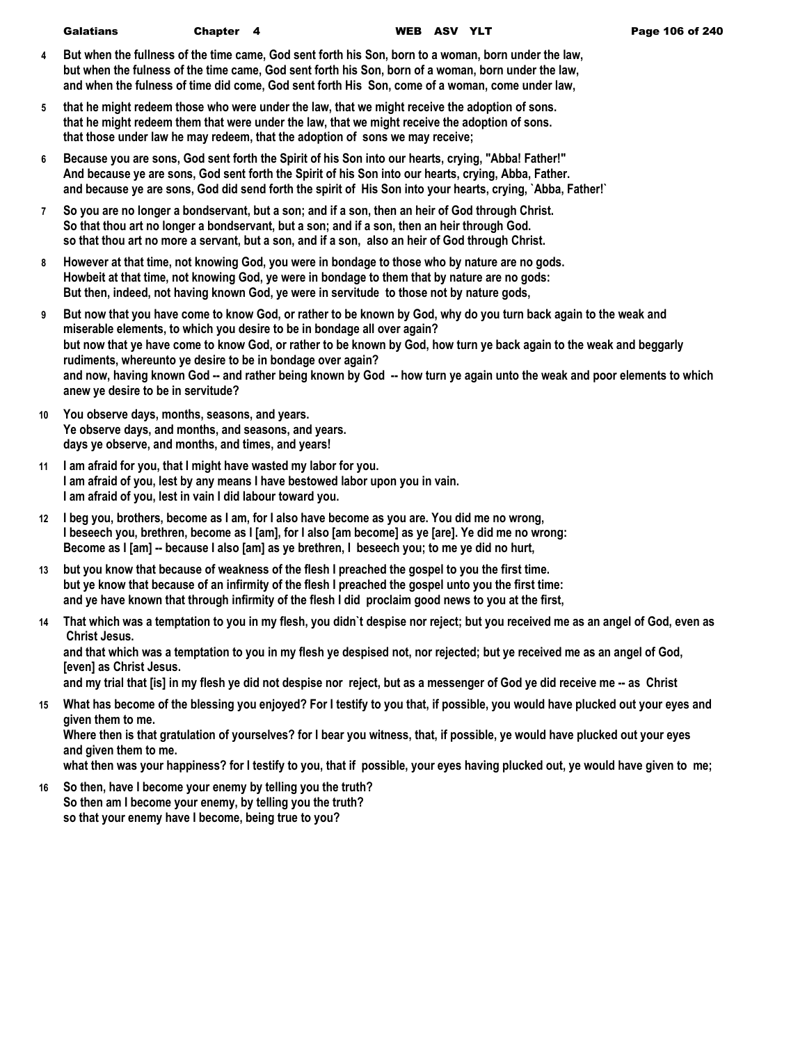**4** **But when the fullness of the time came, God sent forth his Son, born to a woman, born under the law,**
**but when the fulness of the time came, God sent forth his Son, born of a woman, born under the law,**
**and when the fulness of time did come, God sent forth His Son, come of a woman, come under law,**

**5** **that he might redeem those who were under the law, that we might receive the adoption of sons.**
**that he might redeem them that were under the law, that we might receive the adoption of sons.**
**that those under law he may redeem, that the adoption of sons we may receive;**

**6** **Because you are sons, God sent forth the Spirit of his Son into our hearts, crying, "Abba! Father!"**
**And because ye are sons, God sent forth the Spirit of his Son into our hearts, crying, Abba, Father.**
**and because ye are sons, God did send forth the spirit of His Son into your hearts, crying, `Abba, Father!`**

**7** **So you are no longer a bondservant, but a son; and if a son, then an heir of God through Christ.**
**So that thou art no longer a bondservant, but a son; and if a son, then an heir through God.**
**so that thou art no more a servant, but a son, and if a son, also an heir of God through Christ.**

**8** **However at that time, not knowing God, you were in bondage to those who by nature are no gods.**
**Howbeit at that time, not knowing God, ye were in bondage to them that by nature are no gods:**
**But then, indeed, not having known God, ye were in servitude to those not by nature gods,**

**9** **But now that you have come to know God, or rather to be known by God, why do you turn back again to the weak and miserable elements, to which you desire to be in bondage all over again?**
**but now that ye have come to know God, or rather to be known by God, how turn ye back again to the weak and beggarly rudiments, whereunto ye desire to be in bondage over again?**
**and now, having known God -- and rather being known by God -- how turn ye again unto the weak and poor elements to which anew ye desire to be in servitude?**

**10** **You observe days, months, seasons, and years.**
**Ye observe days, and months, and seasons, and years.**
**days ye observe, and months, and times, and years!**

**11** **I am afraid for you, that I might have wasted my labor for you.**
**I am afraid of you, lest by any means I have bestowed labor upon you in vain.**
**I am afraid of you, lest in vain I did labour toward you.**

**12** **I beg you, brothers, become as I am, for I also have become as you are. You did me no wrong,**
**I beseech you, brethren, become as I [am], for I also [am become] as ye [are]. Ye did me no wrong:**
**Become as I [am] -- because I also [am] as ye brethren, I beseech you; to me ye did no hurt,**

**13** **but you know that because of weakness of the flesh I preached the gospel to you the first time.**
**but ye know that because of an infirmity of the flesh I preached the gospel unto you the first time:**
**and ye have known that through infirmity of the flesh I did proclaim good news to you at the first,**

**14** **That which was a temptation to you in my flesh, you didn`t despise nor reject; but you received me as an angel of God, even as Christ Jesus.**
**and that which was a temptation to you in my flesh ye despised not, nor rejected; but ye received me as an angel of God, [even] as Christ Jesus.**
**and my trial that [is] in my flesh ye did not despise nor reject, but as a messenger of God ye did receive me -- as Christ**

**15** **What has become of the blessing you enjoyed? For I testify to you that, if possible, you would have plucked out your eyes and given them to me.**
**Where then is that gratulation of yourselves? for I bear you witness, that, if possible, ye would have plucked out your eyes and given them to me.**
**what then was your happiness? for I testify to you, that if possible, your eyes having plucked out, ye would have given to me;**

**16** **So then, have I become your enemy by telling you the truth?**
**So then am I become your enemy, by telling you the truth?**
**so that your enemy have I become, being true to you?**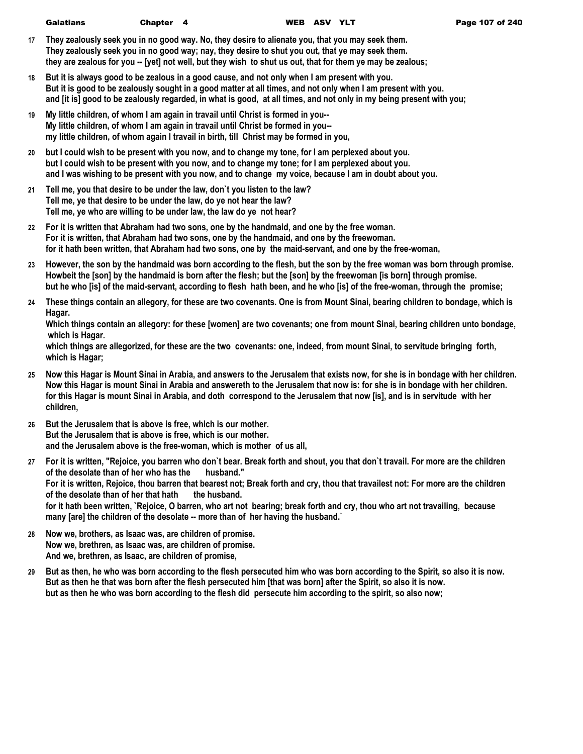17 They zealously seek you in no good way. No, they desire to alienate you, that you may seek them.
They zealously seek you in no good way; nay, they desire to shut you out, that ye may seek them.
they are zealous for you -- [yet] not well, but they wish to shut us out, that for them ye may be zealous;

18 But it is always good to be zealous in a good cause, and not only when I am present with you.
But it is good to be zealously sought in a good matter at all times, and not only when I am present with you.
and [it is] good to be zealously regarded, in what is good, at all times, and not only in my being present with you;

19 My little children, of whom I am again in travail until Christ is formed in you--
My little children, of whom I am again in travail until Christ be formed in you--
my little children, of whom again I travail in birth, till Christ may be formed in you,

20 but I could wish to be present with you now, and to change my tone, for I am perplexed about you.
but I could wish to be present with you now, and to change my tone; for I am perplexed about you.
and I was wishing to be present with you now, and to change my voice, because I am in doubt about you.

21 Tell me, you that desire to be under the law, don`t you listen to the law?
Tell me, ye that desire to be under the law, do ye not hear the law?
Tell me, ye who are willing to be under law, the law do ye not hear?

22 For it is written that Abraham had two sons, one by the handmaid, and one by the free woman.
For it is written, that Abraham had two sons, one by the handmaid, and one by the freewoman.
for it hath been written, that Abraham had two sons, one by the maid-servant, and one by the free-woman,

23 However, the son by the handmaid was born according to the flesh, but the son by the free woman was born through promise.
Howbeit the [son] by the handmaid is born after the flesh; but the [son] by the freewoman [is born] through promise.
but he who [is] of the maid-servant, according to flesh hath been, and he who [is] of the free-woman, through the promise;

24 These things contain an allegory, for these are two covenants. One is from Mount Sinai, bearing children to bondage, which is Hagar.
Which things contain an allegory: for these [women] are two covenants; one from mount Sinai, bearing children unto bondage, which is Hagar.
which things are allegorized, for these are the two covenants: one, indeed, from mount Sinai, to servitude bringing forth, which is Hagar;

25 Now this Hagar is Mount Sinai in Arabia, and answers to the Jerusalem that exists now, for she is in bondage with her children.
Now this Hagar is mount Sinai in Arabia and answereth to the Jerusalem that now is: for she is in bondage with her children.
for this Hagar is mount Sinai in Arabia, and doth correspond to the Jerusalem that now [is], and is in servitude with her children,

26 But the Jerusalem that is above is free, which is our mother.
But the Jerusalem that is above is free, which is our mother.
and the Jerusalem above is the free-woman, which is mother of us all,

27 For it is written, "Rejoice, you barren who don`t bear. Break forth and shout, you that don`t travail. For more are the children of the desolate than of her who has the husband."
For it is written, Rejoice, thou barren that bearest not; Break forth and cry, thou that travailest not: For more are the children of the desolate than of her that hath the husband.
for it hath been written, `Rejoice, O barren, who art not bearing; break forth and cry, thou who art not travailing, because many [are] the children of the desolate -- more than of her having the husband.`

28 Now we, brothers, as Isaac was, are children of promise.
Now we, brethren, as Isaac was, are children of promise.
And we, brethren, as Isaac, are children of promise,

29 But as then, he who was born according to the flesh persecuted him who was born according to the Spirit, so also it is now.
But as then he that was born after the flesh persecuted him [that was born] after the Spirit, so also it is now.
but as then he who was born according to the flesh did persecute him according to the spirit, so also now;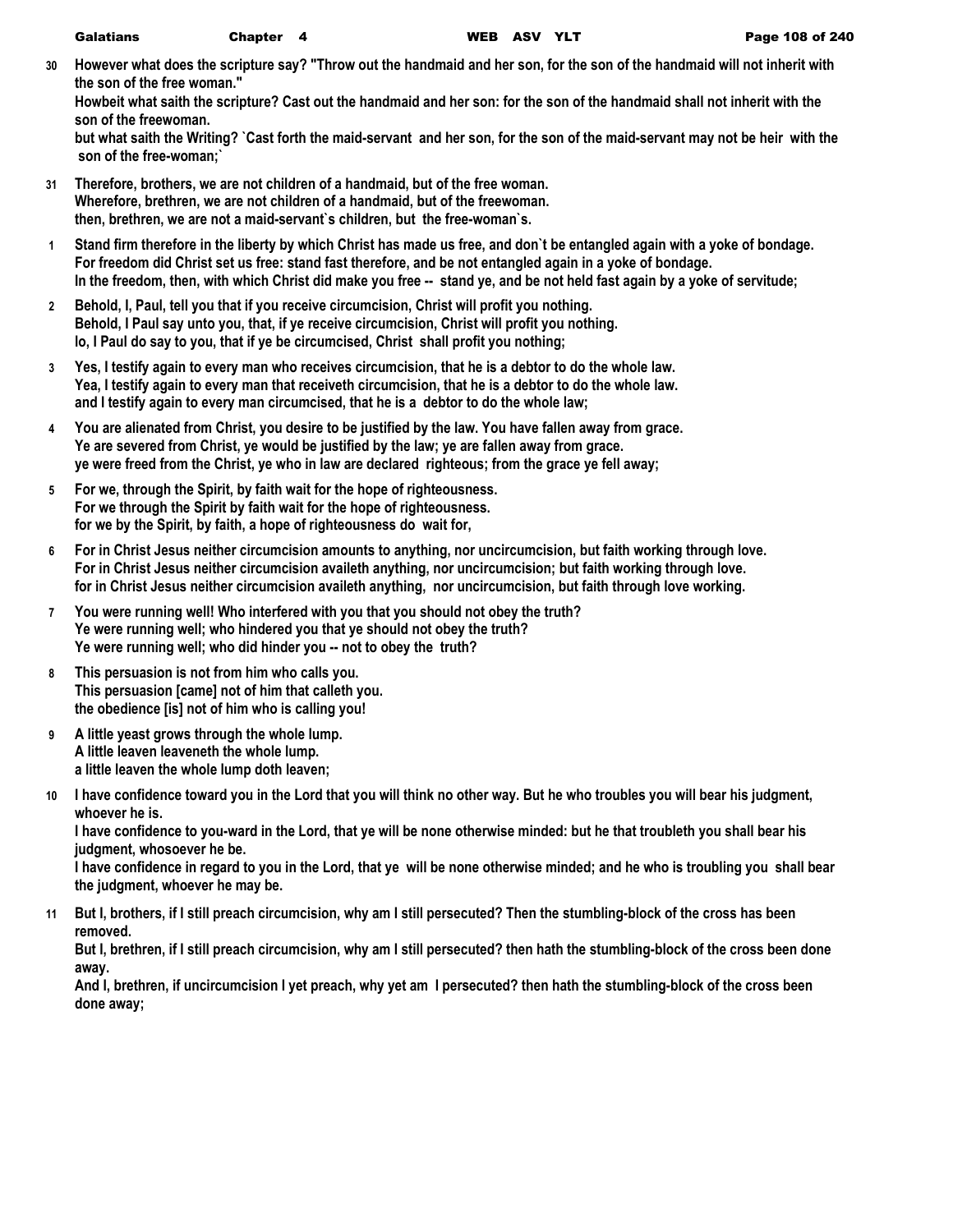**30** **However what does the scripture say? "Throw out the handmaid and her son, for the son of the handmaid will not inherit with the son of the free woman."**
**Howbeit what saith the scripture? Cast out the handmaid and her son: for the son of the handmaid shall not inherit with the son of the freewoman.**
**but what saith the Writing? `Cast forth the maid-servant and her son, for the son of the maid-servant may not be heir with the son of the free-woman;`**

**31** **Therefore, brothers, we are not children of a handmaid, but of the free woman.**
**Wherefore, brethren, we are not children of a handmaid, but of the freewoman.**
**then, brethren, we are not a maid-servant`s children, but the free-woman`s.**

**1** **Stand firm therefore in the liberty by which Christ has made us free, and don`t be entangled again with a yoke of bondage.**
**For freedom did Christ set us free: stand fast therefore, and be not entangled again in a yoke of bondage.**
**In the freedom, then, with which Christ did make you free -- stand ye, and be not held fast again by a yoke of servitude;**

**2** **Behold, I, Paul, tell you that if you receive circumcision, Christ will profit you nothing.**
**Behold, I Paul say unto you, that, if ye receive circumcision, Christ will profit you nothing.**
**lo, I Paul do say to you, that if ye be circumcised, Christ shall profit you nothing;**

**3** **Yes, I testify again to every man who receives circumcision, that he is a debtor to do the whole law.**
**Yea, I testify again to every man that receiveth circumcision, that he is a debtor to do the whole law.**
**and I testify again to every man circumcised, that he is a debtor to do the whole law;**

**4** **You are alienated from Christ, you desire to be justified by the law. You have fallen away from grace.**
**Ye are severed from Christ, ye would be justified by the law; ye are fallen away from grace.**
**ye were freed from the Christ, ye who in law are declared righteous; from the grace ye fell away;**

**5** **For we, through the Spirit, by faith wait for the hope of righteousness.**
**For we through the Spirit by faith wait for the hope of righteousness.**
**for we by the Spirit, by faith, a hope of righteousness do wait for,**

**6** **For in Christ Jesus neither circumcision amounts to anything, nor uncircumcision, but faith working through love.**
**For in Christ Jesus neither circumcision availeth anything, nor uncircumcision; but faith working through love.**
**for in Christ Jesus neither circumcision availeth anything, nor uncircumcision, but faith through love working.**

**7** **You were running well! Who interfered with you that you should not obey the truth?**
**Ye were running well; who hindered you that ye should not obey the truth?**
**Ye were running well; who did hinder you -- not to obey the truth?**

**8** **This persuasion is not from him who calls you.**
**This persuasion [came] not of him that calleth you.**
**the obedience [is] not of him who is calling you!**

**9** **A little yeast grows through the whole lump.**
**A little leaven leaveneth the whole lump.**
**a little leaven the whole lump doth leaven;**

**10** **I have confidence toward you in the Lord that you will think no other way. But he who troubles you will bear his judgment, whoever he is.**
**I have confidence to you-ward in the Lord, that ye will be none otherwise minded: but he that troubleth you shall bear his judgment, whosoever he be.**
**I have confidence in regard to you in the Lord, that ye will be none otherwise minded; and he who is troubling you shall bear the judgment, whoever he may be.**

**11** **But I, brothers, if I still preach circumcision, why am I still persecuted? Then the stumbling-block of the cross has been removed.**
**But I, brethren, if I still preach circumcision, why am I still persecuted? then hath the stumbling-block of the cross been done away.**
**And I, brethren, if uncircumcision I yet preach, why yet am I persecuted? then hath the stumbling-block of the cross been done away;**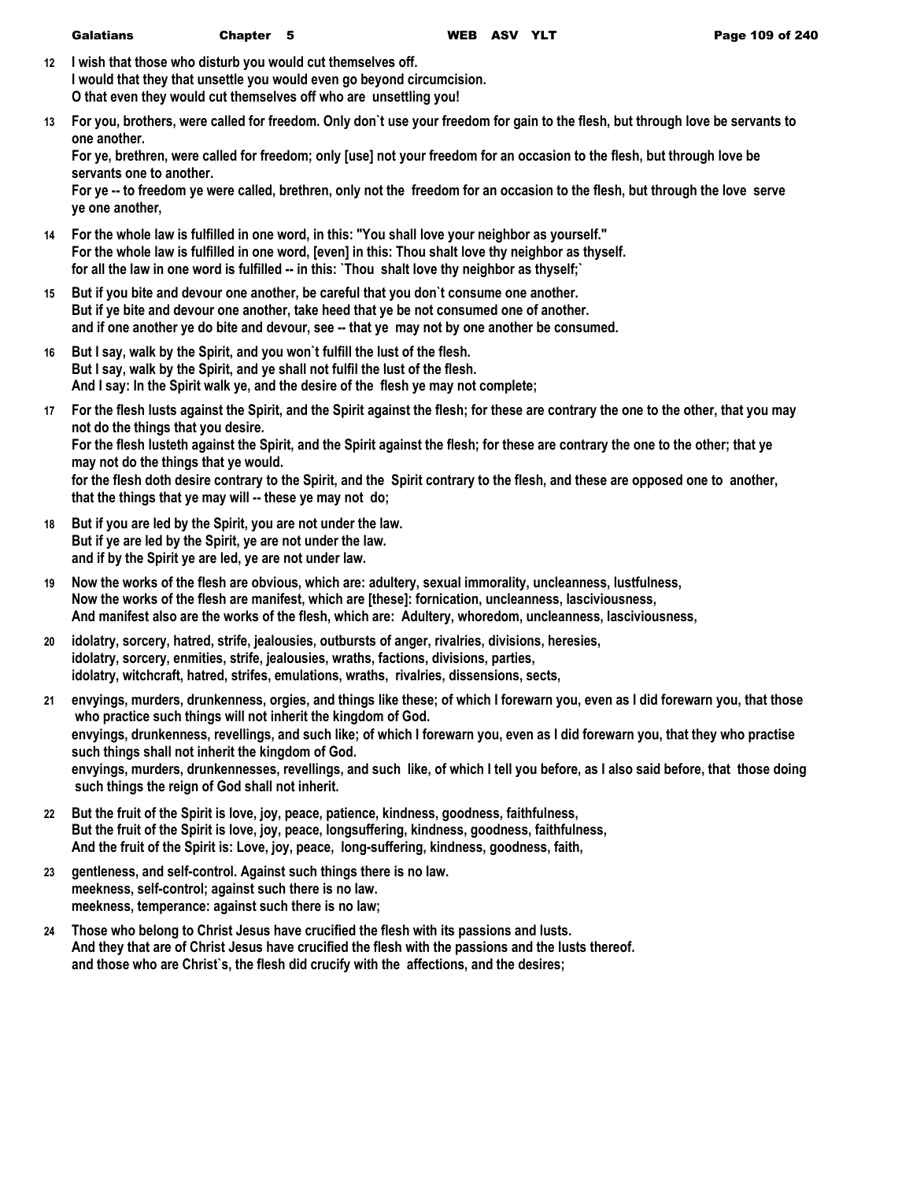**12** **I wish that those who disturb you would cut themselves off.**
**I would that they that unsettle you would even go beyond circumcision.**
**O that even they would cut themselves off who are unsettling you!**

**13** **For you, brothers, were called for freedom. Only don`t use your freedom for gain to the flesh, but through love be servants to one another.**
**For ye, brethren, were called for freedom; only [use] not your freedom for an occasion to the flesh, but through love be servants one to another.**
**For ye -- to freedom ye were called, brethren, only not the freedom for an occasion to the flesh, but through the love serve ye one another,**

**14** **For the whole law is fulfilled in one word, in this: "You shall love your neighbor as yourself."**
**For the whole law is fulfilled in one word, [even] in this: Thou shalt love thy neighbor as thyself.**
**for all the law in one word is fulfilled -- in this: `Thou shalt love thy neighbor as thyself;`**

**15** **But if you bite and devour one another, be careful that you don`t consume one another.**
**But if ye bite and devour one another, take heed that ye be not consumed one of another.**
**and if one another ye do bite and devour, see -- that ye may not by one another be consumed.**

**16** **But I say, walk by the Spirit, and you won`t fulfill the lust of the flesh.**
**But I say, walk by the Spirit, and ye shall not fulfil the lust of the flesh.**
**And I say: In the Spirit walk ye, and the desire of the flesh ye may not complete;**

**17** **For the flesh lusts against the Spirit, and the Spirit against the flesh; for these are contrary the one to the other, that you may not do the things that you desire.**
**For the flesh lusteth against the Spirit, and the Spirit against the flesh; for these are contrary the one to the other; that ye may not do the things that ye would.**
**for the flesh doth desire contrary to the Spirit, and the Spirit contrary to the flesh, and these are opposed one to another, that the things that ye may will -- these ye may not do;**

**18** **But if you are led by the Spirit, you are not under the law.**
**But if ye are led by the Spirit, ye are not under the law.**
**and if by the Spirit ye are led, ye are not under law.**

**19** **Now the works of the flesh are obvious, which are: adultery, sexual immorality, uncleanness, lustfulness,**
**Now the works of the flesh are manifest, which are [these]: fornication, uncleanness, lasciviousness,**
**And manifest also are the works of the flesh, which are: Adultery, whoredom, uncleanness, lasciviousness,**

**20** **idolatry, sorcery, hatred, strife, jealousies, outbursts of anger, rivalries, divisions, heresies,**
**idolatry, sorcery, enmities, strife, jealousies, wraths, factions, divisions, parties,**
**idolatry, witchcraft, hatred, strifes, emulations, wraths, rivalries, dissensions, sects,**

**21** **envyings, murders, drunkenness, orgies, and things like these; of which I forewarn you, even as I did forewarn you, that those who practice such things will not inherit the kingdom of God.**
**envyings, drunkenness, revellings, and such like; of which I forewarn you, even as I did forewarn you, that they who practise such things shall not inherit the kingdom of God.**
**envyings, murders, drunkennesses, revellings, and such like, of which I tell you before, as I also said before, that those doing such things the reign of God shall not inherit.**

**22** **But the fruit of the Spirit is love, joy, peace, patience, kindness, goodness, faithfulness,**
**But the fruit of the Spirit is love, joy, peace, longsuffering, kindness, goodness, faithfulness,**
**And the fruit of the Spirit is: Love, joy, peace, long-suffering, kindness, goodness, faith,**

**23** **gentleness, and self-control. Against such things there is no law.**
**meekness, self-control; against such there is no law.**
**meekness, temperance: against such there is no law;**

**24** **Those who belong to Christ Jesus have crucified the flesh with its passions and lusts.**
**And they that are of Christ Jesus have crucified the flesh with the passions and the lusts thereof.**
**and those who are Christ`s, the flesh did crucify with the affections, and the desires;**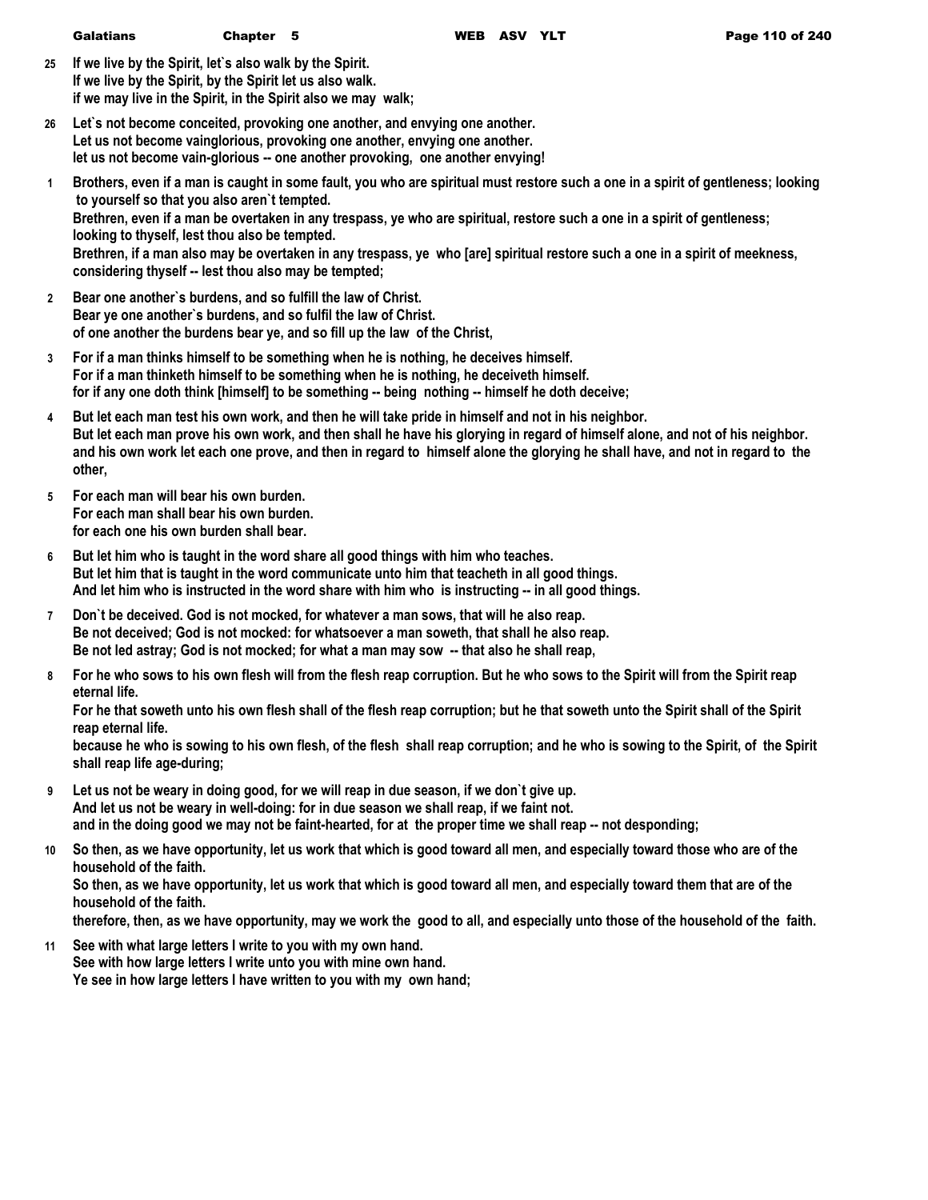**25** **If we live by the Spirit, let`s also walk by the Spirit.**
**If we live by the Spirit, by the Spirit let us also walk.**
**if we may live in the Spirit, in the Spirit also we may walk;**

**26** **Let`s not become conceited, provoking one another, and envying one another.**
**Let us not become vainglorious, provoking one another, envying one another.**
**let us not become vain-glorious -- one another provoking, one another envying!**

**1** **Brothers, even if a man is caught in some fault, you who are spiritual must restore such a one in a spirit of gentleness; looking to yourself so that you also aren`t tempted.**
**Brethren, even if a man be overtaken in any trespass, ye who are spiritual, restore such a one in a spirit of gentleness; looking to thyself, lest thou also be tempted.**
**Brethren, if a man also may be overtaken in any trespass, ye who [are] spiritual restore such a one in a spirit of meekness, considering thyself -- lest thou also may be tempted;**

**2** **Bear one another`s burdens, and so fulfill the law of Christ.**
**Bear ye one another`s burdens, and so fulfil the law of Christ.**
**of one another the burdens bear ye, and so fill up the law of the Christ,**

**3** **For if a man thinks himself to be something when he is nothing, he deceives himself.**
**For if a man thinketh himself to be something when he is nothing, he deceiveth himself.**
**for if any one doth think [himself] to be something -- being nothing -- himself he doth deceive;**

**4** **But let each man test his own work, and then he will take pride in himself and not in his neighbor.**
**But let each man prove his own work, and then shall he have his glorying in regard of himself alone, and not of his neighbor.**
**and his own work let each one prove, and then in regard to himself alone the glorying he shall have, and not in regard to the other,**

**5** **For each man will bear his own burden.**
**For each man shall bear his own burden.**
**for each one his own burden shall bear.**

**6** **But let him who is taught in the word share all good things with him who teaches.**
**But let him that is taught in the word communicate unto him that teacheth in all good things.**
**And let him who is instructed in the word share with him who is instructing -- in all good things.**

**7** **Don`t be deceived. God is not mocked, for whatever a man sows, that will he also reap.**
**Be not deceived; God is not mocked: for whatsoever a man soweth, that shall he also reap.**
**Be not led astray; God is not mocked; for what a man may sow -- that also he shall reap,**

**8** **For he who sows to his own flesh will from the flesh reap corruption. But he who sows to the Spirit will from the Spirit reap eternal life.**
**For he that soweth unto his own flesh shall of the flesh reap corruption; but he that soweth unto the Spirit shall of the Spirit reap eternal life.**
**because he who is sowing to his own flesh, of the flesh shall reap corruption; and he who is sowing to the Spirit, of the Spirit shall reap life age-during;**

**9** **Let us not be weary in doing good, for we will reap in due season, if we don`t give up.**
**And let us not be weary in well-doing: for in due season we shall reap, if we faint not.**
**and in the doing good we may not be faint-hearted, for at the proper time we shall reap -- not desponding;**

**10** **So then, as we have opportunity, let us work that which is good toward all men, and especially toward those who are of the household of the faith.**
**So then, as we have opportunity, let us work that which is good toward all men, and especially toward them that are of the household of the faith.**
**therefore, then, as we have opportunity, may we work the good to all, and especially unto those of the household of the faith.**

**11** **See with what large letters I write to you with my own hand.**
**See with how large letters I write unto you with mine own hand.**
**Ye see in how large letters I have written to you with my own hand;**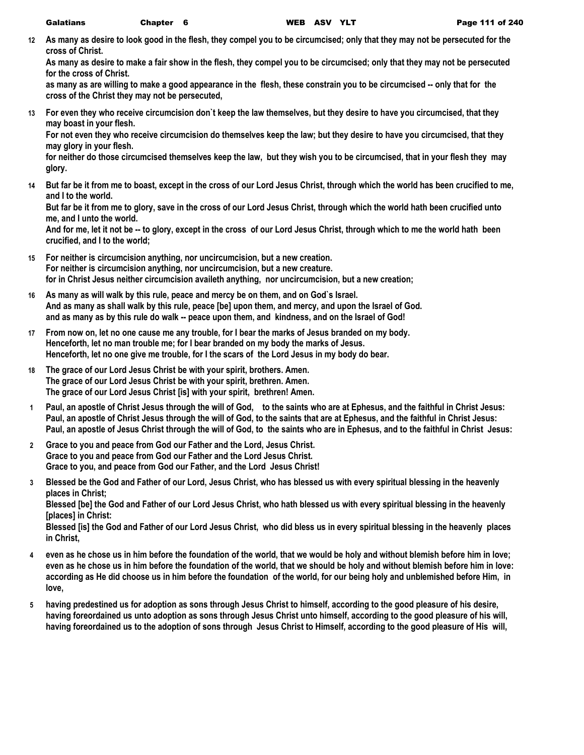12 **As many as desire to look good in the flesh, they compel you to be circumcised; only that they may not be persecuted for the cross of Christ.**
**As many as desire to make a fair show in the flesh, they compel you to be circumcised; only that they may not be persecuted for the cross of Christ.**
**as many as are willing to make a good appearance in the flesh, these constrain you to be circumcised -- only that for the cross of the Christ they may not be persecuted,**

13 **For even they who receive circumcision don`t keep the law themselves, but they desire to have you circumcised, that they may boast in your flesh.**
**For not even they who receive circumcision do themselves keep the law; but they desire to have you circumcised, that they may glory in your flesh.**
**for neither do those circumcised themselves keep the law, but they wish you to be circumcised, that in your flesh they may glory.**

14 **But far be it from me to boast, except in the cross of our Lord Jesus Christ, through which the world has been crucified to me, and I to the world.**
**But far be it from me to glory, save in the cross of our Lord Jesus Christ, through which the world hath been crucified unto me, and I unto the world.**
**And for me, let it not be -- to glory, except in the cross of our Lord Jesus Christ, through which to me the world hath been crucified, and I to the world;**

15 **For neither is circumcision anything, nor uncircumcision, but a new creation.**
**For neither is circumcision anything, nor uncircumcision, but a new creature.**
**for in Christ Jesus neither circumcision availeth anything, nor uncircumcision, but a new creation;**

16 **As many as will walk by this rule, peace and mercy be on them, and on God`s Israel.**
**And as many as shall walk by this rule, peace [be] upon them, and mercy, and upon the Israel of God.**
**and as many as by this rule do walk -- peace upon them, and kindness, and on the Israel of God!**

17 **From now on, let no one cause me any trouble, for I bear the marks of Jesus branded on my body.**
**Henceforth, let no man trouble me; for I bear branded on my body the marks of Jesus.**
**Henceforth, let no one give me trouble, for I the scars of the Lord Jesus in my body do bear.**

18 **The grace of our Lord Jesus Christ be with your spirit, brothers. Amen.**
**The grace of our Lord Jesus Christ be with your spirit, brethren. Amen.**
**The grace of our Lord Jesus Christ [is] with your spirit, brethren! Amen.**

1 **Paul, an apostle of Christ Jesus through the will of God, to the saints who are at Ephesus, and the faithful in Christ Jesus:**
**Paul, an apostle of Christ Jesus through the will of God, to the saints that are at Ephesus, and the faithful in Christ Jesus:**
**Paul, an apostle of Jesus Christ through the will of God, to the saints who are in Ephesus, and to the faithful in Christ Jesus:**

2 **Grace to you and peace from God our Father and the Lord, Jesus Christ.**
**Grace to you and peace from God our Father and the Lord Jesus Christ.**
**Grace to you, and peace from God our Father, and the Lord Jesus Christ!**

3 **Blessed be the God and Father of our Lord, Jesus Christ, who has blessed us with every spiritual blessing in the heavenly places in Christ;**
**Blessed [be] the God and Father of our Lord Jesus Christ, who hath blessed us with every spiritual blessing in the heavenly [places] in Christ:**
**Blessed [is] the God and Father of our Lord Jesus Christ, who did bless us in every spiritual blessing in the heavenly places in Christ,**

4 **even as he chose us in him before the foundation of the world, that we would be holy and without blemish before him in love;**
**even as he chose us in him before the foundation of the world, that we should be holy and without blemish before him in love:**
**according as He did choose us in him before the foundation of the world, for our being holy and unblemished before Him, in love,**

5 **having predestined us for adoption as sons through Jesus Christ to himself, according to the good pleasure of his desire,**
**having foreordained us unto adoption as sons through Jesus Christ unto himself, according to the good pleasure of his will,**
**having foreordained us to the adoption of sons through Jesus Christ to Himself, according to the good pleasure of His will,**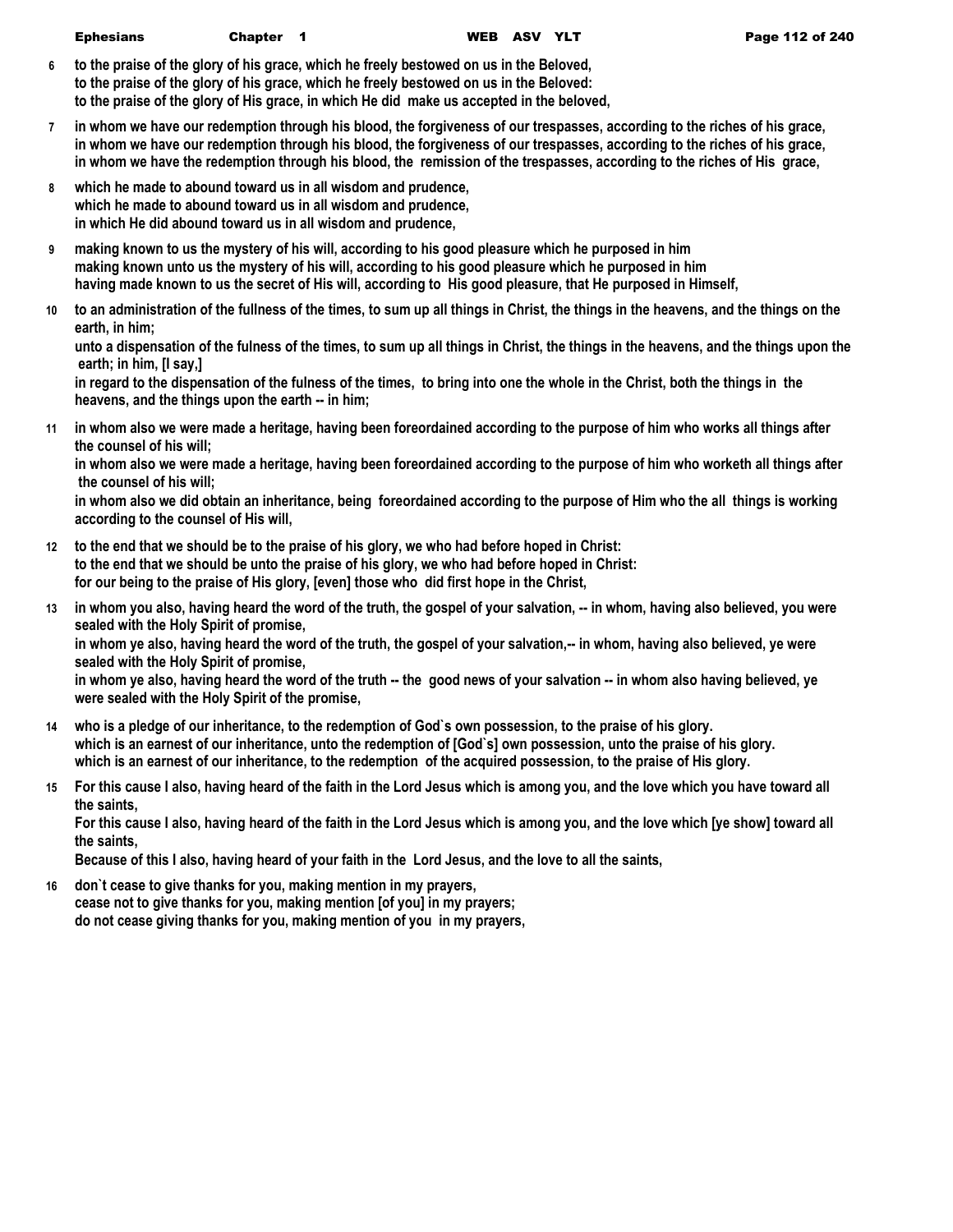**6** **to the praise of the glory of his grace, which he freely bestowed on us in the Beloved,**
**to the praise of the glory of his grace, which he freely bestowed on us in the Beloved:**
**to the praise of the glory of His grace, in which He did make us accepted in the beloved,**

**7** **in whom we have our redemption through his blood, the forgiveness of our trespasses, according to the riches of his grace,**
**in whom we have our redemption through his blood, the forgiveness of our trespasses, according to the riches of his grace,**
**in whom we have the redemption through his blood, the remission of the trespasses, according to the riches of His grace,**

**8** **which he made to abound toward us in all wisdom and prudence,**
**which he made to abound toward us in all wisdom and prudence,**
**in which He did abound toward us in all wisdom and prudence,**

**9** **making known to us the mystery of his will, according to his good pleasure which he purposed in him**
**making known unto us the mystery of his will, according to his good pleasure which he purposed in him**
**having made known to us the secret of His will, according to His good pleasure, that He purposed in Himself,**

**10** **to an administration of the fullness of the times, to sum up all things in Christ, the things in the heavens, and the things on the earth, in him;**
**unto a dispensation of the fulness of the times, to sum up all things in Christ, the things in the heavens, and the things upon the earth; in him, [I say,]**
**in regard to the dispensation of the fulness of the times, to bring into one the whole in the Christ, both the things in the heavens, and the things upon the earth -- in him;**

**11** **in whom also we were made a heritage, having been foreordained according to the purpose of him who works all things after the counsel of his will;**
**in whom also we were made a heritage, having been foreordained according to the purpose of him who worketh all things after the counsel of his will;**
**in whom also we did obtain an inheritance, being foreordained according to the purpose of Him who the all things is working according to the counsel of His will,**

**12** **to the end that we should be to the praise of his glory, we who had before hoped in Christ:**
**to the end that we should be unto the praise of his glory, we who had before hoped in Christ:**
**for our being to the praise of His glory, [even] those who did first hope in the Christ,**

**13** **in whom you also, having heard the word of the truth, the gospel of your salvation, -- in whom, having also believed, you were sealed with the Holy Spirit of promise,**
**in whom ye also, having heard the word of the truth, the gospel of your salvation,-- in whom, having also believed, ye were sealed with the Holy Spirit of promise,**
**in whom ye also, having heard the word of the truth -- the good news of your salvation -- in whom also having believed, ye were sealed with the Holy Spirit of the promise,**

**14** **who is a pledge of our inheritance, to the redemption of God`s own possession, to the praise of his glory.**
**which is an earnest of our inheritance, unto the redemption of [God`s] own possession, unto the praise of his glory.**
**which is an earnest of our inheritance, to the redemption of the acquired possession, to the praise of His glory.**

**15** **For this cause I also, having heard of the faith in the Lord Jesus which is among you, and the love which you have toward all the saints,**
**For this cause I also, having heard of the faith in the Lord Jesus which is among you, and the love which [ye show] toward all the saints,**
**Because of this I also, having heard of your faith in the Lord Jesus, and the love to all the saints,**

**16** **don`t cease to give thanks for you, making mention in my prayers,**
**cease not to give thanks for you, making mention [of you] in my prayers;**
**do not cease giving thanks for you, making mention of you in my prayers,**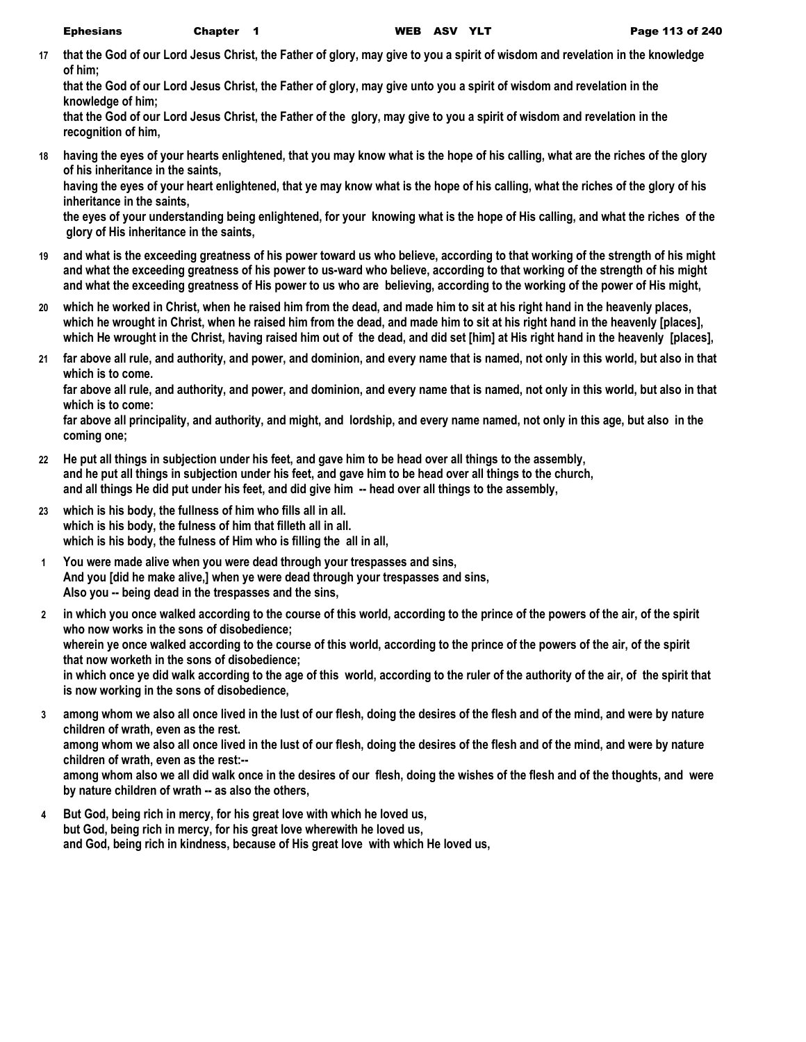17 that the God of our Lord Jesus Christ, the Father of glory, may give to you a spirit of wisdom and revelation in the knowledge of him;
that the God of our Lord Jesus Christ, the Father of glory, may give unto you a spirit of wisdom and revelation in the knowledge of him;
that the God of our Lord Jesus Christ, the Father of the glory, may give to you a spirit of wisdom and revelation in the recognition of him,

18 having the eyes of your hearts enlightened, that you may know what is the hope of his calling, what are the riches of the glory of his inheritance in the saints,
having the eyes of your heart enlightened, that ye may know what is the hope of his calling, what the riches of the glory of his inheritance in the saints,
the eyes of your understanding being enlightened, for your knowing what is the hope of His calling, and what the riches of the glory of His inheritance in the saints,

19 and what is the exceeding greatness of his power toward us who believe, according to that working of the strength of his might
and what the exceeding greatness of his power to us-ward who believe, according to that working of the strength of his might
and what the exceeding greatness of His power to us who are believing, according to the working of the power of His might,

20 which he worked in Christ, when he raised him from the dead, and made him to sit at his right hand in the heavenly places,
which he wrought in Christ, when he raised him from the dead, and made him to sit at his right hand in the heavenly [places],
which He wrought in the Christ, having raised him out of the dead, and did set [him] at His right hand in the heavenly [places],

21 far above all rule, and authority, and power, and dominion, and every name that is named, not only in this world, but also in that which is to come.
far above all rule, and authority, and power, and dominion, and every name that is named, not only in this world, but also in that which is to come:
far above all principality, and authority, and might, and lordship, and every name named, not only in this age, but also in the coming one;

22 He put all things in subjection under his feet, and gave him to be head over all things to the assembly,
and he put all things in subjection under his feet, and gave him to be head over all things to the church,
and all things He did put under his feet, and did give him -- head over all things to the assembly,

23 which is his body, the fullness of him who fills all in all.
which is his body, the fulness of him that filleth all in all.
which is his body, the fulness of Him who is filling the all in all,

1 You were made alive when you were dead through your trespasses and sins,
And you [did he make alive,] when ye were dead through your trespasses and sins,
Also you -- being dead in the trespasses and the sins,

2 in which you once walked according to the course of this world, according to the prince of the powers of the air, of the spirit who now works in the sons of disobedience;
wherein ye once walked according to the course of this world, according to the prince of the powers of the air, of the spirit that now worketh in the sons of disobedience;
in which once ye did walk according to the age of this world, according to the ruler of the authority of the air, of the spirit that is now working in the sons of disobedience,

3 among whom we also all once lived in the lust of our flesh, doing the desires of the flesh and of the mind, and were by nature children of wrath, even as the rest.
among whom we also all once lived in the lust of our flesh, doing the desires of the flesh and of the mind, and were by nature children of wrath, even as the rest:--
among whom also we all did walk once in the desires of our flesh, doing the wishes of the flesh and of the thoughts, and were by nature children of wrath -- as also the others,

4 But God, being rich in mercy, for his great love with which he loved us,
but God, being rich in mercy, for his great love wherewith he loved us,
and God, being rich in kindness, because of His great love with which He loved us,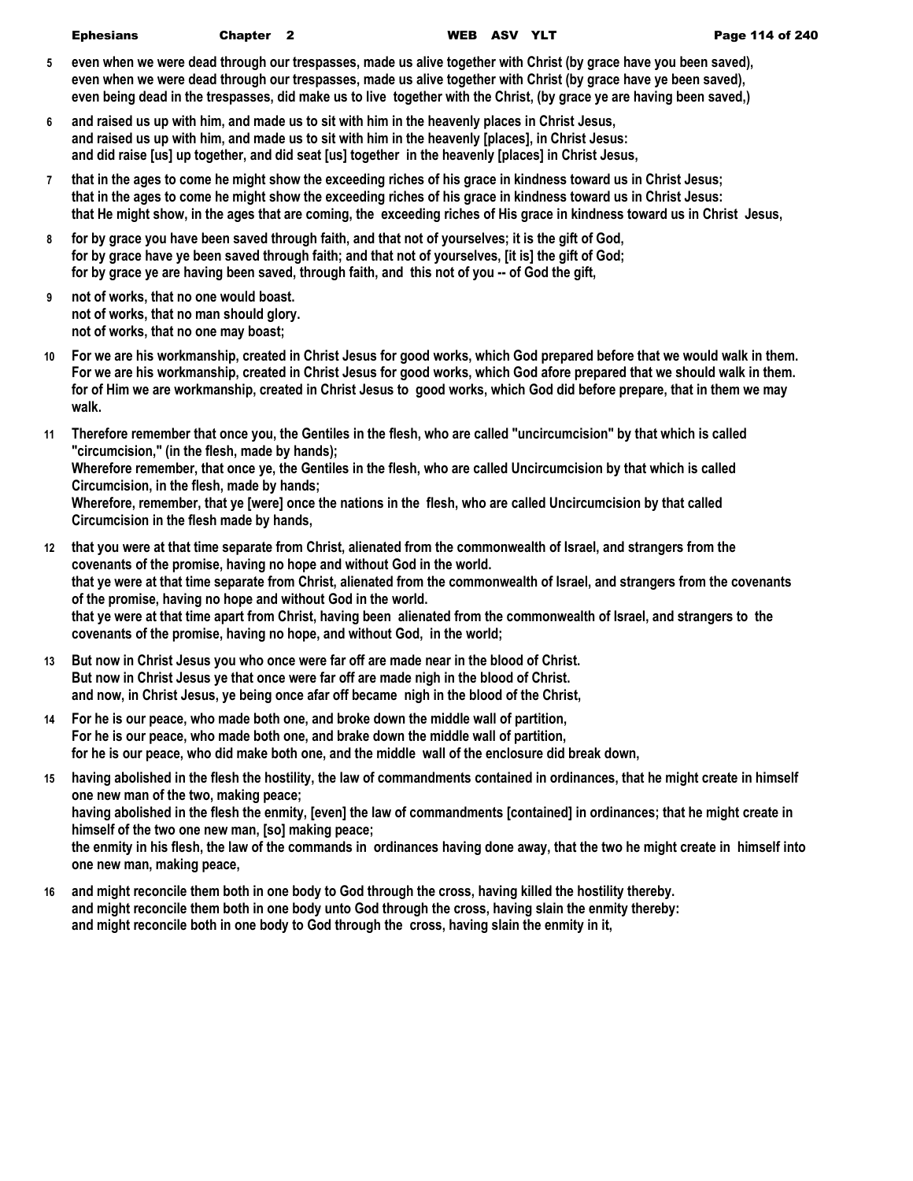5 even when we were dead through our trespasses, made us alive together with Christ (by grace have you been saved),
even when we were dead through our trespasses, made us alive together with Christ (by grace have ye been saved),
even being dead in the trespasses, did make us to live together with the Christ, (by grace ye are having been saved,)

6 and raised us up with him, and made us to sit with him in the heavenly places in Christ Jesus,
and raised us up with him, and made us to sit with him in the heavenly [places], in Christ Jesus:
and did raise [us] up together, and did seat [us] together in the heavenly [places] in Christ Jesus,

7 that in the ages to come he might show the exceeding riches of his grace in kindness toward us in Christ Jesus;
that in the ages to come he might show the exceeding riches of his grace in kindness toward us in Christ Jesus:
that He might show, in the ages that are coming, the exceeding riches of His grace in kindness toward us in Christ Jesus,

8 for by grace you have been saved through faith, and that not of yourselves; it is the gift of God,
for by grace have ye been saved through faith; and that not of yourselves, [it is] the gift of God;
for by grace ye are having been saved, through faith, and this not of you -- of God the gift,

9 not of works, that no one would boast.
not of works, that no man should glory.
not of works, that no one may boast;

10 For we are his workmanship, created in Christ Jesus for good works, which God prepared before that we would walk in them.
For we are his workmanship, created in Christ Jesus for good works, which God afore prepared that we should walk in them.
for of Him we are workmanship, created in Christ Jesus to good works, which God did before prepare, that in them we may walk.

11 Therefore remember that once you, the Gentiles in the flesh, who are called "uncircumcision" by that which is called "circumcision," (in the flesh, made by hands);
Wherefore remember, that once ye, the Gentiles in the flesh, who are called Uncircumcision by that which is called Circumcision, in the flesh, made by hands;
Wherefore, remember, that ye [were] once the nations in the flesh, who are called Uncircumcision by that called Circumcision in the flesh made by hands,

12 that you were at that time separate from Christ, alienated from the commonwealth of Israel, and strangers from the covenants of the promise, having no hope and without God in the world.
that ye were at that time separate from Christ, alienated from the commonwealth of Israel, and strangers from the covenants of the promise, having no hope and without God in the world.
that ye were at that time apart from Christ, having been alienated from the commonwealth of Israel, and strangers to the covenants of the promise, having no hope, and without God, in the world;

13 But now in Christ Jesus you who once were far off are made near in the blood of Christ.
But now in Christ Jesus ye that once were far off are made nigh in the blood of Christ.
and now, in Christ Jesus, ye being once afar off became nigh in the blood of the Christ,

14 For he is our peace, who made both one, and broke down the middle wall of partition,
For he is our peace, who made both one, and brake down the middle wall of partition,
for he is our peace, who did make both one, and the middle wall of the enclosure did break down,

15 having abolished in the flesh the hostility, the law of commandments contained in ordinances, that he might create in himself one new man of the two, making peace;
having abolished in the flesh the enmity, [even] the law of commandments [contained] in ordinances; that he might create in himself of the two one new man, [so] making peace;
the enmity in his flesh, the law of the commands in ordinances having done away, that the two he might create in himself into one new man, making peace,

16 and might reconcile them both in one body to God through the cross, having killed the hostility thereby.
and might reconcile them both in one body unto God through the cross, having slain the enmity thereby:
and might reconcile both in one body to God through the cross, having slain the enmity in it,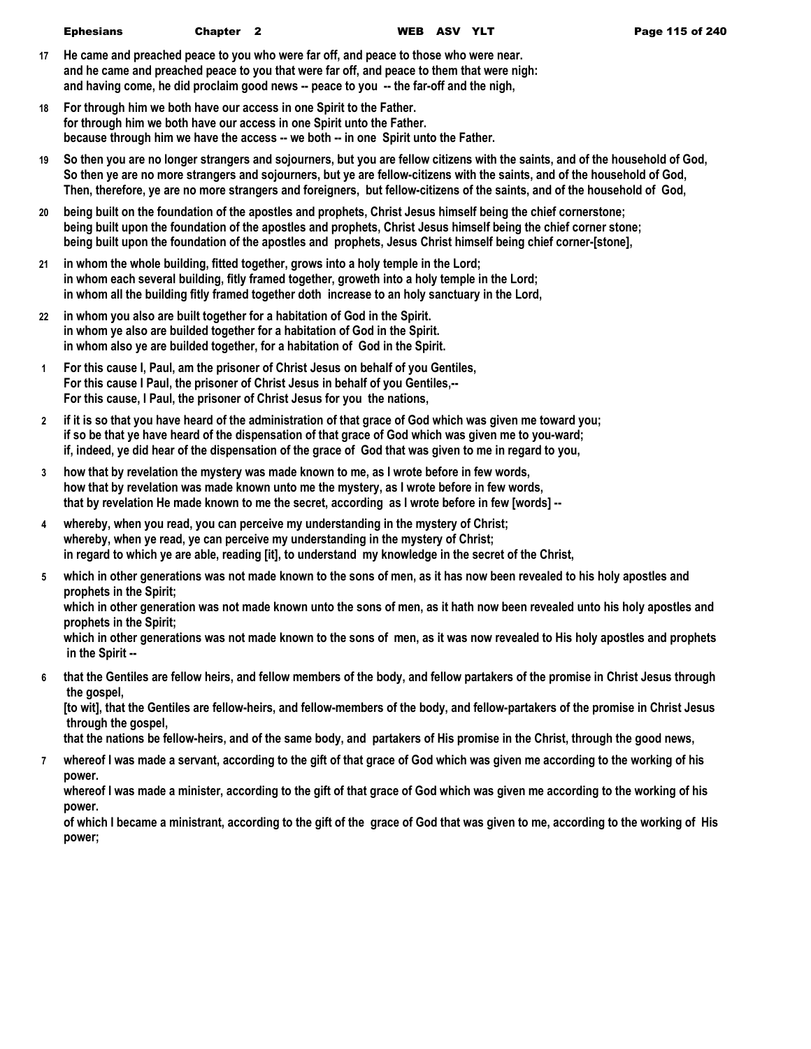**17** He came and preached peace to you who were far off, and peace to those who were near.
and he came and preached peace to you that were far off, and peace to them that were nigh:
and having come, he did proclaim good news -- peace to you -- the far-off and the nigh,

**18** For through him we both have our access in one Spirit to the Father.
for through him we both have our access in one Spirit unto the Father.
because through him we have the access -- we both -- in one Spirit unto the Father.

**19** So then you are no longer strangers and sojourners, but you are fellow citizens with the saints, and of the household of God,
So then ye are no more strangers and sojourners, but ye are fellow-citizens with the saints, and of the household of God,
Then, therefore, ye are no more strangers and foreigners, but fellow-citizens of the saints, and of the household of God,

**20** being built on the foundation of the apostles and prophets, Christ Jesus himself being the chief cornerstone;
being built upon the foundation of the apostles and prophets, Christ Jesus himself being the chief corner stone;
being built upon the foundation of the apostles and prophets, Jesus Christ himself being chief corner-[stone],

**21** in whom the whole building, fitted together, grows into a holy temple in the Lord;
in whom each several building, fitly framed together, groweth into a holy temple in the Lord;
in whom all the building fitly framed together doth increase to an holy sanctuary in the Lord,

**22** in whom you also are built together for a habitation of God in the Spirit.
in whom ye also are builded together for a habitation of God in the Spirit.
in whom also ye are builded together, for a habitation of God in the Spirit.

**1** For this cause I, Paul, am the prisoner of Christ Jesus on behalf of you Gentiles,
For this cause I Paul, the prisoner of Christ Jesus in behalf of you Gentiles,--
For this cause, I Paul, the prisoner of Christ Jesus for you the nations,

**2** if it is so that you have heard of the administration of that grace of God which was given me toward you;
if so be that ye have heard of the dispensation of that grace of God which was given me to you-ward;
if, indeed, ye did hear of the dispensation of the grace of God that was given to me in regard to you,

**3** how that by revelation the mystery was made known to me, as I wrote before in few words,
how that by revelation was made known unto me the mystery, as I wrote before in few words,
that by revelation He made known to me the secret, according as I wrote before in few [words] --

**4** whereby, when you read, you can perceive my understanding in the mystery of Christ;
whereby, when ye read, ye can perceive my understanding in the mystery of Christ;
in regard to which ye are able, reading [it], to understand my knowledge in the secret of the Christ,

**5** which in other generations was not made known to the sons of men, as it has now been revealed to his holy apostles and prophets in the Spirit;
which in other generation was not made known unto the sons of men, as it hath now been revealed unto his holy apostles and prophets in the Spirit;
which in other generations was not made known to the sons of men, as it was now revealed to His holy apostles and prophets in the Spirit --

**6** that the Gentiles are fellow heirs, and fellow members of the body, and fellow partakers of the promise in Christ Jesus through the gospel,
[to wit], that the Gentiles are fellow-heirs, and fellow-members of the body, and fellow-partakers of the promise in Christ Jesus through the gospel,
that the nations be fellow-heirs, and of the same body, and partakers of His promise in the Christ, through the good news,

**7** whereof I was made a servant, according to the gift of that grace of God which was given me according to the working of his power.
whereof I was made a minister, according to the gift of that grace of God which was given me according to the working of his power.
of which I became a ministrant, according to the gift of the grace of God that was given to me, according to the working of His power;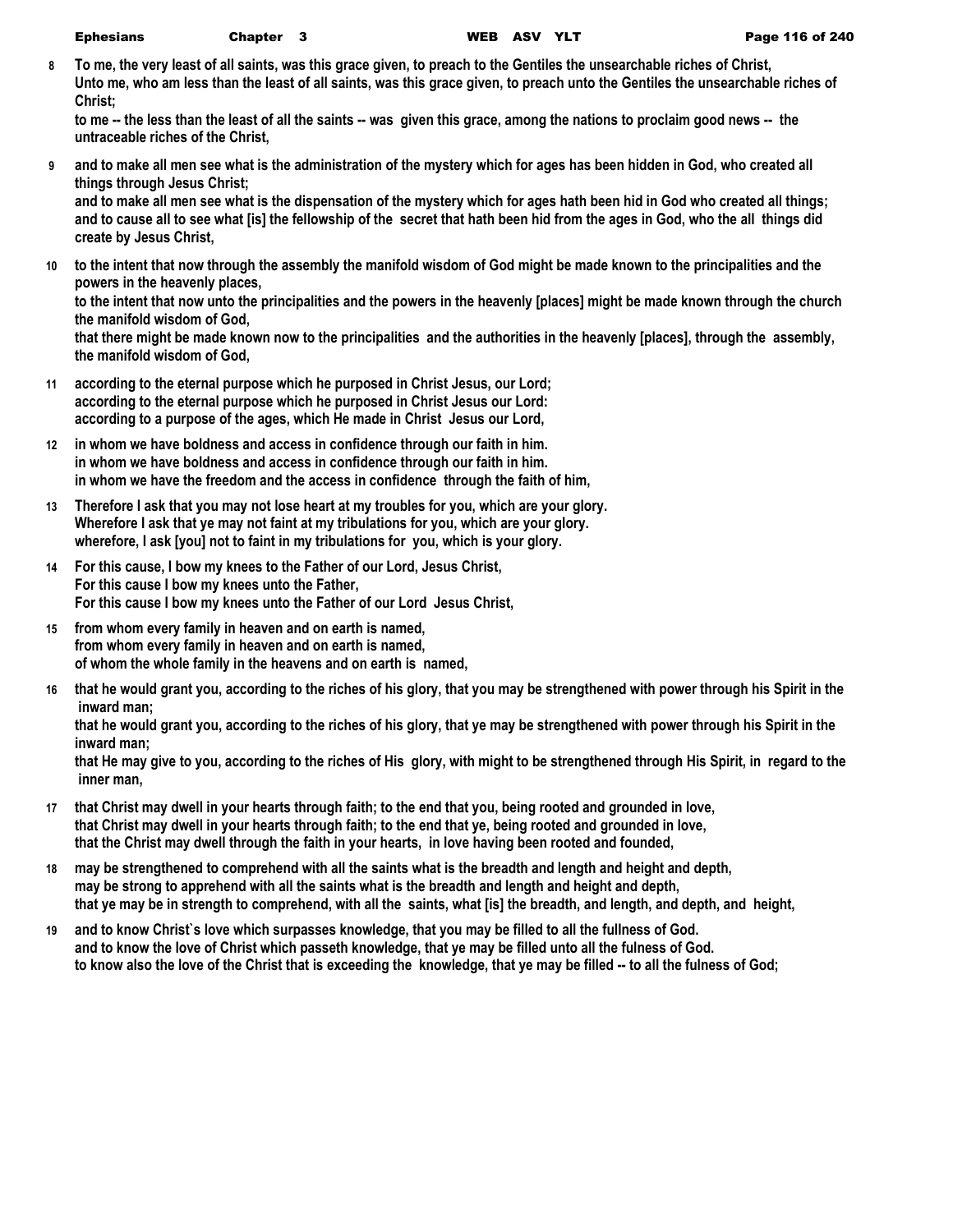**8** To me, the very least of all saints, was this grace given, to preach to the Gentiles the unsearchable riches of Christ,
Unto me, who am less than the least of all saints, was this grace given, to preach unto the Gentiles the unsearchable riches of Christ;
to me -- the less than the least of all the saints -- was given this grace, among the nations to proclaim good news -- the untraceable riches of the Christ,

**9** and to make all men see what is the administration of the mystery which for ages has been hidden in God, who created all things through Jesus Christ;
and to make all men see what is the dispensation of the mystery which for ages hath been hid in God who created all things;
and to cause all to see what [is] the fellowship of the secret that hath been hid from the ages in God, who the all things did create by Jesus Christ,

**10** to the intent that now through the assembly the manifold wisdom of God might be made known to the principalities and the powers in the heavenly places,
to the intent that now unto the principalities and the powers in the heavenly [places] might be made known through the church the manifold wisdom of God,
that there might be made known now to the principalities and the authorities in the heavenly [places], through the assembly, the manifold wisdom of God,

**11** according to the eternal purpose which he purposed in Christ Jesus, our Lord;
according to the eternal purpose which he purposed in Christ Jesus our Lord:
according to a purpose of the ages, which He made in Christ Jesus our Lord,

**12** in whom we have boldness and access in confidence through our faith in him.
in whom we have boldness and access in confidence through our faith in him.
in whom we have the freedom and the access in confidence through the faith of him,

**13** Therefore I ask that you may not lose heart at my troubles for you, which are your glory.
Wherefore I ask that ye may not faint at my tribulations for you, which are your glory.
wherefore, I ask [you] not to faint in my tribulations for you, which is your glory.

**14** For this cause, I bow my knees to the Father of our Lord, Jesus Christ,
For this cause I bow my knees unto the Father,
For this cause I bow my knees unto the Father of our Lord Jesus Christ,

**15** from whom every family in heaven and on earth is named,
from whom every family in heaven and on earth is named,
of whom the whole family in the heavens and on earth is named,

**16** that he would grant you, according to the riches of his glory, that you may be strengthened with power through his Spirit in the inward man;
that he would grant you, according to the riches of his glory, that ye may be strengthened with power through his Spirit in the inward man;
that He may give to you, according to the riches of His glory, with might to be strengthened through His Spirit, in regard to the inner man,

**17** that Christ may dwell in your hearts through faith; to the end that you, being rooted and grounded in love,
that Christ may dwell in your hearts through faith; to the end that ye, being rooted and grounded in love,
that the Christ may dwell through the faith in your hearts, in love having been rooted and founded,

**18** may be strengthened to comprehend with all the saints what is the breadth and length and height and depth,
may be strong to apprehend with all the saints what is the breadth and length and height and depth,
that ye may be in strength to comprehend, with all the saints, what [is] the breadth, and length, and depth, and height,

**19** and to know Christ`s love which surpasses knowledge, that you may be filled to all the fullness of God.
and to know the love of Christ which passeth knowledge, that ye may be filled unto all the fulness of God.
to know also the love of the Christ that is exceeding the knowledge, that ye may be filled -- to all the fulness of God;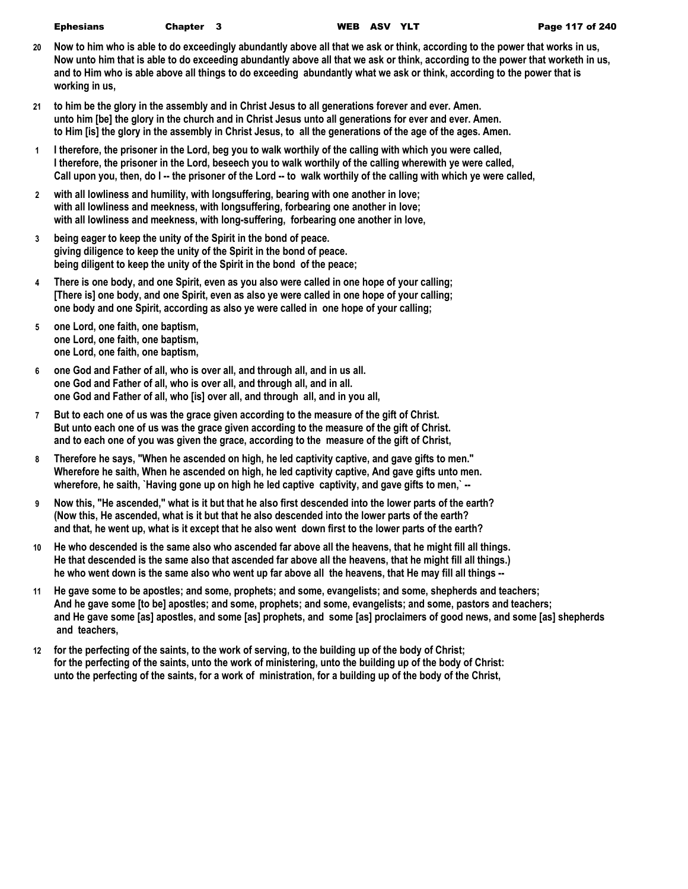20 Now to him who is able to do exceedingly abundantly above all that we ask or think, according to the power that works in us,
Now unto him that is able to do exceeding abundantly above all that we ask or think, according to the power that worketh in us,
and to Him who is able above all things to do exceeding abundantly what we ask or think, according to the power that is working in us,

21 to him be the glory in the assembly and in Christ Jesus to all generations forever and ever. Amen.
unto him [be] the glory in the church and in Christ Jesus unto all generations for ever and ever. Amen.
to Him [is] the glory in the assembly in Christ Jesus, to all the generations of the age of the ages. Amen.

1 I therefore, the prisoner in the Lord, beg you to walk worthily of the calling with which you were called,
I therefore, the prisoner in the Lord, beseech you to walk worthily of the calling wherewith ye were called,
Call upon you, then, do I -- the prisoner of the Lord -- to walk worthily of the calling with which ye were called,

2 with all lowliness and humility, with longsuffering, bearing with one another in love;
with all lowliness and meekness, with longsuffering, forbearing one another in love;
with all lowliness and meekness, with long-suffering, forbearing one another in love,

3 being eager to keep the unity of the Spirit in the bond of peace.
giving diligence to keep the unity of the Spirit in the bond of peace.
being diligent to keep the unity of the Spirit in the bond of the peace;

4 There is one body, and one Spirit, even as you also were called in one hope of your calling;
[There is] one body, and one Spirit, even as also ye were called in one hope of your calling;
one body and one Spirit, according as also ye were called in one hope of your calling;

5 one Lord, one faith, one baptism,
one Lord, one faith, one baptism,
one Lord, one faith, one baptism,

6 one God and Father of all, who is over all, and through all, and in us all.
one God and Father of all, who is over all, and through all, and in all.
one God and Father of all, who [is] over all, and through all, and in you all,

7 But to each one of us was the grace given according to the measure of the gift of Christ.
But unto each one of us was the grace given according to the measure of the gift of Christ.
and to each one of you was given the grace, according to the measure of the gift of Christ,

8 Therefore he says, "When he ascended on high, he led captivity captive, and gave gifts to men."
Wherefore he saith, When he ascended on high, he led captivity captive, And gave gifts unto men.
wherefore, he saith, `Having gone up on high he led captive captivity, and gave gifts to men,` --

9 Now this, "He ascended," what is it but that he also first descended into the lower parts of the earth?
(Now this, He ascended, what is it but that he also descended into the lower parts of the earth?
and that, he went up, what is it except that he also went down first to the lower parts of the earth?

10 He who descended is the same also who ascended far above all the heavens, that he might fill all things.
He that descended is the same also that ascended far above all the heavens, that he might fill all things.)
he who went down is the same also who went up far above all the heavens, that He may fill all things --

11 He gave some to be apostles; and some, prophets; and some, evangelists; and some, shepherds and teachers;
And he gave some [to be] apostles; and some, prophets; and some, evangelists; and some, pastors and teachers;
and He gave some [as] apostles, and some [as] prophets, and some [as] proclaimers of good news, and some [as] shepherds and teachers,

12 for the perfecting of the saints, to the work of serving, to the building up of the body of Christ;
for the perfecting of the saints, unto the work of ministering, unto the building up of the body of Christ:
unto the perfecting of the saints, for a work of ministration, for a building up of the body of the Christ,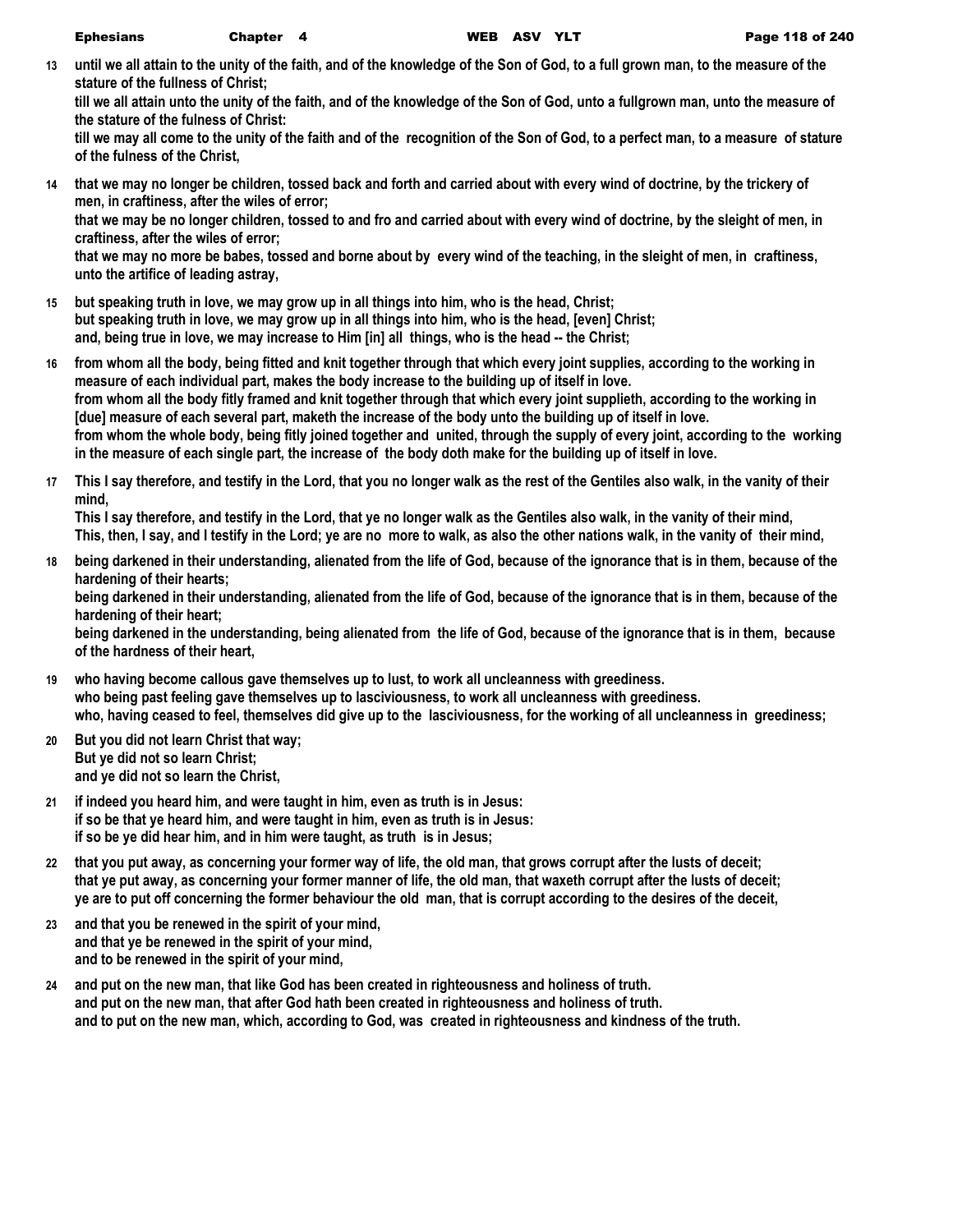**13** **until we all attain to the unity of the faith, and of the knowledge of the Son of God, to a full grown man, to the measure of the stature of the fullness of Christ;**
**till we all attain unto the unity of the faith, and of the knowledge of the Son of God, unto a fullgrown man, unto the measure of the stature of the fulness of Christ:**
**till we may all come to the unity of the faith and of the recognition of the Son of God, to a perfect man, to a measure of stature of the fulness of the Christ,**

**14** **that we may no longer be children, tossed back and forth and carried about with every wind of doctrine, by the trickery of men, in craftiness, after the wiles of error;**
**that we may be no longer children, tossed to and fro and carried about with every wind of doctrine, by the sleight of men, in craftiness, after the wiles of error;**
**that we may no more be babes, tossed and borne about by every wind of the teaching, in the sleight of men, in craftiness, unto the artifice of leading astray,**

**15** **but speaking truth in love, we may grow up in all things into him, who is the head, Christ;**
**but speaking truth in love, we may grow up in all things into him, who is the head, [even] Christ;**
**and, being true in love, we may increase to Him [in] all things, who is the head -- the Christ;**

**16** **from whom all the body, being fitted and knit together through that which every joint supplies, according to the working in measure of each individual part, makes the body increase to the building up of itself in love.**
**from whom all the body fitly framed and knit together through that which every joint supplieth, according to the working in [due] measure of each several part, maketh the increase of the body unto the building up of itself in love.**
**from whom the whole body, being fitly joined together and united, through the supply of every joint, according to the working in the measure of each single part, the increase of the body doth make for the building up of itself in love.**

**17** **This I say therefore, and testify in the Lord, that you no longer walk as the rest of the Gentiles also walk, in the vanity of their mind,**
**This I say therefore, and testify in the Lord, that ye no longer walk as the Gentiles also walk, in the vanity of their mind,**
**This, then, I say, and I testify in the Lord; ye are no more to walk, as also the other nations walk, in the vanity of their mind,**

**18** **being darkened in their understanding, alienated from the life of God, because of the ignorance that is in them, because of the hardening of their hearts;**
**being darkened in their understanding, alienated from the life of God, because of the ignorance that is in them, because of the hardening of their heart;**
**being darkened in the understanding, being alienated from the life of God, because of the ignorance that is in them, because of the hardness of their heart,**

**19** **who having become callous gave themselves up to lust, to work all uncleanness with greediness.**
**who being past feeling gave themselves up to lasciviousness, to work all uncleanness with greediness.**
**who, having ceased to feel, themselves did give up to the lasciviousness, for the working of all uncleanness in greediness;**

**20** **But you did not learn Christ that way;**
**But ye did not so learn Christ;**
**and ye did not so learn the Christ,**

**21** **if indeed you heard him, and were taught in him, even as truth is in Jesus:**
**if so be that ye heard him, and were taught in him, even as truth is in Jesus:**
**if so be ye did hear him, and in him were taught, as truth is in Jesus;**

**22** **that you put away, as concerning your former way of life, the old man, that grows corrupt after the lusts of deceit;**
**that ye put away, as concerning your former manner of life, the old man, that waxeth corrupt after the lusts of deceit;**
**ye are to put off concerning the former behaviour the old man, that is corrupt according to the desires of the deceit,**

**23** **and that you be renewed in the spirit of your mind,**
**and that ye be renewed in the spirit of your mind,**
**and to be renewed in the spirit of your mind,**

**24** **and put on the new man, that like God has been created in righteousness and holiness of truth.**
**and put on the new man, that after God hath been created in righteousness and holiness of truth.**
**and to put on the new man, which, according to God, was created in righteousness and kindness of the truth.**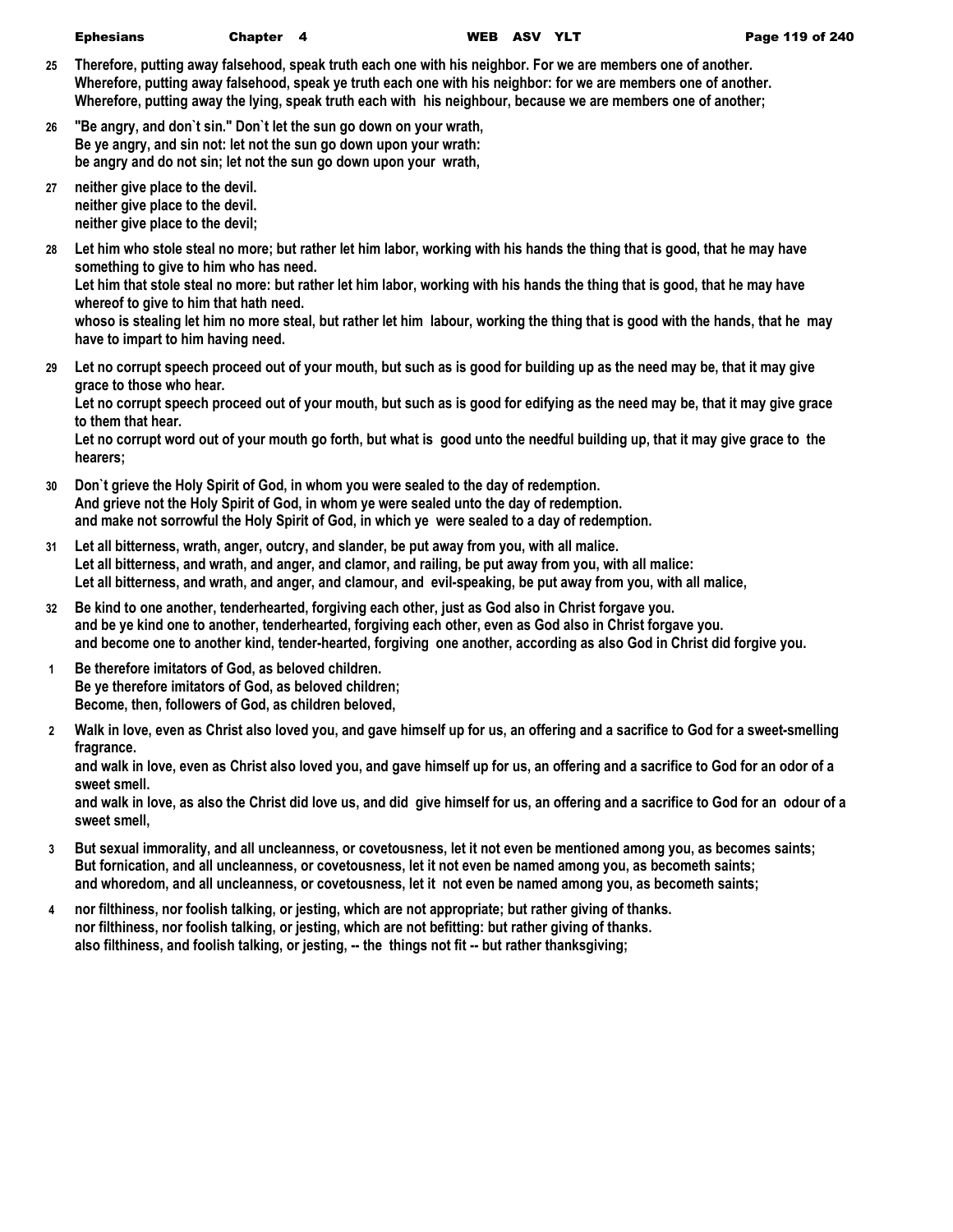**25** **Therefore, putting away falsehood, speak truth each one with his neighbor. For we are members one of another.**
**Wherefore, putting away falsehood, speak ye truth each one with his neighbor: for we are members one of another.**
**Wherefore, putting away the lying, speak truth each with his neighbour, because we are members one of another;**

**26** **"Be angry, and don`t sin." Don`t let the sun go down on your wrath,**
**Be ye angry, and sin not: let not the sun go down upon your wrath:**
**be angry and do not sin; let not the sun go down upon your wrath,**

**27** **neither give place to the devil.**
**neither give place to the devil.**
**neither give place to the devil;**

**28** **Let him who stole steal no more; but rather let him labor, working with his hands the thing that is good, that he may have something to give to him who has need.**
**Let him that stole steal no more: but rather let him labor, working with his hands the thing that is good, that he may have whereof to give to him that hath need.**
**whoso is stealing let him no more steal, but rather let him labour, working the thing that is good with the hands, that he may have to impart to him having need.**

**29** **Let no corrupt speech proceed out of your mouth, but such as is good for building up as the need may be, that it may give grace to those who hear.**
**Let no corrupt speech proceed out of your mouth, but such as is good for edifying as the need may be, that it may give grace to them that hear.**
**Let no corrupt word out of your mouth go forth, but what is good unto the needful building up, that it may give grace to the hearers;**

**30** **Don`t grieve the Holy Spirit of God, in whom you were sealed to the day of redemption.**
**And grieve not the Holy Spirit of God, in whom ye were sealed unto the day of redemption.**
**and make not sorrowful the Holy Spirit of God, in which ye were sealed to a day of redemption.**

**31** **Let all bitterness, wrath, anger, outcry, and slander, be put away from you, with all malice.**
**Let all bitterness, and wrath, and anger, and clamor, and railing, be put away from you, with all malice:**
**Let all bitterness, and wrath, and anger, and clamour, and evil-speaking, be put away from you, with all malice,**

**32** **Be kind to one another, tenderhearted, forgiving each other, just as God also in Christ forgave you.**
**and be ye kind one to another, tenderhearted, forgiving each other, even as God also in Christ forgave you.**
**and become one to another kind, tender-hearted, forgiving one another, according as also God in Christ did forgive you.**

**1** **Be therefore imitators of God, as beloved children.**
**Be ye therefore imitators of God, as beloved children;**
**Become, then, followers of God, as children beloved,**

**2** **Walk in love, even as Christ also loved you, and gave himself up for us, an offering and a sacrifice to God for a sweet-smelling fragrance.**
**and walk in love, even as Christ also loved you, and gave himself up for us, an offering and a sacrifice to God for an odor of a sweet smell.**
**and walk in love, as also the Christ did love us, and did give himself for us, an offering and a sacrifice to God for an odour of a sweet smell,**

**3** **But sexual immorality, and all uncleanness, or covetousness, let it not even be mentioned among you, as becomes saints;**
**But fornication, and all uncleanness, or covetousness, let it not even be named among you, as becometh saints;**
**and whoredom, and all uncleanness, or covetousness, let it not even be named among you, as becometh saints;**

**4** **nor filthiness, nor foolish talking, or jesting, which are not appropriate; but rather giving of thanks.**
**nor filthiness, nor foolish talking, or jesting, which are not befitting: but rather giving of thanks.**
**also filthiness, and foolish talking, or jesting, -- the things not fit -- but rather thanksgiving;**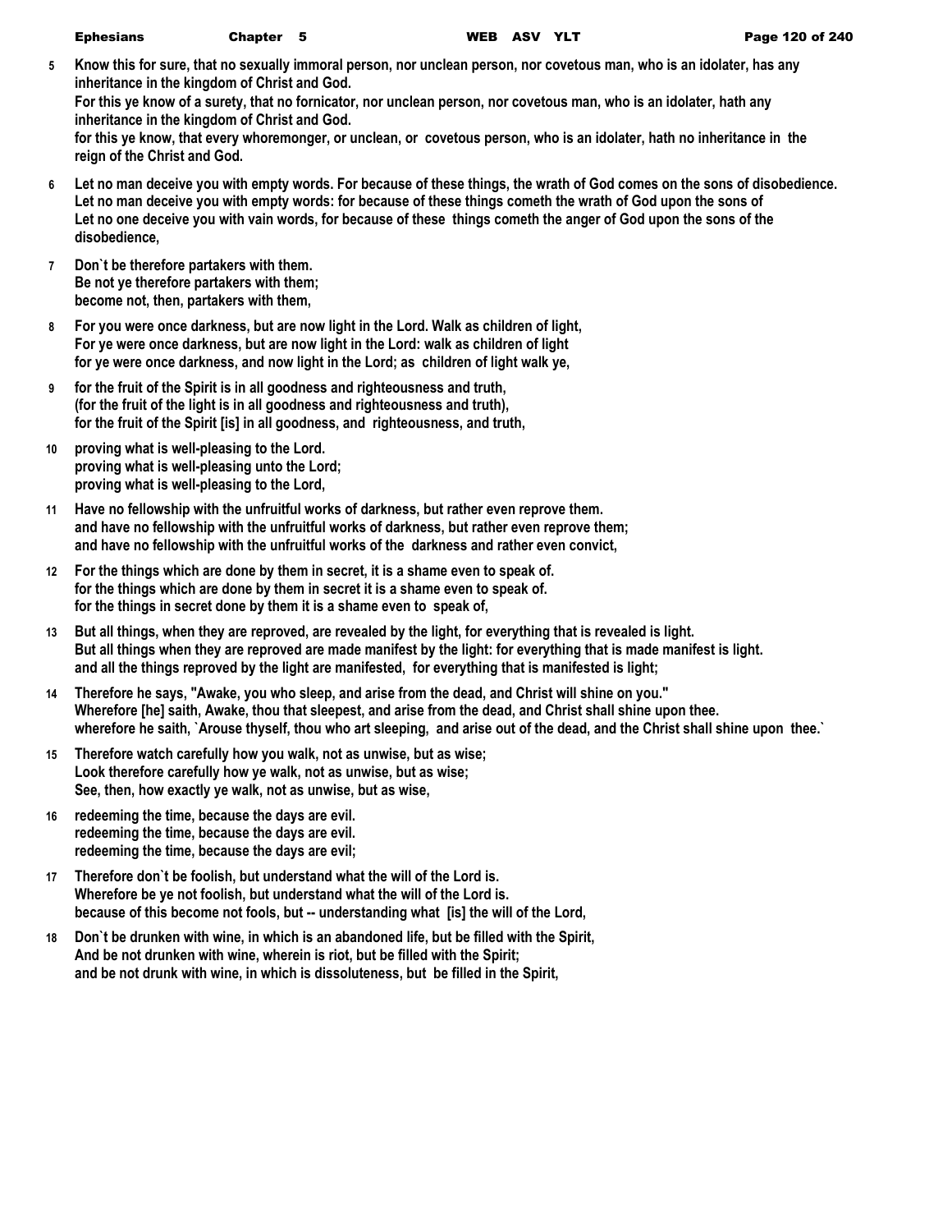**5** **Know this for sure, that no sexually immoral person, nor unclean person, nor covetous man, who is an idolater, has any inheritance in the kingdom of Christ and God.**
**For this ye know of a surety, that no fornicator, nor unclean person, nor covetous man, who is an idolater, hath any inheritance in the kingdom of Christ and God.**
**for this ye know, that every whoremonger, or unclean, or covetous person, who is an idolater, hath no inheritance in the reign of the Christ and God.**

**6** **Let no man deceive you with empty words. For because of these things, the wrath of God comes on the sons of disobedience.**
**Let no man deceive you with empty words: for because of these things cometh the wrath of God upon the sons of**
**Let no one deceive you with vain words, for because of these things cometh the anger of God upon the sons of the disobedience,**

**7** **Don`t be therefore partakers with them.**
**Be not ye therefore partakers with them;**
**become not, then, partakers with them,**

**8** **For you were once darkness, but are now light in the Lord. Walk as children of light,**
**For ye were once darkness, but are now light in the Lord: walk as children of light**
**for ye were once darkness, and now light in the Lord; as children of light walk ye,**

**9** **for the fruit of the Spirit is in all goodness and righteousness and truth,**
**(for the fruit of the light is in all goodness and righteousness and truth),**
**for the fruit of the Spirit [is] in all goodness, and righteousness, and truth,**

**10** **proving what is well-pleasing to the Lord.**
**proving what is well-pleasing unto the Lord;**
**proving what is well-pleasing to the Lord,**

**11** **Have no fellowship with the unfruitful works of darkness, but rather even reprove them.**
**and have no fellowship with the unfruitful works of darkness, but rather even reprove them;**
**and have no fellowship with the unfruitful works of the darkness and rather even convict,**

**12** **For the things which are done by them in secret, it is a shame even to speak of.**
**for the things which are done by them in secret it is a shame even to speak of.**
**for the things in secret done by them it is a shame even to speak of,**

**13** **But all things, when they are reproved, are revealed by the light, for everything that is revealed is light.**
**But all things when they are reproved are made manifest by the light: for everything that is made manifest is light.**
**and all the things reproved by the light are manifested, for everything that is manifested is light;**

**14** **Therefore he says, "Awake, you who sleep, and arise from the dead, and Christ will shine on you."**
**Wherefore [he] saith, Awake, thou that sleepest, and arise from the dead, and Christ shall shine upon thee.**
**wherefore he saith, `Arouse thyself, thou who art sleeping, and arise out of the dead, and the Christ shall shine upon thee.`**

**15** **Therefore watch carefully how you walk, not as unwise, but as wise;**
**Look therefore carefully how ye walk, not as unwise, but as wise;**
**See, then, how exactly ye walk, not as unwise, but as wise,**

**16** **redeeming the time, because the days are evil.**
**redeeming the time, because the days are evil.**
**redeeming the time, because the days are evil;**

**17** **Therefore don`t be foolish, but understand what the will of the Lord is.**
**Wherefore be ye not foolish, but understand what the will of the Lord is.**
**because of this become not fools, but -- understanding what [is] the will of the Lord,**

**18** **Don`t be drunken with wine, in which is an abandoned life, but be filled with the Spirit,**
**And be not drunken with wine, wherein is riot, but be filled with the Spirit;**
**and be not drunk with wine, in which is dissoluteness, but be filled in the Spirit,**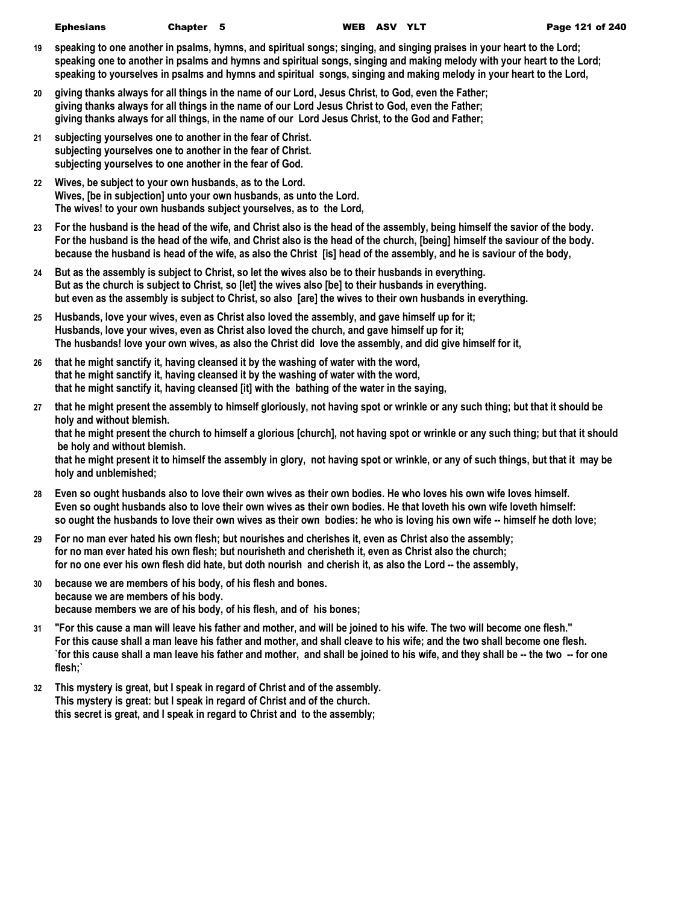19 speaking to one another in psalms, hymns, and spiritual songs; singing, and singing praises in your heart to the Lord;
speaking one to another in psalms and hymns and spiritual songs, singing and making melody with your heart to the Lord;
speaking to yourselves in psalms and hymns and spiritual songs, singing and making melody in your heart to the Lord,

20 giving thanks always for all things in the name of our Lord, Jesus Christ, to God, even the Father;
giving thanks always for all things in the name of our Lord Jesus Christ to God, even the Father;
giving thanks always for all things, in the name of our Lord Jesus Christ, to the God and Father;

21 subjecting yourselves one to another in the fear of Christ.
subjecting yourselves one to another in the fear of Christ.
subjecting yourselves to one another in the fear of God.

22 Wives, be subject to your own husbands, as to the Lord.
Wives, [be in subjection] unto your own husbands, as unto the Lord.
The wives! to your own husbands subject yourselves, as to the Lord,

23 For the husband is the head of the wife, and Christ also is the head of the assembly, being himself the savior of the body.
For the husband is the head of the wife, and Christ also is the head of the church, [being] himself the saviour of the body.
because the husband is head of the wife, as also the Christ [is] head of the assembly, and he is saviour of the body,

24 But as the assembly is subject to Christ, so let the wives also be to their husbands in everything.
But as the church is subject to Christ, so [let] the wives also [be] to their husbands in everything.
but even as the assembly is subject to Christ, so also [are] the wives to their own husbands in everything.

25 Husbands, love your wives, even as Christ also loved the assembly, and gave himself up for it;
Husbands, love your wives, even as Christ also loved the church, and gave himself up for it;
The husbands! love your own wives, as also the Christ did love the assembly, and did give himself for it,

26 that he might sanctify it, having cleansed it by the washing of water with the word,
that he might sanctify it, having cleansed it by the washing of water with the word,
that he might sanctify it, having cleansed [it] with the bathing of the water in the saying,

27 that he might present the assembly to himself gloriously, not having spot or wrinkle or any such thing; but that it should be holy and without blemish.
that he might present the church to himself a glorious [church], not having spot or wrinkle or any such thing; but that it should be holy and without blemish.
that he might present it to himself the assembly in glory, not having spot or wrinkle, or any of such things, but that it may be holy and unblemished;

28 Even so ought husbands also to love their own wives as their own bodies. He who loves his own wife loves himself.
Even so ought husbands also to love their own wives as their own bodies. He that loveth his own wife loveth himself:
so ought the husbands to love their own wives as their own bodies: he who is loving his own wife -- himself he doth love;

29 For no man ever hated his own flesh; but nourishes and cherishes it, even as Christ also the assembly;
for no man ever hated his own flesh; but nourisheth and cherisheth it, even as Christ also the church;
for no one ever his own flesh did hate, but doth nourish and cherish it, as also the Lord -- the assembly,

30 because we are members of his body, of his flesh and bones.
because we are members of his body.
because members we are of his body, of his flesh, and of his bones;

31 "For this cause a man will leave his father and mother, and will be joined to his wife. The two will become one flesh."
For this cause shall a man leave his father and mother, and shall cleave to his wife; and the two shall become one flesh.
`for this cause shall a man leave his father and mother, and shall be joined to his wife, and they shall be -- the two -- for one flesh;`

32 This mystery is great, but I speak in regard of Christ and of the assembly.
This mystery is great: but I speak in regard of Christ and of the church.
this secret is great, and I speak in regard to Christ and to the assembly;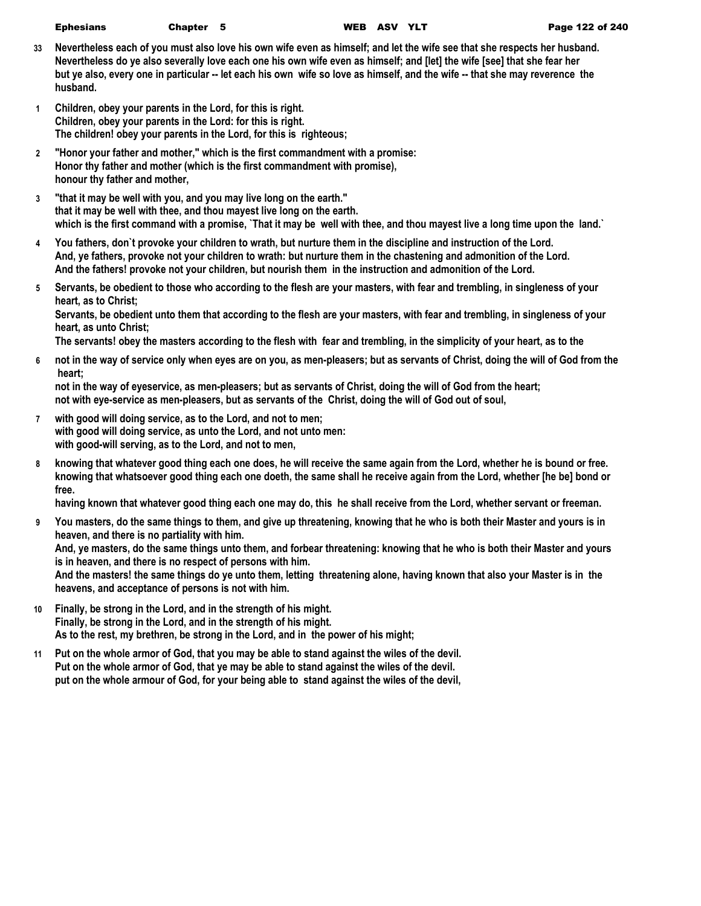**33** **Nevertheless each of you must also love his own wife even as himself; and let the wife see that she respects her husband.**
**Nevertheless do ye also severally love each one his own wife even as himself; and [let] the wife [see] that she fear her**
**but ye also, every one in particular -- let each his own wife so love as himself, and the wife -- that she may reverence the husband.**

**1** **Children, obey your parents in the Lord, for this is right.**
**Children, obey your parents in the Lord: for this is right.**
**The children! obey your parents in the Lord, for this is righteous;**

**2** **"Honor your father and mother," which is the first commandment with a promise:**
**Honor thy father and mother (which is the first commandment with promise),**
**honour thy father and mother,**

**3** **"that it may be well with you, and you may live long on the earth."**
**that it may be well with thee, and thou mayest live long on the earth.**
**which is the first command with a promise, `That it may be well with thee, and thou mayest live a long time upon the land.`**

**4** **You fathers, don`t provoke your children to wrath, but nurture them in the discipline and instruction of the Lord.**
**And, ye fathers, provoke not your children to wrath: but nurture them in the chastening and admonition of the Lord.**
**And the fathers! provoke not your children, but nourish them in the instruction and admonition of the Lord.**

**5** **Servants, be obedient to those who according to the flesh are your masters, with fear and trembling, in singleness of your heart, as to Christ;**
**Servants, be obedient unto them that according to the flesh are your masters, with fear and trembling, in singleness of your heart, as unto Christ;**
**The servants! obey the masters according to the flesh with fear and trembling, in the simplicity of your heart, as to the**

**6** **not in the way of service only when eyes are on you, as men-pleasers; but as servants of Christ, doing the will of God from the heart;**
**not in the way of eyeservice, as men-pleasers; but as servants of Christ, doing the will of God from the heart;**
**not with eye-service as men-pleasers, but as servants of the Christ, doing the will of God out of soul,**

**7** **with good will doing service, as to the Lord, and not to men;**
**with good will doing service, as unto the Lord, and not unto men:**
**with good-will serving, as to the Lord, and not to men,**

**8** **knowing that whatever good thing each one does, he will receive the same again from the Lord, whether he is bound or free.**
**knowing that whatsoever good thing each one doeth, the same shall he receive again from the Lord, whether [he be] bond or free.**
**having known that whatever good thing each one may do, this he shall receive from the Lord, whether servant or freeman.**

**9** **You masters, do the same things to them, and give up threatening, knowing that he who is both their Master and yours is in heaven, and there is no partiality with him.**
**And, ye masters, do the same things unto them, and forbear threatening: knowing that he who is both their Master and yours is in heaven, and there is no respect of persons with him.**
**And the masters! the same things do ye unto them, letting threatening alone, having known that also your Master is in the heavens, and acceptance of persons is not with him.**

**10** **Finally, be strong in the Lord, and in the strength of his might.**
**Finally, be strong in the Lord, and in the strength of his might.**
**As to the rest, my brethren, be strong in the Lord, and in the power of his might;**

**11** **Put on the whole armor of God, that you may be able to stand against the wiles of the devil.**
**Put on the whole armor of God, that ye may be able to stand against the wiles of the devil.**
**put on the whole armour of God, for your being able to stand against the wiles of the devil,**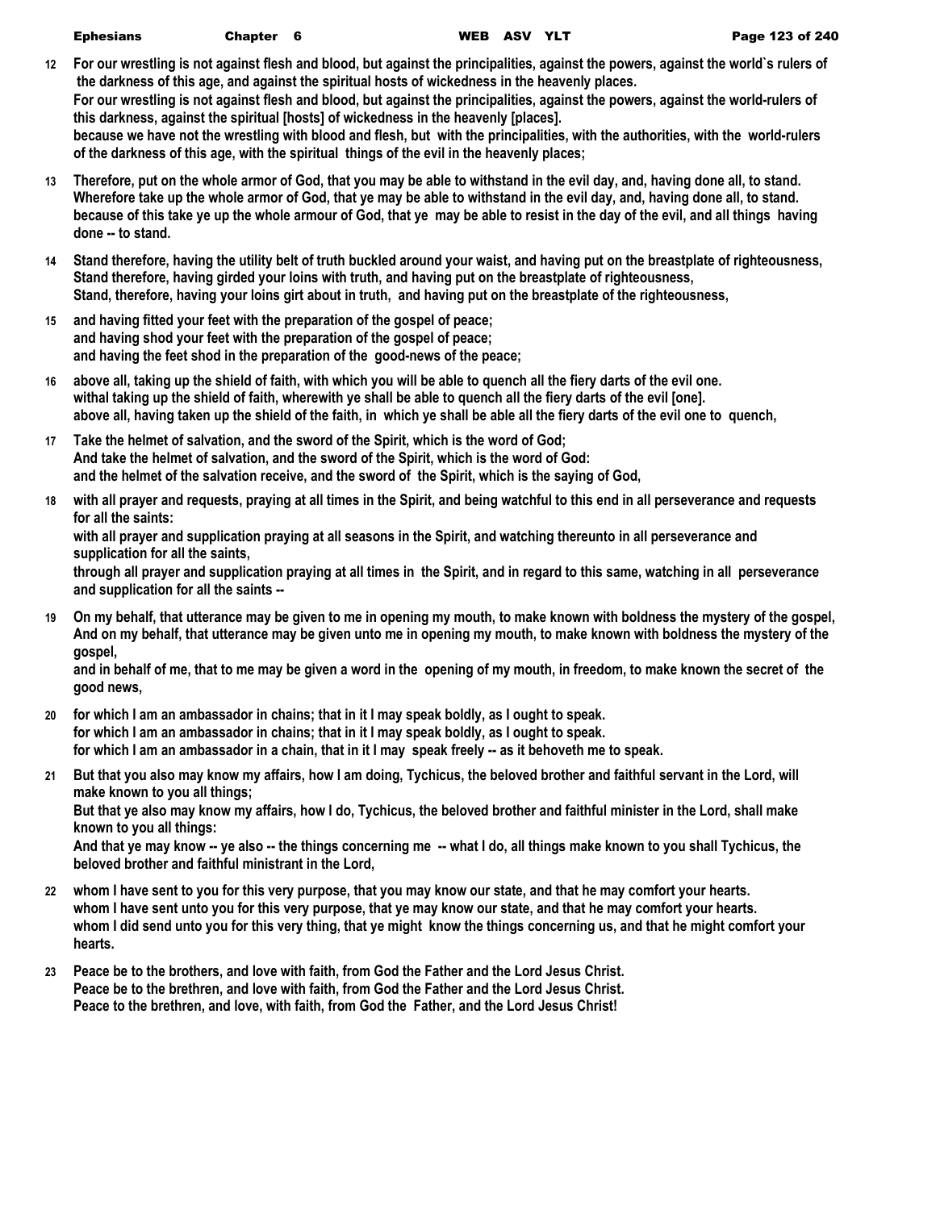12 For our wrestling is not against flesh and blood, but against the principalities, against the powers, against the world`s rulers of the darkness of this age, and against the spiritual hosts of wickedness in the heavenly places.
For our wrestling is not against flesh and blood, but against the principalities, against the powers, against the world-rulers of this darkness, against the spiritual [hosts] of wickedness in the heavenly [places].
because we have not the wrestling with blood and flesh, but with the principalities, with the authorities, with the world-rulers of the darkness of this age, with the spiritual things of the evil in the heavenly places;

13 Therefore, put on the whole armor of God, that you may be able to withstand in the evil day, and, having done all, to stand.
Wherefore take up the whole armor of God, that ye may be able to withstand in the evil day, and, having done all, to stand.
because of this take ye up the whole armour of God, that ye may be able to resist in the day of the evil, and all things having done -- to stand.

14 Stand therefore, having the utility belt of truth buckled around your waist, and having put on the breastplate of righteousness,
Stand therefore, having girded your loins with truth, and having put on the breastplate of righteousness,
Stand, therefore, having your loins girt about in truth, and having put on the breastplate of the righteousness,

15 and having fitted your feet with the preparation of the gospel of peace;
and having shod your feet with the preparation of the gospel of peace;
and having the feet shod in the preparation of the good-news of the peace;

16 above all, taking up the shield of faith, with which you will be able to quench all the fiery darts of the evil one.
withal taking up the shield of faith, wherewith ye shall be able to quench all the fiery darts of the evil [one].
above all, having taken up the shield of the faith, in which ye shall be able all the fiery darts of the evil one to quench,

17 Take the helmet of salvation, and the sword of the Spirit, which is the word of God;
And take the helmet of salvation, and the sword of the Spirit, which is the word of God:
and the helmet of the salvation receive, and the sword of the Spirit, which is the saying of God,

18 with all prayer and requests, praying at all times in the Spirit, and being watchful to this end in all perseverance and requests for all the saints:
with all prayer and supplication praying at all seasons in the Spirit, and watching thereunto in all perseverance and supplication for all the saints,
through all prayer and supplication praying at all times in the Spirit, and in regard to this same, watching in all perseverance and supplication for all the saints --

19 On my behalf, that utterance may be given to me in opening my mouth, to make known with boldness the mystery of the gospel,
And on my behalf, that utterance may be given unto me in opening my mouth, to make known with boldness the mystery of the gospel,
and in behalf of me, that to me may be given a word in the opening of my mouth, in freedom, to make known the secret of the good news,

20 for which I am an ambassador in chains; that in it I may speak boldly, as I ought to speak.
for which I am an ambassador in chains; that in it I may speak boldly, as I ought to speak.
for which I am an ambassador in a chain, that in it I may speak freely -- as it behoveth me to speak.

21 But that you also may know my affairs, how I am doing, Tychicus, the beloved brother and faithful servant in the Lord, will make known to you all things;
But that ye also may know my affairs, how I do, Tychicus, the beloved brother and faithful minister in the Lord, shall make known to you all things:
And that ye may know -- ye also -- the things concerning me -- what I do, all things make known to you shall Tychicus, the beloved brother and faithful ministrant in the Lord,

22 whom I have sent to you for this very purpose, that you may know our state, and that he may comfort your hearts.
whom I have sent unto you for this very purpose, that ye may know our state, and that he may comfort your hearts.
whom I did send unto you for this very thing, that ye might know the things concerning us, and that he might comfort your hearts.

23 Peace be to the brothers, and love with faith, from God the Father and the Lord Jesus Christ.
Peace be to the brethren, and love with faith, from God the Father and the Lord Jesus Christ.
Peace to the brethren, and love, with faith, from God the Father, and the Lord Jesus Christ!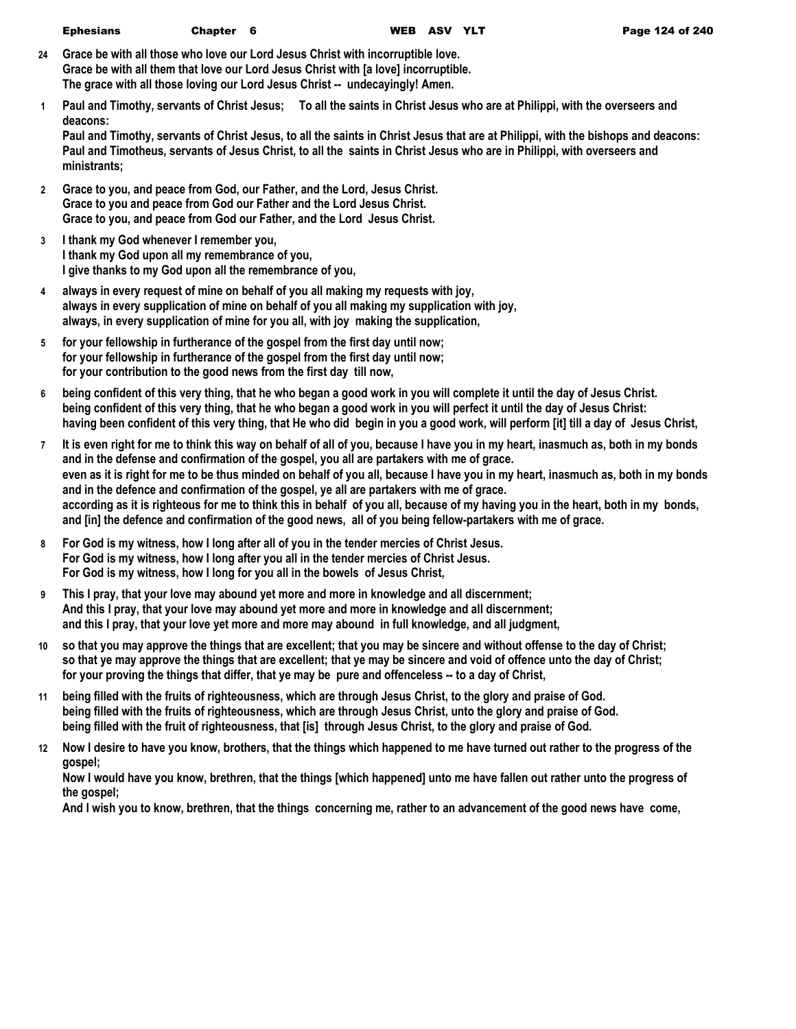**24** **Grace be with all those who love our Lord Jesus Christ with incorruptible love.**
**Grace be with all them that love our Lord Jesus Christ with [a love] incorruptible.**
**The grace with all those loving our Lord Jesus Christ -- undecayingly! Amen.**

**1** **Paul and Timothy, servants of Christ Jesus; To all the saints in Christ Jesus who are at Philippi, with the overseers and deacons:**
**Paul and Timothy, servants of Christ Jesus, to all the saints in Christ Jesus that are at Philippi, with the bishops and deacons:**
**Paul and Timotheus, servants of Jesus Christ, to all the saints in Christ Jesus who are in Philippi, with overseers and ministrants;**

**2** **Grace to you, and peace from God, our Father, and the Lord, Jesus Christ.**
**Grace to you and peace from God our Father and the Lord Jesus Christ.**
**Grace to you, and peace from God our Father, and the Lord Jesus Christ.**

**3** **I thank my God whenever I remember you,**
**I thank my God upon all my remembrance of you,**
**I give thanks to my God upon all the remembrance of you,**

**4** **always in every request of mine on behalf of you all making my requests with joy,**
**always in every supplication of mine on behalf of you all making my supplication with joy,**
**always, in every supplication of mine for you all, with joy making the supplication,**

**5** **for your fellowship in furtherance of the gospel from the first day until now;**
**for your fellowship in furtherance of the gospel from the first day until now;**
**for your contribution to the good news from the first day till now,**

**6** **being confident of this very thing, that he who began a good work in you will complete it until the day of Jesus Christ.**
**being confident of this very thing, that he who began a good work in you will perfect it until the day of Jesus Christ:**
**having been confident of this very thing, that He who did begin in you a good work, will perform [it] till a day of Jesus Christ,**

**7** **It is even right for me to think this way on behalf of all of you, because I have you in my heart, inasmuch as, both in my bonds and in the defense and confirmation of the gospel, you all are partakers with me of grace.**
**even as it is right for me to be thus minded on behalf of you all, because I have you in my heart, inasmuch as, both in my bonds and in the defence and confirmation of the gospel, ye all are partakers with me of grace.**
**according as it is righteous for me to think this in behalf of you all, because of my having you in the heart, both in my bonds, and [in] the defence and confirmation of the good news, all of you being fellow-partakers with me of grace.**

**8** **For God is my witness, how I long after all of you in the tender mercies of Christ Jesus.**
**For God is my witness, how I long after you all in the tender mercies of Christ Jesus.**
**For God is my witness, how I long for you all in the bowels of Jesus Christ,**

**9** **This I pray, that your love may abound yet more and more in knowledge and all discernment;**
**And this I pray, that your love may abound yet more and more in knowledge and all discernment;**
**and this I pray, that your love yet more and more may abound in full knowledge, and all judgment,**

**10** **so that you may approve the things that are excellent; that you may be sincere and without offense to the day of Christ;**
**so that ye may approve the things that are excellent; that ye may be sincere and void of offence unto the day of Christ;**
**for your proving the things that differ, that ye may be pure and offenceless -- to a day of Christ,**

**11** **being filled with the fruits of righteousness, which are through Jesus Christ, to the glory and praise of God.**
**being filled with the fruits of righteousness, which are through Jesus Christ, unto the glory and praise of God.**
**being filled with the fruit of righteousness, that [is] through Jesus Christ, to the glory and praise of God.**

**12** **Now I desire to have you know, brothers, that the things which happened to me have turned out rather to the progress of the gospel;**
**Now I would have you know, brethren, that the things [which happened] unto me have fallen out rather unto the progress of the gospel;**
**And I wish you to know, brethren, that the things concerning me, rather to an advancement of the good news have come,**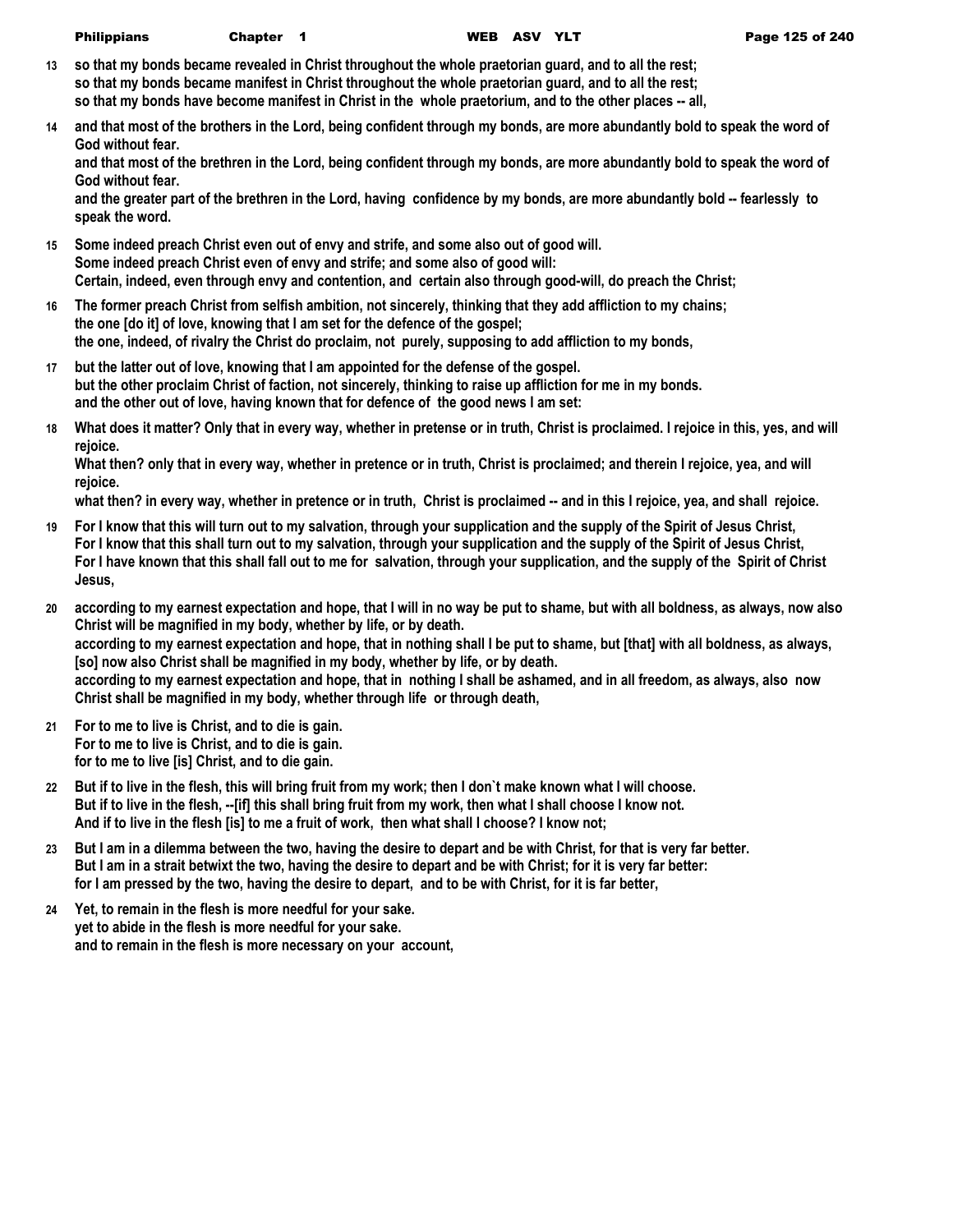13 so that my bonds became revealed in Christ throughout the whole praetorian guard, and to all the rest;
so that my bonds became manifest in Christ throughout the whole praetorian guard, and to all the rest;
so that my bonds have become manifest in Christ in the whole praetorium, and to the other places -- all,

14 and that most of the brothers in the Lord, being confident through my bonds, are more abundantly bold to speak the word of God without fear.
and that most of the brethren in the Lord, being confident through my bonds, are more abundantly bold to speak the word of God without fear.
and the greater part of the brethren in the Lord, having confidence by my bonds, are more abundantly bold -- fearlessly to speak the word.

15 Some indeed preach Christ even out of envy and strife, and some also out of good will.
Some indeed preach Christ even of envy and strife; and some also of good will:
Certain, indeed, even through envy and contention, and certain also through good-will, do preach the Christ;

16 The former preach Christ from selfish ambition, not sincerely, thinking that they add affliction to my chains;
the one [do it] of love, knowing that I am set for the defence of the gospel;
the one, indeed, of rivalry the Christ do proclaim, not purely, supposing to add affliction to my bonds,

17 but the latter out of love, knowing that I am appointed for the defense of the gospel.
but the other proclaim Christ of faction, not sincerely, thinking to raise up affliction for me in my bonds.
and the other out of love, having known that for defence of the good news I am set:

18 What does it matter? Only that in every way, whether in pretense or in truth, Christ is proclaimed. I rejoice in this, yes, and will rejoice.
What then? only that in every way, whether in pretence or in truth, Christ is proclaimed; and therein I rejoice, yea, and will rejoice.
what then? in every way, whether in pretence or in truth, Christ is proclaimed -- and in this I rejoice, yea, and shall rejoice.

19 For I know that this will turn out to my salvation, through your supplication and the supply of the Spirit of Jesus Christ,
For I know that this shall turn out to my salvation, through your supplication and the supply of the Spirit of Jesus Christ,
For I have known that this shall fall out to me for salvation, through your supplication, and the supply of the Spirit of Christ Jesus,

20 according to my earnest expectation and hope, that I will in no way be put to shame, but with all boldness, as always, now also Christ will be magnified in my body, whether by life, or by death.
according to my earnest expectation and hope, that in nothing shall I be put to shame, but [that] with all boldness, as always, [so] now also Christ shall be magnified in my body, whether by life, or by death.
according to my earnest expectation and hope, that in nothing I shall be ashamed, and in all freedom, as always, also now Christ shall be magnified in my body, whether through life or through death,

21 For to me to live is Christ, and to die is gain.
For to me to live is Christ, and to die is gain.
for to me to live [is] Christ, and to die gain.

22 But if to live in the flesh, this will bring fruit from my work; then I don`t make known what I will choose.
But if to live in the flesh, --[if] this shall bring fruit from my work, then what I shall choose I know not.
And if to live in the flesh [is] to me a fruit of work, then what shall I choose? I know not;

23 But I am in a dilemma between the two, having the desire to depart and be with Christ, for that is very far better.
But I am in a strait betwixt the two, having the desire to depart and be with Christ; for it is very far better:
for I am pressed by the two, having the desire to depart, and to be with Christ, for it is far better,

24 Yet, to remain in the flesh is more needful for your sake.
yet to abide in the flesh is more needful for your sake.
and to remain in the flesh is more necessary on your account,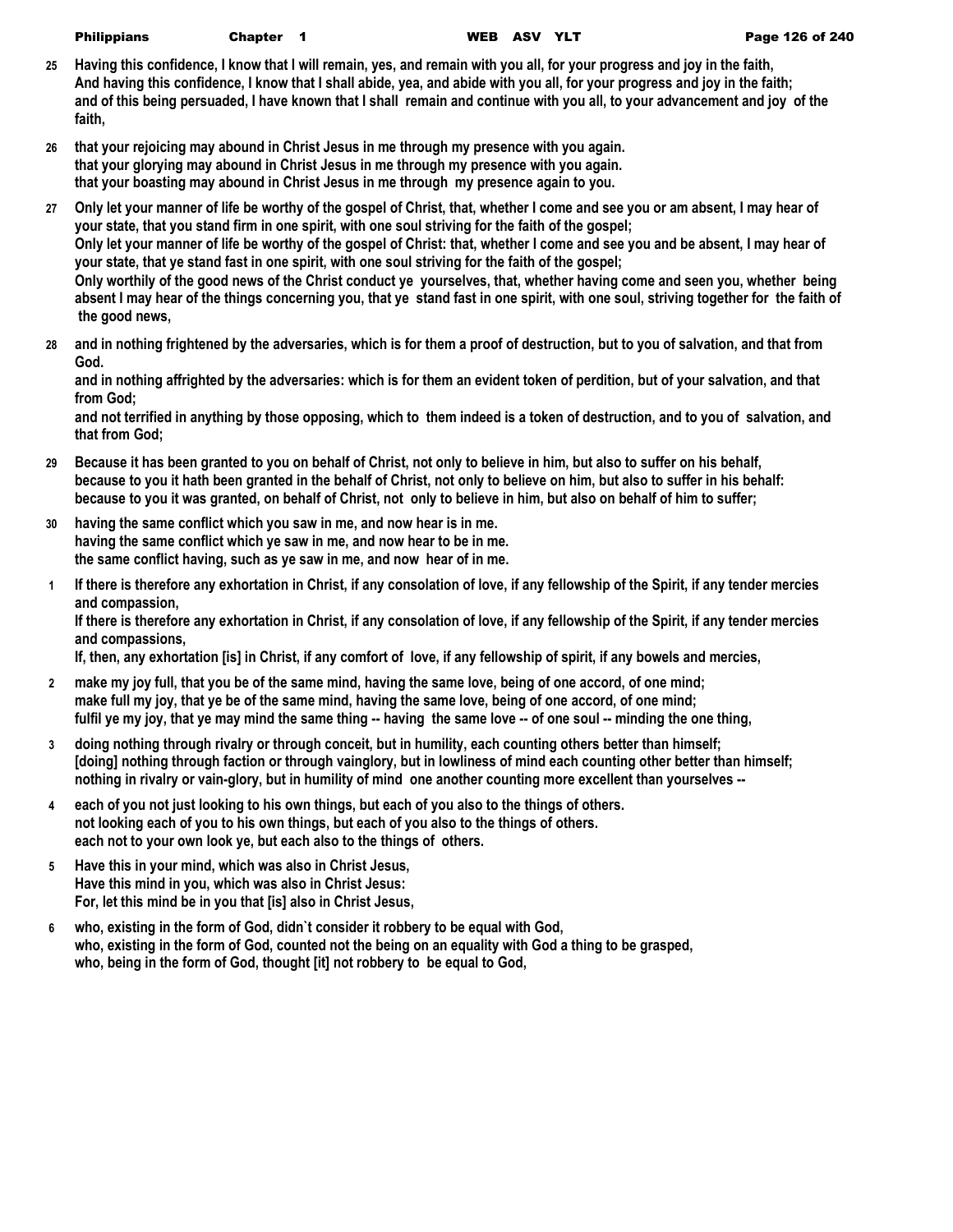25 Having this confidence, I know that I will remain, yes, and remain with you all, for your progress and joy in the faith,
And having this confidence, I know that I shall abide, yea, and abide with you all, for your progress and joy in the faith;
and of this being persuaded, I have known that I shall remain and continue with you all, to your advancement and joy of the faith,

26 that your rejoicing may abound in Christ Jesus in me through my presence with you again.
that your glorying may abound in Christ Jesus in me through my presence with you again.
that your boasting may abound in Christ Jesus in me through my presence again to you.

27 Only let your manner of life be worthy of the gospel of Christ, that, whether I come and see you or am absent, I may hear of your state, that you stand firm in one spirit, with one soul striving for the faith of the gospel;
Only let your manner of life be worthy of the gospel of Christ: that, whether I come and see you and be absent, I may hear of your state, that ye stand fast in one spirit, with one soul striving for the faith of the gospel;
Only worthily of the good news of the Christ conduct ye yourselves, that, whether having come and seen you, whether being absent I may hear of the things concerning you, that ye stand fast in one spirit, with one soul, striving together for the faith of the good news,

28 and in nothing frightened by the adversaries, which is for them a proof of destruction, but to you of salvation, and that from God.
and in nothing affrighted by the adversaries: which is for them an evident token of perdition, but of your salvation, and that from God;
and not terrified in anything by those opposing, which to them indeed is a token of destruction, and to you of salvation, and that from God;

29 Because it has been granted to you on behalf of Christ, not only to believe in him, but also to suffer on his behalf,
because to you it hath been granted in the behalf of Christ, not only to believe on him, but also to suffer in his behalf:
because to you it was granted, on behalf of Christ, not only to believe in him, but also on behalf of him to suffer;

30 having the same conflict which you saw in me, and now hear is in me.
having the same conflict which ye saw in me, and now hear to be in me.
the same conflict having, such as ye saw in me, and now hear of in me.

1 If there is therefore any exhortation in Christ, if any consolation of love, if any fellowship of the Spirit, if any tender mercies and compassion,
If there is therefore any exhortation in Christ, if any consolation of love, if any fellowship of the Spirit, if any tender mercies and compassions,
If, then, any exhortation [is] in Christ, if any comfort of love, if any fellowship of spirit, if any bowels and mercies,

2 make my joy full, that you be of the same mind, having the same love, being of one accord, of one mind;
make full my joy, that ye be of the same mind, having the same love, being of one accord, of one mind;
fulfil ye my joy, that ye may mind the same thing -- having the same love -- of one soul -- minding the one thing,

3 doing nothing through rivalry or through conceit, but in humility, each counting others better than himself;
[doing] nothing through faction or through vainglory, but in lowliness of mind each counting other better than himself;
nothing in rivalry or vain-glory, but in humility of mind one another counting more excellent than yourselves --

4 each of you not just looking to his own things, but each of you also to the things of others.
not looking each of you to his own things, but each of you also to the things of others.
each not to your own look ye, but each also to the things of others.

5 Have this in your mind, which was also in Christ Jesus,
Have this mind in you, which was also in Christ Jesus:
For, let this mind be in you that [is] also in Christ Jesus,

6 who, existing in the form of God, didn`t consider it robbery to be equal with God,
who, existing in the form of God, counted not the being on an equality with God a thing to be grasped,
who, being in the form of God, thought [it] not robbery to be equal to God,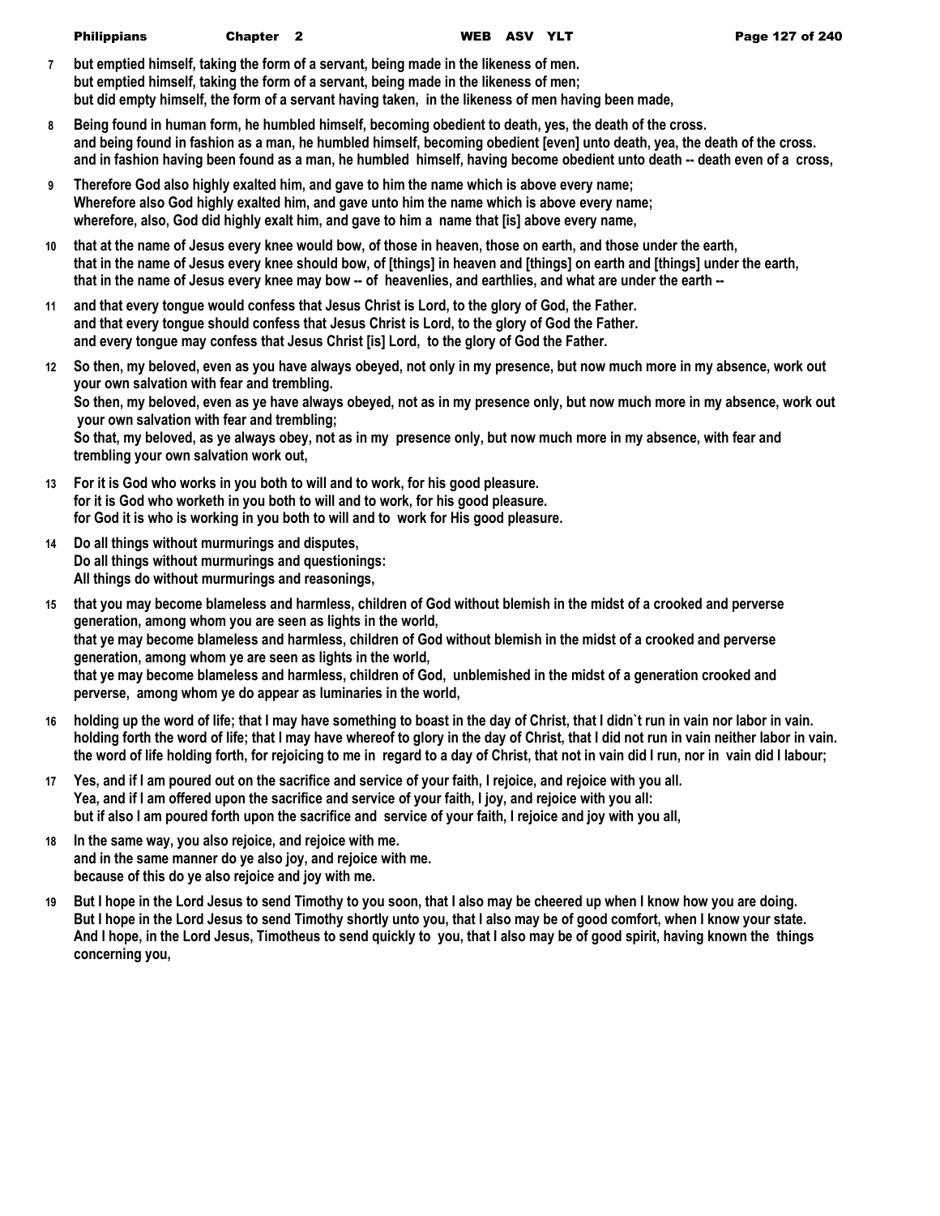**7** but emptied himself, taking the form of a servant, being made in the likeness of men.
but emptied himself, taking the form of a servant, being made in the likeness of men;
but did empty himself, the form of a servant having taken, in the likeness of men having been made,

**8** Being found in human form, he humbled himself, becoming obedient to death, yes, the death of the cross.
and being found in fashion as a man, he humbled himself, becoming obedient [even] unto death, yea, the death of the cross.
and in fashion having been found as a man, he humbled himself, having become obedient unto death -- death even of a cross,

**9** Therefore God also highly exalted him, and gave to him the name which is above every name;
Wherefore also God highly exalted him, and gave unto him the name which is above every name;
wherefore, also, God did highly exalt him, and gave to him a name that [is] above every name,

**10** that at the name of Jesus every knee would bow, of those in heaven, those on earth, and those under the earth,
that in the name of Jesus every knee should bow, of [things] in heaven and [things] on earth and [things] under the earth,
that in the name of Jesus every knee may bow -- of heavenlies, and earthlies, and what are under the earth --

**11** and that every tongue would confess that Jesus Christ is Lord, to the glory of God, the Father.
and that every tongue should confess that Jesus Christ is Lord, to the glory of God the Father.
and every tongue may confess that Jesus Christ [is] Lord, to the glory of God the Father.

**12** So then, my beloved, even as you have always obeyed, not only in my presence, but now much more in my absence, work out your own salvation with fear and trembling.
So then, my beloved, even as ye have always obeyed, not as in my presence only, but now much more in my absence, work out your own salvation with fear and trembling;
So that, my beloved, as ye always obey, not as in my presence only, but now much more in my absence, with fear and trembling your own salvation work out,

**13** For it is God who works in you both to will and to work, for his good pleasure.
for it is God who worketh in you both to will and to work, for his good pleasure.
for God it is who is working in you both to will and to work for His good pleasure.

**14** Do all things without murmurings and disputes,
Do all things without murmurings and questionings:
All things do without murmurings and reasonings,

**15** that you may become blameless and harmless, children of God without blemish in the midst of a crooked and perverse generation, among whom you are seen as lights in the world,
that ye may become blameless and harmless, children of God without blemish in the midst of a crooked and perverse generation, among whom ye are seen as lights in the world,
that ye may become blameless and harmless, children of God, unblemished in the midst of a generation crooked and perverse, among whom ye do appear as luminaries in the world,

**16** holding up the word of life; that I may have something to boast in the day of Christ, that I didn`t run in vain nor labor in vain.
holding forth the word of life; that I may have whereof to glory in the day of Christ, that I did not run in vain neither labor in vain.
the word of life holding forth, for rejoicing to me in regard to a day of Christ, that not in vain did I run, nor in vain did I labour;

**17** Yes, and if I am poured out on the sacrifice and service of your faith, I rejoice, and rejoice with you all.
Yea, and if I am offered upon the sacrifice and service of your faith, I joy, and rejoice with you all:
but if also I am poured forth upon the sacrifice and service of your faith, I rejoice and joy with you all,

**18** In the same way, you also rejoice, and rejoice with me.
and in the same manner do ye also joy, and rejoice with me.
because of this do ye also rejoice and joy with me.

**19** But I hope in the Lord Jesus to send Timothy to you soon, that I also may be cheered up when I know how you are doing.
But I hope in the Lord Jesus to send Timothy shortly unto you, that I also may be of good comfort, when I know your state.
And I hope, in the Lord Jesus, Timotheus to send quickly to you, that I also may be of good spirit, having known the things concerning you,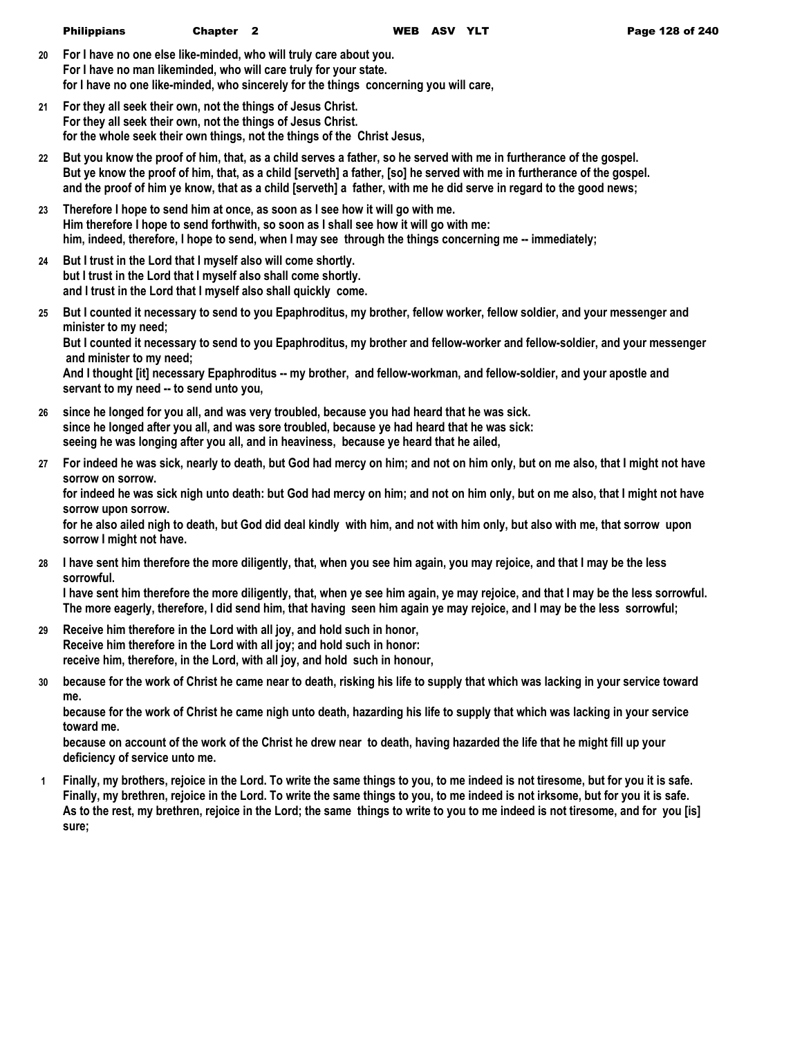**20** For I have no one else like-minded, who will truly care about you.
For I have no man likeminded, who will care truly for your state.
for I have no one like-minded, who sincerely for the things concerning you will care,

**21** For they all seek their own, not the things of Jesus Christ.
For they all seek their own, not the things of Jesus Christ.
for the whole seek their own things, not the things of the Christ Jesus,

**22** But you know the proof of him, that, as a child serves a father, so he served with me in furtherance of the gospel.
But ye know the proof of him, that, as a child [serveth] a father, [so] he served with me in furtherance of the gospel.
and the proof of him ye know, that as a child [serveth] a father, with me he did serve in regard to the good news;

**23** Therefore I hope to send him at once, as soon as I see how it will go with me.
Him therefore I hope to send forthwith, so soon as I shall see how it will go with me:
him, indeed, therefore, I hope to send, when I may see through the things concerning me -- immediately;

**24** But I trust in the Lord that I myself also will come shortly.
but I trust in the Lord that I myself also shall come shortly.
and I trust in the Lord that I myself also shall quickly come.

**25** But I counted it necessary to send to you Epaphroditus, my brother, fellow worker, fellow soldier, and your messenger and minister to my need;
But I counted it necessary to send to you Epaphroditus, my brother and fellow-worker and fellow-soldier, and your messenger and minister to my need;
And I thought [it] necessary Epaphroditus -- my brother, and fellow-workman, and fellow-soldier, and your apostle and servant to my need -- to send unto you,

**26** since he longed for you all, and was very troubled, because you had heard that he was sick.
since he longed after you all, and was sore troubled, because ye had heard that he was sick:
seeing he was longing after you all, and in heaviness, because ye heard that he ailed,

**27** For indeed he was sick, nearly to death, but God had mercy on him; and not on him only, but on me also, that I might not have sorrow on sorrow.
for indeed he was sick nigh unto death: but God had mercy on him; and not on him only, but on me also, that I might not have sorrow upon sorrow.
for he also ailed nigh to death, but God did deal kindly with him, and not with him only, but also with me, that sorrow upon sorrow I might not have.

**28** I have sent him therefore the more diligently, that, when you see him again, you may rejoice, and that I may be the less sorrowful.
I have sent him therefore the more diligently, that, when ye see him again, ye may rejoice, and that I may be the less sorrowful.
The more eagerly, therefore, I did send him, that having seen him again ye may rejoice, and I may be the less sorrowful;

**29** Receive him therefore in the Lord with all joy, and hold such in honor,
Receive him therefore in the Lord with all joy; and hold such in honor:
receive him, therefore, in the Lord, with all joy, and hold such in honour,

**30** because for the work of Christ he came near to death, risking his life to supply that which was lacking in your service toward me.
because for the work of Christ he came nigh unto death, hazarding his life to supply that which was lacking in your service toward me.
because on account of the work of the Christ he drew near to death, having hazarded the life that he might fill up your deficiency of service unto me.

**1** Finally, my brothers, rejoice in the Lord. To write the same things to you, to me indeed is not tiresome, but for you it is safe.
Finally, my brethren, rejoice in the Lord. To write the same things to you, to me indeed is not irksome, but for you it is safe.
As to the rest, my brethren, rejoice in the Lord; the same things to write to you to me indeed is not tiresome, and for you [is] sure;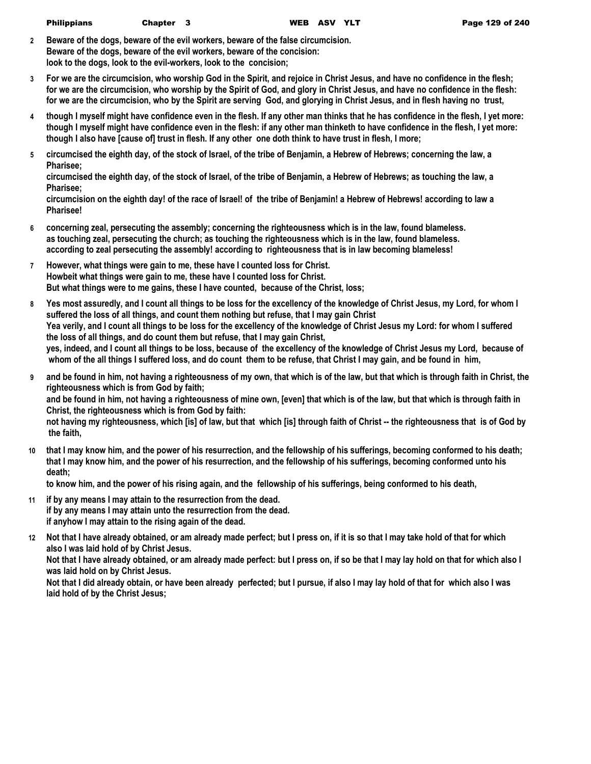**2** **Beware of the dogs, beware of the evil workers, beware of the false circumcision.**
**Beware of the dogs, beware of the evil workers, beware of the concision:**
**look to the dogs, look to the evil-workers, look to the concision;**

**3** **For we are the circumcision, who worship God in the Spirit, and rejoice in Christ Jesus, and have no confidence in the flesh;**
**for we are the circumcision, who worship by the Spirit of God, and glory in Christ Jesus, and have no confidence in the flesh:**
**for we are the circumcision, who by the Spirit are serving God, and glorying in Christ Jesus, and in flesh having no trust,**

**4** **though I myself might have confidence even in the flesh. If any other man thinks that he has confidence in the flesh, I yet more:**
**though I myself might have confidence even in the flesh: if any other man thinketh to have confidence in the flesh, I yet more:**
**though I also have [cause of] trust in flesh. If any other one doth think to have trust in flesh, I more;**

**5** **circumcised the eighth day, of the stock of Israel, of the tribe of Benjamin, a Hebrew of Hebrews; concerning the law, a Pharisee;**
**circumcised the eighth day, of the stock of Israel, of the tribe of Benjamin, a Hebrew of Hebrews; as touching the law, a Pharisee;**
**circumcision on the eighth day! of the race of Israel! of the tribe of Benjamin! a Hebrew of Hebrews! according to law a Pharisee!**

**6** **concerning zeal, persecuting the assembly; concerning the righteousness which is in the law, found blameless.**
**as touching zeal, persecuting the church; as touching the righteousness which is in the law, found blameless.**
**according to zeal persecuting the assembly! according to righteousness that is in law becoming blameless!**

**7** **However, what things were gain to me, these have I counted loss for Christ.**
**Howbeit what things were gain to me, these have I counted loss for Christ.**
**But what things were to me gains, these I have counted, because of the Christ, loss;**

**8** **Yes most assuredly, and I count all things to be loss for the excellency of the knowledge of Christ Jesus, my Lord, for whom I suffered the loss of all things, and count them nothing but refuse, that I may gain Christ**
**Yea verily, and I count all things to be loss for the excellency of the knowledge of Christ Jesus my Lord: for whom I suffered the loss of all things, and do count them but refuse, that I may gain Christ,**
**yes, indeed, and I count all things to be loss, because of the excellency of the knowledge of Christ Jesus my Lord, because of whom of the all things I suffered loss, and do count them to be refuse, that Christ I may gain, and be found in him,**

**9** **and be found in him, not having a righteousness of my own, that which is of the law, but that which is through faith in Christ, the righteousness which is from God by faith;**
**and be found in him, not having a righteousness of mine own, [even] that which is of the law, but that which is through faith in Christ, the righteousness which is from God by faith:**
**not having my righteousness, which [is] of law, but that which [is] through faith of Christ -- the righteousness that is of God by the faith,**

**10** **that I may know him, and the power of his resurrection, and the fellowship of his sufferings, becoming conformed to his death;**
**that I may know him, and the power of his resurrection, and the fellowship of his sufferings, becoming conformed unto his death;**
**to know him, and the power of his rising again, and the fellowship of his sufferings, being conformed to his death,**

**11** **if by any means I may attain to the resurrection from the dead.**
**if by any means I may attain unto the resurrection from the dead.**
**if anyhow I may attain to the rising again of the dead.**

**12** **Not that I have already obtained, or am already made perfect; but I press on, if it is so that I may take hold of that for which also I was laid hold of by Christ Jesus.**
**Not that I have already obtained, or am already made perfect: but I press on, if so be that I may lay hold on that for which also I was laid hold on by Christ Jesus.**
**Not that I did already obtain, or have been already perfected; but I pursue, if also I may lay hold of that for which also I was laid hold of by the Christ Jesus;**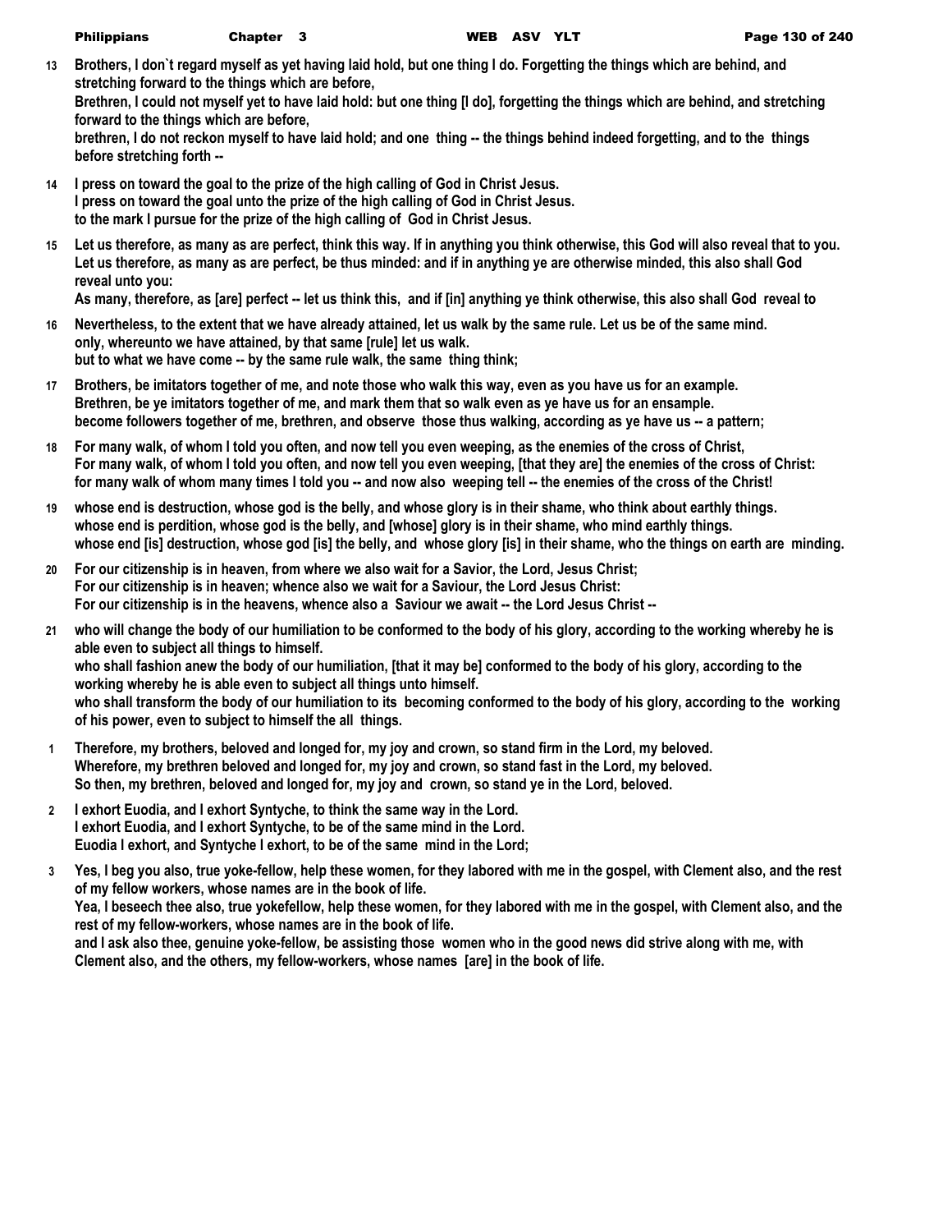**13** Brothers, I don`t regard myself as yet having laid hold, but one thing I do. Forgetting the things which are behind, and stretching forward to the things which are before,
Brethren, I could not myself yet to have laid hold: but one thing [I do], forgetting the things which are behind, and stretching forward to the things which are before,
brethren, I do not reckon myself to have laid hold; and one thing -- the things behind indeed forgetting, and to the things before stretching forth --

**14** I press on toward the goal to the prize of the high calling of God in Christ Jesus.
I press on toward the goal unto the prize of the high calling of God in Christ Jesus.
to the mark I pursue for the prize of the high calling of God in Christ Jesus.

**15** Let us therefore, as many as are perfect, think this way. If in anything you think otherwise, this God will also reveal that to you.
Let us therefore, as many as are perfect, be thus minded: and if in anything ye are otherwise minded, this also shall God reveal unto you:
As many, therefore, as [are] perfect -- let us think this, and if [in] anything ye think otherwise, this also shall God reveal to

**16** Nevertheless, to the extent that we have already attained, let us walk by the same rule. Let us be of the same mind.
only, whereunto we have attained, by that same [rule] let us walk.
but to what we have come -- by the same rule walk, the same thing think;

**17** Brothers, be imitators together of me, and note those who walk this way, even as you have us for an example.
Brethren, be ye imitators together of me, and mark them that so walk even as ye have us for an ensample.
become followers together of me, brethren, and observe those thus walking, according as ye have us -- a pattern;

**18** For many walk, of whom I told you often, and now tell you even weeping, as the enemies of the cross of Christ,
For many walk, of whom I told you often, and now tell you even weeping, [that they are] the enemies of the cross of Christ:
for many walk of whom many times I told you -- and now also weeping tell -- the enemies of the cross of the Christ!

**19** whose end is destruction, whose god is the belly, and whose glory is in their shame, who think about earthly things.
whose end is perdition, whose god is the belly, and [whose] glory is in their shame, who mind earthly things.
whose end [is] destruction, whose god [is] the belly, and whose glory [is] in their shame, who the things on earth are minding.

**20** For our citizenship is in heaven, from where we also wait for a Savior, the Lord, Jesus Christ;
For our citizenship is in heaven; whence also we wait for a Saviour, the Lord Jesus Christ:
For our citizenship is in the heavens, whence also a Saviour we await -- the Lord Jesus Christ --

**21** who will change the body of our humiliation to be conformed to the body of his glory, according to the working whereby he is able even to subject all things to himself.
who shall fashion anew the body of our humiliation, [that it may be] conformed to the body of his glory, according to the working whereby he is able even to subject all things unto himself.
who shall transform the body of our humiliation to its becoming conformed to the body of his glory, according to the working of his power, even to subject to himself the all things.

**1** Therefore, my brothers, beloved and longed for, my joy and crown, so stand firm in the Lord, my beloved.
Wherefore, my brethren beloved and longed for, my joy and crown, so stand fast in the Lord, my beloved.
So then, my brethren, beloved and longed for, my joy and crown, so stand ye in the Lord, beloved.

**2** I exhort Euodia, and I exhort Syntyche, to think the same way in the Lord.
I exhort Euodia, and I exhort Syntyche, to be of the same mind in the Lord.
Euodia I exhort, and Syntyche I exhort, to be of the same mind in the Lord;

**3** Yes, I beg you also, true yoke-fellow, help these women, for they labored with me in the gospel, with Clement also, and the rest of my fellow workers, whose names are in the book of life.
Yea, I beseech thee also, true yokefellow, help these women, for they labored with me in the gospel, with Clement also, and the rest of my fellow-workers, whose names are in the book of life.
and I ask also thee, genuine yoke-fellow, be assisting those women who in the good news did strive along with me, with Clement also, and the others, my fellow-workers, whose names [are] in the book of life.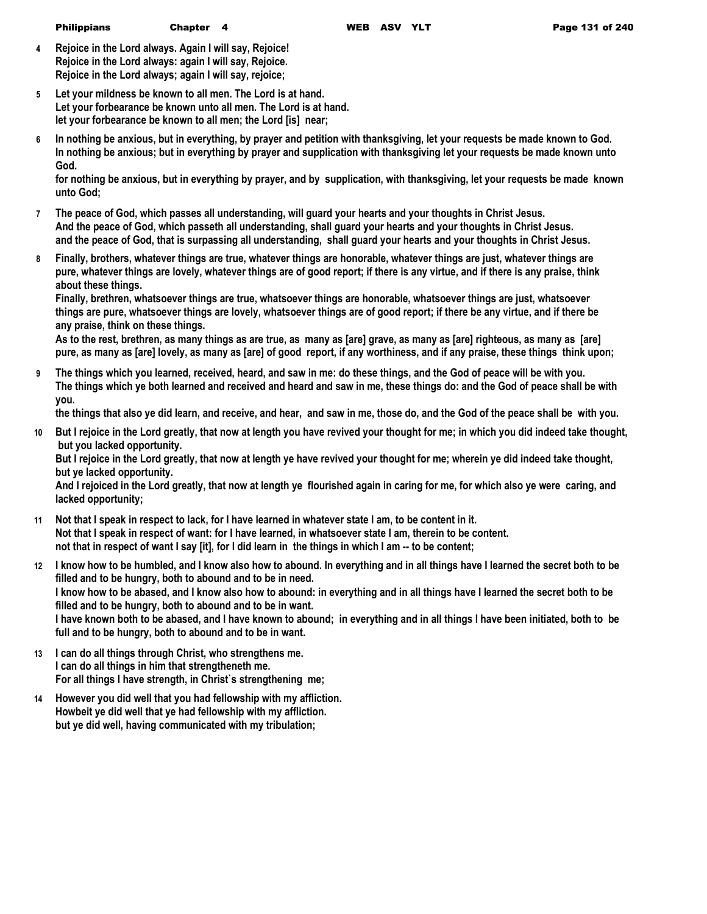**4** Rejoice in the Lord always. Again I will say, Rejoice!
Rejoice in the Lord always: again I will say, Rejoice.
Rejoice in the Lord always; again I will say, rejoice;

**5** Let your mildness be known to all men. The Lord is at hand.
Let your forbearance be known unto all men. The Lord is at hand.
let your forbearance be known to all men; the Lord [is] near;

**6** In nothing be anxious, but in everything, by prayer and petition with thanksgiving, let your requests be made known to God.
In nothing be anxious; but in everything by prayer and supplication with thanksgiving let your requests be made known unto God.
for nothing be anxious, but in everything by prayer, and by supplication, with thanksgiving, let your requests be made known unto God;

**7** The peace of God, which passes all understanding, will guard your hearts and your thoughts in Christ Jesus.
And the peace of God, which passeth all understanding, shall guard your hearts and your thoughts in Christ Jesus.
and the peace of God, that is surpassing all understanding, shall guard your hearts and your thoughts in Christ Jesus.

**8** Finally, brothers, whatever things are true, whatever things are honorable, whatever things are just, whatever things are pure, whatever things are lovely, whatever things are of good report; if there is any virtue, and if there is any praise, think about these things.
Finally, brethren, whatsoever things are true, whatsoever things are honorable, whatsoever things are just, whatsoever things are pure, whatsoever things are lovely, whatsoever things are of good report; if there be any virtue, and if there be any praise, think on these things.
As to the rest, brethren, as many things as are true, as many as [are] grave, as many as [are] righteous, as many as [are] pure, as many as [are] lovely, as many as [are] of good report, if any worthiness, and if any praise, these things think upon;

**9** The things which you learned, received, heard, and saw in me: do these things, and the God of peace will be with you.
The things which ye both learned and received and heard and saw in me, these things do: and the God of peace shall be with you.
the things that also ye did learn, and receive, and hear, and saw in me, those do, and the God of the peace shall be with you.

**10** But I rejoice in the Lord greatly, that now at length you have revived your thought for me; in which you did indeed take thought, but you lacked opportunity.
But I rejoice in the Lord greatly, that now at length ye have revived your thought for me; wherein ye did indeed take thought, but ye lacked opportunity.
And I rejoiced in the Lord greatly, that now at length ye flourished again in caring for me, for which also ye were caring, and lacked opportunity;

**11** Not that I speak in respect to lack, for I have learned in whatever state I am, to be content in it.
Not that I speak in respect of want: for I have learned, in whatsoever state I am, therein to be content.
not that in respect of want I say [it], for I did learn in the things in which I am -- to be content;

**12** I know how to be humbled, and I know also how to abound. In everything and in all things have I learned the secret both to be filled and to be hungry, both to abound and to be in need.
I know how to be abased, and I know also how to abound: in everything and in all things have I learned the secret both to be filled and to be hungry, both to abound and to be in want.
I have known both to be abased, and I have known to abound; in everything and in all things I have been initiated, both to be full and to be hungry, both to abound and to be in want.

**13** I can do all things through Christ, who strengthens me.
I can do all things in him that strengtheneth me.
For all things I have strength, in Christ`s strengthening me;

**14** However you did well that you had fellowship with my affliction.
Howbeit ye did well that ye had fellowship with my affliction.
but ye did well, having communicated with my tribulation;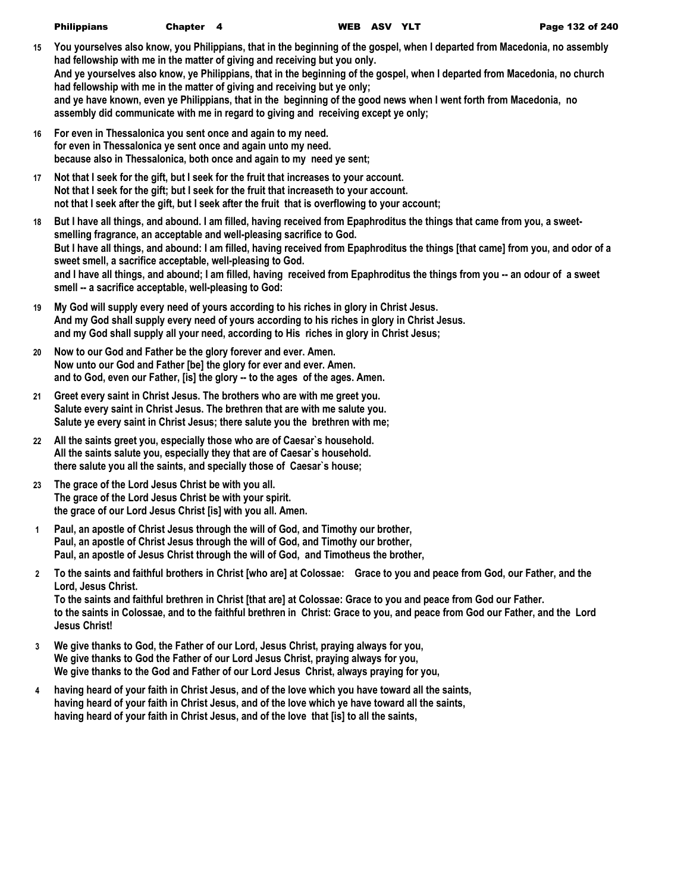15 You yourselves also know, you Philippians, that in the beginning of the gospel, when I departed from Macedonia, no assembly had fellowship with me in the matter of giving and receiving but you only.
And ye yourselves also know, ye Philippians, that in the beginning of the gospel, when I departed from Macedonia, no church had fellowship with me in the matter of giving and receiving but ye only;
and ye have known, even ye Philippians, that in the beginning of the good news when I went forth from Macedonia, no assembly did communicate with me in regard to giving and receiving except ye only;

16 For even in Thessalonica you sent once and again to my need.
for even in Thessalonica ye sent once and again unto my need.
because also in Thessalonica, both once and again to my need ye sent;

17 Not that I seek for the gift, but I seek for the fruit that increases to your account.
Not that I seek for the gift; but I seek for the fruit that increaseth to your account.
not that I seek after the gift, but I seek after the fruit that is overflowing to your account;

18 But I have all things, and abound. I am filled, having received from Epaphroditus the things that came from you, a sweet-smelling fragrance, an acceptable and well-pleasing sacrifice to God.
But I have all things, and abound: I am filled, having received from Epaphroditus the things [that came] from you, and odor of a sweet smell, a sacrifice acceptable, well-pleasing to God.
and I have all things, and abound; I am filled, having received from Epaphroditus the things from you -- an odour of a sweet smell -- a sacrifice acceptable, well-pleasing to God:

19 My God will supply every need of yours according to his riches in glory in Christ Jesus.
And my God shall supply every need of yours according to his riches in glory in Christ Jesus.
and my God shall supply all your need, according to His riches in glory in Christ Jesus;

20 Now to our God and Father be the glory forever and ever. Amen.
Now unto our God and Father [be] the glory for ever and ever. Amen.
and to God, even our Father, [is] the glory -- to the ages of the ages. Amen.

21 Greet every saint in Christ Jesus. The brothers who are with me greet you.
Salute every saint in Christ Jesus. The brethren that are with me salute you.
Salute ye every saint in Christ Jesus; there salute you the brethren with me;

22 All the saints greet you, especially those who are of Caesar`s household.
All the saints salute you, especially they that are of Caesar`s household.
there salute you all the saints, and specially those of Caesar`s house;

23 The grace of the Lord Jesus Christ be with you all.
The grace of the Lord Jesus Christ be with your spirit.
the grace of our Lord Jesus Christ [is] with you all. Amen.

1 Paul, an apostle of Christ Jesus through the will of God, and Timothy our brother,
Paul, an apostle of Christ Jesus through the will of God, and Timothy our brother,
Paul, an apostle of Jesus Christ through the will of God, and Timotheus the brother,

2 To the saints and faithful brothers in Christ [who are] at Colossae: Grace to you and peace from God, our Father, and the Lord, Jesus Christ.
To the saints and faithful brethren in Christ [that are] at Colossae: Grace to you and peace from God our Father.
to the saints in Colossae, and to the faithful brethren in Christ: Grace to you, and peace from God our Father, and the Lord Jesus Christ!

3 We give thanks to God, the Father of our Lord, Jesus Christ, praying always for you,
We give thanks to God the Father of our Lord Jesus Christ, praying always for you,
We give thanks to the God and Father of our Lord Jesus Christ, always praying for you,

4 having heard of your faith in Christ Jesus, and of the love which you have toward all the saints,
having heard of your faith in Christ Jesus, and of the love which ye have toward all the saints,
having heard of your faith in Christ Jesus, and of the love that [is] to all the saints,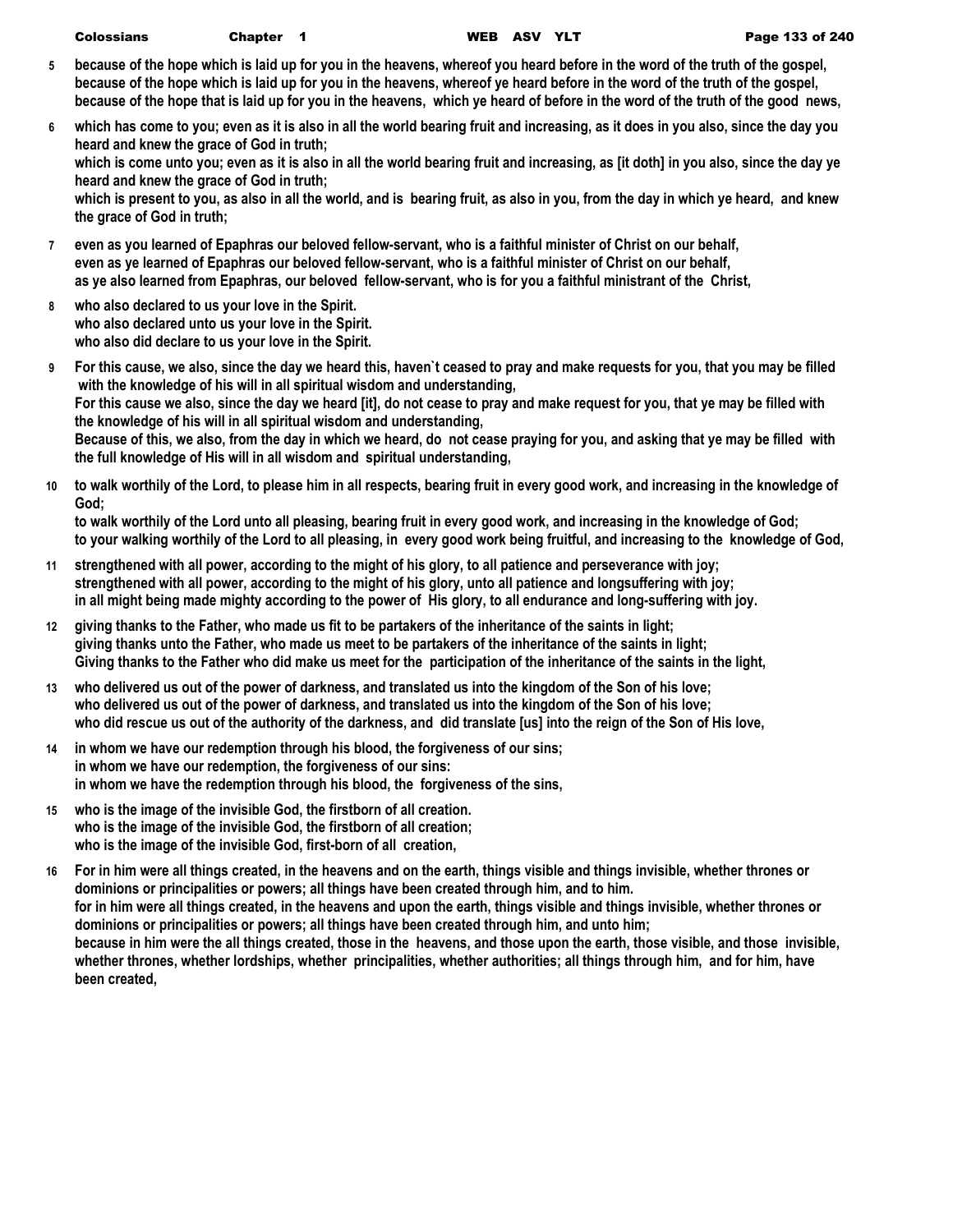**5** **because of the hope which is laid up for you in the heavens, whereof you heard before in the word of the truth of the gospel,**
**because of the hope which is laid up for you in the heavens, whereof ye heard before in the word of the truth of the gospel,**
**because of the hope that is laid up for you in the heavens, which ye heard of before in the word of the truth of the good news,**

**6** **which has come to you; even as it is also in all the world bearing fruit and increasing, as it does in you also, since the day you heard and knew the grace of God in truth;**
**which is come unto you; even as it is also in all the world bearing fruit and increasing, as [it doth] in you also, since the day ye heard and knew the grace of God in truth;**
**which is present to you, as also in all the world, and is bearing fruit, as also in you, from the day in which ye heard, and knew the grace of God in truth;**

**7** **even as you learned of Epaphras our beloved fellow-servant, who is a faithful minister of Christ on our behalf,**
**even as ye learned of Epaphras our beloved fellow-servant, who is a faithful minister of Christ on our behalf,**
**as ye also learned from Epaphras, our beloved fellow-servant, who is for you a faithful ministrant of the Christ,**

**8** **who also declared to us your love in the Spirit.**
**who also declared unto us your love in the Spirit.**
**who also did declare to us your love in the Spirit.**

**9** **For this cause, we also, since the day we heard this, haven`t ceased to pray and make requests for you, that you may be filled with the knowledge of his will in all spiritual wisdom and understanding,**
**For this cause we also, since the day we heard [it], do not cease to pray and make request for you, that ye may be filled with the knowledge of his will in all spiritual wisdom and understanding,**
**Because of this, we also, from the day in which we heard, do not cease praying for you, and asking that ye may be filled with the full knowledge of His will in all wisdom and spiritual understanding,**

**10** **to walk worthily of the Lord, to please him in all respects, bearing fruit in every good work, and increasing in the knowledge of God;**
**to walk worthily of the Lord unto all pleasing, bearing fruit in every good work, and increasing in the knowledge of God;**
**to your walking worthily of the Lord to all pleasing, in every good work being fruitful, and increasing to the knowledge of God,**

**11** **strengthened with all power, according to the might of his glory, to all patience and perseverance with joy;**
**strengthened with all power, according to the might of his glory, unto all patience and longsuffering with joy;**
**in all might being made mighty according to the power of His glory, to all endurance and long-suffering with joy.**

**12** **giving thanks to the Father, who made us fit to be partakers of the inheritance of the saints in light;**
**giving thanks unto the Father, who made us meet to be partakers of the inheritance of the saints in light;**
**Giving thanks to the Father who did make us meet for the participation of the inheritance of the saints in the light,**

**13** **who delivered us out of the power of darkness, and translated us into the kingdom of the Son of his love;**
**who delivered us out of the power of darkness, and translated us into the kingdom of the Son of his love;**
**who did rescue us out of the authority of the darkness, and did translate [us] into the reign of the Son of His love,**

**14** **in whom we have our redemption through his blood, the forgiveness of our sins;**
**in whom we have our redemption, the forgiveness of our sins:**
**in whom we have the redemption through his blood, the forgiveness of the sins,**

**15** **who is the image of the invisible God, the firstborn of all creation.**
**who is the image of the invisible God, the firstborn of all creation;**
**who is the image of the invisible God, first-born of all creation,**

**16** **For in him were all things created, in the heavens and on the earth, things visible and things invisible, whether thrones or dominions or principalities or powers; all things have been created through him, and to him.**
**for in him were all things created, in the heavens and upon the earth, things visible and things invisible, whether thrones or dominions or principalities or powers; all things have been created through him, and unto him;**
**because in him were the all things created, those in the heavens, and those upon the earth, those visible, and those invisible, whether thrones, whether lordships, whether principalities, whether authorities; all things through him, and for him, have been created,**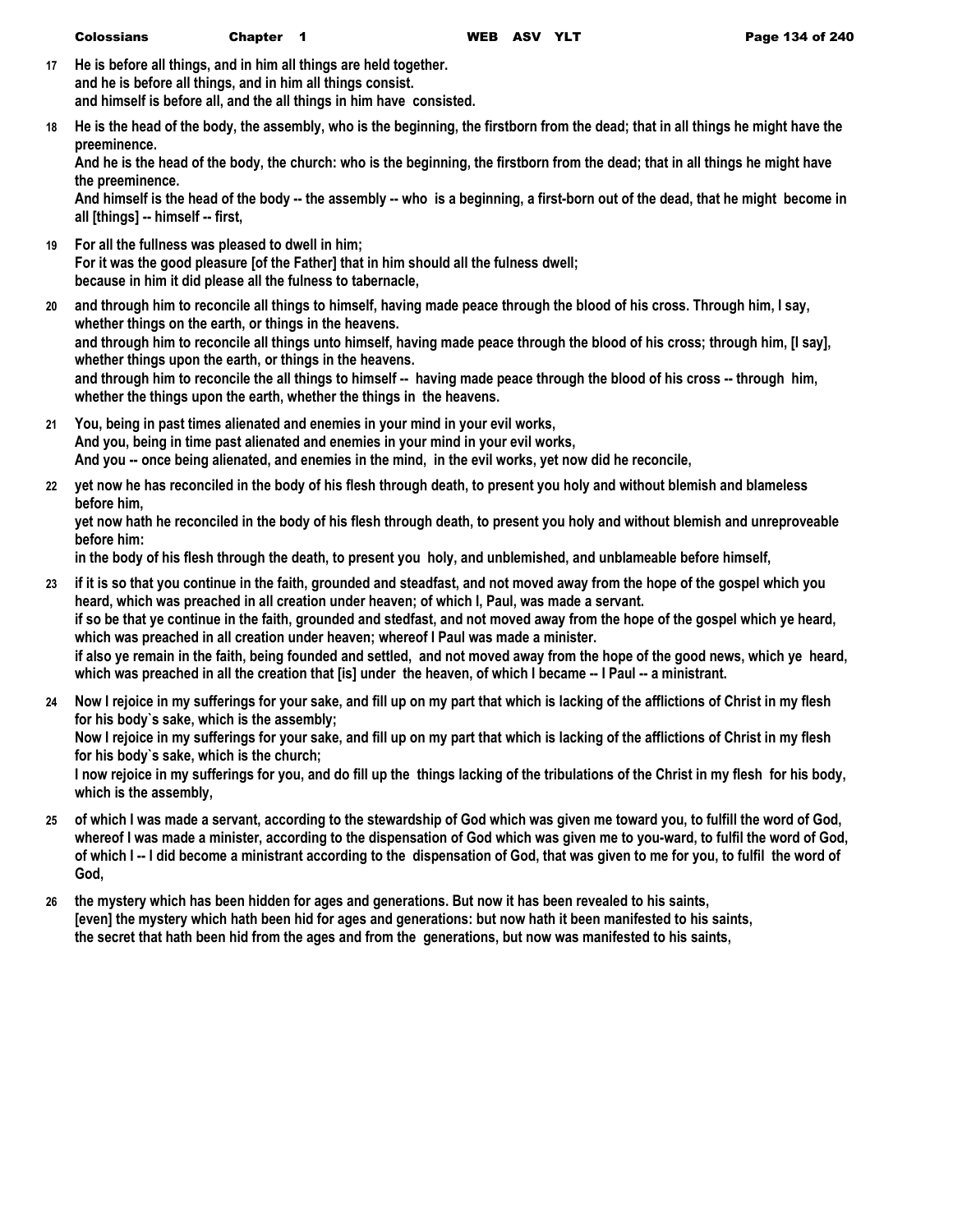**17** **He is before all things, and in him all things are held together.**
**and he is before all things, and in him all things consist.**
**and himself is before all, and the all things in him have consisted.**

**18** **He is the head of the body, the assembly, who is the beginning, the firstborn from the dead; that in all things he might have the preeminence.**
**And he is the head of the body, the church: who is the beginning, the firstborn from the dead; that in all things he might have the preeminence.**
**And himself is the head of the body -- the assembly -- who is a beginning, a first-born out of the dead, that he might become in all [things] -- himself -- first,**

**19** **For all the fullness was pleased to dwell in him;**
**For it was the good pleasure [of the Father] that in him should all the fulness dwell;**
**because in him it did please all the fulness to tabernacle,**

**20** **and through him to reconcile all things to himself, having made peace through the blood of his cross. Through him, I say, whether things on the earth, or things in the heavens.**
**and through him to reconcile all things unto himself, having made peace through the blood of his cross; through him, [I say], whether things upon the earth, or things in the heavens.**
**and through him to reconcile the all things to himself -- having made peace through the blood of his cross -- through him, whether the things upon the earth, whether the things in the heavens.**

**21** **You, being in past times alienated and enemies in your mind in your evil works,**
**And you, being in time past alienated and enemies in your mind in your evil works,**
**And you -- once being alienated, and enemies in the mind, in the evil works, yet now did he reconcile,**

**22** **yet now he has reconciled in the body of his flesh through death, to present you holy and without blemish and blameless before him,**
**yet now hath he reconciled in the body of his flesh through death, to present you holy and without blemish and unreproveable before him:**
**in the body of his flesh through the death, to present you holy, and unblemished, and unblameable before himself,**

**23** **if it is so that you continue in the faith, grounded and steadfast, and not moved away from the hope of the gospel which you heard, which was preached in all creation under heaven; of which I, Paul, was made a servant.**
**if so be that ye continue in the faith, grounded and stedfast, and not moved away from the hope of the gospel which ye heard, which was preached in all creation under heaven; whereof I Paul was made a minister.**
**if also ye remain in the faith, being founded and settled, and not moved away from the hope of the good news, which ye heard, which was preached in all the creation that [is] under the heaven, of which I became -- I Paul -- a ministrant.**

**24** **Now I rejoice in my sufferings for your sake, and fill up on my part that which is lacking of the afflictions of Christ in my flesh for his body`s sake, which is the assembly;**
**Now I rejoice in my sufferings for your sake, and fill up on my part that which is lacking of the afflictions of Christ in my flesh for his body`s sake, which is the church;**
**I now rejoice in my sufferings for you, and do fill up the things lacking of the tribulations of the Christ in my flesh for his body, which is the assembly,**

**25** **of which I was made a servant, according to the stewardship of God which was given me toward you, to fulfill the word of God,**
**whereof I was made a minister, according to the dispensation of God which was given me to you-ward, to fulfil the word of God,**
**of which I -- I did become a ministrant according to the dispensation of God, that was given to me for you, to fulfil the word of God,**

**26** **the mystery which has been hidden for ages and generations. But now it has been revealed to his saints,**
**[even] the mystery which hath been hid for ages and generations: but now hath it been manifested to his saints,**
**the secret that hath been hid from the ages and from the generations, but now was manifested to his saints,**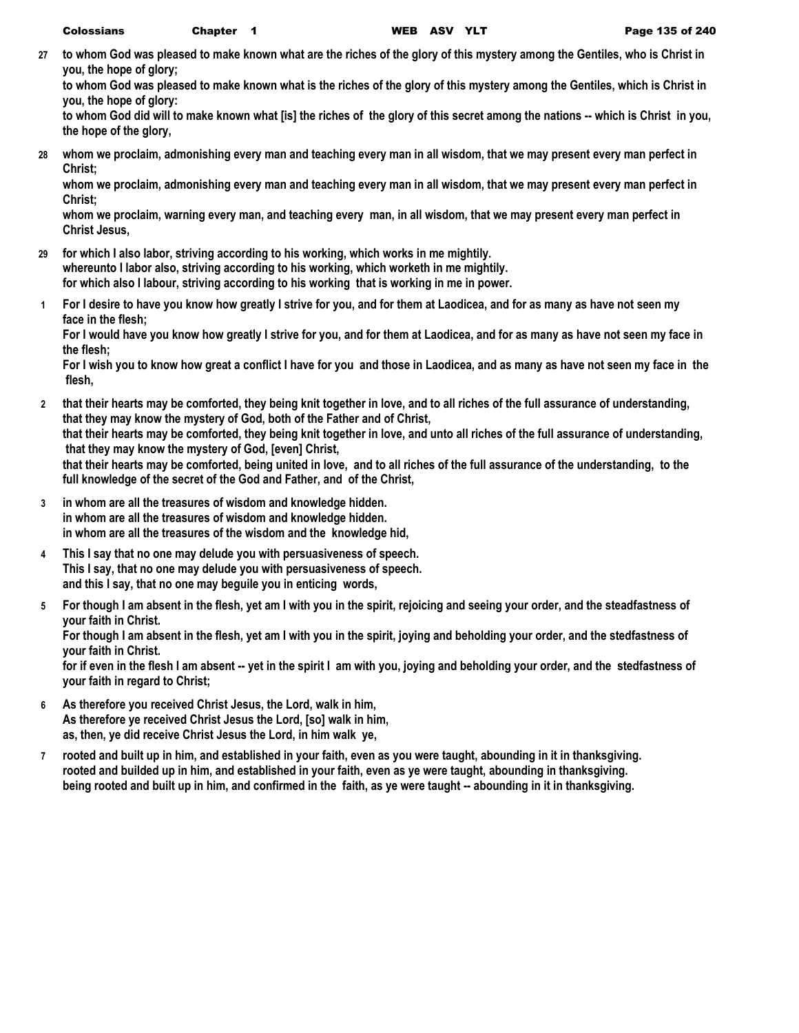**27** to whom God was pleased to make known what are the riches of the glory of this mystery among the Gentiles, who is Christ in you, the hope of glory;
to whom God was pleased to make known what is the riches of the glory of this mystery among the Gentiles, which is Christ in you, the hope of glory:
to whom God did will to make known what [is] the riches of the glory of this secret among the nations -- which is Christ in you, the hope of the glory,

**28** whom we proclaim, admonishing every man and teaching every man in all wisdom, that we may present every man perfect in Christ;
whom we proclaim, admonishing every man and teaching every man in all wisdom, that we may present every man perfect in Christ;
whom we proclaim, warning every man, and teaching every man, in all wisdom, that we may present every man perfect in Christ Jesus,

**29** for which I also labor, striving according to his working, which works in me mightily.
whereunto I labor also, striving according to his working, which worketh in me mightily.
for which also I labour, striving according to his working that is working in me in power.

**1** For I desire to have you know how greatly I strive for you, and for them at Laodicea, and for as many as have not seen my face in the flesh;
For I would have you know how greatly I strive for you, and for them at Laodicea, and for as many as have not seen my face in the flesh;
For I wish you to know how great a conflict I have for you and those in Laodicea, and as many as have not seen my face in the flesh,

**2** that their hearts may be comforted, they being knit together in love, and to all riches of the full assurance of understanding, that they may know the mystery of God, both of the Father and of Christ,
that their hearts may be comforted, they being knit together in love, and unto all riches of the full assurance of understanding, that they may know the mystery of God, [even] Christ,
that their hearts may be comforted, being united in love, and to all riches of the full assurance of the understanding, to the full knowledge of the secret of the God and Father, and of the Christ,

**3** in whom are all the treasures of wisdom and knowledge hidden.
in whom are all the treasures of wisdom and knowledge hidden.
in whom are all the treasures of the wisdom and the knowledge hid,

**4** This I say that no one may delude you with persuasiveness of speech.
This I say, that no one may delude you with persuasiveness of speech.
and this I say, that no one may beguile you in enticing words,

**5** For though I am absent in the flesh, yet am I with you in the spirit, rejoicing and seeing your order, and the steadfastness of your faith in Christ.
For though I am absent in the flesh, yet am I with you in the spirit, joying and beholding your order, and the stedfastness of your faith in Christ.
for if even in the flesh I am absent -- yet in the spirit I am with you, joying and beholding your order, and the stedfastness of your faith in regard to Christ;

**6** As therefore you received Christ Jesus, the Lord, walk in him,
As therefore ye received Christ Jesus the Lord, [so] walk in him,
as, then, ye did receive Christ Jesus the Lord, in him walk ye,

**7** rooted and built up in him, and established in your faith, even as you were taught, abounding in it in thanksgiving.
rooted and builded up in him, and established in your faith, even as ye were taught, abounding in thanksgiving.
being rooted and built up in him, and confirmed in the faith, as ye were taught -- abounding in it in thanksgiving.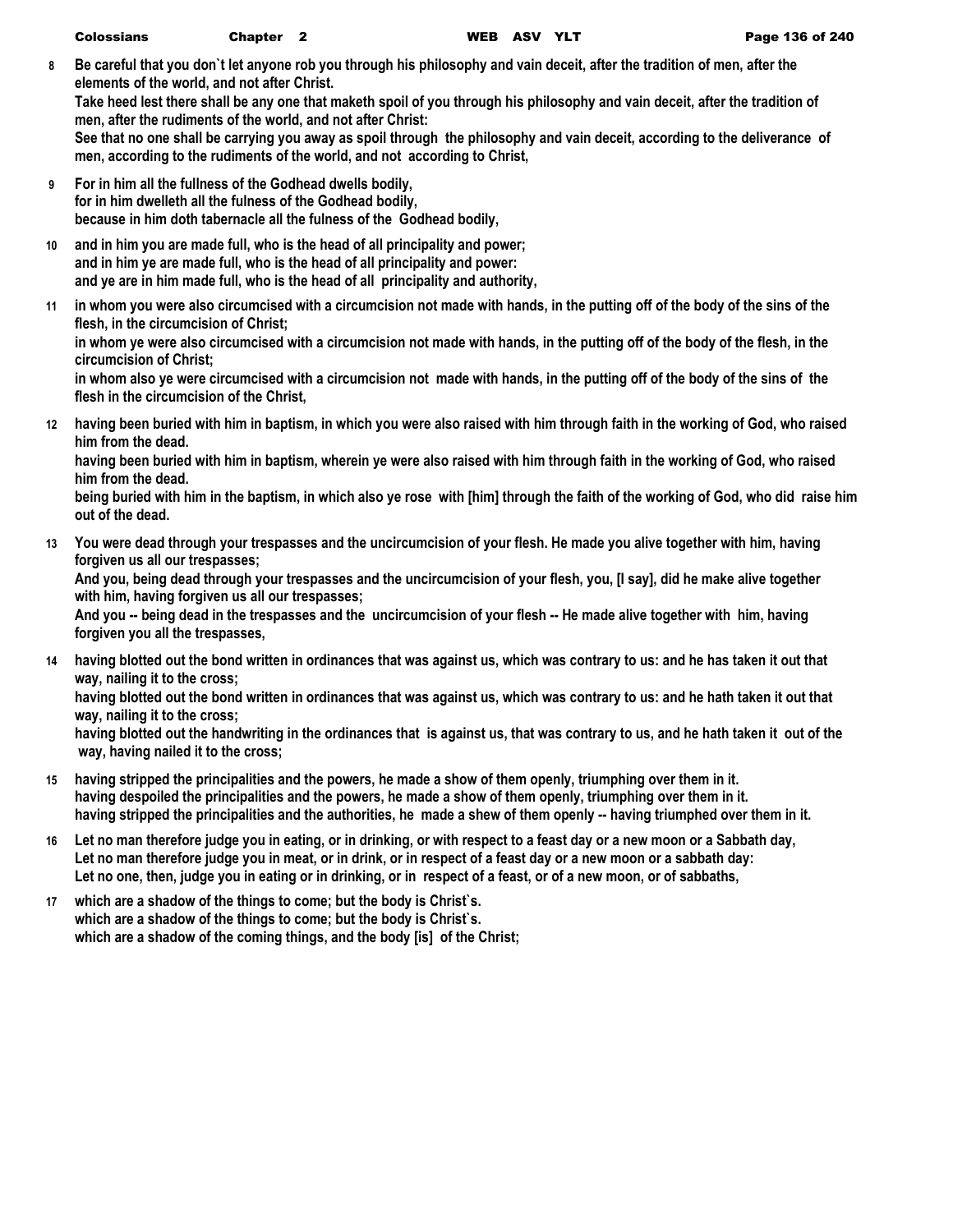**8** **Be careful that you don`t let anyone rob you through his philosophy and vain deceit, after the tradition of men, after the elements of the world, and not after Christ.**
**Take heed lest there shall be any one that maketh spoil of you through his philosophy and vain deceit, after the tradition of men, after the rudiments of the world, and not after Christ:**
**See that no one shall be carrying you away as spoil through the philosophy and vain deceit, according to the deliverance of men, according to the rudiments of the world, and not according to Christ,**

**9** **For in him all the fullness of the Godhead dwells bodily,**
**for in him dwelleth all the fulness of the Godhead bodily,**
**because in him doth tabernacle all the fulness of the Godhead bodily,**

**10** **and in him you are made full, who is the head of all principality and power;**
**and in him ye are made full, who is the head of all principality and power:**
**and ye are in him made full, who is the head of all principality and authority,**

**11** **in whom you were also circumcised with a circumcision not made with hands, in the putting off of the body of the sins of the flesh, in the circumcision of Christ;**
**in whom ye were also circumcised with a circumcision not made with hands, in the putting off of the body of the flesh, in the circumcision of Christ;**
**in whom also ye were circumcised with a circumcision not made with hands, in the putting off of the body of the sins of the flesh in the circumcision of the Christ,**

**12** **having been buried with him in baptism, in which you were also raised with him through faith in the working of God, who raised him from the dead.**
**having been buried with him in baptism, wherein ye were also raised with him through faith in the working of God, who raised him from the dead.**
**being buried with him in the baptism, in which also ye rose with [him] through the faith of the working of God, who did raise him out of the dead.**

**13** **You were dead through your trespasses and the uncircumcision of your flesh. He made you alive together with him, having forgiven us all our trespasses;**
**And you, being dead through your trespasses and the uncircumcision of your flesh, you, [I say], did he make alive together with him, having forgiven us all our trespasses;**
**And you -- being dead in the trespasses and the uncircumcision of your flesh -- He made alive together with him, having forgiven you all the trespasses,**

**14** **having blotted out the bond written in ordinances that was against us, which was contrary to us: and he has taken it out that way, nailing it to the cross;**
**having blotted out the bond written in ordinances that was against us, which was contrary to us: and he hath taken it out that way, nailing it to the cross;**
**having blotted out the handwriting in the ordinances that is against us, that was contrary to us, and he hath taken it out of the way, having nailed it to the cross;**

**15** **having stripped the principalities and the powers, he made a show of them openly, triumphing over them in it.**
**having despoiled the principalities and the powers, he made a show of them openly, triumphing over them in it.**
**having stripped the principalities and the authorities, he made a shew of them openly -- having triumphed over them in it.**

**16** **Let no man therefore judge you in eating, or in drinking, or with respect to a feast day or a new moon or a Sabbath day,**
**Let no man therefore judge you in meat, or in drink, or in respect of a feast day or a new moon or a sabbath day:**
**Let no one, then, judge you in eating or in drinking, or in respect of a feast, or of a new moon, or of sabbaths,**

**17** **which are a shadow of the things to come; but the body is Christ`s.**
**which are a shadow of the things to come; but the body is Christ`s.**
**which are a shadow of the coming things, and the body [is] of the Christ;**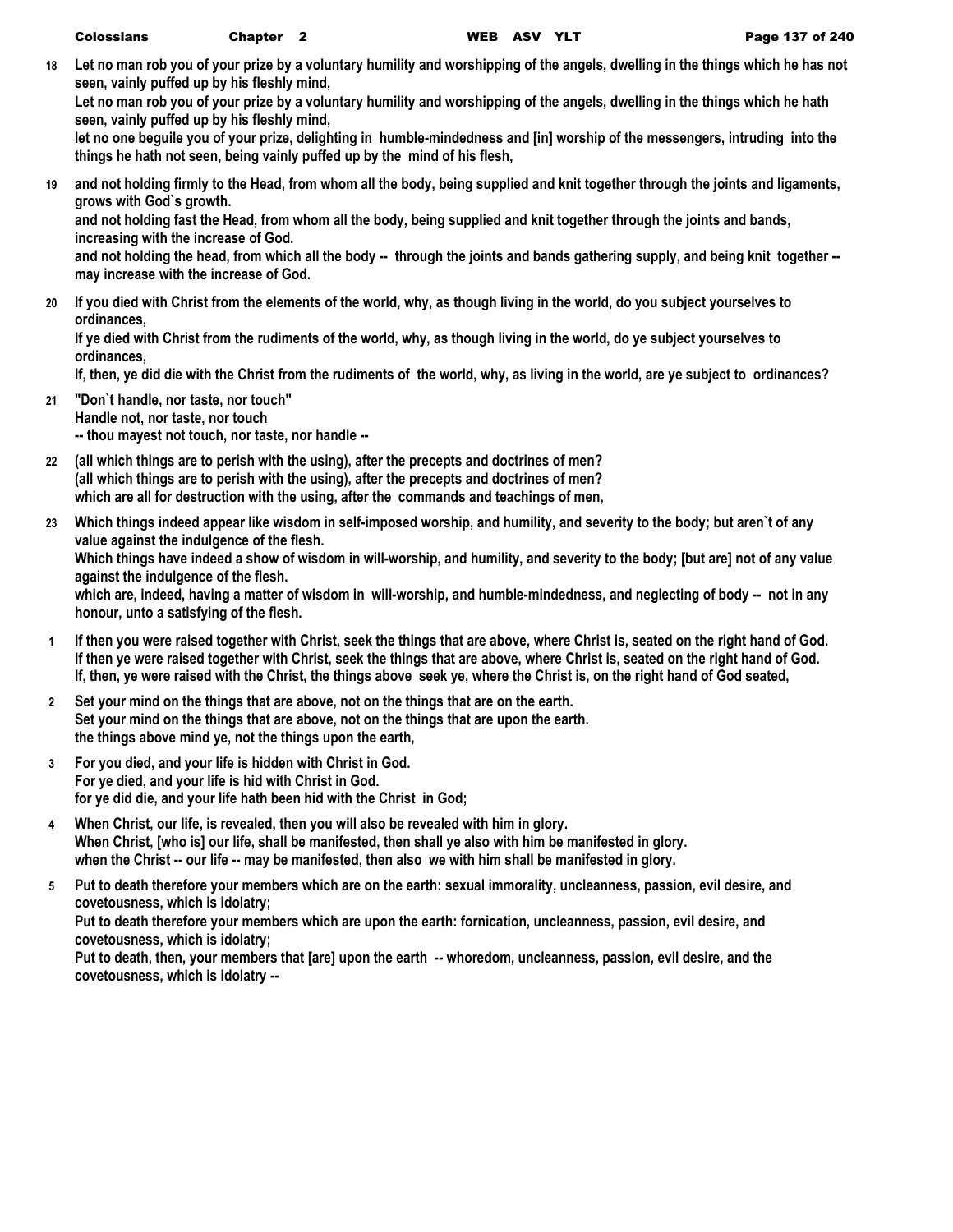**18** **Let no man rob you of your prize by a voluntary humility and worshipping of the angels, dwelling in the things which he has not seen, vainly puffed up by his fleshly mind,**
**Let no man rob you of your prize by a voluntary humility and worshipping of the angels, dwelling in the things which he hath seen, vainly puffed up by his fleshly mind,**
**let no one beguile you of your prize, delighting in humble-mindedness and [in] worship of the messengers, intruding into the things he hath not seen, being vainly puffed up by the mind of his flesh,**

**19** **and not holding firmly to the Head, from whom all the body, being supplied and knit together through the joints and ligaments, grows with God`s growth.**
**and not holding fast the Head, from whom all the body, being supplied and knit together through the joints and bands, increasing with the increase of God.**
**and not holding the head, from which all the body -- through the joints and bands gathering supply, and being knit together -- may increase with the increase of God.**

**20** **If you died with Christ from the elements of the world, why, as though living in the world, do you subject yourselves to ordinances,**
**If ye died with Christ from the rudiments of the world, why, as though living in the world, do ye subject yourselves to ordinances,**
**If, then, ye did die with the Christ from the rudiments of the world, why, as living in the world, are ye subject to ordinances?**

**21** **"Don`t handle, nor taste, nor touch"**
**Handle not, nor taste, nor touch**
**-- thou mayest not touch, nor taste, nor handle --**

**22** **(all which things are to perish with the using), after the precepts and doctrines of men?**
**(all which things are to perish with the using), after the precepts and doctrines of men?**
**which are all for destruction with the using, after the commands and teachings of men,**

**23** **Which things indeed appear like wisdom in self-imposed worship, and humility, and severity to the body; but aren`t of any value against the indulgence of the flesh.**
**Which things have indeed a show of wisdom in will-worship, and humility, and severity to the body; [but are] not of any value against the indulgence of the flesh.**
**which are, indeed, having a matter of wisdom in will-worship, and humble-mindedness, and neglecting of body -- not in any honour, unto a satisfying of the flesh.**

**1** **If then you were raised together with Christ, seek the things that are above, where Christ is, seated on the right hand of God.**
**If then ye were raised together with Christ, seek the things that are above, where Christ is, seated on the right hand of God.**
**If, then, ye were raised with the Christ, the things above seek ye, where the Christ is, on the right hand of God seated,**

**2** **Set your mind on the things that are above, not on the things that are on the earth.**
**Set your mind on the things that are above, not on the things that are upon the earth.**
**the things above mind ye, not the things upon the earth,**

**3** **For you died, and your life is hidden with Christ in God.**
**For ye died, and your life is hid with Christ in God.**
**for ye did die, and your life hath been hid with the Christ in God;**

**4** **When Christ, our life, is revealed, then you will also be revealed with him in glory.**
**When Christ, [who is] our life, shall be manifested, then shall ye also with him be manifested in glory.**
**when the Christ -- our life -- may be manifested, then also we with him shall be manifested in glory.**

**5** **Put to death therefore your members which are on the earth: sexual immorality, uncleanness, passion, evil desire, and covetousness, which is idolatry;**
**Put to death therefore your members which are upon the earth: fornication, uncleanness, passion, evil desire, and covetousness, which is idolatry;**
**Put to death, then, your members that [are] upon the earth -- whoredom, uncleanness, passion, evil desire, and the covetousness, which is idolatry --**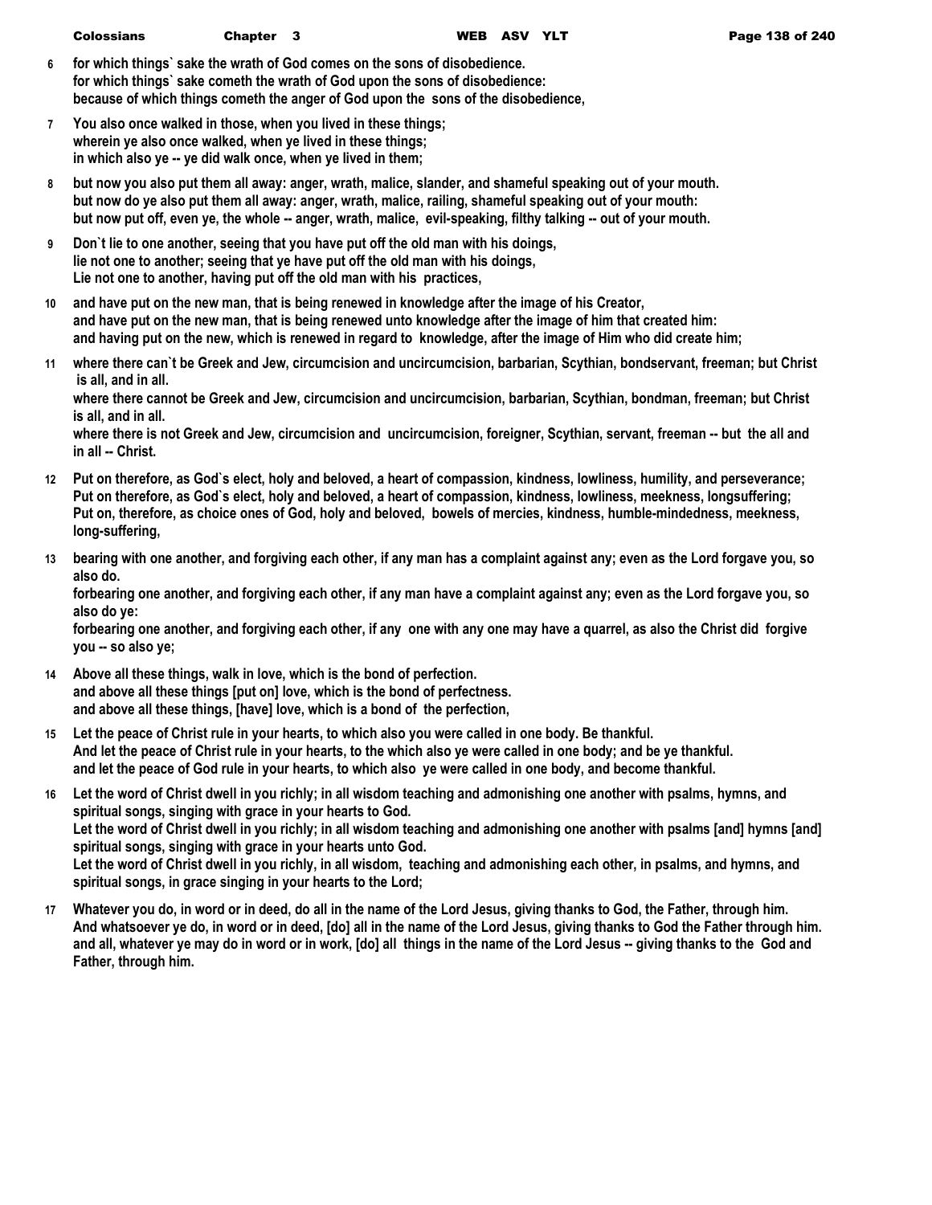**6** for which things` sake the wrath of God comes on the sons of disobedience.
for which things` sake cometh the wrath of God upon the sons of disobedience:
because of which things cometh the anger of God upon the sons of the disobedience,

**7** You also once walked in those, when you lived in these things;
wherein ye also once walked, when ye lived in these things;
in which also ye -- ye did walk once, when ye lived in them;

**8** but now you also put them all away: anger, wrath, malice, slander, and shameful speaking out of your mouth.
but now do ye also put them all away: anger, wrath, malice, railing, shameful speaking out of your mouth:
but now put off, even ye, the whole -- anger, wrath, malice, evil-speaking, filthy talking -- out of your mouth.

**9** Don`t lie to one another, seeing that you have put off the old man with his doings,
lie not one to another; seeing that ye have put off the old man with his doings,
Lie not one to another, having put off the old man with his practices,

**10** and have put on the new man, that is being renewed in knowledge after the image of his Creator,
and have put on the new man, that is being renewed unto knowledge after the image of him that created him:
and having put on the new, which is renewed in regard to knowledge, after the image of Him who did create him;

**11** where there can`t be Greek and Jew, circumcision and uncircumcision, barbarian, Scythian, bondservant, freeman; but Christ is all, and in all.
where there cannot be Greek and Jew, circumcision and uncircumcision, barbarian, Scythian, bondman, freeman; but Christ is all, and in all.
where there is not Greek and Jew, circumcision and uncircumcision, foreigner, Scythian, servant, freeman -- but the all and in all -- Christ.

**12** Put on therefore, as God`s elect, holy and beloved, a heart of compassion, kindness, lowliness, humility, and perseverance;
Put on therefore, as God`s elect, holy and beloved, a heart of compassion, kindness, lowliness, meekness, longsuffering;
Put on, therefore, as choice ones of God, holy and beloved, bowels of mercies, kindness, humble-mindedness, meekness, long-suffering,

**13** bearing with one another, and forgiving each other, if any man has a complaint against any; even as the Lord forgave you, so also do.
forbearing one another, and forgiving each other, if any man have a complaint against any; even as the Lord forgave you, so also do ye:
forbearing one another, and forgiving each other, if any one with any one may have a quarrel, as also the Christ did forgive you -- so also ye;

**14** Above all these things, walk in love, which is the bond of perfection.
and above all these things [put on] love, which is the bond of perfectness.
and above all these things, [have] love, which is a bond of the perfection,

**15** Let the peace of Christ rule in your hearts, to which also you were called in one body. Be thankful.
And let the peace of Christ rule in your hearts, to the which also ye were called in one body; and be ye thankful.
and let the peace of God rule in your hearts, to which also ye were called in one body, and become thankful.

**16** Let the word of Christ dwell in you richly; in all wisdom teaching and admonishing one another with psalms, hymns, and spiritual songs, singing with grace in your hearts to God.
Let the word of Christ dwell in you richly; in all wisdom teaching and admonishing one another with psalms [and] hymns [and] spiritual songs, singing with grace in your hearts unto God.
Let the word of Christ dwell in you richly, in all wisdom, teaching and admonishing each other, in psalms, and hymns, and spiritual songs, in grace singing in your hearts to the Lord;

**17** Whatever you do, in word or in deed, do all in the name of the Lord Jesus, giving thanks to God, the Father, through him.
And whatsoever ye do, in word or in deed, [do] all in the name of the Lord Jesus, giving thanks to God the Father through him.
and all, whatever ye may do in word or in work, [do] all things in the name of the Lord Jesus -- giving thanks to the God and Father, through him.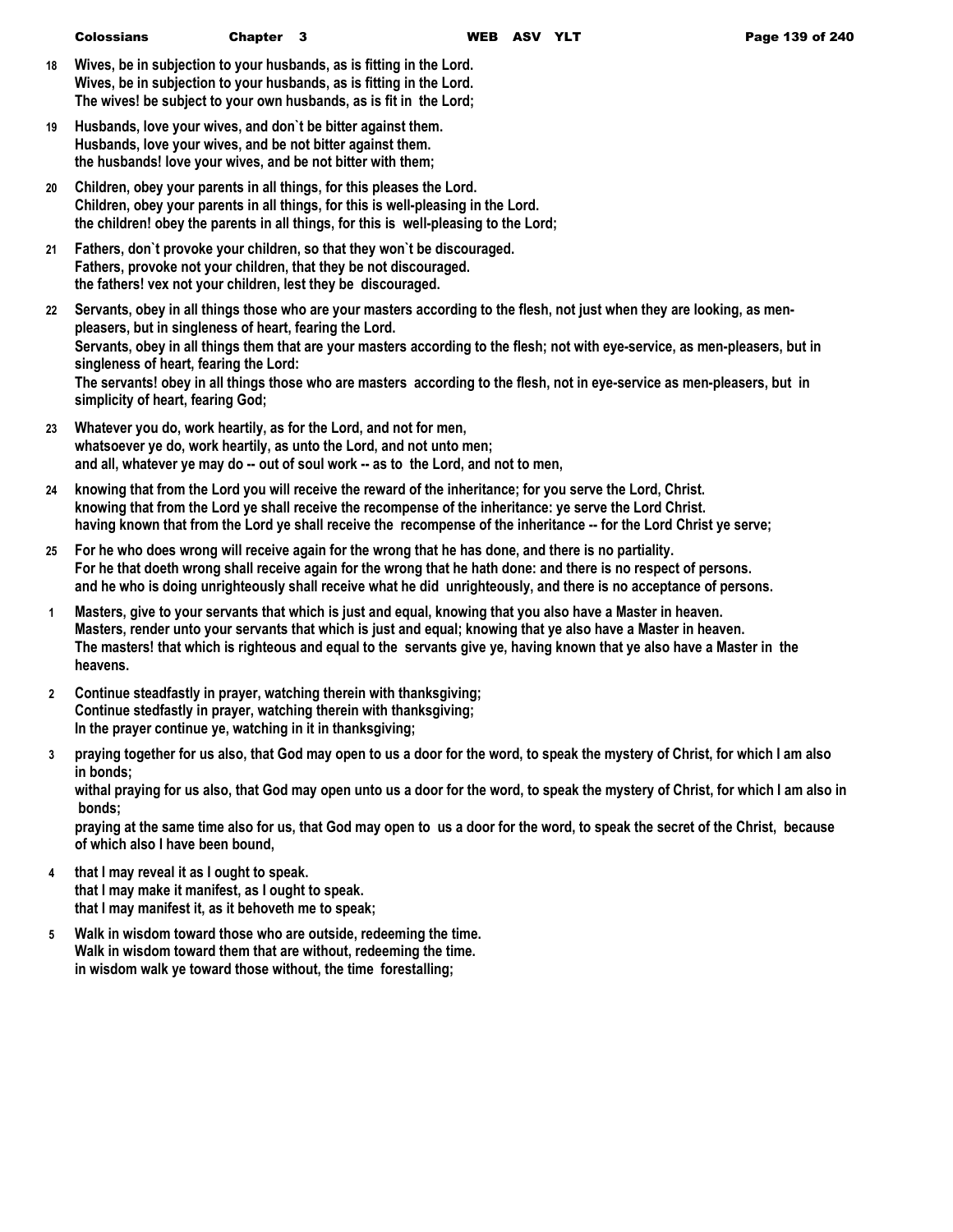18 Wives, be in subjection to your husbands, as is fitting in the Lord.
Wives, be in subjection to your husbands, as is fitting in the Lord.
The wives! be subject to your own husbands, as is fit in the Lord;

19 Husbands, love your wives, and don`t be bitter against them.
Husbands, love your wives, and be not bitter against them.
the husbands! love your wives, and be not bitter with them;

20 Children, obey your parents in all things, for this pleases the Lord.
Children, obey your parents in all things, for this is well-pleasing in the Lord.
the children! obey the parents in all things, for this is well-pleasing to the Lord;

21 Fathers, don`t provoke your children, so that they won`t be discouraged.
Fathers, provoke not your children, that they be not discouraged.
the fathers! vex not your children, lest they be discouraged.

22 Servants, obey in all things those who are your masters according to the flesh, not just when they are looking, as men-pleasers, but in singleness of heart, fearing the Lord.
Servants, obey in all things them that are your masters according to the flesh; not with eye-service, as men-pleasers, but in singleness of heart, fearing the Lord:
The servants! obey in all things those who are masters according to the flesh, not in eye-service as men-pleasers, but in simplicity of heart, fearing God;

23 Whatever you do, work heartily, as for the Lord, and not for men,
whatsoever ye do, work heartily, as unto the Lord, and not unto men;
and all, whatever ye may do -- out of soul work -- as to the Lord, and not to men,

24 knowing that from the Lord you will receive the reward of the inheritance; for you serve the Lord, Christ.
knowing that from the Lord ye shall receive the recompense of the inheritance: ye serve the Lord Christ.
having known that from the Lord ye shall receive the recompense of the inheritance -- for the Lord Christ ye serve;

25 For he who does wrong will receive again for the wrong that he has done, and there is no partiality.
For he that doeth wrong shall receive again for the wrong that he hath done: and there is no respect of persons.
and he who is doing unrighteously shall receive what he did unrighteously, and there is no acceptance of persons.

1 Masters, give to your servants that which is just and equal, knowing that you also have a Master in heaven.
Masters, render unto your servants that which is just and equal; knowing that ye also have a Master in heaven.
The masters! that which is righteous and equal to the servants give ye, having known that ye also have a Master in the heavens.

2 Continue steadfastly in prayer, watching therein with thanksgiving;
Continue stedfastly in prayer, watching therein with thanksgiving;
In the prayer continue ye, watching in it in thanksgiving;

3 praying together for us also, that God may open to us a door for the word, to speak the mystery of Christ, for which I am also in bonds;
withal praying for us also, that God may open unto us a door for the word, to speak the mystery of Christ, for which I am also in bonds;
praying at the same time also for us, that God may open to us a door for the word, to speak the secret of the Christ, because of which also I have been bound,

4 that I may reveal it as I ought to speak.
that I may make it manifest, as I ought to speak.
that I may manifest it, as it behoveth me to speak;

5 Walk in wisdom toward those who are outside, redeeming the time.
Walk in wisdom toward them that are without, redeeming the time.
in wisdom walk ye toward those without, the time forestalling;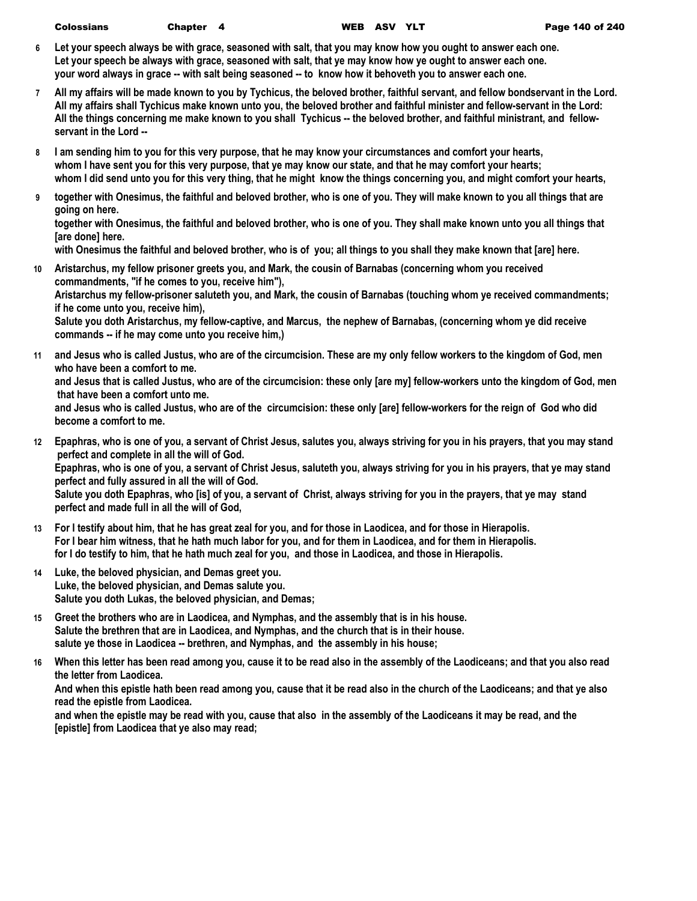**6** Let your speech always be with grace, seasoned with salt, that you may know how you ought to answer each one.
Let your speech be always with grace, seasoned with salt, that ye may know how ye ought to answer each one.
your word always in grace -- with salt being seasoned -- to know how it behoveth you to answer each one.

**7** All my affairs will be made known to you by Tychicus, the beloved brother, faithful servant, and fellow bondservant in the Lord.
All my affairs shall Tychicus make known unto you, the beloved brother and faithful minister and fellow-servant in the Lord:
All the things concerning me make known to you shall Tychicus -- the beloved brother, and faithful ministrant, and fellow-servant in the Lord --

**8** I am sending him to you for this very purpose, that he may know your circumstances and comfort your hearts,
whom I have sent you for this very purpose, that ye may know our state, and that he may comfort your hearts;
whom I did send unto you for this very thing, that he might know the things concerning you, and might comfort your hearts,

**9** together with Onesimus, the faithful and beloved brother, who is one of you. They will make known to you all things that are going on here.
together with Onesimus, the faithful and beloved brother, who is one of you. They shall make known unto you all things that [are done] here.
with Onesimus the faithful and beloved brother, who is of you; all things to you shall they make known that [are] here.

**10** Aristarchus, my fellow prisoner greets you, and Mark, the cousin of Barnabas (concerning whom you received commandments, "if he comes to you, receive him"),
Aristarchus my fellow-prisoner saluteth you, and Mark, the cousin of Barnabas (touching whom ye received commandments; if he come unto you, receive him),
Salute you doth Aristarchus, my fellow-captive, and Marcus, the nephew of Barnabas, (concerning whom ye did receive commands -- if he may come unto you receive him,)

**11** and Jesus who is called Justus, who are of the circumcision. These are my only fellow workers to the kingdom of God, men who have been a comfort to me.
and Jesus that is called Justus, who are of the circumcision: these only [are my] fellow-workers unto the kingdom of God, men that have been a comfort unto me.
and Jesus who is called Justus, who are of the circumcision: these only [are] fellow-workers for the reign of God who did become a comfort to me.

**12** Epaphras, who is one of you, a servant of Christ Jesus, salutes you, always striving for you in his prayers, that you may stand perfect and complete in all the will of God.
Epaphras, who is one of you, a servant of Christ Jesus, saluteth you, always striving for you in his prayers, that ye may stand perfect and fully assured in all the will of God.
Salute you doth Epaphras, who [is] of you, a servant of Christ, always striving for you in the prayers, that ye may stand perfect and made full in all the will of God,

**13** For I testify about him, that he has great zeal for you, and for those in Laodicea, and for those in Hierapolis.
For I bear him witness, that he hath much labor for you, and for them in Laodicea, and for them in Hierapolis.
for I do testify to him, that he hath much zeal for you, and those in Laodicea, and those in Hierapolis.

**14** Luke, the beloved physician, and Demas greet you.
Luke, the beloved physician, and Demas salute you.
Salute you doth Lukas, the beloved physician, and Demas;

**15** Greet the brothers who are in Laodicea, and Nymphas, and the assembly that is in his house.
Salute the brethren that are in Laodicea, and Nymphas, and the church that is in their house.
salute ye those in Laodicea -- brethren, and Nymphas, and the assembly in his house;

**16** When this letter has been read among you, cause it to be read also in the assembly of the Laodiceans; and that you also read the letter from Laodicea.
And when this epistle hath been read among you, cause that it be read also in the church of the Laodiceans; and that ye also read the epistle from Laodicea.
and when the epistle may be read with you, cause that also in the assembly of the Laodiceans it may be read, and the [epistle] from Laodicea that ye also may read;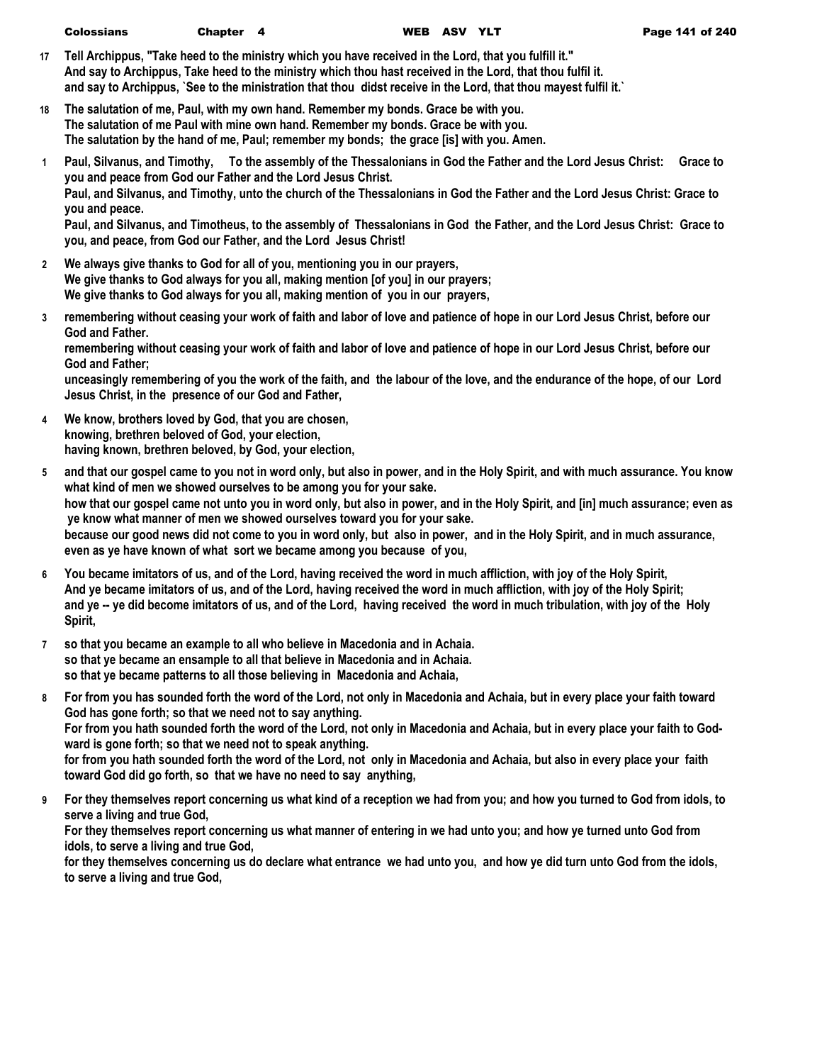17 **Tell Archippus, "Take heed to the ministry which you have received in the Lord, that you fulfill it."**
**And say to Archippus, Take heed to the ministry which thou hast received in the Lord, that thou fulfil it.**
**and say to Archippus, `See to the ministration that thou didst receive in the Lord, that thou mayest fulfil it.`**

18 **The salutation of me, Paul, with my own hand. Remember my bonds. Grace be with you.**
**The salutation of me Paul with mine own hand. Remember my bonds. Grace be with you.**
**The salutation by the hand of me, Paul; remember my bonds; the grace [is] with you. Amen.**

1 **Paul, Silvanus, and Timothy, To the assembly of the Thessalonians in God the Father and the Lord Jesus Christ: Grace to you and peace from God our Father and the Lord Jesus Christ.**
**Paul, and Silvanus, and Timothy, unto the church of the Thessalonians in God the Father and the Lord Jesus Christ: Grace to you and peace.**
**Paul, and Silvanus, and Timotheus, to the assembly of Thessalonians in God the Father, and the Lord Jesus Christ: Grace to you, and peace, from God our Father, and the Lord Jesus Christ!**

2 **We always give thanks to God for all of you, mentioning you in our prayers,**
**We give thanks to God always for you all, making mention [of you] in our prayers;**
**We give thanks to God always for you all, making mention of you in our prayers,**

3 **remembering without ceasing your work of faith and labor of love and patience of hope in our Lord Jesus Christ, before our God and Father.**
**remembering without ceasing your work of faith and labor of love and patience of hope in our Lord Jesus Christ, before our God and Father;**
**unceasingly remembering of you the work of the faith, and the labour of the love, and the endurance of the hope, of our Lord Jesus Christ, in the presence of our God and Father,**

4 **We know, brothers loved by God, that you are chosen,**
**knowing, brethren beloved of God, your election,**
**having known, brethren beloved, by God, your election,**

5 **and that our gospel came to you not in word only, but also in power, and in the Holy Spirit, and with much assurance. You know what kind of men we showed ourselves to be among you for your sake.**
**how that our gospel came not unto you in word only, but also in power, and in the Holy Spirit, and [in] much assurance; even as ye know what manner of men we showed ourselves toward you for your sake.**
**because our good news did not come to you in word only, but also in power, and in the Holy Spirit, and in much assurance, even as ye have known of what sort we became among you because of you,**

6 **You became imitators of us, and of the Lord, having received the word in much affliction, with joy of the Holy Spirit,**
**And ye became imitators of us, and of the Lord, having received the word in much affliction, with joy of the Holy Spirit;**
**and ye -- ye did become imitators of us, and of the Lord, having received the word in much tribulation, with joy of the Holy Spirit,**

7 **so that you became an example to all who believe in Macedonia and in Achaia.**
**so that ye became an ensample to all that believe in Macedonia and in Achaia.**
**so that ye became patterns to all those believing in Macedonia and Achaia,**

8 **For from you has sounded forth the word of the Lord, not only in Macedonia and Achaia, but in every place your faith toward God has gone forth; so that we need not to say anything.**
**For from you hath sounded forth the word of the Lord, not only in Macedonia and Achaia, but in every place your faith to God-ward is gone forth; so that we need not to speak anything.**
**for from you hath sounded forth the word of the Lord, not only in Macedonia and Achaia, but also in every place your faith toward God did go forth, so that we have no need to say anything,**

9 **For they themselves report concerning us what kind of a reception we had from you; and how you turned to God from idols, to serve a living and true God,**
**For they themselves report concerning us what manner of entering in we had unto you; and how ye turned unto God from idols, to serve a living and true God,**
**for they themselves concerning us do declare what entrance we had unto you, and how ye did turn unto God from the idols, to serve a living and true God,**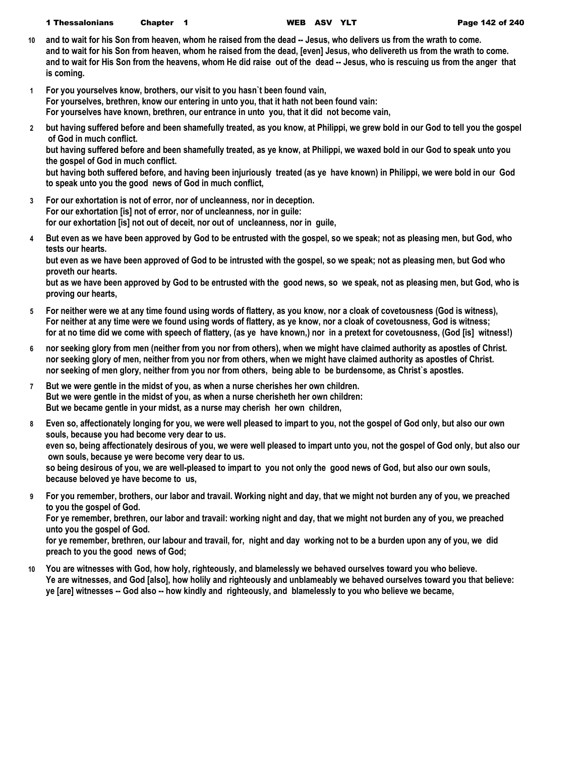10 and to wait for his Son from heaven, whom he raised from the dead -- Jesus, who delivers us from the wrath to come.
and to wait for his Son from heaven, whom he raised from the dead, [even] Jesus, who delivereth us from the wrath to come.
and to wait for His Son from the heavens, whom He did raise out of the dead -- Jesus, who is rescuing us from the anger that is coming.

1 For you yourselves know, brothers, our visit to you hasn`t been found vain,
For yourselves, brethren, know our entering in unto you, that it hath not been found vain:
For yourselves have known, brethren, our entrance in unto you, that it did not become vain,

2 but having suffered before and been shamefully treated, as you know, at Philippi, we grew bold in our God to tell you the gospel of God in much conflict.
but having suffered before and been shamefully treated, as ye know, at Philippi, we waxed bold in our God to speak unto you the gospel of God in much conflict.
but having both suffered before, and having been injuriously treated (as ye have known) in Philippi, we were bold in our God to speak unto you the good news of God in much conflict,

3 For our exhortation is not of error, nor of uncleanness, nor in deception.
For our exhortation [is] not of error, nor of uncleanness, nor in guile:
for our exhortation [is] not out of deceit, nor out of uncleanness, nor in guile,

4 But even as we have been approved by God to be entrusted with the gospel, so we speak; not as pleasing men, but God, who tests our hearts.
but even as we have been approved of God to be intrusted with the gospel, so we speak; not as pleasing men, but God who proveth our hearts.
but as we have been approved by God to be entrusted with the good news, so we speak, not as pleasing men, but God, who is proving our hearts,

5 For neither were we at any time found using words of flattery, as you know, nor a cloak of covetousness (God is witness),
For neither at any time were we found using words of flattery, as ye know, nor a cloak of covetousness, God is witness;
for at no time did we come with speech of flattery, (as ye have known,) nor in a pretext for covetousness, (God [is] witness!)

6 nor seeking glory from men (neither from you nor from others), when we might have claimed authority as apostles of Christ.
nor seeking glory of men, neither from you nor from others, when we might have claimed authority as apostles of Christ.
nor seeking of men glory, neither from you nor from others, being able to be burdensome, as Christ`s apostles.

7 But we were gentle in the midst of you, as when a nurse cherishes her own children.
But we were gentle in the midst of you, as when a nurse cherisheth her own children:
But we became gentle in your midst, as a nurse may cherish her own children,

8 Even so, affectionately longing for you, we were well pleased to impart to you, not the gospel of God only, but also our own souls, because you had become very dear to us.
even so, being affectionately desirous of you, we were well pleased to impart unto you, not the gospel of God only, but also our own souls, because ye were become very dear to us.
so being desirous of you, we are well-pleased to impart to you not only the good news of God, but also our own souls, because beloved ye have become to us,

9 For you remember, brothers, our labor and travail. Working night and day, that we might not burden any of you, we preached to you the gospel of God.
For ye remember, brethren, our labor and travail: working night and day, that we might not burden any of you, we preached unto you the gospel of God.
for ye remember, brethren, our labour and travail, for, night and day working not to be a burden upon any of you, we did preach to you the good news of God;

10 You are witnesses with God, how holy, righteously, and blamelessly we behaved ourselves toward you who believe.
Ye are witnesses, and God [also], how holily and righteously and unblameably we behaved ourselves toward you that believe:
ye [are] witnesses -- God also -- how kindly and righteously, and blamelessly to you who believe we became,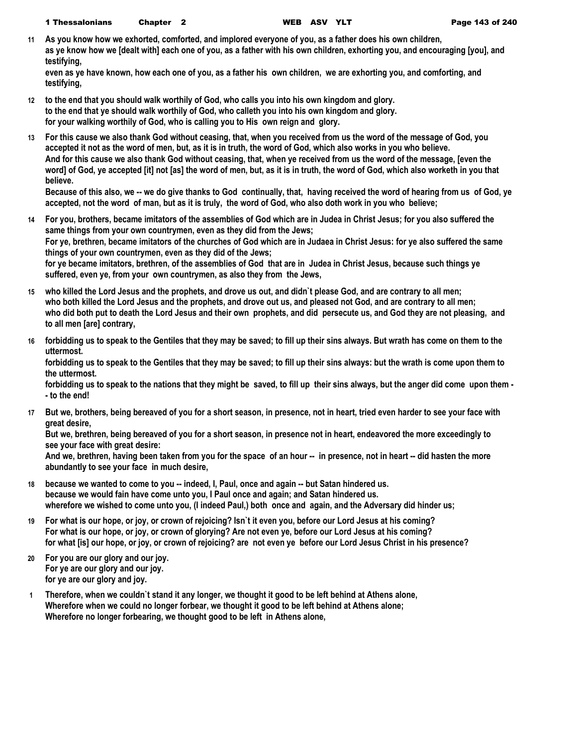**11** **As you know how we exhorted, comforted, and implored everyone of you, as a father does his own children,**
**as ye know how we [dealt with] each one of you, as a father with his own children, exhorting you, and encouraging [you], and testifying,**
**even as ye have known, how each one of you, as a father his own children, we are exhorting you, and comforting, and testifying,**

**12** **to the end that you should walk worthily of God, who calls you into his own kingdom and glory.**
**to the end that ye should walk worthily of God, who calleth you into his own kingdom and glory.**
**for your walking worthily of God, who is calling you to His own reign and glory.**

**13** **For this cause we also thank God without ceasing, that, when you received from us the word of the message of God, you accepted it not as the word of men, but, as it is in truth, the word of God, which also works in you who believe.**
**And for this cause we also thank God without ceasing, that, when ye received from us the word of the message, [even the word] of God, ye accepted [it] not [as] the word of men, but, as it is in truth, the word of God, which also worketh in you that believe.**
**Because of this also, we -- we do give thanks to God continually, that, having received the word of hearing from us of God, ye accepted, not the word of man, but as it is truly, the word of God, who also doth work in you who believe;**

**14** **For you, brothers, became imitators of the assemblies of God which are in Judea in Christ Jesus; for you also suffered the same things from your own countrymen, even as they did from the Jews;**
**For ye, brethren, became imitators of the churches of God which are in Judaea in Christ Jesus: for ye also suffered the same things of your own countrymen, even as they did of the Jews;**
**for ye became imitators, brethren, of the assemblies of God that are in Judea in Christ Jesus, because such things ye suffered, even ye, from your own countrymen, as also they from the Jews,**

**15** **who killed the Lord Jesus and the prophets, and drove us out, and didn`t please God, and are contrary to all men;**
**who both killed the Lord Jesus and the prophets, and drove out us, and pleased not God, and are contrary to all men;**
**who did both put to death the Lord Jesus and their own prophets, and did persecute us, and God they are not pleasing, and to all men [are] contrary,**

**16** **forbidding us to speak to the Gentiles that they may be saved; to fill up their sins always. But wrath has come on them to the uttermost.**
**forbidding us to speak to the Gentiles that they may be saved; to fill up their sins always: but the wrath is come upon them to the uttermost.**
**forbidding us to speak to the nations that they might be saved, to fill up their sins always, but the anger did come upon them -- to the end!**

**17** **But we, brothers, being bereaved of you for a short season, in presence, not in heart, tried even harder to see your face with great desire,**
**But we, brethren, being bereaved of you for a short season, in presence not in heart, endeavored the more exceedingly to see your face with great desire:**
**And we, brethren, having been taken from you for the space of an hour -- in presence, not in heart -- did hasten the more abundantly to see your face in much desire,**

**18** **because we wanted to come to you -- indeed, I, Paul, once and again -- but Satan hindered us.**
**because we would fain have come unto you, I Paul once and again; and Satan hindered us.**
**wherefore we wished to come unto you, (I indeed Paul,) both once and again, and the Adversary did hinder us;**

**19** **For what is our hope, or joy, or crown of rejoicing? Isn`t it even you, before our Lord Jesus at his coming?**
**For what is our hope, or joy, or crown of glorying? Are not even ye, before our Lord Jesus at his coming?**
**for what [is] our hope, or joy, or crown of rejoicing? are not even ye before our Lord Jesus Christ in his presence?**

**20** **For you are our glory and our joy.**
**For ye are our glory and our joy.**
**for ye are our glory and joy.**

**1** **Therefore, when we couldn`t stand it any longer, we thought it good to be left behind at Athens alone,**
**Wherefore when we could no longer forbear, we thought it good to be left behind at Athens alone;**
**Wherefore no longer forbearing, we thought good to be left in Athens alone,**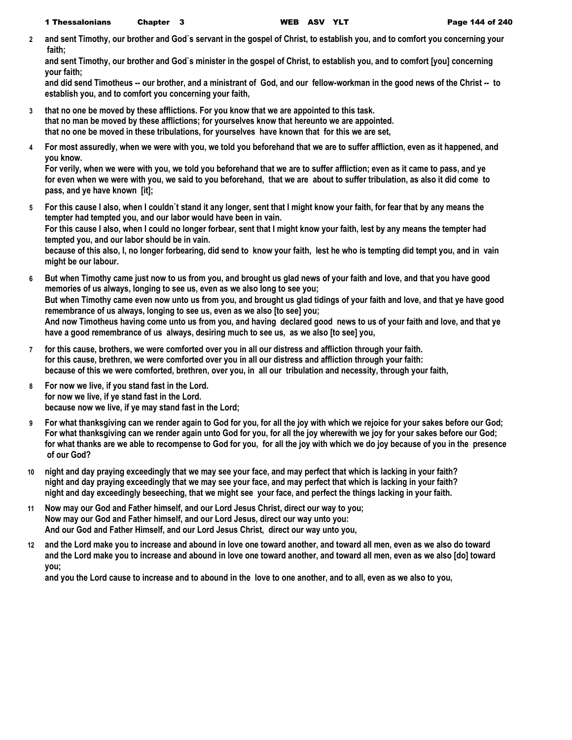**2** and sent Timothy, our brother and God`s servant in the gospel of Christ, to establish you, and to comfort you concerning your faith;
and sent Timothy, our brother and God`s minister in the gospel of Christ, to establish you, and to comfort [you] concerning your faith;
and did send Timotheus -- our brother, and a ministrant of God, and our fellow-workman in the good news of the Christ -- to establish you, and to comfort you concerning your faith,

**3** that no one be moved by these afflictions. For you know that we are appointed to this task.
that no man be moved by these afflictions; for yourselves know that hereunto we are appointed.
that no one be moved in these tribulations, for yourselves have known that for this we are set,

**4** For most assuredly, when we were with you, we told you beforehand that we are to suffer affliction, even as it happened, and you know.
For verily, when we were with you, we told you beforehand that we are to suffer affliction; even as it came to pass, and ye
for even when we were with you, we said to you beforehand, that we are about to suffer tribulation, as also it did come to pass, and ye have known [it];

**5** For this cause I also, when I couldn`t stand it any longer, sent that I might know your faith, for fear that by any means the tempter had tempted you, and our labor would have been in vain.
For this cause I also, when I could no longer forbear, sent that I might know your faith, lest by any means the tempter had tempted you, and our labor should be in vain.
because of this also, I, no longer forbearing, did send to know your faith, lest he who is tempting did tempt you, and in vain might be our labour.

**6** But when Timothy came just now to us from you, and brought us glad news of your faith and love, and that you have good memories of us always, longing to see us, even as we also long to see you;
But when Timothy came even now unto us from you, and brought us glad tidings of your faith and love, and that ye have good remembrance of us always, longing to see us, even as we also [to see] you;
And now Timotheus having come unto us from you, and having declared good news to us of your faith and love, and that ye have a good remembrance of us always, desiring much to see us, as we also [to see] you,

**7** for this cause, brothers, we were comforted over you in all our distress and affliction through your faith.
for this cause, brethren, we were comforted over you in all our distress and affliction through your faith:
because of this we were comforted, brethren, over you, in all our tribulation and necessity, through your faith,

**8** For now we live, if you stand fast in the Lord.
for now we live, if ye stand fast in the Lord.
because now we live, if ye may stand fast in the Lord;

**9** For what thanksgiving can we render again to God for you, for all the joy with which we rejoice for your sakes before our God;
For what thanksgiving can we render again unto God for you, for all the joy wherewith we joy for your sakes before our God;
for what thanks are we able to recompense to God for you, for all the joy with which we do joy because of you in the presence of our God?

**10** night and day praying exceedingly that we may see your face, and may perfect that which is lacking in your faith?
night and day praying exceedingly that we may see your face, and may perfect that which is lacking in your faith?
night and day exceedingly beseeching, that we might see your face, and perfect the things lacking in your faith.

**11** Now may our God and Father himself, and our Lord Jesus Christ, direct our way to you;
Now may our God and Father himself, and our Lord Jesus, direct our way unto you:
And our God and Father Himself, and our Lord Jesus Christ, direct our way unto you,

**12** and the Lord make you to increase and abound in love one toward another, and toward all men, even as we also do toward
and the Lord make you to increase and abound in love one toward another, and toward all men, even as we also [do] toward you;
and you the Lord cause to increase and to abound in the love to one another, and to all, even as we also to you,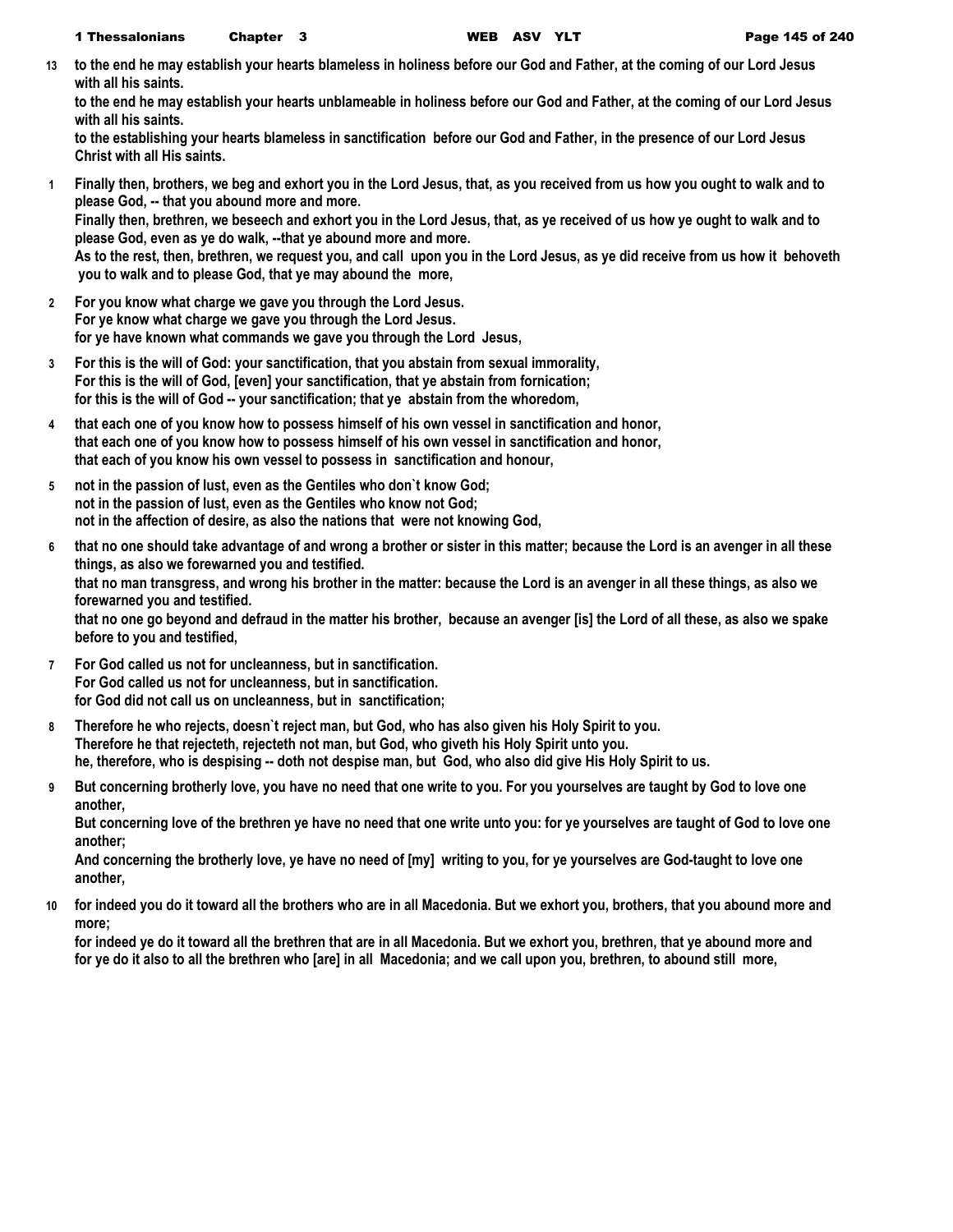13 **to the end he may establish your hearts blameless in holiness before our God and Father, at the coming of our Lord Jesus with all his saints.**
**to the end he may establish your hearts unblameable in holiness before our God and Father, at the coming of our Lord Jesus with all his saints.**
**to the establishing your hearts blameless in sanctification before our God and Father, in the presence of our Lord Jesus Christ with all His saints.**

1 **Finally then, brothers, we beg and exhort you in the Lord Jesus, that, as you received from us how you ought to walk and to please God, -- that you abound more and more.**
**Finally then, brethren, we beseech and exhort you in the Lord Jesus, that, as ye received of us how ye ought to walk and to please God, even as ye do walk, --that ye abound more and more.**
**As to the rest, then, brethren, we request you, and call upon you in the Lord Jesus, as ye did receive from us how it behoveth you to walk and to please God, that ye may abound the more,**

2 **For you know what charge we gave you through the Lord Jesus.**
**For ye know what charge we gave you through the Lord Jesus.**
**for ye have known what commands we gave you through the Lord Jesus,**

3 **For this is the will of God: your sanctification, that you abstain from sexual immorality,**
**For this is the will of God, [even] your sanctification, that ye abstain from fornication;**
**for this is the will of God -- your sanctification; that ye abstain from the whoredom,**

4 **that each one of you know how to possess himself of his own vessel in sanctification and honor,**
**that each one of you know how to possess himself of his own vessel in sanctification and honor,**
**that each of you know his own vessel to possess in sanctification and honour,**

5 **not in the passion of lust, even as the Gentiles who don`t know God;**
**not in the passion of lust, even as the Gentiles who know not God;**
**not in the affection of desire, as also the nations that were not knowing God,**

6 **that no one should take advantage of and wrong a brother or sister in this matter; because the Lord is an avenger in all these things, as also we forewarned you and testified.**
**that no man transgress, and wrong his brother in the matter: because the Lord is an avenger in all these things, as also we forewarned you and testified.**
**that no one go beyond and defraud in the matter his brother, because an avenger [is] the Lord of all these, as also we spake before to you and testified,**

7 **For God called us not for uncleanness, but in sanctification.**
**For God called us not for uncleanness, but in sanctification.**
**for God did not call us on uncleanness, but in sanctification;**

8 **Therefore he who rejects, doesn`t reject man, but God, who has also given his Holy Spirit to you.**
**Therefore he that rejecteth, rejecteth not man, but God, who giveth his Holy Spirit unto you.**
**he, therefore, who is despising -- doth not despise man, but God, who also did give His Holy Spirit to us.**

9 **But concerning brotherly love, you have no need that one write to you. For you yourselves are taught by God to love one another,**
**But concerning love of the brethren ye have no need that one write unto you: for ye yourselves are taught of God to love one another;**
**And concerning the brotherly love, ye have no need of [my] writing to you, for ye yourselves are God-taught to love one another,**

10 **for indeed you do it toward all the brothers who are in all Macedonia. But we exhort you, brothers, that you abound more and more;**
**for indeed ye do it toward all the brethren that are in all Macedonia. But we exhort you, brethren, that ye abound more and**
**for ye do it also to all the brethren who [are] in all Macedonia; and we call upon you, brethren, to abound still more,**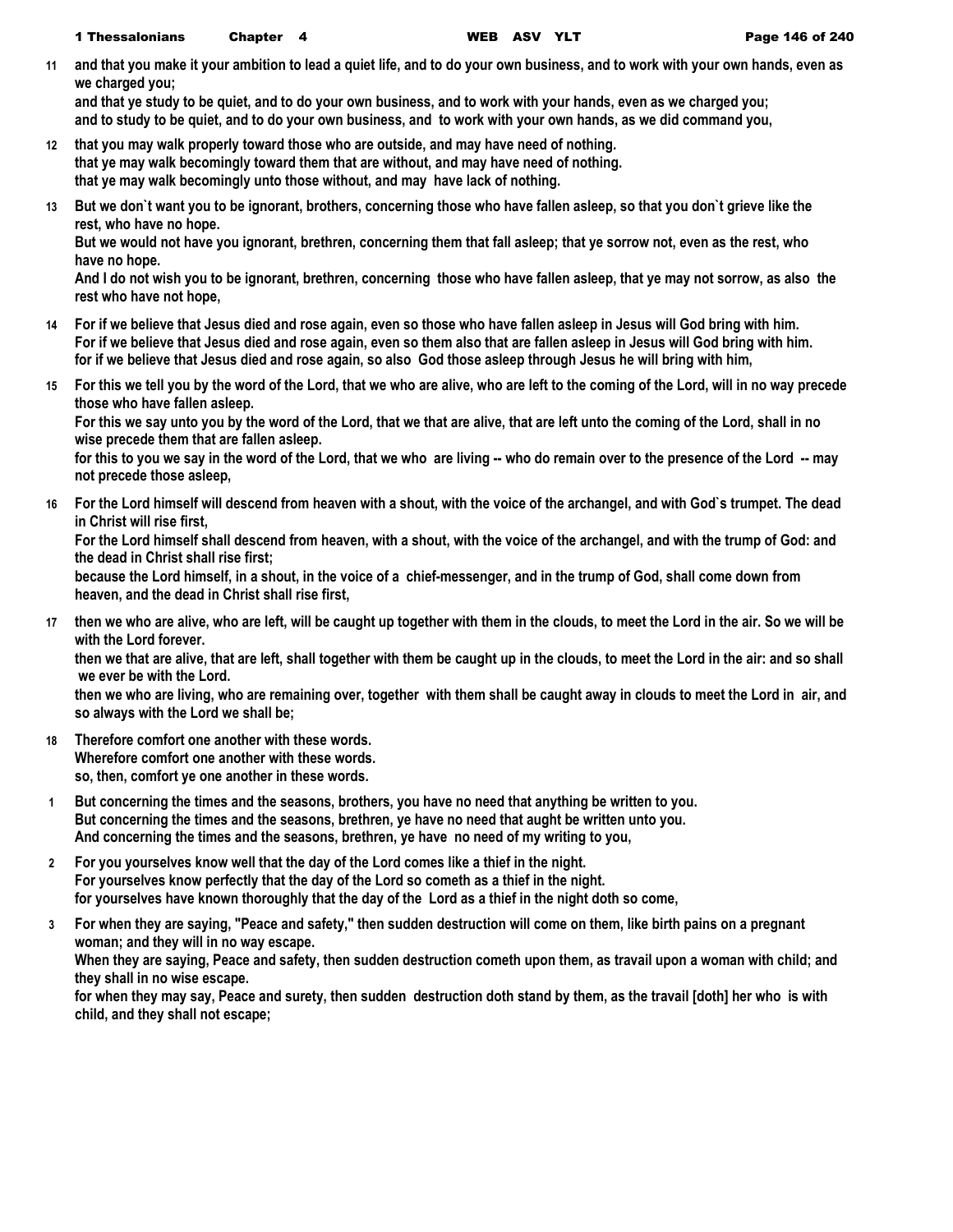**11** and that you make it your ambition to lead a quiet life, and to do your own business, and to work with your own hands, even as we charged you;
and that ye study to be quiet, and to do your own business, and to work with your hands, even as we charged you;
and to study to be quiet, and to do your own business, and to work with your own hands, as we did command you,

**12** that you may walk properly toward those who are outside, and may have need of nothing.
that ye may walk becomingly toward them that are without, and may have need of nothing.
that ye may walk becomingly unto those without, and may have lack of nothing.

**13** But we don`t want you to be ignorant, brothers, concerning those who have fallen asleep, so that you don`t grieve like the rest, who have no hope.
But we would not have you ignorant, brethren, concerning them that fall asleep; that ye sorrow not, even as the rest, who have no hope.
And I do not wish you to be ignorant, brethren, concerning those who have fallen asleep, that ye may not sorrow, as also the rest who have not hope,

**14** For if we believe that Jesus died and rose again, even so those who have fallen asleep in Jesus will God bring with him.
For if we believe that Jesus died and rose again, even so them also that are fallen asleep in Jesus will God bring with him.
for if we believe that Jesus died and rose again, so also God those asleep through Jesus he will bring with him,

**15** For this we tell you by the word of the Lord, that we who are alive, who are left to the coming of the Lord, will in no way precede those who have fallen asleep.
For this we say unto you by the word of the Lord, that we that are alive, that are left unto the coming of the Lord, shall in no wise precede them that are fallen asleep.
for this to you we say in the word of the Lord, that we who are living -- who do remain over to the presence of the Lord -- may not precede those asleep,

**16** For the Lord himself will descend from heaven with a shout, with the voice of the archangel, and with God`s trumpet. The dead in Christ will rise first,
For the Lord himself shall descend from heaven, with a shout, with the voice of the archangel, and with the trump of God: and the dead in Christ shall rise first;
because the Lord himself, in a shout, in the voice of a chief-messenger, and in the trump of God, shall come down from heaven, and the dead in Christ shall rise first,

**17** then we who are alive, who are left, will be caught up together with them in the clouds, to meet the Lord in the air. So we will be with the Lord forever.
then we that are alive, that are left, shall together with them be caught up in the clouds, to meet the Lord in the air: and so shall we ever be with the Lord.
then we who are living, who are remaining over, together with them shall be caught away in clouds to meet the Lord in air, and so always with the Lord we shall be;

**18** Therefore comfort one another with these words.
Wherefore comfort one another with these words.
so, then, comfort ye one another in these words.

**1** But concerning the times and the seasons, brothers, you have no need that anything be written to you.
But concerning the times and the seasons, brethren, ye have no need that aught be written unto you.
And concerning the times and the seasons, brethren, ye have no need of my writing to you,

**2** For you yourselves know well that the day of the Lord comes like a thief in the night.
For yourselves know perfectly that the day of the Lord so cometh as a thief in the night.
for yourselves have known thoroughly that the day of the Lord as a thief in the night doth so come,

**3** For when they are saying, "Peace and safety," then sudden destruction will come on them, like birth pains on a pregnant woman; and they will in no way escape.
When they are saying, Peace and safety, then sudden destruction cometh upon them, as travail upon a woman with child; and they shall in no wise escape.
for when they may say, Peace and surety, then sudden destruction doth stand by them, as the travail [doth] her who is with child, and they shall not escape;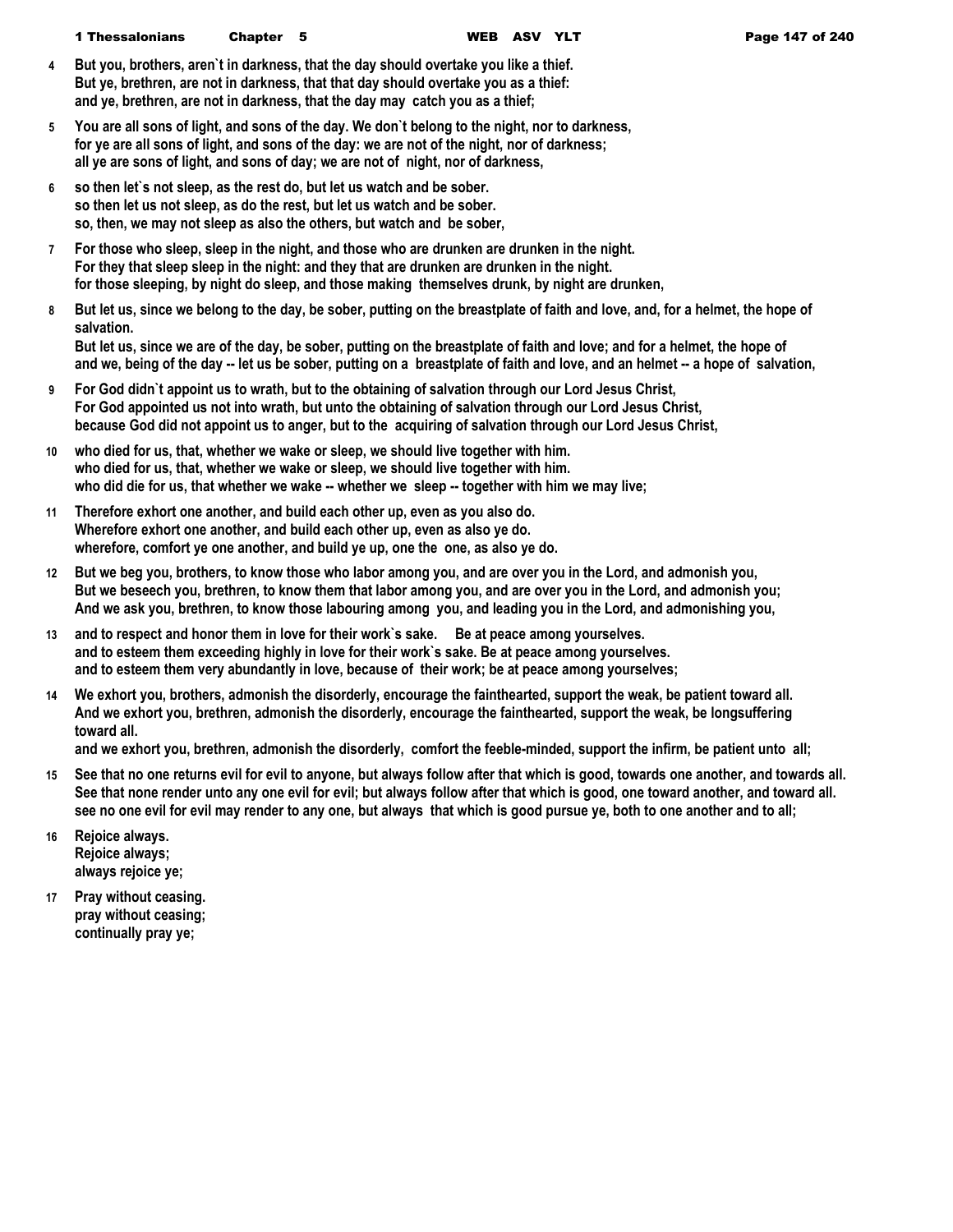**4** **But you, brothers, aren`t in darkness, that the day should overtake you like a thief.**
**But ye, brethren, are not in darkness, that that day should overtake you as a thief:**
**and ye, brethren, are not in darkness, that the day may catch you as a thief;**

**5** **You are all sons of light, and sons of the day. We don`t belong to the night, nor to darkness,**
**for ye are all sons of light, and sons of the day: we are not of the night, nor of darkness;**
**all ye are sons of light, and sons of day; we are not of night, nor of darkness,**

**6** **so then let`s not sleep, as the rest do, but let us watch and be sober.**
**so then let us not sleep, as do the rest, but let us watch and be sober.**
**so, then, we may not sleep as also the others, but watch and be sober,**

**7** **For those who sleep, sleep in the night, and those who are drunken are drunken in the night.**
**For they that sleep sleep in the night: and they that are drunken are drunken in the night.**
**for those sleeping, by night do sleep, and those making themselves drunk, by night are drunken,**

**8** **But let us, since we belong to the day, be sober, putting on the breastplate of faith and love, and, for a helmet, the hope of salvation.**
**But let us, since we are of the day, be sober, putting on the breastplate of faith and love; and for a helmet, the hope of**
**and we, being of the day -- let us be sober, putting on a breastplate of faith and love, and an helmet -- a hope of salvation,**

**9** **For God didn`t appoint us to wrath, but to the obtaining of salvation through our Lord Jesus Christ,**
**For God appointed us not into wrath, but unto the obtaining of salvation through our Lord Jesus Christ,**
**because God did not appoint us to anger, but to the acquiring of salvation through our Lord Jesus Christ,**

**10** **who died for us, that, whether we wake or sleep, we should live together with him.**
**who died for us, that, whether we wake or sleep, we should live together with him.**
**who did die for us, that whether we wake -- whether we sleep -- together with him we may live;**

**11** **Therefore exhort one another, and build each other up, even as you also do.**
**Wherefore exhort one another, and build each other up, even as also ye do.**
**wherefore, comfort ye one another, and build ye up, one the one, as also ye do.**

**12** **But we beg you, brothers, to know those who labor among you, and are over you in the Lord, and admonish you,**
**But we beseech you, brethren, to know them that labor among you, and are over you in the Lord, and admonish you;**
**And we ask you, brethren, to know those labouring among you, and leading you in the Lord, and admonishing you,**

**13** **and to respect and honor them in love for their work`s sake. Be at peace among yourselves.**
**and to esteem them exceeding highly in love for their work`s sake. Be at peace among yourselves.**
**and to esteem them very abundantly in love, because of their work; be at peace among yourselves;**

**14** **We exhort you, brothers, admonish the disorderly, encourage the fainthearted, support the weak, be patient toward all.**
**And we exhort you, brethren, admonish the disorderly, encourage the fainthearted, support the weak, be longsuffering toward all.**
**and we exhort you, brethren, admonish the disorderly, comfort the feeble-minded, support the infirm, be patient unto all;**

**15** **See that no one returns evil for evil to anyone, but always follow after that which is good, towards one another, and towards all.**
**See that none render unto any one evil for evil; but always follow after that which is good, one toward another, and toward all.**
**see no one evil for evil may render to any one, but always that which is good pursue ye, both to one another and to all;**

**16** **Rejoice always.**
**Rejoice always;**
**always rejoice ye;**

**17** **Pray without ceasing.**
**pray without ceasing;**
**continually pray ye;**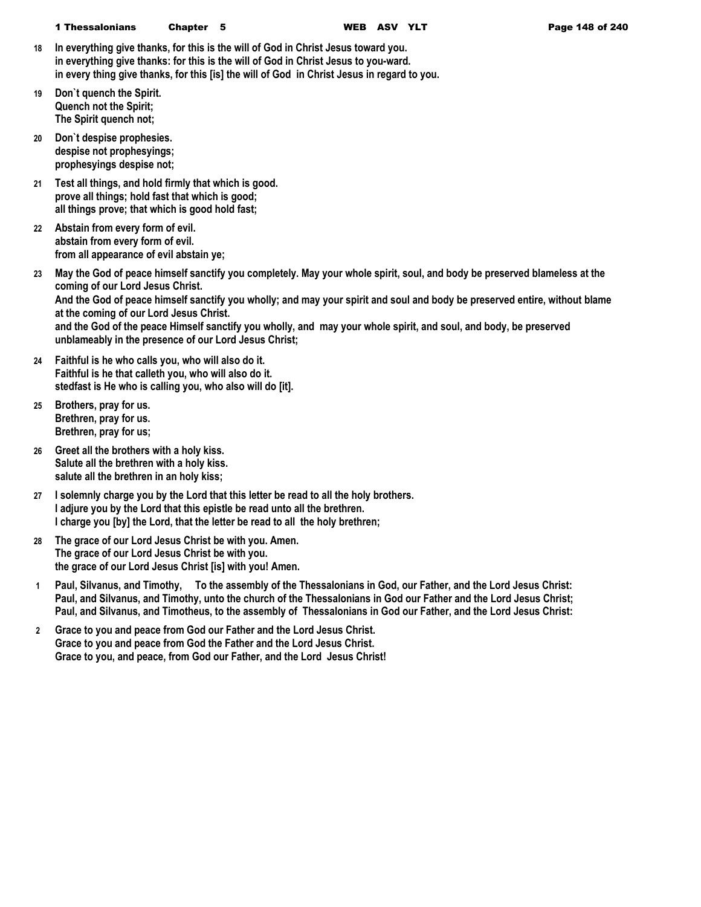18 In everything give thanks, for this is the will of God in Christ Jesus toward you.
in everything give thanks: for this is the will of God in Christ Jesus to you-ward.
in every thing give thanks, for this [is] the will of God in Christ Jesus in regard to you.

19 Don`t quench the Spirit.
Quench not the Spirit;
The Spirit quench not;

20 Don`t despise prophesies.
despise not prophesyings;
prophesyings despise not;

21 Test all things, and hold firmly that which is good.
prove all things; hold fast that which is good;
all things prove; that which is good hold fast;

22 Abstain from every form of evil.
abstain from every form of evil.
from all appearance of evil abstain ye;

23 May the God of peace himself sanctify you completely. May your whole spirit, soul, and body be preserved blameless at the coming of our Lord Jesus Christ.
And the God of peace himself sanctify you wholly; and may your spirit and soul and body be preserved entire, without blame at the coming of our Lord Jesus Christ.
and the God of the peace Himself sanctify you wholly, and may your whole spirit, and soul, and body, be preserved unblameably in the presence of our Lord Jesus Christ;

24 Faithful is he who calls you, who will also do it.
Faithful is he that calleth you, who will also do it.
stedfast is He who is calling you, who also will do [it].

25 Brothers, pray for us.
Brethren, pray for us.
Brethren, pray for us;

26 Greet all the brothers with a holy kiss.
Salute all the brethren with a holy kiss.
salute all the brethren in an holy kiss;

27 I solemnly charge you by the Lord that this letter be read to all the holy brothers.
I adjure you by the Lord that this epistle be read unto all the brethren.
I charge you [by] the Lord, that the letter be read to all the holy brethren;

28 The grace of our Lord Jesus Christ be with you. Amen.
The grace of our Lord Jesus Christ be with you.
the grace of our Lord Jesus Christ [is] with you! Amen.

1 Paul, Silvanus, and Timothy, To the assembly of the Thessalonians in God, our Father, and the Lord Jesus Christ:
Paul, and Silvanus, and Timothy, unto the church of the Thessalonians in God our Father and the Lord Jesus Christ;
Paul, and Silvanus, and Timotheus, to the assembly of Thessalonians in God our Father, and the Lord Jesus Christ:

2 Grace to you and peace from God our Father and the Lord Jesus Christ.
Grace to you and peace from God the Father and the Lord Jesus Christ.
Grace to you, and peace, from God our Father, and the Lord Jesus Christ!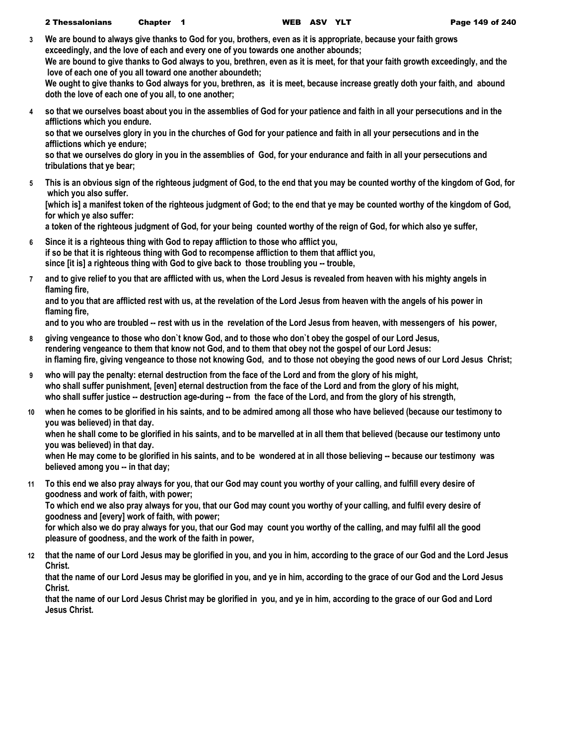**3** We are bound to always give thanks to God for you, brothers, even as it is appropriate, because your faith grows exceedingly, and the love of each and every one of you towards one another abounds;
We are bound to give thanks to God always to you, brethren, even as it is meet, for that your faith growth exceedingly, and the love of each one of you all toward one another aboundeth;
We ought to give thanks to God always for you, brethren, as it is meet, because increase greatly doth your faith, and abound doth the love of each one of you all, to one another;

**4** so that we ourselves boast about you in the assemblies of God for your patience and faith in all your persecutions and in the afflictions which you endure.
so that we ourselves glory in you in the churches of God for your patience and faith in all your persecutions and in the afflictions which ye endure;
so that we ourselves do glory in you in the assemblies of God, for your endurance and faith in all your persecutions and tribulations that ye bear;

**5** This is an obvious sign of the righteous judgment of God, to the end that you may be counted worthy of the kingdom of God, for which you also suffer.
[which is] a manifest token of the righteous judgment of God; to the end that ye may be counted worthy of the kingdom of God, for which ye also suffer:
a token of the righteous judgment of God, for your being counted worthy of the reign of God, for which also ye suffer,

**6** Since it is a righteous thing with God to repay affliction to those who afflict you,
if so be that it is righteous thing with God to recompense affliction to them that afflict you,
since [it is] a righteous thing with God to give back to those troubling you -- trouble,

**7** and to give relief to you that are afflicted with us, when the Lord Jesus is revealed from heaven with his mighty angels in flaming fire,
and to you that are afflicted rest with us, at the revelation of the Lord Jesus from heaven with the angels of his power in flaming fire,
and to you who are troubled -- rest with us in the revelation of the Lord Jesus from heaven, with messengers of his power,

**8** giving vengeance to those who don`t know God, and to those who don`t obey the gospel of our Lord Jesus,
rendering vengeance to them that know not God, and to them that obey not the gospel of our Lord Jesus:
in flaming fire, giving vengeance to those not knowing God, and to those not obeying the good news of our Lord Jesus Christ;

**9** who will pay the penalty: eternal destruction from the face of the Lord and from the glory of his might,
who shall suffer punishment, [even] eternal destruction from the face of the Lord and from the glory of his might,
who shall suffer justice -- destruction age-during -- from the face of the Lord, and from the glory of his strength,

**10** when he comes to be glorified in his saints, and to be admired among all those who have believed (because our testimony to you was believed) in that day.
when he shall come to be glorified in his saints, and to be marvelled at in all them that believed (because our testimony unto you was believed) in that day.
when He may come to be glorified in his saints, and to be wondered at in all those believing -- because our testimony was believed among you -- in that day;

**11** To this end we also pray always for you, that our God may count you worthy of your calling, and fulfill every desire of goodness and work of faith, with power;
To which end we also pray always for you, that our God may count you worthy of your calling, and fulfil every desire of goodness and [every] work of faith, with power;
for which also we do pray always for you, that our God may count you worthy of the calling, and may fulfil all the good pleasure of goodness, and the work of the faith in power,

**12** that the name of our Lord Jesus may be glorified in you, and you in him, according to the grace of our God and the Lord Jesus Christ.
that the name of our Lord Jesus may be glorified in you, and ye in him, according to the grace of our God and the Lord Jesus Christ.
that the name of our Lord Jesus Christ may be glorified in you, and ye in him, according to the grace of our God and Lord Jesus Christ.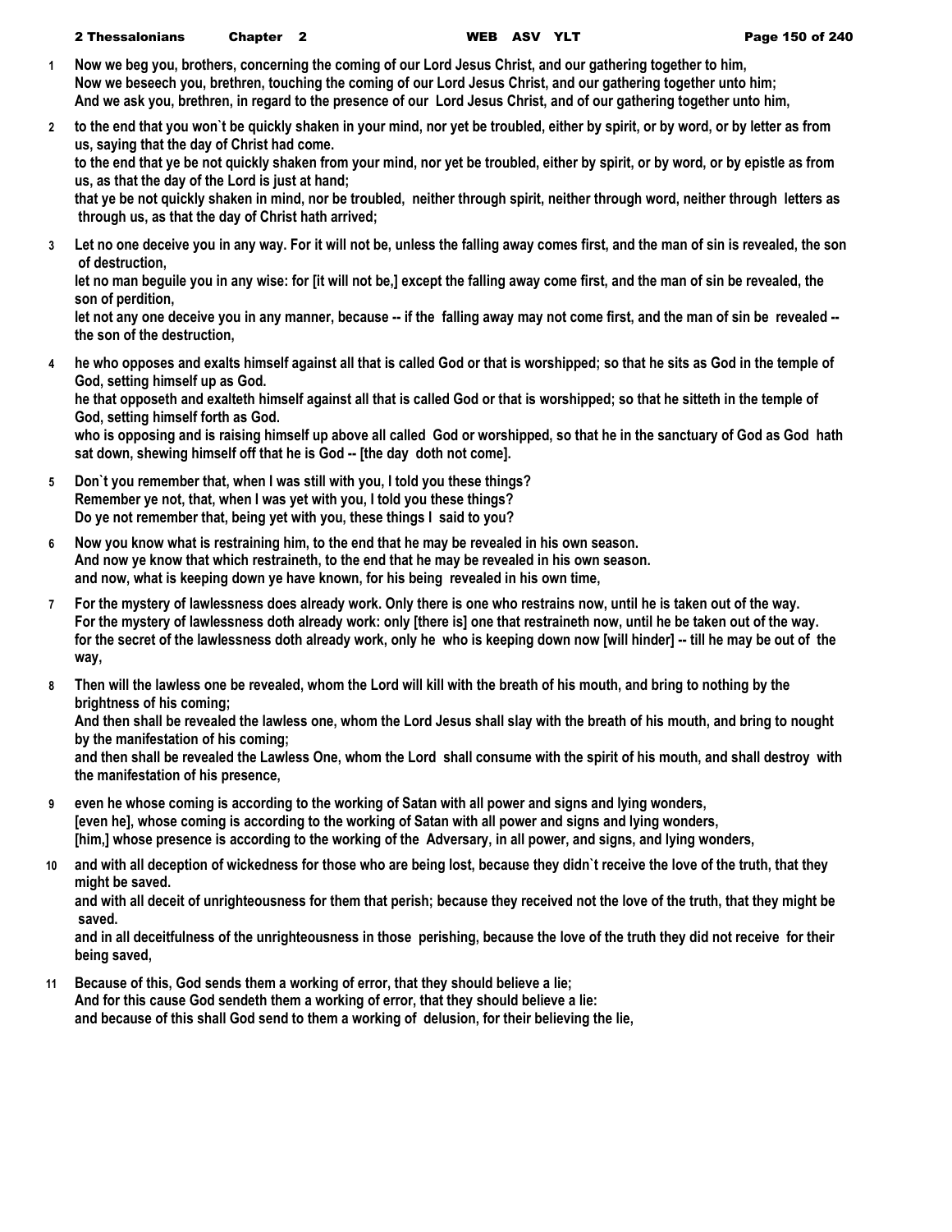1 Now we beg you, brothers, concerning the coming of our Lord Jesus Christ, and our gathering together to him,
Now we beseech you, brethren, touching the coming of our Lord Jesus Christ, and our gathering together unto him;
And we ask you, brethren, in regard to the presence of our Lord Jesus Christ, and of our gathering together unto him,

2 to the end that you won`t be quickly shaken in your mind, nor yet be troubled, either by spirit, or by word, or by letter as from us, saying that the day of Christ had come.
to the end that ye be not quickly shaken from your mind, nor yet be troubled, either by spirit, or by word, or by epistle as from us, as that the day of the Lord is just at hand;
that ye be not quickly shaken in mind, nor be troubled, neither through spirit, neither through word, neither through letters as through us, as that the day of Christ hath arrived;

3 Let no one deceive you in any way. For it will not be, unless the falling away comes first, and the man of sin is revealed, the son of destruction,
let no man beguile you in any wise: for [it will not be,] except the falling away come first, and the man of sin be revealed, the son of perdition,
let not any one deceive you in any manner, because -- if the falling away may not come first, and the man of sin be revealed -- the son of the destruction,

4 he who opposes and exalts himself against all that is called God or that is worshipped; so that he sits as God in the temple of God, setting himself up as God.
he that opposeth and exalteth himself against all that is called God or that is worshipped; so that he sitteth in the temple of God, setting himself forth as God.
who is opposing and is raising himself up above all called God or worshipped, so that he in the sanctuary of God as God hath sat down, shewing himself off that he is God -- [the day doth not come].

5 Don`t you remember that, when I was still with you, I told you these things?
Remember ye not, that, when I was yet with you, I told you these things?
Do ye not remember that, being yet with you, these things I said to you?

6 Now you know what is restraining him, to the end that he may be revealed in his own season.
And now ye know that which restraineth, to the end that he may be revealed in his own season.
and now, what is keeping down ye have known, for his being revealed in his own time,

7 For the mystery of lawlessness does already work. Only there is one who restrains now, until he is taken out of the way.
For the mystery of lawlessness doth already work: only [there is] one that restraineth now, until he be taken out of the way.
for the secret of the lawlessness doth already work, only he who is keeping down now [will hinder] -- till he may be out of the way,

8 Then will the lawless one be revealed, whom the Lord will kill with the breath of his mouth, and bring to nothing by the brightness of his coming;
And then shall be revealed the lawless one, whom the Lord Jesus shall slay with the breath of his mouth, and bring to nought by the manifestation of his coming;
and then shall be revealed the Lawless One, whom the Lord shall consume with the spirit of his mouth, and shall destroy with the manifestation of his presence,

9 even he whose coming is according to the working of Satan with all power and signs and lying wonders,
[even he], whose coming is according to the working of Satan with all power and signs and lying wonders,
[him,] whose presence is according to the working of the Adversary, in all power, and signs, and lying wonders,

10 and with all deception of wickedness for those who are being lost, because they didn`t receive the love of the truth, that they might be saved.
and with all deceit of unrighteousness for them that perish; because they received not the love of the truth, that they might be saved.
and in all deceitfulness of the unrighteousness in those perishing, because the love of the truth they did not receive for their being saved,

11 Because of this, God sends them a working of error, that they should believe a lie;
And for this cause God sendeth them a working of error, that they should believe a lie:
and because of this shall God send to them a working of delusion, for their believing the lie,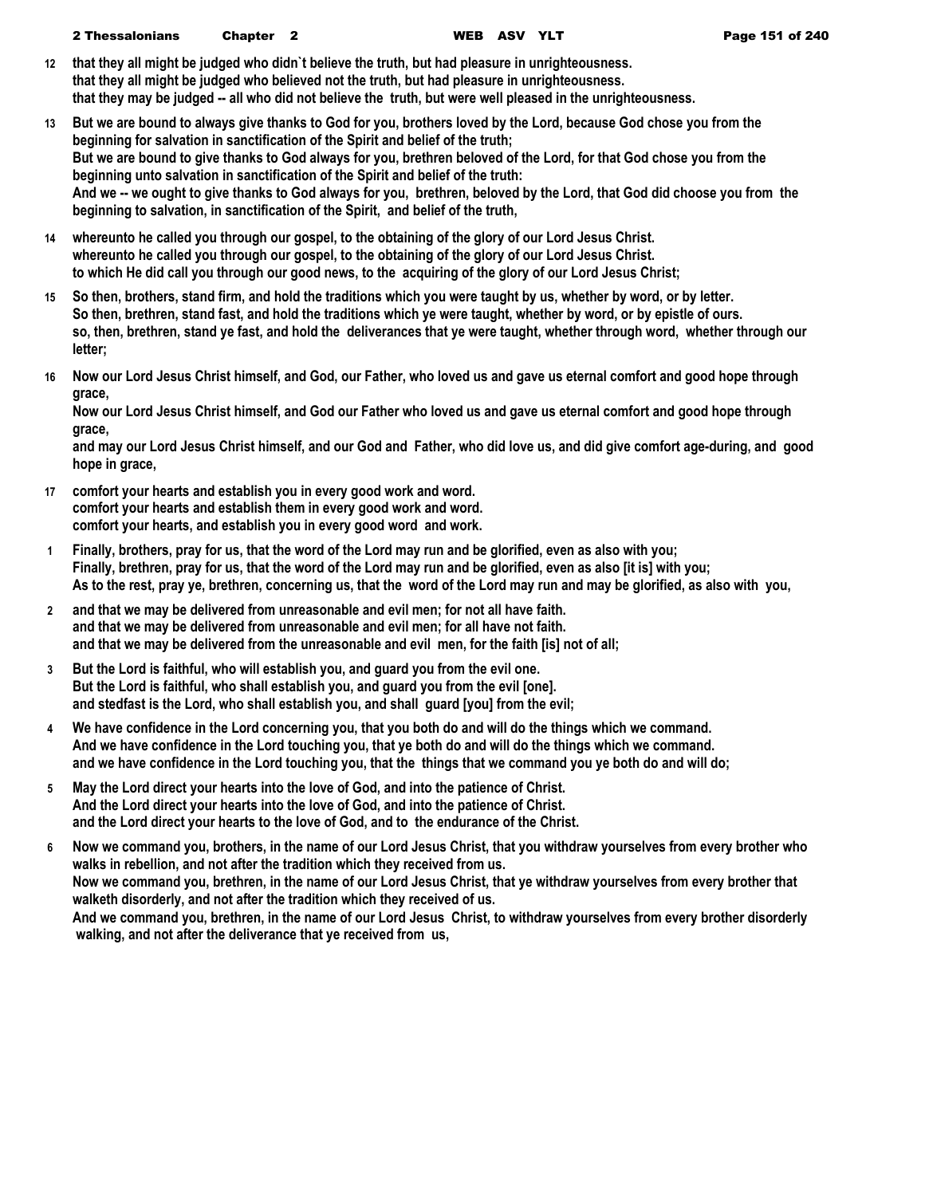**12** that they all might be judged who didn`t believe the truth, but had pleasure in unrighteousness.
that they all might be judged who believed not the truth, but had pleasure in unrighteousness.
that they may be judged -- all who did not believe the truth, but were well pleased in the unrighteousness.

**13** But we are bound to always give thanks to God for you, brothers loved by the Lord, because God chose you from the beginning for salvation in sanctification of the Spirit and belief of the truth;
But we are bound to give thanks to God always for you, brethren beloved of the Lord, for that God chose you from the beginning unto salvation in sanctification of the Spirit and belief of the truth:
And we -- we ought to give thanks to God always for you, brethren, beloved by the Lord, that God did choose you from the beginning to salvation, in sanctification of the Spirit, and belief of the truth,

**14** whereunto he called you through our gospel, to the obtaining of the glory of our Lord Jesus Christ.
whereunto he called you through our gospel, to the obtaining of the glory of our Lord Jesus Christ.
to which He did call you through our good news, to the acquiring of the glory of our Lord Jesus Christ;

**15** So then, brothers, stand firm, and hold the traditions which you were taught by us, whether by word, or by letter.
So then, brethren, stand fast, and hold the traditions which ye were taught, whether by word, or by epistle of ours.
so, then, brethren, stand ye fast, and hold the deliverances that ye were taught, whether through word, whether through our letter;

**16** Now our Lord Jesus Christ himself, and God, our Father, who loved us and gave us eternal comfort and good hope through grace,
Now our Lord Jesus Christ himself, and God our Father who loved us and gave us eternal comfort and good hope through grace,
and may our Lord Jesus Christ himself, and our God and Father, who did love us, and did give comfort age-during, and good hope in grace,

**17** comfort your hearts and establish you in every good work and word.
comfort your hearts and establish them in every good work and word.
comfort your hearts, and establish you in every good word and work.

**1** Finally, brothers, pray for us, that the word of the Lord may run and be glorified, even as also with you;
Finally, brethren, pray for us, that the word of the Lord may run and be glorified, even as also [it is] with you;
As to the rest, pray ye, brethren, concerning us, that the word of the Lord may run and may be glorified, as also with you,

**2** and that we may be delivered from unreasonable and evil men; for not all have faith.
and that we may be delivered from unreasonable and evil men; for all have not faith.
and that we may be delivered from the unreasonable and evil men, for the faith [is] not of all;

**3** But the Lord is faithful, who will establish you, and guard you from the evil one.
But the Lord is faithful, who shall establish you, and guard you from the evil [one].
and stedfast is the Lord, who shall establish you, and shall guard [you] from the evil;

**4** We have confidence in the Lord concerning you, that you both do and will do the things which we command.
And we have confidence in the Lord touching you, that ye both do and will do the things which we command.
and we have confidence in the Lord touching you, that the things that we command you ye both do and will do;

**5** May the Lord direct your hearts into the love of God, and into the patience of Christ.
And the Lord direct your hearts into the love of God, and into the patience of Christ.
and the Lord direct your hearts to the love of God, and to the endurance of the Christ.

**6** Now we command you, brothers, in the name of our Lord Jesus Christ, that you withdraw yourselves from every brother who walks in rebellion, and not after the tradition which they received from us.
Now we command you, brethren, in the name of our Lord Jesus Christ, that ye withdraw yourselves from every brother that walketh disorderly, and not after the tradition which they received of us.
And we command you, brethren, in the name of our Lord Jesus Christ, to withdraw yourselves from every brother disorderly walking, and not after the deliverance that ye received from us,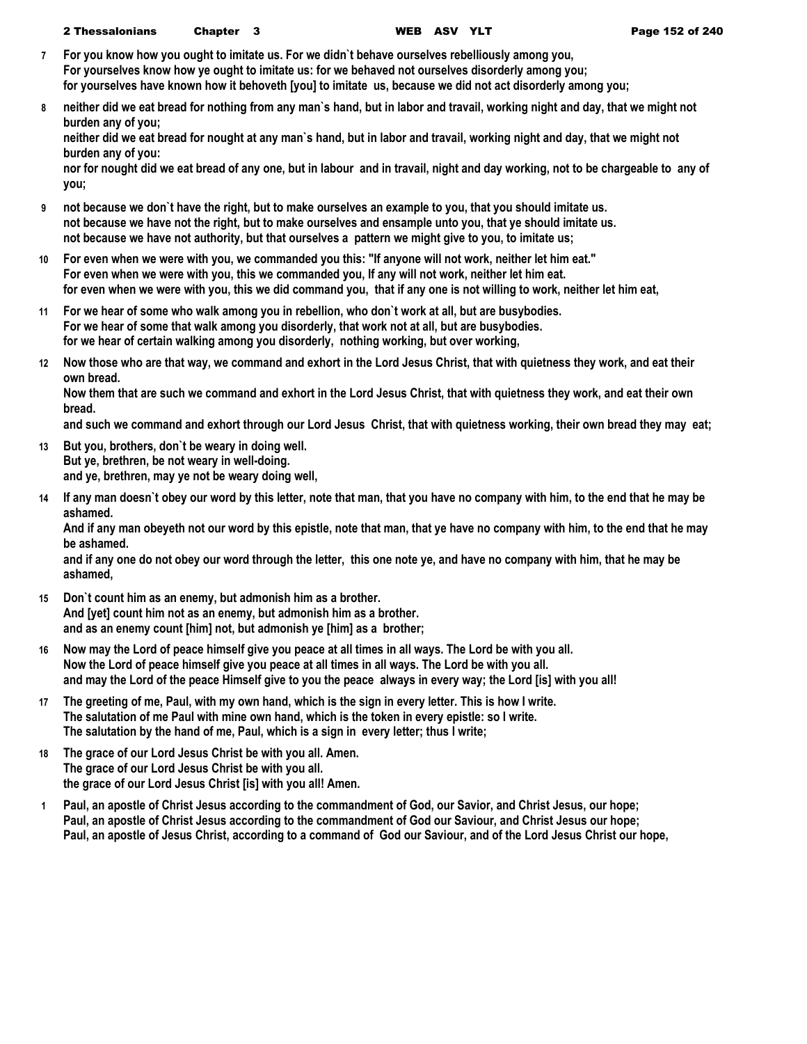**7** For you know how you ought to imitate us. For we didn`t behave ourselves rebelliously among you,
For yourselves know how ye ought to imitate us: for we behaved not ourselves disorderly among you;
for yourselves have known how it behoveth [you] to imitate us, because we did not act disorderly among you;

**8** neither did we eat bread for nothing from any man`s hand, but in labor and travail, working night and day, that we might not burden any of you;
neither did we eat bread for nought at any man`s hand, but in labor and travail, working night and day, that we might not burden any of you:
nor for nought did we eat bread of any one, but in labour and in travail, night and day working, not to be chargeable to any of you;

**9** not because we don`t have the right, but to make ourselves an example to you, that you should imitate us.
not because we have not the right, but to make ourselves and ensample unto you, that ye should imitate us.
not because we have not authority, but that ourselves a pattern we might give to you, to imitate us;

**10** For even when we were with you, we commanded you this: "If anyone will not work, neither let him eat."
For even when we were with you, this we commanded you, If any will not work, neither let him eat.
for even when we were with you, this we did command you, that if any one is not willing to work, neither let him eat,

**11** For we hear of some who walk among you in rebellion, who don`t work at all, but are busybodies.
For we hear of some that walk among you disorderly, that work not at all, but are busybodies.
for we hear of certain walking among you disorderly, nothing working, but over working,

**12** Now those who are that way, we command and exhort in the Lord Jesus Christ, that with quietness they work, and eat their own bread.
Now them that are such we command and exhort in the Lord Jesus Christ, that with quietness they work, and eat their own bread.
and such we command and exhort through our Lord Jesus Christ, that with quietness working, their own bread they may eat;

**13** But you, brothers, don`t be weary in doing well.
But ye, brethren, be not weary in well-doing.
and ye, brethren, may ye not be weary doing well,

**14** If any man doesn`t obey our word by this letter, note that man, that you have no company with him, to the end that he may be ashamed.
And if any man obeyeth not our word by this epistle, note that man, that ye have no company with him, to the end that he may be ashamed.
and if any one do not obey our word through the letter, this one note ye, and have no company with him, that he may be ashamed,

**15** Don`t count him as an enemy, but admonish him as a brother.
And [yet] count him not as an enemy, but admonish him as a brother.
and as an enemy count [him] not, but admonish ye [him] as a brother;

**16** Now may the Lord of peace himself give you peace at all times in all ways. The Lord be with you all.
Now the Lord of peace himself give you peace at all times in all ways. The Lord be with you all.
and may the Lord of the peace Himself give to you the peace always in every way; the Lord [is] with you all!

**17** The greeting of me, Paul, with my own hand, which is the sign in every letter. This is how I write.
The salutation of me Paul with mine own hand, which is the token in every epistle: so I write.
The salutation by the hand of me, Paul, which is a sign in every letter; thus I write;

**18** The grace of our Lord Jesus Christ be with you all. Amen.
The grace of our Lord Jesus Christ be with you all.
the grace of our Lord Jesus Christ [is] with you all! Amen.

**1** Paul, an apostle of Christ Jesus according to the commandment of God, our Savior, and Christ Jesus, our hope;
Paul, an apostle of Christ Jesus according to the commandment of God our Saviour, and Christ Jesus our hope;
Paul, an apostle of Jesus Christ, according to a command of God our Saviour, and of the Lord Jesus Christ our hope,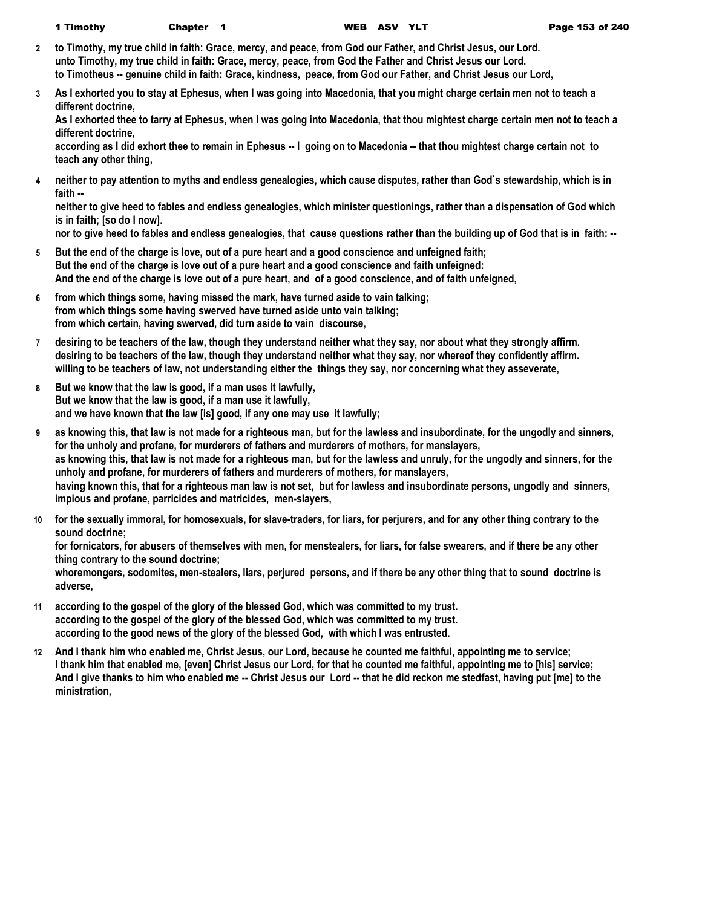**2** to Timothy, my true child in faith: Grace, mercy, and peace, from God our Father, and Christ Jesus, our Lord.
unto Timothy, my true child in faith: Grace, mercy, peace, from God the Father and Christ Jesus our Lord.
to Timotheus -- genuine child in faith: Grace, kindness, peace, from God our Father, and Christ Jesus our Lord,

**3** As I exhorted you to stay at Ephesus, when I was going into Macedonia, that you might charge certain men not to teach a different doctrine,
As I exhorted thee to tarry at Ephesus, when I was going into Macedonia, that thou mightest charge certain men not to teach a different doctrine,
according as I did exhort thee to remain in Ephesus -- I going on to Macedonia -- that thou mightest charge certain not to teach any other thing,

**4** neither to pay attention to myths and endless genealogies, which cause disputes, rather than God`s stewardship, which is in faith --
neither to give heed to fables and endless genealogies, which minister questionings, rather than a dispensation of God which is in faith; [so do I now].
nor to give heed to fables and endless genealogies, that cause questions rather than the building up of God that is in faith: --

**5** But the end of the charge is love, out of a pure heart and a good conscience and unfeigned faith;
But the end of the charge is love out of a pure heart and a good conscience and faith unfeigned:
And the end of the charge is love out of a pure heart, and of a good conscience, and of faith unfeigned,

**6** from which things some, having missed the mark, have turned aside to vain talking;
from which things some having swerved have turned aside unto vain talking;
from which certain, having swerved, did turn aside to vain discourse,

**7** desiring to be teachers of the law, though they understand neither what they say, nor about what they strongly affirm.
desiring to be teachers of the law, though they understand neither what they say, nor whereof they confidently affirm.
willing to be teachers of law, not understanding either the things they say, nor concerning what they asseverate,

**8** But we know that the law is good, if a man uses it lawfully,
But we know that the law is good, if a man use it lawfully,
and we have known that the law [is] good, if any one may use it lawfully;

**9** as knowing this, that law is not made for a righteous man, but for the lawless and insubordinate, for the ungodly and sinners, for the unholy and profane, for murderers of fathers and murderers of mothers, for manslayers,
as knowing this, that law is not made for a righteous man, but for the lawless and unruly, for the ungodly and sinners, for the unholy and profane, for murderers of fathers and murderers of mothers, for manslayers,
having known this, that for a righteous man law is not set, but for lawless and insubordinate persons, ungodly and sinners, impious and profane, parricides and matricides, men-slayers,

**10** for the sexually immoral, for homosexuals, for slave-traders, for liars, for perjurers, and for any other thing contrary to the sound doctrine;
for fornicators, for abusers of themselves with men, for menstealers, for liars, for false swearers, and if there be any other thing contrary to the sound doctrine;
whoremongers, sodomites, men-stealers, liars, perjured persons, and if there be any other thing that to sound doctrine is adverse,

**11** according to the gospel of the glory of the blessed God, which was committed to my trust.
according to the gospel of the glory of the blessed God, which was committed to my trust.
according to the good news of the glory of the blessed God, with which I was entrusted.

**12** And I thank him who enabled me, Christ Jesus, our Lord, because he counted me faithful, appointing me to service;
I thank him that enabled me, [even] Christ Jesus our Lord, for that he counted me faithful, appointing me to [his] service;
And I give thanks to him who enabled me -- Christ Jesus our Lord -- that he did reckon me stedfast, having put [me] to the ministration,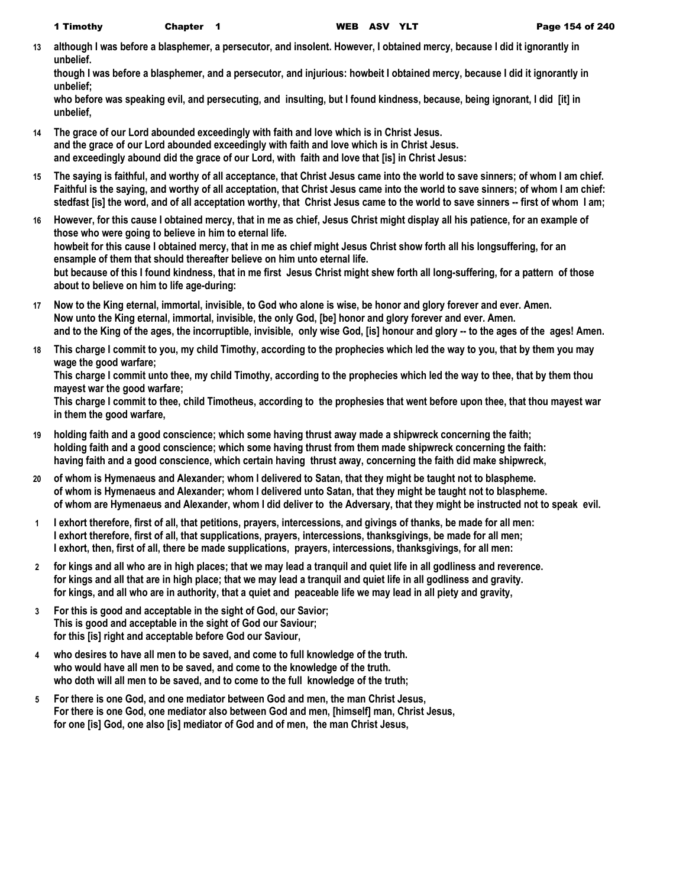**13** although I was before a blasphemer, a persecutor, and insolent. However, I obtained mercy, because I did it ignorantly in unbelief.
though I was before a blasphemer, and a persecutor, and injurious: howbeit I obtained mercy, because I did it ignorantly in unbelief;
who before was speaking evil, and persecuting, and insulting, but I found kindness, because, being ignorant, I did [it] in unbelief,

**14** The grace of our Lord abounded exceedingly with faith and love which is in Christ Jesus.
and the grace of our Lord abounded exceedingly with faith and love which is in Christ Jesus.
and exceedingly abound did the grace of our Lord, with faith and love that [is] in Christ Jesus:

**15** The saying is faithful, and worthy of all acceptance, that Christ Jesus came into the world to save sinners; of whom I am chief.
Faithful is the saying, and worthy of all acceptation, that Christ Jesus came into the world to save sinners; of whom I am chief:
stedfast [is] the word, and of all acceptation worthy, that Christ Jesus came to the world to save sinners -- first of whom I am;

**16** However, for this cause I obtained mercy, that in me as chief, Jesus Christ might display all his patience, for an example of those who were going to believe in him to eternal life.
howbeit for this cause I obtained mercy, that in me as chief might Jesus Christ show forth all his longsuffering, for an ensample of them that should thereafter believe on him unto eternal life.
but because of this I found kindness, that in me first Jesus Christ might shew forth all long-suffering, for a pattern of those about to believe on him to life age-during:

**17** Now to the King eternal, immortal, invisible, to God who alone is wise, be honor and glory forever and ever. Amen.
Now unto the King eternal, immortal, invisible, the only God, [be] honor and glory forever and ever. Amen.
and to the King of the ages, the incorruptible, invisible, only wise God, [is] honour and glory -- to the ages of the ages! Amen.

**18** This charge I commit to you, my child Timothy, according to the prophecies which led the way to you, that by them you may wage the good warfare;
This charge I commit unto thee, my child Timothy, according to the prophecies which led the way to thee, that by them thou mayest war the good warfare;
This charge I commit to thee, child Timotheus, according to the prophesies that went before upon thee, that thou mayest war in them the good warfare,

**19** holding faith and a good conscience; which some having thrust away made a shipwreck concerning the faith;
holding faith and a good conscience; which some having thrust from them made shipwreck concerning the faith:
having faith and a good conscience, which certain having thrust away, concerning the faith did make shipwreck,

**20** of whom is Hymenaeus and Alexander; whom I delivered to Satan, that they might be taught not to blaspheme.
of whom is Hymenaeus and Alexander; whom I delivered unto Satan, that they might be taught not to blaspheme.
of whom are Hymenaeus and Alexander, whom I did deliver to the Adversary, that they might be instructed not to speak evil.

**1** I exhort therefore, first of all, that petitions, prayers, intercessions, and givings of thanks, be made for all men:
I exhort therefore, first of all, that supplications, prayers, intercessions, thanksgivings, be made for all men;
I exhort, then, first of all, there be made supplications, prayers, intercessions, thanksgivings, for all men:

**2** for kings and all who are in high places; that we may lead a tranquil and quiet life in all godliness and reverence.
for kings and all that are in high place; that we may lead a tranquil and quiet life in all godliness and gravity.
for kings, and all who are in authority, that a quiet and peaceable life we may lead in all piety and gravity,

**3** For this is good and acceptable in the sight of God, our Savior;
This is good and acceptable in the sight of God our Saviour;
for this [is] right and acceptable before God our Saviour,

**4** who desires to have all men to be saved, and come to full knowledge of the truth.
who would have all men to be saved, and come to the knowledge of the truth.
who doth will all men to be saved, and to come to the full knowledge of the truth;

**5** For there is one God, and one mediator between God and men, the man Christ Jesus,
For there is one God, one mediator also between God and men, [himself] man, Christ Jesus,
for one [is] God, one also [is] mediator of God and of men, the man Christ Jesus,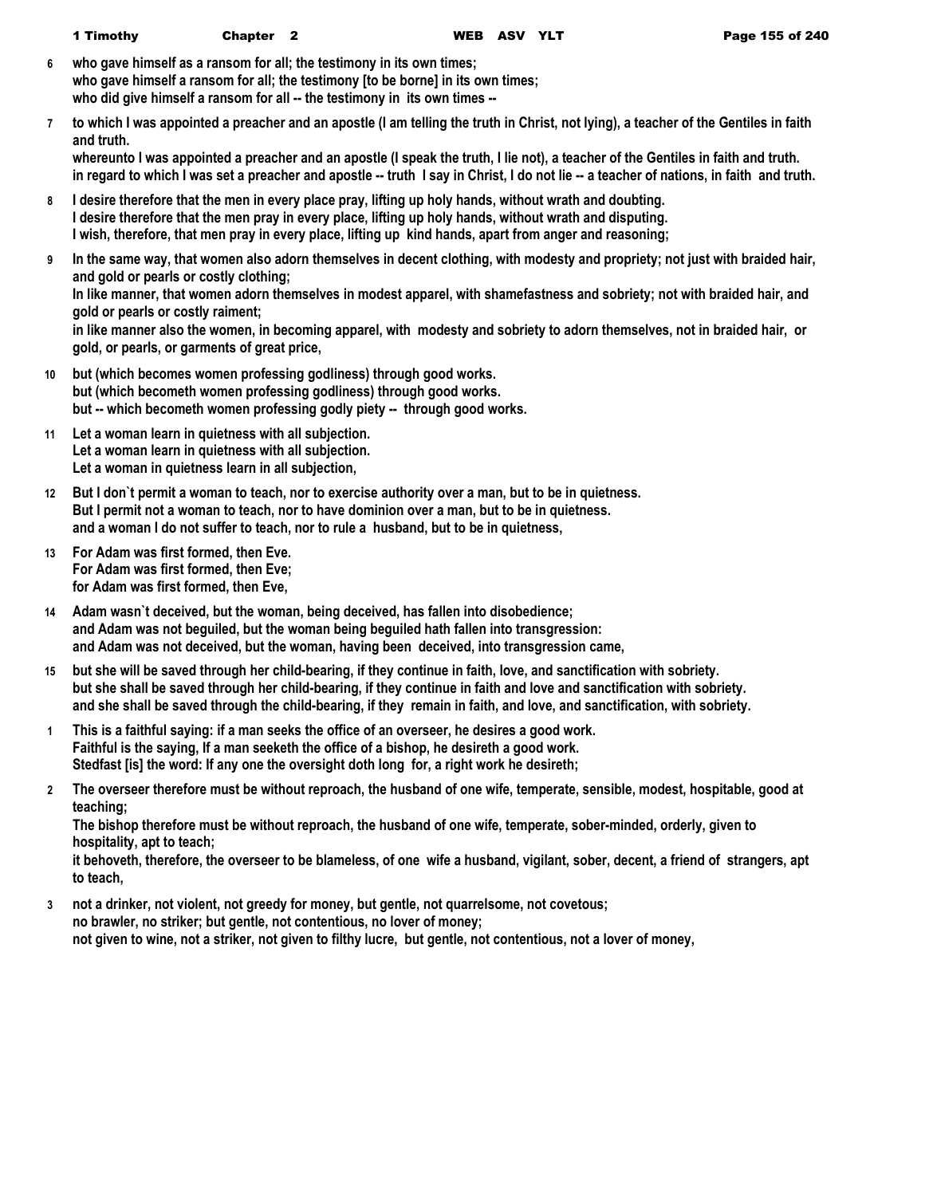**6** who gave himself as a ransom for all; the testimony in its own times;
who gave himself a ransom for all; the testimony [to be borne] in its own times;
who did give himself a ransom for all -- the testimony in its own times --

**7** to which I was appointed a preacher and an apostle (I am telling the truth in Christ, not lying), a teacher of the Gentiles in faith and truth.
whereunto I was appointed a preacher and an apostle (I speak the truth, I lie not), a teacher of the Gentiles in faith and truth.
in regard to which I was set a preacher and apostle -- truth I say in Christ, I do not lie -- a teacher of nations, in faith and truth.

**8** I desire therefore that the men in every place pray, lifting up holy hands, without wrath and doubting.
I desire therefore that the men pray in every place, lifting up holy hands, without wrath and disputing.
I wish, therefore, that men pray in every place, lifting up kind hands, apart from anger and reasoning;

**9** In the same way, that women also adorn themselves in decent clothing, with modesty and propriety; not just with braided hair, and gold or pearls or costly clothing;
In like manner, that women adorn themselves in modest apparel, with shamefastness and sobriety; not with braided hair, and gold or pearls or costly raiment;
in like manner also the women, in becoming apparel, with modesty and sobriety to adorn themselves, not in braided hair, or gold, or pearls, or garments of great price,

**10** but (which becomes women professing godliness) through good works.
but (which becometh women professing godliness) through good works.
but -- which becometh women professing godly piety -- through good works.

**11** Let a woman learn in quietness with all subjection.
Let a woman learn in quietness with all subjection.
Let a woman in quietness learn in all subjection,

**12** But I don`t permit a woman to teach, nor to exercise authority over a man, but to be in quietness.
But I permit not a woman to teach, nor to have dominion over a man, but to be in quietness.
and a woman I do not suffer to teach, nor to rule a husband, but to be in quietness,

**13** For Adam was first formed, then Eve.
For Adam was first formed, then Eve;
for Adam was first formed, then Eve,

**14** Adam wasn`t deceived, but the woman, being deceived, has fallen into disobedience;
and Adam was not beguiled, but the woman being beguiled hath fallen into transgression:
and Adam was not deceived, but the woman, having been deceived, into transgression came,

**15** but she will be saved through her child-bearing, if they continue in faith, love, and sanctification with sobriety.
but she shall be saved through her child-bearing, if they continue in faith and love and sanctification with sobriety.
and she shall be saved through the child-bearing, if they remain in faith, and love, and sanctification, with sobriety.

**1** This is a faithful saying: if a man seeks the office of an overseer, he desires a good work.
Faithful is the saying, If a man seeketh the office of a bishop, he desireth a good work.
Stedfast [is] the word: If any one the oversight doth long for, a right work he desireth;

**2** The overseer therefore must be without reproach, the husband of one wife, temperate, sensible, modest, hospitable, good at teaching;
The bishop therefore must be without reproach, the husband of one wife, temperate, sober-minded, orderly, given to hospitality, apt to teach;
it behoveth, therefore, the overseer to be blameless, of one wife a husband, vigilant, sober, decent, a friend of strangers, apt to teach,

**3** not a drinker, not violent, not greedy for money, but gentle, not quarrelsome, not covetous;
no brawler, no striker; but gentle, not contentious, no lover of money;
not given to wine, not a striker, not given to filthy lucre, but gentle, not contentious, not a lover of money,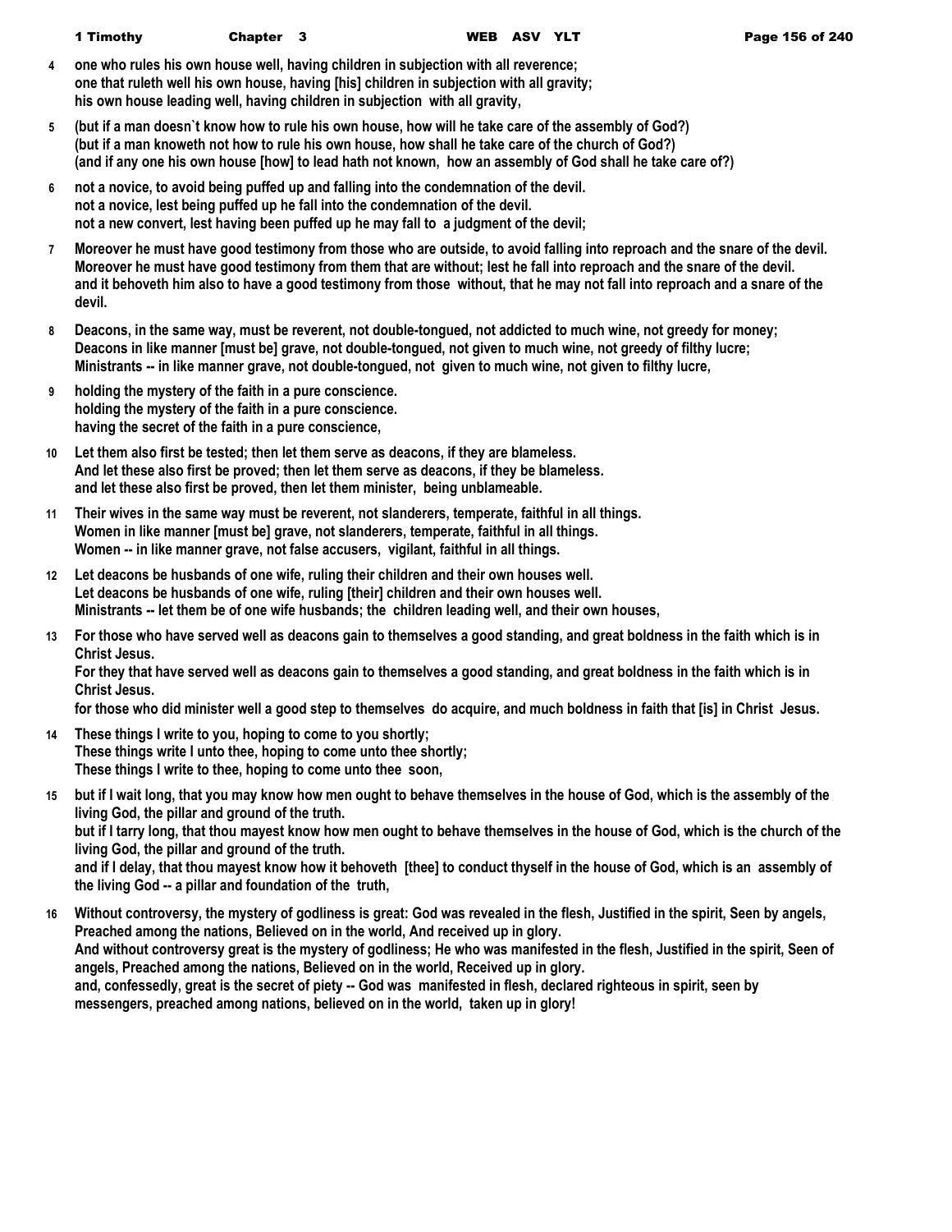4 **one who rules his own house well, having children in subjection with all reverence;**
**one that ruleth well his own house, having [his] children in subjection with all gravity;**
**his own house leading well, having children in subjection with all gravity,**

5 **(but if a man doesn`t know how to rule his own house, how will he take care of the assembly of God?)**
**(but if a man knoweth not how to rule his own house, how shall he take care of the church of God?)**
**(and if any one his own house [how] to lead hath not known, how an assembly of God shall he take care of?)**

6 **not a novice, to avoid being puffed up and falling into the condemnation of the devil.**
**not a novice, lest being puffed up he fall into the condemnation of the devil.**
**not a new convert, lest having been puffed up he may fall to a judgment of the devil;**

7 **Moreover he must have good testimony from those who are outside, to avoid falling into reproach and the snare of the devil.**
**Moreover he must have good testimony from them that are without; lest he fall into reproach and the snare of the devil.**
**and it behoveth him also to have a good testimony from those without, that he may not fall into reproach and a snare of the devil.**

8 **Deacons, in the same way, must be reverent, not double-tongued, not addicted to much wine, not greedy for money;**
**Deacons in like manner [must be] grave, not double-tongued, not given to much wine, not greedy of filthy lucre;**
**Ministrants -- in like manner grave, not double-tongued, not given to much wine, not given to filthy lucre,**

9 **holding the mystery of the faith in a pure conscience.**
**holding the mystery of the faith in a pure conscience.**
**having the secret of the faith in a pure conscience,**

10 **Let them also first be tested; then let them serve as deacons, if they are blameless.**
**And let these also first be proved; then let them serve as deacons, if they be blameless.**
**and let these also first be proved, then let them minister, being unblameable.**

11 **Their wives in the same way must be reverent, not slanderers, temperate, faithful in all things.**
**Women in like manner [must be] grave, not slanderers, temperate, faithful in all things.**
**Women -- in like manner grave, not false accusers, vigilant, faithful in all things.**

12 **Let deacons be husbands of one wife, ruling their children and their own houses well.**
**Let deacons be husbands of one wife, ruling [their] children and their own houses well.**
**Ministrants -- let them be of one wife husbands; the children leading well, and their own houses,**

13 **For those who have served well as deacons gain to themselves a good standing, and great boldness in the faith which is in Christ Jesus.**
**For they that have served well as deacons gain to themselves a good standing, and great boldness in the faith which is in Christ Jesus.**
**for those who did minister well a good step to themselves do acquire, and much boldness in faith that [is] in Christ Jesus.**

14 **These things I write to you, hoping to come to you shortly;**
**These things write I unto thee, hoping to come unto thee shortly;**
**These things I write to thee, hoping to come unto thee soon,**

15 **but if I wait long, that you may know how men ought to behave themselves in the house of God, which is the assembly of the living God, the pillar and ground of the truth.**
**but if I tarry long, that thou mayest know how men ought to behave themselves in the house of God, which is the church of the living God, the pillar and ground of the truth.**
**and if I delay, that thou mayest know how it behoveth [thee] to conduct thyself in the house of God, which is an assembly of the living God -- a pillar and foundation of the truth,**

16 **Without controversy, the mystery of godliness is great: God was revealed in the flesh, Justified in the spirit, Seen by angels, Preached among the nations, Believed on in the world, And received up in glory.**
**And without controversy great is the mystery of godliness; He who was manifested in the flesh, Justified in the spirit, Seen of angels, Preached among the nations, Believed on in the world, Received up in glory.**
**and, confessedly, great is the secret of piety -- God was manifested in flesh, declared righteous in spirit, seen by messengers, preached among nations, believed on in the world, taken up in glory!**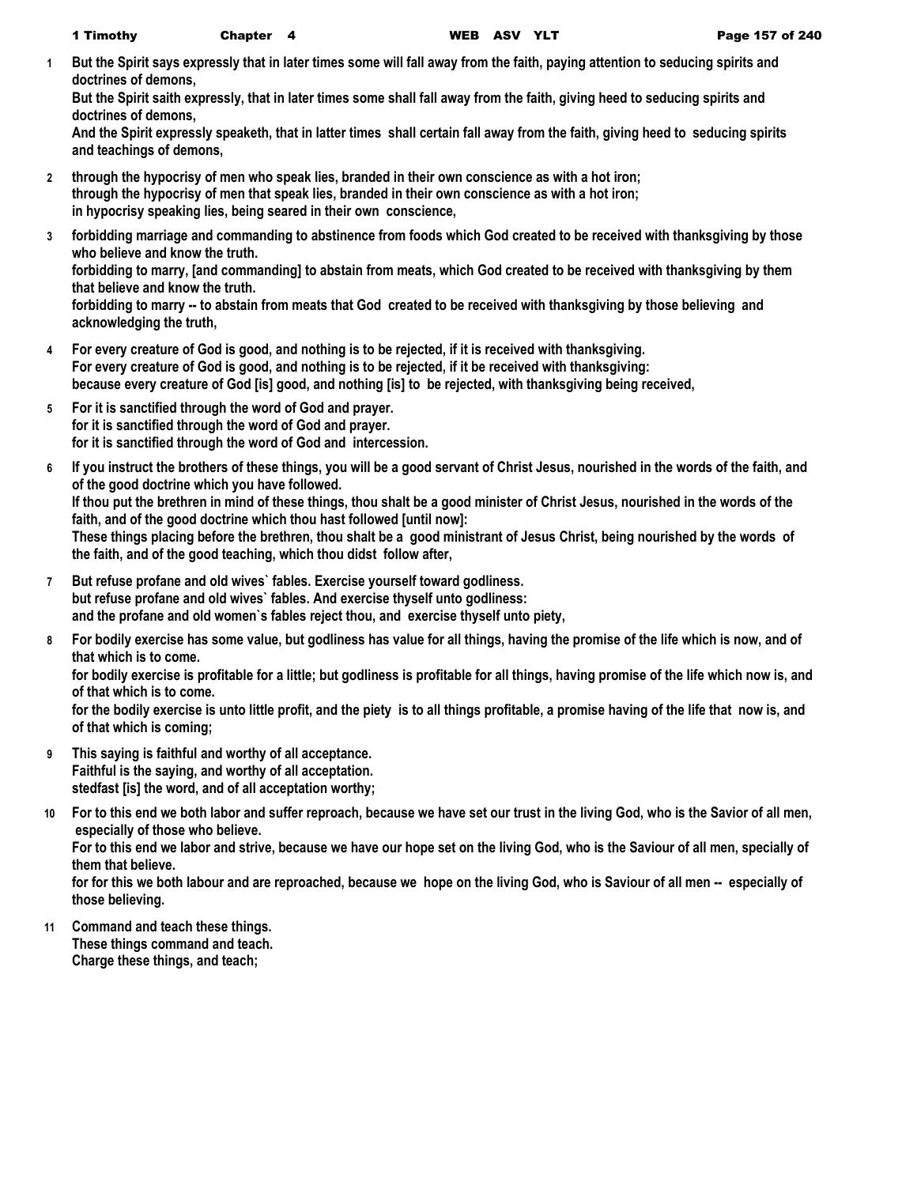**1** **But the Spirit says expressly that in later times some will fall away from the faith, paying attention to seducing spirits and doctrines of demons,**
**But the Spirit saith expressly, that in later times some shall fall away from the faith, giving heed to seducing spirits and doctrines of demons,**
**And the Spirit expressly speaketh, that in latter times shall certain fall away from the faith, giving heed to seducing spirits and teachings of demons,**

**2** **through the hypocrisy of men who speak lies, branded in their own conscience as with a hot iron;**
**through the hypocrisy of men that speak lies, branded in their own conscience as with a hot iron;**
**in hypocrisy speaking lies, being seared in their own conscience,**

**3** **forbidding marriage and commanding to abstinence from foods which God created to be received with thanksgiving by those who believe and know the truth.**
**forbidding to marry, [and commanding] to abstain from meats, which God created to be received with thanksgiving by them that believe and know the truth.**
**forbidding to marry -- to abstain from meats that God created to be received with thanksgiving by those believing and acknowledging the truth,**

**4** **For every creature of God is good, and nothing is to be rejected, if it is received with thanksgiving.**
**For every creature of God is good, and nothing is to be rejected, if it be received with thanksgiving:**
**because every creature of God [is] good, and nothing [is] to be rejected, with thanksgiving being received,**

**5** **For it is sanctified through the word of God and prayer.**
**for it is sanctified through the word of God and prayer.**
**for it is sanctified through the word of God and intercession.**

**6** **If you instruct the brothers of these things, you will be a good servant of Christ Jesus, nourished in the words of the faith, and of the good doctrine which you have followed.**
**If thou put the brethren in mind of these things, thou shalt be a good minister of Christ Jesus, nourished in the words of the faith, and of the good doctrine which thou hast followed [until now]:**
**These things placing before the brethren, thou shalt be a good ministrant of Jesus Christ, being nourished by the words of the faith, and of the good teaching, which thou didst follow after,**

**7** **But refuse profane and old wives` fables. Exercise yourself toward godliness.**
**but refuse profane and old wives` fables. And exercise thyself unto godliness:**
**and the profane and old women`s fables reject thou, and exercise thyself unto piety,**

**8** **For bodily exercise has some value, but godliness has value for all things, having the promise of the life which is now, and of that which is to come.**
**for bodily exercise is profitable for a little; but godliness is profitable for all things, having promise of the life which now is, and of that which is to come.**
**for the bodily exercise is unto little profit, and the piety is to all things profitable, a promise having of the life that now is, and of that which is coming;**

**9** **This saying is faithful and worthy of all acceptance.**
**Faithful is the saying, and worthy of all acceptation.**
**stedfast [is] the word, and of all acceptation worthy;**

**10** **For to this end we both labor and suffer reproach, because we have set our trust in the living God, who is the Savior of all men, especially of those who believe.**
**For to this end we labor and strive, because we have our hope set on the living God, who is the Saviour of all men, specially of them that believe.**
**for for this we both labour and are reproached, because we hope on the living God, who is Saviour of all men -- especially of those believing.**

**11** **Command and teach these things.**
**These things command and teach.**
**Charge these things, and teach;**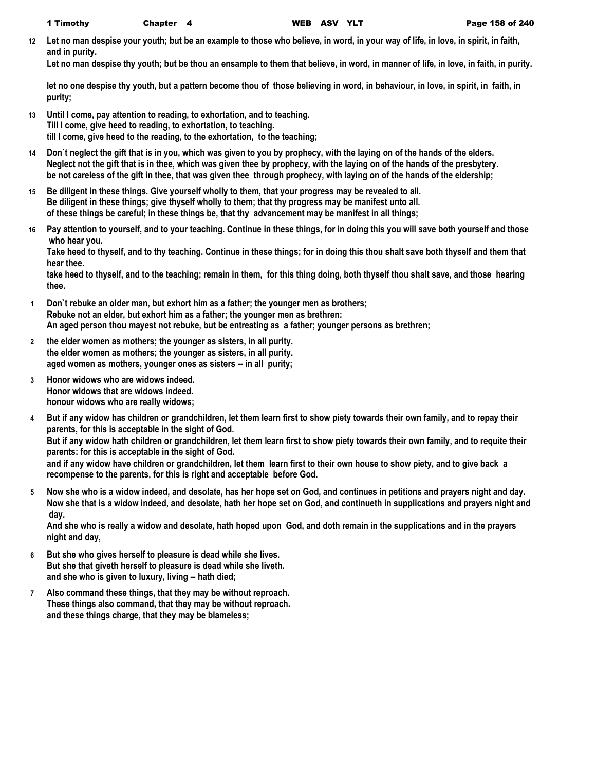**12** **Let no man despise your youth; but be an example to those who believe, in word, in your way of life, in love, in spirit, in faith, and in purity.**
**Let no man despise thy youth; but be thou an ensample to them that believe, in word, in manner of life, in love, in faith, in purity.**

**let no one despise thy youth, but a pattern become thou of those believing in word, in behaviour, in love, in spirit, in faith, in purity;**

**13** **Until I come, pay attention to reading, to exhortation, and to teaching.**
**Till I come, give heed to reading, to exhortation, to teaching.**
**till I come, give heed to the reading, to the exhortation, to the teaching;**

**14** **Don`t neglect the gift that is in you, which was given to you by prophecy, with the laying on of the hands of the elders.**
**Neglect not the gift that is in thee, which was given thee by prophecy, with the laying on of the hands of the presbytery.**
**be not careless of the gift in thee, that was given thee through prophecy, with laying on of the hands of the eldership;**

**15** **Be diligent in these things. Give yourself wholly to them, that your progress may be revealed to all.**
**Be diligent in these things; give thyself wholly to them; that thy progress may be manifest unto all.**
**of these things be careful; in these things be, that thy advancement may be manifest in all things;**

**16** **Pay attention to yourself, and to your teaching. Continue in these things, for in doing this you will save both yourself and those who hear you.**
**Take heed to thyself, and to thy teaching. Continue in these things; for in doing this thou shalt save both thyself and them that hear thee.**
**take heed to thyself, and to the teaching; remain in them, for this thing doing, both thyself thou shalt save, and those hearing thee.**

**1** **Don`t rebuke an older man, but exhort him as a father; the younger men as brothers;**
**Rebuke not an elder, but exhort him as a father; the younger men as brethren:**
**An aged person thou mayest not rebuke, but be entreating as a father; younger persons as brethren;**

**2** **the elder women as mothers; the younger as sisters, in all purity.**
**the elder women as mothers; the younger as sisters, in all purity.**
**aged women as mothers, younger ones as sisters -- in all purity;**

**3** **Honor widows who are widows indeed.**
**Honor widows that are widows indeed.**
**honour widows who are really widows;**

**4** **But if any widow has children or grandchildren, let them learn first to show piety towards their own family, and to repay their parents, for this is acceptable in the sight of God.**
**But if any widow hath children or grandchildren, let them learn first to show piety towards their own family, and to requite their parents: for this is acceptable in the sight of God.**
**and if any widow have children or grandchildren, let them learn first to their own house to show piety, and to give back a recompense to the parents, for this is right and acceptable before God.**

**5** **Now she who is a widow indeed, and desolate, has her hope set on God, and continues in petitions and prayers night and day.**
**Now she that is a widow indeed, and desolate, hath her hope set on God, and continueth in supplications and prayers night and day.**
**And she who is really a widow and desolate, hath hoped upon God, and doth remain in the supplications and in the prayers night and day,**

**6** **But she who gives herself to pleasure is dead while she lives.**
**But she that giveth herself to pleasure is dead while she liveth.**
**and she who is given to luxury, living -- hath died;**

**7** **Also command these things, that they may be without reproach.**
**These things also command, that they may be without reproach.**
**and these things charge, that they may be blameless;**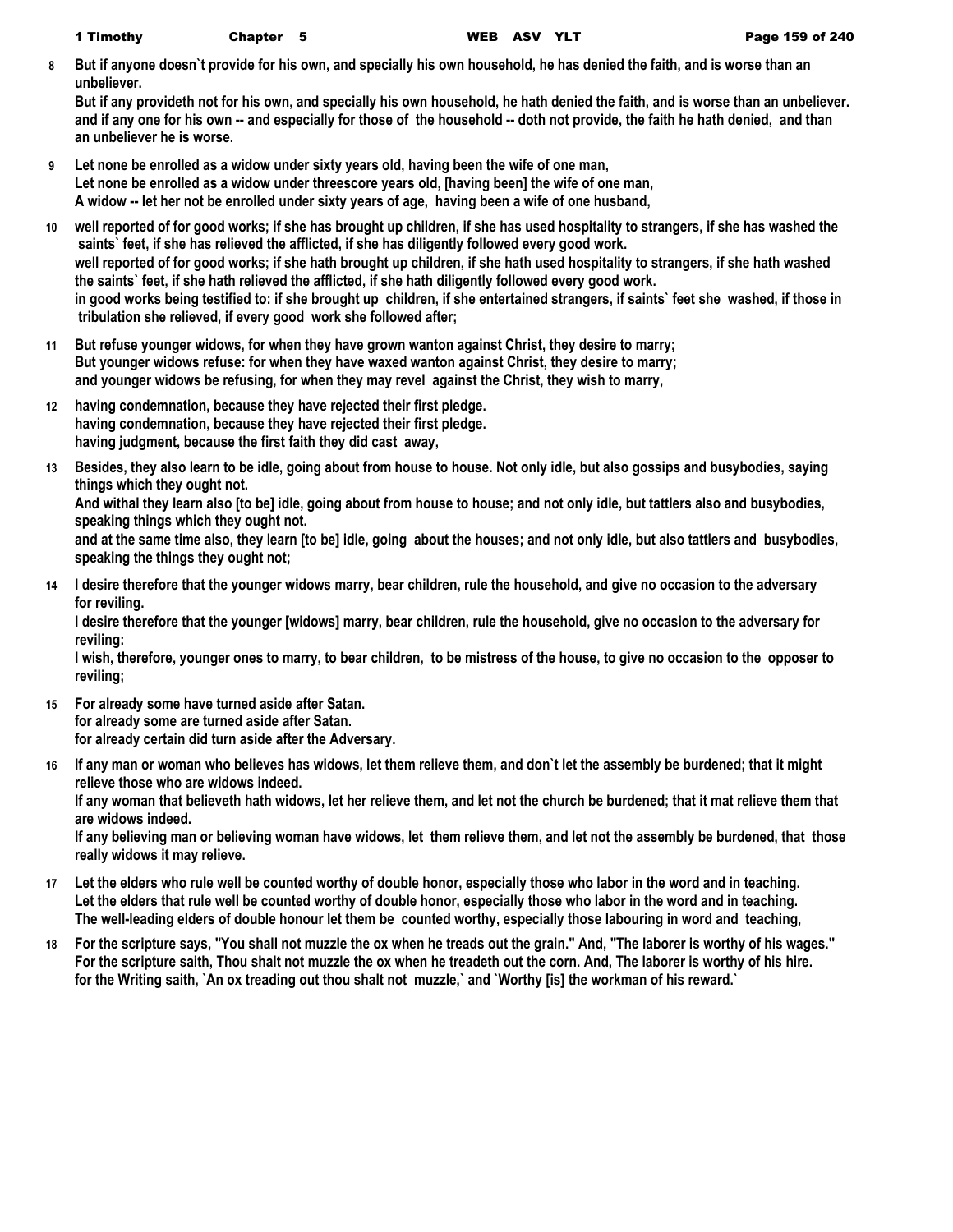8 But if anyone doesn`t provide for his own, and specially his own household, he has denied the faith, and is worse than an unbeliever.
But if any provideth not for his own, and specially his own household, he hath denied the faith, and is worse than an unbeliever.
and if any one for his own -- and especially for those of the household -- doth not provide, the faith he hath denied, and than an unbeliever he is worse.

9 Let none be enrolled as a widow under sixty years old, having been the wife of one man,
Let none be enrolled as a widow under threescore years old, [having been] the wife of one man,
A widow -- let her not be enrolled under sixty years of age, having been a wife of one husband,

10 well reported of for good works; if she has brought up children, if she has used hospitality to strangers, if she has washed the saints` feet, if she has relieved the afflicted, if she has diligently followed every good work.
well reported of for good works; if she hath brought up children, if she hath used hospitality to strangers, if she hath washed the saints` feet, if she hath relieved the afflicted, if she hath diligently followed every good work.
in good works being testified to: if she brought up children, if she entertained strangers, if saints` feet she washed, if those in tribulation she relieved, if every good work she followed after;

11 But refuse younger widows, for when they have grown wanton against Christ, they desire to marry;
But younger widows refuse: for when they have waxed wanton against Christ, they desire to marry;
and younger widows be refusing, for when they may revel against the Christ, they wish to marry,

12 having condemnation, because they have rejected their first pledge.
having condemnation, because they have rejected their first pledge.
having judgment, because the first faith they did cast away,

13 Besides, they also learn to be idle, going about from house to house. Not only idle, but also gossips and busybodies, saying things which they ought not.
And withal they learn also [to be] idle, going about from house to house; and not only idle, but tattlers also and busybodies, speaking things which they ought not.
and at the same time also, they learn [to be] idle, going about the houses; and not only idle, but also tattlers and busybodies, speaking the things they ought not;

14 I desire therefore that the younger widows marry, bear children, rule the household, and give no occasion to the adversary for reviling.
I desire therefore that the younger [widows] marry, bear children, rule the household, give no occasion to the adversary for reviling:
I wish, therefore, younger ones to marry, to bear children, to be mistress of the house, to give no occasion to the opposer to reviling;

15 For already some have turned aside after Satan.
for already some are turned aside after Satan.
for already certain did turn aside after the Adversary.

16 If any man or woman who believes has widows, let them relieve them, and don`t let the assembly be burdened; that it might relieve those who are widows indeed.
If any woman that believeth hath widows, let her relieve them, and let not the church be burdened; that it mat relieve them that are widows indeed.
If any believing man or believing woman have widows, let them relieve them, and let not the assembly be burdened, that those really widows it may relieve.

17 Let the elders who rule well be counted worthy of double honor, especially those who labor in the word and in teaching.
Let the elders that rule well be counted worthy of double honor, especially those who labor in the word and in teaching.
The well-leading elders of double honour let them be counted worthy, especially those labouring in word and teaching,

18 For the scripture says, "You shall not muzzle the ox when he treads out the grain." And, "The laborer is worthy of his wages."
For the scripture saith, Thou shalt not muzzle the ox when he treadeth out the corn. And, The laborer is worthy of his hire.
for the Writing saith, `An ox treading out thou shalt not muzzle,` and `Worthy [is] the workman of his reward.`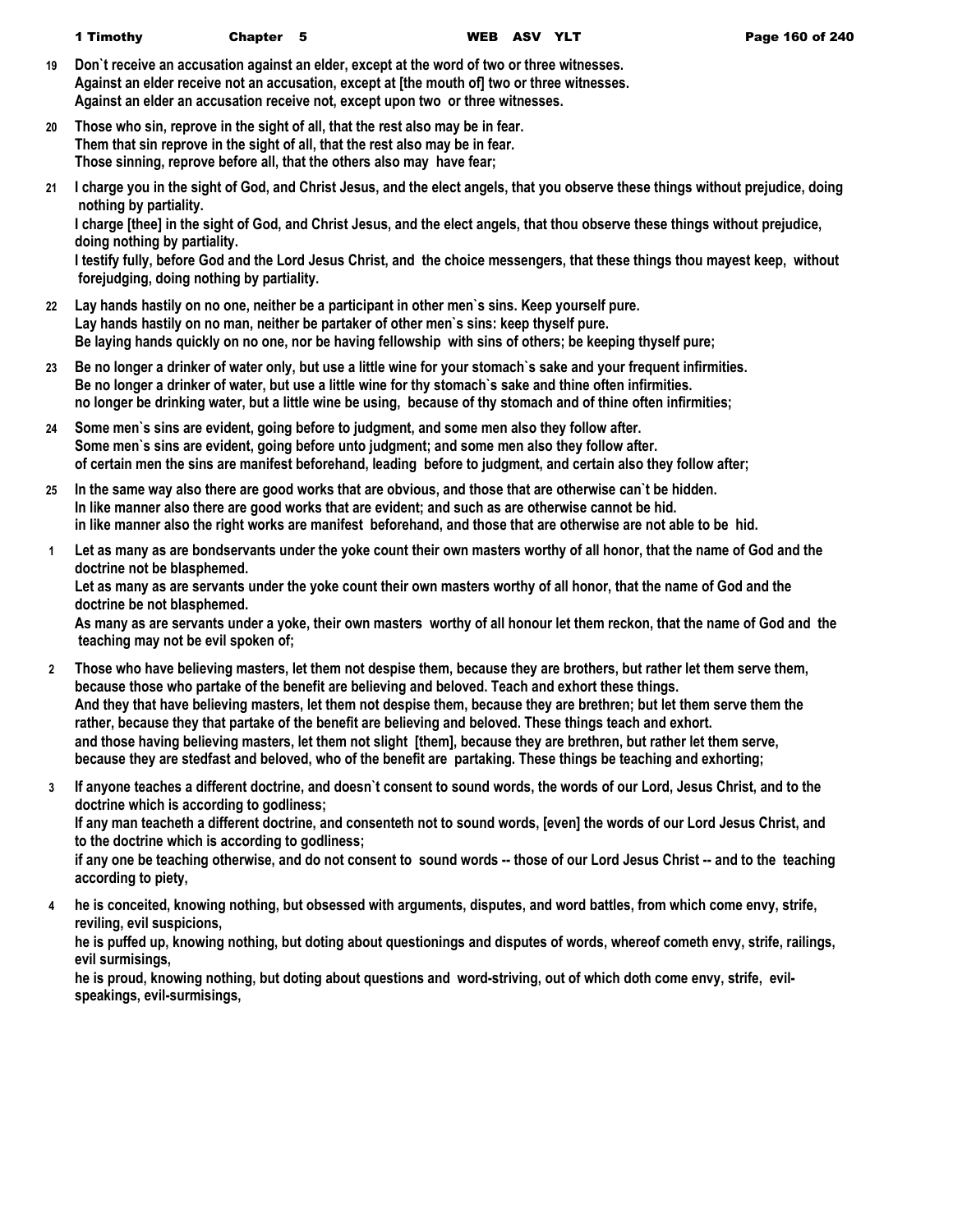**19** **Don`t receive an accusation against an elder, except at the word of two or three witnesses.**
**Against an elder receive not an accusation, except at [the mouth of] two or three witnesses.**
**Against an elder an accusation receive not, except upon two or three witnesses.**

**20** **Those who sin, reprove in the sight of all, that the rest also may be in fear.**
**Them that sin reprove in the sight of all, that the rest also may be in fear.**
**Those sinning, reprove before all, that the others also may have fear;**

**21** **I charge you in the sight of God, and Christ Jesus, and the elect angels, that you observe these things without prejudice, doing nothing by partiality.**
**I charge [thee] in the sight of God, and Christ Jesus, and the elect angels, that thou observe these things without prejudice, doing nothing by partiality.**
**I testify fully, before God and the Lord Jesus Christ, and the choice messengers, that these things thou mayest keep, without forejudging, doing nothing by partiality.**

**22** **Lay hands hastily on no one, neither be a participant in other men`s sins. Keep yourself pure.**
**Lay hands hastily on no man, neither be partaker of other men`s sins: keep thyself pure.**
**Be laying hands quickly on no one, nor be having fellowship with sins of others; be keeping thyself pure;**

**23** **Be no longer a drinker of water only, but use a little wine for your stomach`s sake and your frequent infirmities.**
**Be no longer a drinker of water, but use a little wine for thy stomach`s sake and thine often infirmities.**
**no longer be drinking water, but a little wine be using, because of thy stomach and of thine often infirmities;**

**24** **Some men`s sins are evident, going before to judgment, and some men also they follow after.**
**Some men`s sins are evident, going before unto judgment; and some men also they follow after.**
**of certain men the sins are manifest beforehand, leading before to judgment, and certain also they follow after;**

**25** **In the same way also there are good works that are obvious, and those that are otherwise can`t be hidden.**
**In like manner also there are good works that are evident; and such as are otherwise cannot be hid.**
**in like manner also the right works are manifest beforehand, and those that are otherwise are not able to be hid.**

**1** **Let as many as are bondservants under the yoke count their own masters worthy of all honor, that the name of God and the doctrine not be blasphemed.**
**Let as many as are servants under the yoke count their own masters worthy of all honor, that the name of God and the doctrine be not blasphemed.**
**As many as are servants under a yoke, their own masters worthy of all honour let them reckon, that the name of God and the teaching may not be evil spoken of;**

**2** **Those who have believing masters, let them not despise them, because they are brothers, but rather let them serve them, because those who partake of the benefit are believing and beloved. Teach and exhort these things.**
**And they that have believing masters, let them not despise them, because they are brethren; but let them serve them the rather, because they that partake of the benefit are believing and beloved. These things teach and exhort.**
**and those having believing masters, let them not slight [them], because they are brethren, but rather let them serve, because they are stedfast and beloved, who of the benefit are partaking. These things be teaching and exhorting;**

**3** **If anyone teaches a different doctrine, and doesn`t consent to sound words, the words of our Lord, Jesus Christ, and to the doctrine which is according to godliness;**
**If any man teacheth a different doctrine, and consenteth not to sound words, [even] the words of our Lord Jesus Christ, and to the doctrine which is according to godliness;**
**if any one be teaching otherwise, and do not consent to sound words -- those of our Lord Jesus Christ -- and to the teaching according to piety,**

**4** **he is conceited, knowing nothing, but obsessed with arguments, disputes, and word battles, from which come envy, strife, reviling, evil suspicions,**
**he is puffed up, knowing nothing, but doting about questionings and disputes of words, whereof cometh envy, strife, railings, evil surmisings,**
**he is proud, knowing nothing, but doting about questions and word-striving, out of which doth come envy, strife, evil-speakings, evil-surmisings,**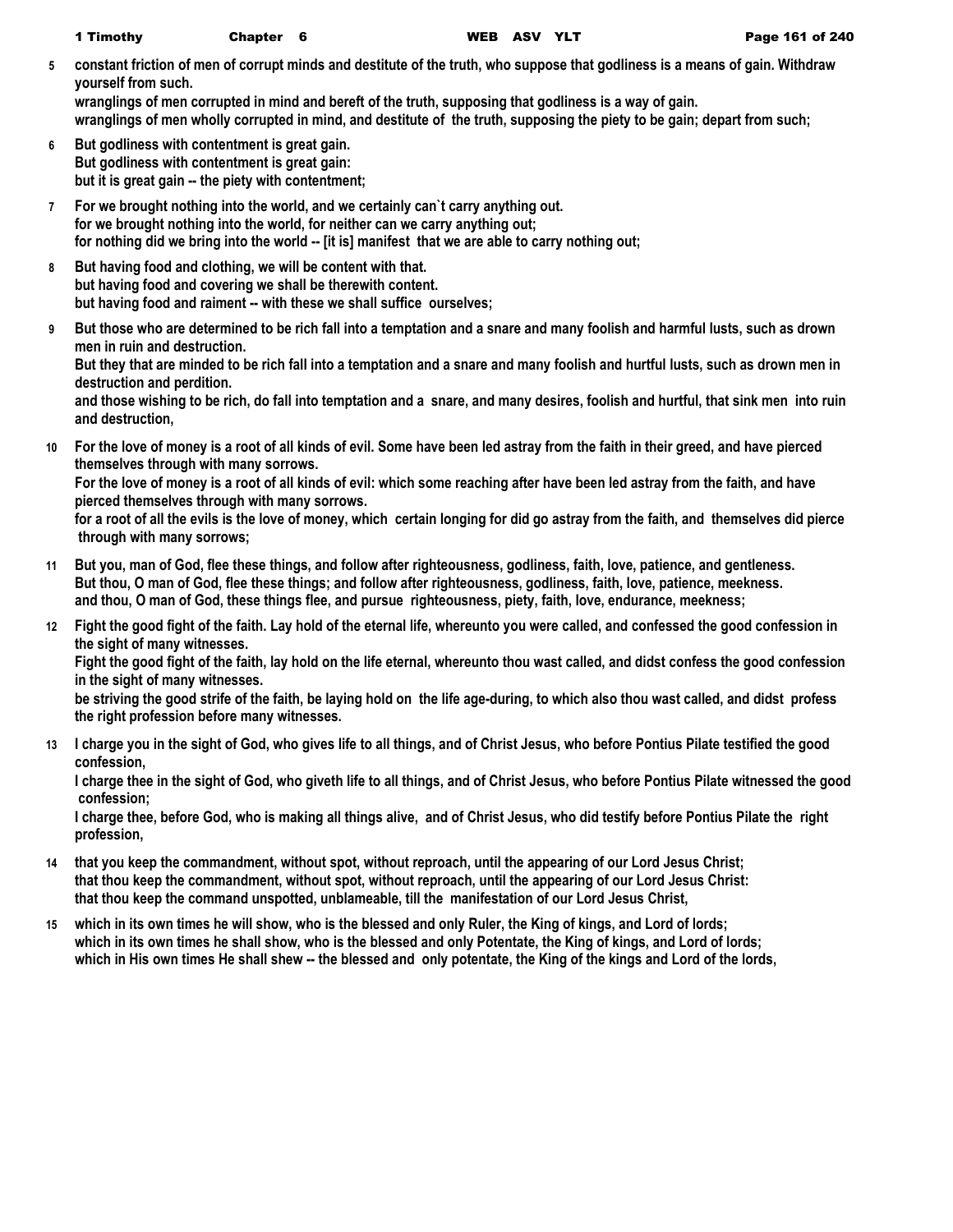**5** constant friction of men of corrupt minds and destitute of the truth, who suppose that godliness is a means of gain. Withdraw yourself from such.
wranglings of men corrupted in mind and bereft of the truth, supposing that godliness is a way of gain.
wranglings of men wholly corrupted in mind, and destitute of the truth, supposing the piety to be gain; depart from such;

**6** But godliness with contentment is great gain.
But godliness with contentment is great gain:
but it is great gain -- the piety with contentment;

**7** For we brought nothing into the world, and we certainly can`t carry anything out.
for we brought nothing into the world, for neither can we carry anything out;
for nothing did we bring into the world -- [it is] manifest that we are able to carry nothing out;

**8** But having food and clothing, we will be content with that.
but having food and covering we shall be therewith content.
but having food and raiment -- with these we shall suffice ourselves;

**9** But those who are determined to be rich fall into a temptation and a snare and many foolish and harmful lusts, such as drown men in ruin and destruction.
But they that are minded to be rich fall into a temptation and a snare and many foolish and hurtful lusts, such as drown men in destruction and perdition.
and those wishing to be rich, do fall into temptation and a snare, and many desires, foolish and hurtful, that sink men into ruin and destruction,

**10** For the love of money is a root of all kinds of evil. Some have been led astray from the faith in their greed, and have pierced themselves through with many sorrows.
For the love of money is a root of all kinds of evil: which some reaching after have been led astray from the faith, and have pierced themselves through with many sorrows.
for a root of all the evils is the love of money, which certain longing for did go astray from the faith, and themselves did pierce through with many sorrows;

**11** But you, man of God, flee these things, and follow after righteousness, godliness, faith, love, patience, and gentleness.
But thou, O man of God, flee these things; and follow after righteousness, godliness, faith, love, patience, meekness.
and thou, O man of God, these things flee, and pursue righteousness, piety, faith, love, endurance, meekness;

**12** Fight the good fight of the faith. Lay hold of the eternal life, whereunto you were called, and confessed the good confession in the sight of many witnesses.
Fight the good fight of the faith, lay hold on the life eternal, whereunto thou wast called, and didst confess the good confession in the sight of many witnesses.
be striving the good strife of the faith, be laying hold on the life age-during, to which also thou wast called, and didst profess the right profession before many witnesses.

**13** I charge you in the sight of God, who gives life to all things, and of Christ Jesus, who before Pontius Pilate testified the good confession,
I charge thee in the sight of God, who giveth life to all things, and of Christ Jesus, who before Pontius Pilate witnessed the good confession;
I charge thee, before God, who is making all things alive, and of Christ Jesus, who did testify before Pontius Pilate the right profession,

**14** that you keep the commandment, without spot, without reproach, until the appearing of our Lord Jesus Christ;
that thou keep the commandment, without spot, without reproach, until the appearing of our Lord Jesus Christ:
that thou keep the command unspotted, unblameable, till the manifestation of our Lord Jesus Christ,

**15** which in its own times he will show, who is the blessed and only Ruler, the King of kings, and Lord of lords;
which in its own times he shall show, who is the blessed and only Potentate, the King of kings, and Lord of lords;
which in His own times He shall shew -- the blessed and only potentate, the King of the kings and Lord of the lords,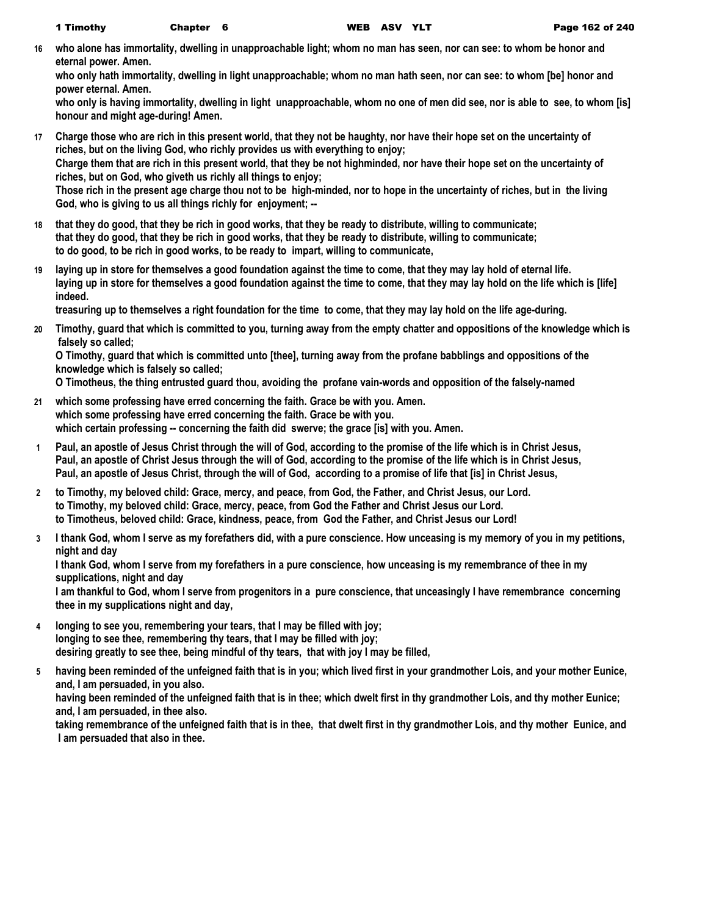16 who alone has immortality, dwelling in unapproachable light; whom no man has seen, nor can see: to whom be honor and eternal power. Amen.
who only hath immortality, dwelling in light unapproachable; whom no man hath seen, nor can see: to whom [be] honor and power eternal. Amen.
who only is having immortality, dwelling in light unapproachable, whom no one of men did see, nor is able to see, to whom [is] honour and might age-during! Amen.

17 Charge those who are rich in this present world, that they not be haughty, nor have their hope set on the uncertainty of riches, but on the living God, who richly provides us with everything to enjoy;
Charge them that are rich in this present world, that they be not highminded, nor have their hope set on the uncertainty of riches, but on God, who giveth us richly all things to enjoy;
Those rich in the present age charge thou not to be high-minded, nor to hope in the uncertainty of riches, but in the living God, who is giving to us all things richly for enjoyment; --

18 that they do good, that they be rich in good works, that they be ready to distribute, willing to communicate;
that they do good, that they be rich in good works, that they be ready to distribute, willing to communicate;
to do good, to be rich in good works, to be ready to impart, willing to communicate,

19 laying up in store for themselves a good foundation against the time to come, that they may lay hold of eternal life.
laying up in store for themselves a good foundation against the time to come, that they may lay hold on the life which is [life] indeed.
treasuring up to themselves a right foundation for the time to come, that they may lay hold on the life age-during.

20 Timothy, guard that which is committed to you, turning away from the empty chatter and oppositions of the knowledge which is falsely so called;
O Timothy, guard that which is committed unto [thee], turning away from the profane babblings and oppositions of the knowledge which is falsely so called;
O Timotheus, the thing entrusted guard thou, avoiding the profane vain-words and opposition of the falsely-named

21 which some professing have erred concerning the faith. Grace be with you. Amen.
which some professing have erred concerning the faith. Grace be with you.
which certain professing -- concerning the faith did swerve; the grace [is] with you. Amen.

1 Paul, an apostle of Jesus Christ through the will of God, according to the promise of the life which is in Christ Jesus,
Paul, an apostle of Christ Jesus through the will of God, according to the promise of the life which is in Christ Jesus,
Paul, an apostle of Jesus Christ, through the will of God, according to a promise of life that [is] in Christ Jesus,

2 to Timothy, my beloved child: Grace, mercy, and peace, from God, the Father, and Christ Jesus, our Lord.
to Timothy, my beloved child: Grace, mercy, peace, from God the Father and Christ Jesus our Lord.
to Timotheus, beloved child: Grace, kindness, peace, from God the Father, and Christ Jesus our Lord!

3 I thank God, whom I serve as my forefathers did, with a pure conscience. How unceasing is my memory of you in my petitions, night and day
I thank God, whom I serve from my forefathers in a pure conscience, how unceasing is my remembrance of thee in my supplications, night and day
I am thankful to God, whom I serve from progenitors in a pure conscience, that unceasingly I have remembrance concerning thee in my supplications night and day,

4 longing to see you, remembering your tears, that I may be filled with joy;
longing to see thee, remembering thy tears, that I may be filled with joy;
desiring greatly to see thee, being mindful of thy tears, that with joy I may be filled,

5 having been reminded of the unfeigned faith that is in you; which lived first in your grandmother Lois, and your mother Eunice, and, I am persuaded, in you also.
having been reminded of the unfeigned faith that is in thee; which dwelt first in thy grandmother Lois, and thy mother Eunice; and, I am persuaded, in thee also.
taking remembrance of the unfeigned faith that is in thee, that dwelt first in thy grandmother Lois, and thy mother Eunice, and I am persuaded that also in thee.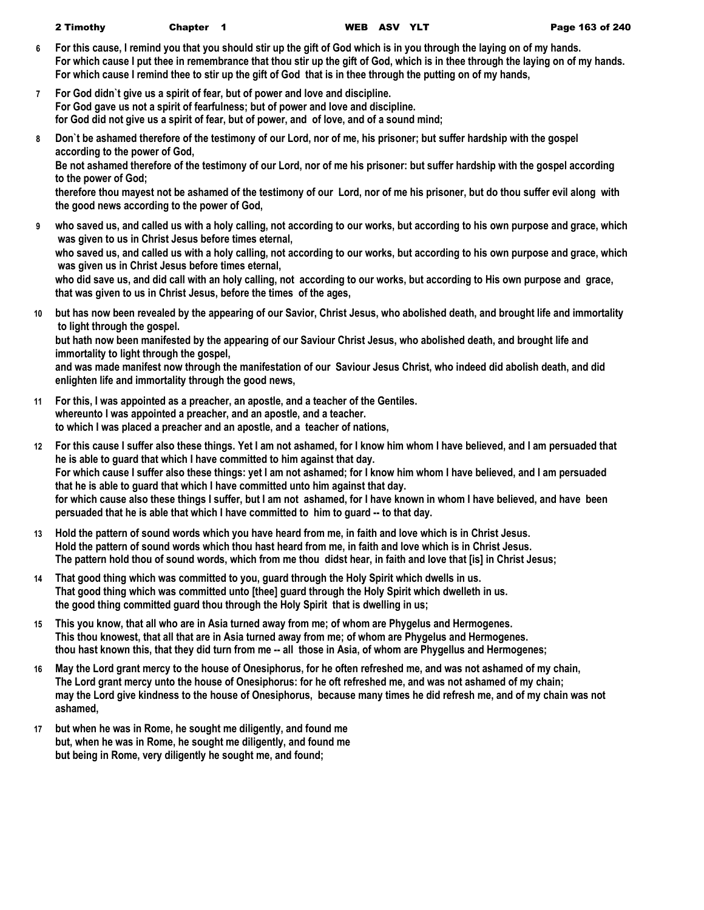**6** For this cause, I remind you that you should stir up the gift of God which is in you through the laying on of my hands.
For which cause I put thee in remembrance that thou stir up the gift of God, which is in thee through the laying on of my hands.
For which cause I remind thee to stir up the gift of God that is in thee through the putting on of my hands,

**7** For God didn`t give us a spirit of fear, but of power and love and discipline.
For God gave us not a spirit of fearfulness; but of power and love and discipline.
for God did not give us a spirit of fear, but of power, and of love, and of a sound mind;

**8** Don`t be ashamed therefore of the testimony of our Lord, nor of me, his prisoner; but suffer hardship with the gospel according to the power of God,
Be not ashamed therefore of the testimony of our Lord, nor of me his prisoner: but suffer hardship with the gospel according to the power of God;
therefore thou mayest not be ashamed of the testimony of our Lord, nor of me his prisoner, but do thou suffer evil along with the good news according to the power of God,

**9** who saved us, and called us with a holy calling, not according to our works, but according to his own purpose and grace, which was given to us in Christ Jesus before times eternal,
who saved us, and called us with a holy calling, not according to our works, but according to his own purpose and grace, which was given us in Christ Jesus before times eternal,
who did save us, and did call with an holy calling, not according to our works, but according to His own purpose and grace, that was given to us in Christ Jesus, before the times of the ages,

**10** but has now been revealed by the appearing of our Savior, Christ Jesus, who abolished death, and brought life and immortality to light through the gospel.
but hath now been manifested by the appearing of our Saviour Christ Jesus, who abolished death, and brought life and immortality to light through the gospel,
and was made manifest now through the manifestation of our Saviour Jesus Christ, who indeed did abolish death, and did enlighten life and immortality through the good news,

**11** For this, I was appointed as a preacher, an apostle, and a teacher of the Gentiles.
whereunto I was appointed a preacher, and an apostle, and a teacher.
to which I was placed a preacher and an apostle, and a teacher of nations,

**12** For this cause I suffer also these things. Yet I am not ashamed, for I know him whom I have believed, and I am persuaded that he is able to guard that which I have committed to him against that day.
For which cause I suffer also these things: yet I am not ashamed; for I know him whom I have believed, and I am persuaded that he is able to guard that which I have committed unto him against that day.
for which cause also these things I suffer, but I am not ashamed, for I have known in whom I have believed, and have been persuaded that he is able that which I have committed to him to guard -- to that day.

**13** Hold the pattern of sound words which you have heard from me, in faith and love which is in Christ Jesus.
Hold the pattern of sound words which thou hast heard from me, in faith and love which is in Christ Jesus.
The pattern hold thou of sound words, which from me thou didst hear, in faith and love that [is] in Christ Jesus;

**14** That good thing which was committed to you, guard through the Holy Spirit which dwells in us.
That good thing which was committed unto [thee] guard through the Holy Spirit which dwelleth in us.
the good thing committed guard thou through the Holy Spirit that is dwelling in us;

**15** This you know, that all who are in Asia turned away from me; of whom are Phygelus and Hermogenes.
This thou knowest, that all that are in Asia turned away from me; of whom are Phygelus and Hermogenes.
thou hast known this, that they did turn from me -- all those in Asia, of whom are Phygellus and Hermogenes;

**16** May the Lord grant mercy to the house of Onesiphorus, for he often refreshed me, and was not ashamed of my chain,
The Lord grant mercy unto the house of Onesiphorus: for he oft refreshed me, and was not ashamed of my chain;
may the Lord give kindness to the house of Onesiphorus, because many times he did refresh me, and of my chain was not ashamed,

**17** but when he was in Rome, he sought me diligently, and found me
but, when he was in Rome, he sought me diligently, and found me
but being in Rome, very diligently he sought me, and found;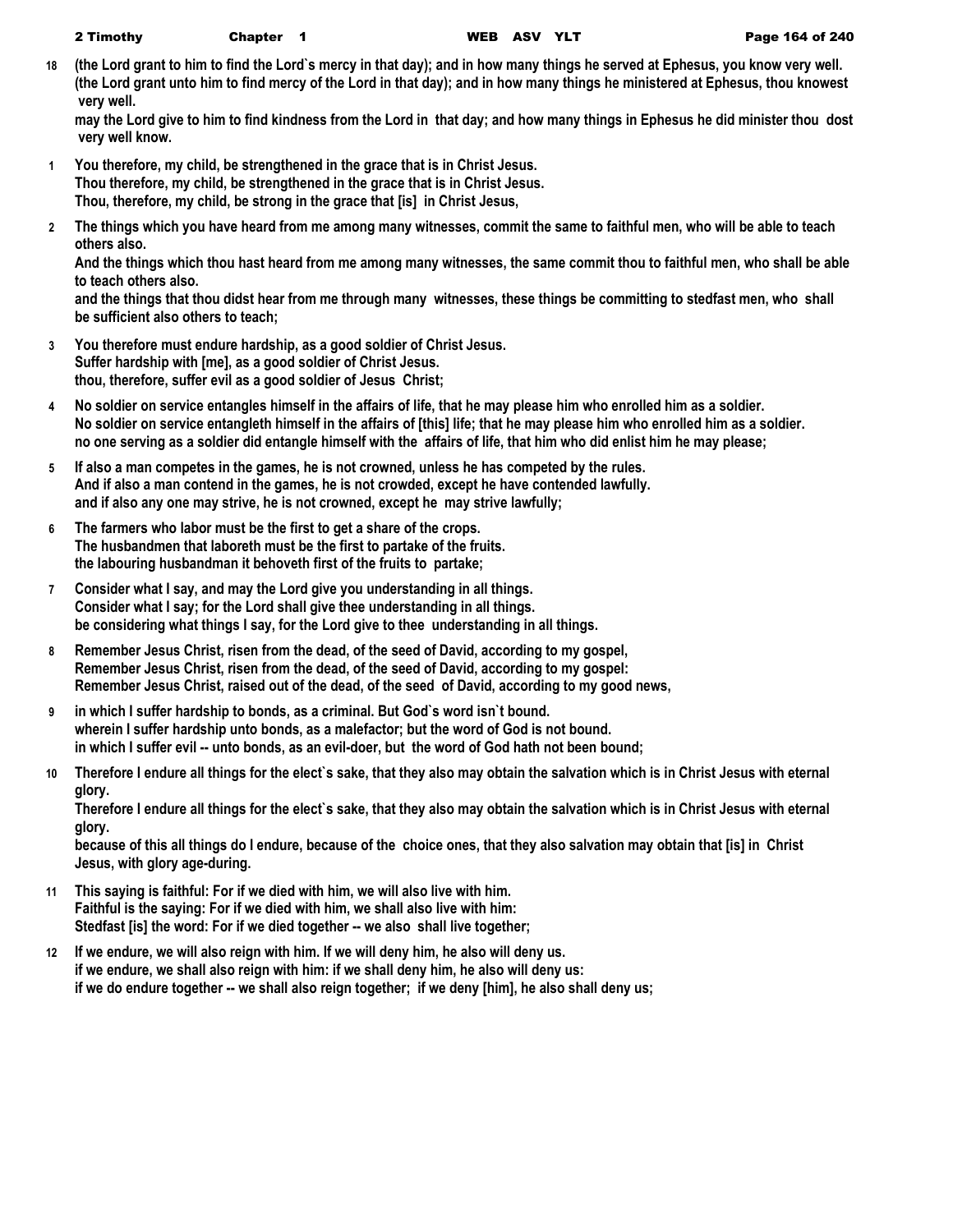18 (the Lord grant to him to find the Lord`s mercy in that day); and in how many things he served at Ephesus, you know very well.
(the Lord grant unto him to find mercy of the Lord in that day); and in how many things he ministered at Ephesus, thou knowest very well.
may the Lord give to him to find kindness from the Lord in that day; and how many things in Ephesus he did minister thou dost very well know.

1 You therefore, my child, be strengthened in the grace that is in Christ Jesus.
Thou therefore, my child, be strengthened in the grace that is in Christ Jesus.
Thou, therefore, my child, be strong in the grace that [is] in Christ Jesus,

2 The things which you have heard from me among many witnesses, commit the same to faithful men, who will be able to teach others also.
And the things which thou hast heard from me among many witnesses, the same commit thou to faithful men, who shall be able to teach others also.
and the things that thou didst hear from me through many witnesses, these things be committing to stedfast men, who shall be sufficient also others to teach;

3 You therefore must endure hardship, as a good soldier of Christ Jesus.
Suffer hardship with [me], as a good soldier of Christ Jesus.
thou, therefore, suffer evil as a good soldier of Jesus Christ;

4 No soldier on service entangles himself in the affairs of life, that he may please him who enrolled him as a soldier.
No soldier on service entangleth himself in the affairs of [this] life; that he may please him who enrolled him as a soldier.
no one serving as a soldier did entangle himself with the affairs of life, that him who did enlist him he may please;

5 If also a man competes in the games, he is not crowned, unless he has competed by the rules.
And if also a man contend in the games, he is not crowded, except he have contended lawfully.
and if also any one may strive, he is not crowned, except he may strive lawfully;

6 The farmers who labor must be the first to get a share of the crops.
The husbandmen that laboreth must be the first to partake of the fruits.
the labouring husbandman it behoveth first of the fruits to partake;

7 Consider what I say, and may the Lord give you understanding in all things.
Consider what I say; for the Lord shall give thee understanding in all things.
be considering what things I say, for the Lord give to thee understanding in all things.

8 Remember Jesus Christ, risen from the dead, of the seed of David, according to my gospel,
Remember Jesus Christ, risen from the dead, of the seed of David, according to my gospel:
Remember Jesus Christ, raised out of the dead, of the seed of David, according to my good news,

9 in which I suffer hardship to bonds, as a criminal. But God`s word isn`t bound.
wherein I suffer hardship unto bonds, as a malefactor; but the word of God is not bound.
in which I suffer evil -- unto bonds, as an evil-doer, but the word of God hath not been bound;

10 Therefore I endure all things for the elect`s sake, that they also may obtain the salvation which is in Christ Jesus with eternal glory.
Therefore I endure all things for the elect`s sake, that they also may obtain the salvation which is in Christ Jesus with eternal glory.
because of this all things do I endure, because of the choice ones, that they also salvation may obtain that [is] in Christ Jesus, with glory age-during.

11 This saying is faithful: For if we died with him, we will also live with him.
Faithful is the saying: For if we died with him, we shall also live with him:
Stedfast [is] the word: For if we died together -- we also shall live together;

12 If we endure, we will also reign with him. If we will deny him, he also will deny us.
if we endure, we shall also reign with him: if we shall deny him, he also will deny us:
if we do endure together -- we shall also reign together; if we deny [him], he also shall deny us;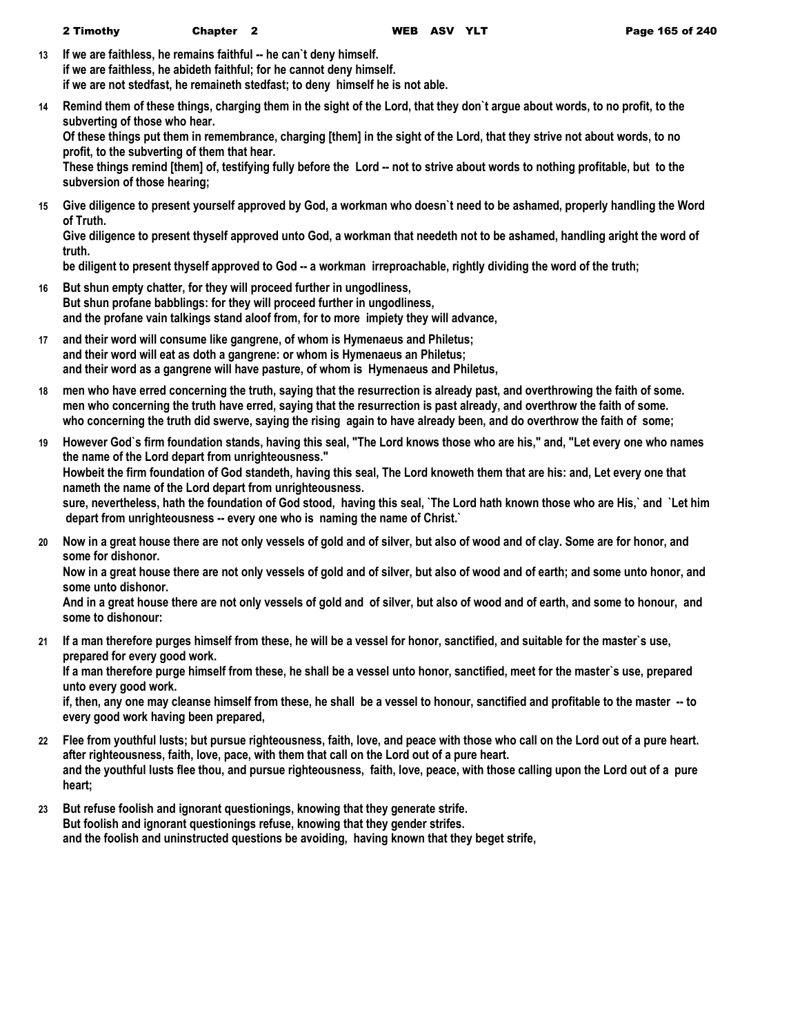**13** **If we are faithless, he remains faithful -- he can`t deny himself.**
**if we are faithless, he abideth faithful; for he cannot deny himself.**
**if we are not stedfast, he remaineth stedfast; to deny himself he is not able.**

**14** **Remind them of these things, charging them in the sight of the Lord, that they don`t argue about words, to no profit, to the subverting of those who hear.**
**Of these things put them in remembrance, charging [them] in the sight of the Lord, that they strive not about words, to no profit, to the subverting of them that hear.**
**These things remind [them] of, testifying fully before the Lord -- not to strive about words to nothing profitable, but to the subversion of those hearing;**

**15** **Give diligence to present yourself approved by God, a workman who doesn`t need to be ashamed, properly handling the Word of Truth.**
**Give diligence to present thyself approved unto God, a workman that needeth not to be ashamed, handling aright the word of truth.**
**be diligent to present thyself approved to God -- a workman irreproachable, rightly dividing the word of the truth;**

**16** **But shun empty chatter, for they will proceed further in ungodliness,**
**But shun profane babblings: for they will proceed further in ungodliness,**
**and the profane vain talkings stand aloof from, for to more impiety they will advance,**

**17** **and their word will consume like gangrene, of whom is Hymenaeus and Philetus;**
**and their word will eat as doth a gangrene: or whom is Hymenaeus an Philetus;**
**and their word as a gangrene will have pasture, of whom is Hymenaeus and Philetus,**

**18** **men who have erred concerning the truth, saying that the resurrection is already past, and overthrowing the faith of some.**
**men who concerning the truth have erred, saying that the resurrection is past already, and overthrow the faith of some.**
**who concerning the truth did swerve, saying the rising again to have already been, and do overthrow the faith of some;**

**19** **However God`s firm foundation stands, having this seal, "The Lord knows those who are his," and, "Let every one who names the name of the Lord depart from unrighteousness."**
**Howbeit the firm foundation of God standeth, having this seal, The Lord knoweth them that are his: and, Let every one that nameth the name of the Lord depart from unrighteousness.**
**sure, nevertheless, hath the foundation of God stood, having this seal, `The Lord hath known those who are His,` and `Let him depart from unrighteousness -- every one who is naming the name of Christ.`**

**20** **Now in a great house there are not only vessels of gold and of silver, but also of wood and of clay. Some are for honor, and some for dishonor.**
**Now in a great house there are not only vessels of gold and of silver, but also of wood and of earth; and some unto honor, and some unto dishonor.**
**And in a great house there are not only vessels of gold and of silver, but also of wood and of earth, and some to honour, and some to dishonour:**

**21** **If a man therefore purges himself from these, he will be a vessel for honor, sanctified, and suitable for the master`s use, prepared for every good work.**
**If a man therefore purge himself from these, he shall be a vessel unto honor, sanctified, meet for the master`s use, prepared unto every good work.**
**if, then, any one may cleanse himself from these, he shall be a vessel to honour, sanctified and profitable to the master -- to every good work having been prepared,**

**22** **Flee from youthful lusts; but pursue righteousness, faith, love, and peace with those who call on the Lord out of a pure heart.**
**after righteousness, faith, love, pace, with them that call on the Lord out of a pure heart.**
**and the youthful lusts flee thou, and pursue righteousness, faith, love, peace, with those calling upon the Lord out of a pure heart;**

**23** **But refuse foolish and ignorant questionings, knowing that they generate strife.**
**But foolish and ignorant questionings refuse, knowing that they gender strifes.**
**and the foolish and uninstructed questions be avoiding, having known that they beget strife,**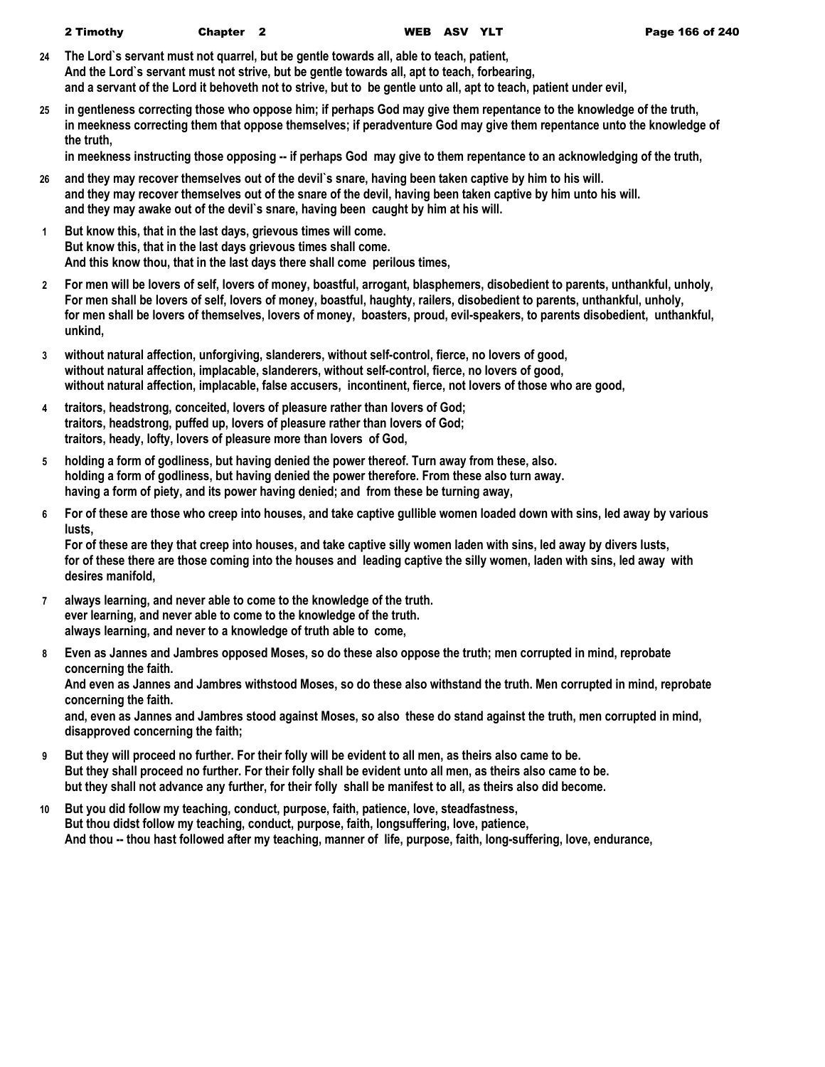**24** **The Lord`s servant must not quarrel, but be gentle towards all, able to teach, patient,**
**And the Lord`s servant must not strive, but be gentle towards all, apt to teach, forbearing,**
**and a servant of the Lord it behoveth not to strive, but to be gentle unto all, apt to teach, patient under evil,**

**25** **in gentleness correcting those who oppose him; if perhaps God may give them repentance to the knowledge of the truth,**
**in meekness correcting them that oppose themselves; if peradventure God may give them repentance unto the knowledge of the truth,**
**in meekness instructing those opposing -- if perhaps God may give to them repentance to an acknowledging of the truth,**

**26** **and they may recover themselves out of the devil`s snare, having been taken captive by him to his will.**
**and they may recover themselves out of the snare of the devil, having been taken captive by him unto his will.**
**and they may awake out of the devil`s snare, having been caught by him at his will.**

**1** **But know this, that in the last days, grievous times will come.**
**But know this, that in the last days grievous times shall come.**
**And this know thou, that in the last days there shall come perilous times,**

**2** **For men will be lovers of self, lovers of money, boastful, arrogant, blasphemers, disobedient to parents, unthankful, unholy,**
**For men shall be lovers of self, lovers of money, boastful, haughty, railers, disobedient to parents, unthankful, unholy,**
**for men shall be lovers of themselves, lovers of money, boasters, proud, evil-speakers, to parents disobedient, unthankful, unkind,**

**3** **without natural affection, unforgiving, slanderers, without self-control, fierce, no lovers of good,**
**without natural affection, implacable, slanderers, without self-control, fierce, no lovers of good,**
**without natural affection, implacable, false accusers, incontinent, fierce, not lovers of those who are good,**

**4** **traitors, headstrong, conceited, lovers of pleasure rather than lovers of God;**
**traitors, headstrong, puffed up, lovers of pleasure rather than lovers of God;**
**traitors, heady, lofty, lovers of pleasure more than lovers of God,**

**5** **holding a form of godliness, but having denied the power thereof. Turn away from these, also.**
**holding a form of godliness, but having denied the power therefore. From these also turn away.**
**having a form of piety, and its power having denied; and from these be turning away,**

**6** **For of these are those who creep into houses, and take captive gullible women loaded down with sins, led away by various lusts,**
**For of these are they that creep into houses, and take captive silly women laden with sins, led away by divers lusts,**
**for of these there are those coming into the houses and leading captive the silly women, laden with sins, led away with desires manifold,**

**7** **always learning, and never able to come to the knowledge of the truth.**
**ever learning, and never able to come to the knowledge of the truth.**
**always learning, and never to a knowledge of truth able to come,**

**8** **Even as Jannes and Jambres opposed Moses, so do these also oppose the truth; men corrupted in mind, reprobate concerning the faith.**
**And even as Jannes and Jambres withstood Moses, so do these also withstand the truth. Men corrupted in mind, reprobate concerning the faith.**
**and, even as Jannes and Jambres stood against Moses, so also these do stand against the truth, men corrupted in mind, disapproved concerning the faith;**

**9** **But they will proceed no further. For their folly will be evident to all men, as theirs also came to be.**
**But they shall proceed no further. For their folly shall be evident unto all men, as theirs also came to be.**
**but they shall not advance any further, for their folly shall be manifest to all, as theirs also did become.**

**10** **But you did follow my teaching, conduct, purpose, faith, patience, love, steadfastness,**
**But thou didst follow my teaching, conduct, purpose, faith, longsuffering, love, patience,**
**And thou -- thou hast followed after my teaching, manner of life, purpose, faith, long-suffering, love, endurance,**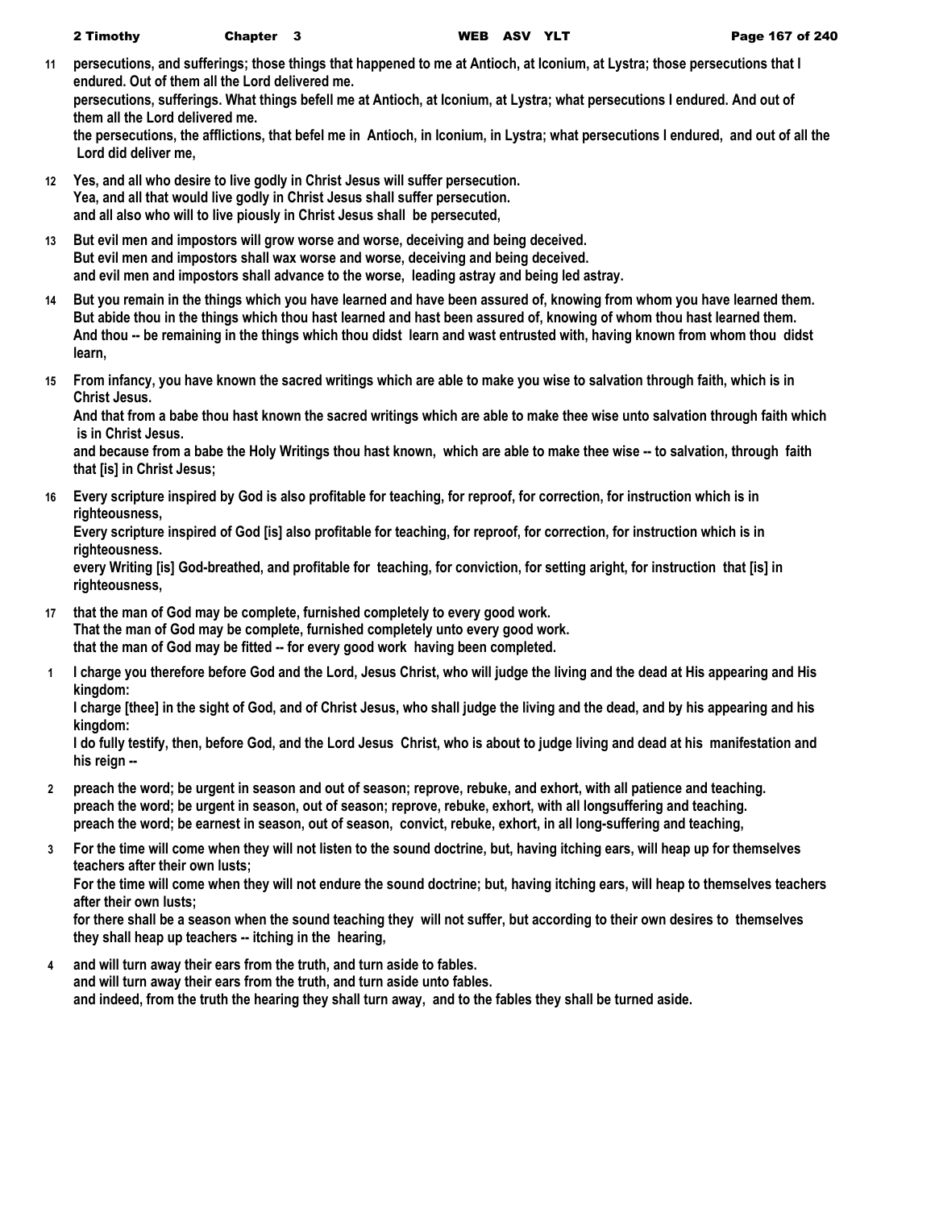**11** **persecutions, and sufferings; those things that happened to me at Antioch, at Iconium, at Lystra; those persecutions that I endured. Out of them all the Lord delivered me.**
**persecutions, sufferings. What things befell me at Antioch, at Iconium, at Lystra; what persecutions I endured. And out of them all the Lord delivered me.**
**the persecutions, the afflictions, that befel me in Antioch, in Iconium, in Lystra; what persecutions I endured, and out of all the Lord did deliver me,**

**12** **Yes, and all who desire to live godly in Christ Jesus will suffer persecution.**
**Yea, and all that would live godly in Christ Jesus shall suffer persecution.**
**and all also who will to live piously in Christ Jesus shall be persecuted,**

**13** **But evil men and impostors will grow worse and worse, deceiving and being deceived.**
**But evil men and impostors shall wax worse and worse, deceiving and being deceived.**
**and evil men and impostors shall advance to the worse, leading astray and being led astray.**

**14** **But you remain in the things which you have learned and have been assured of, knowing from whom you have learned them.**
**But abide thou in the things which thou hast learned and hast been assured of, knowing of whom thou hast learned them.**
**And thou -- be remaining in the things which thou didst learn and wast entrusted with, having known from whom thou didst learn,**

**15** **From infancy, you have known the sacred writings which are able to make you wise to salvation through faith, which is in Christ Jesus.**
**And that from a babe thou hast known the sacred writings which are able to make thee wise unto salvation through faith which is in Christ Jesus.**
**and because from a babe the Holy Writings thou hast known, which are able to make thee wise -- to salvation, through faith that [is] in Christ Jesus;**

**16** **Every scripture inspired by God is also profitable for teaching, for reproof, for correction, for instruction which is in righteousness,**
**Every scripture inspired of God [is] also profitable for teaching, for reproof, for correction, for instruction which is in righteousness.**
**every Writing [is] God-breathed, and profitable for teaching, for conviction, for setting aright, for instruction that [is] in righteousness,**

**17** **that the man of God may be complete, furnished completely to every good work.**
**That the man of God may be complete, furnished completely unto every good work.**
**that the man of God may be fitted -- for every good work having been completed.**

**1** **I charge you therefore before God and the Lord, Jesus Christ, who will judge the living and the dead at His appearing and His kingdom:**
**I charge [thee] in the sight of God, and of Christ Jesus, who shall judge the living and the dead, and by his appearing and his kingdom:**
**I do fully testify, then, before God, and the Lord Jesus Christ, who is about to judge living and dead at his manifestation and his reign --**

**2** **preach the word; be urgent in season and out of season; reprove, rebuke, and exhort, with all patience and teaching.**
**preach the word; be urgent in season, out of season; reprove, rebuke, exhort, with all longsuffering and teaching.**
**preach the word; be earnest in season, out of season, convict, rebuke, exhort, in all long-suffering and teaching,**

**3** **For the time will come when they will not listen to the sound doctrine, but, having itching ears, will heap up for themselves teachers after their own lusts;**
**For the time will come when they will not endure the sound doctrine; but, having itching ears, will heap to themselves teachers after their own lusts;**
**for there shall be a season when the sound teaching they will not suffer, but according to their own desires to themselves they shall heap up teachers -- itching in the hearing,**

**4** **and will turn away their ears from the truth, and turn aside to fables.**
**and will turn away their ears from the truth, and turn aside unto fables.**
**and indeed, from the truth the hearing they shall turn away, and to the fables they shall be turned aside.**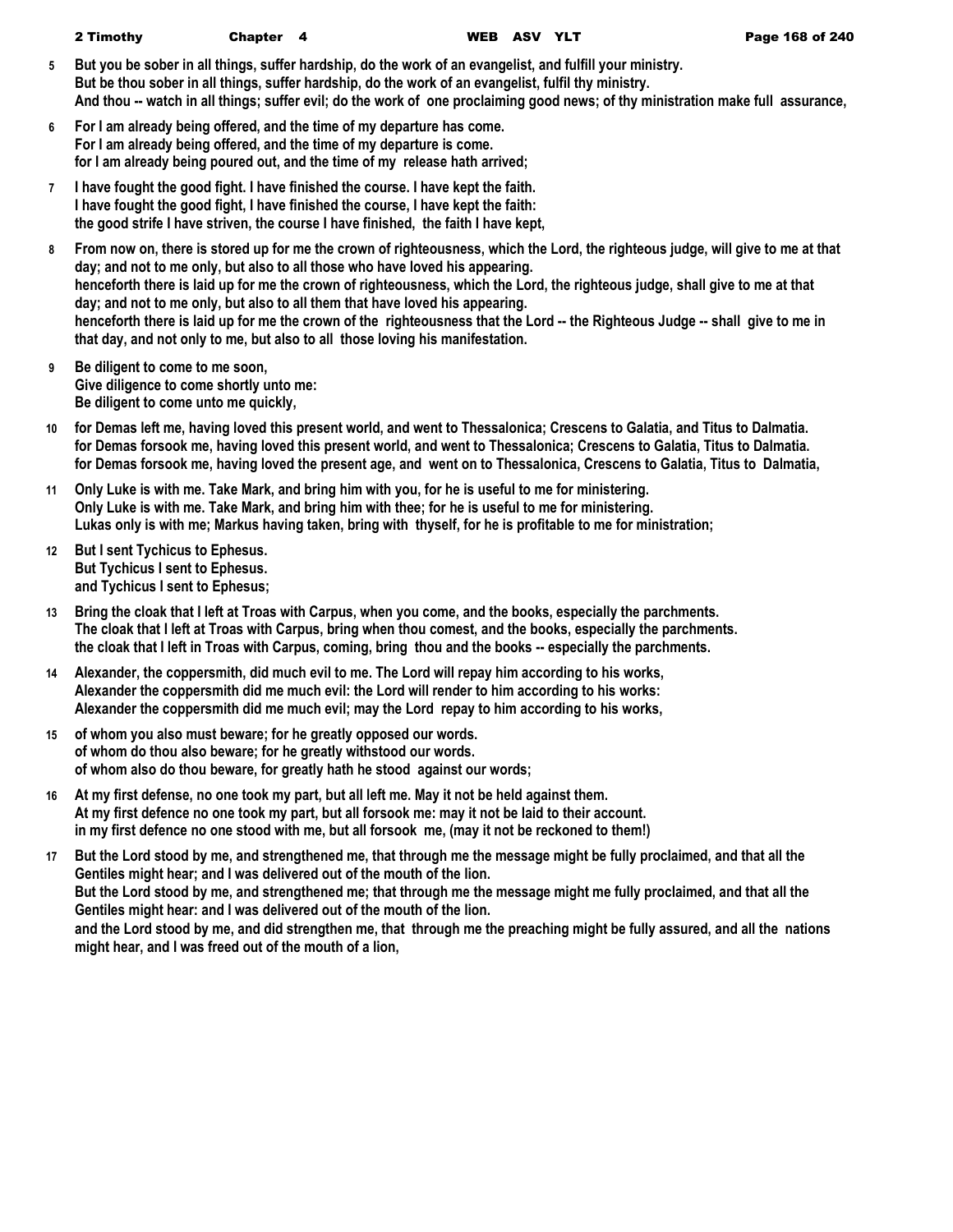**5** **But you be sober in all things, suffer hardship, do the work of an evangelist, and fulfill your ministry.**
**But be thou sober in all things, suffer hardship, do the work of an evangelist, fulfil thy ministry.**
**And thou -- watch in all things; suffer evil; do the work of one proclaiming good news; of thy ministration make full assurance,**

**6** **For I am already being offered, and the time of my departure has come.**
**For I am already being offered, and the time of my departure is come.**
**for I am already being poured out, and the time of my release hath arrived;**

**7** **I have fought the good fight. I have finished the course. I have kept the faith.**
**I have fought the good fight, I have finished the course, I have kept the faith:**
**the good strife I have striven, the course I have finished, the faith I have kept,**

**8** **From now on, there is stored up for me the crown of righteousness, which the Lord, the righteous judge, will give to me at that day; and not to me only, but also to all those who have loved his appearing.**
**henceforth there is laid up for me the crown of righteousness, which the Lord, the righteous judge, shall give to me at that day; and not to me only, but also to all them that have loved his appearing.**
**henceforth there is laid up for me the crown of the righteousness that the Lord -- the Righteous Judge -- shall give to me in that day, and not only to me, but also to all those loving his manifestation.**

**9** **Be diligent to come to me soon,**
**Give diligence to come shortly unto me:**
**Be diligent to come unto me quickly,**

**10** **for Demas left me, having loved this present world, and went to Thessalonica; Crescens to Galatia, and Titus to Dalmatia.**
**for Demas forsook me, having loved this present world, and went to Thessalonica; Crescens to Galatia, Titus to Dalmatia.**
**for Demas forsook me, having loved the present age, and went on to Thessalonica, Crescens to Galatia, Titus to Dalmatia,**

**11** **Only Luke is with me. Take Mark, and bring him with you, for he is useful to me for ministering.**
**Only Luke is with me. Take Mark, and bring him with thee; for he is useful to me for ministering.**
**Lukas only is with me; Markus having taken, bring with thyself, for he is profitable to me for ministration;**

**12** **But I sent Tychicus to Ephesus.**
**But Tychicus I sent to Ephesus.**
**and Tychicus I sent to Ephesus;**

**13** **Bring the cloak that I left at Troas with Carpus, when you come, and the books, especially the parchments.**
**The cloak that I left at Troas with Carpus, bring when thou comest, and the books, especially the parchments.**
**the cloak that I left in Troas with Carpus, coming, bring thou and the books -- especially the parchments.**

**14** **Alexander, the coppersmith, did much evil to me. The Lord will repay him according to his works,**
**Alexander the coppersmith did me much evil: the Lord will render to him according to his works:**
**Alexander the coppersmith did me much evil; may the Lord repay to him according to his works,**

**15** **of whom you also must beware; for he greatly opposed our words.**
**of whom do thou also beware; for he greatly withstood our words.**
**of whom also do thou beware, for greatly hath he stood against our words;**

**16** **At my first defense, no one took my part, but all left me. May it not be held against them.**
**At my first defence no one took my part, but all forsook me: may it not be laid to their account.**
**in my first defence no one stood with me, but all forsook me, (may it not be reckoned to them!)**

**17** **But the Lord stood by me, and strengthened me, that through me the message might be fully proclaimed, and that all the Gentiles might hear; and I was delivered out of the mouth of the lion.**
**But the Lord stood by me, and strengthened me; that through me the message might me fully proclaimed, and that all the Gentiles might hear: and I was delivered out of the mouth of the lion.**
**and the Lord stood by me, and did strengthen me, that through me the preaching might be fully assured, and all the nations might hear, and I was freed out of the mouth of a lion,**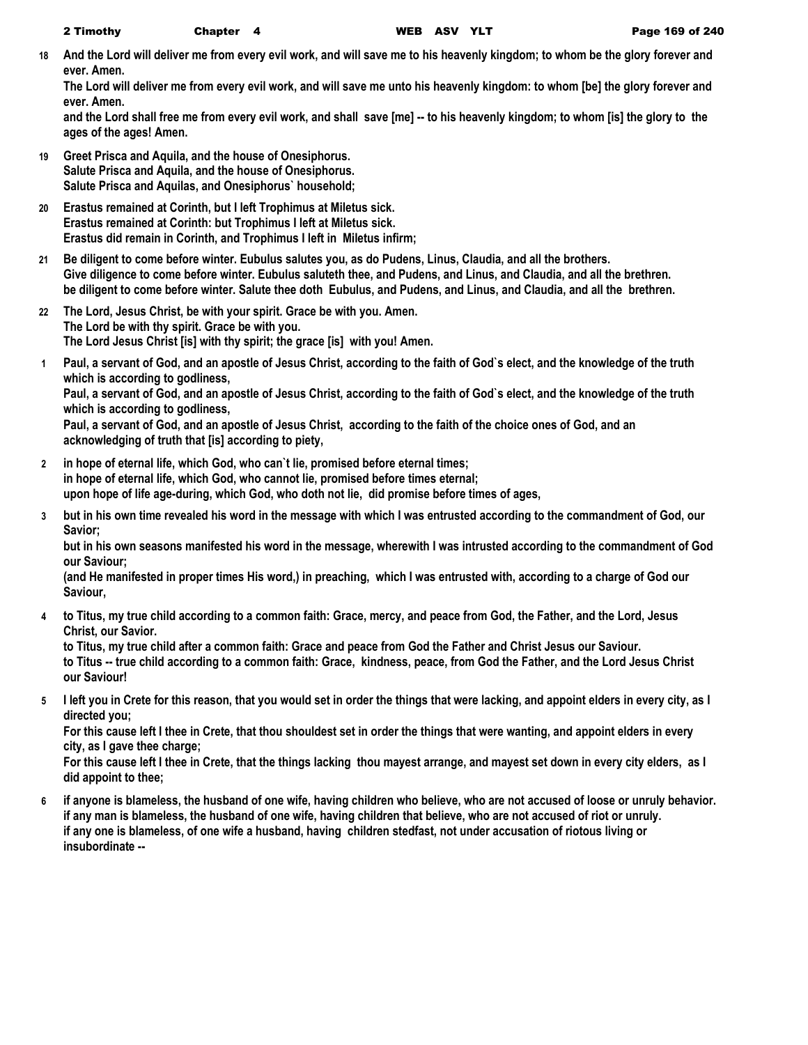**18** **And the Lord will deliver me from every evil work, and will save me to his heavenly kingdom; to whom be the glory forever and ever. Amen.**
**The Lord will deliver me from every evil work, and will save me unto his heavenly kingdom: to whom [be] the glory forever and ever. Amen.**
**and the Lord shall free me from every evil work, and shall save [me] -- to his heavenly kingdom; to whom [is] the glory to the ages of the ages! Amen.**

**19** **Greet Prisca and Aquila, and the house of Onesiphorus.**
**Salute Prisca and Aquila, and the house of Onesiphorus.**
**Salute Prisca and Aquilas, and Onesiphorus` household;**

**20** **Erastus remained at Corinth, but I left Trophimus at Miletus sick.**
**Erastus remained at Corinth: but Trophimus I left at Miletus sick.**
**Erastus did remain in Corinth, and Trophimus I left in Miletus infirm;**

**21** **Be diligent to come before winter. Eubulus salutes you, as do Pudens, Linus, Claudia, and all the brothers.**
**Give diligence to come before winter. Eubulus saluteth thee, and Pudens, and Linus, and Claudia, and all the brethren.**
**be diligent to come before winter. Salute thee doth Eubulus, and Pudens, and Linus, and Claudia, and all the brethren.**

**22** **The Lord, Jesus Christ, be with your spirit. Grace be with you. Amen.**
**The Lord be with thy spirit. Grace be with you.**
**The Lord Jesus Christ [is] with thy spirit; the grace [is] with you! Amen.**

**1** **Paul, a servant of God, and an apostle of Jesus Christ, according to the faith of God`s elect, and the knowledge of the truth which is according to godliness,**
**Paul, a servant of God, and an apostle of Jesus Christ, according to the faith of God`s elect, and the knowledge of the truth which is according to godliness,**
**Paul, a servant of God, and an apostle of Jesus Christ, according to the faith of the choice ones of God, and an acknowledging of truth that [is] according to piety,**

**2** **in hope of eternal life, which God, who can`t lie, promised before eternal times;**
**in hope of eternal life, which God, who cannot lie, promised before times eternal;**
**upon hope of life age-during, which God, who doth not lie, did promise before times of ages,**

**3** **but in his own time revealed his word in the message with which I was entrusted according to the commandment of God, our Savior;**
**but in his own seasons manifested his word in the message, wherewith I was intrusted according to the commandment of God our Saviour;**
**(and He manifested in proper times His word,) in preaching, which I was entrusted with, according to a charge of God our Saviour,**

**4** **to Titus, my true child according to a common faith: Grace, mercy, and peace from God, the Father, and the Lord, Jesus Christ, our Savior.**
**to Titus, my true child after a common faith: Grace and peace from God the Father and Christ Jesus our Saviour.**
**to Titus -- true child according to a common faith: Grace, kindness, peace, from God the Father, and the Lord Jesus Christ our Saviour!**

**5** **I left you in Crete for this reason, that you would set in order the things that were lacking, and appoint elders in every city, as I directed you;**
**For this cause left I thee in Crete, that thou shouldest set in order the things that were wanting, and appoint elders in every city, as I gave thee charge;**
**For this cause left I thee in Crete, that the things lacking thou mayest arrange, and mayest set down in every city elders, as I did appoint to thee;**

**6** **if anyone is blameless, the husband of one wife, having children who believe, who are not accused of loose or unruly behavior.**
**if any man is blameless, the husband of one wife, having children that believe, who are not accused of riot or unruly.**
**if any one is blameless, of one wife a husband, having children stedfast, not under accusation of riotous living or insubordinate --**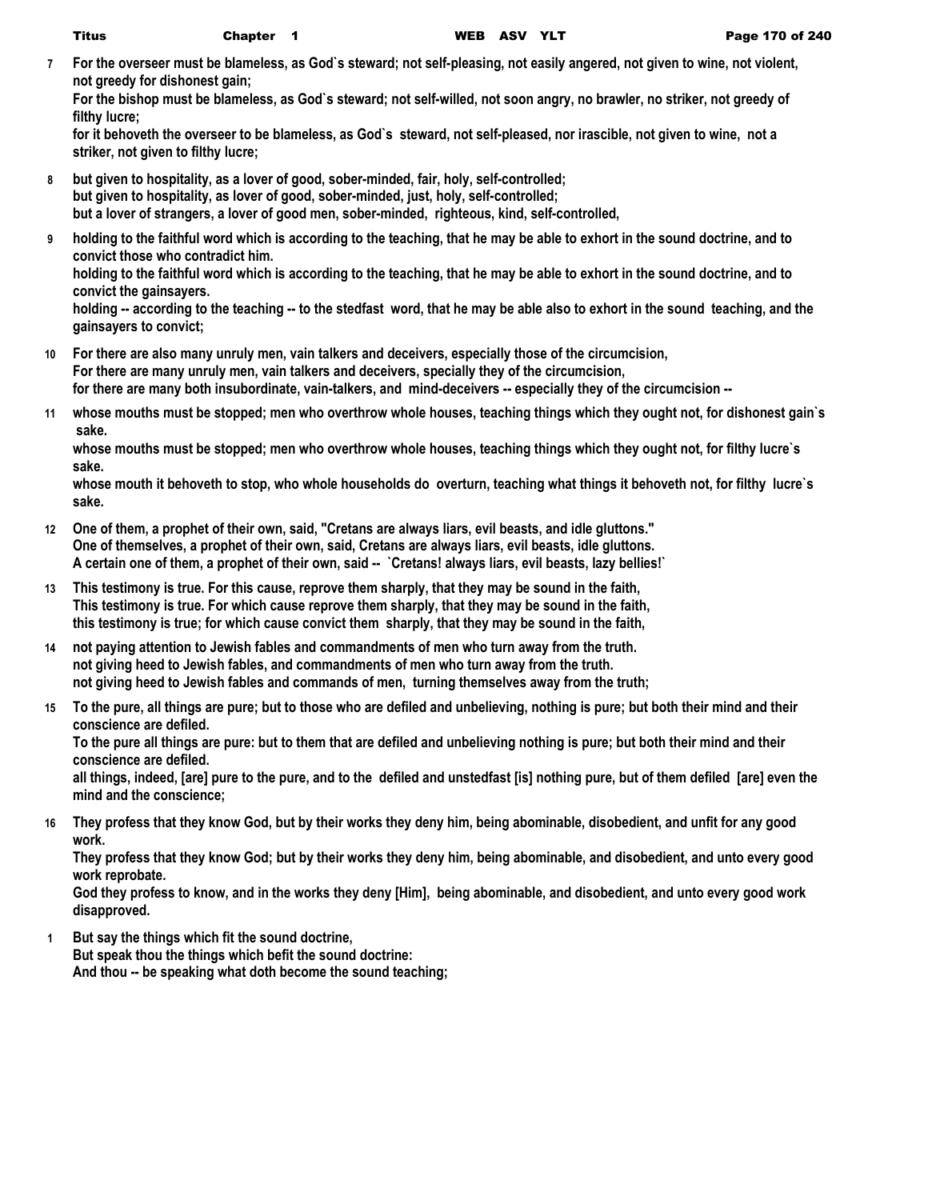**7** **For the overseer must be blameless, as God`s steward; not self-pleasing, not easily angered, not given to wine, not violent, not greedy for dishonest gain;**
**For the bishop must be blameless, as God`s steward; not self-willed, not soon angry, no brawler, no striker, not greedy of filthy lucre;**
**for it behoveth the overseer to be blameless, as God`s steward, not self-pleased, nor irascible, not given to wine, not a striker, not given to filthy lucre;**

**8** **but given to hospitality, as a lover of good, sober-minded, fair, holy, self-controlled;**
**but given to hospitality, as lover of good, sober-minded, just, holy, self-controlled;**
**but a lover of strangers, a lover of good men, sober-minded, righteous, kind, self-controlled,**

**9** **holding to the faithful word which is according to the teaching, that he may be able to exhort in the sound doctrine, and to convict those who contradict him.**
**holding to the faithful word which is according to the teaching, that he may be able to exhort in the sound doctrine, and to convict the gainsayers.**
**holding -- according to the teaching -- to the stedfast word, that he may be able also to exhort in the sound teaching, and the gainsayers to convict;**

**10** **For there are also many unruly men, vain talkers and deceivers, especially those of the circumcision,**
**For there are many unruly men, vain talkers and deceivers, specially they of the circumcision,**
**for there are many both insubordinate, vain-talkers, and mind-deceivers -- especially they of the circumcision --**

**11** **whose mouths must be stopped; men who overthrow whole houses, teaching things which they ought not, for dishonest gain`s sake.**
**whose mouths must be stopped; men who overthrow whole houses, teaching things which they ought not, for filthy lucre`s sake.**
**whose mouth it behoveth to stop, who whole households do overturn, teaching what things it behoveth not, for filthy lucre`s sake.**

**12** **One of them, a prophet of their own, said, "Cretans are always liars, evil beasts, and idle gluttons."**
**One of themselves, a prophet of their own, said, Cretans are always liars, evil beasts, idle gluttons.**
**A certain one of them, a prophet of their own, said -- `Cretans! always liars, evil beasts, lazy bellies!`**

**13** **This testimony is true. For this cause, reprove them sharply, that they may be sound in the faith,**
**This testimony is true. For which cause reprove them sharply, that they may be sound in the faith,**
**this testimony is true; for which cause convict them sharply, that they may be sound in the faith,**

**14** **not paying attention to Jewish fables and commandments of men who turn away from the truth.**
**not giving heed to Jewish fables, and commandments of men who turn away from the truth.**
**not giving heed to Jewish fables and commands of men, turning themselves away from the truth;**

**15** **To the pure, all things are pure; but to those who are defiled and unbelieving, nothing is pure; but both their mind and their conscience are defiled.**
**To the pure all things are pure: but to them that are defiled and unbelieving nothing is pure; but both their mind and their conscience are defiled.**
**all things, indeed, [are] pure to the pure, and to the defiled and unstedfast [is] nothing pure, but of them defiled [are] even the mind and the conscience;**

**16** **They profess that they know God, but by their works they deny him, being abominable, disobedient, and unfit for any good work.**
**They profess that they know God; but by their works they deny him, being abominable, and disobedient, and unto every good work reprobate.**
**God they profess to know, and in the works they deny [Him], being abominable, and disobedient, and unto every good work disapproved.**

**1** **But say the things which fit the sound doctrine,**
**But speak thou the things which befit the sound doctrine:**
**And thou -- be speaking what doth become the sound teaching;**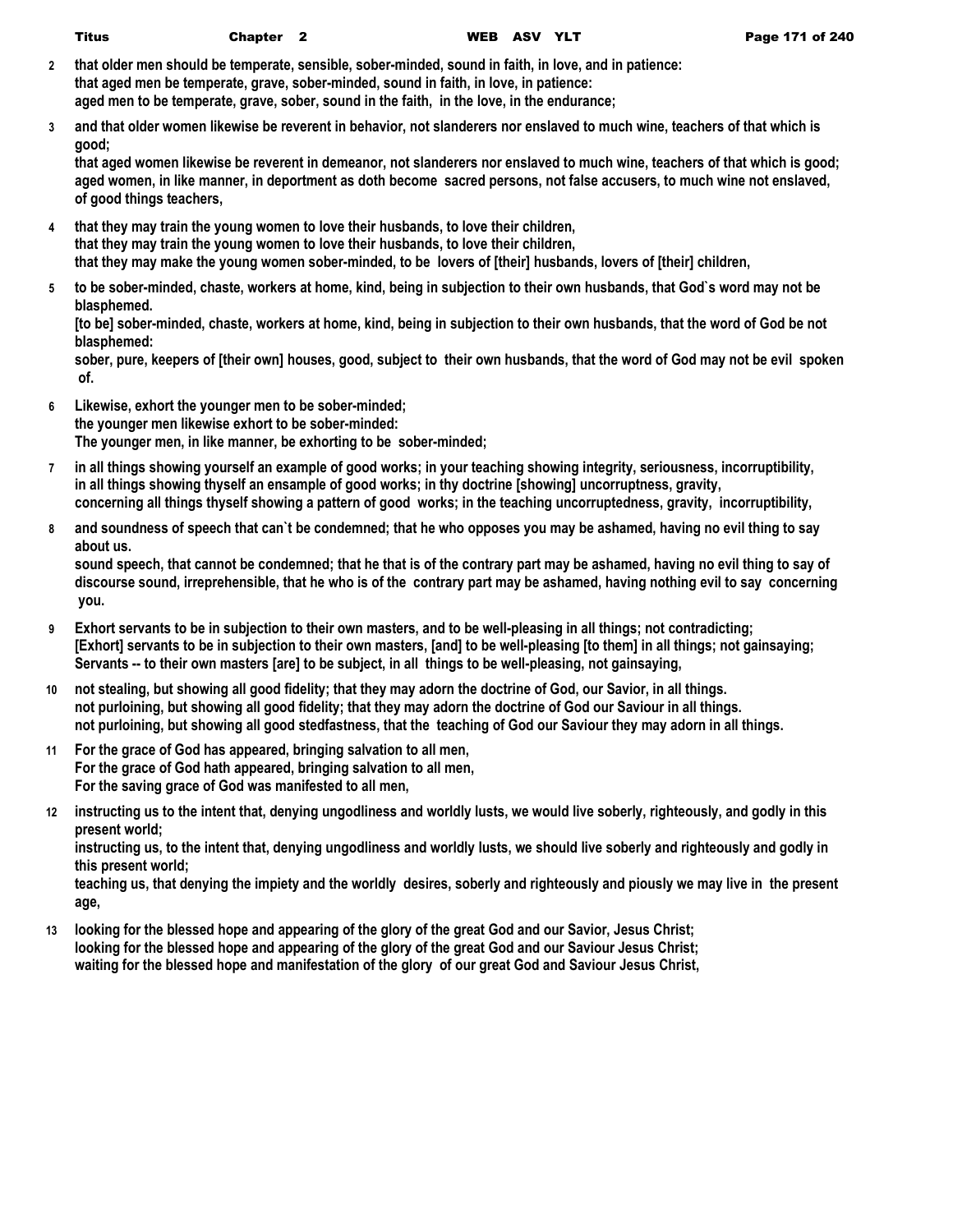**2** **that older men should be temperate, sensible, sober-minded, sound in faith, in love, and in patience:**
**that aged men be temperate, grave, sober-minded, sound in faith, in love, in patience:**
**aged men to be temperate, grave, sober, sound in the faith, in the love, in the endurance;**

**3** **and that older women likewise be reverent in behavior, not slanderers nor enslaved to much wine, teachers of that which is good;**
**that aged women likewise be reverent in demeanor, not slanderers nor enslaved to much wine, teachers of that which is good;**
**aged women, in like manner, in deportment as doth become sacred persons, not false accusers, to much wine not enslaved, of good things teachers,**

**4** **that they may train the young women to love their husbands, to love their children,**
**that they may train the young women to love their husbands, to love their children,**
**that they may make the young women sober-minded, to be lovers of [their] husbands, lovers of [their] children,**

**5** **to be sober-minded, chaste, workers at home, kind, being in subjection to their own husbands, that God`s word may not be blasphemed.**
**[to be] sober-minded, chaste, workers at home, kind, being in subjection to their own husbands, that the word of God be not blasphemed:**
**sober, pure, keepers of [their own] houses, good, subject to their own husbands, that the word of God may not be evil spoken of.**

**6** **Likewise, exhort the younger men to be sober-minded;**
**the younger men likewise exhort to be sober-minded:**
**The younger men, in like manner, be exhorting to be sober-minded;**

**7** **in all things showing yourself an example of good works; in your teaching showing integrity, seriousness, incorruptibility,**
**in all things showing thyself an ensample of good works; in thy doctrine [showing] uncorruptness, gravity,**
**concerning all things thyself showing a pattern of good works; in the teaching uncorruptedness, gravity, incorruptibility,**

**8** **and soundness of speech that can`t be condemned; that he who opposes you may be ashamed, having no evil thing to say about us.**
**sound speech, that cannot be condemned; that he that is of the contrary part may be ashamed, having no evil thing to say of**
**discourse sound, irreprehensible, that he who is of the contrary part may be ashamed, having nothing evil to say concerning you.**

**9** **Exhort servants to be in subjection to their own masters, and to be well-pleasing in all things; not contradicting;**
**[Exhort] servants to be in subjection to their own masters, [and] to be well-pleasing [to them] in all things; not gainsaying;**
**Servants -- to their own masters [are] to be subject, in all things to be well-pleasing, not gainsaying,**

**10** **not stealing, but showing all good fidelity; that they may adorn the doctrine of God, our Savior, in all things.**
**not purloining, but showing all good fidelity; that they may adorn the doctrine of God our Saviour in all things.**
**not purloining, but showing all good stedfastness, that the teaching of God our Saviour they may adorn in all things.**

**11** **For the grace of God has appeared, bringing salvation to all men,**
**For the grace of God hath appeared, bringing salvation to all men,**
**For the saving grace of God was manifested to all men,**

**12** **instructing us to the intent that, denying ungodliness and worldly lusts, we would live soberly, righteously, and godly in this present world;**
**instructing us, to the intent that, denying ungodliness and worldly lusts, we should live soberly and righteously and godly in this present world;**
**teaching us, that denying the impiety and the worldly desires, soberly and righteously and piously we may live in the present age,**

**13** **looking for the blessed hope and appearing of the glory of the great God and our Savior, Jesus Christ;**
**looking for the blessed hope and appearing of the glory of the great God and our Saviour Jesus Christ;**
**waiting for the blessed hope and manifestation of the glory of our great God and Saviour Jesus Christ,**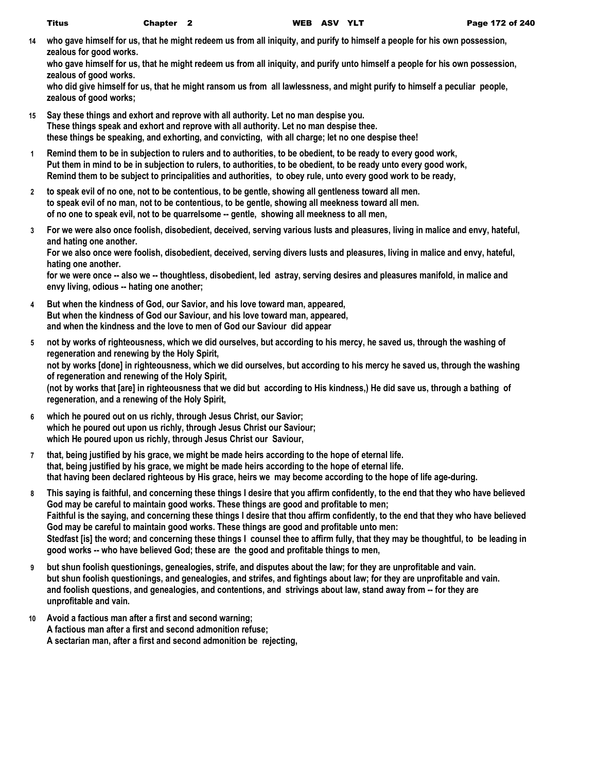**14** **who gave himself for us, that he might redeem us from all iniquity, and purify to himself a people for his own possession, zealous for good works.**
**who gave himself for us, that he might redeem us from all iniquity, and purify unto himself a people for his own possession, zealous of good works.**
**who did give himself for us, that he might ransom us from all lawlessness, and might purify to himself a peculiar people, zealous of good works;**

**15** **Say these things and exhort and reprove with all authority. Let no man despise you.**
**These things speak and exhort and reprove with all authority. Let no man despise thee.**
**these things be speaking, and exhorting, and convicting, with all charge; let no one despise thee!**

**1** **Remind them to be in subjection to rulers and to authorities, to be obedient, to be ready to every good work,**
**Put them in mind to be in subjection to rulers, to authorities, to be obedient, to be ready unto every good work,**
**Remind them to be subject to principalities and authorities, to obey rule, unto every good work to be ready,**

**2** **to speak evil of no one, not to be contentious, to be gentle, showing all gentleness toward all men.**
**to speak evil of no man, not to be contentious, to be gentle, showing all meekness toward all men.**
**of no one to speak evil, not to be quarrelsome -- gentle, showing all meekness to all men,**

**3** **For we were also once foolish, disobedient, deceived, serving various lusts and pleasures, living in malice and envy, hateful, and hating one another.**
**For we also once were foolish, disobedient, deceived, serving divers lusts and pleasures, living in malice and envy, hateful, hating one another.**
**for we were once -- also we -- thoughtless, disobedient, led astray, serving desires and pleasures manifold, in malice and envy living, odious -- hating one another;**

**4** **But when the kindness of God, our Savior, and his love toward man, appeared,**
**But when the kindness of God our Saviour, and his love toward man, appeared,**
**and when the kindness and the love to men of God our Saviour did appear**

**5** **not by works of righteousness, which we did ourselves, but according to his mercy, he saved us, through the washing of regeneration and renewing by the Holy Spirit,**
**not by works [done] in righteousness, which we did ourselves, but according to his mercy he saved us, through the washing of regeneration and renewing of the Holy Spirit,**
**(not by works that [are] in righteousness that we did but according to His kindness,) He did save us, through a bathing of regeneration, and a renewing of the Holy Spirit,**

**6** **which he poured out on us richly, through Jesus Christ, our Savior;**
**which he poured out upon us richly, through Jesus Christ our Saviour;**
**which He poured upon us richly, through Jesus Christ our Saviour,**

**7** **that, being justified by his grace, we might be made heirs according to the hope of eternal life.**
**that, being justified by his grace, we might be made heirs according to the hope of eternal life.**
**that having been declared righteous by His grace, heirs we may become according to the hope of life age-during.**

**8** **This saying is faithful, and concerning these things I desire that you affirm confidently, to the end that they who have believed God may be careful to maintain good works. These things are good and profitable to men;**
**Faithful is the saying, and concerning these things I desire that thou affirm confidently, to the end that they who have believed God may be careful to maintain good works. These things are good and profitable unto men:**
**Stedfast [is] the word; and concerning these things I counsel thee to affirm fully, that they may be thoughtful, to be leading in good works -- who have believed God; these are the good and profitable things to men,**

**9** **but shun foolish questionings, genealogies, strife, and disputes about the law; for they are unprofitable and vain.**
**but shun foolish questionings, and genealogies, and strifes, and fightings about law; for they are unprofitable and vain.**
**and foolish questions, and genealogies, and contentions, and strivings about law, stand away from -- for they are unprofitable and vain.**

**10** **Avoid a factious man after a first and second warning;**
**A factious man after a first and second admonition refuse;**
**A sectarian man, after a first and second admonition be rejecting,**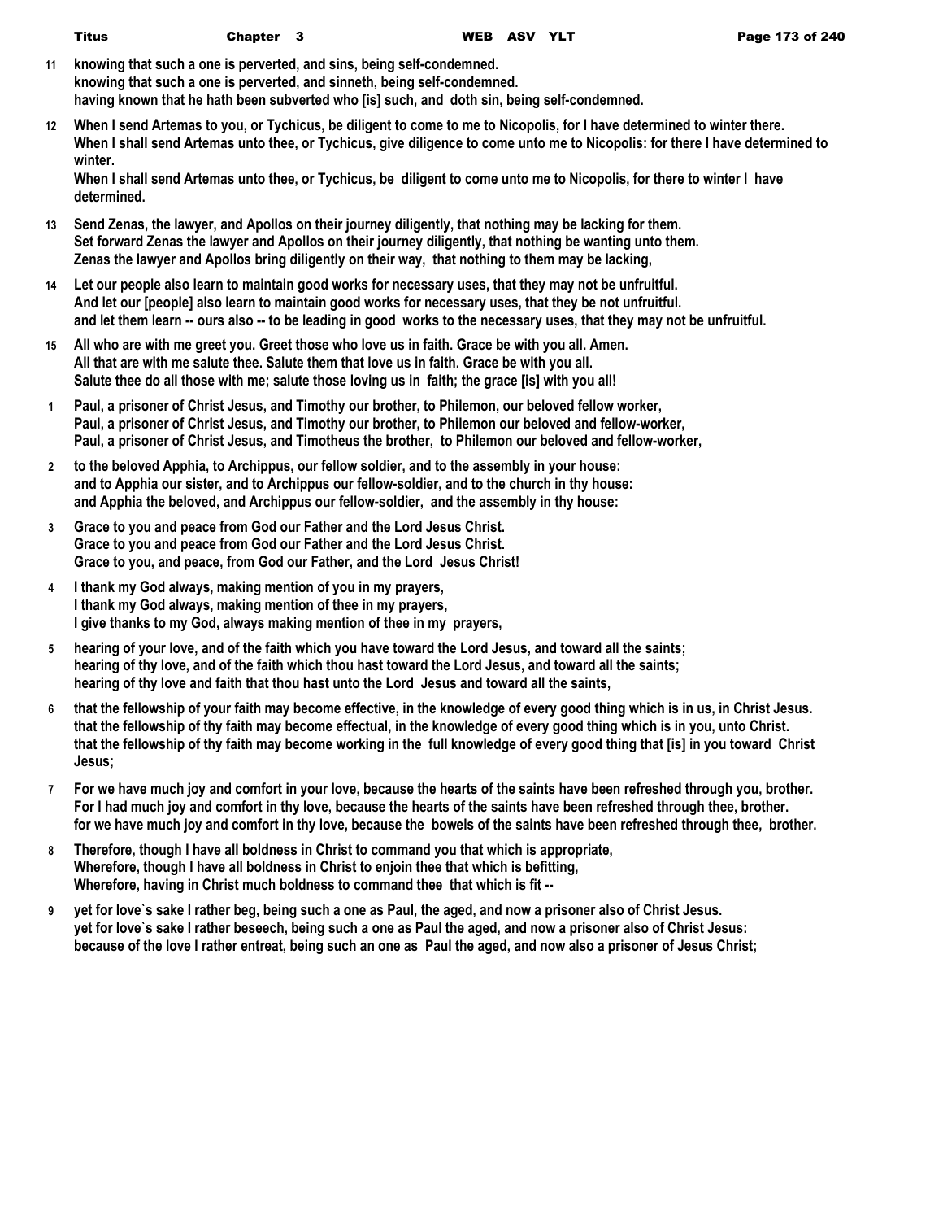11 knowing that such a one is perverted, and sins, being self-condemned.
knowing that such a one is perverted, and sinneth, being self-condemned.
having known that he hath been subverted who [is] such, and doth sin, being self-condemned.

12 When I send Artemas to you, or Tychicus, be diligent to come to me to Nicopolis, for I have determined to winter there.
When I shall send Artemas unto thee, or Tychicus, give diligence to come unto me to Nicopolis: for there I have determined to winter.
When I shall send Artemas unto thee, or Tychicus, be diligent to come unto me to Nicopolis, for there to winter I have determined.

13 Send Zenas, the lawyer, and Apollos on their journey diligently, that nothing may be lacking for them.
Set forward Zenas the lawyer and Apollos on their journey diligently, that nothing be wanting unto them.
Zenas the lawyer and Apollos bring diligently on their way, that nothing to them may be lacking,

14 Let our people also learn to maintain good works for necessary uses, that they may not be unfruitful.
And let our [people] also learn to maintain good works for necessary uses, that they be not unfruitful.
and let them learn -- ours also -- to be leading in good works to the necessary uses, that they may not be unfruitful.

15 All who are with me greet you. Greet those who love us in faith. Grace be with you all. Amen.
All that are with me salute thee. Salute them that love us in faith. Grace be with you all.
Salute thee do all those with me; salute those loving us in faith; the grace [is] with you all!

1 Paul, a prisoner of Christ Jesus, and Timothy our brother, to Philemon, our beloved fellow worker,
Paul, a prisoner of Christ Jesus, and Timothy our brother, to Philemon our beloved and fellow-worker,
Paul, a prisoner of Christ Jesus, and Timotheus the brother, to Philemon our beloved and fellow-worker,

2 to the beloved Apphia, to Archippus, our fellow soldier, and to the assembly in your house:
and to Apphia our sister, and to Archippus our fellow-soldier, and to the church in thy house:
and Apphia the beloved, and Archippus our fellow-soldier, and the assembly in thy house:

3 Grace to you and peace from God our Father and the Lord Jesus Christ.
Grace to you and peace from God our Father and the Lord Jesus Christ.
Grace to you, and peace, from God our Father, and the Lord Jesus Christ!

4 I thank my God always, making mention of you in my prayers,
I thank my God always, making mention of thee in my prayers,
I give thanks to my God, always making mention of thee in my prayers,

5 hearing of your love, and of the faith which you have toward the Lord Jesus, and toward all the saints;
hearing of thy love, and of the faith which thou hast toward the Lord Jesus, and toward all the saints;
hearing of thy love and faith that thou hast unto the Lord Jesus and toward all the saints,

6 that the fellowship of your faith may become effective, in the knowledge of every good thing which is in us, in Christ Jesus.
that the fellowship of thy faith may become effectual, in the knowledge of every good thing which is in you, unto Christ.
that the fellowship of thy faith may become working in the full knowledge of every good thing that [is] in you toward Christ Jesus;

7 For we have much joy and comfort in your love, because the hearts of the saints have been refreshed through you, brother.
For I had much joy and comfort in thy love, because the hearts of the saints have been refreshed through thee, brother.
for we have much joy and comfort in thy love, because the bowels of the saints have been refreshed through thee, brother.

8 Therefore, though I have all boldness in Christ to command you that which is appropriate,
Wherefore, though I have all boldness in Christ to enjoin thee that which is befitting,
Wherefore, having in Christ much boldness to command thee that which is fit --

9 yet for love`s sake I rather beg, being such a one as Paul, the aged, and now a prisoner also of Christ Jesus.
yet for love`s sake I rather beseech, being such a one as Paul the aged, and now a prisoner also of Christ Jesus:
because of the love I rather entreat, being such an one as Paul the aged, and now also a prisoner of Jesus Christ;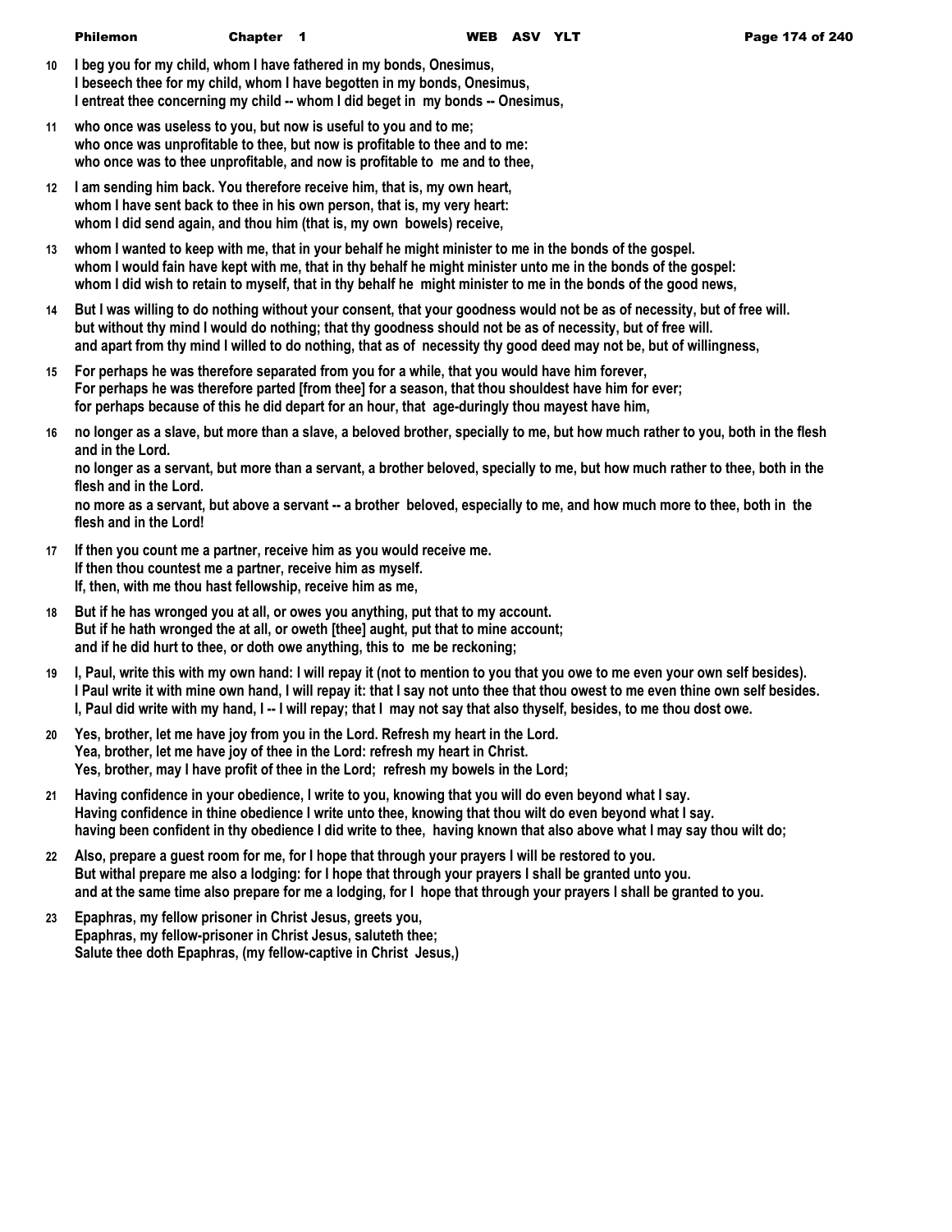**10** I beg you for my child, whom I have fathered in my bonds, Onesimus,
I beseech thee for my child, whom I have begotten in my bonds, Onesimus,
I entreat thee concerning my child -- whom I did beget in my bonds -- Onesimus,

**11** who once was useless to you, but now is useful to you and to me;
who once was unprofitable to thee, but now is profitable to thee and to me:
who once was to thee unprofitable, and now is profitable to me and to thee,

**12** I am sending him back. You therefore receive him, that is, my own heart,
whom I have sent back to thee in his own person, that is, my very heart:
whom I did send again, and thou him (that is, my own bowels) receive,

**13** whom I wanted to keep with me, that in your behalf he might minister to me in the bonds of the gospel.
whom I would fain have kept with me, that in thy behalf he might minister unto me in the bonds of the gospel:
whom I did wish to retain to myself, that in thy behalf he might minister to me in the bonds of the good news,

**14** But I was willing to do nothing without your consent, that your goodness would not be as of necessity, but of free will.
but without thy mind I would do nothing; that thy goodness should not be as of necessity, but of free will.
and apart from thy mind I willed to do nothing, that as of necessity thy good deed may not be, but of willingness,

**15** For perhaps he was therefore separated from you for a while, that you would have him forever,
For perhaps he was therefore parted [from thee] for a season, that thou shouldest have him for ever;
for perhaps because of this he did depart for an hour, that age-duringly thou mayest have him,

**16** no longer as a slave, but more than a slave, a beloved brother, specially to me, but how much rather to you, both in the flesh and in the Lord.
no longer as a servant, but more than a servant, a brother beloved, specially to me, but how much rather to thee, both in the flesh and in the Lord.
no more as a servant, but above a servant -- a brother beloved, especially to me, and how much more to thee, both in the flesh and in the Lord!

**17** If then you count me a partner, receive him as you would receive me.
If then thou countest me a partner, receive him as myself.
If, then, with me thou hast fellowship, receive him as me,

**18** But if he has wronged you at all, or owes you anything, put that to my account.
But if he hath wronged the at all, or oweth [thee] aught, put that to mine account;
and if he did hurt to thee, or doth owe anything, this to me be reckoning;

**19** I, Paul, write this with my own hand: I will repay it (not to mention to you that you owe to me even your own self besides).
I Paul write it with mine own hand, I will repay it: that I say not unto thee that thou owest to me even thine own self besides.
I, Paul did write with my hand, I -- I will repay; that I may not say that also thyself, besides, to me thou dost owe.

**20** Yes, brother, let me have joy from you in the Lord. Refresh my heart in the Lord.
Yea, brother, let me have joy of thee in the Lord: refresh my heart in Christ.
Yes, brother, may I have profit of thee in the Lord; refresh my bowels in the Lord;

**21** Having confidence in your obedience, I write to you, knowing that you will do even beyond what I say.
Having confidence in thine obedience I write unto thee, knowing that thou wilt do even beyond what I say.
having been confident in thy obedience I did write to thee, having known that also above what I may say thou wilt do;

**22** Also, prepare a guest room for me, for I hope that through your prayers I will be restored to you.
But withal prepare me also a lodging: for I hope that through your prayers I shall be granted unto you.
and at the same time also prepare for me a lodging, for I hope that through your prayers I shall be granted to you.

**23** Epaphras, my fellow prisoner in Christ Jesus, greets you,
Epaphras, my fellow-prisoner in Christ Jesus, saluteth thee;
Salute thee doth Epaphras, (my fellow-captive in Christ Jesus,)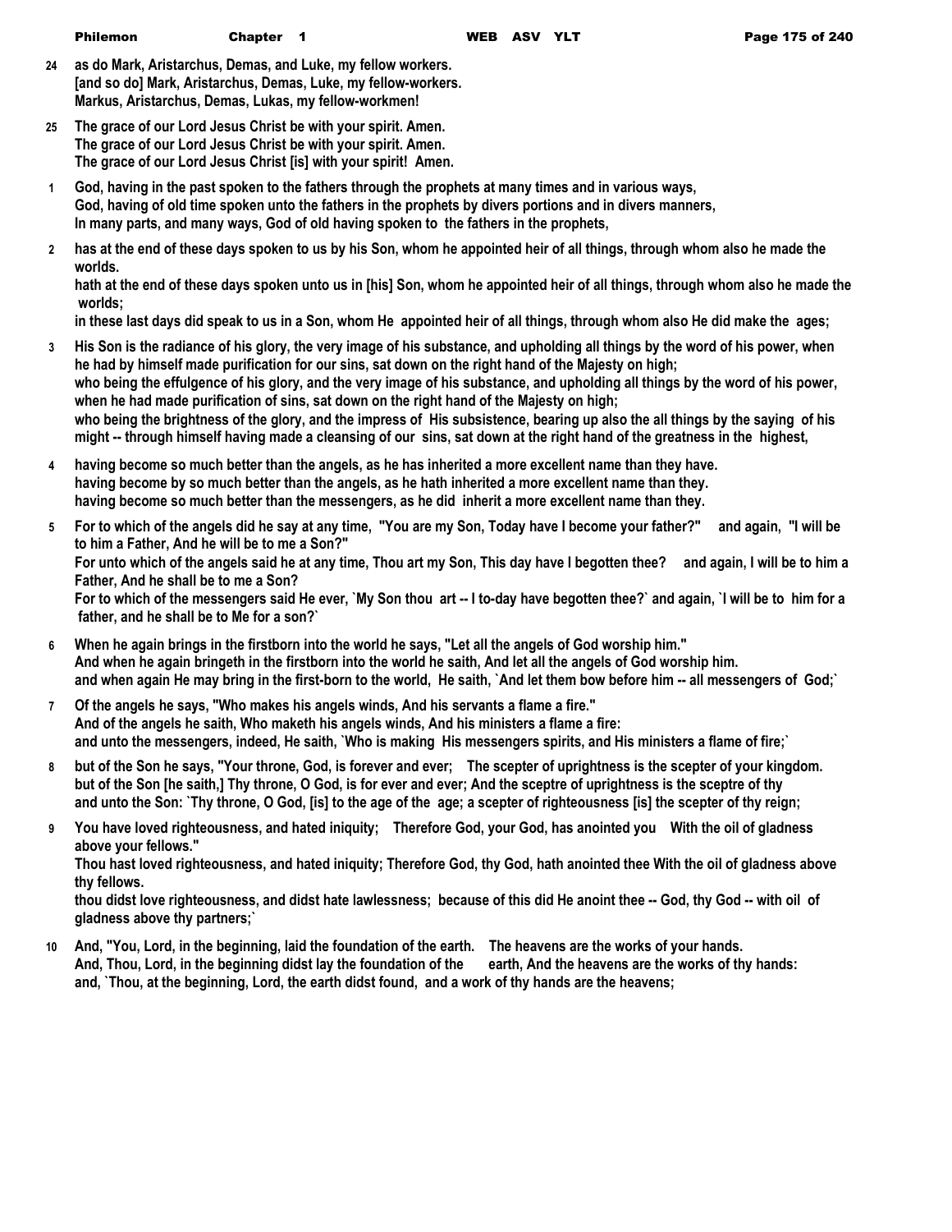24 as do Mark, Aristarchus, Demas, and Luke, my fellow workers.
[and so do] Mark, Aristarchus, Demas, Luke, my fellow-workers.
Markus, Aristarchus, Demas, Lukas, my fellow-workmen!

25 The grace of our Lord Jesus Christ be with your spirit. Amen.
The grace of our Lord Jesus Christ be with your spirit. Amen.
The grace of our Lord Jesus Christ [is] with your spirit! Amen.

1 God, having in the past spoken to the fathers through the prophets at many times and in various ways,
God, having of old time spoken unto the fathers in the prophets by divers portions and in divers manners,
In many parts, and many ways, God of old having spoken to the fathers in the prophets,

2 has at the end of these days spoken to us by his Son, whom he appointed heir of all things, through whom also he made the worlds.
hath at the end of these days spoken unto us in [his] Son, whom he appointed heir of all things, through whom also he made the worlds;
in these last days did speak to us in a Son, whom He appointed heir of all things, through whom also He did make the ages;

3 His Son is the radiance of his glory, the very image of his substance, and upholding all things by the word of his power, when he had by himself made purification for our sins, sat down on the right hand of the Majesty on high;
who being the effulgence of his glory, and the very image of his substance, and upholding all things by the word of his power, when he had made purification of sins, sat down on the right hand of the Majesty on high;
who being the brightness of the glory, and the impress of His subsistence, bearing up also the all things by the saying of his might -- through himself having made a cleansing of our sins, sat down at the right hand of the greatness in the highest,

4 having become so much better than the angels, as he has inherited a more excellent name than they have.
having become by so much better than the angels, as he hath inherited a more excellent name than they.
having become so much better than the messengers, as he did inherit a more excellent name than they.

5 For to which of the angels did he say at any time, "You are my Son, Today have I become your father?" and again, "I will be to him a Father, And he will be to me a Son?"
For unto which of the angels said he at any time, Thou art my Son, This day have I begotten thee? and again, I will be to him a Father, And he shall be to me a Son?
For to which of the messengers said He ever, `My Son thou art -- I to-day have begotten thee?` and again, `I will be to him for a father, and he shall be to Me for a son?`

6 When he again brings in the firstborn into the world he says, "Let all the angels of God worship him."
And when he again bringeth in the firstborn into the world he saith, And let all the angels of God worship him.
and when again He may bring in the first-born to the world, He saith, `And let them bow before him -- all messengers of God;`

7 Of the angels he says, "Who makes his angels winds, And his servants a flame a fire."
And of the angels he saith, Who maketh his angels winds, And his ministers a flame a fire:
and unto the messengers, indeed, He saith, `Who is making His messengers spirits, and His ministers a flame of fire;`

8 but of the Son he says, "Your throne, God, is forever and ever; The scepter of uprightness is the scepter of your kingdom.
but of the Son [he saith,] Thy throne, O God, is for ever and ever; And the sceptre of uprightness is the sceptre of thy
and unto the Son: `Thy throne, O God, [is] to the age of the age; a scepter of righteousness [is] the scepter of thy reign;

9 You have loved righteousness, and hated iniquity; Therefore God, your God, has anointed you With the oil of gladness above your fellows."
Thou hast loved righteousness, and hated iniquity; Therefore God, thy God, hath anointed thee With the oil of gladness above thy fellows.
thou didst love righteousness, and didst hate lawlessness; because of this did He anoint thee -- God, thy God -- with oil of gladness above thy partners;`

10 And, "You, Lord, in the beginning, laid the foundation of the earth. The heavens are the works of your hands.
And, Thou, Lord, in the beginning didst lay the foundation of the earth, And the heavens are the works of thy hands:
and, `Thou, at the beginning, Lord, the earth didst found, and a work of thy hands are the heavens;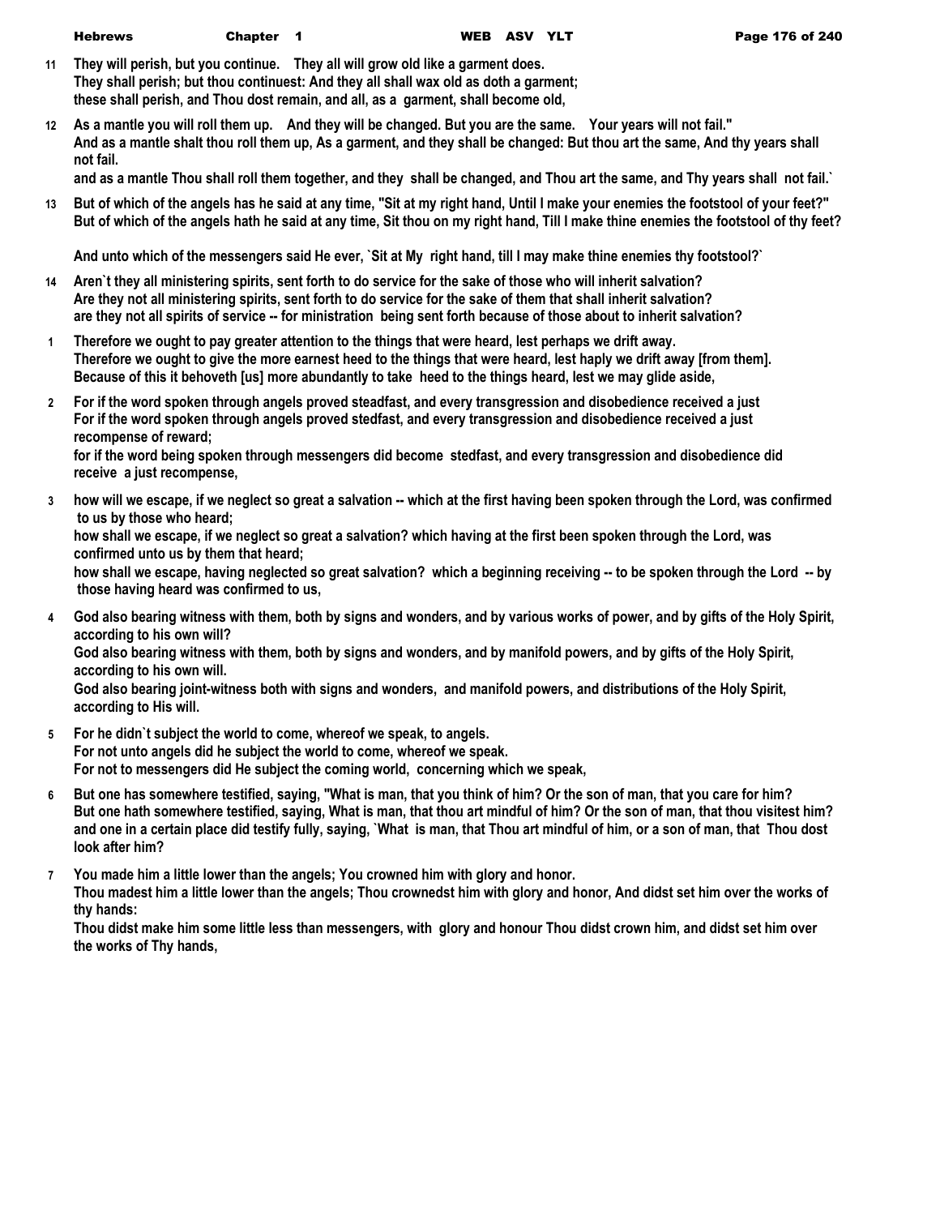**11** They will perish, but you continue. They all will grow old like a garment does.
They shall perish; but thou continuest: And they all shall wax old as doth a garment;
these shall perish, and Thou dost remain, and all, as a garment, shall become old,

**12** As a mantle you will roll them up. And they will be changed. But you are the same. Your years will not fail."
And as a mantle shalt thou roll them up, As a garment, and they shall be changed: But thou art the same, And thy years shall not fail.
and as a mantle Thou shall roll them together, and they shall be changed, and Thou art the same, and Thy years shall not fail.`

**13** But of which of the angels has he said at any time, "Sit at my right hand, Until I make your enemies the footstool of your feet?"
But of which of the angels hath he said at any time, Sit thou on my right hand, Till I make thine enemies the footstool of thy feet?

And unto which of the messengers said He ever, `Sit at My right hand, till I may make thine enemies thy footstool?`

**14** Aren`t they all ministering spirits, sent forth to do service for the sake of those who will inherit salvation?
Are they not all ministering spirits, sent forth to do service for the sake of them that shall inherit salvation?
are they not all spirits of service -- for ministration being sent forth because of those about to inherit salvation?

**1** Therefore we ought to pay greater attention to the things that were heard, lest perhaps we drift away.
Therefore we ought to give the more earnest heed to the things that were heard, lest haply we drift away [from them].
Because of this it behoveth [us] more abundantly to take heed to the things heard, lest we may glide aside,

**2** For if the word spoken through angels proved steadfast, and every transgression and disobedience received a just
For if the word spoken through angels proved stedfast, and every transgression and disobedience received a just recompense of reward;
for if the word being spoken through messengers did become stedfast, and every transgression and disobedience did receive a just recompense,

**3** how will we escape, if we neglect so great a salvation -- which at the first having been spoken through the Lord, was confirmed to us by those who heard;
how shall we escape, if we neglect so great a salvation? which having at the first been spoken through the Lord, was confirmed unto us by them that heard;
how shall we escape, having neglected so great salvation? which a beginning receiving -- to be spoken through the Lord -- by those having heard was confirmed to us,

**4** God also bearing witness with them, both by signs and wonders, and by various works of power, and by gifts of the Holy Spirit, according to his own will?
God also bearing witness with them, both by signs and wonders, and by manifold powers, and by gifts of the Holy Spirit, according to his own will.
God also bearing joint-witness both with signs and wonders, and manifold powers, and distributions of the Holy Spirit, according to His will.

**5** For he didn`t subject the world to come, whereof we speak, to angels.
For not unto angels did he subject the world to come, whereof we speak.
For not to messengers did He subject the coming world, concerning which we speak,

**6** But one has somewhere testified, saying, "What is man, that you think of him? Or the son of man, that you care for him?
But one hath somewhere testified, saying, What is man, that thou art mindful of him? Or the son of man, that thou visitest him?
and one in a certain place did testify fully, saying, `What is man, that Thou art mindful of him, or a son of man, that Thou dost look after him?

**7** You made him a little lower than the angels; You crowned him with glory and honor.
Thou madest him a little lower than the angels; Thou crownedst him with glory and honor, And didst set him over the works of thy hands:
Thou didst make him some little less than messengers, with glory and honour Thou didst crown him, and didst set him over the works of Thy hands,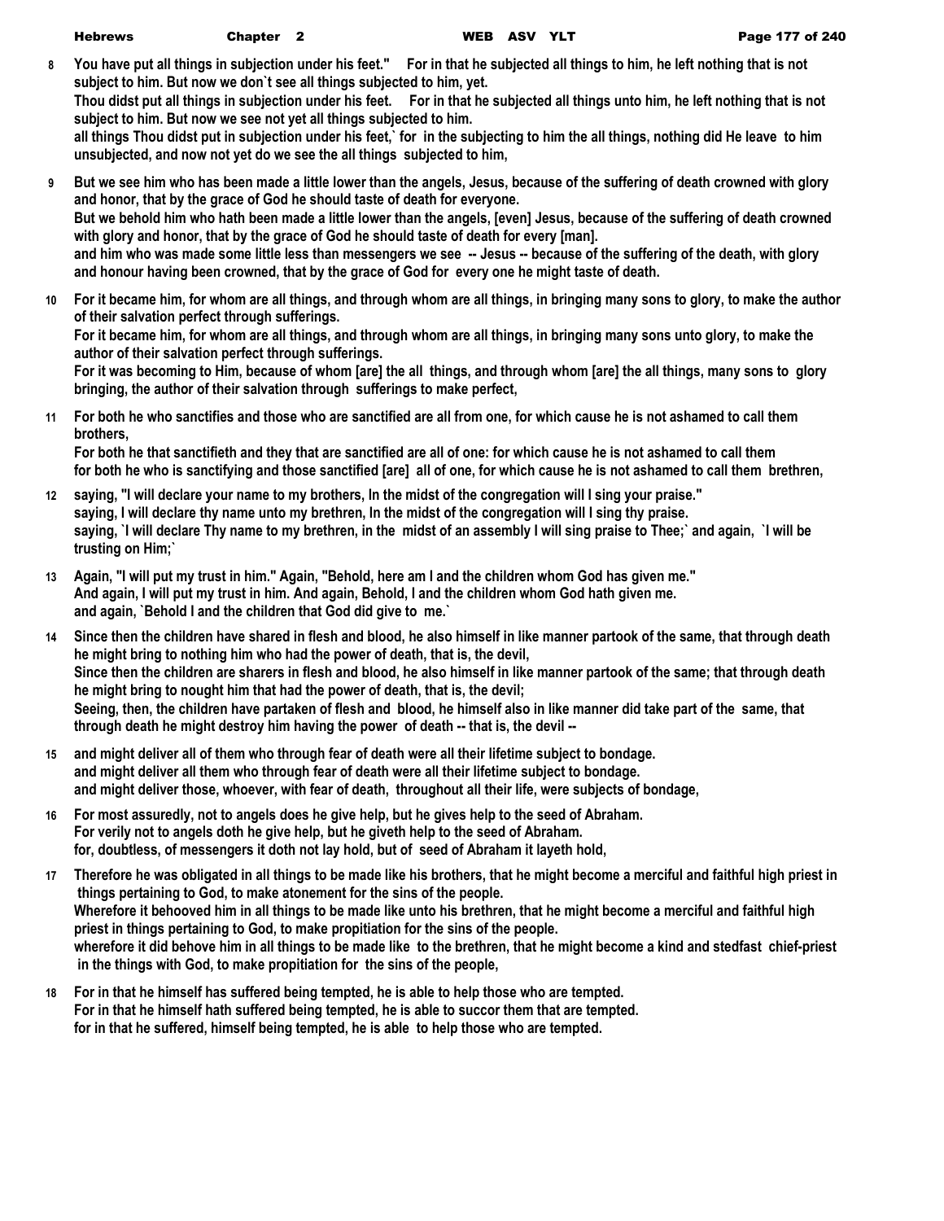**8** You have put all things in subjection under his feet." For in that he subjected all things to him, he left nothing that is not subject to him. But now we don`t see all things subjected to him, yet.
Thou didst put all things in subjection under his feet. For in that he subjected all things unto him, he left nothing that is not subject to him. But now we see not yet all things subjected to him.
all things Thou didst put in subjection under his feet,` for in the subjecting to him the all things, nothing did He leave to him unsubjected, and now not yet do we see the all things subjected to him,

**9** But we see him who has been made a little lower than the angels, Jesus, because of the suffering of death crowned with glory and honor, that by the grace of God he should taste of death for everyone.
But we behold him who hath been made a little lower than the angels, [even] Jesus, because of the suffering of death crowned with glory and honor, that by the grace of God he should taste of death for every [man].
and him who was made some little less than messengers we see -- Jesus -- because of the suffering of the death, with glory and honour having been crowned, that by the grace of God for every one he might taste of death.

**10** For it became him, for whom are all things, and through whom are all things, in bringing many sons to glory, to make the author of their salvation perfect through sufferings.
For it became him, for whom are all things, and through whom are all things, in bringing many sons unto glory, to make the author of their salvation perfect through sufferings.
For it was becoming to Him, because of whom [are] the all things, and through whom [are] the all things, many sons to glory bringing, the author of their salvation through sufferings to make perfect,

**11** For both he who sanctifies and those who are sanctified are all from one, for which cause he is not ashamed to call them brothers,
For both he that sanctifieth and they that are sanctified are all of one: for which cause he is not ashamed to call them
for both he who is sanctifying and those sanctified [are] all of one, for which cause he is not ashamed to call them brethren,

**12** saying, "I will declare your name to my brothers, In the midst of the congregation will I sing your praise."
saying, I will declare thy name unto my brethren, In the midst of the congregation will I sing thy praise.
saying, `I will declare Thy name to my brethren, in the midst of an assembly I will sing praise to Thee;` and again, `I will be trusting on Him;`

**13** Again, "I will put my trust in him." Again, "Behold, here am I and the children whom God has given me."
And again, I will put my trust in him. And again, Behold, I and the children whom God hath given me.
and again, `Behold I and the children that God did give to me.`

**14** Since then the children have shared in flesh and blood, he also himself in like manner partook of the same, that through death he might bring to nothing him who had the power of death, that is, the devil,
Since then the children are sharers in flesh and blood, he also himself in like manner partook of the same; that through death he might bring to nought him that had the power of death, that is, the devil;
Seeing, then, the children have partaken of flesh and blood, he himself also in like manner did take part of the same, that through death he might destroy him having the power of death -- that is, the devil --

**15** and might deliver all of them who through fear of death were all their lifetime subject to bondage.
and might deliver all them who through fear of death were all their lifetime subject to bondage.
and might deliver those, whoever, with fear of death, throughout all their life, were subjects of bondage,

**16** For most assuredly, not to angels does he give help, but he gives help to the seed of Abraham.
For verily not to angels doth he give help, but he giveth help to the seed of Abraham.
for, doubtless, of messengers it doth not lay hold, but of seed of Abraham it layeth hold,

**17** Therefore he was obligated in all things to be made like his brothers, that he might become a merciful and faithful high priest in things pertaining to God, to make atonement for the sins of the people.
Wherefore it behooved him in all things to be made like unto his brethren, that he might become a merciful and faithful high priest in things pertaining to God, to make propitiation for the sins of the people.
wherefore it did behove him in all things to be made like to the brethren, that he might become a kind and stedfast chief-priest in the things with God, to make propitiation for the sins of the people,

**18** For in that he himself has suffered being tempted, he is able to help those who are tempted.
For in that he himself hath suffered being tempted, he is able to succor them that are tempted.
for in that he suffered, himself being tempted, he is able to help those who are tempted.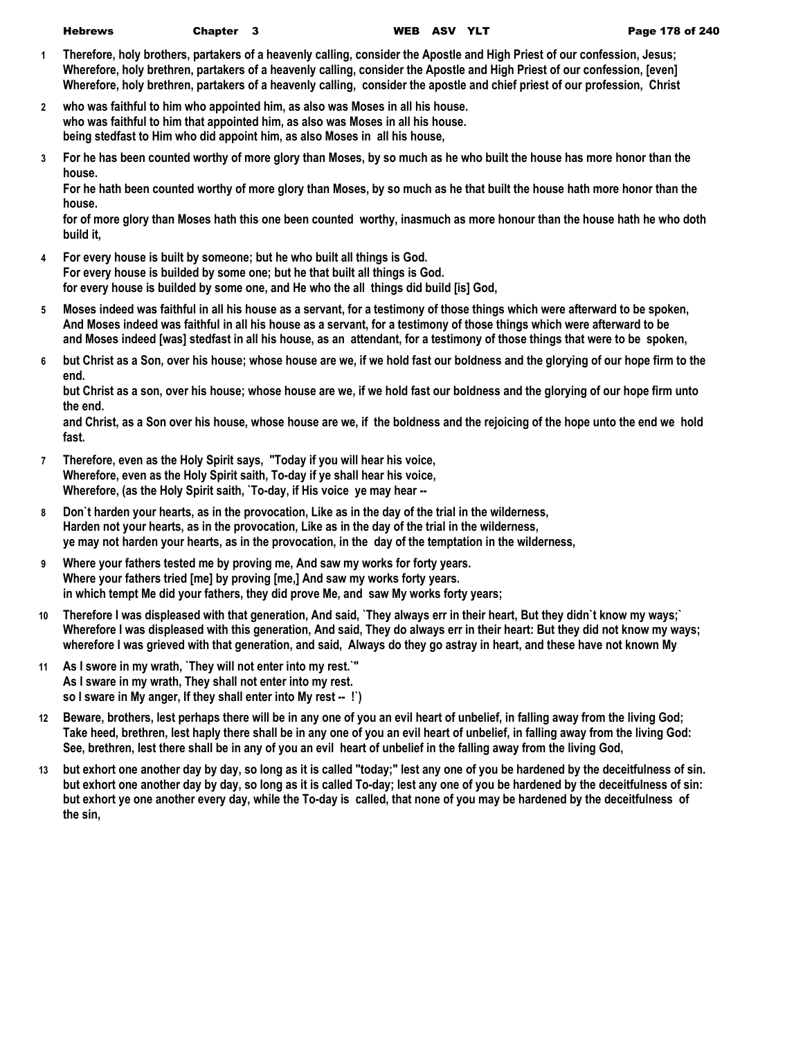1 Therefore, holy brothers, partakers of a heavenly calling, consider the Apostle and High Priest of our confession, Jesus;
Wherefore, holy brethren, partakers of a heavenly calling, consider the Apostle and High Priest of our confession, [even]
Wherefore, holy brethren, partakers of a heavenly calling, consider the apostle and chief priest of our profession, Christ

2 who was faithful to him who appointed him, as also was Moses in all his house.
who was faithful to him that appointed him, as also was Moses in all his house.
being stedfast to Him who did appoint him, as also Moses in all his house,

3 For he has been counted worthy of more glory than Moses, by so much as he who built the house has more honor than the house.
For he hath been counted worthy of more glory than Moses, by so much as he that built the house hath more honor than the house.
for of more glory than Moses hath this one been counted worthy, inasmuch as more honour than the house hath he who doth build it,

4 For every house is built by someone; but he who built all things is God.
For every house is builded by some one; but he that built all things is God.
for every house is builded by some one, and He who the all things did build [is] God,

5 Moses indeed was faithful in all his house as a servant, for a testimony of those things which were afterward to be spoken,
And Moses indeed was faithful in all his house as a servant, for a testimony of those things which were afterward to be
and Moses indeed [was] stedfast in all his house, as an attendant, for a testimony of those things that were to be spoken,

6 but Christ as a Son, over his house; whose house are we, if we hold fast our boldness and the glorying of our hope firm to the end.
but Christ as a son, over his house; whose house are we, if we hold fast our boldness and the glorying of our hope firm unto the end.
and Christ, as a Son over his house, whose house are we, if the boldness and the rejoicing of the hope unto the end we hold fast.

7 Therefore, even as the Holy Spirit says, "Today if you will hear his voice,
Wherefore, even as the Holy Spirit saith, To-day if ye shall hear his voice,
Wherefore, (as the Holy Spirit saith, `To-day, if His voice ye may hear --

8 Don`t harden your hearts, as in the provocation, Like as in the day of the trial in the wilderness,
Harden not your hearts, as in the provocation, Like as in the day of the trial in the wilderness,
ye may not harden your hearts, as in the provocation, in the day of the temptation in the wilderness,

9 Where your fathers tested me by proving me, And saw my works for forty years.
Where your fathers tried [me] by proving [me,] And saw my works forty years.
in which tempt Me did your fathers, they did prove Me, and saw My works forty years;

10 Therefore I was displeased with that generation, And said, `They always err in their heart, But they didn`t know my ways;`
Wherefore I was displeased with this generation, And said, They do always err in their heart: But they did not know my ways;
wherefore I was grieved with that generation, and said, Always do they go astray in heart, and these have not known My

11 As I swore in my wrath, `They will not enter into my rest.`"
As I sware in my wrath, They shall not enter into my rest.
so I sware in My anger, If they shall enter into My rest -- !`)

12 Beware, brothers, lest perhaps there will be in any one of you an evil heart of unbelief, in falling away from the living God;
Take heed, brethren, lest haply there shall be in any one of you an evil heart of unbelief, in falling away from the living God:
See, brethren, lest there shall be in any of you an evil heart of unbelief in the falling away from the living God,

13 but exhort one another day by day, so long as it is called "today;" lest any one of you be hardened by the deceitfulness of sin.
but exhort one another day by day, so long as it is called To-day; lest any one of you be hardened by the deceitfulness of sin:
but exhort ye one another every day, while the To-day is called, that none of you may be hardened by the deceitfulness of the sin,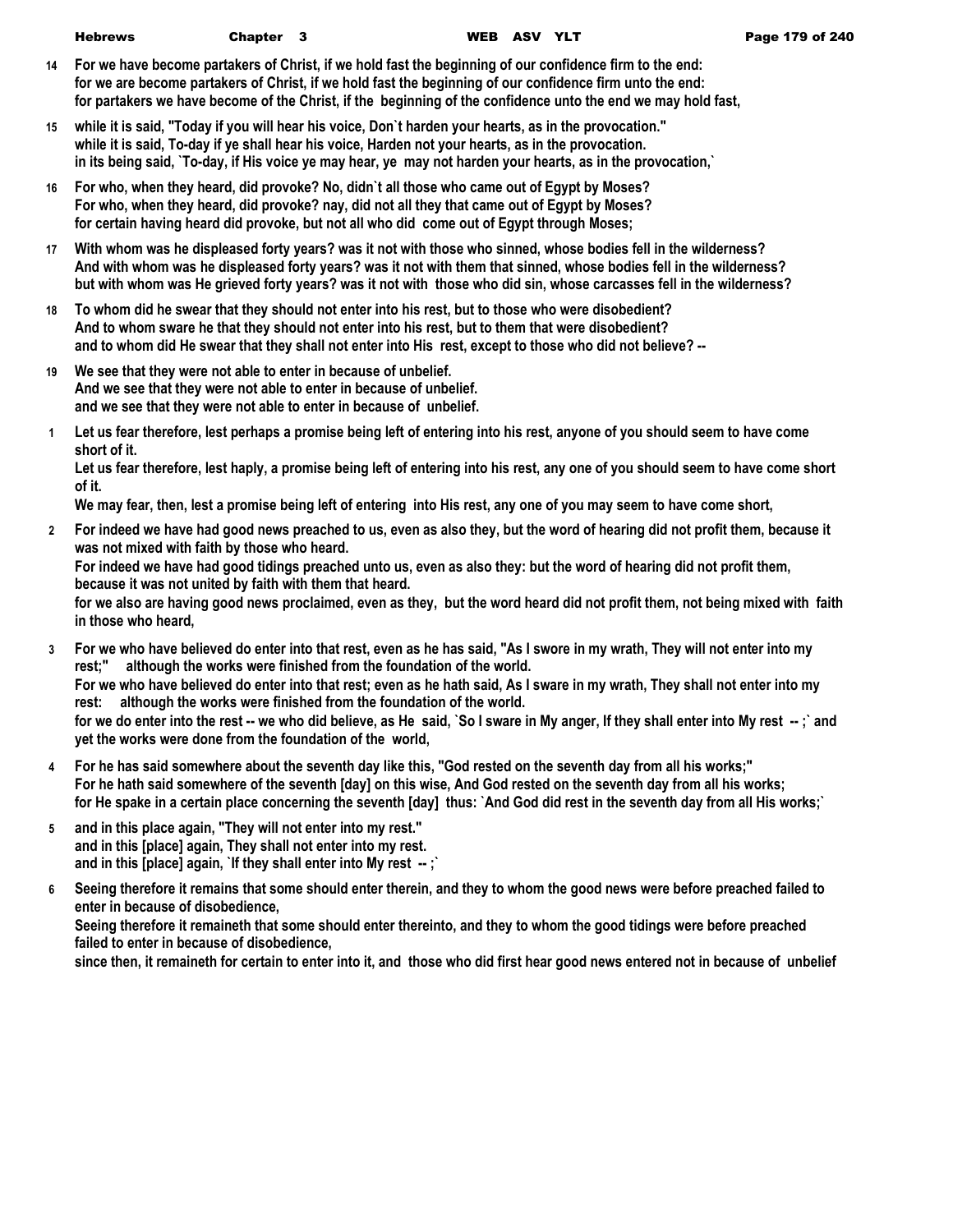**14** **For we have become partakers of Christ, if we hold fast the beginning of our confidence firm to the end:**
**for we are become partakers of Christ, if we hold fast the beginning of our confidence firm unto the end:**
**for partakers we have become of the Christ, if the beginning of the confidence unto the end we may hold fast,**

**15** **while it is said, "Today if you will hear his voice, Don`t harden your hearts, as in the provocation."**
**while it is said, To-day if ye shall hear his voice, Harden not your hearts, as in the provocation.**
**in its being said, `To-day, if His voice ye may hear, ye may not harden your hearts, as in the provocation,`**

**16** **For who, when they heard, did provoke? No, didn`t all those who came out of Egypt by Moses?**
**For who, when they heard, did provoke? nay, did not all they that came out of Egypt by Moses?**
**for certain having heard did provoke, but not all who did come out of Egypt through Moses;**

**17** **With whom was he displeased forty years? was it not with those who sinned, whose bodies fell in the wilderness?**
**And with whom was he displeased forty years? was it not with them that sinned, whose bodies fell in the wilderness?**
**but with whom was He grieved forty years? was it not with those who did sin, whose carcasses fell in the wilderness?**

**18** **To whom did he swear that they should not enter into his rest, but to those who were disobedient?**
**And to whom sware he that they should not enter into his rest, but to them that were disobedient?**
**and to whom did He swear that they shall not enter into His rest, except to those who did not believe? --**

**19** **We see that they were not able to enter in because of unbelief.**
**And we see that they were not able to enter in because of unbelief.**
**and we see that they were not able to enter in because of unbelief.**

**1** **Let us fear therefore, lest perhaps a promise being left of entering into his rest, anyone of you should seem to have come short of it.**
**Let us fear therefore, lest haply, a promise being left of entering into his rest, any one of you should seem to have come short of it.**
**We may fear, then, lest a promise being left of entering into His rest, any one of you may seem to have come short,**

**2** **For indeed we have had good news preached to us, even as also they, but the word of hearing did not profit them, because it was not mixed with faith by those who heard.**
**For indeed we have had good tidings preached unto us, even as also they: but the word of hearing did not profit them, because it was not united by faith with them that heard.**
**for we also are having good news proclaimed, even as they, but the word heard did not profit them, not being mixed with faith in those who heard,**

**3** **For we who have believed do enter into that rest, even as he has said, "As I swore in my wrath, They will not enter into my rest;" although the works were finished from the foundation of the world.**
**For we who have believed do enter into that rest; even as he hath said, As I sware in my wrath, They shall not enter into my rest: although the works were finished from the foundation of the world.**
**for we do enter into the rest -- we who did believe, as He said, `So I sware in My anger, If they shall enter into My rest -- ;` and yet the works were done from the foundation of the world,**

**4** **For he has said somewhere about the seventh day like this, "God rested on the seventh day from all his works;"**
**For he hath said somewhere of the seventh [day] on this wise, And God rested on the seventh day from all his works;**
**for He spake in a certain place concerning the seventh [day] thus: `And God did rest in the seventh day from all His works;`**

**5** **and in this place again, "They will not enter into my rest."**
**and in this [place] again, They shall not enter into my rest.**
**and in this [place] again, `If they shall enter into My rest -- ;`**

**6** **Seeing therefore it remains that some should enter therein, and they to whom the good news were before preached failed to enter in because of disobedience,**
**Seeing therefore it remaineth that some should enter thereinto, and they to whom the good tidings were before preached failed to enter in because of disobedience,**
**since then, it remaineth for certain to enter into it, and those who did first hear good news entered not in because of unbelief**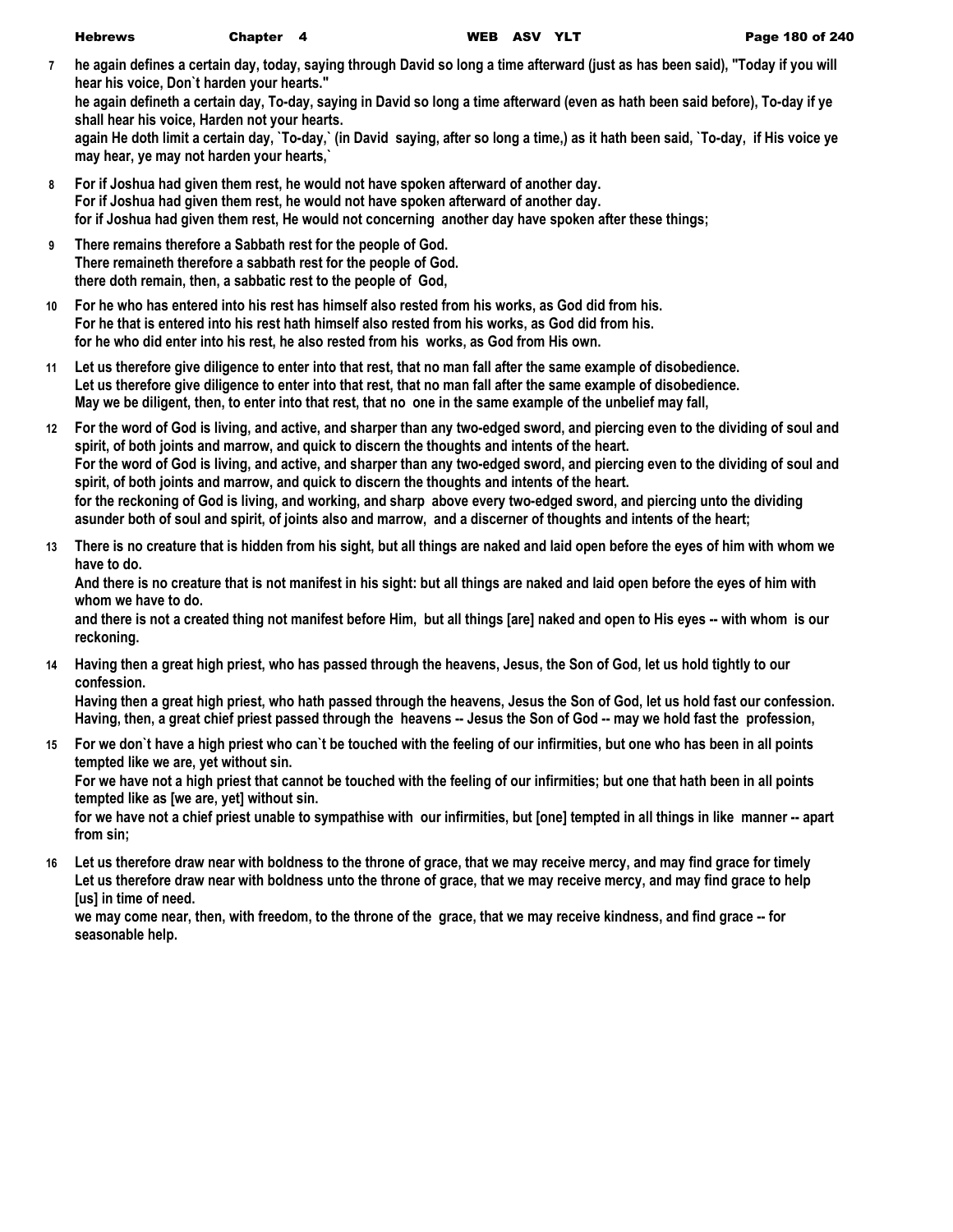**7** **he again defines a certain day, today, saying through David so long a time afterward (just as has been said), "Today if you will hear his voice, Don`t harden your hearts."**
**he again defineth a certain day, To-day, saying in David so long a time afterward (even as hath been said before), To-day if ye shall hear his voice, Harden not your hearts.**
**again He doth limit a certain day, `To-day,` (in David saying, after so long a time,) as it hath been said, `To-day, if His voice ye may hear, ye may not harden your hearts,`**

**8** **For if Joshua had given them rest, he would not have spoken afterward of another day.**
**For if Joshua had given them rest, he would not have spoken afterward of another day.**
**for if Joshua had given them rest, He would not concerning another day have spoken after these things;**

**9** **There remains therefore a Sabbath rest for the people of God.**
**There remaineth therefore a sabbath rest for the people of God.**
**there doth remain, then, a sabbatic rest to the people of God,**

**10** **For he who has entered into his rest has himself also rested from his works, as God did from his.**
**For he that is entered into his rest hath himself also rested from his works, as God did from his.**
**for he who did enter into his rest, he also rested from his works, as God from His own.**

**11** **Let us therefore give diligence to enter into that rest, that no man fall after the same example of disobedience.**
**Let us therefore give diligence to enter into that rest, that no man fall after the same example of disobedience.**
**May we be diligent, then, to enter into that rest, that no one in the same example of the unbelief may fall,**

**12** **For the word of God is living, and active, and sharper than any two-edged sword, and piercing even to the dividing of soul and spirit, of both joints and marrow, and quick to discern the thoughts and intents of the heart.**
**For the word of God is living, and active, and sharper than any two-edged sword, and piercing even to the dividing of soul and spirit, of both joints and marrow, and quick to discern the thoughts and intents of the heart.**
**for the reckoning of God is living, and working, and sharp above every two-edged sword, and piercing unto the dividing asunder both of soul and spirit, of joints also and marrow, and a discerner of thoughts and intents of the heart;**

**13** **There is no creature that is hidden from his sight, but all things are naked and laid open before the eyes of him with whom we have to do.**
**And there is no creature that is not manifest in his sight: but all things are naked and laid open before the eyes of him with whom we have to do.**
**and there is not a created thing not manifest before Him, but all things [are] naked and open to His eyes -- with whom is our reckoning.**

**14** **Having then a great high priest, who has passed through the heavens, Jesus, the Son of God, let us hold tightly to our confession.**
**Having then a great high priest, who hath passed through the heavens, Jesus the Son of God, let us hold fast our confession.**
**Having, then, a great chief priest passed through the heavens -- Jesus the Son of God -- may we hold fast the profession,**

**15** **For we don`t have a high priest who can`t be touched with the feeling of our infirmities, but one who has been in all points tempted like we are, yet without sin.**
**For we have not a high priest that cannot be touched with the feeling of our infirmities; but one that hath been in all points tempted like as [we are, yet] without sin.**
**for we have not a chief priest unable to sympathise with our infirmities, but [one] tempted in all things in like manner -- apart from sin;**

**16** **Let us therefore draw near with boldness to the throne of grace, that we may receive mercy, and may find grace for timely**
**Let us therefore draw near with boldness unto the throne of grace, that we may receive mercy, and may find grace to help [us] in time of need.**
**we may come near, then, with freedom, to the throne of the grace, that we may receive kindness, and find grace -- for seasonable help.**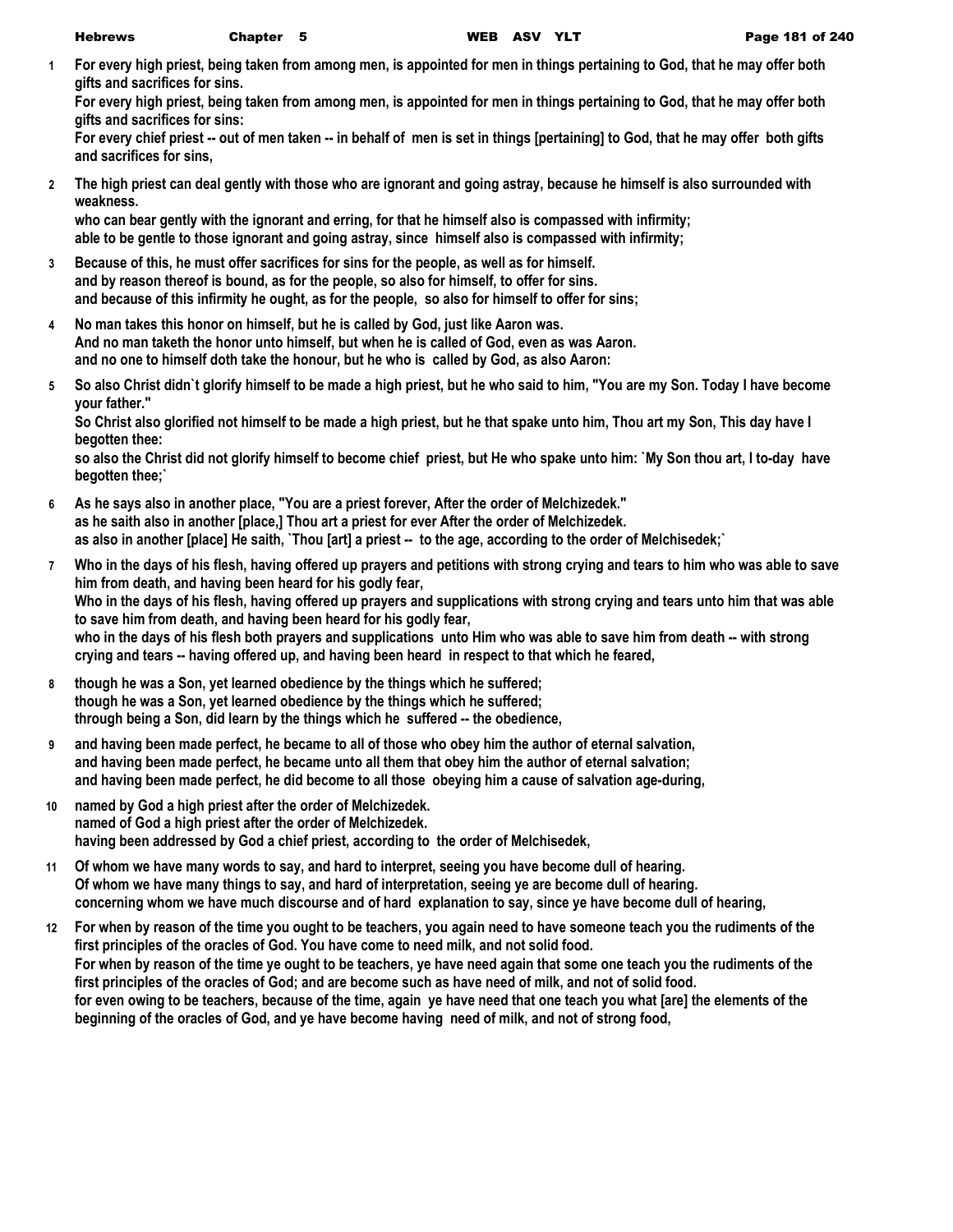**1** **For every high priest, being taken from among men, is appointed for men in things pertaining to God, that he may offer both gifts and sacrifices for sins.**
**For every high priest, being taken from among men, is appointed for men in things pertaining to God, that he may offer both gifts and sacrifices for sins:**
**For every chief priest -- out of men taken -- in behalf of men is set in things [pertaining] to God, that he may offer both gifts and sacrifices for sins,**

**2** **The high priest can deal gently with those who are ignorant and going astray, because he himself is also surrounded with weakness.**
**who can bear gently with the ignorant and erring, for that he himself also is compassed with infirmity;**
**able to be gentle to those ignorant and going astray, since himself also is compassed with infirmity;**

**3** **Because of this, he must offer sacrifices for sins for the people, as well as for himself.**
**and by reason thereof is bound, as for the people, so also for himself, to offer for sins.**
**and because of this infirmity he ought, as for the people, so also for himself to offer for sins;**

**4** **No man takes this honor on himself, but he is called by God, just like Aaron was.**
**And no man taketh the honor unto himself, but when he is called of God, even as was Aaron.**
**and no one to himself doth take the honour, but he who is called by God, as also Aaron:**

**5** **So also Christ didn`t glorify himself to be made a high priest, but he who said to him, "You are my Son. Today I have become your father."**
**So Christ also glorified not himself to be made a high priest, but he that spake unto him, Thou art my Son, This day have I begotten thee:**
**so also the Christ did not glorify himself to become chief priest, but He who spake unto him: `My Son thou art, I to-day have begotten thee;`**

**6** **As he says also in another place, "You are a priest forever, After the order of Melchizedek."**
**as he saith also in another [place,] Thou art a priest for ever After the order of Melchizedek.**
**as also in another [place] He saith, `Thou [art] a priest -- to the age, according to the order of Melchisedek;`**

**7** **Who in the days of his flesh, having offered up prayers and petitions with strong crying and tears to him who was able to save him from death, and having been heard for his godly fear,**
**Who in the days of his flesh, having offered up prayers and supplications with strong crying and tears unto him that was able to save him from death, and having been heard for his godly fear,**
**who in the days of his flesh both prayers and supplications unto Him who was able to save him from death -- with strong crying and tears -- having offered up, and having been heard in respect to that which he feared,**

**8** **though he was a Son, yet learned obedience by the things which he suffered;**
**though he was a Son, yet learned obedience by the things which he suffered;**
**through being a Son, did learn by the things which he suffered -- the obedience,**

**9** **and having been made perfect, he became to all of those who obey him the author of eternal salvation,**
**and having been made perfect, he became unto all them that obey him the author of eternal salvation;**
**and having been made perfect, he did become to all those obeying him a cause of salvation age-during,**

**10** **named by God a high priest after the order of Melchizedek.**
**named of God a high priest after the order of Melchizedek.**
**having been addressed by God a chief priest, according to the order of Melchisedek,**

**11** **Of whom we have many words to say, and hard to interpret, seeing you have become dull of hearing.**
**Of whom we have many things to say, and hard of interpretation, seeing ye are become dull of hearing.**
**concerning whom we have much discourse and of hard explanation to say, since ye have become dull of hearing,**

**12** **For when by reason of the time you ought to be teachers, you again need to have someone teach you the rudiments of the first principles of the oracles of God. You have come to need milk, and not solid food.**
**For when by reason of the time ye ought to be teachers, ye have need again that some one teach you the rudiments of the first principles of the oracles of God; and are become such as have need of milk, and not of solid food.**
**for even owing to be teachers, because of the time, again ye have need that one teach you what [are] the elements of the beginning of the oracles of God, and ye have become having need of milk, and not of strong food,**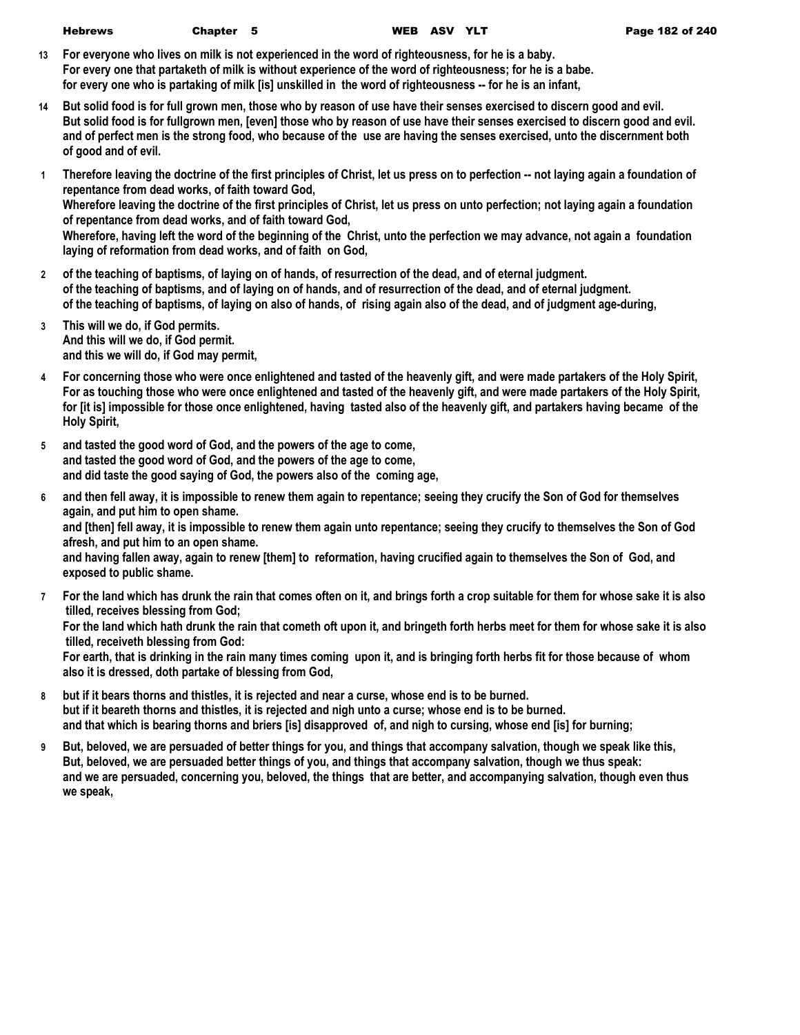13 For everyone who lives on milk is not experienced in the word of righteousness, for he is a baby.
For every one that partaketh of milk is without experience of the word of righteousness; for he is a babe.
for every one who is partaking of milk [is] unskilled in the word of righteousness -- for he is an infant,

14 But solid food is for full grown men, those who by reason of use have their senses exercised to discern good and evil.
But solid food is for fullgrown men, [even] those who by reason of use have their senses exercised to discern good and evil.
and of perfect men is the strong food, who because of the use are having the senses exercised, unto the discernment both of good and of evil.

1 Therefore leaving the doctrine of the first principles of Christ, let us press on to perfection -- not laying again a foundation of repentance from dead works, of faith toward God,
Wherefore leaving the doctrine of the first principles of Christ, let us press on unto perfection; not laying again a foundation of repentance from dead works, and of faith toward God,
Wherefore, having left the word of the beginning of the Christ, unto the perfection we may advance, not again a foundation laying of reformation from dead works, and of faith on God,

2 of the teaching of baptisms, of laying on of hands, of resurrection of the dead, and of eternal judgment.
of the teaching of baptisms, and of laying on of hands, and of resurrection of the dead, and of eternal judgment.
of the teaching of baptisms, of laying on also of hands, of rising again also of the dead, and of judgment age-during,

3 This will we do, if God permits.
And this will we do, if God permit.
and this we will do, if God may permit,

4 For concerning those who were once enlightened and tasted of the heavenly gift, and were made partakers of the Holy Spirit,
For as touching those who were once enlightened and tasted of the heavenly gift, and were made partakers of the Holy Spirit,
for [it is] impossible for those once enlightened, having tasted also of the heavenly gift, and partakers having became of the Holy Spirit,

5 and tasted the good word of God, and the powers of the age to come,
and tasted the good word of God, and the powers of the age to come,
and did taste the good saying of God, the powers also of the coming age,

6 and then fell away, it is impossible to renew them again to repentance; seeing they crucify the Son of God for themselves again, and put him to open shame.
and [then] fell away, it is impossible to renew them again unto repentance; seeing they crucify to themselves the Son of God afresh, and put him to an open shame.
and having fallen away, again to renew [them] to reformation, having crucified again to themselves the Son of God, and exposed to public shame.

7 For the land which has drunk the rain that comes often on it, and brings forth a crop suitable for them for whose sake it is also tilled, receives blessing from God;
For the land which hath drunk the rain that cometh oft upon it, and bringeth forth herbs meet for them for whose sake it is also tilled, receiveth blessing from God:
For earth, that is drinking in the rain many times coming upon it, and is bringing forth herbs fit for those because of whom also it is dressed, doth partake of blessing from God,

8 but if it bears thorns and thistles, it is rejected and near a curse, whose end is to be burned.
but if it beareth thorns and thistles, it is rejected and nigh unto a curse; whose end is to be burned.
and that which is bearing thorns and briers [is] disapproved of, and nigh to cursing, whose end [is] for burning;

9 But, beloved, we are persuaded of better things for you, and things that accompany salvation, though we speak like this,
But, beloved, we are persuaded better things of you, and things that accompany salvation, though we thus speak:
and we are persuaded, concerning you, beloved, the things that are better, and accompanying salvation, though even thus we speak,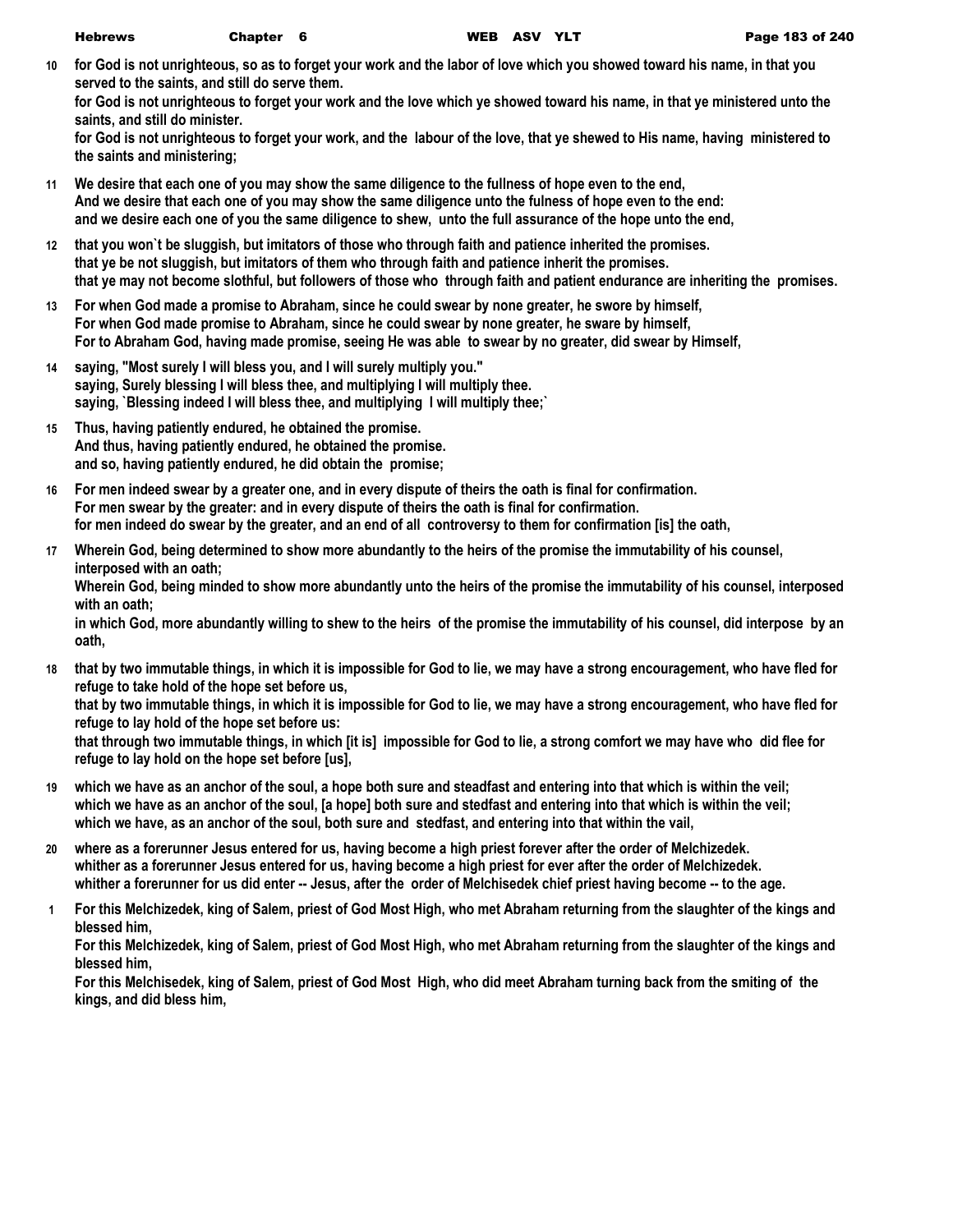**10** for God is not unrighteous, so as to forget your work and the labor of love which you showed toward his name, in that you served to the saints, and still do serve them.
for God is not unrighteous to forget your work and the love which ye showed toward his name, in that ye ministered unto the saints, and still do minister.
for God is not unrighteous to forget your work, and the labour of the love, that ye shewed to His name, having ministered to the saints and ministering;

**11** We desire that each one of you may show the same diligence to the fullness of hope even to the end,
And we desire that each one of you may show the same diligence unto the fulness of hope even to the end:
and we desire each one of you the same diligence to shew, unto the full assurance of the hope unto the end,

**12** that you won`t be sluggish, but imitators of those who through faith and patience inherited the promises.
that ye be not sluggish, but imitators of them who through faith and patience inherit the promises.
that ye may not become slothful, but followers of those who through faith and patient endurance are inheriting the promises.

**13** For when God made a promise to Abraham, since he could swear by none greater, he swore by himself,
For when God made promise to Abraham, since he could swear by none greater, he sware by himself,
For to Abraham God, having made promise, seeing He was able to swear by no greater, did swear by Himself,

**14** saying, "Most surely I will bless you, and I will surely multiply you."
saying, Surely blessing I will bless thee, and multiplying I will multiply thee.
saying, `Blessing indeed I will bless thee, and multiplying I will multiply thee;`

**15** Thus, having patiently endured, he obtained the promise.
And thus, having patiently endured, he obtained the promise.
and so, having patiently endured, he did obtain the promise;

**16** For men indeed swear by a greater one, and in every dispute of theirs the oath is final for confirmation.
For men swear by the greater: and in every dispute of theirs the oath is final for confirmation.
for men indeed do swear by the greater, and an end of all controversy to them for confirmation [is] the oath,

**17** Wherein God, being determined to show more abundantly to the heirs of the promise the immutability of his counsel, interposed with an oath;
Wherein God, being minded to show more abundantly unto the heirs of the promise the immutability of his counsel, interposed with an oath;
in which God, more abundantly willing to shew to the heirs of the promise the immutability of his counsel, did interpose by an oath,

**18** that by two immutable things, in which it is impossible for God to lie, we may have a strong encouragement, who have fled for refuge to take hold of the hope set before us,
that by two immutable things, in which it is impossible for God to lie, we may have a strong encouragement, who have fled for refuge to lay hold of the hope set before us:
that through two immutable things, in which [it is] impossible for God to lie, a strong comfort we may have who did flee for refuge to lay hold on the hope set before [us],

**19** which we have as an anchor of the soul, a hope both sure and steadfast and entering into that which is within the veil;
which we have as an anchor of the soul, [a hope] both sure and stedfast and entering into that which is within the veil;
which we have, as an anchor of the soul, both sure and stedfast, and entering into that within the vail,

**20** where as a forerunner Jesus entered for us, having become a high priest forever after the order of Melchizedek.
whither as a forerunner Jesus entered for us, having become a high priest for ever after the order of Melchizedek.
whither a forerunner for us did enter -- Jesus, after the order of Melchisedek chief priest having become -- to the age.

**1** For this Melchizedek, king of Salem, priest of God Most High, who met Abraham returning from the slaughter of the kings and blessed him,
For this Melchizedek, king of Salem, priest of God Most High, who met Abraham returning from the slaughter of the kings and blessed him,
For this Melchisedek, king of Salem, priest of God Most High, who did meet Abraham turning back from the smiting of the kings, and did bless him,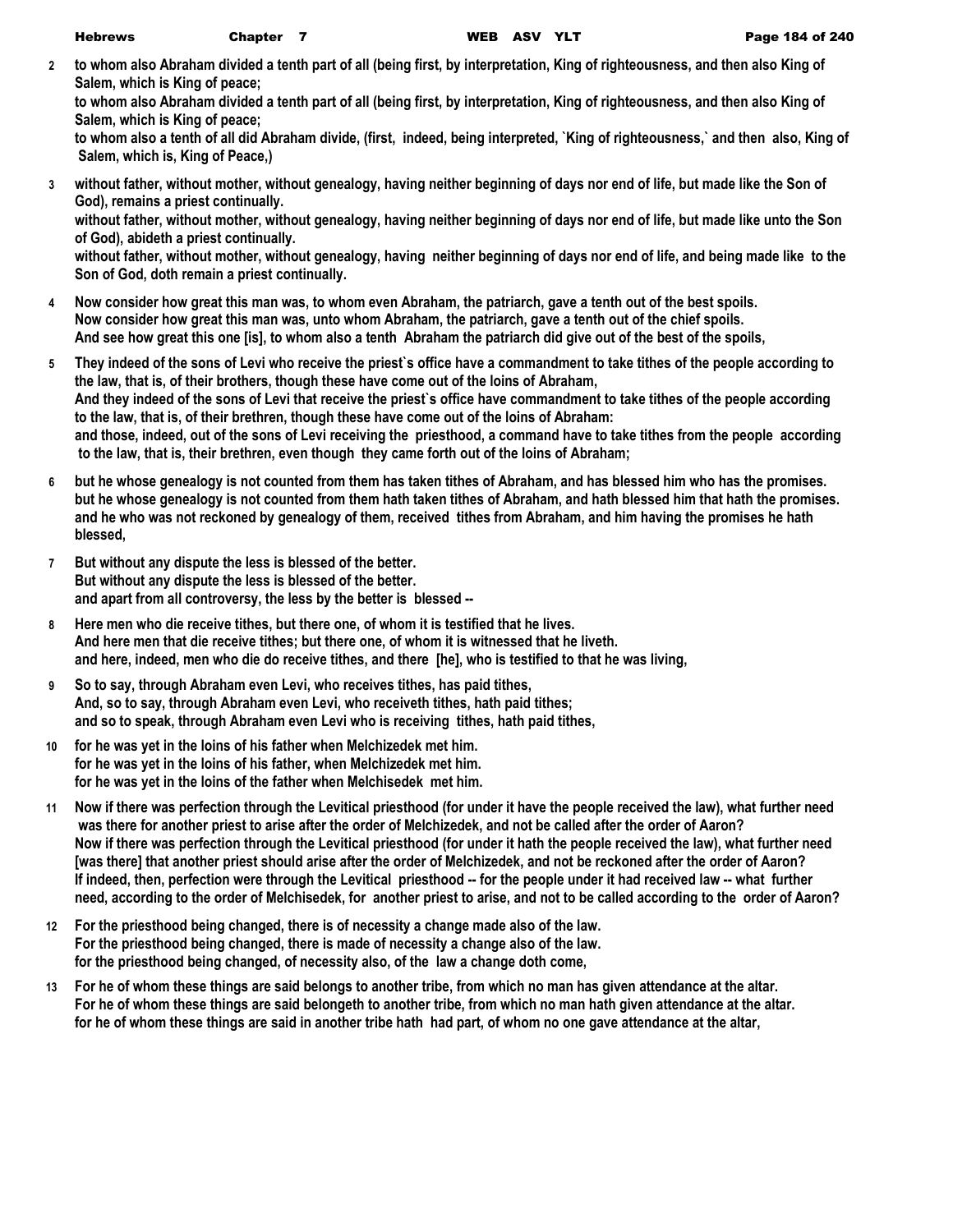**2** **to whom also Abraham divided a tenth part of all (being first, by interpretation, King of righteousness, and then also King of Salem, which is King of peace;**
**to whom also Abraham divided a tenth part of all (being first, by interpretation, King of righteousness, and then also King of Salem, which is King of peace;**
**to whom also a tenth of all did Abraham divide, (first, indeed, being interpreted, `King of righteousness,` and then also, King of Salem, which is, King of Peace,)**

**3** **without father, without mother, without genealogy, having neither beginning of days nor end of life, but made like the Son of God), remains a priest continually.**
**without father, without mother, without genealogy, having neither beginning of days nor end of life, but made like unto the Son of God), abideth a priest continually.**
**without father, without mother, without genealogy, having neither beginning of days nor end of life, and being made like to the Son of God, doth remain a priest continually.**

**4** **Now consider how great this man was, to whom even Abraham, the patriarch, gave a tenth out of the best spoils.**
**Now consider how great this man was, unto whom Abraham, the patriarch, gave a tenth out of the chief spoils.**
**And see how great this one [is], to whom also a tenth Abraham the patriarch did give out of the best of the spoils,**

**5** **They indeed of the sons of Levi who receive the priest`s office have a commandment to take tithes of the people according to the law, that is, of their brothers, though these have come out of the loins of Abraham,**
**And they indeed of the sons of Levi that receive the priest`s office have commandment to take tithes of the people according to the law, that is, of their brethren, though these have come out of the loins of Abraham:**
**and those, indeed, out of the sons of Levi receiving the priesthood, a command have to take tithes from the people according to the law, that is, their brethren, even though they came forth out of the loins of Abraham;**

**6** **but he whose genealogy is not counted from them has taken tithes of Abraham, and has blessed him who has the promises.**
**but he whose genealogy is not counted from them hath taken tithes of Abraham, and hath blessed him that hath the promises.**
**and he who was not reckoned by genealogy of them, received tithes from Abraham, and him having the promises he hath blessed,**

**7** **But without any dispute the less is blessed of the better.**
**But without any dispute the less is blessed of the better.**
**and apart from all controversy, the less by the better is blessed --**

**8** **Here men who die receive tithes, but there one, of whom it is testified that he lives.**
**And here men that die receive tithes; but there one, of whom it is witnessed that he liveth.**
**and here, indeed, men who die do receive tithes, and there [he], who is testified to that he was living,**

**9** **So to say, through Abraham even Levi, who receives tithes, has paid tithes,**
**And, so to say, through Abraham even Levi, who receiveth tithes, hath paid tithes;**
**and so to speak, through Abraham even Levi who is receiving tithes, hath paid tithes,**

**10** **for he was yet in the loins of his father when Melchizedek met him.**
**for he was yet in the loins of his father, when Melchizedek met him.**
**for he was yet in the loins of the father when Melchisedek met him.**

**11** **Now if there was perfection through the Levitical priesthood (for under it have the people received the law), what further need was there for another priest to arise after the order of Melchizedek, and not be called after the order of Aaron?**
**Now if there was perfection through the Levitical priesthood (for under it hath the people received the law), what further need [was there] that another priest should arise after the order of Melchizedek, and not be reckoned after the order of Aaron?**
**If indeed, then, perfection were through the Levitical priesthood -- for the people under it had received law -- what further need, according to the order of Melchisedek, for another priest to arise, and not to be called according to the order of Aaron?**

**12** **For the priesthood being changed, there is of necessity a change made also of the law.**
**For the priesthood being changed, there is made of necessity a change also of the law.**
**for the priesthood being changed, of necessity also, of the law a change doth come,**

**13** **For he of whom these things are said belongs to another tribe, from which no man has given attendance at the altar.**
**For he of whom these things are said belongeth to another tribe, from which no man hath given attendance at the altar.**
**for he of whom these things are said in another tribe hath had part, of whom no one gave attendance at the altar,**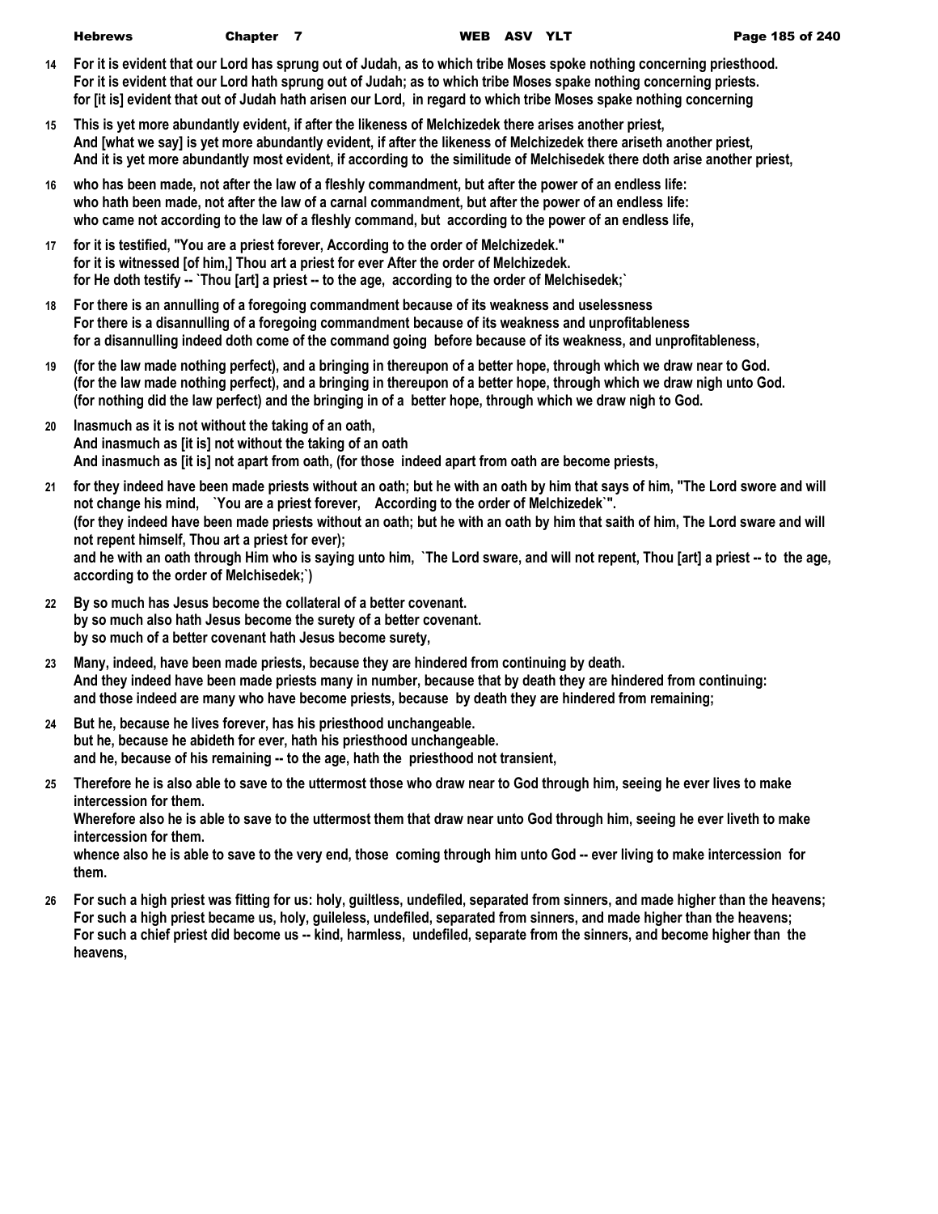**14** **For it is evident that our Lord has sprung out of Judah, as to which tribe Moses spoke nothing concerning priesthood.**
**For it is evident that our Lord hath sprung out of Judah; as to which tribe Moses spake nothing concerning priests.**
**for [it is] evident that out of Judah hath arisen our Lord, in regard to which tribe Moses spake nothing concerning**

**15** **This is yet more abundantly evident, if after the likeness of Melchizedek there arises another priest,**
**And [what we say] is yet more abundantly evident, if after the likeness of Melchizedek there ariseth another priest,**
**And it is yet more abundantly most evident, if according to the similitude of Melchisedek there doth arise another priest,**

**16** **who has been made, not after the law of a fleshly commandment, but after the power of an endless life:**
**who hath been made, not after the law of a carnal commandment, but after the power of an endless life:**
**who came not according to the law of a fleshly command, but according to the power of an endless life,**

**17** **for it is testified, "You are a priest forever, According to the order of Melchizedek."**
**for it is witnessed [of him,] Thou art a priest for ever After the order of Melchizedek.**
**for He doth testify -- `Thou [art] a priest -- to the age, according to the order of Melchisedek;`**

**18** **For there is an annulling of a foregoing commandment because of its weakness and uselessness**
**For there is a disannulling of a foregoing commandment because of its weakness and unprofitableness**
**for a disannulling indeed doth come of the command going before because of its weakness, and unprofitableness,**

**19** **(for the law made nothing perfect), and a bringing in thereupon of a better hope, through which we draw near to God.**
**(for the law made nothing perfect), and a bringing in thereupon of a better hope, through which we draw nigh unto God.**
**(for nothing did the law perfect) and the bringing in of a better hope, through which we draw nigh to God.**

**20** **Inasmuch as it is not without the taking of an oath,**
**And inasmuch as [it is] not without the taking of an oath**
**And inasmuch as [it is] not apart from oath, (for those indeed apart from oath are become priests,**

**21** **for they indeed have been made priests without an oath; but he with an oath by him that says of him, "The Lord swore and will not change his mind, `You are a priest forever, According to the order of Melchizedek`".**
**(for they indeed have been made priests without an oath; but he with an oath by him that saith of him, The Lord sware and will not repent himself, Thou art a priest for ever);**
**and he with an oath through Him who is saying unto him, `The Lord sware, and will not repent, Thou [art] a priest -- to the age, according to the order of Melchisedek;`)**

**22** **By so much has Jesus become the collateral of a better covenant.**
**by so much also hath Jesus become the surety of a better covenant.**
**by so much of a better covenant hath Jesus become surety,**

**23** **Many, indeed, have been made priests, because they are hindered from continuing by death.**
**And they indeed have been made priests many in number, because that by death they are hindered from continuing:**
**and those indeed are many who have become priests, because by death they are hindered from remaining;**

**24** **But he, because he lives forever, has his priesthood unchangeable.**
**but he, because he abideth for ever, hath his priesthood unchangeable.**
**and he, because of his remaining -- to the age, hath the priesthood not transient,**

**25** **Therefore he is also able to save to the uttermost those who draw near to God through him, seeing he ever lives to make intercession for them.**
**Wherefore also he is able to save to the uttermost them that draw near unto God through him, seeing he ever liveth to make intercession for them.**
**whence also he is able to save to the very end, those coming through him unto God -- ever living to make intercession for them.**

**26** **For such a high priest was fitting for us: holy, guiltless, undefiled, separated from sinners, and made higher than the heavens;**
**For such a high priest became us, holy, guileless, undefiled, separated from sinners, and made higher than the heavens;**
**For such a chief priest did become us -- kind, harmless, undefiled, separate from the sinners, and become higher than the heavens,**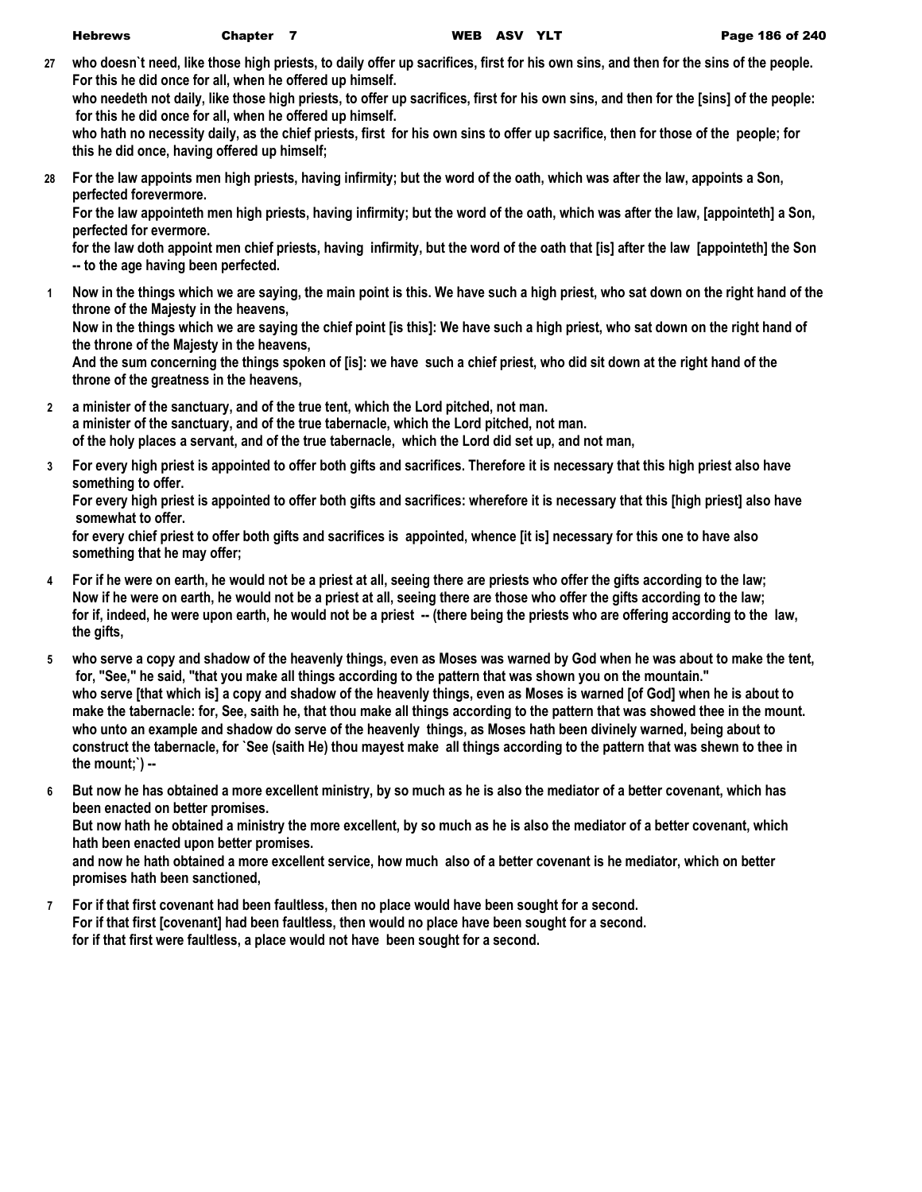27 **who doesn`t need, like those high priests, to daily offer up sacrifices, first for his own sins, and then for the sins of the people. For this he did once for all, when he offered up himself.**
**who needeth not daily, like those high priests, to offer up sacrifices, first for his own sins, and then for the [sins] of the people: for this he did once for all, when he offered up himself.**
**who hath no necessity daily, as the chief priests, first for his own sins to offer up sacrifice, then for those of the people; for this he did once, having offered up himself;**

28 **For the law appoints men high priests, having infirmity; but the word of the oath, which was after the law, appoints a Son, perfected forevermore.**
**For the law appointeth men high priests, having infirmity; but the word of the oath, which was after the law, [appointeth] a Son, perfected for evermore.**
**for the law doth appoint men chief priests, having infirmity, but the word of the oath that [is] after the law [appointeth] the Son -- to the age having been perfected.**

1 **Now in the things which we are saying, the main point is this. We have such a high priest, who sat down on the right hand of the throne of the Majesty in the heavens,**
**Now in the things which we are saying the chief point [is this]: We have such a high priest, who sat down on the right hand of the throne of the Majesty in the heavens,**
**And the sum concerning the things spoken of [is]: we have such a chief priest, who did sit down at the right hand of the throne of the greatness in the heavens,**

2 **a minister of the sanctuary, and of the true tent, which the Lord pitched, not man.**
**a minister of the sanctuary, and of the true tabernacle, which the Lord pitched, not man.**
**of the holy places a servant, and of the true tabernacle, which the Lord did set up, and not man,**

3 **For every high priest is appointed to offer both gifts and sacrifices. Therefore it is necessary that this high priest also have something to offer.**
**For every high priest is appointed to offer both gifts and sacrifices: wherefore it is necessary that this [high priest] also have somewhat to offer.**
**for every chief priest to offer both gifts and sacrifices is appointed, whence [it is] necessary for this one to have also something that he may offer;**

4 **For if he were on earth, he would not be a priest at all, seeing there are priests who offer the gifts according to the law;**
**Now if he were on earth, he would not be a priest at all, seeing there are those who offer the gifts according to the law;**
**for if, indeed, he were upon earth, he would not be a priest -- (there being the priests who are offering according to the law, the gifts,**

5 **who serve a copy and shadow of the heavenly things, even as Moses was warned by God when he was about to make the tent, for, "See," he said, "that you make all things according to the pattern that was shown you on the mountain."**
**who serve [that which is] a copy and shadow of the heavenly things, even as Moses is warned [of God] when he is about to make the tabernacle: for, See, saith he, that thou make all things according to the pattern that was showed thee in the mount.**
**who unto an example and shadow do serve of the heavenly things, as Moses hath been divinely warned, being about to construct the tabernacle, for `See (saith He) thou mayest make all things according to the pattern that was shewn to thee in the mount;`) --**

6 **But now he has obtained a more excellent ministry, by so much as he is also the mediator of a better covenant, which has been enacted on better promises.**
**But now hath he obtained a ministry the more excellent, by so much as he is also the mediator of a better covenant, which hath been enacted upon better promises.**
**and now he hath obtained a more excellent service, how much also of a better covenant is he mediator, which on better promises hath been sanctioned,**

7 **For if that first covenant had been faultless, then no place would have been sought for a second.**
**For if that first [covenant] had been faultless, then would no place have been sought for a second.**
**for if that first were faultless, a place would not have been sought for a second.**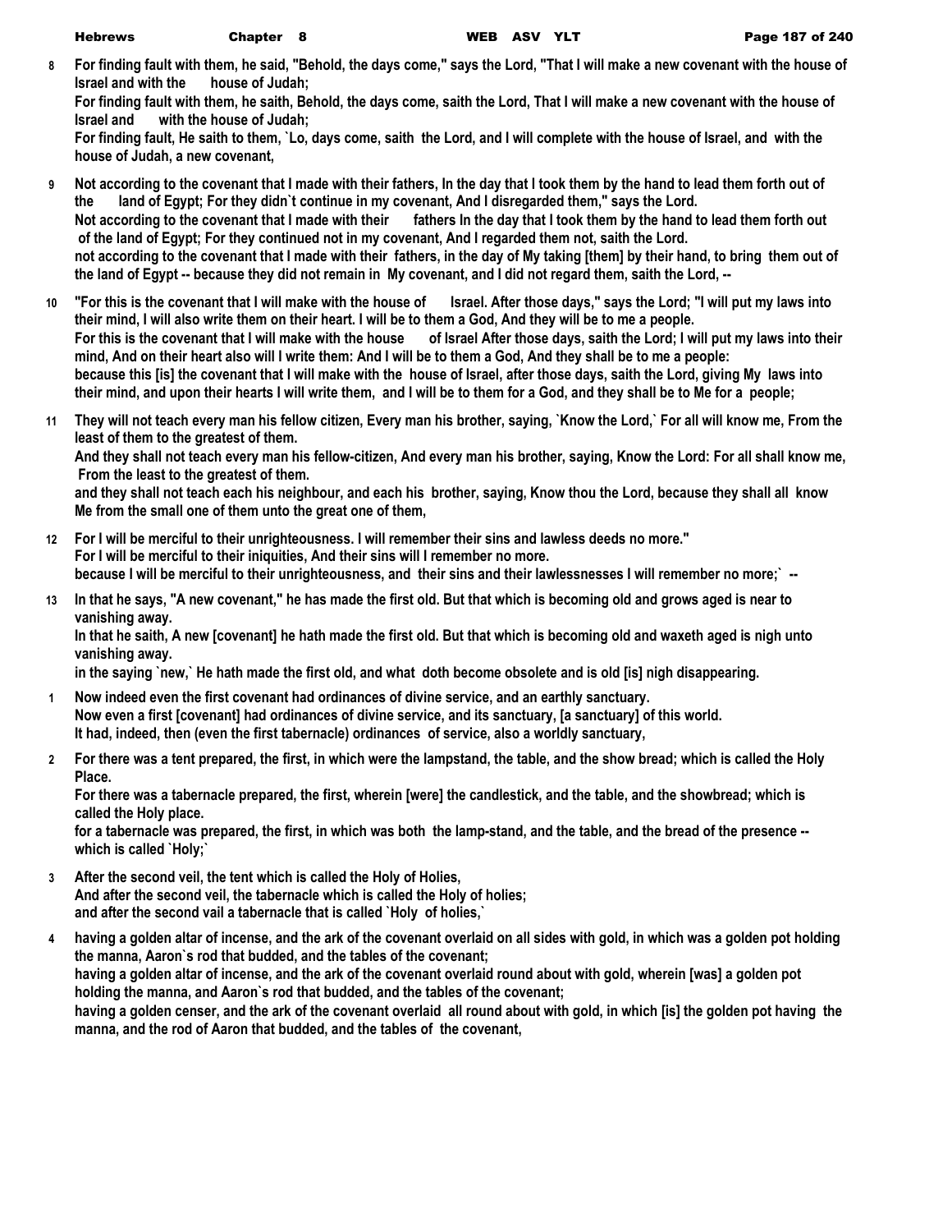**8** For finding fault with them, he said, "Behold, the days come," says the Lord, "That I will make a new covenant with the house of Israel and with the house of Judah;
For finding fault with them, he saith, Behold, the days come, saith the Lord, That I will make a new covenant with the house of Israel and with the house of Judah;
For finding fault, He saith to them, `Lo, days come, saith the Lord, and I will complete with the house of Israel, and with the house of Judah, a new covenant,

**9** Not according to the covenant that I made with their fathers, In the day that I took them by the hand to lead them forth out of the land of Egypt; For they didn`t continue in my covenant, And I disregarded them," says the Lord.
Not according to the covenant that I made with their fathers In the day that I took them by the hand to lead them forth out of the land of Egypt; For they continued not in my covenant, And I regarded them not, saith the Lord.
not according to the covenant that I made with their fathers, in the day of My taking [them] by their hand, to bring them out of the land of Egypt -- because they did not remain in My covenant, and I did not regard them, saith the Lord, --

**10** "For this is the covenant that I will make with the house of Israel. After those days," says the Lord; "I will put my laws into their mind, I will also write them on their heart. I will be to them a God, And they will be to me a people.
For this is the covenant that I will make with the house of Israel After those days, saith the Lord; I will put my laws into their mind, And on their heart also will I write them: And I will be to them a God, And they shall be to me a people:
because this [is] the covenant that I will make with the house of Israel, after those days, saith the Lord, giving My laws into their mind, and upon their hearts I will write them, and I will be to them for a God, and they shall be to Me for a people;

**11** They will not teach every man his fellow citizen, Every man his brother, saying, `Know the Lord,` For all will know me, From the least of them to the greatest of them.
And they shall not teach every man his fellow-citizen, And every man his brother, saying, Know the Lord: For all shall know me, From the least to the greatest of them.
and they shall not teach each his neighbour, and each his brother, saying, Know thou the Lord, because they shall all know Me from the small one of them unto the great one of them,

**12** For I will be merciful to their unrighteousness. I will remember their sins and lawless deeds no more."
For I will be merciful to their iniquities, And their sins will I remember no more.
because I will be merciful to their unrighteousness, and their sins and their lawlessnesses I will remember no more;` --

**13** In that he says, "A new covenant," he has made the first old. But that which is becoming old and grows aged is near to vanishing away.
In that he saith, A new [covenant] he hath made the first old. But that which is becoming old and waxeth aged is nigh unto vanishing away.
in the saying `new,` He hath made the first old, and what doth become obsolete and is old [is] nigh disappearing.

**1** Now indeed even the first covenant had ordinances of divine service, and an earthly sanctuary.
Now even a first [covenant] had ordinances of divine service, and its sanctuary, [a sanctuary] of this world.
It had, indeed, then (even the first tabernacle) ordinances of service, also a worldly sanctuary,

**2** For there was a tent prepared, the first, in which were the lampstand, the table, and the show bread; which is called the Holy Place.
For there was a tabernacle prepared, the first, wherein [were] the candlestick, and the table, and the showbread; which is called the Holy place.
for a tabernacle was prepared, the first, in which was both the lamp-stand, and the table, and the bread of the presence -- which is called `Holy;`

**3** After the second veil, the tent which is called the Holy of Holies,
And after the second veil, the tabernacle which is called the Holy of holies;
and after the second vail a tabernacle that is called `Holy of holies,`

**4** having a golden altar of incense, and the ark of the covenant overlaid on all sides with gold, in which was a golden pot holding the manna, Aaron`s rod that budded, and the tables of the covenant;
having a golden altar of incense, and the ark of the covenant overlaid round about with gold, wherein [was] a golden pot holding the manna, and Aaron`s rod that budded, and the tables of the covenant;
having a golden censer, and the ark of the covenant overlaid all round about with gold, in which [is] the golden pot having the manna, and the rod of Aaron that budded, and the tables of the covenant,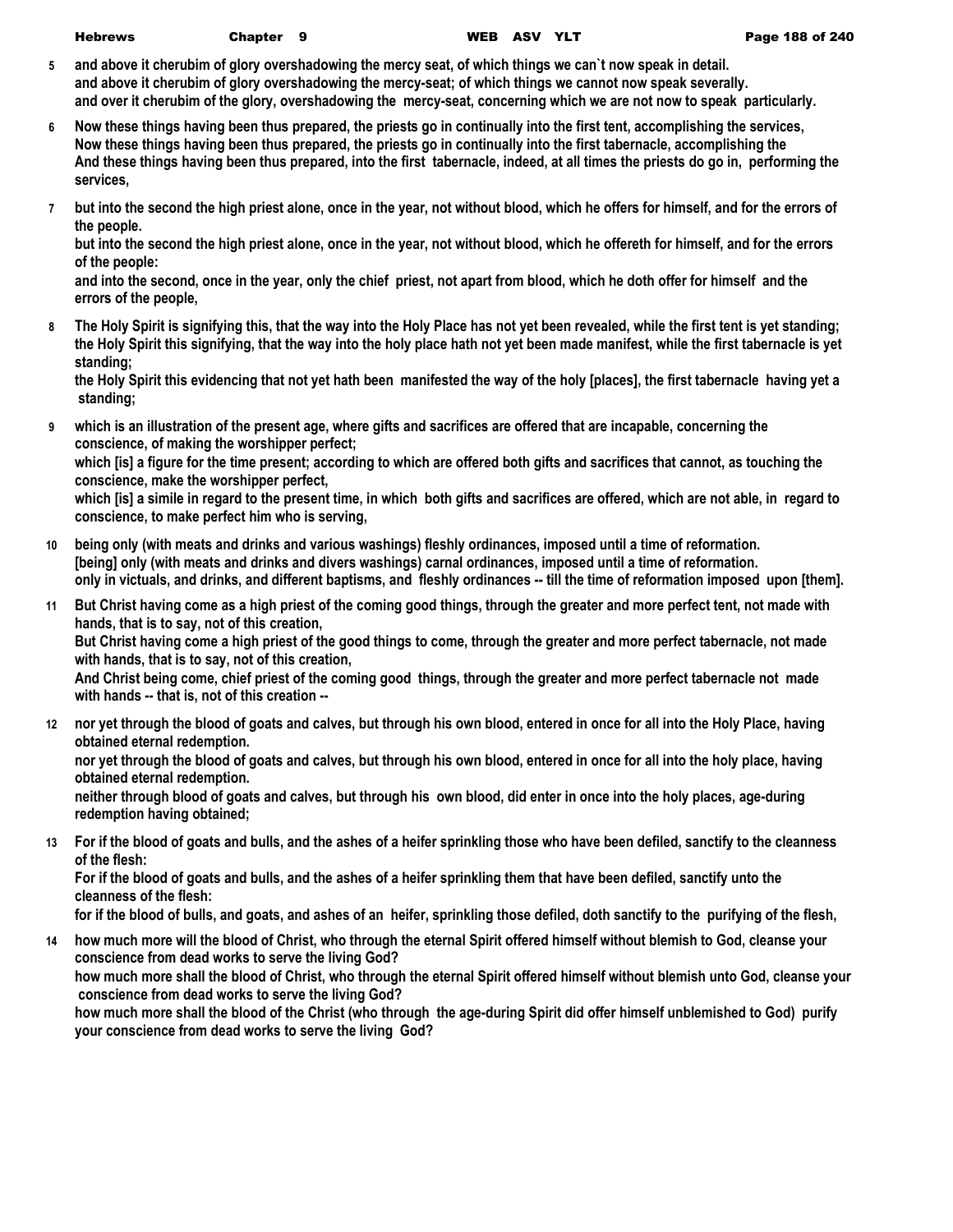5 and above it cherubim of glory overshadowing the mercy seat, of which things we can`t now speak in detail.
and above it cherubim of glory overshadowing the mercy-seat; of which things we cannot now speak severally.
and over it cherubim of the glory, overshadowing the mercy-seat, concerning which we are not now to speak particularly.

6 Now these things having been thus prepared, the priests go in continually into the first tent, accomplishing the services,
Now these things having been thus prepared, the priests go in continually into the first tabernacle, accomplishing the
And these things having been thus prepared, into the first tabernacle, indeed, at all times the priests do go in, performing the services,

7 but into the second the high priest alone, once in the year, not without blood, which he offers for himself, and for the errors of the people.
but into the second the high priest alone, once in the year, not without blood, which he offereth for himself, and for the errors of the people:
and into the second, once in the year, only the chief priest, not apart from blood, which he doth offer for himself and the errors of the people,

8 The Holy Spirit is signifying this, that the way into the Holy Place has not yet been revealed, while the first tent is yet standing;
the Holy Spirit this signifying, that the way into the holy place hath not yet been made manifest, while the first tabernacle is yet standing;
the Holy Spirit this evidencing that not yet hath been manifested the way of the holy [places], the first tabernacle having yet a standing;

9 which is an illustration of the present age, where gifts and sacrifices are offered that are incapable, concerning the conscience, of making the worshipper perfect;
which [is] a figure for the time present; according to which are offered both gifts and sacrifices that cannot, as touching the conscience, make the worshipper perfect,
which [is] a simile in regard to the present time, in which both gifts and sacrifices are offered, which are not able, in regard to conscience, to make perfect him who is serving,

10 being only (with meats and drinks and various washings) fleshly ordinances, imposed until a time of reformation.
[being] only (with meats and drinks and divers washings) carnal ordinances, imposed until a time of reformation.
only in victuals, and drinks, and different baptisms, and fleshly ordinances -- till the time of reformation imposed upon [them].

11 But Christ having come as a high priest of the coming good things, through the greater and more perfect tent, not made with hands, that is to say, not of this creation,
But Christ having come a high priest of the good things to come, through the greater and more perfect tabernacle, not made with hands, that is to say, not of this creation,
And Christ being come, chief priest of the coming good things, through the greater and more perfect tabernacle not made with hands -- that is, not of this creation --

12 nor yet through the blood of goats and calves, but through his own blood, entered in once for all into the Holy Place, having obtained eternal redemption.
nor yet through the blood of goats and calves, but through his own blood, entered in once for all into the holy place, having obtained eternal redemption.
neither through blood of goats and calves, but through his own blood, did enter in once into the holy places, age-during redemption having obtained;

13 For if the blood of goats and bulls, and the ashes of a heifer sprinkling those who have been defiled, sanctify to the cleanness of the flesh:
For if the blood of goats and bulls, and the ashes of a heifer sprinkling them that have been defiled, sanctify unto the cleanness of the flesh:
for if the blood of bulls, and goats, and ashes of an heifer, sprinkling those defiled, doth sanctify to the purifying of the flesh,

14 how much more will the blood of Christ, who through the eternal Spirit offered himself without blemish to God, cleanse your conscience from dead works to serve the living God?
how much more shall the blood of Christ, who through the eternal Spirit offered himself without blemish unto God, cleanse your conscience from dead works to serve the living God?
how much more shall the blood of the Christ (who through the age-during Spirit did offer himself unblemished to God) purify your conscience from dead works to serve the living God?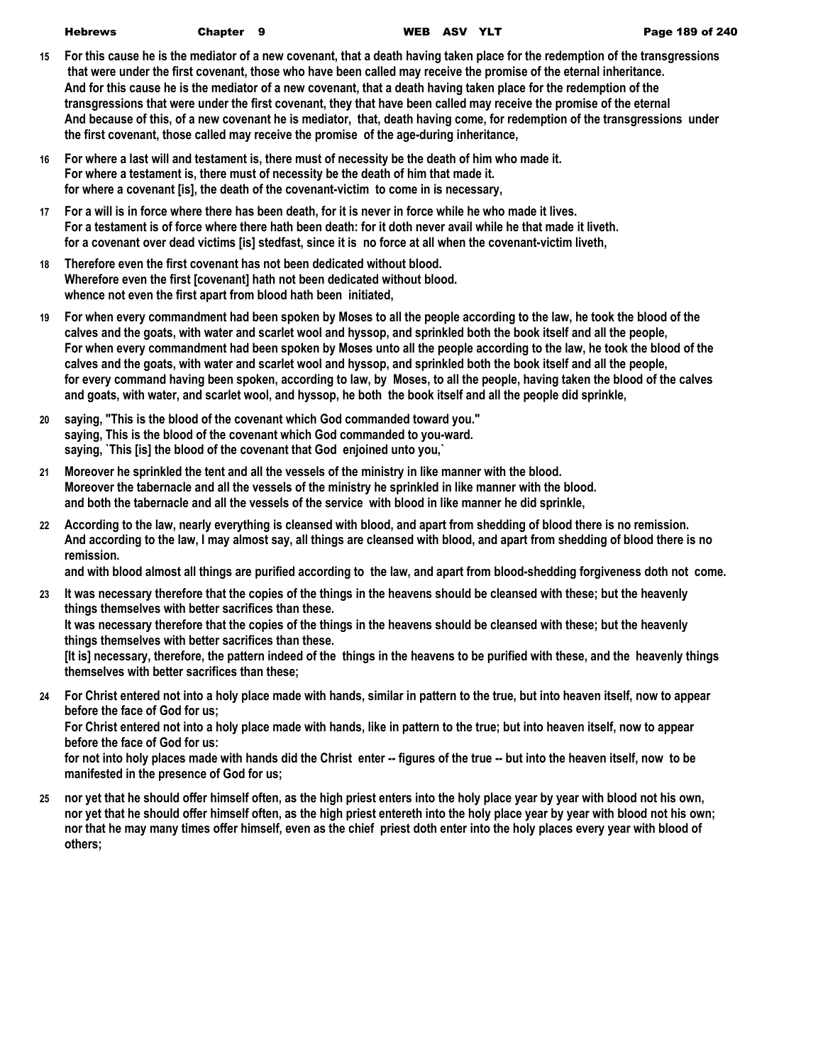**15** **For this cause he is the mediator of a new covenant, that a death having taken place for the redemption of the transgressions that were under the first covenant, those who have been called may receive the promise of the eternal inheritance.**
**And for this cause he is the mediator of a new covenant, that a death having taken place for the redemption of the transgressions that were under the first covenant, they that have been called may receive the promise of the eternal**
**And because of this, of a new covenant he is mediator, that, death having come, for redemption of the transgressions under the first covenant, those called may receive the promise of the age-during inheritance,**

**16** **For where a last will and testament is, there must of necessity be the death of him who made it.**
**For where a testament is, there must of necessity be the death of him that made it.**
**for where a covenant [is], the death of the covenant-victim to come in is necessary,**

**17** **For a will is in force where there has been death, for it is never in force while he who made it lives.**
**For a testament is of force where there hath been death: for it doth never avail while he that made it liveth.**
**for a covenant over dead victims [is] stedfast, since it is no force at all when the covenant-victim liveth,**

**18** **Therefore even the first covenant has not been dedicated without blood.**
**Wherefore even the first [covenant] hath not been dedicated without blood.**
**whence not even the first apart from blood hath been initiated,**

**19** **For when every commandment had been spoken by Moses to all the people according to the law, he took the blood of the calves and the goats, with water and scarlet wool and hyssop, and sprinkled both the book itself and all the people,**
**For when every commandment had been spoken by Moses unto all the people according to the law, he took the blood of the calves and the goats, with water and scarlet wool and hyssop, and sprinkled both the book itself and all the people,**
**for every command having been spoken, according to law, by Moses, to all the people, having taken the blood of the calves and goats, with water, and scarlet wool, and hyssop, he both the book itself and all the people did sprinkle,**

**20** **saying, "This is the blood of the covenant which God commanded toward you."**
**saying, This is the blood of the covenant which God commanded to you-ward.**
**saying, `This [is] the blood of the covenant that God enjoined unto you,`**

**21** **Moreover he sprinkled the tent and all the vessels of the ministry in like manner with the blood.**
**Moreover the tabernacle and all the vessels of the ministry he sprinkled in like manner with the blood.**
**and both the tabernacle and all the vessels of the service with blood in like manner he did sprinkle,**

**22** **According to the law, nearly everything is cleansed with blood, and apart from shedding of blood there is no remission.**
**And according to the law, I may almost say, all things are cleansed with blood, and apart from shedding of blood there is no remission.**
**and with blood almost all things are purified according to the law, and apart from blood-shedding forgiveness doth not come.**

**23** **It was necessary therefore that the copies of the things in the heavens should be cleansed with these; but the heavenly things themselves with better sacrifices than these.**
**It was necessary therefore that the copies of the things in the heavens should be cleansed with these; but the heavenly things themselves with better sacrifices than these.**
**[It is] necessary, therefore, the pattern indeed of the things in the heavens to be purified with these, and the heavenly things themselves with better sacrifices than these;**

**24** **For Christ entered not into a holy place made with hands, similar in pattern to the true, but into heaven itself, now to appear before the face of God for us;**
**For Christ entered not into a holy place made with hands, like in pattern to the true; but into heaven itself, now to appear before the face of God for us:**
**for not into holy places made with hands did the Christ enter -- figures of the true -- but into the heaven itself, now to be manifested in the presence of God for us;**

**25** **nor yet that he should offer himself often, as the high priest enters into the holy place year by year with blood not his own,**
**nor yet that he should offer himself often, as the high priest entereth into the holy place year by year with blood not his own;**
**nor that he may many times offer himself, even as the chief priest doth enter into the holy places every year with blood of others;**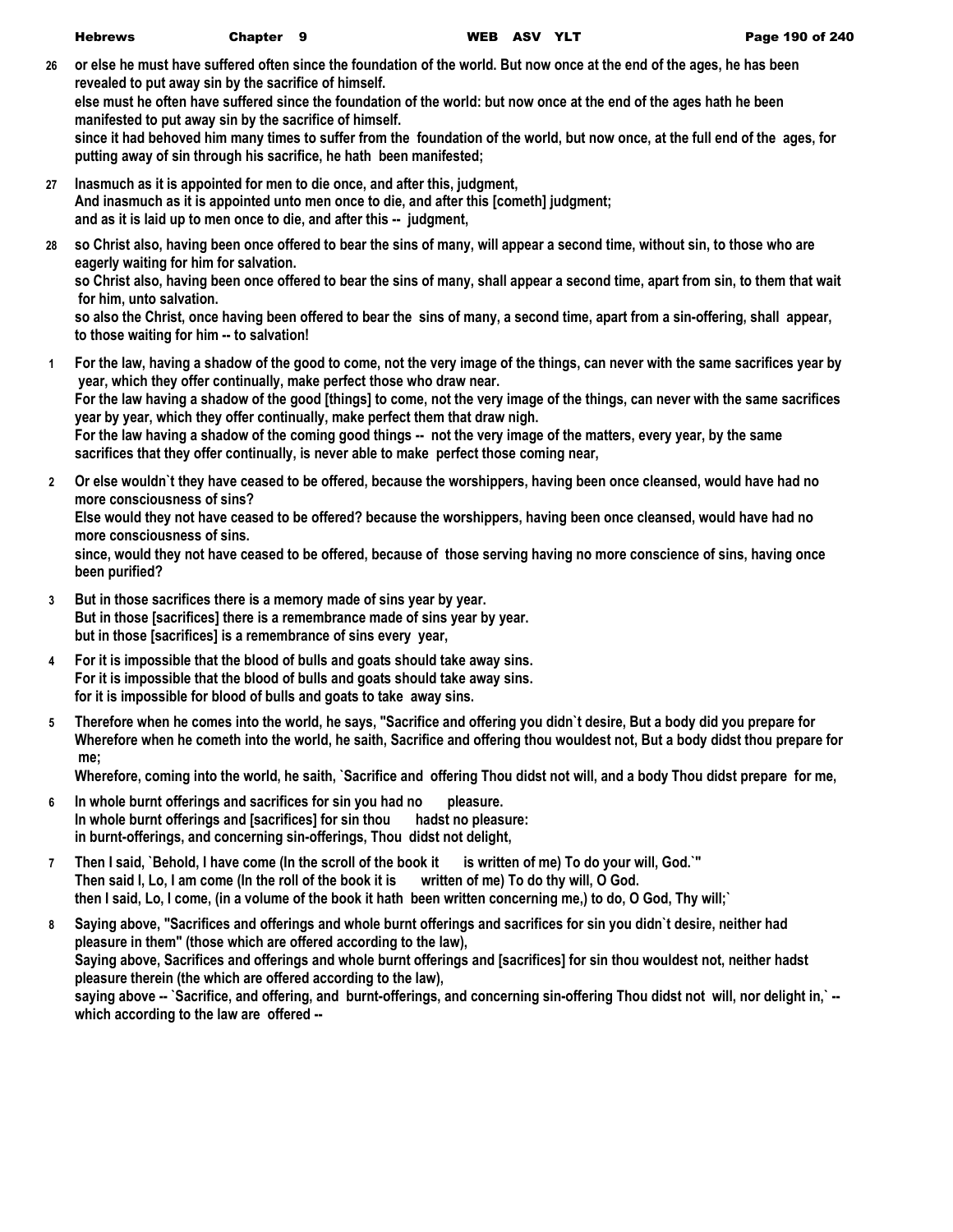**26** or else he must have suffered often since the foundation of the world. But now once at the end of the ages, he has been revealed to put away sin by the sacrifice of himself.
else must he often have suffered since the foundation of the world: but now once at the end of the ages hath he been manifested to put away sin by the sacrifice of himself.
since it had behoved him many times to suffer from the foundation of the world, but now once, at the full end of the ages, for putting away of sin through his sacrifice, he hath been manifested;

**27** Inasmuch as it is appointed for men to die once, and after this, judgment,
And inasmuch as it is appointed unto men once to die, and after this [cometh] judgment;
and as it is laid up to men once to die, and after this -- judgment,

**28** so Christ also, having been once offered to bear the sins of many, will appear a second time, without sin, to those who are eagerly waiting for him for salvation.
so Christ also, having been once offered to bear the sins of many, shall appear a second time, apart from sin, to them that wait for him, unto salvation.
so also the Christ, once having been offered to bear the sins of many, a second time, apart from a sin-offering, shall appear, to those waiting for him -- to salvation!

**1** For the law, having a shadow of the good to come, not the very image of the things, can never with the same sacrifices year by year, which they offer continually, make perfect those who draw near.
For the law having a shadow of the good [things] to come, not the very image of the things, can never with the same sacrifices year by year, which they offer continually, make perfect them that draw nigh.
For the law having a shadow of the coming good things -- not the very image of the matters, every year, by the same sacrifices that they offer continually, is never able to make perfect those coming near,

**2** Or else wouldn`t they have ceased to be offered, because the worshippers, having been once cleansed, would have had no more consciousness of sins?
Else would they not have ceased to be offered? because the worshippers, having been once cleansed, would have had no more consciousness of sins.
since, would they not have ceased to be offered, because of those serving having no more conscience of sins, having once been purified?

**3** But in those sacrifices there is a memory made of sins year by year.
But in those [sacrifices] there is a remembrance made of sins year by year.
but in those [sacrifices] is a remembrance of sins every year,

**4** For it is impossible that the blood of bulls and goats should take away sins.
For it is impossible that the blood of bulls and goats should take away sins.
for it is impossible for blood of bulls and goats to take away sins.

**5** Therefore when he comes into the world, he says, "Sacrifice and offering you didn`t desire, But a body did you prepare for
Wherefore when he cometh into the world, he saith, Sacrifice and offering thou wouldest not, But a body didst thou prepare for me;
Wherefore, coming into the world, he saith, `Sacrifice and offering Thou didst not will, and a body Thou didst prepare for me,

**6** In whole burnt offerings and sacrifices for sin you had no pleasure.
In whole burnt offerings and [sacrifices] for sin thou hadst no pleasure:
in burnt-offerings, and concerning sin-offerings, Thou didst not delight,

**7** Then I said, `Behold, I have come (In the scroll of the book it is written of me) To do your will, God.`"
Then said I, Lo, I am come (In the roll of the book it is written of me) To do thy will, O God.
then I said, Lo, I come, (in a volume of the book it hath been written concerning me,) to do, O God, Thy will;`

**8** Saying above, "Sacrifices and offerings and whole burnt offerings and sacrifices for sin you didn`t desire, neither had pleasure in them" (those which are offered according to the law),
Saying above, Sacrifices and offerings and whole burnt offerings and [sacrifices] for sin thou wouldest not, neither hadst pleasure therein (the which are offered according to the law),
saying above -- `Sacrifice, and offering, and burnt-offerings, and concerning sin-offering Thou didst not will, nor delight in,` -- which according to the law are offered --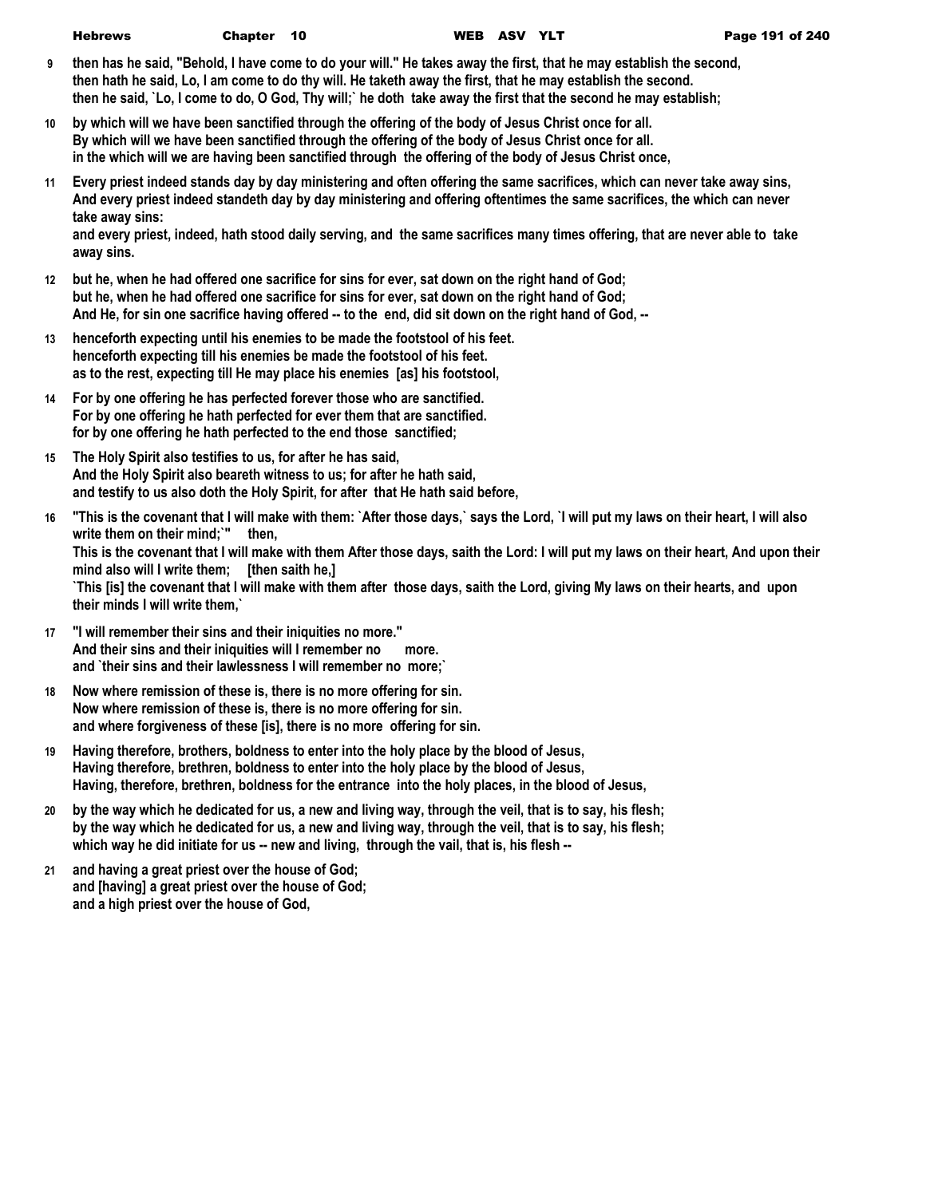**9** **then has he said, "Behold, I have come to do your will." He takes away the first, that he may establish the second,**
**then hath he said, Lo, I am come to do thy will. He taketh away the first, that he may establish the second.**
**then he said, `Lo, I come to do, O God, Thy will;` he doth take away the first that the second he may establish;**

**10** **by which will we have been sanctified through the offering of the body of Jesus Christ once for all.**
**By which will we have been sanctified through the offering of the body of Jesus Christ once for all.**
**in the which will we are having been sanctified through the offering of the body of Jesus Christ once,**

**11** **Every priest indeed stands day by day ministering and often offering the same sacrifices, which can never take away sins,**
**And every priest indeed standeth day by day ministering and offering oftentimes the same sacrifices, the which can never take away sins:**
**and every priest, indeed, hath stood daily serving, and the same sacrifices many times offering, that are never able to take away sins.**

**12** **but he, when he had offered one sacrifice for sins for ever, sat down on the right hand of God;**
**but he, when he had offered one sacrifice for sins for ever, sat down on the right hand of God;**
**And He, for sin one sacrifice having offered -- to the end, did sit down on the right hand of God, --**

**13** **henceforth expecting until his enemies to be made the footstool of his feet.**
**henceforth expecting till his enemies be made the footstool of his feet.**
**as to the rest, expecting till He may place his enemies [as] his footstool,**

**14** **For by one offering he has perfected forever those who are sanctified.**
**For by one offering he hath perfected for ever them that are sanctified.**
**for by one offering he hath perfected to the end those sanctified;**

**15** **The Holy Spirit also testifies to us, for after he has said,**
**And the Holy Spirit also beareth witness to us; for after he hath said,**
**and testify to us also doth the Holy Spirit, for after that He hath said before,**

**16** **"This is the covenant that I will make with them: `After those days,` says the Lord, `I will put my laws on their heart, I will also write them on their mind;`" then,**
**This is the covenant that I will make with them After those days, saith the Lord: I will put my laws on their heart, And upon their mind also will I write them; [then saith he,]**
**`This [is] the covenant that I will make with them after those days, saith the Lord, giving My laws on their hearts, and upon their minds I will write them,`**

**17** **"I will remember their sins and their iniquities no more."**
**And their sins and their iniquities will I remember no more.**
**and `their sins and their lawlessness I will remember no more;`**

**18** **Now where remission of these is, there is no more offering for sin.**
**Now where remission of these is, there is no more offering for sin.**
**and where forgiveness of these [is], there is no more offering for sin.**

**19** **Having therefore, brothers, boldness to enter into the holy place by the blood of Jesus,**
**Having therefore, brethren, boldness to enter into the holy place by the blood of Jesus,**
**Having, therefore, brethren, boldness for the entrance into the holy places, in the blood of Jesus,**

**20** **by the way which he dedicated for us, a new and living way, through the veil, that is to say, his flesh;**
**by the way which he dedicated for us, a new and living way, through the veil, that is to say, his flesh;**
**which way he did initiate for us -- new and living, through the vail, that is, his flesh --**

**21** **and having a great priest over the house of God;**
**and [having] a great priest over the house of God;**
**and a high priest over the house of God,**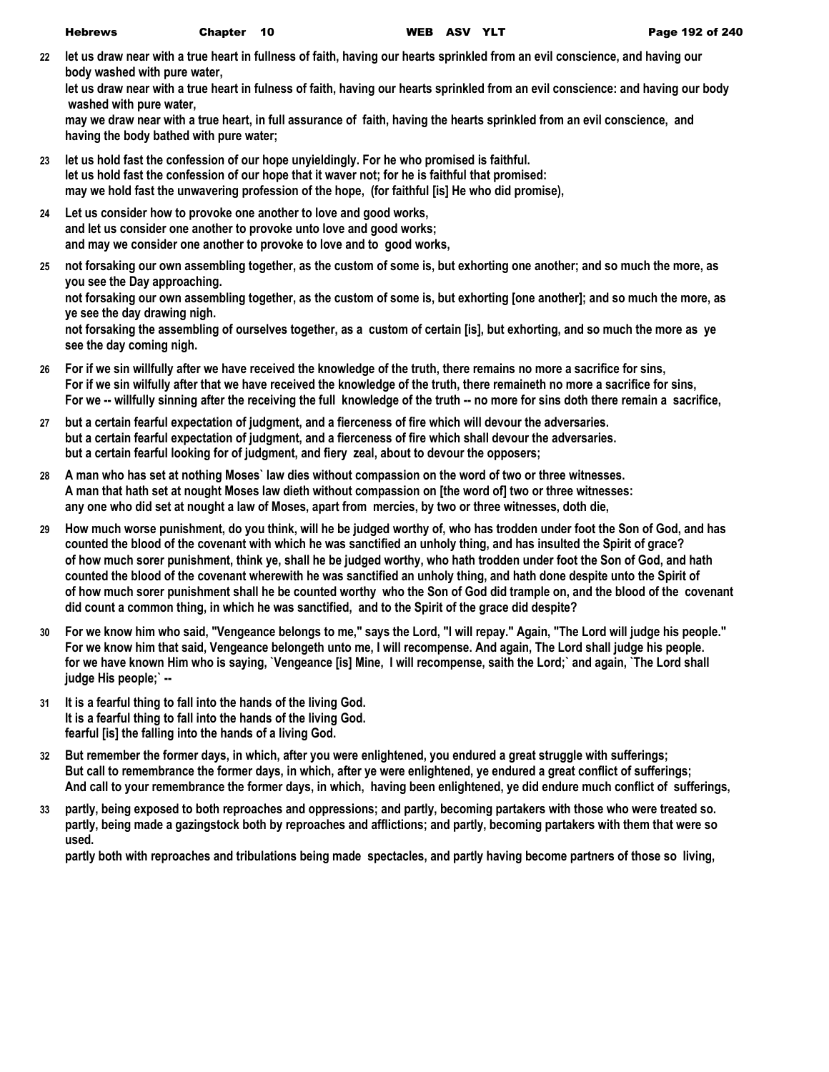**22** let us draw near with a true heart in fullness of faith, having our hearts sprinkled from an evil conscience, and having our body washed with pure water,
let us draw near with a true heart in fulness of faith, having our hearts sprinkled from an evil conscience: and having our body washed with pure water,
may we draw near with a true heart, in full assurance of faith, having the hearts sprinkled from an evil conscience, and having the body bathed with pure water;

**23** let us hold fast the confession of our hope unyieldingly. For he who promised is faithful.
let us hold fast the confession of our hope that it waver not; for he is faithful that promised:
may we hold fast the unwavering profession of the hope, (for faithful [is] He who did promise),

**24** Let us consider how to provoke one another to love and good works,
and let us consider one another to provoke unto love and good works;
and may we consider one another to provoke to love and to good works,

**25** not forsaking our own assembling together, as the custom of some is, but exhorting one another; and so much the more, as you see the Day approaching.
not forsaking our own assembling together, as the custom of some is, but exhorting [one another]; and so much the more, as ye see the day drawing nigh.
not forsaking the assembling of ourselves together, as a custom of certain [is], but exhorting, and so much the more as ye see the day coming nigh.

**26** For if we sin willfully after we have received the knowledge of the truth, there remains no more a sacrifice for sins,
For if we sin wilfully after that we have received the knowledge of the truth, there remaineth no more a sacrifice for sins,
For we -- willfully sinning after the receiving the full knowledge of the truth -- no more for sins doth there remain a sacrifice,

**27** but a certain fearful expectation of judgment, and a fierceness of fire which will devour the adversaries.
but a certain fearful expectation of judgment, and a fierceness of fire which shall devour the adversaries.
but a certain fearful looking for of judgment, and fiery zeal, about to devour the opposers;

**28** A man who has set at nothing Moses` law dies without compassion on the word of two or three witnesses.
A man that hath set at nought Moses law dieth without compassion on [the word of] two or three witnesses:
any one who did set at nought a law of Moses, apart from mercies, by two or three witnesses, doth die,

**29** How much worse punishment, do you think, will he be judged worthy of, who has trodden under foot the Son of God, and has counted the blood of the covenant with which he was sanctified an unholy thing, and has insulted the Spirit of grace?
of how much sorer punishment, think ye, shall he be judged worthy, who hath trodden under foot the Son of God, and hath counted the blood of the covenant wherewith he was sanctified an unholy thing, and hath done despite unto the Spirit of
of how much sorer punishment shall he be counted worthy who the Son of God did trample on, and the blood of the covenant did count a common thing, in which he was sanctified, and to the Spirit of the grace did despite?

**30** For we know him who said, "Vengeance belongs to me," says the Lord, "I will repay." Again, "The Lord will judge his people."
For we know him that said, Vengeance belongeth unto me, I will recompense. And again, The Lord shall judge his people.
for we have known Him who is saying, `Vengeance [is] Mine, I will recompense, saith the Lord;` and again, `The Lord shall judge His people;` --

**31** It is a fearful thing to fall into the hands of the living God.
It is a fearful thing to fall into the hands of the living God.
fearful [is] the falling into the hands of a living God.

**32** But remember the former days, in which, after you were enlightened, you endured a great struggle with sufferings;
But call to remembrance the former days, in which, after ye were enlightened, ye endured a great conflict of sufferings;
And call to your remembrance the former days, in which, having been enlightened, ye did endure much conflict of sufferings,

**33** partly, being exposed to both reproaches and oppressions; and partly, becoming partakers with those who were treated so.
partly, being made a gazingstock both by reproaches and afflictions; and partly, becoming partakers with them that were so used.
partly both with reproaches and tribulations being made spectacles, and partly having become partners of those so living,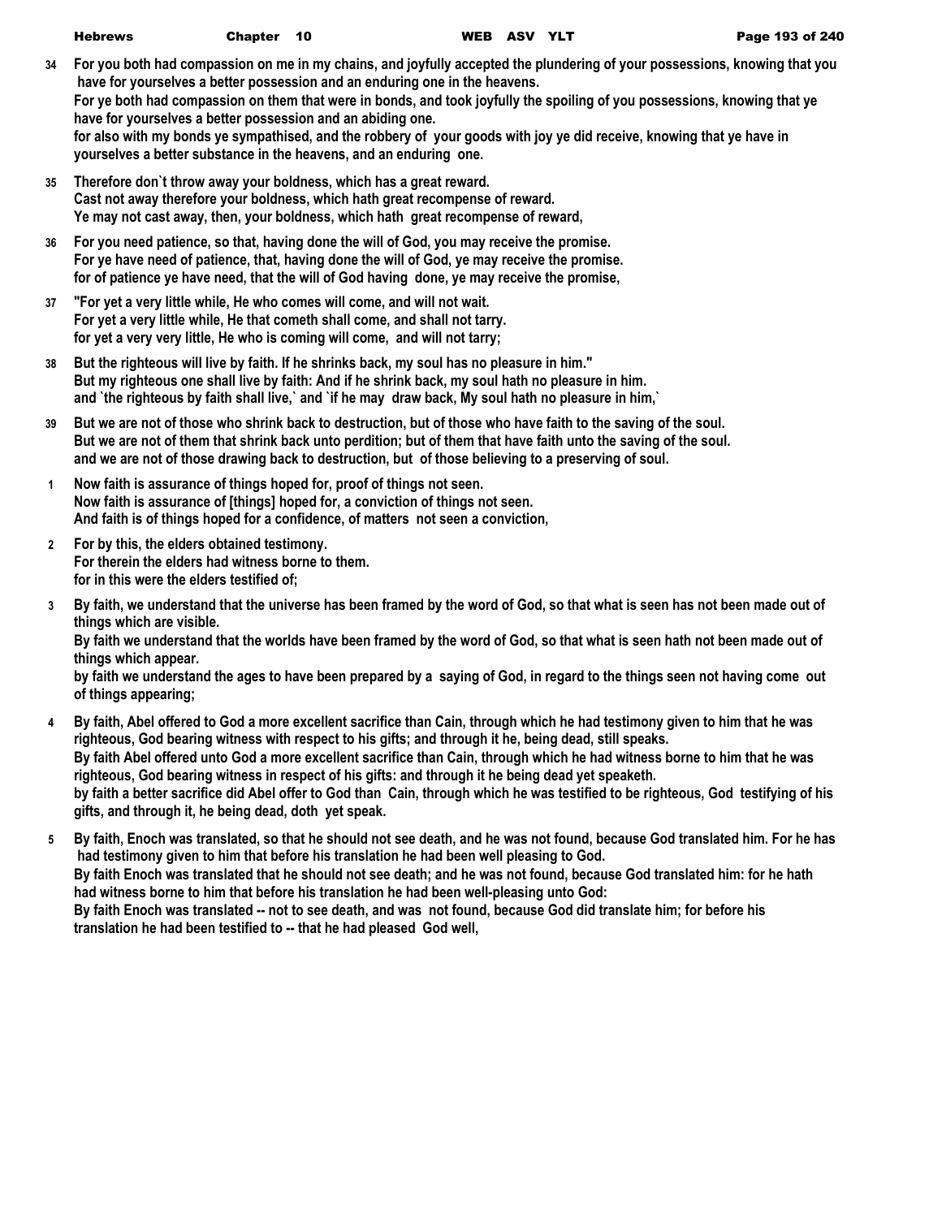**34** **For you both had compassion on me in my chains, and joyfully accepted the plundering of your possessions, knowing that you have for yourselves a better possession and an enduring one in the heavens.**
**For ye both had compassion on them that were in bonds, and took joyfully the spoiling of you possessions, knowing that ye have for yourselves a better possession and an abiding one.**
**for also with my bonds ye sympathised, and the robbery of your goods with joy ye did receive, knowing that ye have in yourselves a better substance in the heavens, and an enduring one.**

**35** **Therefore don`t throw away your boldness, which has a great reward.**
**Cast not away therefore your boldness, which hath great recompense of reward.**
**Ye may not cast away, then, your boldness, which hath great recompense of reward,**

**36** **For you need patience, so that, having done the will of God, you may receive the promise.**
**For ye have need of patience, that, having done the will of God, ye may receive the promise.**
**for of patience ye have need, that the will of God having done, ye may receive the promise,**

**37** **"For yet a very little while, He who comes will come, and will not wait.**
**For yet a very little while, He that cometh shall come, and shall not tarry.**
**for yet a very very little, He who is coming will come, and will not tarry;**

**38** **But the righteous will live by faith. If he shrinks back, my soul has no pleasure in him."**
**But my righteous one shall live by faith: And if he shrink back, my soul hath no pleasure in him.**
**and `the righteous by faith shall live,` and `if he may draw back, My soul hath no pleasure in him,`**

**39** **But we are not of those who shrink back to destruction, but of those who have faith to the saving of the soul.**
**But we are not of them that shrink back unto perdition; but of them that have faith unto the saving of the soul.**
**and we are not of those drawing back to destruction, but of those believing to a preserving of soul.**

**1** **Now faith is assurance of things hoped for, proof of things not seen.**
**Now faith is assurance of [things] hoped for, a conviction of things not seen.**
**And faith is of things hoped for a confidence, of matters not seen a conviction,**

**2** **For by this, the elders obtained testimony.**
**For therein the elders had witness borne to them.**
**for in this were the elders testified of;**

**3** **By faith, we understand that the universe has been framed by the word of God, so that what is seen has not been made out of things which are visible.**
**By faith we understand that the worlds have been framed by the word of God, so that what is seen hath not been made out of things which appear.**
**by faith we understand the ages to have been prepared by a saying of God, in regard to the things seen not having come out of things appearing;**

**4** **By faith, Abel offered to God a more excellent sacrifice than Cain, through which he had testimony given to him that he was righteous, God bearing witness with respect to his gifts; and through it he, being dead, still speaks.**
**By faith Abel offered unto God a more excellent sacrifice than Cain, through which he had witness borne to him that he was righteous, God bearing witness in respect of his gifts: and through it he being dead yet speaketh.**
**by faith a better sacrifice did Abel offer to God than Cain, through which he was testified to be righteous, God testifying of his gifts, and through it, he being dead, doth yet speak.**

**5** **By faith, Enoch was translated, so that he should not see death, and he was not found, because God translated him. For he has had testimony given to him that before his translation he had been well pleasing to God.**
**By faith Enoch was translated that he should not see death; and he was not found, because God translated him: for he hath had witness borne to him that before his translation he had been well-pleasing unto God:**
**By faith Enoch was translated -- not to see death, and was not found, because God did translate him; for before his translation he had been testified to -- that he had pleased God well,**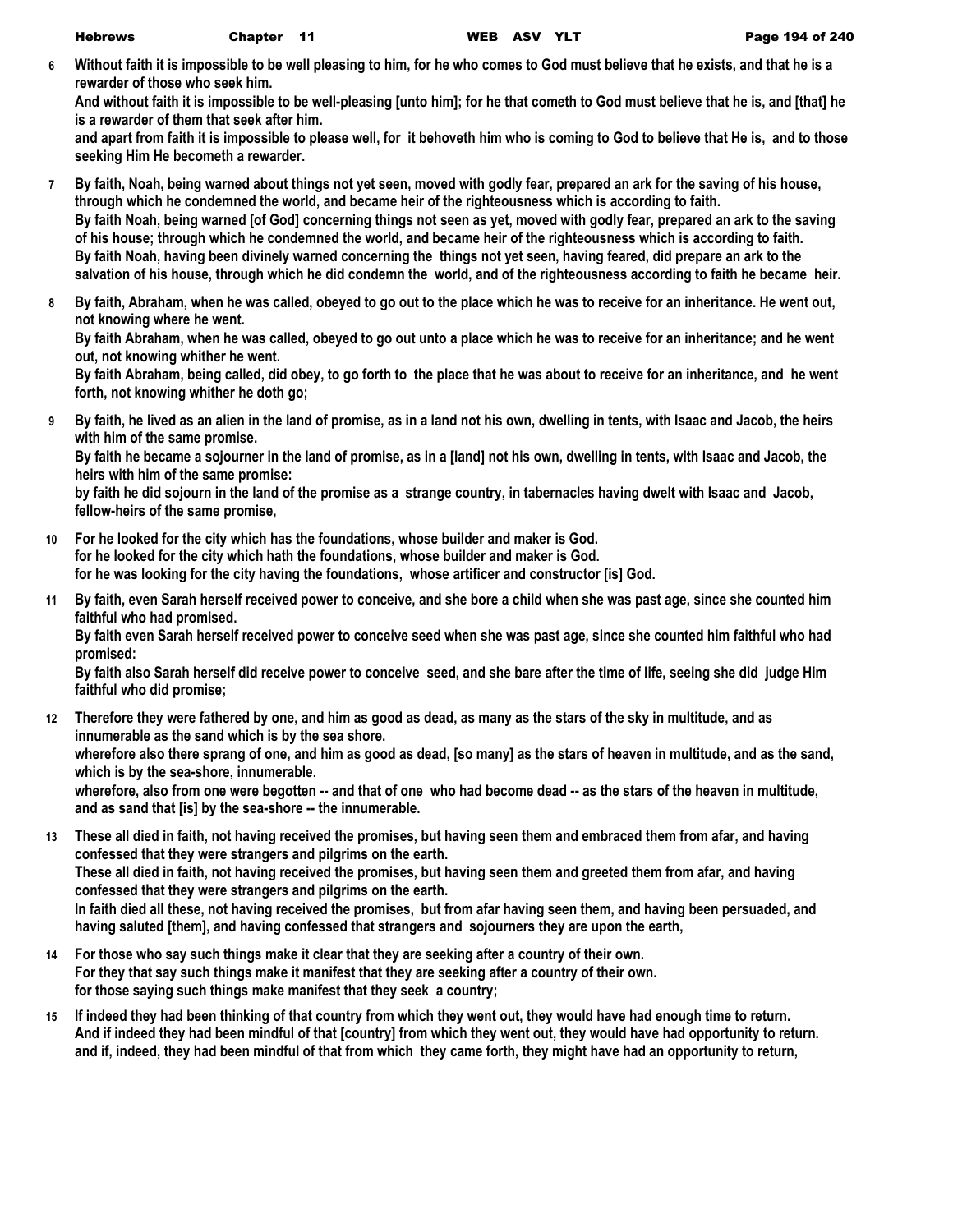**6** **Without faith it is impossible to be well pleasing to him, for he who comes to God must believe that he exists, and that he is a rewarder of those who seek him.**
**And without faith it is impossible to be well-pleasing [unto him]; for he that cometh to God must believe that he is, and [that] he is a rewarder of them that seek after him.**
**and apart from faith it is impossible to please well, for it behoveth him who is coming to God to believe that He is, and to those seeking Him He becometh a rewarder.**

**7** **By faith, Noah, being warned about things not yet seen, moved with godly fear, prepared an ark for the saving of his house, through which he condemned the world, and became heir of the righteousness which is according to faith.**
**By faith Noah, being warned [of God] concerning things not seen as yet, moved with godly fear, prepared an ark to the saving of his house; through which he condemned the world, and became heir of the righteousness which is according to faith.**
**By faith Noah, having been divinely warned concerning the things not yet seen, having feared, did prepare an ark to the salvation of his house, through which he did condemn the world, and of the righteousness according to faith he became heir.**

**8** **By faith, Abraham, when he was called, obeyed to go out to the place which he was to receive for an inheritance. He went out, not knowing where he went.**
**By faith Abraham, when he was called, obeyed to go out unto a place which he was to receive for an inheritance; and he went out, not knowing whither he went.**
**By faith Abraham, being called, did obey, to go forth to the place that he was about to receive for an inheritance, and he went forth, not knowing whither he doth go;**

**9** **By faith, he lived as an alien in the land of promise, as in a land not his own, dwelling in tents, with Isaac and Jacob, the heirs with him of the same promise.**
**By faith he became a sojourner in the land of promise, as in a [land] not his own, dwelling in tents, with Isaac and Jacob, the heirs with him of the same promise:**
**by faith he did sojourn in the land of the promise as a strange country, in tabernacles having dwelt with Isaac and Jacob, fellow-heirs of the same promise,**

**10** **For he looked for the city which has the foundations, whose builder and maker is God.**
**for he looked for the city which hath the foundations, whose builder and maker is God.**
**for he was looking for the city having the foundations, whose artificer and constructor [is] God.**

**11** **By faith, even Sarah herself received power to conceive, and she bore a child when she was past age, since she counted him faithful who had promised.**
**By faith even Sarah herself received power to conceive seed when she was past age, since she counted him faithful who had promised:**
**By faith also Sarah herself did receive power to conceive seed, and she bare after the time of life, seeing she did judge Him faithful who did promise;**

**12** **Therefore they were fathered by one, and him as good as dead, as many as the stars of the sky in multitude, and as innumerable as the sand which is by the sea shore.**
**wherefore also there sprang of one, and him as good as dead, [so many] as the stars of heaven in multitude, and as the sand, which is by the sea-shore, innumerable.**
**wherefore, also from one were begotten -- and that of one who had become dead -- as the stars of the heaven in multitude, and as sand that [is] by the sea-shore -- the innumerable.**

**13** **These all died in faith, not having received the promises, but having seen them and embraced them from afar, and having confessed that they were strangers and pilgrims on the earth.**
**These all died in faith, not having received the promises, but having seen them and greeted them from afar, and having confessed that they were strangers and pilgrims on the earth.**
**In faith died all these, not having received the promises, but from afar having seen them, and having been persuaded, and having saluted [them], and having confessed that strangers and sojourners they are upon the earth,**

**14** **For those who say such things make it clear that they are seeking after a country of their own.**
**For they that say such things make it manifest that they are seeking after a country of their own.**
**for those saying such things make manifest that they seek a country;**

**15** **If indeed they had been thinking of that country from which they went out, they would have had enough time to return.**
**And if indeed they had been mindful of that [country] from which they went out, they would have had opportunity to return.**
**and if, indeed, they had been mindful of that from which they came forth, they might have had an opportunity to return,**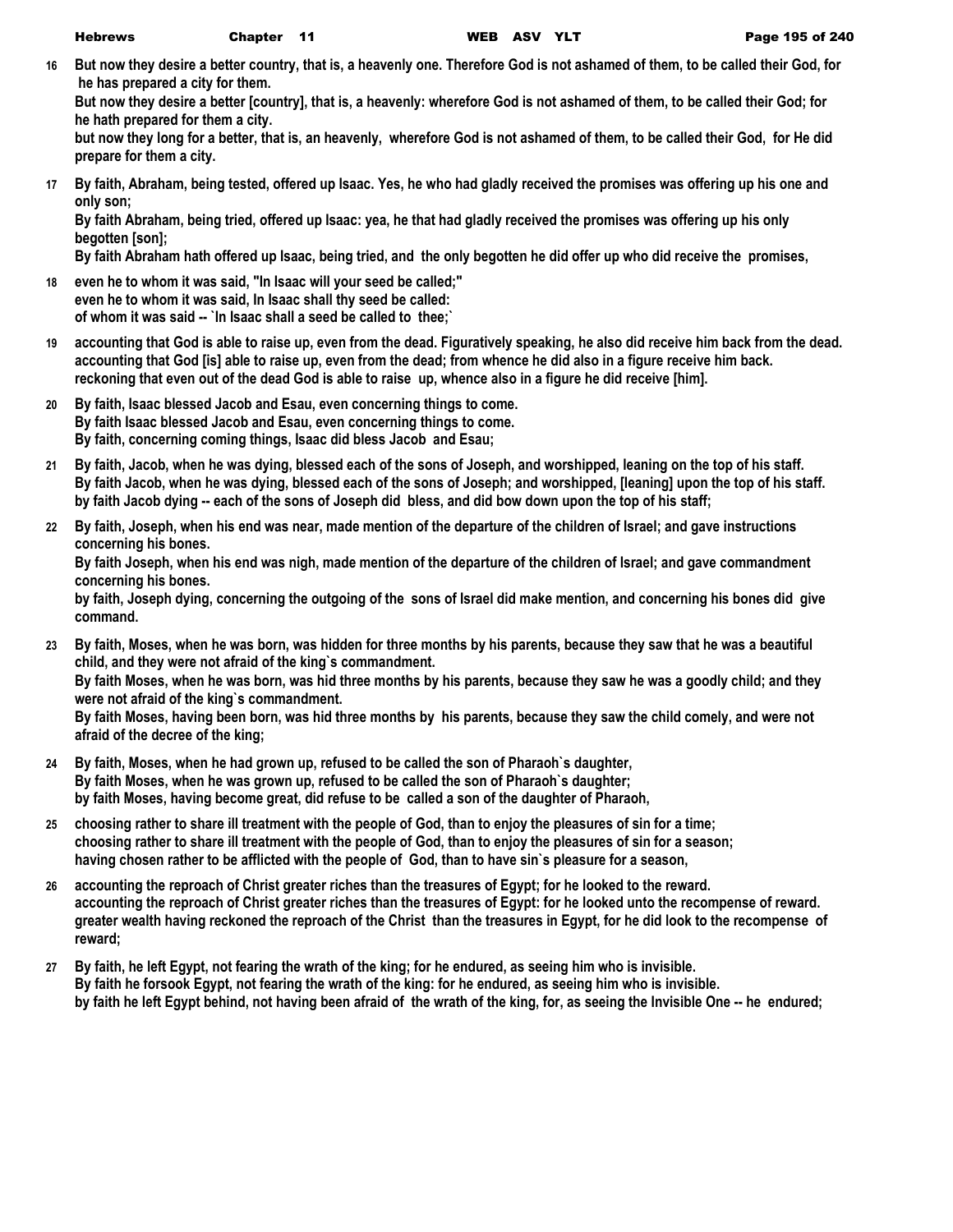16 **But now they desire a better country, that is, a heavenly one. Therefore God is not ashamed of them, to be called their God, for he has prepared a city for them.**
**But now they desire a better [country], that is, a heavenly: wherefore God is not ashamed of them, to be called their God; for he hath prepared for them a city.**
**but now they long for a better, that is, an heavenly, wherefore God is not ashamed of them, to be called their God, for He did prepare for them a city.**

17 **By faith, Abraham, being tested, offered up Isaac. Yes, he who had gladly received the promises was offering up his one and only son;**
**By faith Abraham, being tried, offered up Isaac: yea, he that had gladly received the promises was offering up his only begotten [son];**
**By faith Abraham hath offered up Isaac, being tried, and the only begotten he did offer up who did receive the promises,**

18 **even he to whom it was said, "In Isaac will your seed be called;"**
**even he to whom it was said, In Isaac shall thy seed be called:**
**of whom it was said -- `In Isaac shall a seed be called to thee;`**

19 **accounting that God is able to raise up, even from the dead. Figuratively speaking, he also did receive him back from the dead.**
**accounting that God [is] able to raise up, even from the dead; from whence he did also in a figure receive him back.**
**reckoning that even out of the dead God is able to raise up, whence also in a figure he did receive [him].**

20 **By faith, Isaac blessed Jacob and Esau, even concerning things to come.**
**By faith Isaac blessed Jacob and Esau, even concerning things to come.**
**By faith, concerning coming things, Isaac did bless Jacob and Esau;**

21 **By faith, Jacob, when he was dying, blessed each of the sons of Joseph, and worshipped, leaning on the top of his staff.**
**By faith Jacob, when he was dying, blessed each of the sons of Joseph; and worshipped, [leaning] upon the top of his staff.**
**by faith Jacob dying -- each of the sons of Joseph did bless, and did bow down upon the top of his staff;**

22 **By faith, Joseph, when his end was near, made mention of the departure of the children of Israel; and gave instructions concerning his bones.**
**By faith Joseph, when his end was nigh, made mention of the departure of the children of Israel; and gave commandment concerning his bones.**
**by faith, Joseph dying, concerning the outgoing of the sons of Israel did make mention, and concerning his bones did give command.**

23 **By faith, Moses, when he was born, was hidden for three months by his parents, because they saw that he was a beautiful child, and they were not afraid of the king`s commandment.**
**By faith Moses, when he was born, was hid three months by his parents, because they saw he was a goodly child; and they were not afraid of the king`s commandment.**
**By faith Moses, having been born, was hid three months by his parents, because they saw the child comely, and were not afraid of the decree of the king;**

24 **By faith, Moses, when he had grown up, refused to be called the son of Pharaoh`s daughter,**
**By faith Moses, when he was grown up, refused to be called the son of Pharaoh`s daughter;**
**by faith Moses, having become great, did refuse to be called a son of the daughter of Pharaoh,**

25 **choosing rather to share ill treatment with the people of God, than to enjoy the pleasures of sin for a time;**
**choosing rather to share ill treatment with the people of God, than to enjoy the pleasures of sin for a season;**
**having chosen rather to be afflicted with the people of God, than to have sin`s pleasure for a season,**

26 **accounting the reproach of Christ greater riches than the treasures of Egypt; for he looked to the reward.**
**accounting the reproach of Christ greater riches than the treasures of Egypt: for he looked unto the recompense of reward.**
**greater wealth having reckoned the reproach of the Christ than the treasures in Egypt, for he did look to the recompense of reward;**

27 **By faith, he left Egypt, not fearing the wrath of the king; for he endured, as seeing him who is invisible.**
**By faith he forsook Egypt, not fearing the wrath of the king: for he endured, as seeing him who is invisible.**
**by faith he left Egypt behind, not having been afraid of the wrath of the king, for, as seeing the Invisible One -- he endured;**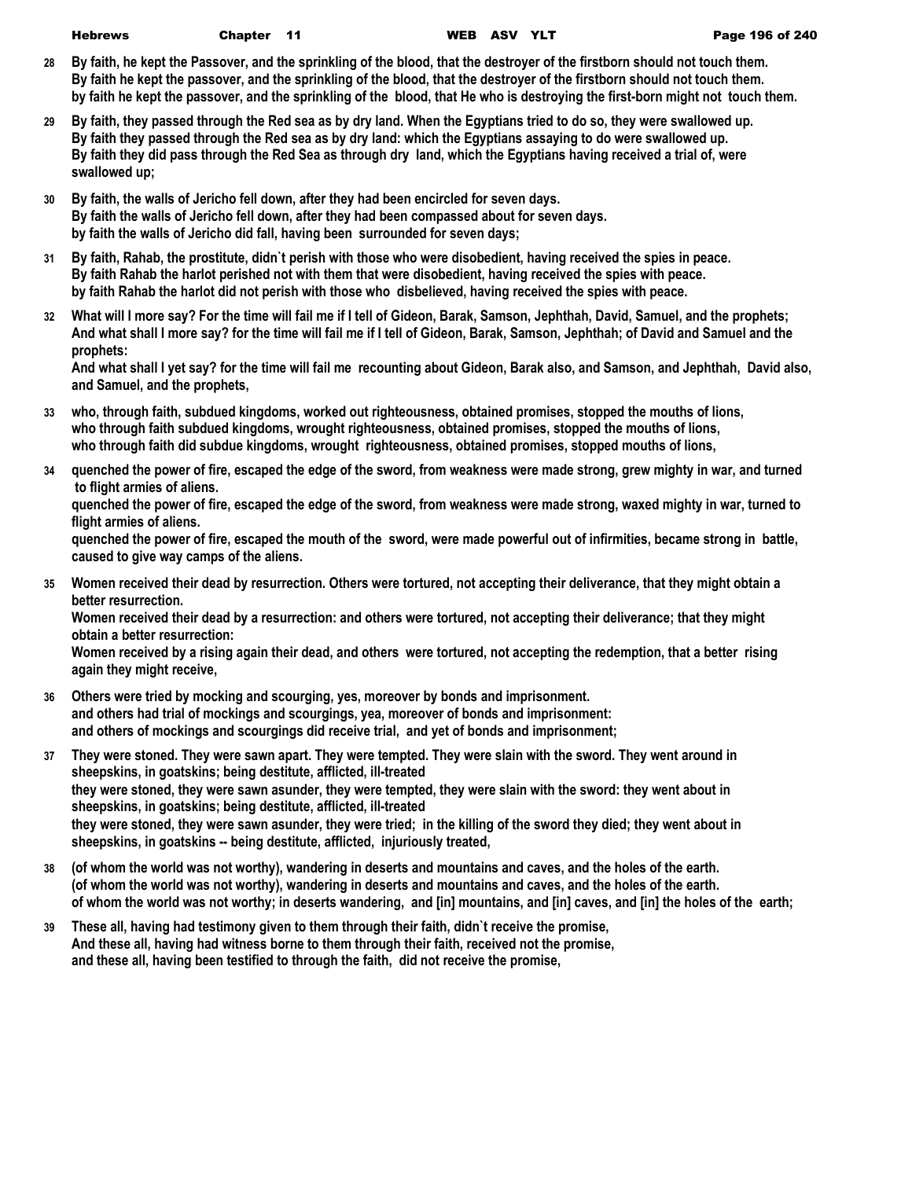**28** **By faith, he kept the Passover, and the sprinkling of the blood, that the destroyer of the firstborn should not touch them.**
**By faith he kept the passover, and the sprinkling of the blood, that the destroyer of the firstborn should not touch them.**
**by faith he kept the passover, and the sprinkling of the blood, that He who is destroying the first-born might not touch them.**

**29** **By faith, they passed through the Red sea as by dry land. When the Egyptians tried to do so, they were swallowed up.**
**By faith they passed through the Red sea as by dry land: which the Egyptians assaying to do were swallowed up.**
**By faith they did pass through the Red Sea as through dry land, which the Egyptians having received a trial of, were swallowed up;**

**30** **By faith, the walls of Jericho fell down, after they had been encircled for seven days.**
**By faith the walls of Jericho fell down, after they had been compassed about for seven days.**
**by faith the walls of Jericho did fall, having been surrounded for seven days;**

**31** **By faith, Rahab, the prostitute, didn`t perish with those who were disobedient, having received the spies in peace.**
**By faith Rahab the harlot perished not with them that were disobedient, having received the spies with peace.**
**by faith Rahab the harlot did not perish with those who disbelieved, having received the spies with peace.**

**32** **What will I more say? For the time will fail me if I tell of Gideon, Barak, Samson, Jephthah, David, Samuel, and the prophets;**
**And what shall I more say? for the time will fail me if I tell of Gideon, Barak, Samson, Jephthah; of David and Samuel and the prophets:**
**And what shall I yet say? for the time will fail me recounting about Gideon, Barak also, and Samson, and Jephthah, David also, and Samuel, and the prophets,**

**33** **who, through faith, subdued kingdoms, worked out righteousness, obtained promises, stopped the mouths of lions,**
**who through faith subdued kingdoms, wrought righteousness, obtained promises, stopped the mouths of lions,**
**who through faith did subdue kingdoms, wrought righteousness, obtained promises, stopped mouths of lions,**

**34** **quenched the power of fire, escaped the edge of the sword, from weakness were made strong, grew mighty in war, and turned to flight armies of aliens.**
**quenched the power of fire, escaped the edge of the sword, from weakness were made strong, waxed mighty in war, turned to flight armies of aliens.**
**quenched the power of fire, escaped the mouth of the sword, were made powerful out of infirmities, became strong in battle, caused to give way camps of the aliens.**

**35** **Women received their dead by resurrection. Others were tortured, not accepting their deliverance, that they might obtain a better resurrection.**
**Women received their dead by a resurrection: and others were tortured, not accepting their deliverance; that they might obtain a better resurrection:**
**Women received by a rising again their dead, and others were tortured, not accepting the redemption, that a better rising again they might receive,**

**36** **Others were tried by mocking and scourging, yes, moreover by bonds and imprisonment.**
**and others had trial of mockings and scourgings, yea, moreover of bonds and imprisonment:**
**and others of mockings and scourgings did receive trial, and yet of bonds and imprisonment;**

**37** **They were stoned. They were sawn apart. They were tempted. They were slain with the sword. They went around in sheepskins, in goatskins; being destitute, afflicted, ill-treated**
**they were stoned, they were sawn asunder, they were tempted, they were slain with the sword: they went about in sheepskins, in goatskins; being destitute, afflicted, ill-treated**
**they were stoned, they were sawn asunder, they were tried; in the killing of the sword they died; they went about in sheepskins, in goatskins -- being destitute, afflicted, injuriously treated,**

**38** **(of whom the world was not worthy), wandering in deserts and mountains and caves, and the holes of the earth.**
**(of whom the world was not worthy), wandering in deserts and mountains and caves, and the holes of the earth.**
**of whom the world was not worthy; in deserts wandering, and [in] mountains, and [in] caves, and [in] the holes of the earth;**

**39** **These all, having had testimony given to them through their faith, didn`t receive the promise,**
**And these all, having had witness borne to them through their faith, received not the promise,**
**and these all, having been testified to through the faith, did not receive the promise,**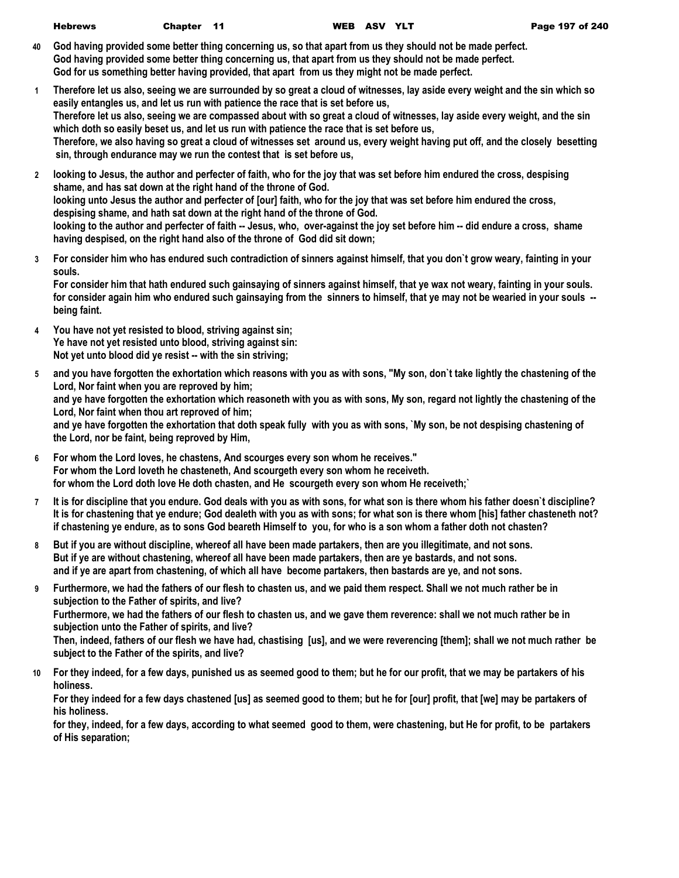**40** God having provided some better thing concerning us, so that apart from us they should not be made perfect.
God having provided some better thing concerning us, that apart from us they should not be made perfect.
God for us something better having provided, that apart from us they might not be made perfect.

**1** Therefore let us also, seeing we are surrounded by so great a cloud of witnesses, lay aside every weight and the sin which so easily entangles us, and let us run with patience the race that is set before us,
Therefore let us also, seeing we are compassed about with so great a cloud of witnesses, lay aside every weight, and the sin which doth so easily beset us, and let us run with patience the race that is set before us,
Therefore, we also having so great a cloud of witnesses set around us, every weight having put off, and the closely besetting sin, through endurance may we run the contest that is set before us,

**2** looking to Jesus, the author and perfecter of faith, who for the joy that was set before him endured the cross, despising shame, and has sat down at the right hand of the throne of God.
looking unto Jesus the author and perfecter of [our] faith, who for the joy that was set before him endured the cross, despising shame, and hath sat down at the right hand of the throne of God.
looking to the author and perfecter of faith -- Jesus, who, over-against the joy set before him -- did endure a cross, shame having despised, on the right hand also of the throne of God did sit down;

**3** For consider him who has endured such contradiction of sinners against himself, that you don`t grow weary, fainting in your souls.
For consider him that hath endured such gainsaying of sinners against himself, that ye wax not weary, fainting in your souls.
for consider again him who endured such gainsaying from the sinners to himself, that ye may not be wearied in your souls -- being faint.

**4** You have not yet resisted to blood, striving against sin;
Ye have not yet resisted unto blood, striving against sin:
Not yet unto blood did ye resist -- with the sin striving;

**5** and you have forgotten the exhortation which reasons with you as with sons, "My son, don`t take lightly the chastening of the Lord, Nor faint when you are reproved by him;
and ye have forgotten the exhortation which reasoneth with you as with sons, My son, regard not lightly the chastening of the Lord, Nor faint when thou art reproved of him;
and ye have forgotten the exhortation that doth speak fully with you as with sons, `My son, be not despising chastening of the Lord, nor be faint, being reproved by Him,

**6** For whom the Lord loves, he chastens, And scourges every son whom he receives."
For whom the Lord loveth he chasteneth, And scourgeth every son whom he receiveth.
for whom the Lord doth love He doth chasten, and He scourgeth every son whom He receiveth;`

**7** It is for discipline that you endure. God deals with you as with sons, for what son is there whom his father doesn`t discipline?
It is for chastening that ye endure; God dealeth with you as with sons; for what son is there whom [his] father chasteneth not?
if chastening ye endure, as to sons God beareth Himself to you, for who is a son whom a father doth not chasten?

**8** But if you are without discipline, whereof all have been made partakers, then are you illegitimate, and not sons.
But if ye are without chastening, whereof all have been made partakers, then are ye bastards, and not sons.
and if ye are apart from chastening, of which all have become partakers, then bastards are ye, and not sons.

**9** Furthermore, we had the fathers of our flesh to chasten us, and we paid them respect. Shall we not much rather be in subjection to the Father of spirits, and live?
Furthermore, we had the fathers of our flesh to chasten us, and we gave them reverence: shall we not much rather be in subjection unto the Father of spirits, and live?
Then, indeed, fathers of our flesh we have had, chastising [us], and we were reverencing [them]; shall we not much rather be subject to the Father of the spirits, and live?

**10** For they indeed, for a few days, punished us as seemed good to them; but he for our profit, that we may be partakers of his holiness.
For they indeed for a few days chastened [us] as seemed good to them; but he for [our] profit, that [we] may be partakers of his holiness.
for they, indeed, for a few days, according to what seemed good to them, were chastening, but He for profit, to be partakers of His separation;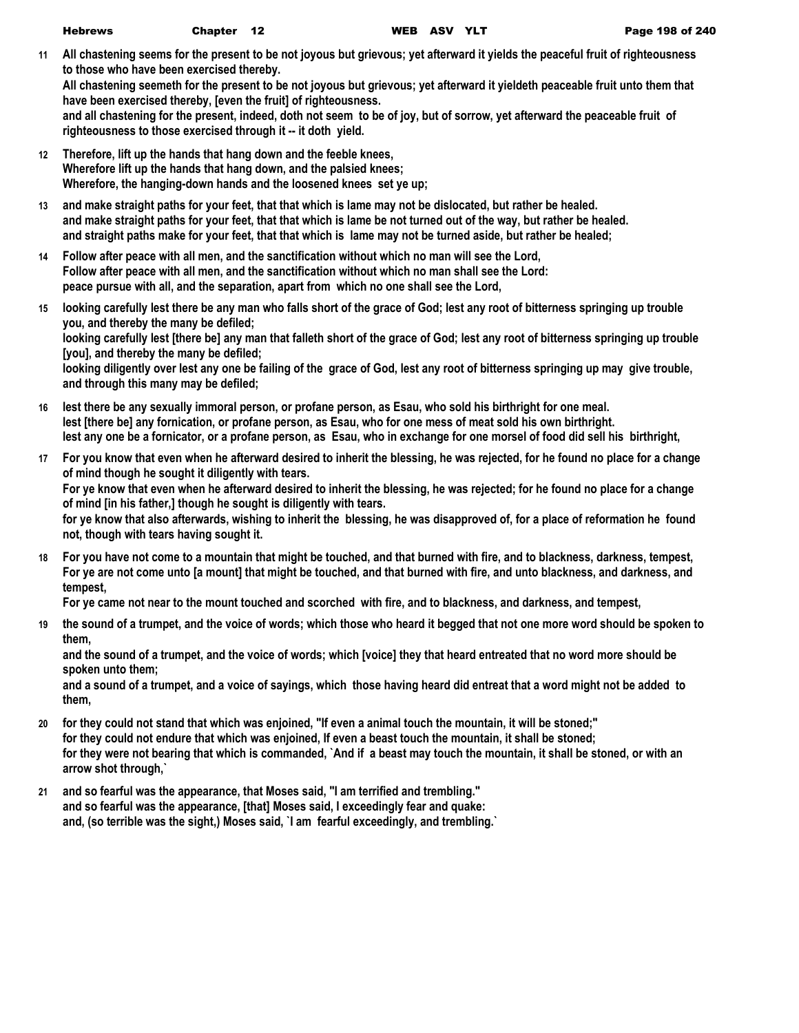**11** **All chastening seems for the present to be not joyous but grievous; yet afterward it yields the peaceful fruit of righteousness to those who have been exercised thereby.**
**All chastening seemeth for the present to be not joyous but grievous; yet afterward it yieldeth peaceable fruit unto them that have been exercised thereby, [even the fruit] of righteousness.**
**and all chastening for the present, indeed, doth not seem to be of joy, but of sorrow, yet afterward the peaceable fruit of righteousness to those exercised through it -- it doth yield.**

**12** **Therefore, lift up the hands that hang down and the feeble knees,**
**Wherefore lift up the hands that hang down, and the palsied knees;**
**Wherefore, the hanging-down hands and the loosened knees set ye up;**

**13** **and make straight paths for your feet, that that which is lame may not be dislocated, but rather be healed.**
**and make straight paths for your feet, that that which is lame be not turned out of the way, but rather be healed.**
**and straight paths make for your feet, that that which is lame may not be turned aside, but rather be healed;**

**14** **Follow after peace with all men, and the sanctification without which no man will see the Lord,**
**Follow after peace with all men, and the sanctification without which no man shall see the Lord:**
**peace pursue with all, and the separation, apart from which no one shall see the Lord,**

**15** **looking carefully lest there be any man who falls short of the grace of God; lest any root of bitterness springing up trouble you, and thereby the many be defiled;**
**looking carefully lest [there be] any man that falleth short of the grace of God; lest any root of bitterness springing up trouble [you], and thereby the many be defiled;**
**looking diligently over lest any one be failing of the grace of God, lest any root of bitterness springing up may give trouble, and through this many may be defiled;**

**16** **lest there be any sexually immoral person, or profane person, as Esau, who sold his birthright for one meal.**
**lest [there be] any fornication, or profane person, as Esau, who for one mess of meat sold his own birthright.**
**lest any one be a fornicator, or a profane person, as Esau, who in exchange for one morsel of food did sell his birthright,**

**17** **For you know that even when he afterward desired to inherit the blessing, he was rejected, for he found no place for a change of mind though he sought it diligently with tears.**
**For ye know that even when he afterward desired to inherit the blessing, he was rejected; for he found no place for a change of mind [in his father,] though he sought is diligently with tears.**
**for ye know that also afterwards, wishing to inherit the blessing, he was disapproved of, for a place of reformation he found not, though with tears having sought it.**

**18** **For you have not come to a mountain that might be touched, and that burned with fire, and to blackness, darkness, tempest,**
**For ye are not come unto [a mount] that might be touched, and that burned with fire, and unto blackness, and darkness, and tempest,**
**For ye came not near to the mount touched and scorched with fire, and to blackness, and darkness, and tempest,**

**19** **the sound of a trumpet, and the voice of words; which those who heard it begged that not one more word should be spoken to them,**
**and the sound of a trumpet, and the voice of words; which [voice] they that heard entreated that no word more should be spoken unto them;**
**and a sound of a trumpet, and a voice of sayings, which those having heard did entreat that a word might not be added to them,**

**20** **for they could not stand that which was enjoined, "If even a animal touch the mountain, it will be stoned;"**
**for they could not endure that which was enjoined, If even a beast touch the mountain, it shall be stoned;**
**for they were not bearing that which is commanded, `And if a beast may touch the mountain, it shall be stoned, or with an arrow shot through,`**

**21** **and so fearful was the appearance, that Moses said, "I am terrified and trembling."**
**and so fearful was the appearance, [that] Moses said, I exceedingly fear and quake:**
**and, (so terrible was the sight,) Moses said, `I am fearful exceedingly, and trembling.`**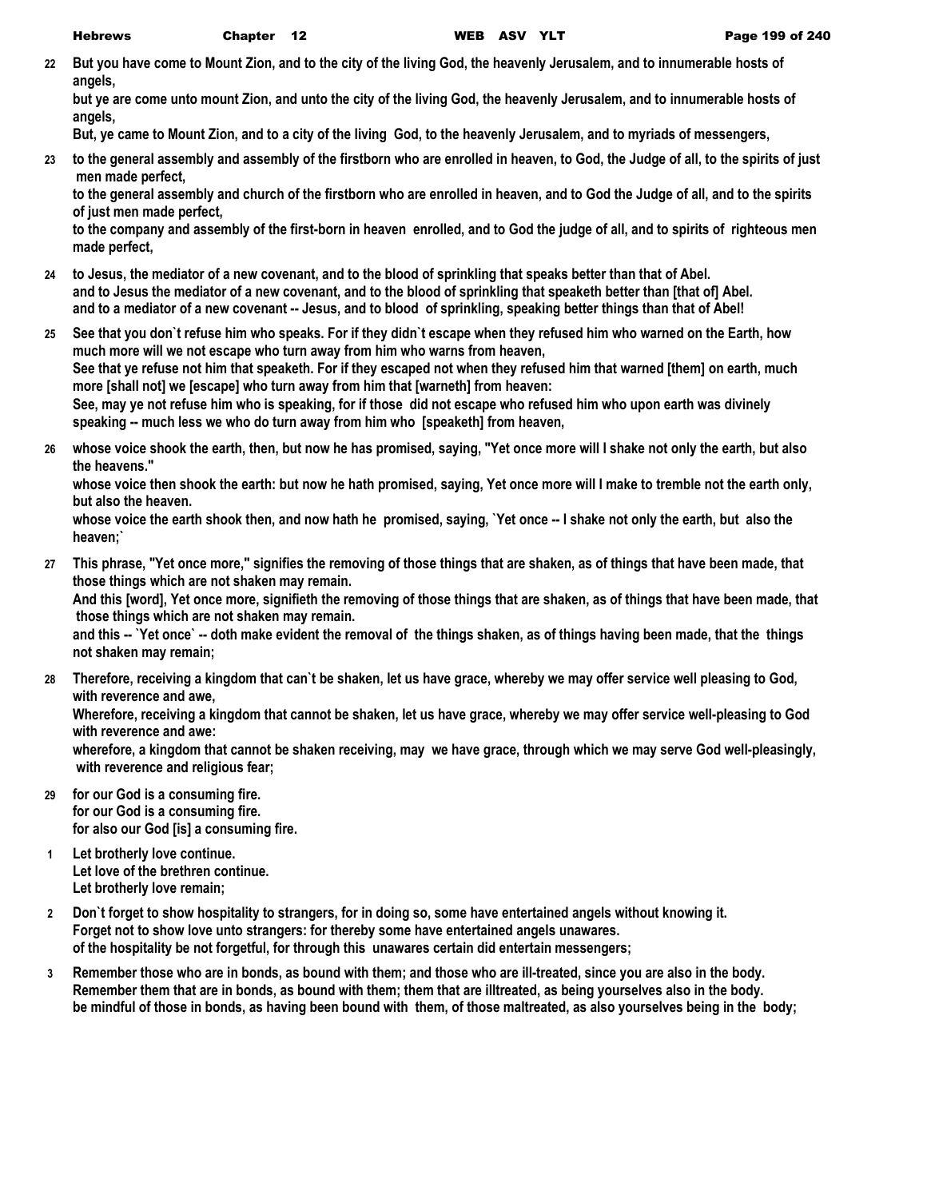**22** **But you have come to Mount Zion, and to the city of the living God, the heavenly Jerusalem, and to innumerable hosts of angels,**
**but ye are come unto mount Zion, and unto the city of the living God, the heavenly Jerusalem, and to innumerable hosts of angels,**
**But, ye came to Mount Zion, and to a city of the living God, to the heavenly Jerusalem, and to myriads of messengers,**

**23** **to the general assembly and assembly of the firstborn who are enrolled in heaven, to God, the Judge of all, to the spirits of just men made perfect,**
**to the general assembly and church of the firstborn who are enrolled in heaven, and to God the Judge of all, and to the spirits of just men made perfect,**
**to the company and assembly of the first-born in heaven enrolled, and to God the judge of all, and to spirits of righteous men made perfect,**

**24** **to Jesus, the mediator of a new covenant, and to the blood of sprinkling that speaks better than that of Abel.**
**and to Jesus the mediator of a new covenant, and to the blood of sprinkling that speaketh better than [that of] Abel.**
**and to a mediator of a new covenant -- Jesus, and to blood of sprinkling, speaking better things than that of Abel!**

**25** **See that you don`t refuse him who speaks. For if they didn`t escape when they refused him who warned on the Earth, how much more will we not escape who turn away from him who warns from heaven,**
**See that ye refuse not him that speaketh. For if they escaped not when they refused him that warned [them] on earth, much more [shall not] we [escape] who turn away from him that [warneth] from heaven:**
**See, may ye not refuse him who is speaking, for if those did not escape who refused him who upon earth was divinely speaking -- much less we who do turn away from him who [speaketh] from heaven,**

**26** **whose voice shook the earth, then, but now he has promised, saying, "Yet once more will I shake not only the earth, but also the heavens."**
**whose voice then shook the earth: but now he hath promised, saying, Yet once more will I make to tremble not the earth only, but also the heaven.**
**whose voice the earth shook then, and now hath he promised, saying, `Yet once -- I shake not only the earth, but also the heaven;`**

**27** **This phrase, "Yet once more," signifies the removing of those things that are shaken, as of things that have been made, that those things which are not shaken may remain.**
**And this [word], Yet once more, signifieth the removing of those things that are shaken, as of things that have been made, that those things which are not shaken may remain.**
**and this -- `Yet once` -- doth make evident the removal of the things shaken, as of things having been made, that the things not shaken may remain;**

**28** **Therefore, receiving a kingdom that can`t be shaken, let us have grace, whereby we may offer service well pleasing to God, with reverence and awe,**
**Wherefore, receiving a kingdom that cannot be shaken, let us have grace, whereby we may offer service well-pleasing to God with reverence and awe:**
**wherefore, a kingdom that cannot be shaken receiving, may we have grace, through which we may serve God well-pleasingly, with reverence and religious fear;**

**29** **for our God is a consuming fire.**
**for our God is a consuming fire.**
**for also our God [is] a consuming fire.**

**1** **Let brotherly love continue.**
**Let love of the brethren continue.**
**Let brotherly love remain;**

**2** **Don`t forget to show hospitality to strangers, for in doing so, some have entertained angels without knowing it.**
**Forget not to show love unto strangers: for thereby some have entertained angels unawares.**
**of the hospitality be not forgetful, for through this unawares certain did entertain messengers;**

**3** **Remember those who are in bonds, as bound with them; and those who are ill-treated, since you are also in the body.**
**Remember them that are in bonds, as bound with them; them that are illtreated, as being yourselves also in the body.**
**be mindful of those in bonds, as having been bound with them, of those maltreated, as also yourselves being in the body;**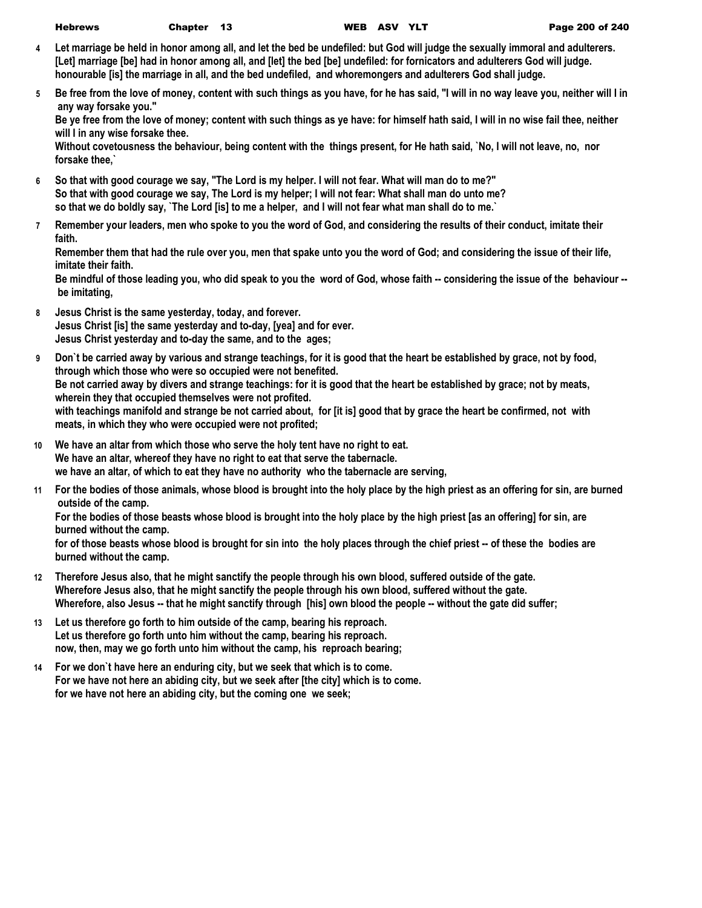**4** Let marriage be held in honor among all, and let the bed be undefiled: but God will judge the sexually immoral and adulterers.
[Let] marriage [be] had in honor among all, and [let] the bed [be] undefiled: for fornicators and adulterers God will judge.
honourable [is] the marriage in all, and the bed undefiled, and whoremongers and adulterers God shall judge.

**5** Be free from the love of money, content with such things as you have, for he has said, "I will in no way leave you, neither will I in any way forsake you."
Be ye free from the love of money; content with such things as ye have: for himself hath said, I will in no wise fail thee, neither will I in any wise forsake thee.
Without covetousness the behaviour, being content with the things present, for He hath said, `No, I will not leave, no, nor forsake thee,`

**6** So that with good courage we say, "The Lord is my helper. I will not fear. What will man do to me?"
So that with good courage we say, The Lord is my helper; I will not fear: What shall man do unto me?
so that we do boldly say, `The Lord [is] to me a helper, and I will not fear what man shall do to me.`

**7** Remember your leaders, men who spoke to you the word of God, and considering the results of their conduct, imitate their faith.
Remember them that had the rule over you, men that spake unto you the word of God; and considering the issue of their life, imitate their faith.
Be mindful of those leading you, who did speak to you the word of God, whose faith -- considering the issue of the behaviour -- be imitating,

**8** Jesus Christ is the same yesterday, today, and forever.
Jesus Christ [is] the same yesterday and to-day, [yea] and for ever.
Jesus Christ yesterday and to-day the same, and to the ages;

**9** Don`t be carried away by various and strange teachings, for it is good that the heart be established by grace, not by food, through which those who were so occupied were not benefited.
Be not carried away by divers and strange teachings: for it is good that the heart be established by grace; not by meats, wherein they that occupied themselves were not profited.
with teachings manifold and strange be not carried about, for [it is] good that by grace the heart be confirmed, not with meats, in which they who were occupied were not profited;

**10** We have an altar from which those who serve the holy tent have no right to eat.
We have an altar, whereof they have no right to eat that serve the tabernacle.
we have an altar, of which to eat they have no authority who the tabernacle are serving,

**11** For the bodies of those animals, whose blood is brought into the holy place by the high priest as an offering for sin, are burned outside of the camp.
For the bodies of those beasts whose blood is brought into the holy place by the high priest [as an offering] for sin, are burned without the camp.
for of those beasts whose blood is brought for sin into the holy places through the chief priest -- of these the bodies are burned without the camp.

**12** Therefore Jesus also, that he might sanctify the people through his own blood, suffered outside of the gate.
Wherefore Jesus also, that he might sanctify the people through his own blood, suffered without the gate.
Wherefore, also Jesus -- that he might sanctify through [his] own blood the people -- without the gate did suffer;

**13** Let us therefore go forth to him outside of the camp, bearing his reproach.
Let us therefore go forth unto him without the camp, bearing his reproach.
now, then, may we go forth unto him without the camp, his reproach bearing;

**14** For we don`t have here an enduring city, but we seek that which is to come.
For we have not here an abiding city, but we seek after [the city] which is to come.
for we have not here an abiding city, but the coming one we seek;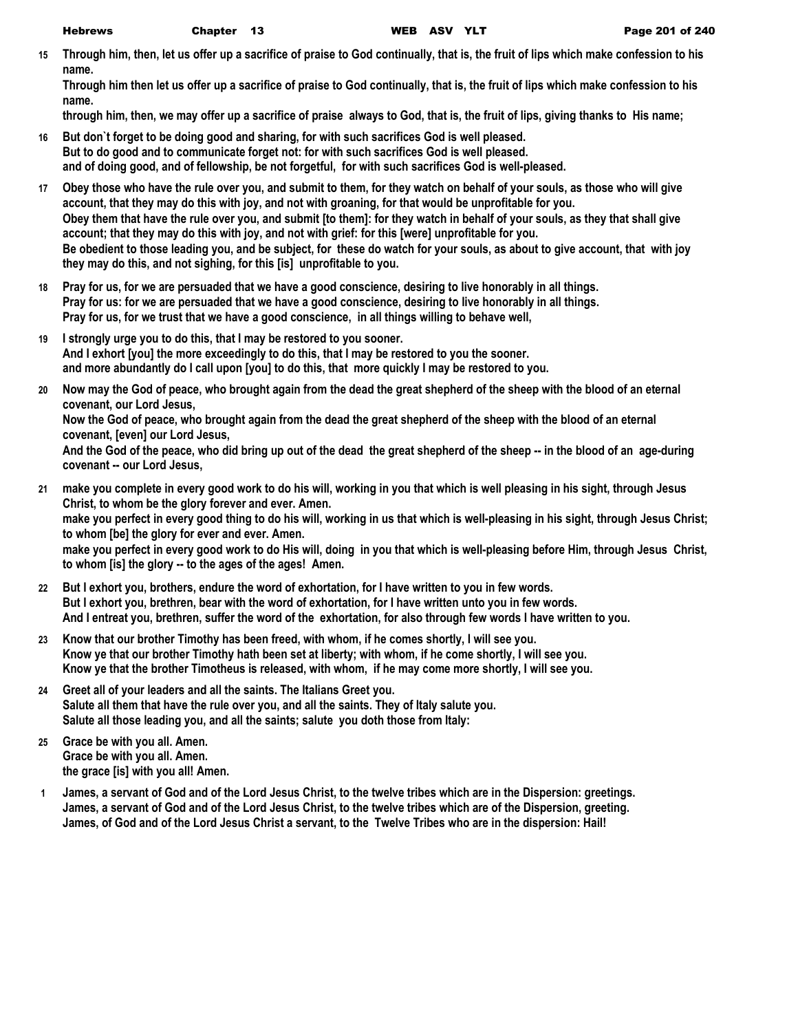**15** **Through him, then, let us offer up a sacrifice of praise to God continually, that is, the fruit of lips which make confession to his name.**
**Through him then let us offer up a sacrifice of praise to God continually, that is, the fruit of lips which make confession to his name.**
**through him, then, we may offer up a sacrifice of praise always to God, that is, the fruit of lips, giving thanks to His name;**

**16** **But don`t forget to be doing good and sharing, for with such sacrifices God is well pleased.**
**But to do good and to communicate forget not: for with such sacrifices God is well pleased.**
**and of doing good, and of fellowship, be not forgetful, for with such sacrifices God is well-pleased.**

**17** **Obey those who have the rule over you, and submit to them, for they watch on behalf of your souls, as those who will give account, that they may do this with joy, and not with groaning, for that would be unprofitable for you.**
**Obey them that have the rule over you, and submit [to them]: for they watch in behalf of your souls, as they that shall give account; that they may do this with joy, and not with grief: for this [were] unprofitable for you.**
**Be obedient to those leading you, and be subject, for these do watch for your souls, as about to give account, that with joy they may do this, and not sighing, for this [is] unprofitable to you.**

**18** **Pray for us, for we are persuaded that we have a good conscience, desiring to live honorably in all things.**
**Pray for us: for we are persuaded that we have a good conscience, desiring to live honorably in all things.**
**Pray for us, for we trust that we have a good conscience, in all things willing to behave well,**

**19** **I strongly urge you to do this, that I may be restored to you sooner.**
**And I exhort [you] the more exceedingly to do this, that I may be restored to you the sooner.**
**and more abundantly do I call upon [you] to do this, that more quickly I may be restored to you.**

**20** **Now may the God of peace, who brought again from the dead the great shepherd of the sheep with the blood of an eternal covenant, our Lord Jesus,**
**Now the God of peace, who brought again from the dead the great shepherd of the sheep with the blood of an eternal covenant, [even] our Lord Jesus,**
**And the God of the peace, who did bring up out of the dead the great shepherd of the sheep -- in the blood of an age-during covenant -- our Lord Jesus,**

**21** **make you complete in every good work to do his will, working in you that which is well pleasing in his sight, through Jesus Christ, to whom be the glory forever and ever. Amen.**
**make you perfect in every good thing to do his will, working in us that which is well-pleasing in his sight, through Jesus Christ; to whom [be] the glory for ever and ever. Amen.**
**make you perfect in every good work to do His will, doing in you that which is well-pleasing before Him, through Jesus Christ, to whom [is] the glory -- to the ages of the ages! Amen.**

**22** **But I exhort you, brothers, endure the word of exhortation, for I have written to you in few words.**
**But I exhort you, brethren, bear with the word of exhortation, for I have written unto you in few words.**
**And I entreat you, brethren, suffer the word of the exhortation, for also through few words I have written to you.**

**23** **Know that our brother Timothy has been freed, with whom, if he comes shortly, I will see you.**
**Know ye that our brother Timothy hath been set at liberty; with whom, if he come shortly, I will see you.**
**Know ye that the brother Timotheus is released, with whom, if he may come more shortly, I will see you.**

**24** **Greet all of your leaders and all the saints. The Italians Greet you.**
**Salute all them that have the rule over you, and all the saints. They of Italy salute you.**
**Salute all those leading you, and all the saints; salute you doth those from Italy:**

**25** **Grace be with you all. Amen.**
**Grace be with you all. Amen.**
**the grace [is] with you all! Amen.**

**1** **James, a servant of God and of the Lord Jesus Christ, to the twelve tribes which are in the Dispersion: greetings.**
**James, a servant of God and of the Lord Jesus Christ, to the twelve tribes which are of the Dispersion, greeting.**
**James, of God and of the Lord Jesus Christ a servant, to the Twelve Tribes who are in the dispersion: Hail!**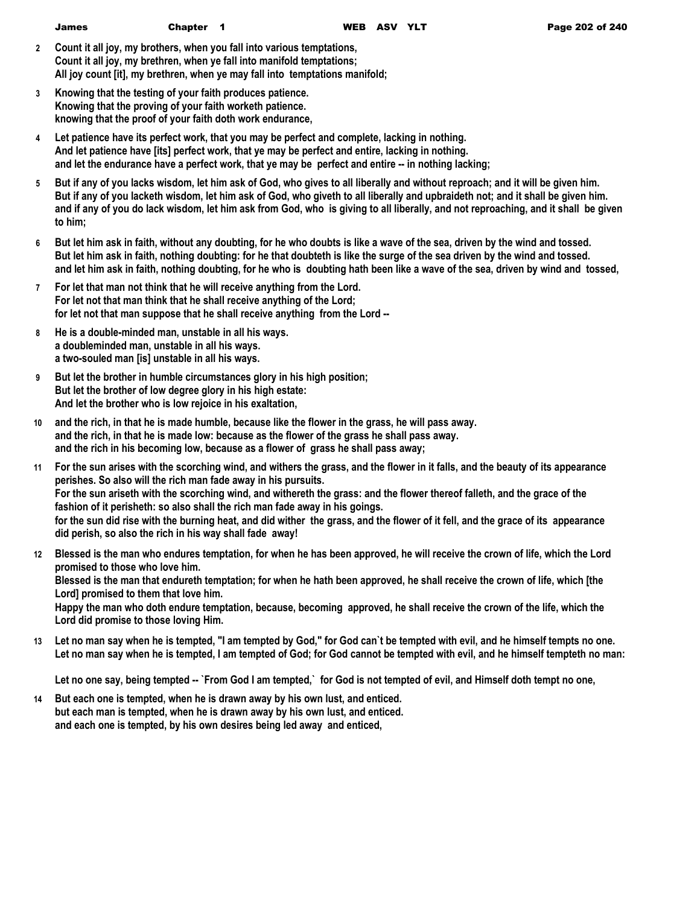**2** **Count it all joy, my brothers, when you fall into various temptations,**
**Count it all joy, my brethren, when ye fall into manifold temptations;**
**All joy count [it], my brethren, when ye may fall into temptations manifold;**

**3** **Knowing that the testing of your faith produces patience.**
**Knowing that the proving of your faith worketh patience.**
**knowing that the proof of your faith doth work endurance,**

**4** **Let patience have its perfect work, that you may be perfect and complete, lacking in nothing.**
**And let patience have [its] perfect work, that ye may be perfect and entire, lacking in nothing.**
**and let the endurance have a perfect work, that ye may be perfect and entire -- in nothing lacking;**

**5** **But if any of you lacks wisdom, let him ask of God, who gives to all liberally and without reproach; and it will be given him.**
**But if any of you lacketh wisdom, let him ask of God, who giveth to all liberally and upbraideth not; and it shall be given him.**
**and if any of you do lack wisdom, let him ask from God, who is giving to all liberally, and not reproaching, and it shall be given to him;**

**6** **But let him ask in faith, without any doubting, for he who doubts is like a wave of the sea, driven by the wind and tossed.**
**But let him ask in faith, nothing doubting: for he that doubteth is like the surge of the sea driven by the wind and tossed.**
**and let him ask in faith, nothing doubting, for he who is doubting hath been like a wave of the sea, driven by wind and tossed,**

**7** **For let that man not think that he will receive anything from the Lord.**
**For let not that man think that he shall receive anything of the Lord;**
**for let not that man suppose that he shall receive anything from the Lord --**

**8** **He is a double-minded man, unstable in all his ways.**
**a doubleminded man, unstable in all his ways.**
**a two-souled man [is] unstable in all his ways.**

**9** **But let the brother in humble circumstances glory in his high position;**
**But let the brother of low degree glory in his high estate:**
**And let the brother who is low rejoice in his exaltation,**

**10** **and the rich, in that he is made humble, because like the flower in the grass, he will pass away.**
**and the rich, in that he is made low: because as the flower of the grass he shall pass away.**
**and the rich in his becoming low, because as a flower of grass he shall pass away;**

**11** **For the sun arises with the scorching wind, and withers the grass, and the flower in it falls, and the beauty of its appearance perishes. So also will the rich man fade away in his pursuits.**
**For the sun ariseth with the scorching wind, and withereth the grass: and the flower thereof falleth, and the grace of the fashion of it perisheth: so also shall the rich man fade away in his goings.**
**for the sun did rise with the burning heat, and did wither the grass, and the flower of it fell, and the grace of its appearance did perish, so also the rich in his way shall fade away!**

**12** **Blessed is the man who endures temptation, for when he has been approved, he will receive the crown of life, which the Lord promised to those who love him.**
**Blessed is the man that endureth temptation; for when he hath been approved, he shall receive the crown of life, which [the Lord] promised to them that love him.**
**Happy the man who doth endure temptation, because, becoming approved, he shall receive the crown of the life, which the Lord did promise to those loving Him.**

**13** **Let no man say when he is tempted, "I am tempted by God," for God can`t be tempted with evil, and he himself tempts no one.**
**Let no man say when he is tempted, I am tempted of God; for God cannot be tempted with evil, and he himself tempteth no man:**

**Let no one say, being tempted -- `From God I am tempted,` for God is not tempted of evil, and Himself doth tempt no one,**

**14** **But each one is tempted, when he is drawn away by his own lust, and enticed.**
**but each man is tempted, when he is drawn away by his own lust, and enticed.**
**and each one is tempted, by his own desires being led away and enticed,**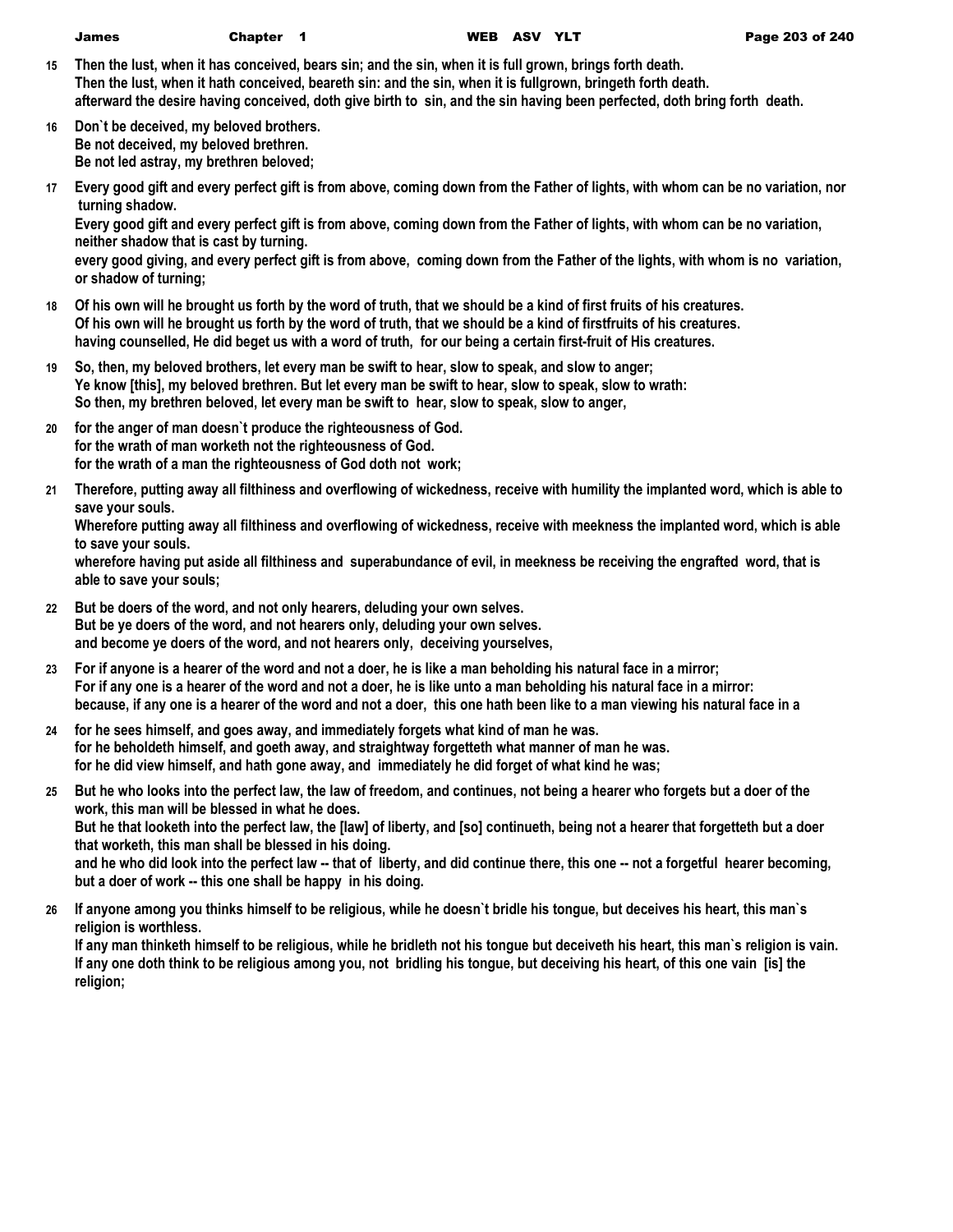**15** Then the lust, when it has conceived, bears sin; and the sin, when it is full grown, brings forth death.
Then the lust, when it hath conceived, beareth sin: and the sin, when it is fullgrown, bringeth forth death.
afterward the desire having conceived, doth give birth to sin, and the sin having been perfected, doth bring forth death.

**16** Don`t be deceived, my beloved brothers.
Be not deceived, my beloved brethren.
Be not led astray, my brethren beloved;

**17** Every good gift and every perfect gift is from above, coming down from the Father of lights, with whom can be no variation, nor turning shadow.
Every good gift and every perfect gift is from above, coming down from the Father of lights, with whom can be no variation, neither shadow that is cast by turning.
every good giving, and every perfect gift is from above, coming down from the Father of the lights, with whom is no variation, or shadow of turning;

**18** Of his own will he brought us forth by the word of truth, that we should be a kind of first fruits of his creatures.
Of his own will he brought us forth by the word of truth, that we should be a kind of firstfruits of his creatures.
having counselled, He did beget us with a word of truth, for our being a certain first-fruit of His creatures.

**19** So, then, my beloved brothers, let every man be swift to hear, slow to speak, and slow to anger;
Ye know [this], my beloved brethren. But let every man be swift to hear, slow to speak, slow to wrath:
So then, my brethren beloved, let every man be swift to hear, slow to speak, slow to anger,

**20** for the anger of man doesn`t produce the righteousness of God.
for the wrath of man worketh not the righteousness of God.
for the wrath of a man the righteousness of God doth not work;

**21** Therefore, putting away all filthiness and overflowing of wickedness, receive with humility the implanted word, which is able to save your souls.
Wherefore putting away all filthiness and overflowing of wickedness, receive with meekness the implanted word, which is able to save your souls.
wherefore having put aside all filthiness and superabundance of evil, in meekness be receiving the engrafted word, that is able to save your souls;

**22** But be doers of the word, and not only hearers, deluding your own selves.
But be ye doers of the word, and not hearers only, deluding your own selves.
and become ye doers of the word, and not hearers only, deceiving yourselves,

**23** For if anyone is a hearer of the word and not a doer, he is like a man beholding his natural face in a mirror;
For if any one is a hearer of the word and not a doer, he is like unto a man beholding his natural face in a mirror:
because, if any one is a hearer of the word and not a doer, this one hath been like to a man viewing his natural face in a

**24** for he sees himself, and goes away, and immediately forgets what kind of man he was.
for he beholdeth himself, and goeth away, and straightway forgetteth what manner of man he was.
for he did view himself, and hath gone away, and immediately he did forget of what kind he was;

**25** But he who looks into the perfect law, the law of freedom, and continues, not being a hearer who forgets but a doer of the work, this man will be blessed in what he does.
But he that looketh into the perfect law, the [law] of liberty, and [so] continueth, being not a hearer that forgetteth but a doer that worketh, this man shall be blessed in his doing.
and he who did look into the perfect law -- that of liberty, and did continue there, this one -- not a forgetful hearer becoming, but a doer of work -- this one shall be happy in his doing.

**26** If anyone among you thinks himself to be religious, while he doesn`t bridle his tongue, but deceives his heart, this man`s religion is worthless.
If any man thinketh himself to be religious, while he bridleth not his tongue but deceiveth his heart, this man`s religion is vain.
If any one doth think to be religious among you, not bridling his tongue, but deceiving his heart, of this one vain [is] the religion;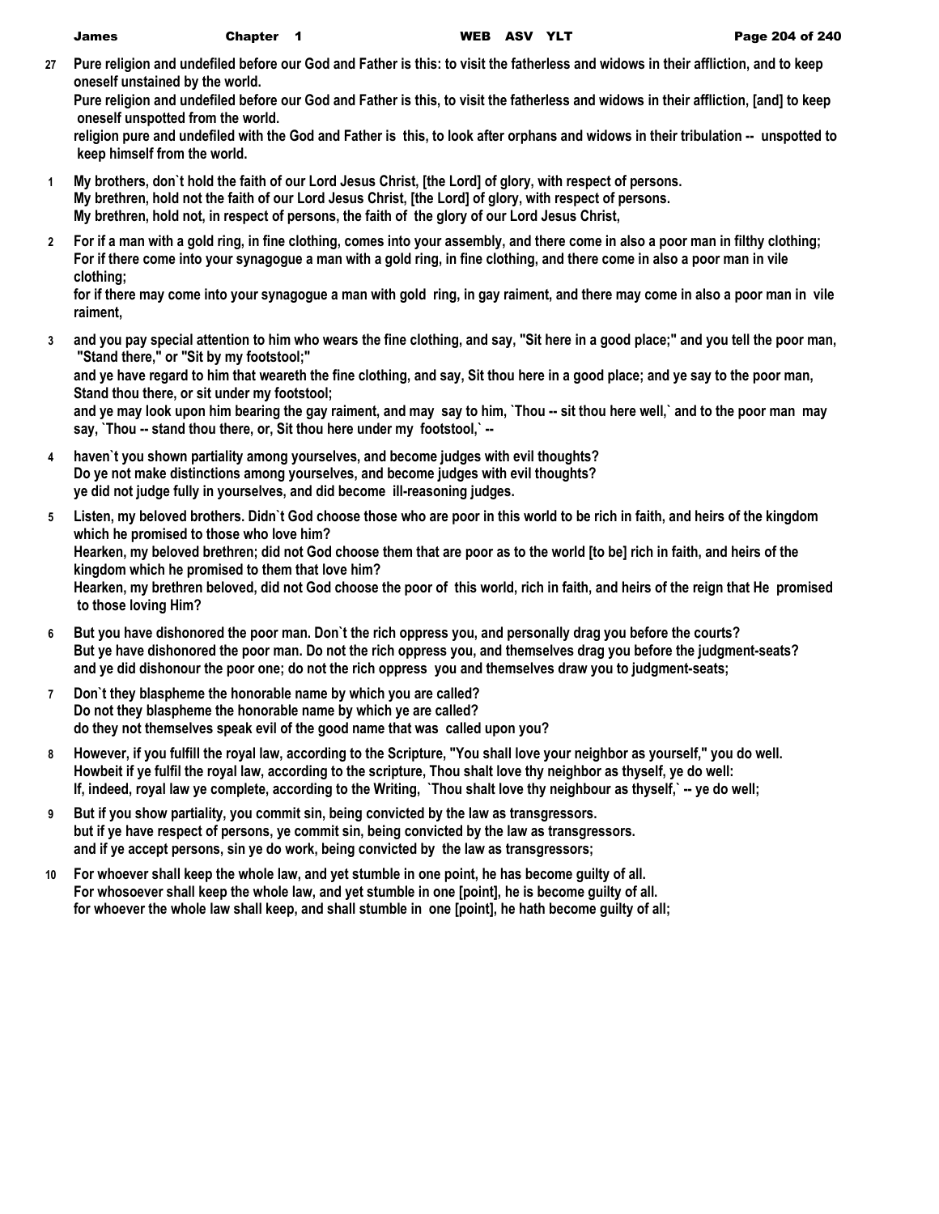**27** **Pure religion and undefiled before our God and Father is this: to visit the fatherless and widows in their affliction, and to keep oneself unstained by the world.**
**Pure religion and undefiled before our God and Father is this, to visit the fatherless and widows in their affliction, [and] to keep oneself unspotted from the world.**
**religion pure and undefiled with the God and Father is this, to look after orphans and widows in their tribulation -- unspotted to keep himself from the world.**

**1** **My brothers, don`t hold the faith of our Lord Jesus Christ, [the Lord] of glory, with respect of persons.**
**My brethren, hold not the faith of our Lord Jesus Christ, [the Lord] of glory, with respect of persons.**
**My brethren, hold not, in respect of persons, the faith of the glory of our Lord Jesus Christ,**

**2** **For if a man with a gold ring, in fine clothing, comes into your assembly, and there come in also a poor man in filthy clothing;**
**For if there come into your synagogue a man with a gold ring, in fine clothing, and there come in also a poor man in vile clothing;**
**for if there may come into your synagogue a man with gold ring, in gay raiment, and there may come in also a poor man in vile raiment,**

**3** **and you pay special attention to him who wears the fine clothing, and say, "Sit here in a good place;" and you tell the poor man, "Stand there," or "Sit by my footstool;"**
**and ye have regard to him that weareth the fine clothing, and say, Sit thou here in a good place; and ye say to the poor man, Stand thou there, or sit under my footstool;**
**and ye may look upon him bearing the gay raiment, and may say to him, `Thou -- sit thou here well,` and to the poor man may say, `Thou -- stand thou there, or, Sit thou here under my footstool,` --**

**4** **haven`t you shown partiality among yourselves, and become judges with evil thoughts?**
**Do ye not make distinctions among yourselves, and become judges with evil thoughts?**
**ye did not judge fully in yourselves, and did become ill-reasoning judges.**

**5** **Listen, my beloved brothers. Didn`t God choose those who are poor in this world to be rich in faith, and heirs of the kingdom which he promised to those who love him?**
**Hearken, my beloved brethren; did not God choose them that are poor as to the world [to be] rich in faith, and heirs of the kingdom which he promised to them that love him?**
**Hearken, my brethren beloved, did not God choose the poor of this world, rich in faith, and heirs of the reign that He promised to those loving Him?**

**6** **But you have dishonored the poor man. Don`t the rich oppress you, and personally drag you before the courts?**
**But ye have dishonored the poor man. Do not the rich oppress you, and themselves drag you before the judgment-seats?**
**and ye did dishonour the poor one; do not the rich oppress you and themselves draw you to judgment-seats;**

**7** **Don`t they blaspheme the honorable name by which you are called?**
**Do not they blaspheme the honorable name by which ye are called?**
**do they not themselves speak evil of the good name that was called upon you?**

**8** **However, if you fulfill the royal law, according to the Scripture, "You shall love your neighbor as yourself," you do well.**
**Howbeit if ye fulfil the royal law, according to the scripture, Thou shalt love thy neighbor as thyself, ye do well:**
**If, indeed, royal law ye complete, according to the Writing, `Thou shalt love thy neighbour as thyself,` -- ye do well;**

**9** **But if you show partiality, you commit sin, being convicted by the law as transgressors.**
**but if ye have respect of persons, ye commit sin, being convicted by the law as transgressors.**
**and if ye accept persons, sin ye do work, being convicted by the law as transgressors;**

**10** **For whoever shall keep the whole law, and yet stumble in one point, he has become guilty of all.**
**For whosoever shall keep the whole law, and yet stumble in one [point], he is become guilty of all.**
**for whoever the whole law shall keep, and shall stumble in one [point], he hath become guilty of all;**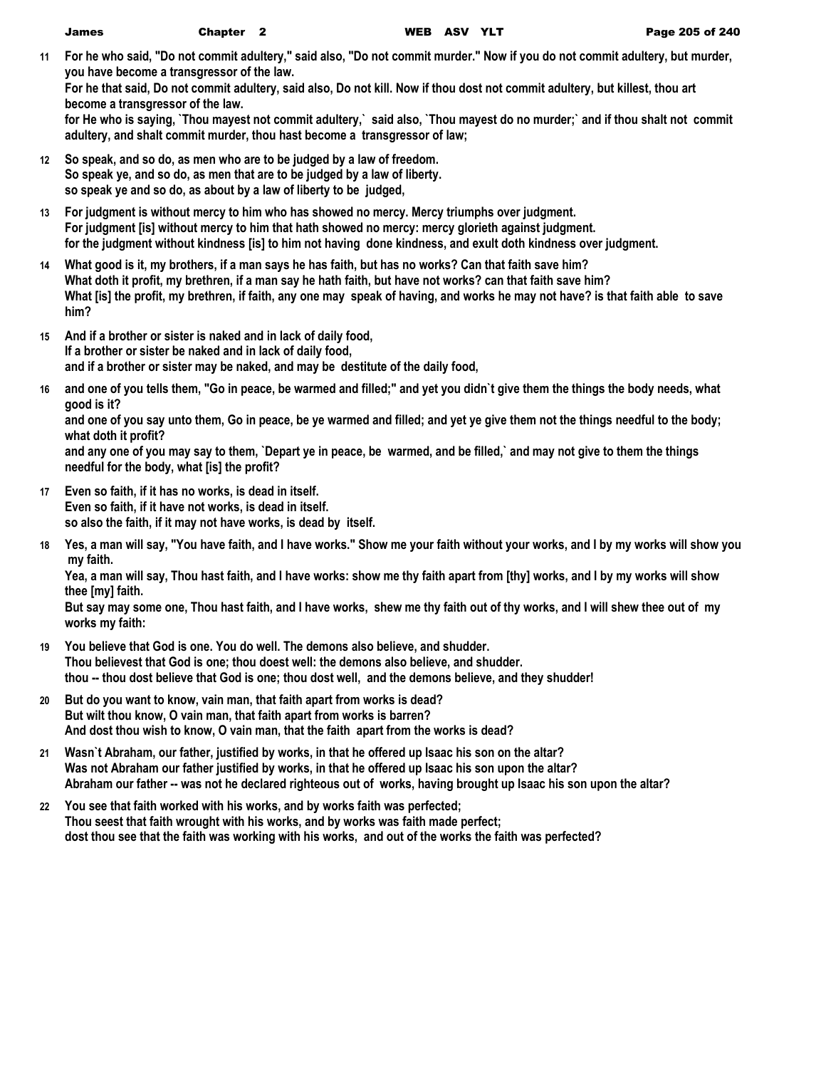**11** For he who said, "Do not commit adultery," said also, "Do not commit murder." Now if you do not commit adultery, but murder, you have become a transgressor of the law.
For he that said, Do not commit adultery, said also, Do not kill. Now if thou dost not commit adultery, but killest, thou art become a transgressor of the law.
for He who is saying, `Thou mayest not commit adultery,` said also, `Thou mayest do no murder;` and if thou shalt not commit adultery, and shalt commit murder, thou hast become a transgressor of law;

**12** So speak, and so do, as men who are to be judged by a law of freedom.
So speak ye, and so do, as men that are to be judged by a law of liberty.
so speak ye and so do, as about by a law of liberty to be judged,

**13** For judgment is without mercy to him who has showed no mercy. Mercy triumphs over judgment.
For judgment [is] without mercy to him that hath showed no mercy: mercy glorieth against judgment.
for the judgment without kindness [is] to him not having done kindness, and exult doth kindness over judgment.

**14** What good is it, my brothers, if a man says he has faith, but has no works? Can that faith save him?
What doth it profit, my brethren, if a man say he hath faith, but have not works? can that faith save him?
What [is] the profit, my brethren, if faith, any one may speak of having, and works he may not have? is that faith able to save him?

**15** And if a brother or sister is naked and in lack of daily food,
If a brother or sister be naked and in lack of daily food,
and if a brother or sister may be naked, and may be destitute of the daily food,

**16** and one of you tells them, "Go in peace, be warmed and filled;" and yet you didn`t give them the things the body needs, what good is it?
and one of you say unto them, Go in peace, be ye warmed and filled; and yet ye give them not the things needful to the body; what doth it profit?
and any one of you may say to them, `Depart ye in peace, be warmed, and be filled,` and may not give to them the things needful for the body, what [is] the profit?

**17** Even so faith, if it has no works, is dead in itself.
Even so faith, if it have not works, is dead in itself.
so also the faith, if it may not have works, is dead by itself.

**18** Yes, a man will say, "You have faith, and I have works." Show me your faith without your works, and I by my works will show you my faith.
Yea, a man will say, Thou hast faith, and I have works: show me thy faith apart from [thy] works, and I by my works will show thee [my] faith.
But say may some one, Thou hast faith, and I have works, shew me thy faith out of thy works, and I will shew thee out of my works my faith:

**19** You believe that God is one. You do well. The demons also believe, and shudder.
Thou believest that God is one; thou doest well: the demons also believe, and shudder.
thou -- thou dost believe that God is one; thou dost well, and the demons believe, and they shudder!

**20** But do you want to know, vain man, that faith apart from works is dead?
But wilt thou know, O vain man, that faith apart from works is barren?
And dost thou wish to know, O vain man, that the faith apart from the works is dead?

**21** Wasn`t Abraham, our father, justified by works, in that he offered up Isaac his son on the altar?
Was not Abraham our father justified by works, in that he offered up Isaac his son upon the altar?
Abraham our father -- was not he declared righteous out of works, having brought up Isaac his son upon the altar?

**22** You see that faith worked with his works, and by works faith was perfected;
Thou seest that faith wrought with his works, and by works was faith made perfect;
dost thou see that the faith was working with his works, and out of the works the faith was perfected?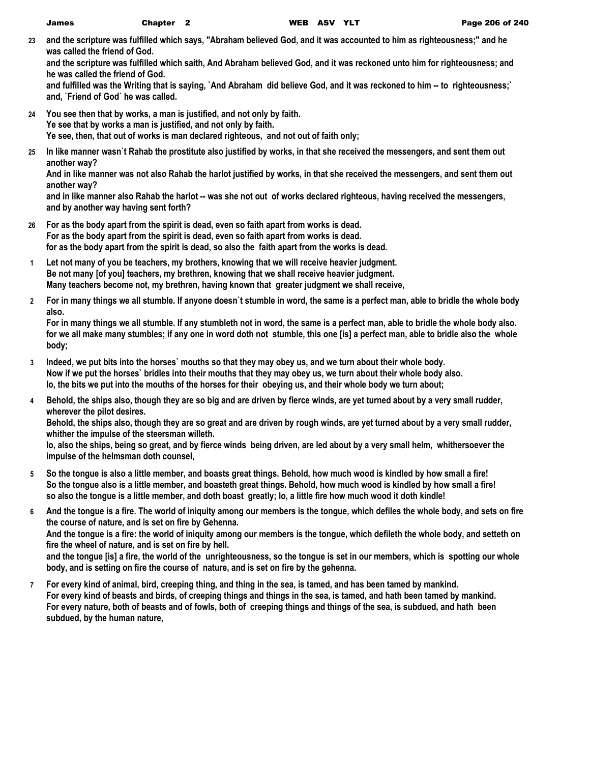23 and the scripture was fulfilled which says, "Abraham believed God, and it was accounted to him as righteousness;" and he was called the friend of God.
and the scripture was fulfilled which saith, And Abraham believed God, and it was reckoned unto him for righteousness; and he was called the friend of God.
and fulfilled was the Writing that is saying, `And Abraham did believe God, and it was reckoned to him -- to righteousness;` and, `Friend of God` he was called.

24 You see then that by works, a man is justified, and not only by faith.
Ye see that by works a man is justified, and not only by faith.
Ye see, then, that out of works is man declared righteous, and not out of faith only;

25 In like manner wasn`t Rahab the prostitute also justified by works, in that she received the messengers, and sent them out another way?
And in like manner was not also Rahab the harlot justified by works, in that she received the messengers, and sent them out another way?
and in like manner also Rahab the harlot -- was she not out of works declared righteous, having received the messengers, and by another way having sent forth?

26 For as the body apart from the spirit is dead, even so faith apart from works is dead.
For as the body apart from the spirit is dead, even so faith apart from works is dead.
for as the body apart from the spirit is dead, so also the faith apart from the works is dead.

1 Let not many of you be teachers, my brothers, knowing that we will receive heavier judgment.
Be not many [of you] teachers, my brethren, knowing that we shall receive heavier judgment.
Many teachers become not, my brethren, having known that greater judgment we shall receive,

2 For in many things we all stumble. If anyone doesn`t stumble in word, the same is a perfect man, able to bridle the whole body also.
For in many things we all stumble. If any stumbleth not in word, the same is a perfect man, able to bridle the whole body also.
for we all make many stumbles; if any one in word doth not stumble, this one [is] a perfect man, able to bridle also the whole body;

3 Indeed, we put bits into the horses` mouths so that they may obey us, and we turn about their whole body.
Now if we put the horses` bridles into their mouths that they may obey us, we turn about their whole body also.
lo, the bits we put into the mouths of the horses for their obeying us, and their whole body we turn about;

4 Behold, the ships also, though they are so big and are driven by fierce winds, are yet turned about by a very small rudder, wherever the pilot desires.
Behold, the ships also, though they are so great and are driven by rough winds, are yet turned about by a very small rudder, whither the impulse of the steersman willeth.
lo, also the ships, being so great, and by fierce winds being driven, are led about by a very small helm, whithersoever the impulse of the helmsman doth counsel,

5 So the tongue is also a little member, and boasts great things. Behold, how much wood is kindled by how small a fire!
So the tongue also is a little member, and boasteth great things. Behold, how much wood is kindled by how small a fire!
so also the tongue is a little member, and doth boast greatly; lo, a little fire how much wood it doth kindle!

6 And the tongue is a fire. The world of iniquity among our members is the tongue, which defiles the whole body, and sets on fire the course of nature, and is set on fire by Gehenna.
And the tongue is a fire: the world of iniquity among our members is the tongue, which defileth the whole body, and setteth on fire the wheel of nature, and is set on fire by hell.
and the tongue [is] a fire, the world of the unrighteousness, so the tongue is set in our members, which is spotting our whole body, and is setting on fire the course of nature, and is set on fire by the gehenna.

7 For every kind of animal, bird, creeping thing, and thing in the sea, is tamed, and has been tamed by mankind.
For every kind of beasts and birds, of creeping things and things in the sea, is tamed, and hath been tamed by mankind.
For every nature, both of beasts and of fowls, both of creeping things and things of the sea, is subdued, and hath been subdued, by the human nature,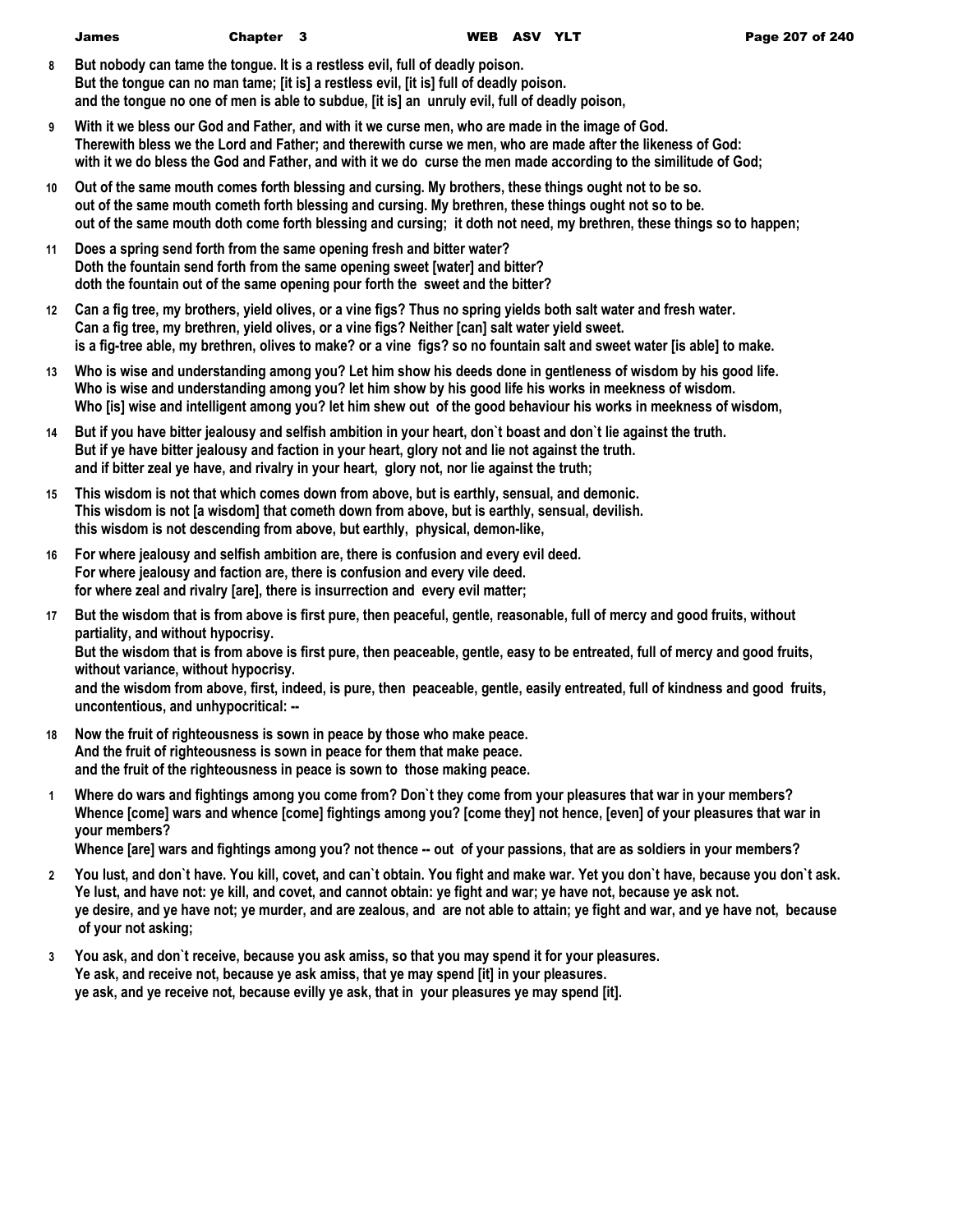**8** But nobody can tame the tongue. It is a restless evil, full of deadly poison.
But the tongue can no man tame; [it is] a restless evil, [it is] full of deadly poison.
and the tongue no one of men is able to subdue, [it is] an unruly evil, full of deadly poison,

**9** With it we bless our God and Father, and with it we curse men, who are made in the image of God.
Therewith bless we the Lord and Father; and therewith curse we men, who are made after the likeness of God:
with it we do bless the God and Father, and with it we do curse the men made according to the similitude of God;

**10** Out of the same mouth comes forth blessing and cursing. My brothers, these things ought not to be so.
out of the same mouth cometh forth blessing and cursing. My brethren, these things ought not so to be.
out of the same mouth doth come forth blessing and cursing; it doth not need, my brethren, these things so to happen;

**11** Does a spring send forth from the same opening fresh and bitter water?
Doth the fountain send forth from the same opening sweet [water] and bitter?
doth the fountain out of the same opening pour forth the sweet and the bitter?

**12** Can a fig tree, my brothers, yield olives, or a vine figs? Thus no spring yields both salt water and fresh water.
Can a fig tree, my brethren, yield olives, or a vine figs? Neither [can] salt water yield sweet.
is a fig-tree able, my brethren, olives to make? or a vine figs? so no fountain salt and sweet water [is able] to make.

**13** Who is wise and understanding among you? Let him show his deeds done in gentleness of wisdom by his good life.
Who is wise and understanding among you? let him show by his good life his works in meekness of wisdom.
Who [is] wise and intelligent among you? let him shew out of the good behaviour his works in meekness of wisdom,

**14** But if you have bitter jealousy and selfish ambition in your heart, don`t boast and don`t lie against the truth.
But if ye have bitter jealousy and faction in your heart, glory not and lie not against the truth.
and if bitter zeal ye have, and rivalry in your heart, glory not, nor lie against the truth;

**15** This wisdom is not that which comes down from above, but is earthly, sensual, and demonic.
This wisdom is not [a wisdom] that cometh down from above, but is earthly, sensual, devilish.
this wisdom is not descending from above, but earthly, physical, demon-like,

**16** For where jealousy and selfish ambition are, there is confusion and every evil deed.
For where jealousy and faction are, there is confusion and every vile deed.
for where zeal and rivalry [are], there is insurrection and every evil matter;

**17** But the wisdom that is from above is first pure, then peaceful, gentle, reasonable, full of mercy and good fruits, without partiality, and without hypocrisy.
But the wisdom that is from above is first pure, then peaceable, gentle, easy to be entreated, full of mercy and good fruits, without variance, without hypocrisy.
and the wisdom from above, first, indeed, is pure, then peaceable, gentle, easily entreated, full of kindness and good fruits, uncontentious, and unhypocritical: --

**18** Now the fruit of righteousness is sown in peace by those who make peace.
And the fruit of righteousness is sown in peace for them that make peace.
and the fruit of the righteousness in peace is sown to those making peace.

**1** Where do wars and fightings among you come from? Don`t they come from your pleasures that war in your members?
Whence [come] wars and whence [come] fightings among you? [come they] not hence, [even] of your pleasures that war in your members?
Whence [are] wars and fightings among you? not thence -- out of your passions, that are as soldiers in your members?

**2** You lust, and don`t have. You kill, covet, and can`t obtain. You fight and make war. Yet you don`t have, because you don`t ask.
Ye lust, and have not: ye kill, and covet, and cannot obtain: ye fight and war; ye have not, because ye ask not.
ye desire, and ye have not; ye murder, and are zealous, and are not able to attain; ye fight and war, and ye have not, because of your not asking;

**3** You ask, and don`t receive, because you ask amiss, so that you may spend it for your pleasures.
Ye ask, and receive not, because ye ask amiss, that ye may spend [it] in your pleasures.
ye ask, and ye receive not, because evilly ye ask, that in your pleasures ye may spend [it].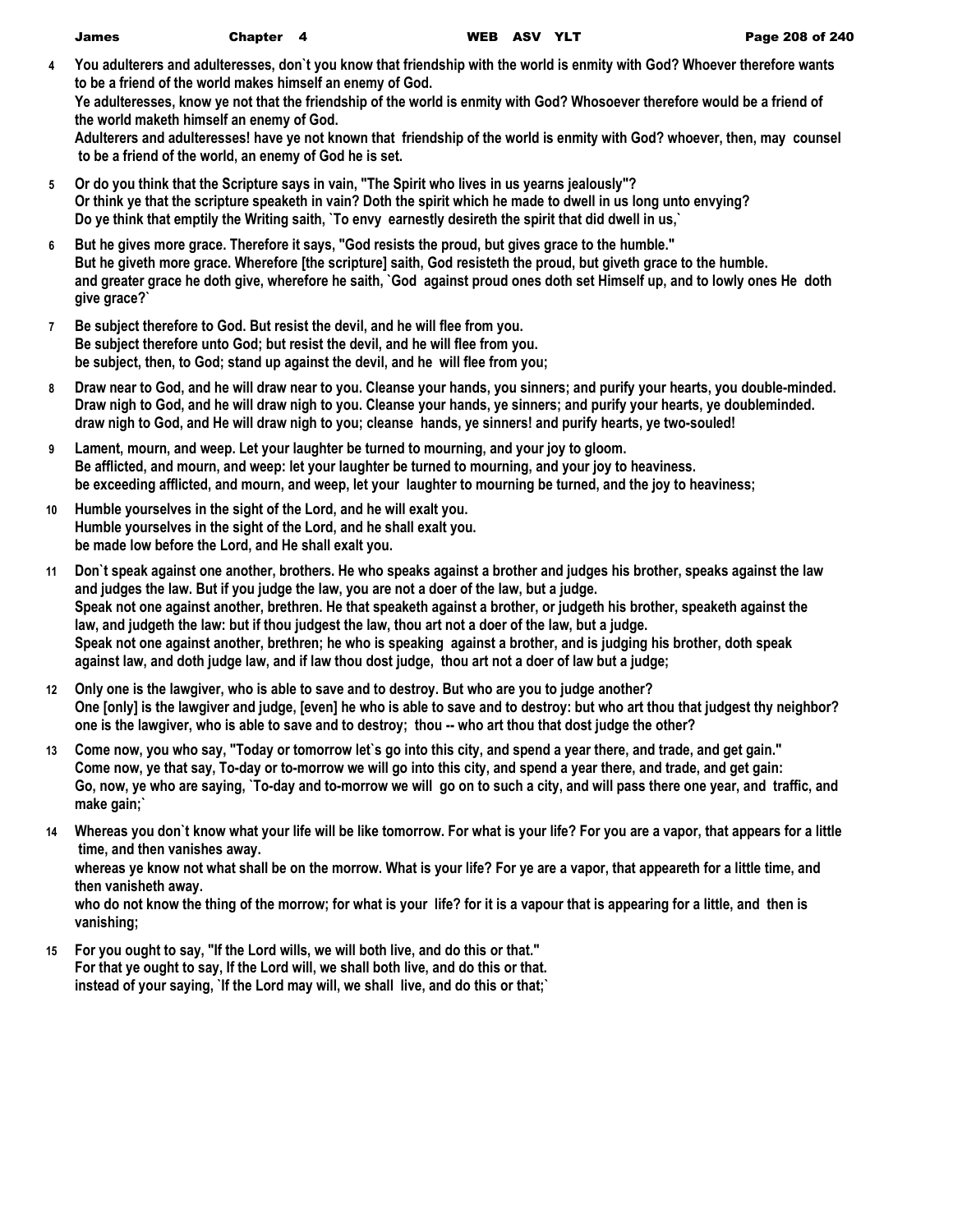**4** **You adulterers and adulteresses, don`t you know that friendship with the world is enmity with God? Whoever therefore wants to be a friend of the world makes himself an enemy of God.**
**Ye adulteresses, know ye not that the friendship of the world is enmity with God? Whosoever therefore would be a friend of the world maketh himself an enemy of God.**
**Adulterers and adulteresses! have ye not known that friendship of the world is enmity with God? whoever, then, may counsel to be a friend of the world, an enemy of God he is set.**

**5** **Or do you think that the Scripture says in vain, "The Spirit who lives in us yearns jealously"?**
**Or think ye that the scripture speaketh in vain? Doth the spirit which he made to dwell in us long unto envying?**
**Do ye think that emptily the Writing saith, `To envy earnestly desireth the spirit that did dwell in us,`**

**6** **But he gives more grace. Therefore it says, "God resists the proud, but gives grace to the humble."**
**But he giveth more grace. Wherefore [the scripture] saith, God resisteth the proud, but giveth grace to the humble.**
**and greater grace he doth give, wherefore he saith, `God against proud ones doth set Himself up, and to lowly ones He doth give grace?`**

**7** **Be subject therefore to God. But resist the devil, and he will flee from you.**
**Be subject therefore unto God; but resist the devil, and he will flee from you.**
**be subject, then, to God; stand up against the devil, and he will flee from you;**

**8** **Draw near to God, and he will draw near to you. Cleanse your hands, you sinners; and purify your hearts, you double-minded.**
**Draw nigh to God, and he will draw nigh to you. Cleanse your hands, ye sinners; and purify your hearts, ye doubleminded.**
**draw nigh to God, and He will draw nigh to you; cleanse hands, ye sinners! and purify hearts, ye two-souled!**

**9** **Lament, mourn, and weep. Let your laughter be turned to mourning, and your joy to gloom.**
**Be afflicted, and mourn, and weep: let your laughter be turned to mourning, and your joy to heaviness.**
**be exceeding afflicted, and mourn, and weep, let your laughter to mourning be turned, and the joy to heaviness;**

**10** **Humble yourselves in the sight of the Lord, and he will exalt you.**
**Humble yourselves in the sight of the Lord, and he shall exalt you.**
**be made low before the Lord, and He shall exalt you.**

**11** **Don`t speak against one another, brothers. He who speaks against a brother and judges his brother, speaks against the law and judges the law. But if you judge the law, you are not a doer of the law, but a judge.**
**Speak not one against another, brethren. He that speaketh against a brother, or judgeth his brother, speaketh against the law, and judgeth the law: but if thou judgest the law, thou art not a doer of the law, but a judge.**
**Speak not one against another, brethren; he who is speaking against a brother, and is judging his brother, doth speak against law, and doth judge law, and if law thou dost judge, thou art not a doer of law but a judge;**

**12** **Only one is the lawgiver, who is able to save and to destroy. But who are you to judge another?**
**One [only] is the lawgiver and judge, [even] he who is able to save and to destroy: but who art thou that judgest thy neighbor?**
**one is the lawgiver, who is able to save and to destroy; thou -- who art thou that dost judge the other?**

**13** **Come now, you who say, "Today or tomorrow let`s go into this city, and spend a year there, and trade, and get gain."**
**Come now, ye that say, To-day or to-morrow we will go into this city, and spend a year there, and trade, and get gain:**
**Go, now, ye who are saying, `To-day and to-morrow we will go on to such a city, and will pass there one year, and traffic, and make gain;`**

**14** **Whereas you don`t know what your life will be like tomorrow. For what is your life? For you are a vapor, that appears for a little time, and then vanishes away.**
**whereas ye know not what shall be on the morrow. What is your life? For ye are a vapor, that appeareth for a little time, and then vanisheth away.**
**who do not know the thing of the morrow; for what is your life? for it is a vapour that is appearing for a little, and then is vanishing;**

**15** **For you ought to say, "If the Lord wills, we will both live, and do this or that."**
**For that ye ought to say, If the Lord will, we shall both live, and do this or that.**
**instead of your saying, `If the Lord may will, we shall live, and do this or that;`**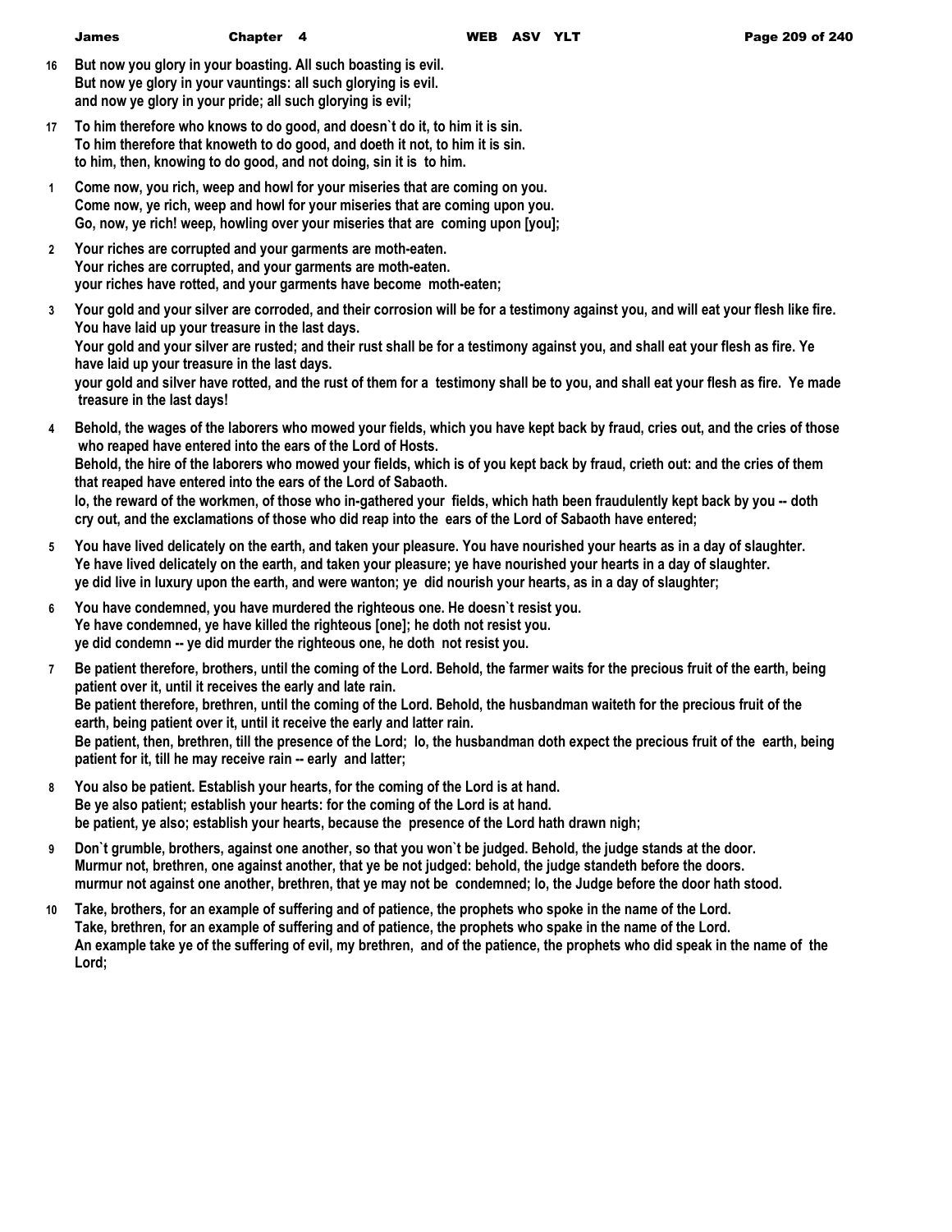**16** But now you glory in your boasting. All such boasting is evil.
But now ye glory in your vauntings: all such glorying is evil.
and now ye glory in your pride; all such glorying is evil;

**17** To him therefore who knows to do good, and doesn`t do it, to him it is sin.
To him therefore that knoweth to do good, and doeth it not, to him it is sin.
to him, then, knowing to do good, and not doing, sin it is to him.

**1** Come now, you rich, weep and howl for your miseries that are coming on you.
Come now, ye rich, weep and howl for your miseries that are coming upon you.
Go, now, ye rich! weep, howling over your miseries that are coming upon [you];

**2** Your riches are corrupted and your garments are moth-eaten.
Your riches are corrupted, and your garments are moth-eaten.
your riches have rotted, and your garments have become moth-eaten;

**3** Your gold and your silver are corroded, and their corrosion will be for a testimony against you, and will eat your flesh like fire. You have laid up your treasure in the last days.
Your gold and your silver are rusted; and their rust shall be for a testimony against you, and shall eat your flesh as fire. Ye have laid up your treasure in the last days.
your gold and silver have rotted, and the rust of them for a testimony shall be to you, and shall eat your flesh as fire. Ye made treasure in the last days!

**4** Behold, the wages of the laborers who mowed your fields, which you have kept back by fraud, cries out, and the cries of those who reaped have entered into the ears of the Lord of Hosts.
Behold, the hire of the laborers who mowed your fields, which is of you kept back by fraud, crieth out: and the cries of them that reaped have entered into the ears of the Lord of Sabaoth.
lo, the reward of the workmen, of those who in-gathered your fields, which hath been fraudulently kept back by you -- doth cry out, and the exclamations of those who did reap into the ears of the Lord of Sabaoth have entered;

**5** You have lived delicately on the earth, and taken your pleasure. You have nourished your hearts as in a day of slaughter.
Ye have lived delicately on the earth, and taken your pleasure; ye have nourished your hearts in a day of slaughter.
ye did live in luxury upon the earth, and were wanton; ye did nourish your hearts, as in a day of slaughter;

**6** You have condemned, you have murdered the righteous one. He doesn`t resist you.
Ye have condemned, ye have killed the righteous [one]; he doth not resist you.
ye did condemn -- ye did murder the righteous one, he doth not resist you.

**7** Be patient therefore, brothers, until the coming of the Lord. Behold, the farmer waits for the precious fruit of the earth, being patient over it, until it receives the early and late rain.
Be patient therefore, brethren, until the coming of the Lord. Behold, the husbandman waiteth for the precious fruit of the earth, being patient over it, until it receive the early and latter rain.
Be patient, then, brethren, till the presence of the Lord; lo, the husbandman doth expect the precious fruit of the earth, being patient for it, till he may receive rain -- early and latter;

**8** You also be patient. Establish your hearts, for the coming of the Lord is at hand.
Be ye also patient; establish your hearts: for the coming of the Lord is at hand.
be patient, ye also; establish your hearts, because the presence of the Lord hath drawn nigh;

**9** Don`t grumble, brothers, against one another, so that you won`t be judged. Behold, the judge stands at the door.
Murmur not, brethren, one against another, that ye be not judged: behold, the judge standeth before the doors.
murmur not against one another, brethren, that ye may not be condemned; lo, the Judge before the door hath stood.

**10** Take, brothers, for an example of suffering and of patience, the prophets who spoke in the name of the Lord.
Take, brethren, for an example of suffering and of patience, the prophets who spake in the name of the Lord.
An example take ye of the suffering of evil, my brethren, and of the patience, the prophets who did speak in the name of the Lord;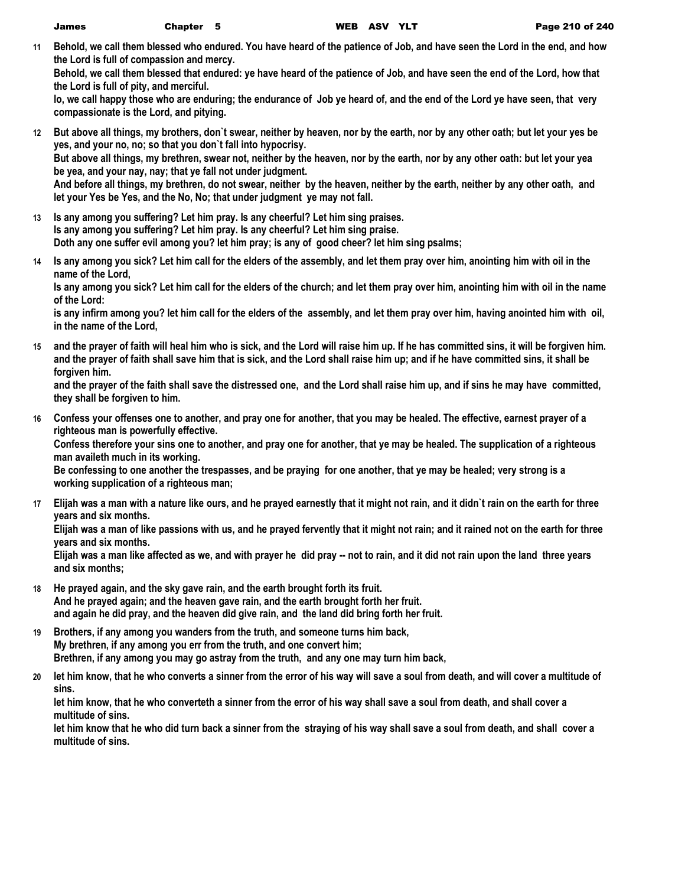**11 Behold, we call them blessed who endured. You have heard of the patience of Job, and have seen the Lord in the end, and how the Lord is full of compassion and mercy.**
**Behold, we call them blessed that endured: ye have heard of the patience of Job, and have seen the end of the Lord, how that the Lord is full of pity, and merciful.**
**lo, we call happy those who are enduring; the endurance of Job ye heard of, and the end of the Lord ye have seen, that very compassionate is the Lord, and pitying.**

**12 But above all things, my brothers, don`t swear, neither by heaven, nor by the earth, nor by any other oath; but let your yes be yes, and your no, no; so that you don`t fall into hypocrisy.**
**But above all things, my brethren, swear not, neither by the heaven, nor by the earth, nor by any other oath: but let your yea be yea, and your nay, nay; that ye fall not under judgment.**
**And before all things, my brethren, do not swear, neither by the heaven, neither by the earth, neither by any other oath, and let your Yes be Yes, and the No, No; that under judgment ye may not fall.**

**13 Is any among you suffering? Let him pray. Is any cheerful? Let him sing praises.**
**Is any among you suffering? Let him pray. Is any cheerful? Let him sing praise.**
**Doth any one suffer evil among you? let him pray; is any of good cheer? let him sing psalms;**

**14 Is any among you sick? Let him call for the elders of the assembly, and let them pray over him, anointing him with oil in the name of the Lord,**
**Is any among you sick? Let him call for the elders of the church; and let them pray over him, anointing him with oil in the name of the Lord:**
**is any infirm among you? let him call for the elders of the assembly, and let them pray over him, having anointed him with oil, in the name of the Lord,**

**15 and the prayer of faith will heal him who is sick, and the Lord will raise him up. If he has committed sins, it will be forgiven him.**
**and the prayer of faith shall save him that is sick, and the Lord shall raise him up; and if he have committed sins, it shall be forgiven him.**
**and the prayer of the faith shall save the distressed one, and the Lord shall raise him up, and if sins he may have committed, they shall be forgiven to him.**

**16 Confess your offenses one to another, and pray one for another, that you may be healed. The effective, earnest prayer of a righteous man is powerfully effective.**
**Confess therefore your sins one to another, and pray one for another, that ye may be healed. The supplication of a righteous man availeth much in its working.**
**Be confessing to one another the trespasses, and be praying for one another, that ye may be healed; very strong is a working supplication of a righteous man;**

**17 Elijah was a man with a nature like ours, and he prayed earnestly that it might not rain, and it didn`t rain on the earth for three years and six months.**
**Elijah was a man of like passions with us, and he prayed fervently that it might not rain; and it rained not on the earth for three years and six months.**
**Elijah was a man like affected as we, and with prayer he did pray -- not to rain, and it did not rain upon the land three years and six months;**

**18 He prayed again, and the sky gave rain, and the earth brought forth its fruit.**
**And he prayed again; and the heaven gave rain, and the earth brought forth her fruit.**
**and again he did pray, and the heaven did give rain, and the land did bring forth her fruit.**

**19 Brothers, if any among you wanders from the truth, and someone turns him back,**
**My brethren, if any among you err from the truth, and one convert him;**
**Brethren, if any among you may go astray from the truth, and any one may turn him back,**

**20 let him know, that he who converts a sinner from the error of his way will save a soul from death, and will cover a multitude of sins.**
**let him know, that he who converteth a sinner from the error of his way shall save a soul from death, and shall cover a multitude of sins.**
**let him know that he who did turn back a sinner from the straying of his way shall save a soul from death, and shall cover a multitude of sins.**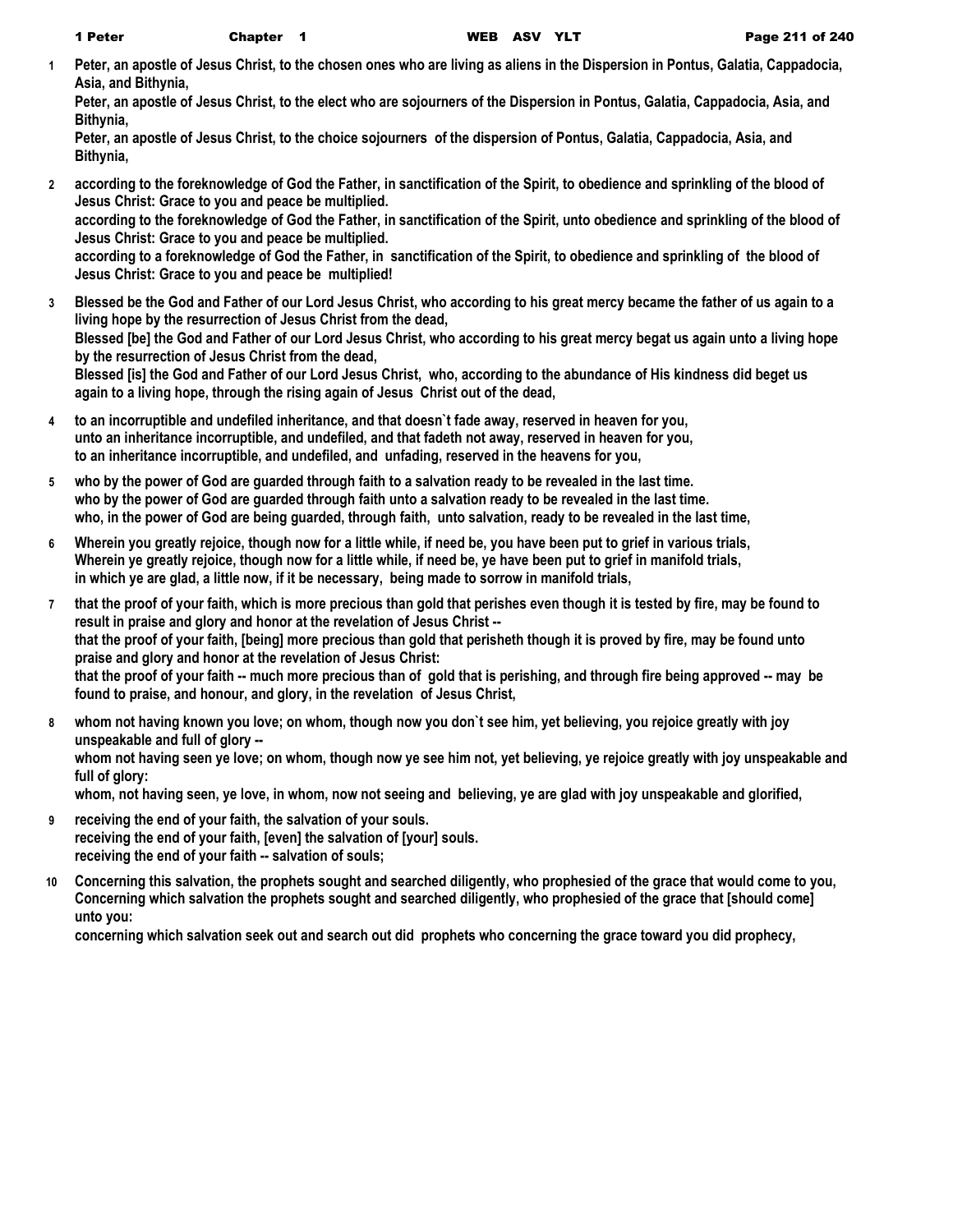**1** Peter, an apostle of Jesus Christ, to the chosen ones who are living as aliens in the Dispersion in Pontus, Galatia, Cappadocia, Asia, and Bithynia,
Peter, an apostle of Jesus Christ, to the elect who are sojourners of the Dispersion in Pontus, Galatia, Cappadocia, Asia, and Bithynia,
Peter, an apostle of Jesus Christ, to the choice sojourners of the dispersion of Pontus, Galatia, Cappadocia, Asia, and Bithynia,

**2** according to the foreknowledge of God the Father, in sanctification of the Spirit, to obedience and sprinkling of the blood of Jesus Christ: Grace to you and peace be multiplied.
according to the foreknowledge of God the Father, in sanctification of the Spirit, unto obedience and sprinkling of the blood of Jesus Christ: Grace to you and peace be multiplied.
according to a foreknowledge of God the Father, in sanctification of the Spirit, to obedience and sprinkling of the blood of Jesus Christ: Grace to you and peace be multiplied!

**3** Blessed be the God and Father of our Lord Jesus Christ, who according to his great mercy became the father of us again to a living hope by the resurrection of Jesus Christ from the dead,
Blessed [be] the God and Father of our Lord Jesus Christ, who according to his great mercy begat us again unto a living hope by the resurrection of Jesus Christ from the dead,
Blessed [is] the God and Father of our Lord Jesus Christ, who, according to the abundance of His kindness did beget us again to a living hope, through the rising again of Jesus Christ out of the dead,

**4** to an incorruptible and undefiled inheritance, and that doesn`t fade away, reserved in heaven for you,
unto an inheritance incorruptible, and undefiled, and that fadeth not away, reserved in heaven for you,
to an inheritance incorruptible, and undefiled, and unfading, reserved in the heavens for you,

**5** who by the power of God are guarded through faith to a salvation ready to be revealed in the last time.
who by the power of God are guarded through faith unto a salvation ready to be revealed in the last time.
who, in the power of God are being guarded, through faith, unto salvation, ready to be revealed in the last time,

**6** Wherein you greatly rejoice, though now for a little while, if need be, you have been put to grief in various trials,
Wherein ye greatly rejoice, though now for a little while, if need be, ye have been put to grief in manifold trials,
in which ye are glad, a little now, if it be necessary, being made to sorrow in manifold trials,

**7** that the proof of your faith, which is more precious than gold that perishes even though it is tested by fire, may be found to result in praise and glory and honor at the revelation of Jesus Christ --
that the proof of your faith, [being] more precious than gold that perisheth though it is proved by fire, may be found unto praise and glory and honor at the revelation of Jesus Christ:
that the proof of your faith -- much more precious than of gold that is perishing, and through fire being approved -- may be found to praise, and honour, and glory, in the revelation of Jesus Christ,

**8** whom not having known you love; on whom, though now you don`t see him, yet believing, you rejoice greatly with joy unspeakable and full of glory --
whom not having seen ye love; on whom, though now ye see him not, yet believing, ye rejoice greatly with joy unspeakable and full of glory:
whom, not having seen, ye love, in whom, now not seeing and believing, ye are glad with joy unspeakable and glorified,

**9** receiving the end of your faith, the salvation of your souls.
receiving the end of your faith, [even] the salvation of [your] souls.
receiving the end of your faith -- salvation of souls;

**10** Concerning this salvation, the prophets sought and searched diligently, who prophesied of the grace that would come to you,
Concerning which salvation the prophets sought and searched diligently, who prophesied of the grace that [should come] unto you:
concerning which salvation seek out and search out did prophets who concerning the grace toward you did prophecy,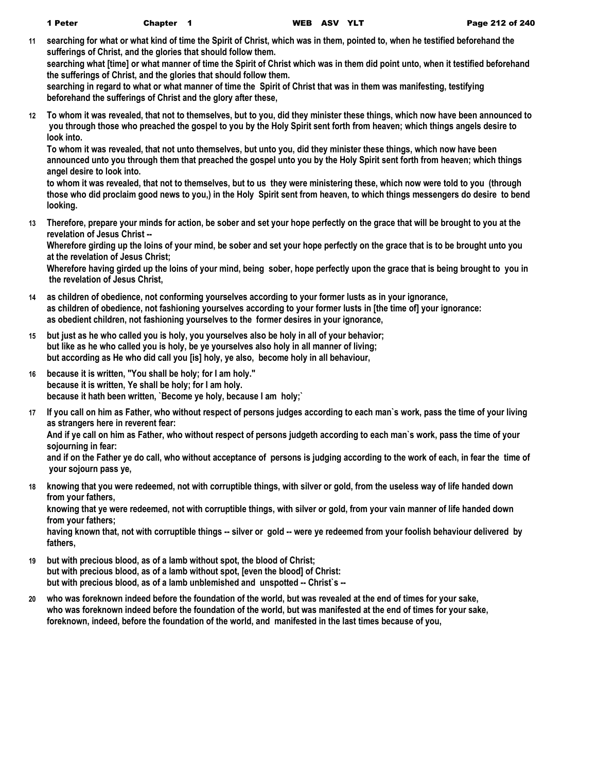11 searching for what or what kind of time the Spirit of Christ, which was in them, pointed to, when he testified beforehand the sufferings of Christ, and the glories that should follow them.
searching what [time] or what manner of time the Spirit of Christ which was in them did point unto, when it testified beforehand the sufferings of Christ, and the glories that should follow them.
searching in regard to what or what manner of time the Spirit of Christ that was in them was manifesting, testifying beforehand the sufferings of Christ and the glory after these,

12 To whom it was revealed, that not to themselves, but to you, did they minister these things, which now have been announced to you through those who preached the gospel to you by the Holy Spirit sent forth from heaven; which things angels desire to look into.
To whom it was revealed, that not unto themselves, but unto you, did they minister these things, which now have been announced unto you through them that preached the gospel unto you by the Holy Spirit sent forth from heaven; which things angel desire to look into.
to whom it was revealed, that not to themselves, but to us they were ministering these, which now were told to you (through those who did proclaim good news to you,) in the Holy Spirit sent from heaven, to which things messengers do desire to bend looking.

13 Therefore, prepare your minds for action, be sober and set your hope perfectly on the grace that will be brought to you at the revelation of Jesus Christ --
Wherefore girding up the loins of your mind, be sober and set your hope perfectly on the grace that is to be brought unto you at the revelation of Jesus Christ;
Wherefore having girded up the loins of your mind, being sober, hope perfectly upon the grace that is being brought to you in the revelation of Jesus Christ,

14 as children of obedience, not conforming yourselves according to your former lusts as in your ignorance,
as children of obedience, not fashioning yourselves according to your former lusts in [the time of] your ignorance:
as obedient children, not fashioning yourselves to the former desires in your ignorance,

15 but just as he who called you is holy, you yourselves also be holy in all of your behavior;
but like as he who called you is holy, be ye yourselves also holy in all manner of living;
but according as He who did call you [is] holy, ye also, become holy in all behaviour,

16 because it is written, "You shall be holy; for I am holy."
because it is written, Ye shall be holy; for I am holy.
because it hath been written, `Become ye holy, because I am holy;`

17 If you call on him as Father, who without respect of persons judges according to each man`s work, pass the time of your living as strangers here in reverent fear:
And if ye call on him as Father, who without respect of persons judgeth according to each man`s work, pass the time of your sojourning in fear:
and if on the Father ye do call, who without acceptance of persons is judging according to the work of each, in fear the time of your sojourn pass ye,

18 knowing that you were redeemed, not with corruptible things, with silver or gold, from the useless way of life handed down from your fathers,
knowing that ye were redeemed, not with corruptible things, with silver or gold, from your vain manner of life handed down from your fathers;
having known that, not with corruptible things -- silver or gold -- were ye redeemed from your foolish behaviour delivered by fathers,

19 but with precious blood, as of a lamb without spot, the blood of Christ;
but with precious blood, as of a lamb without spot, [even the blood] of Christ:
but with precious blood, as of a lamb unblemished and unspotted -- Christ`s --

20 who was foreknown indeed before the foundation of the world, but was revealed at the end of times for your sake,
who was foreknown indeed before the foundation of the world, but was manifested at the end of times for your sake,
foreknown, indeed, before the foundation of the world, and manifested in the last times because of you,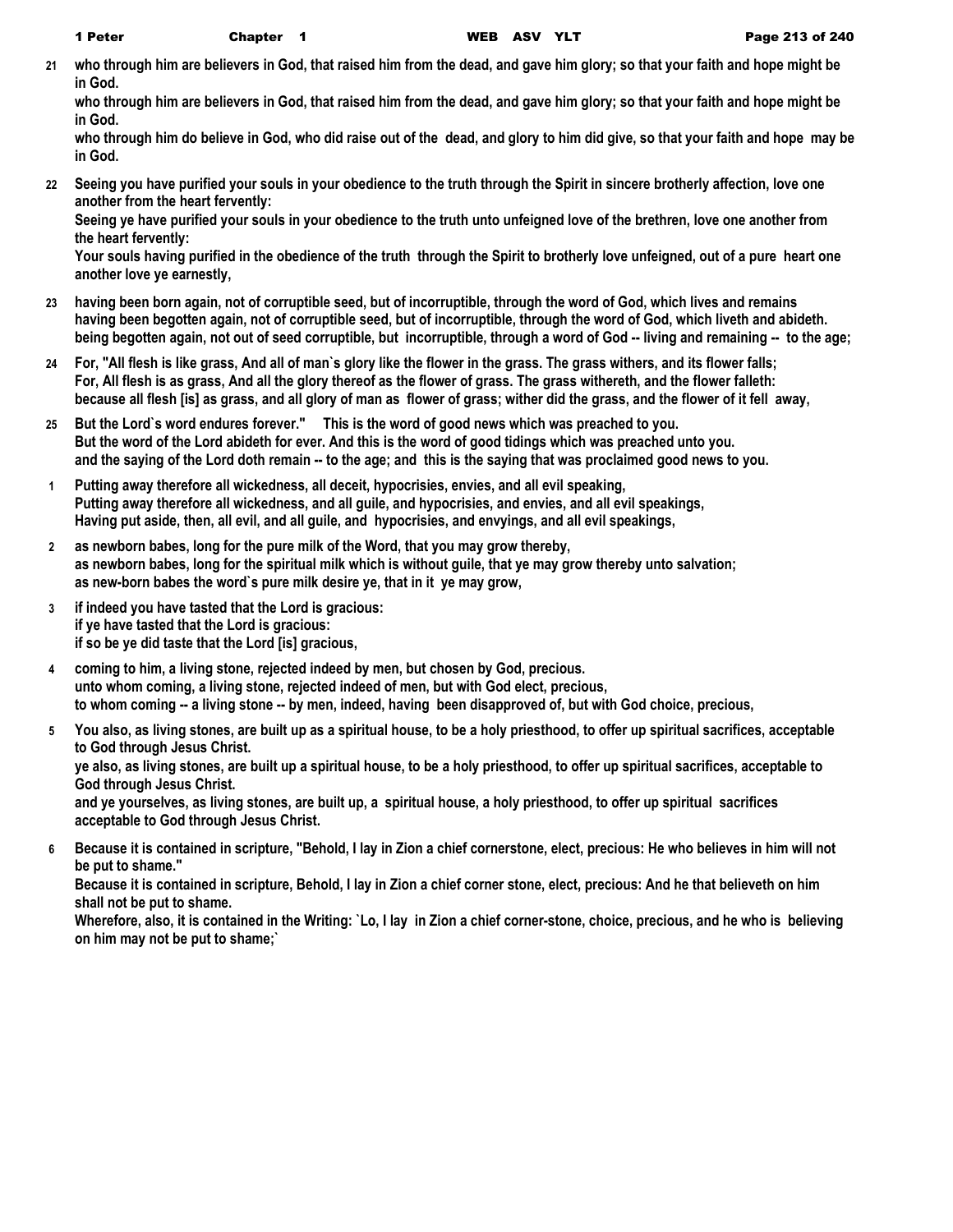21 who through him are believers in God, that raised him from the dead, and gave him glory; so that your faith and hope might be in God.
who through him are believers in God, that raised him from the dead, and gave him glory; so that your faith and hope might be in God.
who through him do believe in God, who did raise out of the dead, and glory to him did give, so that your faith and hope may be in God.

22 Seeing you have purified your souls in your obedience to the truth through the Spirit in sincere brotherly affection, love one another from the heart fervently:
Seeing ye have purified your souls in your obedience to the truth unto unfeigned love of the brethren, love one another from the heart fervently:
Your souls having purified in the obedience of the truth through the Spirit to brotherly love unfeigned, out of a pure heart one another love ye earnestly,

23 having been born again, not of corruptible seed, but of incorruptible, through the word of God, which lives and remains
having been begotten again, not of corruptible seed, but of incorruptible, through the word of God, which liveth and abideth.
being begotten again, not out of seed corruptible, but incorruptible, through a word of God -- living and remaining -- to the age;

24 For, "All flesh is like grass, And all of man`s glory like the flower in the grass. The grass withers, and its flower falls;
For, All flesh is as grass, And all the glory thereof as the flower of grass. The grass withereth, and the flower falleth:
because all flesh [is] as grass, and all glory of man as flower of grass; wither did the grass, and the flower of it fell away,

25 But the Lord`s word endures forever." This is the word of good news which was preached to you.
But the word of the Lord abideth for ever. And this is the word of good tidings which was preached unto you.
and the saying of the Lord doth remain -- to the age; and this is the saying that was proclaimed good news to you.

1 Putting away therefore all wickedness, all deceit, hypocrisies, envies, and all evil speaking,
Putting away therefore all wickedness, and all guile, and hypocrisies, and envies, and all evil speakings,
Having put aside, then, all evil, and all guile, and hypocrisies, and envyings, and all evil speakings,

2 as newborn babes, long for the pure milk of the Word, that you may grow thereby,
as newborn babes, long for the spiritual milk which is without guile, that ye may grow thereby unto salvation;
as new-born babes the word`s pure milk desire ye, that in it ye may grow,

3 if indeed you have tasted that the Lord is gracious:
if ye have tasted that the Lord is gracious:
if so be ye did taste that the Lord [is] gracious,

4 coming to him, a living stone, rejected indeed by men, but chosen by God, precious.
unto whom coming, a living stone, rejected indeed of men, but with God elect, precious,
to whom coming -- a living stone -- by men, indeed, having been disapproved of, but with God choice, precious,

5 You also, as living stones, are built up as a spiritual house, to be a holy priesthood, to offer up spiritual sacrifices, acceptable to God through Jesus Christ.
ye also, as living stones, are built up a spiritual house, to be a holy priesthood, to offer up spiritual sacrifices, acceptable to God through Jesus Christ.
and ye yourselves, as living stones, are built up, a spiritual house, a holy priesthood, to offer up spiritual sacrifices acceptable to God through Jesus Christ.

6 Because it is contained in scripture, "Behold, I lay in Zion a chief cornerstone, elect, precious: He who believes in him will not be put to shame."
Because it is contained in scripture, Behold, I lay in Zion a chief corner stone, elect, precious: And he that believeth on him shall not be put to shame.
Wherefore, also, it is contained in the Writing: `Lo, I lay in Zion a chief corner-stone, choice, precious, and he who is believing on him may not be put to shame;`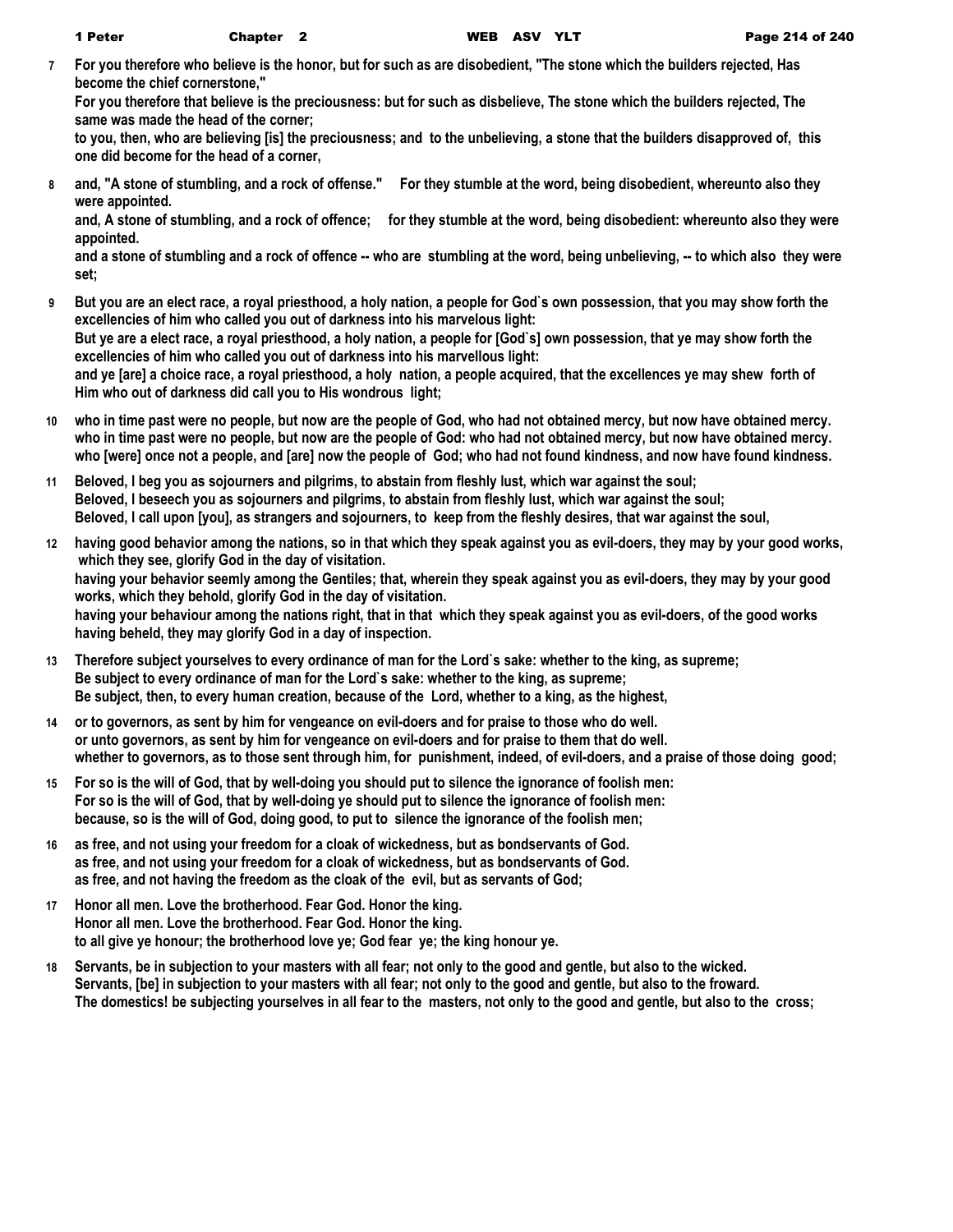7 For you therefore who believe is the honor, but for such as are disobedient, "The stone which the builders rejected, Has become the chief cornerstone,"
For you therefore that believe is the preciousness: but for such as disbelieve, The stone which the builders rejected, The same was made the head of the corner;
to you, then, who are believing [is] the preciousness; and to the unbelieving, a stone that the builders disapproved of, this one did become for the head of a corner,

8 and, "A stone of stumbling, and a rock of offense." For they stumble at the word, being disobedient, whereunto also they were appointed.
and, A stone of stumbling, and a rock of offence; for they stumble at the word, being disobedient: whereunto also they were appointed.
and a stone of stumbling and a rock of offence -- who are stumbling at the word, being unbelieving, -- to which also they were set;

9 But you are an elect race, a royal priesthood, a holy nation, a people for God`s own possession, that you may show forth the excellencies of him who called you out of darkness into his marvelous light:
But ye are a elect race, a royal priesthood, a holy nation, a people for [God`s] own possession, that ye may show forth the excellencies of him who called you out of darkness into his marvellous light:
and ye [are] a choice race, a royal priesthood, a holy nation, a people acquired, that the excellences ye may shew forth of Him who out of darkness did call you to His wondrous light;

10 who in time past were no people, but now are the people of God, who had not obtained mercy, but now have obtained mercy.
who in time past were no people, but now are the people of God: who had not obtained mercy, but now have obtained mercy.
who [were] once not a people, and [are] now the people of God; who had not found kindness, and now have found kindness.

11 Beloved, I beg you as sojourners and pilgrims, to abstain from fleshly lust, which war against the soul;
Beloved, I beseech you as sojourners and pilgrims, to abstain from fleshly lust, which war against the soul;
Beloved, I call upon [you], as strangers and sojourners, to keep from the fleshly desires, that war against the soul,

12 having good behavior among the nations, so in that which they speak against you as evil-doers, they may by your good works, which they see, glorify God in the day of visitation.
having your behavior seemly among the Gentiles; that, wherein they speak against you as evil-doers, they may by your good works, which they behold, glorify God in the day of visitation.
having your behaviour among the nations right, that in that which they speak against you as evil-doers, of the good works having beheld, they may glorify God in a day of inspection.

13 Therefore subject yourselves to every ordinance of man for the Lord`s sake: whether to the king, as supreme;
Be subject to every ordinance of man for the Lord`s sake: whether to the king, as supreme;
Be subject, then, to every human creation, because of the Lord, whether to a king, as the highest,

14 or to governors, as sent by him for vengeance on evil-doers and for praise to those who do well.
or unto governors, as sent by him for vengeance on evil-doers and for praise to them that do well.
whether to governors, as to those sent through him, for punishment, indeed, of evil-doers, and a praise of those doing good;

15 For so is the will of God, that by well-doing you should put to silence the ignorance of foolish men:
For so is the will of God, that by well-doing ye should put to silence the ignorance of foolish men:
because, so is the will of God, doing good, to put to silence the ignorance of the foolish men;

16 as free, and not using your freedom for a cloak of wickedness, but as bondservants of God.
as free, and not using your freedom for a cloak of wickedness, but as bondservants of God.
as free, and not having the freedom as the cloak of the evil, but as servants of God;

17 Honor all men. Love the brotherhood. Fear God. Honor the king.
Honor all men. Love the brotherhood. Fear God. Honor the king.
to all give ye honour; the brotherhood love ye; God fear ye; the king honour ye.

18 Servants, be in subjection to your masters with all fear; not only to the good and gentle, but also to the wicked.
Servants, [be] in subjection to your masters with all fear; not only to the good and gentle, but also to the froward.
The domestics! be subjecting yourselves in all fear to the masters, not only to the good and gentle, but also to the cross;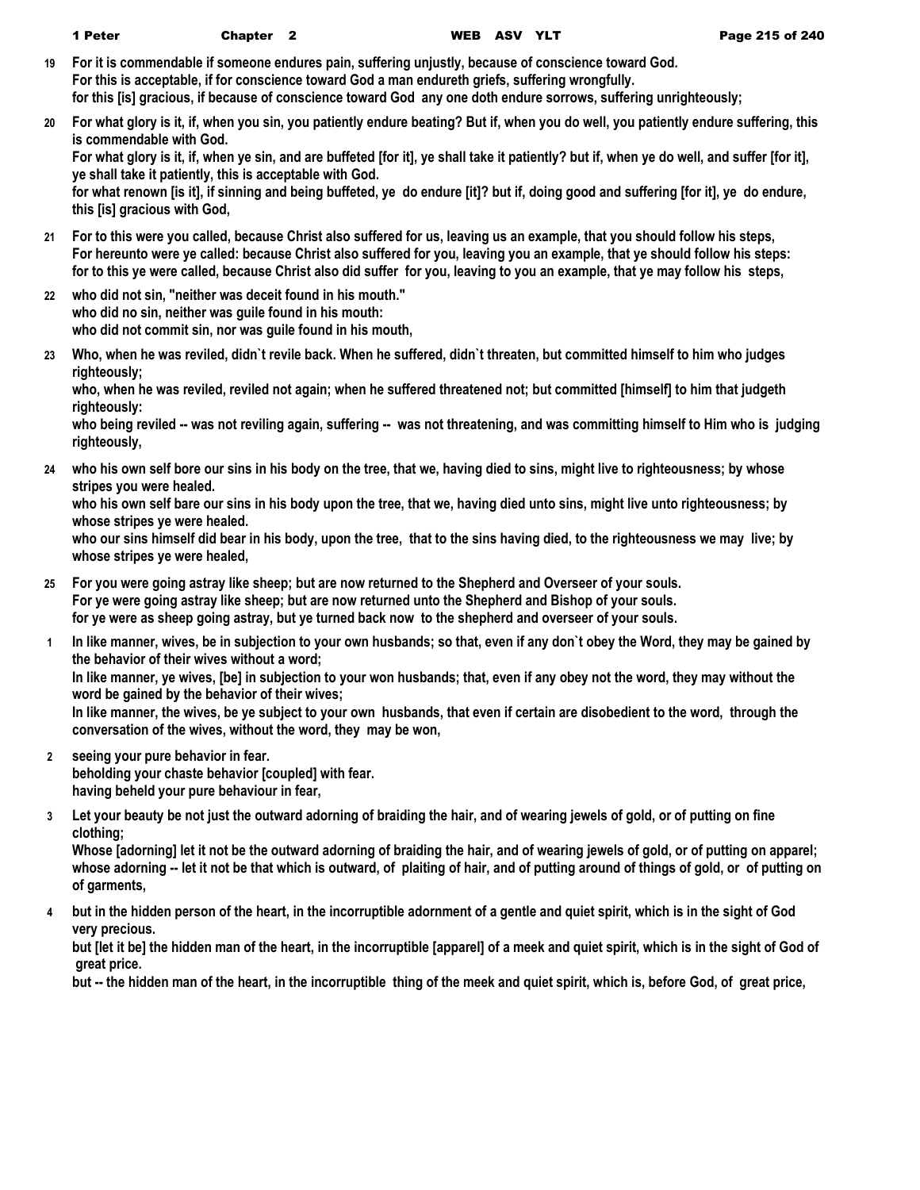**19** For it is commendable if someone endures pain, suffering unjustly, because of conscience toward God.
For this is acceptable, if for conscience toward God a man endureth griefs, suffering wrongfully.
for this [is] gracious, if because of conscience toward God any one doth endure sorrows, suffering unrighteously;

**20** For what glory is it, if, when you sin, you patiently endure beating? But if, when you do well, you patiently endure suffering, this is commendable with God.
For what glory is it, if, when ye sin, and are buffeted [for it], ye shall take it patiently? but if, when ye do well, and suffer [for it], ye shall take it patiently, this is acceptable with God.
for what renown [is it], if sinning and being buffeted, ye do endure [it]? but if, doing good and suffering [for it], ye do endure, this [is] gracious with God,

**21** For to this were you called, because Christ also suffered for us, leaving us an example, that you should follow his steps,
For hereunto were ye called: because Christ also suffered for you, leaving you an example, that ye should follow his steps:
for to this ye were called, because Christ also did suffer for you, leaving to you an example, that ye may follow his steps,

**22** who did not sin, "neither was deceit found in his mouth."
who did no sin, neither was guile found in his mouth:
who did not commit sin, nor was guile found in his mouth,

**23** Who, when he was reviled, didn`t revile back. When he suffered, didn`t threaten, but committed himself to him who judges righteously;
who, when he was reviled, reviled not again; when he suffered threatened not; but committed [himself] to him that judgeth righteously:
who being reviled -- was not reviling again, suffering -- was not threatening, and was committing himself to Him who is judging righteously,

**24** who his own self bore our sins in his body on the tree, that we, having died to sins, might live to righteousness; by whose stripes you were healed.
who his own self bare our sins in his body upon the tree, that we, having died unto sins, might live unto righteousness; by whose stripes ye were healed.
who our sins himself did bear in his body, upon the tree, that to the sins having died, to the righteousness we may live; by whose stripes ye were healed,

**25** For you were going astray like sheep; but are now returned to the Shepherd and Overseer of your souls.
For ye were going astray like sheep; but are now returned unto the Shepherd and Bishop of your souls.
for ye were as sheep going astray, but ye turned back now to the shepherd and overseer of your souls.

**1** In like manner, wives, be in subjection to your own husbands; so that, even if any don`t obey the Word, they may be gained by the behavior of their wives without a word;
In like manner, ye wives, [be] in subjection to your won husbands; that, even if any obey not the word, they may without the word be gained by the behavior of their wives;
In like manner, the wives, be ye subject to your own husbands, that even if certain are disobedient to the word, through the conversation of the wives, without the word, they may be won,

**2** seeing your pure behavior in fear.
beholding your chaste behavior [coupled] with fear.
having beheld your pure behaviour in fear,

**3** Let your beauty be not just the outward adorning of braiding the hair, and of wearing jewels of gold, or of putting on fine clothing;
Whose [adorning] let it not be the outward adorning of braiding the hair, and of wearing jewels of gold, or of putting on apparel;
whose adorning -- let it not be that which is outward, of plaiting of hair, and of putting around of things of gold, or of putting on of garments,

**4** but in the hidden person of the heart, in the incorruptible adornment of a gentle and quiet spirit, which is in the sight of God very precious.
but [let it be] the hidden man of the heart, in the incorruptible [apparel] of a meek and quiet spirit, which is in the sight of God of great price.
but -- the hidden man of the heart, in the incorruptible thing of the meek and quiet spirit, which is, before God, of great price,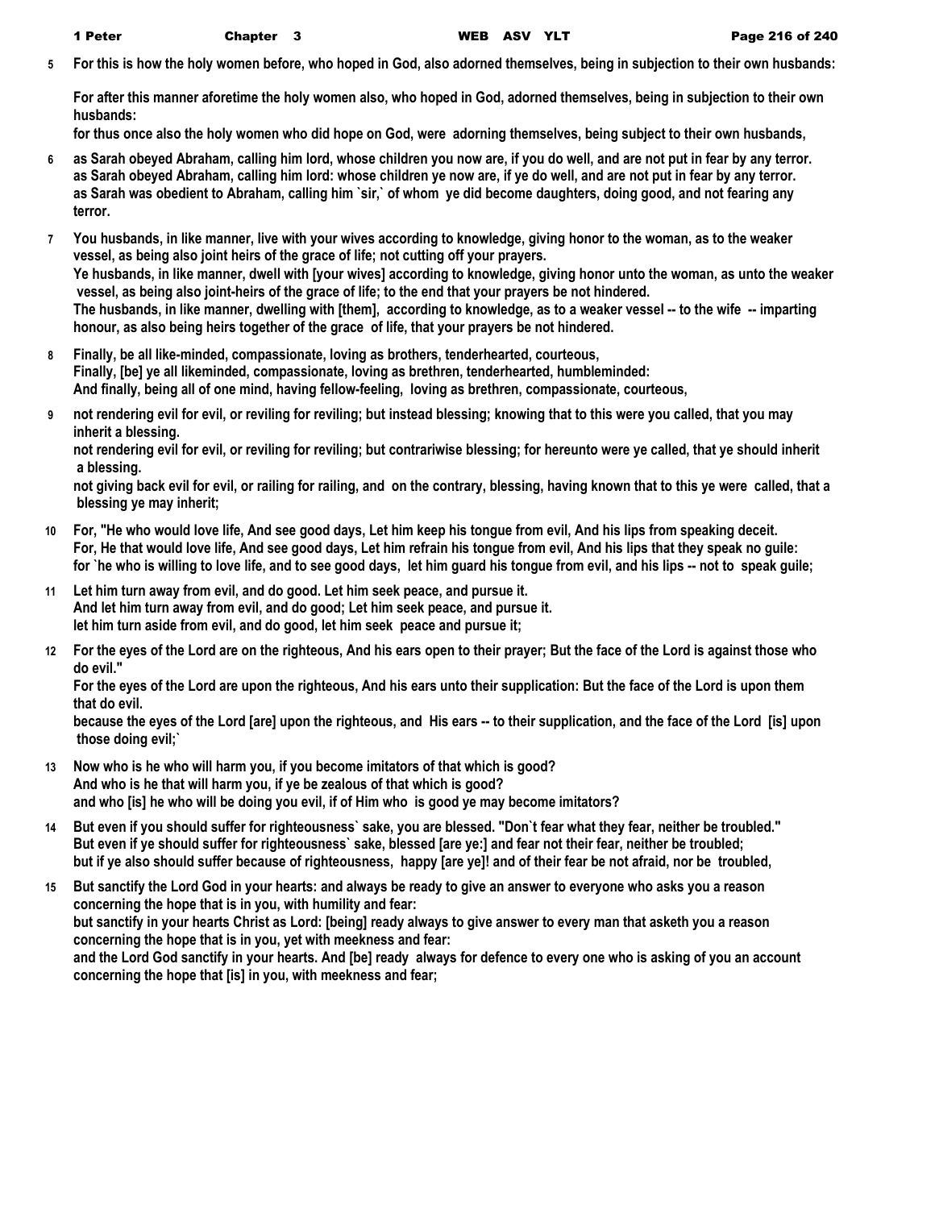**5** For this is how the holy women before, who hoped in God, also adorned themselves, being in subjection to their own husbands:

For after this manner aforetime the holy women also, who hoped in God, adorned themselves, being in subjection to their own husbands:

for thus once also the holy women who did hope on God, were adorning themselves, being subject to their own husbands,

**6** as Sarah obeyed Abraham, calling him lord, whose children you now are, if you do well, and are not put in fear by any terror.

as Sarah obeyed Abraham, calling him lord: whose children ye now are, if ye do well, and are not put in fear by any terror.

as Sarah was obedient to Abraham, calling him `sir,` of whom ye did become daughters, doing good, and not fearing any terror.

**7** You husbands, in like manner, live with your wives according to knowledge, giving honor to the woman, as to the weaker vessel, as being also joint heirs of the grace of life; not cutting off your prayers.

Ye husbands, in like manner, dwell with [your wives] according to knowledge, giving honor unto the woman, as unto the weaker vessel, as being also joint-heirs of the grace of life; to the end that your prayers be not hindered.

The husbands, in like manner, dwelling with [them], according to knowledge, as to a weaker vessel -- to the wife -- imparting honour, as also being heirs together of the grace of life, that your prayers be not hindered.

**8** Finally, be all like-minded, compassionate, loving as brothers, tenderhearted, courteous,

Finally, [be] ye all likeminded, compassionate, loving as brethren, tenderhearted, humbleminded:

And finally, being all of one mind, having fellow-feeling, loving as brethren, compassionate, courteous,

**9** not rendering evil for evil, or reviling for reviling; but instead blessing; knowing that to this were you called, that you may inherit a blessing.

not rendering evil for evil, or reviling for reviling; but contrariwise blessing; for hereunto were ye called, that ye should inherit a blessing.

not giving back evil for evil, or railing for railing, and on the contrary, blessing, having known that to this ye were called, that a blessing ye may inherit;

**10** For, "He who would love life, And see good days, Let him keep his tongue from evil, And his lips from speaking deceit.

For, He that would love life, And see good days, Let him refrain his tongue from evil, And his lips that they speak no guile:

for `he who is willing to love life, and to see good days, let him guard his tongue from evil, and his lips -- not to speak guile;

**11** Let him turn away from evil, and do good. Let him seek peace, and pursue it.

And let him turn away from evil, and do good; Let him seek peace, and pursue it.

let him turn aside from evil, and do good, let him seek peace and pursue it;

**12** For the eyes of the Lord are on the righteous, And his ears open to their prayer; But the face of the Lord is against those who do evil."

For the eyes of the Lord are upon the righteous, And his ears unto their supplication: But the face of the Lord is upon them that do evil.

because the eyes of the Lord [are] upon the righteous, and His ears -- to their supplication, and the face of the Lord [is] upon those doing evil;`

**13** Now who is he who will harm you, if you become imitators of that which is good?

And who is he that will harm you, if ye be zealous of that which is good?

and who [is] he who will be doing you evil, if of Him who is good ye may become imitators?

**14** But even if you should suffer for righteousness` sake, you are blessed. "Don`t fear what they fear, neither be troubled."

But even if ye should suffer for righteousness` sake, blessed [are ye:] and fear not their fear, neither be troubled;

but if ye also should suffer because of righteousness, happy [are ye]! and of their fear be not afraid, nor be troubled,

**15** But sanctify the Lord God in your hearts: and always be ready to give an answer to everyone who asks you a reason concerning the hope that is in you, with humility and fear:

but sanctify in your hearts Christ as Lord: [being] ready always to give answer to every man that asketh you a reason concerning the hope that is in you, yet with meekness and fear:

and the Lord God sanctify in your hearts. And [be] ready always for defence to every one who is asking of you an account concerning the hope that [is] in you, with meekness and fear;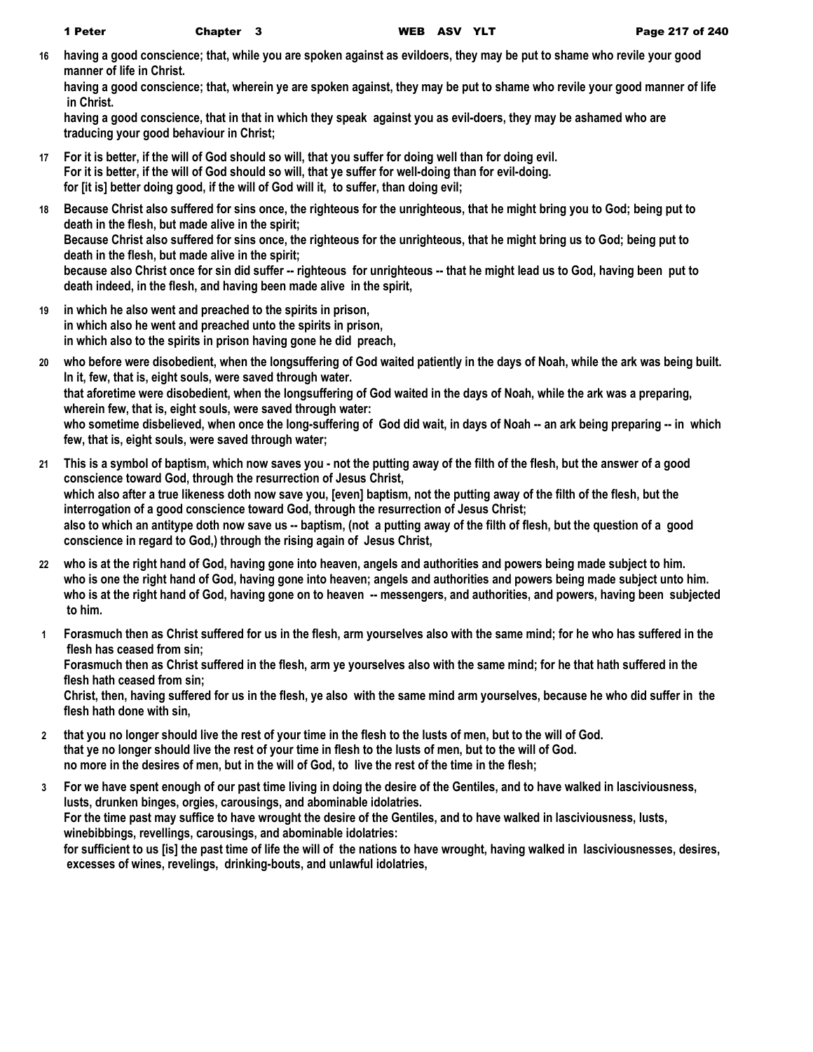16 having a good conscience; that, while you are spoken against as evildoers, they may be put to shame who revile your good manner of life in Christ.
having a good conscience; that, wherein ye are spoken against, they may be put to shame who revile your good manner of life in Christ.
having a good conscience, that in that in which they speak against you as evil-doers, they may be ashamed who are traducing your good behaviour in Christ;

17 For it is better, if the will of God should so will, that you suffer for doing well than for doing evil.
For it is better, if the will of God should so will, that ye suffer for well-doing than for evil-doing.
for [it is] better doing good, if the will of God will it, to suffer, than doing evil;

18 Because Christ also suffered for sins once, the righteous for the unrighteous, that he might bring you to God; being put to death in the flesh, but made alive in the spirit;
Because Christ also suffered for sins once, the righteous for the unrighteous, that he might bring us to God; being put to death in the flesh, but made alive in the spirit;
because also Christ once for sin did suffer -- righteous for unrighteous -- that he might lead us to God, having been put to death indeed, in the flesh, and having been made alive in the spirit,

19 in which he also went and preached to the spirits in prison,
in which also he went and preached unto the spirits in prison,
in which also to the spirits in prison having gone he did preach,

20 who before were disobedient, when the longsuffering of God waited patiently in the days of Noah, while the ark was being built. In it, few, that is, eight souls, were saved through water.
that aforetime were disobedient, when the longsuffering of God waited in the days of Noah, while the ark was a preparing, wherein few, that is, eight souls, were saved through water:
who sometime disbelieved, when once the long-suffering of God did wait, in days of Noah -- an ark being preparing -- in which few, that is, eight souls, were saved through water;

21 This is a symbol of baptism, which now saves you - not the putting away of the filth of the flesh, but the answer of a good conscience toward God, through the resurrection of Jesus Christ,
which also after a true likeness doth now save you, [even] baptism, not the putting away of the filth of the flesh, but the interrogation of a good conscience toward God, through the resurrection of Jesus Christ;
also to which an antitype doth now save us -- baptism, (not a putting away of the filth of flesh, but the question of a good conscience in regard to God,) through the rising again of Jesus Christ,

22 who is at the right hand of God, having gone into heaven, angels and authorities and powers being made subject to him.
who is one the right hand of God, having gone into heaven; angels and authorities and powers being made subject unto him.
who is at the right hand of God, having gone on to heaven -- messengers, and authorities, and powers, having been subjected to him.

1 Forasmuch then as Christ suffered for us in the flesh, arm yourselves also with the same mind; for he who has suffered in the flesh has ceased from sin;
Forasmuch then as Christ suffered in the flesh, arm ye yourselves also with the same mind; for he that hath suffered in the flesh hath ceased from sin;
Christ, then, having suffered for us in the flesh, ye also with the same mind arm yourselves, because he who did suffer in the flesh hath done with sin,

2 that you no longer should live the rest of your time in the flesh to the lusts of men, but to the will of God.
that ye no longer should live the rest of your time in flesh to the lusts of men, but to the will of God.
no more in the desires of men, but in the will of God, to live the rest of the time in the flesh;

3 For we have spent enough of our past time living in doing the desire of the Gentiles, and to have walked in lasciviousness, lusts, drunken binges, orgies, carousings, and abominable idolatries.
For the time past may suffice to have wrought the desire of the Gentiles, and to have walked in lasciviousness, lusts, winebibbings, revellings, carousings, and abominable idolatries:
for sufficient to us [is] the past time of life the will of the nations to have wrought, having walked in lasciviousnesses, desires, excesses of wines, revelings, drinking-bouts, and unlawful idolatries,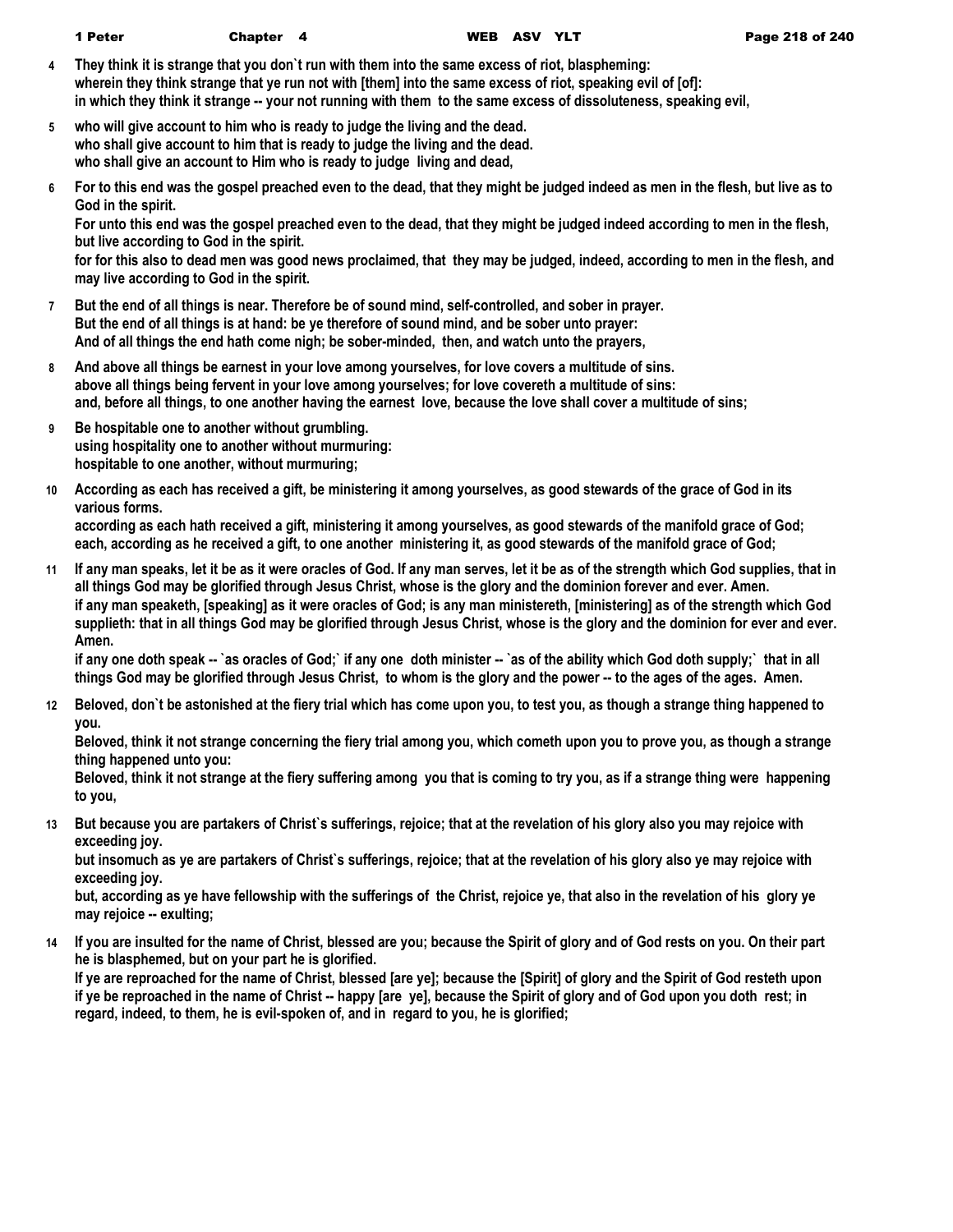**4** They think it is strange that you don`t run with them into the same excess of riot, blaspheming:
wherein they think strange that ye run not with [them] into the same excess of riot, speaking evil of [of]:
in which they think it strange -- your not running with them to the same excess of dissoluteness, speaking evil,

**5** who will give account to him who is ready to judge the living and the dead.
who shall give account to him that is ready to judge the living and the dead.
who shall give an account to Him who is ready to judge living and dead,

**6** For to this end was the gospel preached even to the dead, that they might be judged indeed as men in the flesh, but live as to God in the spirit.
For unto this end was the gospel preached even to the dead, that they might be judged indeed according to men in the flesh, but live according to God in the spirit.
for for this also to dead men was good news proclaimed, that they may be judged, indeed, according to men in the flesh, and may live according to God in the spirit.

**7** But the end of all things is near. Therefore be of sound mind, self-controlled, and sober in prayer.
But the end of all things is at hand: be ye therefore of sound mind, and be sober unto prayer:
And of all things the end hath come nigh; be sober-minded, then, and watch unto the prayers,

**8** And above all things be earnest in your love among yourselves, for love covers a multitude of sins.
above all things being fervent in your love among yourselves; for love covereth a multitude of sins:
and, before all things, to one another having the earnest love, because the love shall cover a multitude of sins;

**9** Be hospitable one to another without grumbling.
using hospitality one to another without murmuring:
hospitable to one another, without murmuring;

**10** According as each has received a gift, be ministering it among yourselves, as good stewards of the grace of God in its various forms.
according as each hath received a gift, ministering it among yourselves, as good stewards of the manifold grace of God;
each, according as he received a gift, to one another ministering it, as good stewards of the manifold grace of God;

**11** If any man speaks, let it be as it were oracles of God. If any man serves, let it be as of the strength which God supplies, that in all things God may be glorified through Jesus Christ, whose is the glory and the dominion forever and ever. Amen.
if any man speaketh, [speaking] as it were oracles of God; is any man ministereth, [ministering] as of the strength which God supplieth: that in all things God may be glorified through Jesus Christ, whose is the glory and the dominion for ever and ever. Amen.
if any one doth speak -- `as oracles of God;` if any one doth minister -- `as of the ability which God doth supply;` that in all things God may be glorified through Jesus Christ, to whom is the glory and the power -- to the ages of the ages. Amen.

**12** Beloved, don`t be astonished at the fiery trial which has come upon you, to test you, as though a strange thing happened to you.
Beloved, think it not strange concerning the fiery trial among you, which cometh upon you to prove you, as though a strange thing happened unto you:
Beloved, think it not strange at the fiery suffering among you that is coming to try you, as if a strange thing were happening to you,

**13** But because you are partakers of Christ`s sufferings, rejoice; that at the revelation of his glory also you may rejoice with exceeding joy.
but insomuch as ye are partakers of Christ`s sufferings, rejoice; that at the revelation of his glory also ye may rejoice with exceeding joy.
but, according as ye have fellowship with the sufferings of the Christ, rejoice ye, that also in the revelation of his glory ye may rejoice -- exulting;

**14** If you are insulted for the name of Christ, blessed are you; because the Spirit of glory and of God rests on you. On their part he is blasphemed, but on your part he is glorified.
If ye are reproached for the name of Christ, blessed [are ye]; because the [Spirit] of glory and the Spirit of God resteth upon
if ye be reproached in the name of Christ -- happy [are ye], because the Spirit of glory and of God upon you doth rest; in regard, indeed, to them, he is evil-spoken of, and in regard to you, he is glorified;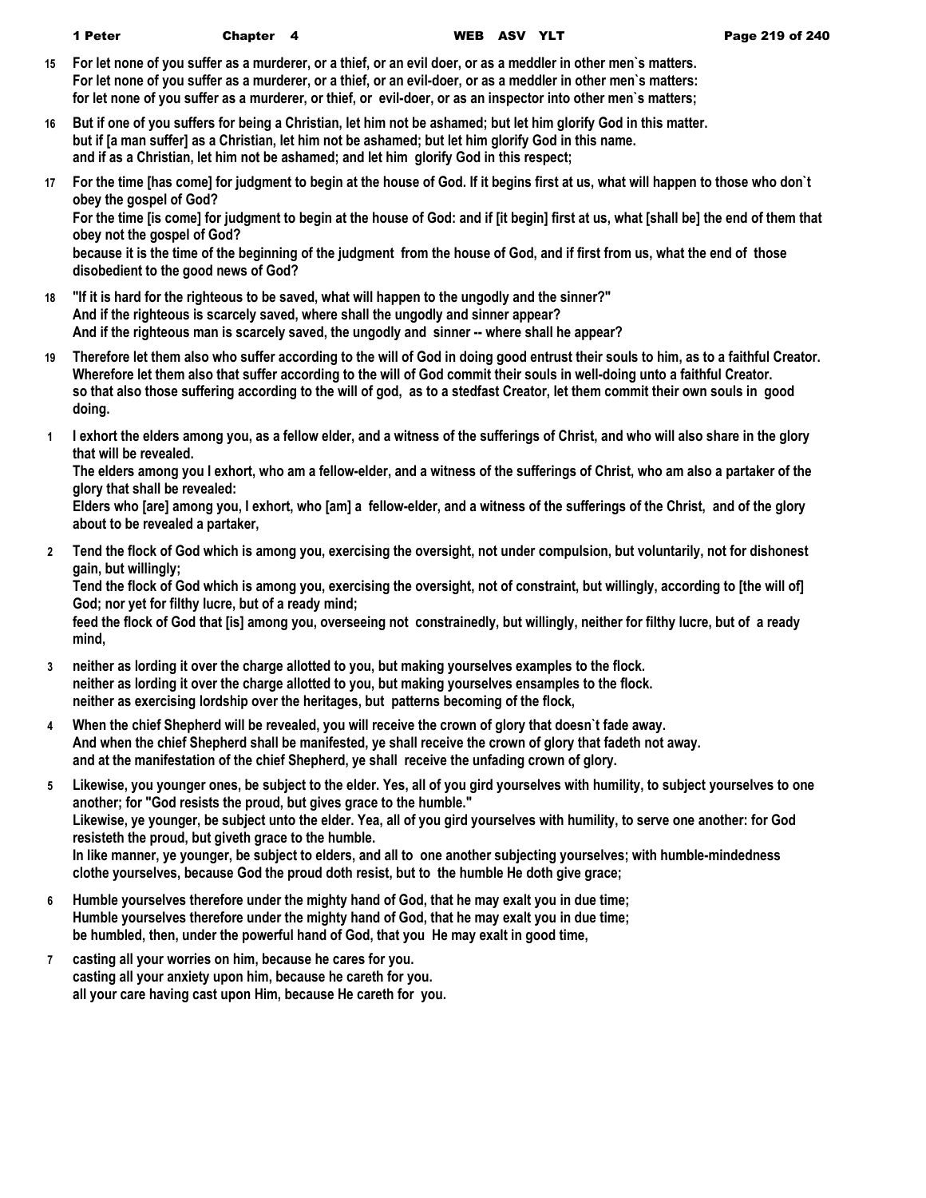15 **For let none of you suffer as a murderer, or a thief, or an evil doer, or as a meddler in other men`s matters.**
**For let none of you suffer as a murderer, or a thief, or an evil-doer, or as a meddler in other men`s matters:**
**for let none of you suffer as a murderer, or thief, or evil-doer, or as an inspector into other men`s matters;**

16 **But if one of you suffers for being a Christian, let him not be ashamed; but let him glorify God in this matter.**
**but if [a man suffer] as a Christian, let him not be ashamed; but let him glorify God in this name.**
**and if as a Christian, let him not be ashamed; and let him glorify God in this respect;**

17 **For the time [has come] for judgment to begin at the house of God. If it begins first at us, what will happen to those who don`t obey the gospel of God?**
**For the time [is come] for judgment to begin at the house of God: and if [it begin] first at us, what [shall be] the end of them that obey not the gospel of God?**
**because it is the time of the beginning of the judgment from the house of God, and if first from us, what the end of those disobedient to the good news of God?**

18 **"If it is hard for the righteous to be saved, what will happen to the ungodly and the sinner?"**
**And if the righteous is scarcely saved, where shall the ungodly and sinner appear?**
**And if the righteous man is scarcely saved, the ungodly and sinner -- where shall he appear?**

19 **Therefore let them also who suffer according to the will of God in doing good entrust their souls to him, as to a faithful Creator.**
**Wherefore let them also that suffer according to the will of God commit their souls in well-doing unto a faithful Creator.**
**so that also those suffering according to the will of god, as to a stedfast Creator, let them commit their own souls in good doing.**

1 **I exhort the elders among you, as a fellow elder, and a witness of the sufferings of Christ, and who will also share in the glory that will be revealed.**
**The elders among you I exhort, who am a fellow-elder, and a witness of the sufferings of Christ, who am also a partaker of the glory that shall be revealed:**
**Elders who [are] among you, I exhort, who [am] a fellow-elder, and a witness of the sufferings of the Christ, and of the glory about to be revealed a partaker,**

2 **Tend the flock of God which is among you, exercising the oversight, not under compulsion, but voluntarily, not for dishonest gain, but willingly;**
**Tend the flock of God which is among you, exercising the oversight, not of constraint, but willingly, according to [the will of] God; nor yet for filthy lucre, but of a ready mind;**
**feed the flock of God that [is] among you, overseeing not constrainedly, but willingly, neither for filthy lucre, but of a ready mind,**

3 **neither as lording it over the charge allotted to you, but making yourselves examples to the flock.**
**neither as lording it over the charge allotted to you, but making yourselves ensamples to the flock.**
**neither as exercising lordship over the heritages, but patterns becoming of the flock,**

4 **When the chief Shepherd will be revealed, you will receive the crown of glory that doesn`t fade away.**
**And when the chief Shepherd shall be manifested, ye shall receive the crown of glory that fadeth not away.**
**and at the manifestation of the chief Shepherd, ye shall receive the unfading crown of glory.**

5 **Likewise, you younger ones, be subject to the elder. Yes, all of you gird yourselves with humility, to subject yourselves to one another; for "God resists the proud, but gives grace to the humble."**
**Likewise, ye younger, be subject unto the elder. Yea, all of you gird yourselves with humility, to serve one another: for God resisteth the proud, but giveth grace to the humble.**
**In like manner, ye younger, be subject to elders, and all to one another subjecting yourselves; with humble-mindedness clothe yourselves, because God the proud doth resist, but to the humble He doth give grace;**

6 **Humble yourselves therefore under the mighty hand of God, that he may exalt you in due time;**
**Humble yourselves therefore under the mighty hand of God, that he may exalt you in due time;**
**be humbled, then, under the powerful hand of God, that you He may exalt in good time,**

7 **casting all your worries on him, because he cares for you.**
**casting all your anxiety upon him, because he careth for you.**
**all your care having cast upon Him, because He careth for you.**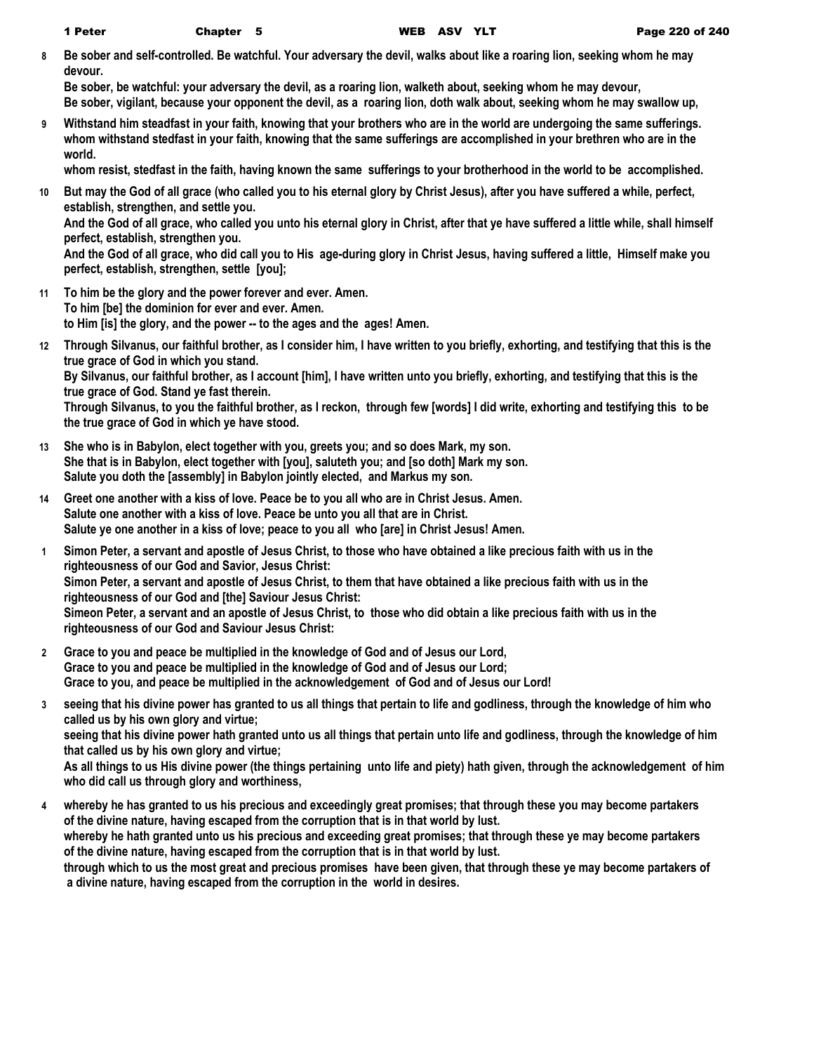**8** **Be sober and self-controlled. Be watchful. Your adversary the devil, walks about like a roaring lion, seeking whom he may devour.**
**Be sober, be watchful: your adversary the devil, as a roaring lion, walketh about, seeking whom he may devour,**
**Be sober, vigilant, because your opponent the devil, as a roaring lion, doth walk about, seeking whom he may swallow up,**

**9** **Withstand him steadfast in your faith, knowing that your brothers who are in the world are undergoing the same sufferings.**
**whom withstand stedfast in your faith, knowing that the same sufferings are accomplished in your brethren who are in the world.**
**whom resist, stedfast in the faith, having known the same sufferings to your brotherhood in the world to be accomplished.**

**10** **But may the God of all grace (who called you to his eternal glory by Christ Jesus), after you have suffered a while, perfect, establish, strengthen, and settle you.**
**And the God of all grace, who called you unto his eternal glory in Christ, after that ye have suffered a little while, shall himself perfect, establish, strengthen you.**
**And the God of all grace, who did call you to His age-during glory in Christ Jesus, having suffered a little, Himself make you perfect, establish, strengthen, settle [you];**

**11** **To him be the glory and the power forever and ever. Amen.**
**To him [be] the dominion for ever and ever. Amen.**
**to Him [is] the glory, and the power -- to the ages and the ages! Amen.**

**12** **Through Silvanus, our faithful brother, as I consider him, I have written to you briefly, exhorting, and testifying that this is the true grace of God in which you stand.**
**By Silvanus, our faithful brother, as I account [him], I have written unto you briefly, exhorting, and testifying that this is the true grace of God. Stand ye fast therein.**
**Through Silvanus, to you the faithful brother, as I reckon, through few [words] I did write, exhorting and testifying this to be the true grace of God in which ye have stood.**

**13** **She who is in Babylon, elect together with you, greets you; and so does Mark, my son.**
**She that is in Babylon, elect together with [you], saluteth you; and [so doth] Mark my son.**
**Salute you doth the [assembly] in Babylon jointly elected, and Markus my son.**

**14** **Greet one another with a kiss of love. Peace be to you all who are in Christ Jesus. Amen.**
**Salute one another with a kiss of love. Peace be unto you all that are in Christ.**
**Salute ye one another in a kiss of love; peace to you all who [are] in Christ Jesus! Amen.**

**1** **Simon Peter, a servant and apostle of Jesus Christ, to those who have obtained a like precious faith with us in the righteousness of our God and Savior, Jesus Christ:**
**Simon Peter, a servant and apostle of Jesus Christ, to them that have obtained a like precious faith with us in the righteousness of our God and [the] Saviour Jesus Christ:**
**Simeon Peter, a servant and an apostle of Jesus Christ, to those who did obtain a like precious faith with us in the righteousness of our God and Saviour Jesus Christ:**

**2** **Grace to you and peace be multiplied in the knowledge of God and of Jesus our Lord,**
**Grace to you and peace be multiplied in the knowledge of God and of Jesus our Lord;**
**Grace to you, and peace be multiplied in the acknowledgement of God and of Jesus our Lord!**

**3** **seeing that his divine power has granted to us all things that pertain to life and godliness, through the knowledge of him who called us by his own glory and virtue;**
**seeing that his divine power hath granted unto us all things that pertain unto life and godliness, through the knowledge of him that called us by his own glory and virtue;**
**As all things to us His divine power (the things pertaining unto life and piety) hath given, through the acknowledgement of him who did call us through glory and worthiness,**

**4** **whereby he has granted to us his precious and exceedingly great promises; that through these you may become partakers of the divine nature, having escaped from the corruption that is in that world by lust.**
**whereby he hath granted unto us his precious and exceeding great promises; that through these ye may become partakers of the divine nature, having escaped from the corruption that is in that world by lust.**
**through which to us the most great and precious promises have been given, that through these ye may become partakers of a divine nature, having escaped from the corruption in the world in desires.**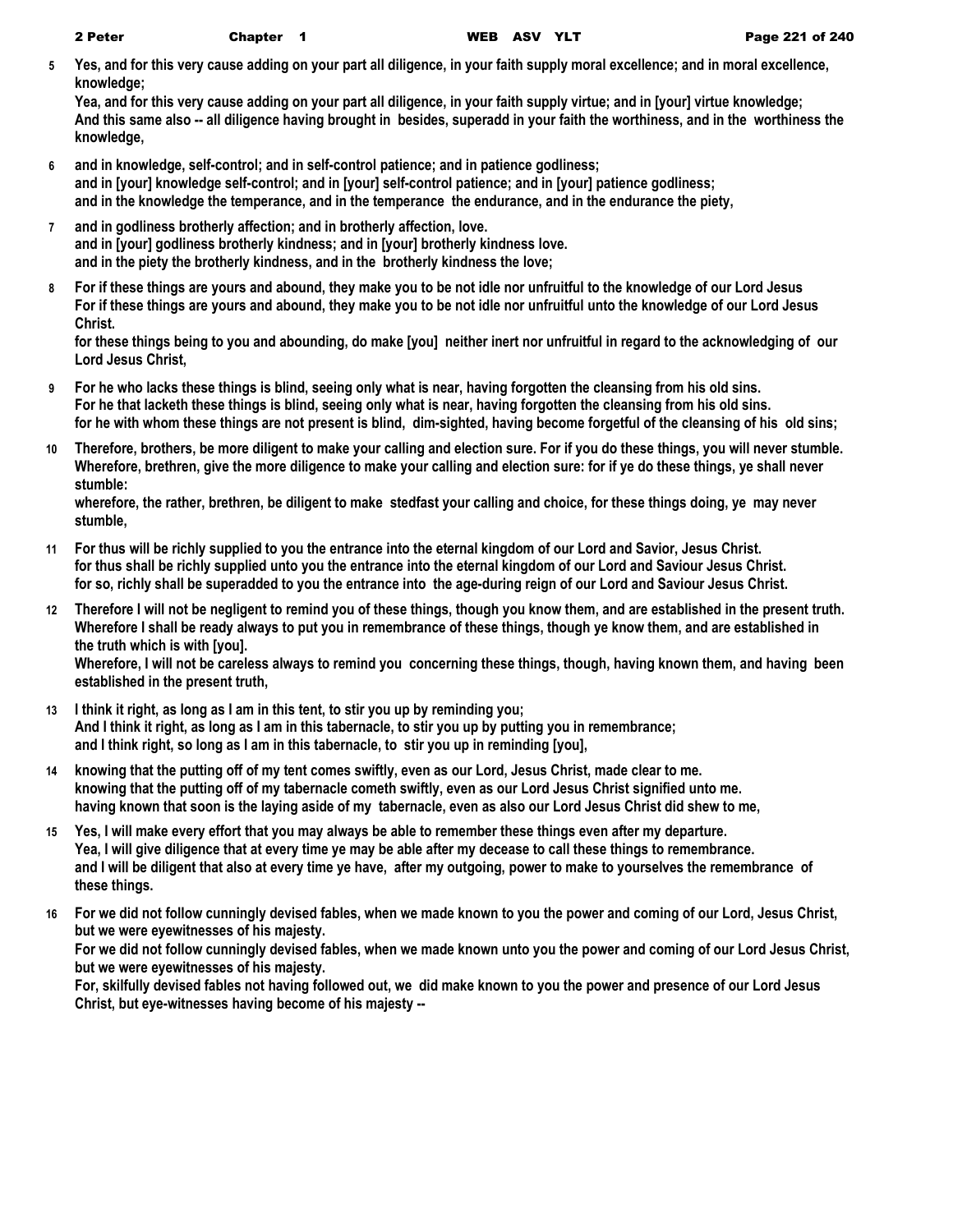**5** Yes, and for this very cause adding on your part all diligence, in your faith supply moral excellence; and in moral excellence, knowledge;
Yea, and for this very cause adding on your part all diligence, in your faith supply virtue; and in [your] virtue knowledge;
And this same also -- all diligence having brought in besides, superadd in your faith the worthiness, and in the worthiness the knowledge,

**6** and in knowledge, self-control; and in self-control patience; and in patience godliness;
and in [your] knowledge self-control; and in [your] self-control patience; and in [your] patience godliness;
and in the knowledge the temperance, and in the temperance the endurance, and in the endurance the piety,

**7** and in godliness brotherly affection; and in brotherly affection, love.
and in [your] godliness brotherly kindness; and in [your] brotherly kindness love.
and in the piety the brotherly kindness, and in the brotherly kindness the love;

**8** For if these things are yours and abound, they make you to be not idle nor unfruitful to the knowledge of our Lord Jesus
For if these things are yours and abound, they make you to be not idle nor unfruitful unto the knowledge of our Lord Jesus Christ.
for these things being to you and abounding, do make [you] neither inert nor unfruitful in regard to the acknowledging of our Lord Jesus Christ,

**9** For he who lacks these things is blind, seeing only what is near, having forgotten the cleansing from his old sins.
For he that lacketh these things is blind, seeing only what is near, having forgotten the cleansing from his old sins.
for he with whom these things are not present is blind, dim-sighted, having become forgetful of the cleansing of his old sins;

**10** Therefore, brothers, be more diligent to make your calling and election sure. For if you do these things, you will never stumble.
Wherefore, brethren, give the more diligence to make your calling and election sure: for if ye do these things, ye shall never stumble:
wherefore, the rather, brethren, be diligent to make stedfast your calling and choice, for these things doing, ye may never stumble,

**11** For thus will be richly supplied to you the entrance into the eternal kingdom of our Lord and Savior, Jesus Christ.
for thus shall be richly supplied unto you the entrance into the eternal kingdom of our Lord and Saviour Jesus Christ.
for so, richly shall be superadded to you the entrance into the age-during reign of our Lord and Saviour Jesus Christ.

**12** Therefore I will not be negligent to remind you of these things, though you know them, and are established in the present truth.
Wherefore I shall be ready always to put you in remembrance of these things, though ye know them, and are established in the truth which is with [you].
Wherefore, I will not be careless always to remind you concerning these things, though, having known them, and having been established in the present truth,

**13** I think it right, as long as I am in this tent, to stir you up by reminding you;
And I think it right, as long as I am in this tabernacle, to stir you up by putting you in remembrance;
and I think right, so long as I am in this tabernacle, to stir you up in reminding [you],

**14** knowing that the putting off of my tent comes swiftly, even as our Lord, Jesus Christ, made clear to me.
knowing that the putting off of my tabernacle cometh swiftly, even as our Lord Jesus Christ signified unto me.
having known that soon is the laying aside of my tabernacle, even as also our Lord Jesus Christ did shew to me,

**15** Yes, I will make every effort that you may always be able to remember these things even after my departure.
Yea, I will give diligence that at every time ye may be able after my decease to call these things to remembrance.
and I will be diligent that also at every time ye have, after my outgoing, power to make to yourselves the remembrance of these things.

**16** For we did not follow cunningly devised fables, when we made known to you the power and coming of our Lord, Jesus Christ, but we were eyewitnesses of his majesty.
For we did not follow cunningly devised fables, when we made known unto you the power and coming of our Lord Jesus Christ, but we were eyewitnesses of his majesty.
For, skilfully devised fables not having followed out, we did make known to you the power and presence of our Lord Jesus Christ, but eye-witnesses having become of his majesty --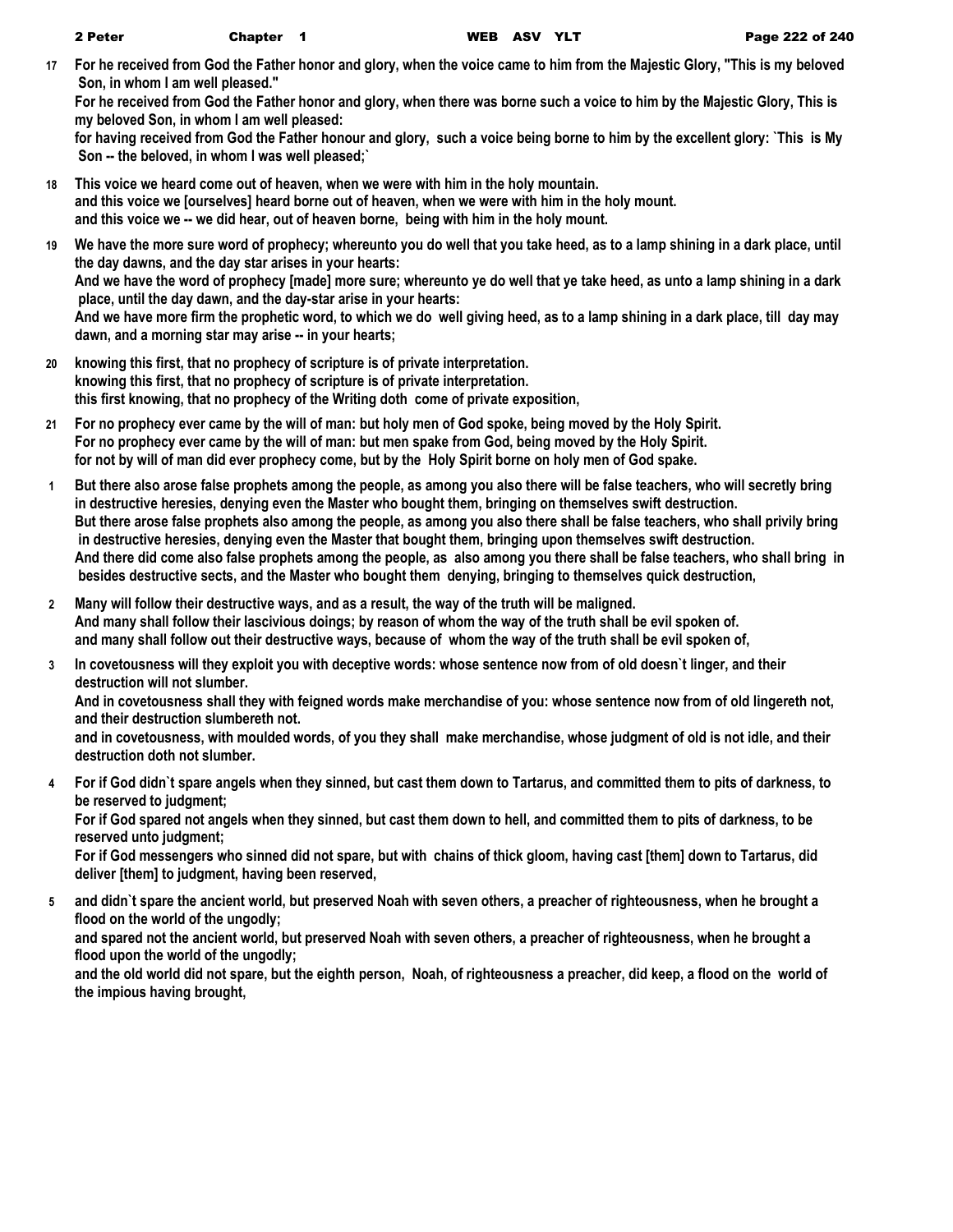17 **For he received from God the Father honor and glory, when the voice came to him from the Majestic Glory, "This is my beloved Son, in whom I am well pleased."**
**For he received from God the Father honor and glory, when there was borne such a voice to him by the Majestic Glory, This is my beloved Son, in whom I am well pleased:**
**for having received from God the Father honour and glory, such a voice being borne to him by the excellent glory: `This is My Son -- the beloved, in whom I was well pleased;`**

18 **This voice we heard come out of heaven, when we were with him in the holy mountain.**
**and this voice we [ourselves] heard borne out of heaven, when we were with him in the holy mount.**
**and this voice we -- we did hear, out of heaven borne, being with him in the holy mount.**

19 **We have the more sure word of prophecy; whereunto you do well that you take heed, as to a lamp shining in a dark place, until the day dawns, and the day star arises in your hearts:**
**And we have the word of prophecy [made] more sure; whereunto ye do well that ye take heed, as unto a lamp shining in a dark place, until the day dawn, and the day-star arise in your hearts:**
**And we have more firm the prophetic word, to which we do well giving heed, as to a lamp shining in a dark place, till day may dawn, and a morning star may arise -- in your hearts;**

20 **knowing this first, that no prophecy of scripture is of private interpretation.**
**knowing this first, that no prophecy of scripture is of private interpretation.**
**this first knowing, that no prophecy of the Writing doth come of private exposition,**

21 **For no prophecy ever came by the will of man: but holy men of God spoke, being moved by the Holy Spirit.**
**For no prophecy ever came by the will of man: but men spake from God, being moved by the Holy Spirit.**
**for not by will of man did ever prophecy come, but by the Holy Spirit borne on holy men of God spake.**

1 **But there also arose false prophets among the people, as among you also there will be false teachers, who will secretly bring in destructive heresies, denying even the Master who bought them, bringing on themselves swift destruction.**
**But there arose false prophets also among the people, as among you also there shall be false teachers, who shall privily bring in destructive heresies, denying even the Master that bought them, bringing upon themselves swift destruction.**
**And there did come also false prophets among the people, as also among you there shall be false teachers, who shall bring in besides destructive sects, and the Master who bought them denying, bringing to themselves quick destruction,**

2 **Many will follow their destructive ways, and as a result, the way of the truth will be maligned.**
**And many shall follow their lascivious doings; by reason of whom the way of the truth shall be evil spoken of.**
**and many shall follow out their destructive ways, because of whom the way of the truth shall be evil spoken of,**

3 **In covetousness will they exploit you with deceptive words: whose sentence now from of old doesn`t linger, and their destruction will not slumber.**
**And in covetousness shall they with feigned words make merchandise of you: whose sentence now from of old lingereth not, and their destruction slumbereth not.**
**and in covetousness, with moulded words, of you they shall make merchandise, whose judgment of old is not idle, and their destruction doth not slumber.**

4 **For if God didn`t spare angels when they sinned, but cast them down to Tartarus, and committed them to pits of darkness, to be reserved to judgment;**
**For if God spared not angels when they sinned, but cast them down to hell, and committed them to pits of darkness, to be reserved unto judgment;**
**For if God messengers who sinned did not spare, but with chains of thick gloom, having cast [them] down to Tartarus, did deliver [them] to judgment, having been reserved,**

5 **and didn`t spare the ancient world, but preserved Noah with seven others, a preacher of righteousness, when he brought a flood on the world of the ungodly;**
**and spared not the ancient world, but preserved Noah with seven others, a preacher of righteousness, when he brought a flood upon the world of the ungodly;**
**and the old world did not spare, but the eighth person, Noah, of righteousness a preacher, did keep, a flood on the world of the impious having brought,**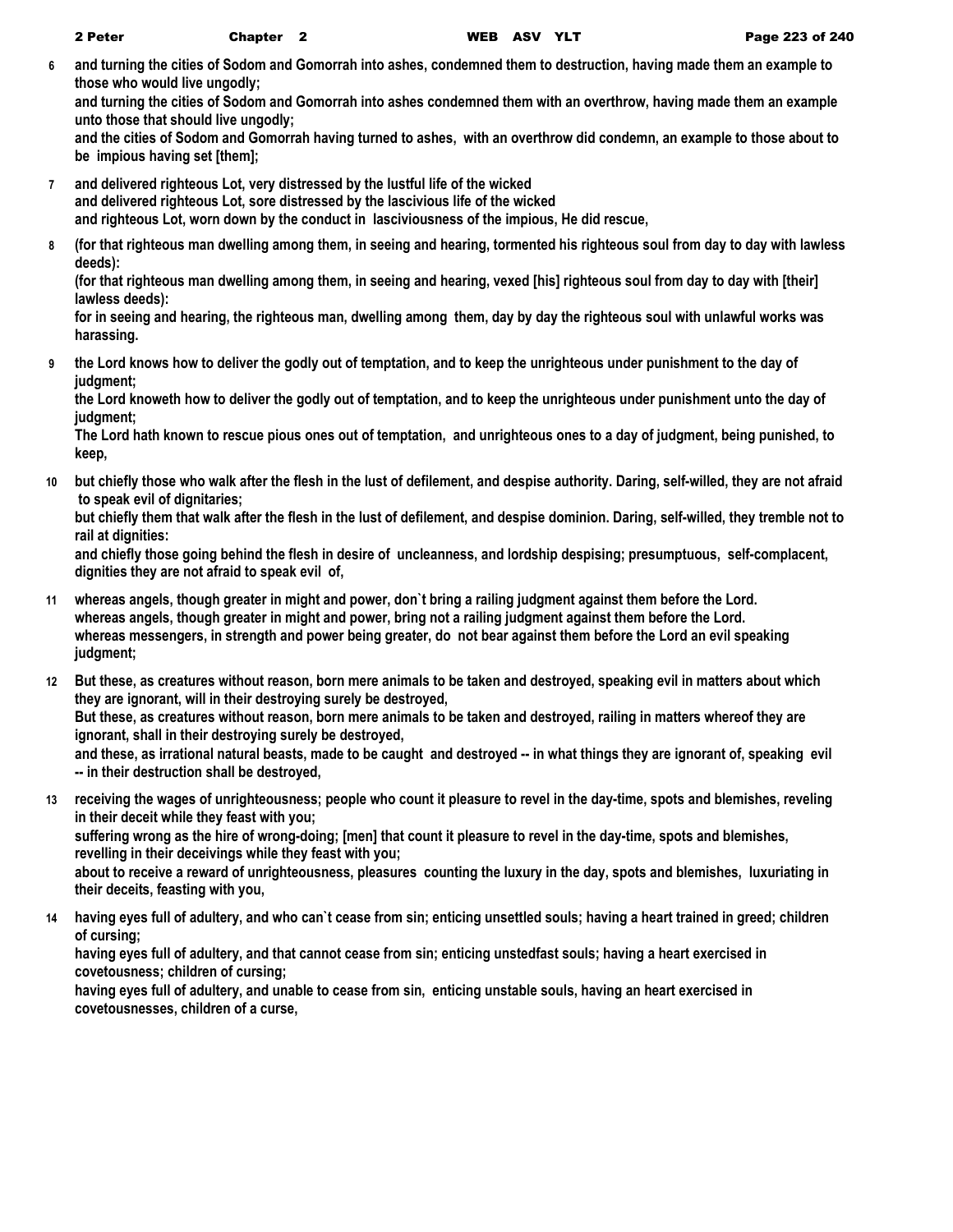**6** **and turning the cities of Sodom and Gomorrah into ashes, condemned them to destruction, having made them an example to those who would live ungodly;**
**and turning the cities of Sodom and Gomorrah into ashes condemned them with an overthrow, having made them an example unto those that should live ungodly;**
**and the cities of Sodom and Gomorrah having turned to ashes, with an overthrow did condemn, an example to those about to be impious having set [them];**

**7** **and delivered righteous Lot, very distressed by the lustful life of the wicked**
**and delivered righteous Lot, sore distressed by the lascivious life of the wicked**
**and righteous Lot, worn down by the conduct in lasciviousness of the impious, He did rescue,**

**8** **(for that righteous man dwelling among them, in seeing and hearing, tormented his righteous soul from day to day with lawless deeds):**
**(for that righteous man dwelling among them, in seeing and hearing, vexed [his] righteous soul from day to day with [their] lawless deeds):**
**for in seeing and hearing, the righteous man, dwelling among them, day by day the righteous soul with unlawful works was harassing.**

**9** **the Lord knows how to deliver the godly out of temptation, and to keep the unrighteous under punishment to the day of judgment;**
**the Lord knoweth how to deliver the godly out of temptation, and to keep the unrighteous under punishment unto the day of judgment;**
**The Lord hath known to rescue pious ones out of temptation, and unrighteous ones to a day of judgment, being punished, to keep,**

**10** **but chiefly those who walk after the flesh in the lust of defilement, and despise authority. Daring, self-willed, they are not afraid to speak evil of dignitaries;**
**but chiefly them that walk after the flesh in the lust of defilement, and despise dominion. Daring, self-willed, they tremble not to rail at dignities:**
**and chiefly those going behind the flesh in desire of uncleanness, and lordship despising; presumptuous, self-complacent, dignities they are not afraid to speak evil of,**

**11** **whereas angels, though greater in might and power, don`t bring a railing judgment against them before the Lord.**
**whereas angels, though greater in might and power, bring not a railing judgment against them before the Lord.**
**whereas messengers, in strength and power being greater, do not bear against them before the Lord an evil speaking judgment;**

**12** **But these, as creatures without reason, born mere animals to be taken and destroyed, speaking evil in matters about which they are ignorant, will in their destroying surely be destroyed,**
**But these, as creatures without reason, born mere animals to be taken and destroyed, railing in matters whereof they are ignorant, shall in their destroying surely be destroyed,**
**and these, as irrational natural beasts, made to be caught and destroyed -- in what things they are ignorant of, speaking evil -- in their destruction shall be destroyed,**

**13** **receiving the wages of unrighteousness; people who count it pleasure to revel in the day-time, spots and blemishes, reveling in their deceit while they feast with you;**
**suffering wrong as the hire of wrong-doing; [men] that count it pleasure to revel in the day-time, spots and blemishes, revelling in their deceivings while they feast with you;**
**about to receive a reward of unrighteousness, pleasures counting the luxury in the day, spots and blemishes, luxuriating in their deceits, feasting with you,**

**14** **having eyes full of adultery, and who can`t cease from sin; enticing unsettled souls; having a heart trained in greed; children of cursing;**
**having eyes full of adultery, and that cannot cease from sin; enticing unstedfast souls; having a heart exercised in covetousness; children of cursing;**
**having eyes full of adultery, and unable to cease from sin, enticing unstable souls, having an heart exercised in covetousnesses, children of a curse,**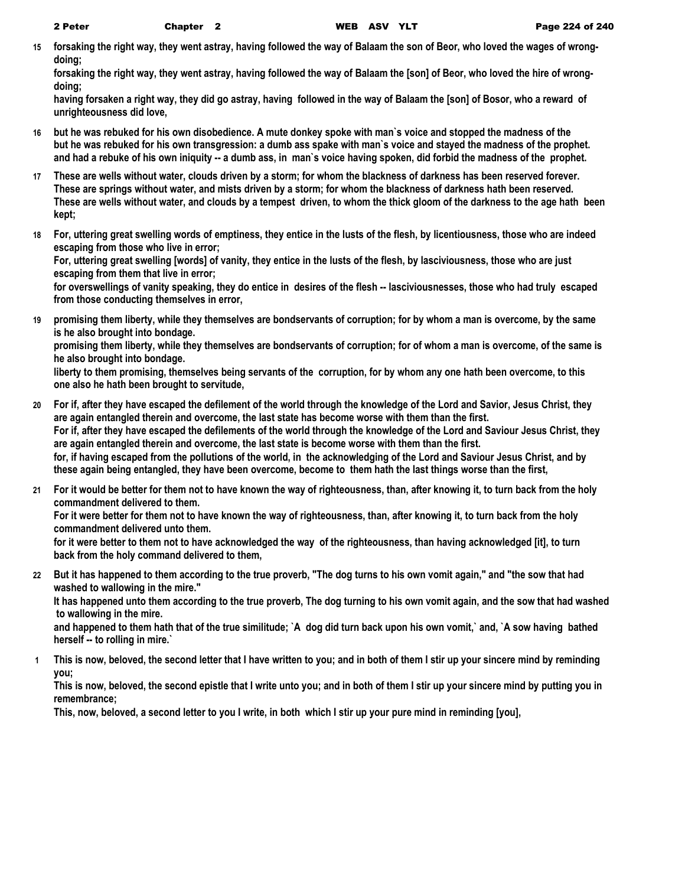**15** **forsaking the right way, they went astray, having followed the way of Balaam the son of Beor, who loved the wages of wrong-doing;**
**forsaking the right way, they went astray, having followed the way of Balaam the [son] of Beor, who loved the hire of wrong-doing;**
**having forsaken a right way, they did go astray, having followed in the way of Balaam the [son] of Bosor, who a reward of unrighteousness did love,**

**16** **but he was rebuked for his own disobedience. A mute donkey spoke with man`s voice and stopped the madness of the**
**but he was rebuked for his own transgression: a dumb ass spake with man`s voice and stayed the madness of the prophet.**
**and had a rebuke of his own iniquity -- a dumb ass, in man`s voice having spoken, did forbid the madness of the prophet.**

**17** **These are wells without water, clouds driven by a storm; for whom the blackness of darkness has been reserved forever.**
**These are springs without water, and mists driven by a storm; for whom the blackness of darkness hath been reserved.**
**These are wells without water, and clouds by a tempest driven, to whom the thick gloom of the darkness to the age hath been kept;**

**18** **For, uttering great swelling words of emptiness, they entice in the lusts of the flesh, by licentiousness, those who are indeed escaping from those who live in error;**
**For, uttering great swelling [words] of vanity, they entice in the lusts of the flesh, by lasciviousness, those who are just escaping from them that live in error;**
**for overswellings of vanity speaking, they do entice in desires of the flesh -- lasciviousnesses, those who had truly escaped from those conducting themselves in error,**

**19** **promising them liberty, while they themselves are bondservants of corruption; for by whom a man is overcome, by the same is he also brought into bondage.**
**promising them liberty, while they themselves are bondservants of corruption; for of whom a man is overcome, of the same is he also brought into bondage.**
**liberty to them promising, themselves being servants of the corruption, for by whom any one hath been overcome, to this one also he hath been brought to servitude,**

**20** **For if, after they have escaped the defilement of the world through the knowledge of the Lord and Savior, Jesus Christ, they are again entangled therein and overcome, the last state has become worse with them than the first.**
**For if, after they have escaped the defilements of the world through the knowledge of the Lord and Saviour Jesus Christ, they are again entangled therein and overcome, the last state is become worse with them than the first.**
**for, if having escaped from the pollutions of the world, in the acknowledging of the Lord and Saviour Jesus Christ, and by these again being entangled, they have been overcome, become to them hath the last things worse than the first,**

**21** **For it would be better for them not to have known the way of righteousness, than, after knowing it, to turn back from the holy commandment delivered to them.**
**For it were better for them not to have known the way of righteousness, than, after knowing it, to turn back from the holy commandment delivered unto them.**
**for it were better to them not to have acknowledged the way of the righteousness, than having acknowledged [it], to turn back from the holy command delivered to them,**

**22** **But it has happened to them according to the true proverb, "The dog turns to his own vomit again," and "the sow that had washed to wallowing in the mire."**
**It has happened unto them according to the true proverb, The dog turning to his own vomit again, and the sow that had washed to wallowing in the mire.**
**and happened to them hath that of the true similitude; `A dog did turn back upon his own vomit,` and, `A sow having bathed herself -- to rolling in mire.`**

**1** **This is now, beloved, the second letter that I have written to you; and in both of them I stir up your sincere mind by reminding you;**
**This is now, beloved, the second epistle that I write unto you; and in both of them I stir up your sincere mind by putting you in remembrance;**
**This, now, beloved, a second letter to you I write, in both which I stir up your pure mind in reminding [you],**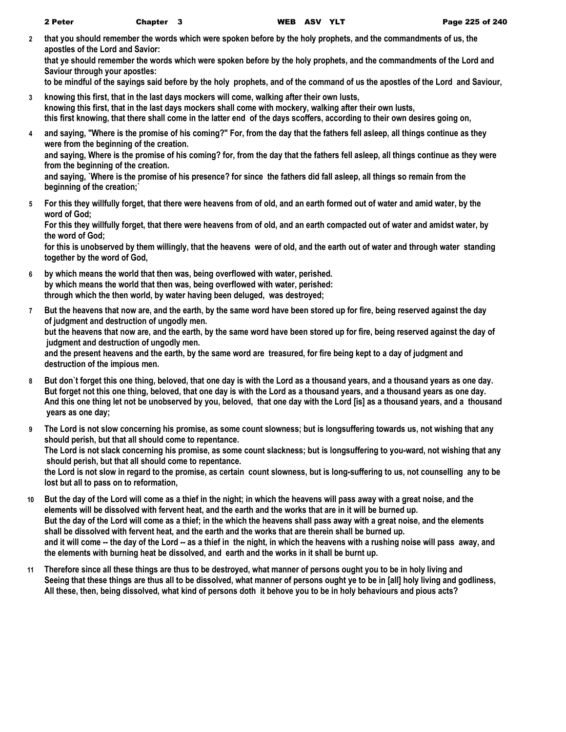**2** **that you should remember the words which were spoken before by the holy prophets, and the commandments of us, the apostles of the Lord and Savior:**
**that ye should remember the words which were spoken before by the holy prophets, and the commandments of the Lord and Saviour through your apostles:**
**to be mindful of the sayings said before by the holy prophets, and of the command of us the apostles of the Lord and Saviour,**

**3** **knowing this first, that in the last days mockers will come, walking after their own lusts,**
**knowing this first, that in the last days mockers shall come with mockery, walking after their own lusts,**
**this first knowing, that there shall come in the latter end of the days scoffers, according to their own desires going on,**

**4** **and saying, "Where is the promise of his coming?" For, from the day that the fathers fell asleep, all things continue as they were from the beginning of the creation.**
**and saying, Where is the promise of his coming? for, from the day that the fathers fell asleep, all things continue as they were from the beginning of the creation.**
**and saying, `Where is the promise of his presence? for since the fathers did fall asleep, all things so remain from the beginning of the creation;`**

**5** **For this they willfully forget, that there were heavens from of old, and an earth formed out of water and amid water, by the word of God;**
**For this they willfully forget, that there were heavens from of old, and an earth compacted out of water and amidst water, by the word of God;**
**for this is unobserved by them willingly, that the heavens were of old, and the earth out of water and through water standing together by the word of God,**

**6** **by which means the world that then was, being overflowed with water, perished.**
**by which means the world that then was, being overflowed with water, perished:**
**through which the then world, by water having been deluged, was destroyed;**

**7** **But the heavens that now are, and the earth, by the same word have been stored up for fire, being reserved against the day of judgment and destruction of ungodly men.**
**but the heavens that now are, and the earth, by the same word have been stored up for fire, being reserved against the day of judgment and destruction of ungodly men.**
**and the present heavens and the earth, by the same word are treasured, for fire being kept to a day of judgment and destruction of the impious men.**

**8** **But don`t forget this one thing, beloved, that one day is with the Lord as a thousand years, and a thousand years as one day.**
**But forget not this one thing, beloved, that one day is with the Lord as a thousand years, and a thousand years as one day.**
**And this one thing let not be unobserved by you, beloved, that one day with the Lord [is] as a thousand years, and a thousand years as one day;**

**9** **The Lord is not slow concerning his promise, as some count slowness; but is longsuffering towards us, not wishing that any should perish, but that all should come to repentance.**
**The Lord is not slack concerning his promise, as some count slackness; but is longsuffering to you-ward, not wishing that any should perish, but that all should come to repentance.**
**the Lord is not slow in regard to the promise, as certain count slowness, but is long-suffering to us, not counselling any to be lost but all to pass on to reformation,**

**10** **But the day of the Lord will come as a thief in the night; in which the heavens will pass away with a great noise, and the elements will be dissolved with fervent heat, and the earth and the works that are in it will be burned up.**
**But the day of the Lord will come as a thief; in the which the heavens shall pass away with a great noise, and the elements shall be dissolved with fervent heat, and the earth and the works that are therein shall be burned up.**
**and it will come -- the day of the Lord -- as a thief in the night, in which the heavens with a rushing noise will pass away, and the elements with burning heat be dissolved, and earth and the works in it shall be burnt up.**

**11** **Therefore since all these things are thus to be destroyed, what manner of persons ought you to be in holy living and**
**Seeing that these things are thus all to be dissolved, what manner of persons ought ye to be in [all] holy living and godliness,**
**All these, then, being dissolved, what kind of persons doth it behove you to be in holy behaviours and pious acts?**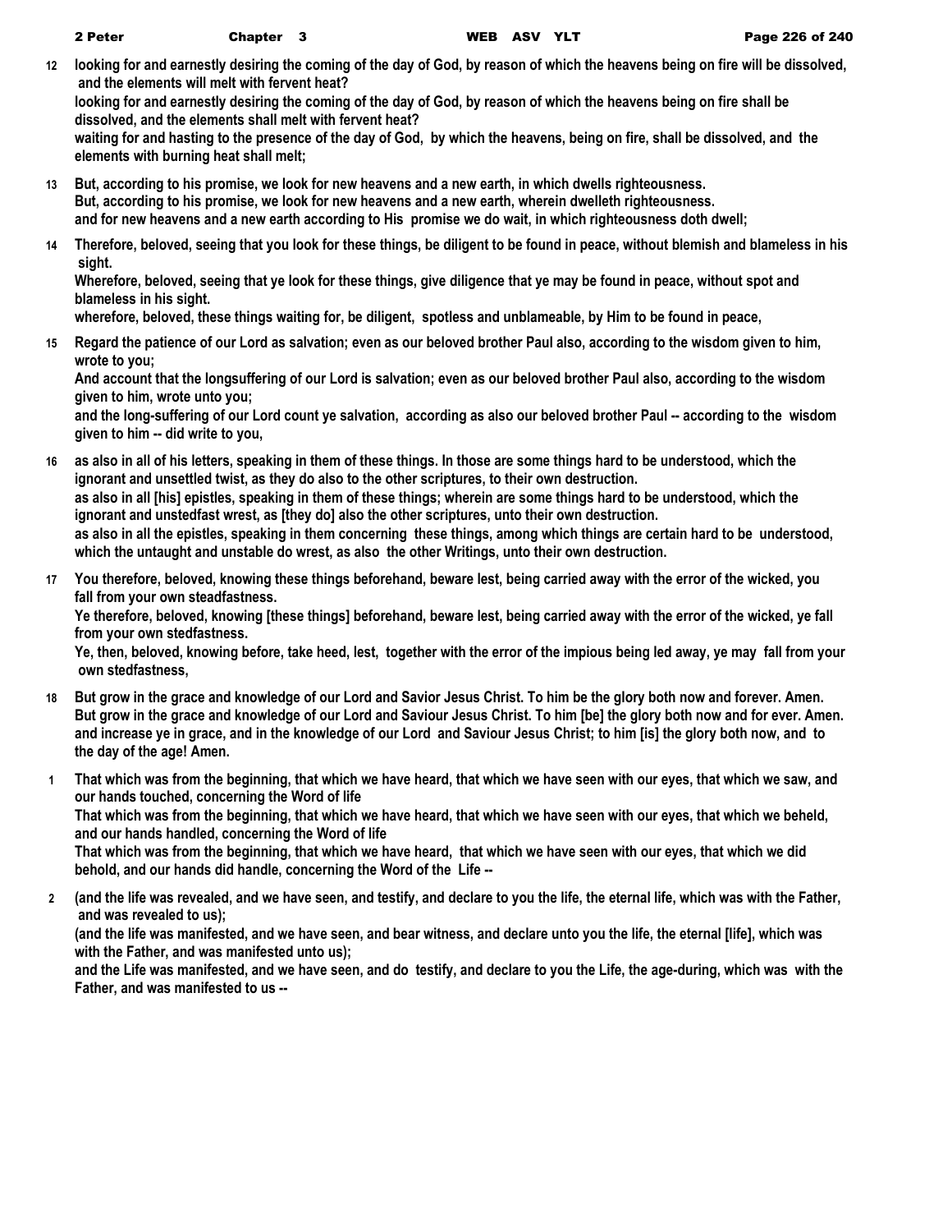**12** **looking for and earnestly desiring the coming of the day of God, by reason of which the heavens being on fire will be dissolved, and the elements will melt with fervent heat?**
**looking for and earnestly desiring the coming of the day of God, by reason of which the heavens being on fire shall be dissolved, and the elements shall melt with fervent heat?**
**waiting for and hasting to the presence of the day of God, by which the heavens, being on fire, shall be dissolved, and the elements with burning heat shall melt;**

**13** **But, according to his promise, we look for new heavens and a new earth, in which dwells righteousness.**
**But, according to his promise, we look for new heavens and a new earth, wherein dwelleth righteousness.**
**and for new heavens and a new earth according to His promise we do wait, in which righteousness doth dwell;**

**14** **Therefore, beloved, seeing that you look for these things, be diligent to be found in peace, without blemish and blameless in his sight.**
**Wherefore, beloved, seeing that ye look for these things, give diligence that ye may be found in peace, without spot and blameless in his sight.**
**wherefore, beloved, these things waiting for, be diligent, spotless and unblameable, by Him to be found in peace,**

**15** **Regard the patience of our Lord as salvation; even as our beloved brother Paul also, according to the wisdom given to him, wrote to you;**
**And account that the longsuffering of our Lord is salvation; even as our beloved brother Paul also, according to the wisdom given to him, wrote unto you;**
**and the long-suffering of our Lord count ye salvation, according as also our beloved brother Paul -- according to the wisdom given to him -- did write to you,**

**16** **as also in all of his letters, speaking in them of these things. In those are some things hard to be understood, which the ignorant and unsettled twist, as they do also to the other scriptures, to their own destruction.**
**as also in all [his] epistles, speaking in them of these things; wherein are some things hard to be understood, which the ignorant and unstedfast wrest, as [they do] also the other scriptures, unto their own destruction.**
**as also in all the epistles, speaking in them concerning these things, among which things are certain hard to be understood, which the untaught and unstable do wrest, as also the other Writings, unto their own destruction.**

**17** **You therefore, beloved, knowing these things beforehand, beware lest, being carried away with the error of the wicked, you fall from your own steadfastness.**
**Ye therefore, beloved, knowing [these things] beforehand, beware lest, being carried away with the error of the wicked, ye fall from your own stedfastness.**
**Ye, then, beloved, knowing before, take heed, lest, together with the error of the impious being led away, ye may fall from your own stedfastness,**

**18** **But grow in the grace and knowledge of our Lord and Savior Jesus Christ. To him be the glory both now and forever. Amen.**
**But grow in the grace and knowledge of our Lord and Saviour Jesus Christ. To him [be] the glory both now and for ever. Amen.**
**and increase ye in grace, and in the knowledge of our Lord and Saviour Jesus Christ; to him [is] the glory both now, and to the day of the age! Amen.**

**1** **That which was from the beginning, that which we have heard, that which we have seen with our eyes, that which we saw, and our hands touched, concerning the Word of life**
**That which was from the beginning, that which we have heard, that which we have seen with our eyes, that which we beheld, and our hands handled, concerning the Word of life**
**That which was from the beginning, that which we have heard, that which we have seen with our eyes, that which we did behold, and our hands did handle, concerning the Word of the Life --**

**2** **(and the life was revealed, and we have seen, and testify, and declare to you the life, the eternal life, which was with the Father, and was revealed to us);**
**(and the life was manifested, and we have seen, and bear witness, and declare unto you the life, the eternal [life], which was with the Father, and was manifested unto us);**
**and the Life was manifested, and we have seen, and do testify, and declare to you the Life, the age-during, which was with the Father, and was manifested to us --**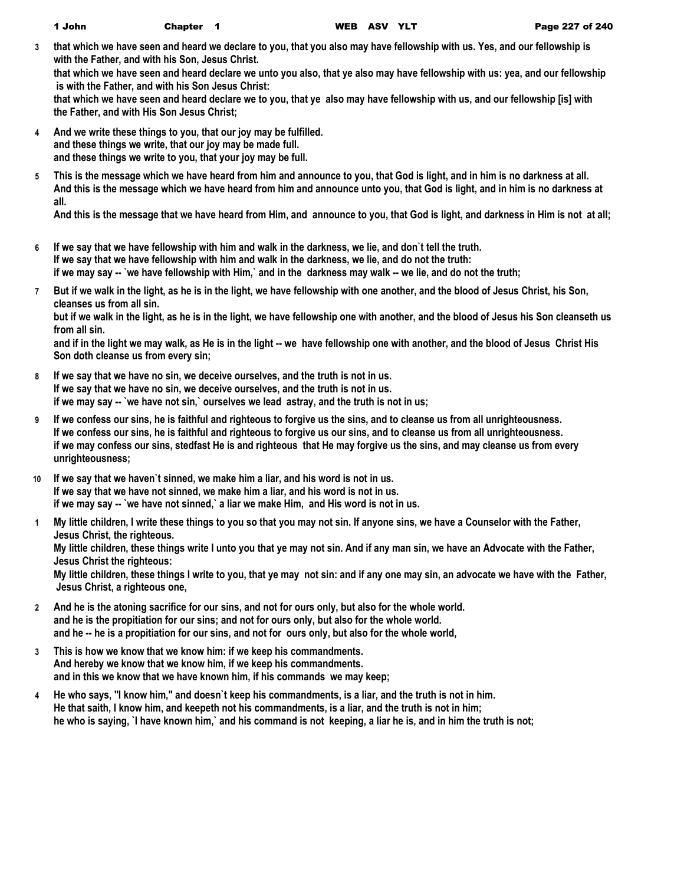3 that which we have seen and heard we declare to you, that you also may have fellowship with us. Yes, and our fellowship is with the Father, and with his Son, Jesus Christ.
that which we have seen and heard declare we unto you also, that ye also may have fellowship with us: yea, and our fellowship is with the Father, and with his Son Jesus Christ:
that which we have seen and heard declare we to you, that ye also may have fellowship with us, and our fellowship [is] with the Father, and with His Son Jesus Christ;

4 And we write these things to you, that our joy may be fulfilled.
and these things we write, that our joy may be made full.
and these things we write to you, that your joy may be full.

5 This is the message which we have heard from him and announce to you, that God is light, and in him is no darkness at all.
And this is the message which we have heard from him and announce unto you, that God is light, and in him is no darkness at all.
And this is the message that we have heard from Him, and announce to you, that God is light, and darkness in Him is not at all;

6 If we say that we have fellowship with him and walk in the darkness, we lie, and don`t tell the truth.
If we say that we have fellowship with him and walk in the darkness, we lie, and do not the truth:
if we may say -- `we have fellowship with Him,` and in the darkness may walk -- we lie, and do not the truth;

7 But if we walk in the light, as he is in the light, we have fellowship with one another, and the blood of Jesus Christ, his Son, cleanses us from all sin.
but if we walk in the light, as he is in the light, we have fellowship one with another, and the blood of Jesus his Son cleanseth us from all sin.
and if in the light we may walk, as He is in the light -- we have fellowship one with another, and the blood of Jesus Christ His Son doth cleanse us from every sin;

8 If we say that we have no sin, we deceive ourselves, and the truth is not in us.
If we say that we have no sin, we deceive ourselves, and the truth is not in us.
if we may say -- `we have not sin,` ourselves we lead astray, and the truth is not in us;

9 If we confess our sins, he is faithful and righteous to forgive us the sins, and to cleanse us from all unrighteousness.
If we confess our sins, he is faithful and righteous to forgive us our sins, and to cleanse us from all unrighteousness.
if we may confess our sins, stedfast He is and righteous that He may forgive us the sins, and may cleanse us from every unrighteousness;

10 If we say that we haven`t sinned, we make him a liar, and his word is not in us.
If we say that we have not sinned, we make him a liar, and his word is not in us.
if we may say -- `we have not sinned,` a liar we make Him, and His word is not in us.

1 My little children, I write these things to you so that you may not sin. If anyone sins, we have a Counselor with the Father, Jesus Christ, the righteous.
My little children, these things write I unto you that ye may not sin. And if any man sin, we have an Advocate with the Father, Jesus Christ the righteous:
My little children, these things I write to you, that ye may not sin: and if any one may sin, an advocate we have with the Father, Jesus Christ, a righteous one,

2 And he is the atoning sacrifice for our sins, and not for ours only, but also for the whole world.
and he is the propitiation for our sins; and not for ours only, but also for the whole world.
and he -- he is a propitiation for our sins, and not for ours only, but also for the whole world,

3 This is how we know that we know him: if we keep his commandments.
And hereby we know that we know him, if we keep his commandments.
and in this we know that we have known him, if his commands we may keep;

4 He who says, "I know him," and doesn`t keep his commandments, is a liar, and the truth is not in him.
He that saith, I know him, and keepeth not his commandments, is a liar, and the truth is not in him;
he who is saying, `I have known him,` and his command is not keeping, a liar he is, and in him the truth is not;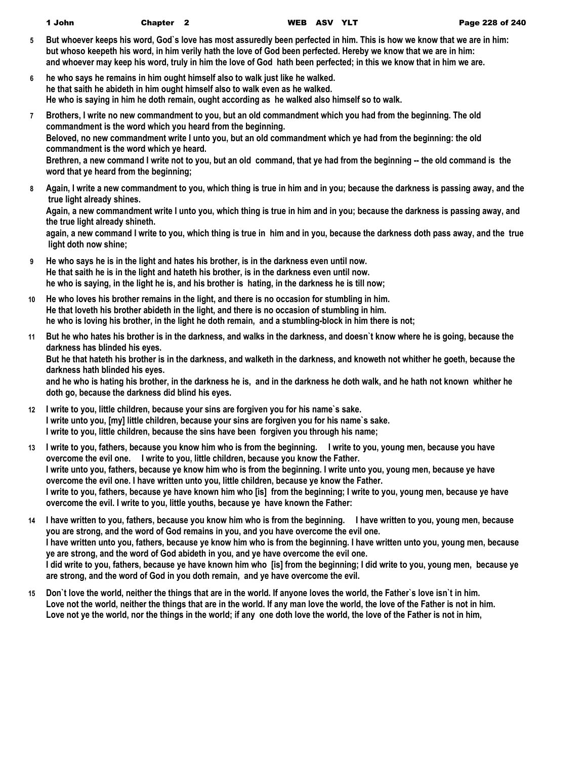**5** But whoever keeps his word, God`s love has most assuredly been perfected in him. This is how we know that we are in him:
but whoso keepeth his word, in him verily hath the love of God been perfected. Hereby we know that we are in him:
and whoever may keep his word, truly in him the love of God hath been perfected; in this we know that in him we are.

**6** he who says he remains in him ought himself also to walk just like he walked.
he that saith he abideth in him ought himself also to walk even as he walked.
He who is saying in him he doth remain, ought according as he walked also himself so to walk.

**7** Brothers, I write no new commandment to you, but an old commandment which you had from the beginning. The old commandment is the word which you heard from the beginning.
Beloved, no new commandment write I unto you, but an old commandment which ye had from the beginning: the old commandment is the word which ye heard.
Brethren, a new command I write not to you, but an old command, that ye had from the beginning -- the old command is the word that ye heard from the beginning;

**8** Again, I write a new commandment to you, which thing is true in him and in you; because the darkness is passing away, and the true light already shines.
Again, a new commandment write I unto you, which thing is true in him and in you; because the darkness is passing away, and the true light already shineth.
again, a new command I write to you, which thing is true in him and in you, because the darkness doth pass away, and the true light doth now shine;

**9** He who says he is in the light and hates his brother, is in the darkness even until now.
He that saith he is in the light and hateth his brother, is in the darkness even until now.
he who is saying, in the light he is, and his brother is hating, in the darkness he is till now;

**10** He who loves his brother remains in the light, and there is no occasion for stumbling in him.
He that loveth his brother abideth in the light, and there is no occasion of stumbling in him.
he who is loving his brother, in the light he doth remain, and a stumbling-block in him there is not;

**11** But he who hates his brother is in the darkness, and walks in the darkness, and doesn`t know where he is going, because the darkness has blinded his eyes.
But he that hateth his brother is in the darkness, and walketh in the darkness, and knoweth not whither he goeth, because the darkness hath blinded his eyes.
and he who is hating his brother, in the darkness he is, and in the darkness he doth walk, and he hath not known whither he doth go, because the darkness did blind his eyes.

**12** I write to you, little children, because your sins are forgiven you for his name`s sake.
I write unto you, [my] little children, because your sins are forgiven you for his name`s sake.
I write to you, little children, because the sins have been forgiven you through his name;

**13** I write to you, fathers, because you know him who is from the beginning. I write to you, young men, because you have overcome the evil one. I write to you, little children, because you know the Father.
I write unto you, fathers, because ye know him who is from the beginning. I write unto you, young men, because ye have overcome the evil one. I have written unto you, little children, because ye know the Father.
I write to you, fathers, because ye have known him who [is] from the beginning; I write to you, young men, because ye have overcome the evil. I write to you, little youths, because ye have known the Father:

**14** I have written to you, fathers, because you know him who is from the beginning. I have written to you, young men, because you are strong, and the word of God remains in you, and you have overcome the evil one.
I have written unto you, fathers, because ye know him who is from the beginning. I have written unto you, young men, because ye are strong, and the word of God abideth in you, and ye have overcome the evil one.
I did write to you, fathers, because ye have known him who [is] from the beginning; I did write to you, young men, because ye are strong, and the word of God in you doth remain, and ye have overcome the evil.

**15** Don`t love the world, neither the things that are in the world. If anyone loves the world, the Father`s love isn`t in him.
Love not the world, neither the things that are in the world. If any man love the world, the love of the Father is not in him.
Love not ye the world, nor the things in the world; if any one doth love the world, the love of the Father is not in him,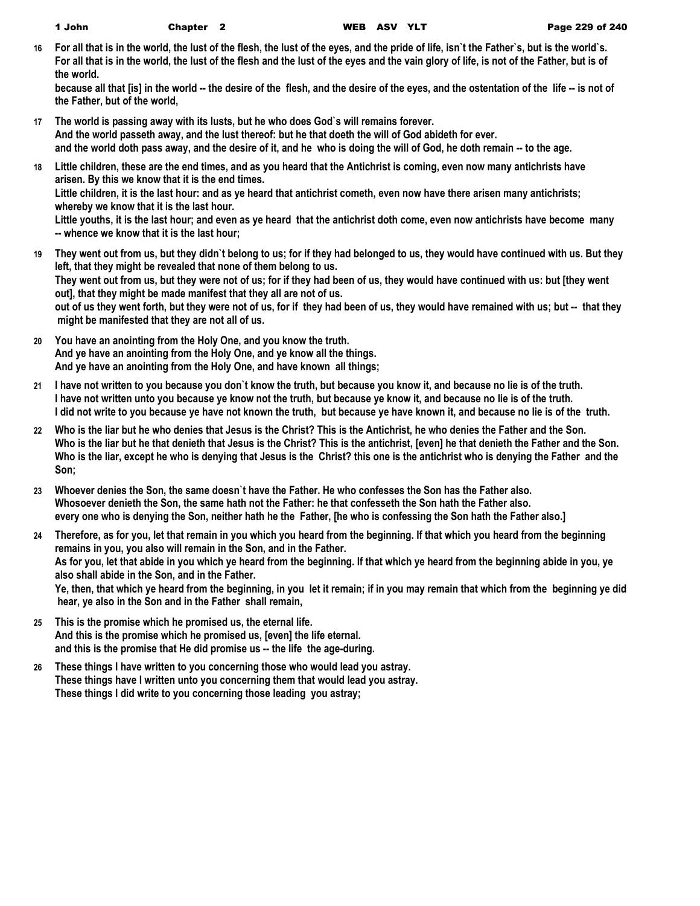**16** For all that is in the world, the lust of the flesh, the lust of the eyes, and the pride of life, isn`t the Father`s, but is the world`s.
For all that is in the world, the lust of the flesh and the lust of the eyes and the vain glory of life, is not of the Father, but is of the world.
because all that [is] in the world -- the desire of the flesh, and the desire of the eyes, and the ostentation of the life -- is not of the Father, but of the world,

**17** The world is passing away with its lusts, but he who does God`s will remains forever.
And the world passeth away, and the lust thereof: but he that doeth the will of God abideth for ever.
and the world doth pass away, and the desire of it, and he who is doing the will of God, he doth remain -- to the age.

**18** Little children, these are the end times, and as you heard that the Antichrist is coming, even now many antichrists have arisen. By this we know that it is the end times.
Little children, it is the last hour: and as ye heard that antichrist cometh, even now have there arisen many antichrists; whereby we know that it is the last hour.
Little youths, it is the last hour; and even as ye heard that the antichrist doth come, even now antichrists have become many -- whence we know that it is the last hour;

**19** They went out from us, but they didn`t belong to us; for if they had belonged to us, they would have continued with us. But they left, that they might be revealed that none of them belong to us.
They went out from us, but they were not of us; for if they had been of us, they would have continued with us: but [they went out], that they might be made manifest that they all are not of us.
out of us they went forth, but they were not of us, for if they had been of us, they would have remained with us; but -- that they might be manifested that they are not all of us.

**20** You have an anointing from the Holy One, and you know the truth.
And ye have an anointing from the Holy One, and ye know all the things.
And ye have an anointing from the Holy One, and have known all things;

**21** I have not written to you because you don`t know the truth, but because you know it, and because no lie is of the truth.
I have not written unto you because ye know not the truth, but because ye know it, and because no lie is of the truth.
I did not write to you because ye have not known the truth, but because ye have known it, and because no lie is of the truth.

**22** Who is the liar but he who denies that Jesus is the Christ? This is the Antichrist, he who denies the Father and the Son.
Who is the liar but he that denieth that Jesus is the Christ? This is the antichrist, [even] he that denieth the Father and the Son.
Who is the liar, except he who is denying that Jesus is the Christ? this one is the antichrist who is denying the Father and the Son;

**23** Whoever denies the Son, the same doesn`t have the Father. He who confesses the Son has the Father also.
Whosoever denieth the Son, the same hath not the Father: he that confesseth the Son hath the Father also.
every one who is denying the Son, neither hath he the Father, [he who is confessing the Son hath the Father also.]

**24** Therefore, as for you, let that remain in you which you heard from the beginning. If that which you heard from the beginning remains in you, you also will remain in the Son, and in the Father.
As for you, let that abide in you which ye heard from the beginning. If that which ye heard from the beginning abide in you, ye also shall abide in the Son, and in the Father.
Ye, then, that which ye heard from the beginning, in you let it remain; if in you may remain that which from the beginning ye did hear, ye also in the Son and in the Father shall remain,

**25** This is the promise which he promised us, the eternal life.
And this is the promise which he promised us, [even] the life eternal.
and this is the promise that He did promise us -- the life the age-during.

**26** These things I have written to you concerning those who would lead you astray.
These things have I written unto you concerning them that would lead you astray.
These things I did write to you concerning those leading you astray;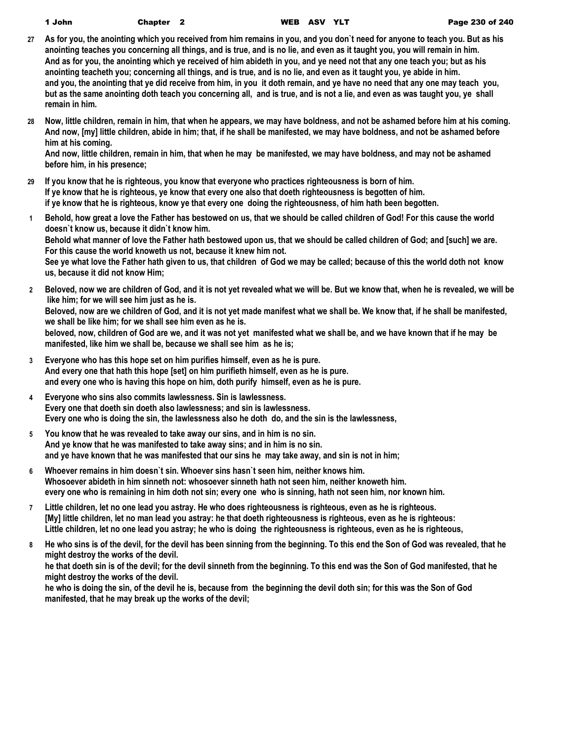27 As for you, the anointing which you received from him remains in you, and you don`t need for anyone to teach you. But as his anointing teaches you concerning all things, and is true, and is no lie, and even as it taught you, you will remain in him.
And as for you, the anointing which ye received of him abideth in you, and ye need not that any one teach you; but as his anointing teacheth you; concerning all things, and is true, and is no lie, and even as it taught you, ye abide in him.
and you, the anointing that ye did receive from him, in you it doth remain, and ye have no need that any one may teach you, but as the same anointing doth teach you concerning all, and is true, and is not a lie, and even as was taught you, ye shall remain in him.

28 Now, little children, remain in him, that when he appears, we may have boldness, and not be ashamed before him at his coming.
And now, [my] little children, abide in him; that, if he shall be manifested, we may have boldness, and not be ashamed before him at his coming.
And now, little children, remain in him, that when he may be manifested, we may have boldness, and may not be ashamed before him, in his presence;

29 If you know that he is righteous, you know that everyone who practices righteousness is born of him.
If ye know that he is righteous, ye know that every one also that doeth righteousness is begotten of him.
if ye know that he is righteous, know ye that every one doing the righteousness, of him hath been begotten.

1 Behold, how great a love the Father has bestowed on us, that we should be called children of God! For this cause the world doesn`t know us, because it didn`t know him.
Behold what manner of love the Father hath bestowed upon us, that we should be called children of God; and [such] we are. For this cause the world knoweth us not, because it knew him not.
See ye what love the Father hath given to us, that children of God we may be called; because of this the world doth not know us, because it did not know Him;

2 Beloved, now we are children of God, and it is not yet revealed what we will be. But we know that, when he is revealed, we will be like him; for we will see him just as he is.
Beloved, now are we children of God, and it is not yet made manifest what we shall be. We know that, if he shall be manifested, we shall be like him; for we shall see him even as he is.
beloved, now, children of God are we, and it was not yet manifested what we shall be, and we have known that if he may be manifested, like him we shall be, because we shall see him as he is;

3 Everyone who has this hope set on him purifies himself, even as he is pure.
And every one that hath this hope [set] on him purifieth himself, even as he is pure.
and every one who is having this hope on him, doth purify himself, even as he is pure.

4 Everyone who sins also commits lawlessness. Sin is lawlessness.
Every one that doeth sin doeth also lawlessness; and sin is lawlessness.
Every one who is doing the sin, the lawlessness also he doth do, and the sin is the lawlessness,

5 You know that he was revealed to take away our sins, and in him is no sin.
And ye know that he was manifested to take away sins; and in him is no sin.
and ye have known that he was manifested that our sins he may take away, and sin is not in him;

6 Whoever remains in him doesn`t sin. Whoever sins hasn`t seen him, neither knows him.
Whosoever abideth in him sinneth not: whosoever sinneth hath not seen him, neither knoweth him.
every one who is remaining in him doth not sin; every one who is sinning, hath not seen him, nor known him.

7 Little children, let no one lead you astray. He who does righteousness is righteous, even as he is righteous.
[My] little children, let no man lead you astray: he that doeth righteousness is righteous, even as he is righteous:
Little children, let no one lead you astray; he who is doing the righteousness is righteous, even as he is righteous,

8 He who sins is of the devil, for the devil has been sinning from the beginning. To this end the Son of God was revealed, that he might destroy the works of the devil.
he that doeth sin is of the devil; for the devil sinneth from the beginning. To this end was the Son of God manifested, that he might destroy the works of the devil.
he who is doing the sin, of the devil he is, because from the beginning the devil doth sin; for this was the Son of God manifested, that he may break up the works of the devil;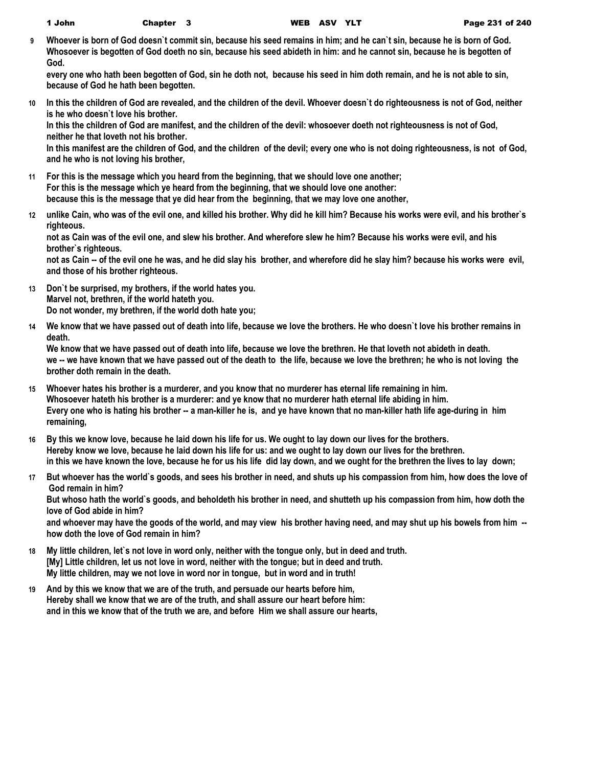**9** **Whoever is born of God doesn`t commit sin, because his seed remains in him; and he can`t sin, because he is born of God.**
**Whosoever is begotten of God doeth no sin, because his seed abideth in him: and he cannot sin, because he is begotten of God.**
**every one who hath been begotten of God, sin he doth not, because his seed in him doth remain, and he is not able to sin, because of God he hath been begotten.**

**10** **In this the children of God are revealed, and the children of the devil. Whoever doesn`t do righteousness is not of God, neither is he who doesn`t love his brother.**
**In this the children of God are manifest, and the children of the devil: whosoever doeth not righteousness is not of God, neither he that loveth not his brother.**
**In this manifest are the children of God, and the children of the devil; every one who is not doing righteousness, is not of God, and he who is not loving his brother,**

**11** **For this is the message which you heard from the beginning, that we should love one another;**
**For this is the message which ye heard from the beginning, that we should love one another:**
**because this is the message that ye did hear from the beginning, that we may love one another,**

**12** **unlike Cain, who was of the evil one, and killed his brother. Why did he kill him? Because his works were evil, and his brother`s righteous.**
**not as Cain was of the evil one, and slew his brother. And wherefore slew he him? Because his works were evil, and his brother`s righteous.**
**not as Cain -- of the evil one he was, and he did slay his brother, and wherefore did he slay him? because his works were evil, and those of his brother righteous.**

**13** **Don`t be surprised, my brothers, if the world hates you.**
**Marvel not, brethren, if the world hateth you.**
**Do not wonder, my brethren, if the world doth hate you;**

**14** **We know that we have passed out of death into life, because we love the brothers. He who doesn`t love his brother remains in death.**
**We know that we have passed out of death into life, because we love the brethren. He that loveth not abideth in death.**
**we -- we have known that we have passed out of the death to the life, because we love the brethren; he who is not loving the brother doth remain in the death.**

**15** **Whoever hates his brother is a murderer, and you know that no murderer has eternal life remaining in him.**
**Whosoever hateth his brother is a murderer: and ye know that no murderer hath eternal life abiding in him.**
**Every one who is hating his brother -- a man-killer he is, and ye have known that no man-killer hath life age-during in him remaining,**

**16** **By this we know love, because he laid down his life for us. We ought to lay down our lives for the brothers.**
**Hereby know we love, because he laid down his life for us: and we ought to lay down our lives for the brethren.**
**in this we have known the love, because he for us his life did lay down, and we ought for the brethren the lives to lay down;**

**17** **But whoever has the world`s goods, and sees his brother in need, and shuts up his compassion from him, how does the love of God remain in him?**
**But whoso hath the world`s goods, and beholdeth his brother in need, and shutteth up his compassion from him, how doth the love of God abide in him?**
**and whoever may have the goods of the world, and may view his brother having need, and may shut up his bowels from him -- how doth the love of God remain in him?**

**18** **My little children, let`s not love in word only, neither with the tongue only, but in deed and truth.**
**[My] Little children, let us not love in word, neither with the tongue; but in deed and truth.**
**My little children, may we not love in word nor in tongue, but in word and in truth!**

**19** **And by this we know that we are of the truth, and persuade our hearts before him,**
**Hereby shall we know that we are of the truth, and shall assure our heart before him:**
**and in this we know that of the truth we are, and before Him we shall assure our hearts,**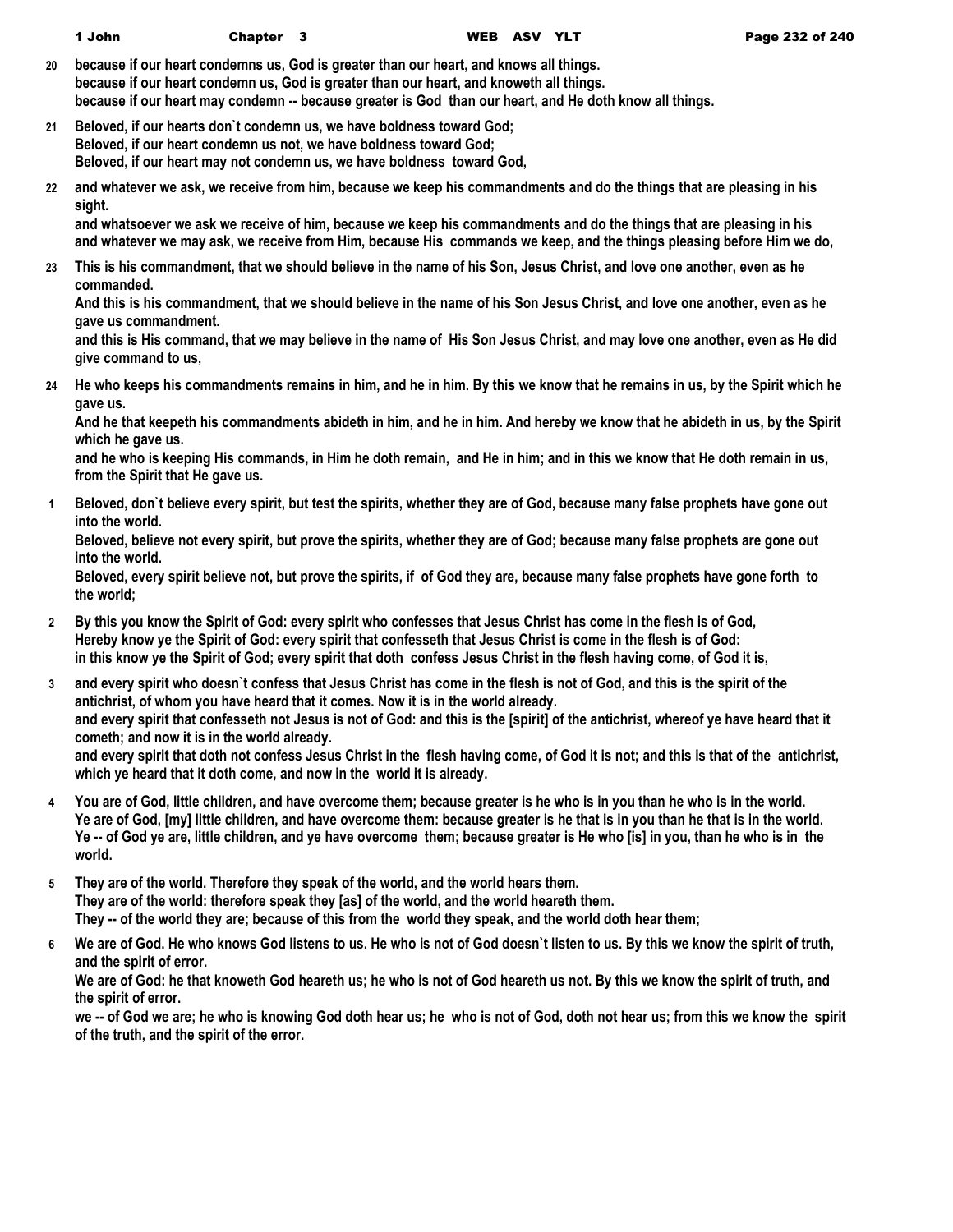**20** **because if our heart condemns us, God is greater than our heart, and knows all things.**
**because if our heart condemn us, God is greater than our heart, and knoweth all things.**
**because if our heart may condemn -- because greater is God than our heart, and He doth know all things.**

**21** **Beloved, if our hearts don`t condemn us, we have boldness toward God;**
**Beloved, if our heart condemn us not, we have boldness toward God;**
**Beloved, if our heart may not condemn us, we have boldness toward God,**

**22** **and whatever we ask, we receive from him, because we keep his commandments and do the things that are pleasing in his sight.**
**and whatsoever we ask we receive of him, because we keep his commandments and do the things that are pleasing in his**
**and whatever we may ask, we receive from Him, because His commands we keep, and the things pleasing before Him we do,**

**23** **This is his commandment, that we should believe in the name of his Son, Jesus Christ, and love one another, even as he commanded.**
**And this is his commandment, that we should believe in the name of his Son Jesus Christ, and love one another, even as he gave us commandment.**
**and this is His command, that we may believe in the name of His Son Jesus Christ, and may love one another, even as He did give command to us,**

**24** **He who keeps his commandments remains in him, and he in him. By this we know that he remains in us, by the Spirit which he gave us.**
**And he that keepeth his commandments abideth in him, and he in him. And hereby we know that he abideth in us, by the Spirit which he gave us.**
**and he who is keeping His commands, in Him he doth remain, and He in him; and in this we know that He doth remain in us, from the Spirit that He gave us.**

**1** **Beloved, don`t believe every spirit, but test the spirits, whether they are of God, because many false prophets have gone out into the world.**
**Beloved, believe not every spirit, but prove the spirits, whether they are of God; because many false prophets are gone out into the world.**
**Beloved, every spirit believe not, but prove the spirits, if of God they are, because many false prophets have gone forth to the world;**

**2** **By this you know the Spirit of God: every spirit who confesses that Jesus Christ has come in the flesh is of God,**
**Hereby know ye the Spirit of God: every spirit that confesseth that Jesus Christ is come in the flesh is of God:**
**in this know ye the Spirit of God; every spirit that doth confess Jesus Christ in the flesh having come, of God it is,**

**3** **and every spirit who doesn`t confess that Jesus Christ has come in the flesh is not of God, and this is the spirit of the antichrist, of whom you have heard that it comes. Now it is in the world already.**
**and every spirit that confesseth not Jesus is not of God: and this is the [spirit] of the antichrist, whereof ye have heard that it cometh; and now it is in the world already.**
**and every spirit that doth not confess Jesus Christ in the flesh having come, of God it is not; and this is that of the antichrist, which ye heard that it doth come, and now in the world it is already.**

**4** **You are of God, little children, and have overcome them; because greater is he who is in you than he who is in the world.**
**Ye are of God, [my] little children, and have overcome them: because greater is he that is in you than he that is in the world.**
**Ye -- of God ye are, little children, and ye have overcome them; because greater is He who [is] in you, than he who is in the world.**

**5** **They are of the world. Therefore they speak of the world, and the world hears them.**
**They are of the world: therefore speak they [as] of the world, and the world heareth them.**
**They -- of the world they are; because of this from the world they speak, and the world doth hear them;**

**6** **We are of God. He who knows God listens to us. He who is not of God doesn`t listen to us. By this we know the spirit of truth, and the spirit of error.**
**We are of God: he that knoweth God heareth us; he who is not of God heareth us not. By this we know the spirit of truth, and the spirit of error.**
**we -- of God we are; he who is knowing God doth hear us; he who is not of God, doth not hear us; from this we know the spirit of the truth, and the spirit of the error.**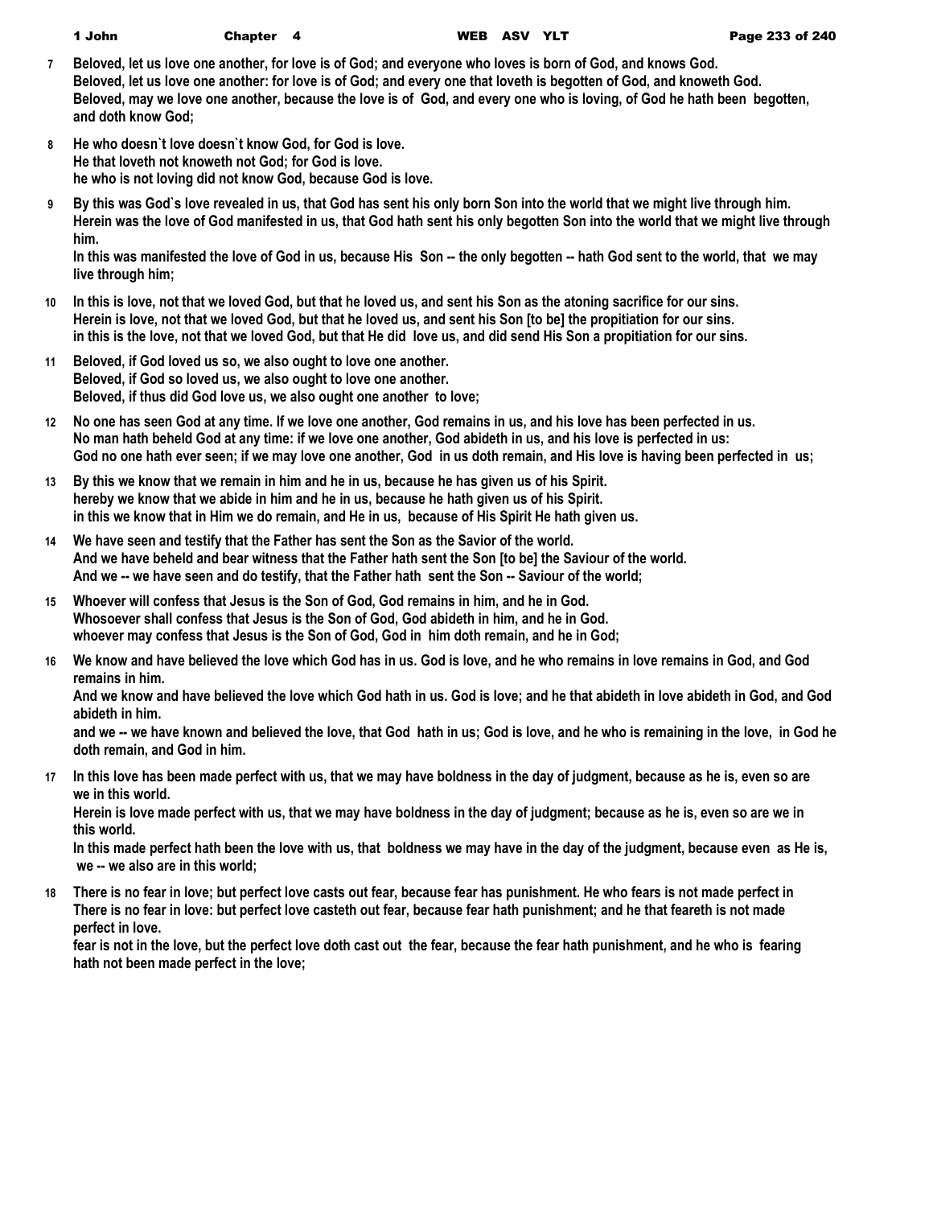7 Beloved, let us love one another, for love is of God; and everyone who loves is born of God, and knows God.
Beloved, let us love one another: for love is of God; and every one that loveth is begotten of God, and knoweth God.
Beloved, may we love one another, because the love is of God, and every one who is loving, of God he hath been begotten, and doth know God;

8 He who doesn`t love doesn`t know God, for God is love.
He that loveth not knoweth not God; for God is love.
he who is not loving did not know God, because God is love.

9 By this was God`s love revealed in us, that God has sent his only born Son into the world that we might live through him.
Herein was the love of God manifested in us, that God hath sent his only begotten Son into the world that we might live through him.
In this was manifested the love of God in us, because His Son -- the only begotten -- hath God sent to the world, that we may live through him;

10 In this is love, not that we loved God, but that he loved us, and sent his Son as the atoning sacrifice for our sins.
Herein is love, not that we loved God, but that he loved us, and sent his Son [to be] the propitiation for our sins.
in this is the love, not that we loved God, but that He did love us, and did send His Son a propitiation for our sins.

11 Beloved, if God loved us so, we also ought to love one another.
Beloved, if God so loved us, we also ought to love one another.
Beloved, if thus did God love us, we also ought one another to love;

12 No one has seen God at any time. If we love one another, God remains in us, and his love has been perfected in us.
No man hath beheld God at any time: if we love one another, God abideth in us, and his love is perfected in us:
God no one hath ever seen; if we may love one another, God in us doth remain, and His love is having been perfected in us;

13 By this we know that we remain in him and he in us, because he has given us of his Spirit.
hereby we know that we abide in him and he in us, because he hath given us of his Spirit.
in this we know that in Him we do remain, and He in us, because of His Spirit He hath given us.

14 We have seen and testify that the Father has sent the Son as the Savior of the world.
And we have beheld and bear witness that the Father hath sent the Son [to be] the Saviour of the world.
And we -- we have seen and do testify, that the Father hath sent the Son -- Saviour of the world;

15 Whoever will confess that Jesus is the Son of God, God remains in him, and he in God.
Whosoever shall confess that Jesus is the Son of God, God abideth in him, and he in God.
whoever may confess that Jesus is the Son of God, God in him doth remain, and he in God;

16 We know and have believed the love which God has in us. God is love, and he who remains in love remains in God, and God remains in him.
And we know and have believed the love which God hath in us. God is love; and he that abideth in love abideth in God, and God abideth in him.
and we -- we have known and believed the love, that God hath in us; God is love, and he who is remaining in the love, in God he doth remain, and God in him.

17 In this love has been made perfect with us, that we may have boldness in the day of judgment, because as he is, even so are we in this world.
Herein is love made perfect with us, that we may have boldness in the day of judgment; because as he is, even so are we in this world.
In this made perfect hath been the love with us, that boldness we may have in the day of the judgment, because even as He is, we -- we also are in this world;

18 There is no fear in love; but perfect love casts out fear, because fear has punishment. He who fears is not made perfect in
There is no fear in love: but perfect love casteth out fear, because fear hath punishment; and he that feareth is not made perfect in love.
fear is not in the love, but the perfect love doth cast out the fear, because the fear hath punishment, and he who is fearing hath not been made perfect in the love;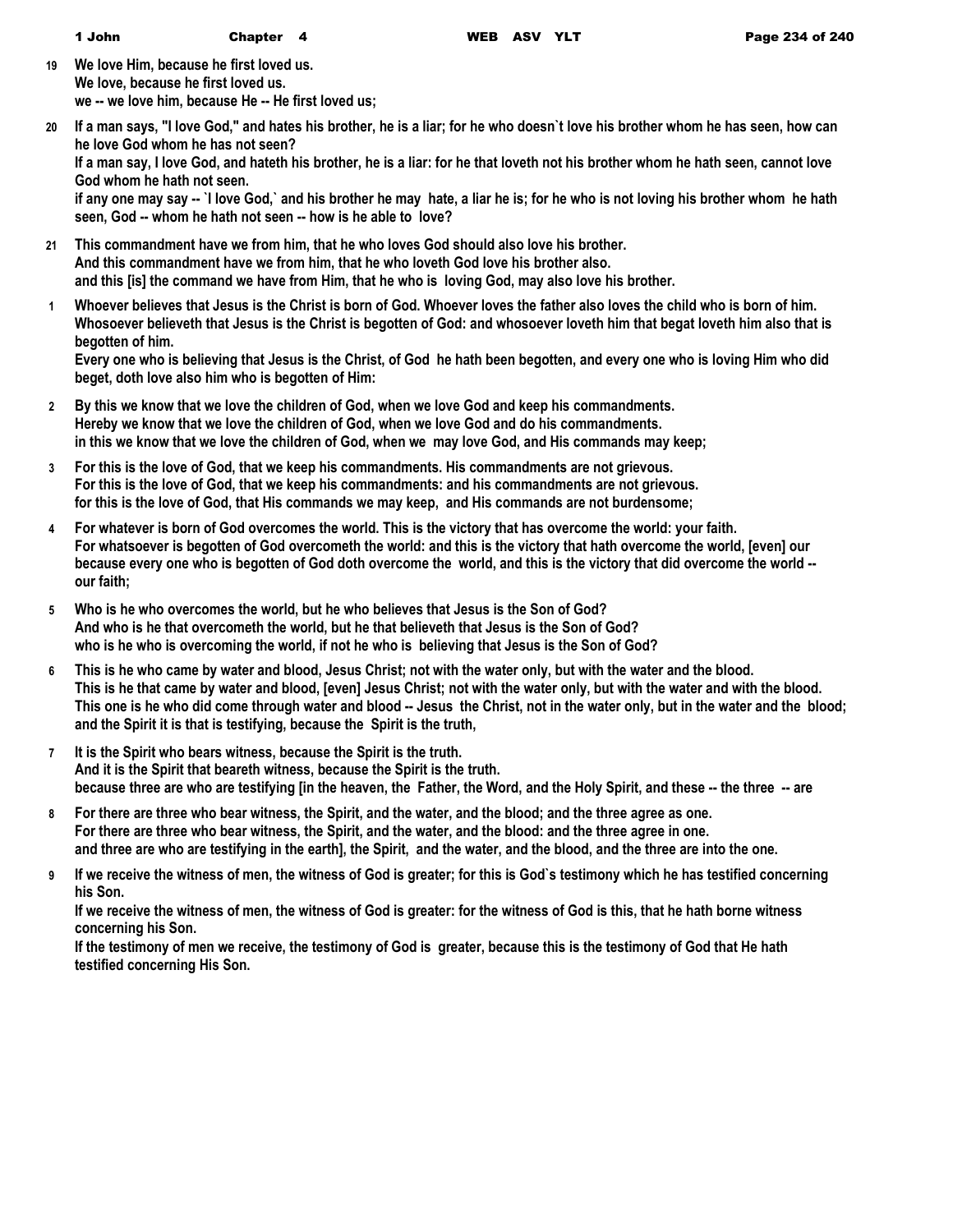**19** **We love Him, because he first loved us.**
**We love, because he first loved us.**
**we -- we love him, because He -- He first loved us;**

**20** **If a man says, "I love God," and hates his brother, he is a liar; for he who doesn`t love his brother whom he has seen, how can he love God whom he has not seen?**
**If a man say, I love God, and hateth his brother, he is a liar: for he that loveth not his brother whom he hath seen, cannot love God whom he hath not seen.**
**if any one may say -- `I love God,` and his brother he may hate, a liar he is; for he who is not loving his brother whom he hath seen, God -- whom he hath not seen -- how is he able to love?**

**21** **This commandment have we from him, that he who loves God should also love his brother.**
**And this commandment have we from him, that he who loveth God love his brother also.**
**and this [is] the command we have from Him, that he who is loving God, may also love his brother.**

**1** **Whoever believes that Jesus is the Christ is born of God. Whoever loves the father also loves the child who is born of him.**
**Whosoever believeth that Jesus is the Christ is begotten of God: and whosoever loveth him that begat loveth him also that is begotten of him.**
**Every one who is believing that Jesus is the Christ, of God he hath been begotten, and every one who is loving Him who did beget, doth love also him who is begotten of Him:**

**2** **By this we know that we love the children of God, when we love God and keep his commandments.**
**Hereby we know that we love the children of God, when we love God and do his commandments.**
**in this we know that we love the children of God, when we may love God, and His commands may keep;**

**3** **For this is the love of God, that we keep his commandments. His commandments are not grievous.**
**For this is the love of God, that we keep his commandments: and his commandments are not grievous.**
**for this is the love of God, that His commands we may keep, and His commands are not burdensome;**

**4** **For whatever is born of God overcomes the world. This is the victory that has overcome the world: your faith.**
**For whatsoever is begotten of God overcometh the world: and this is the victory that hath overcome the world, [even] our**
**because every one who is begotten of God doth overcome the world, and this is the victory that did overcome the world -- our faith;**

**5** **Who is he who overcomes the world, but he who believes that Jesus is the Son of God?**
**And who is he that overcometh the world, but he that believeth that Jesus is the Son of God?**
**who is he who is overcoming the world, if not he who is believing that Jesus is the Son of God?**

**6** **This is he who came by water and blood, Jesus Christ; not with the water only, but with the water and the blood.**
**This is he that came by water and blood, [even] Jesus Christ; not with the water only, but with the water and with the blood.**
**This one is he who did come through water and blood -- Jesus the Christ, not in the water only, but in the water and the blood; and the Spirit it is that is testifying, because the Spirit is the truth,**

**7** **It is the Spirit who bears witness, because the Spirit is the truth.**
**And it is the Spirit that beareth witness, because the Spirit is the truth.**
**because three are who are testifying [in the heaven, the Father, the Word, and the Holy Spirit, and these -- the three -- are**

**8** **For there are three who bear witness, the Spirit, and the water, and the blood; and the three agree as one.**
**For there are three who bear witness, the Spirit, and the water, and the blood: and the three agree in one.**
**and three are who are testifying in the earth], the Spirit, and the water, and the blood, and the three are into the one.**

**9** **If we receive the witness of men, the witness of God is greater; for this is God`s testimony which he has testified concerning his Son.**
**If we receive the witness of men, the witness of God is greater: for the witness of God is this, that he hath borne witness concerning his Son.**
**If the testimony of men we receive, the testimony of God is greater, because this is the testimony of God that He hath testified concerning His Son.**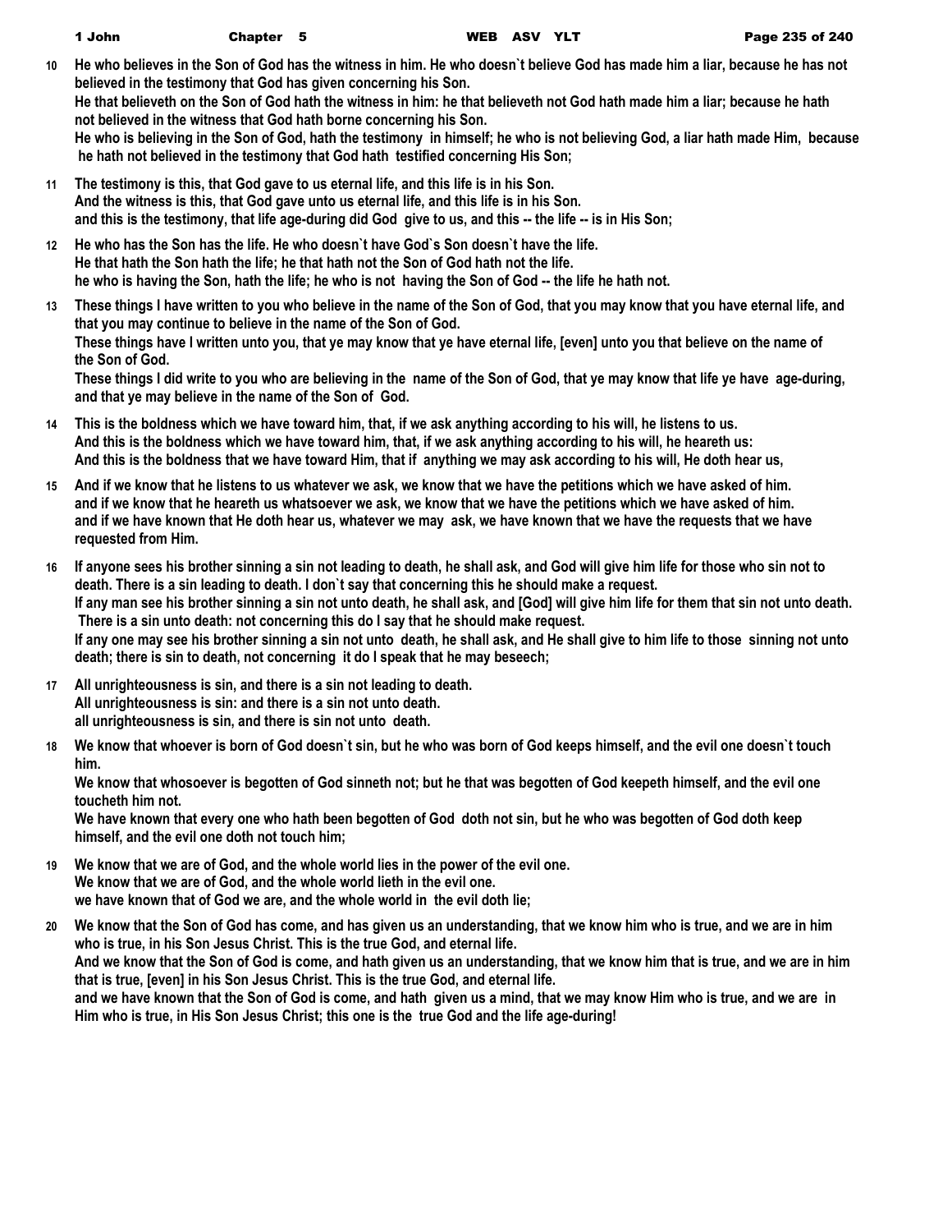**10** He who believes in the Son of God has the witness in him. He who doesn`t believe God has made him a liar, because he has not believed in the testimony that God has given concerning his Son.
He that believeth on the Son of God hath the witness in him: he that believeth not God hath made him a liar; because he hath not believed in the witness that God hath borne concerning his Son.
He who is believing in the Son of God, hath the testimony in himself; he who is not believing God, a liar hath made Him, because he hath not believed in the testimony that God hath testified concerning His Son;

**11** The testimony is this, that God gave to us eternal life, and this life is in his Son.
And the witness is this, that God gave unto us eternal life, and this life is in his Son.
and this is the testimony, that life age-during did God give to us, and this -- the life -- is in His Son;

**12** He who has the Son has the life. He who doesn`t have God`s Son doesn`t have the life.
He that hath the Son hath the life; he that hath not the Son of God hath not the life.
he who is having the Son, hath the life; he who is not having the Son of God -- the life he hath not.

**13** These things I have written to you who believe in the name of the Son of God, that you may know that you have eternal life, and that you may continue to believe in the name of the Son of God.
These things have I written unto you, that ye may know that ye have eternal life, [even] unto you that believe on the name of the Son of God.
These things I did write to you who are believing in the name of the Son of God, that ye may know that life ye have age-during, and that ye may believe in the name of the Son of God.

**14** This is the boldness which we have toward him, that, if we ask anything according to his will, he listens to us.
And this is the boldness which we have toward him, that, if we ask anything according to his will, he heareth us:
And this is the boldness that we have toward Him, that if anything we may ask according to his will, He doth hear us,

**15** And if we know that he listens to us whatever we ask, we know that we have the petitions which we have asked of him.
and if we know that he heareth us whatsoever we ask, we know that we have the petitions which we have asked of him.
and if we have known that He doth hear us, whatever we may ask, we have known that we have the requests that we have requested from Him.

**16** If anyone sees his brother sinning a sin not leading to death, he shall ask, and God will give him life for those who sin not to death. There is a sin leading to death. I don`t say that concerning this he should make a request.
If any man see his brother sinning a sin not unto death, he shall ask, and [God] will give him life for them that sin not unto death. There is a sin unto death: not concerning this do I say that he should make request.
If any one may see his brother sinning a sin not unto death, he shall ask, and He shall give to him life to those sinning not unto death; there is sin to death, not concerning it do I speak that he may beseech;

**17** All unrighteousness is sin, and there is a sin not leading to death.
All unrighteousness is sin: and there is a sin not unto death.
all unrighteousness is sin, and there is sin not unto death.

**18** We know that whoever is born of God doesn`t sin, but he who was born of God keeps himself, and the evil one doesn`t touch him.
We know that whosoever is begotten of God sinneth not; but he that was begotten of God keepeth himself, and the evil one toucheth him not.
We have known that every one who hath been begotten of God doth not sin, but he who was begotten of God doth keep himself, and the evil one doth not touch him;

**19** We know that we are of God, and the whole world lies in the power of the evil one.
We know that we are of God, and the whole world lieth in the evil one.
we have known that of God we are, and the whole world in the evil doth lie;

**20** We know that the Son of God has come, and has given us an understanding, that we know him who is true, and we are in him who is true, in his Son Jesus Christ. This is the true God, and eternal life.
And we know that the Son of God is come, and hath given us an understanding, that we know him that is true, and we are in him that is true, [even] in his Son Jesus Christ. This is the true God, and eternal life.
and we have known that the Son of God is come, and hath given us a mind, that we may know Him who is true, and we are in Him who is true, in His Son Jesus Christ; this one is the true God and the life age-during!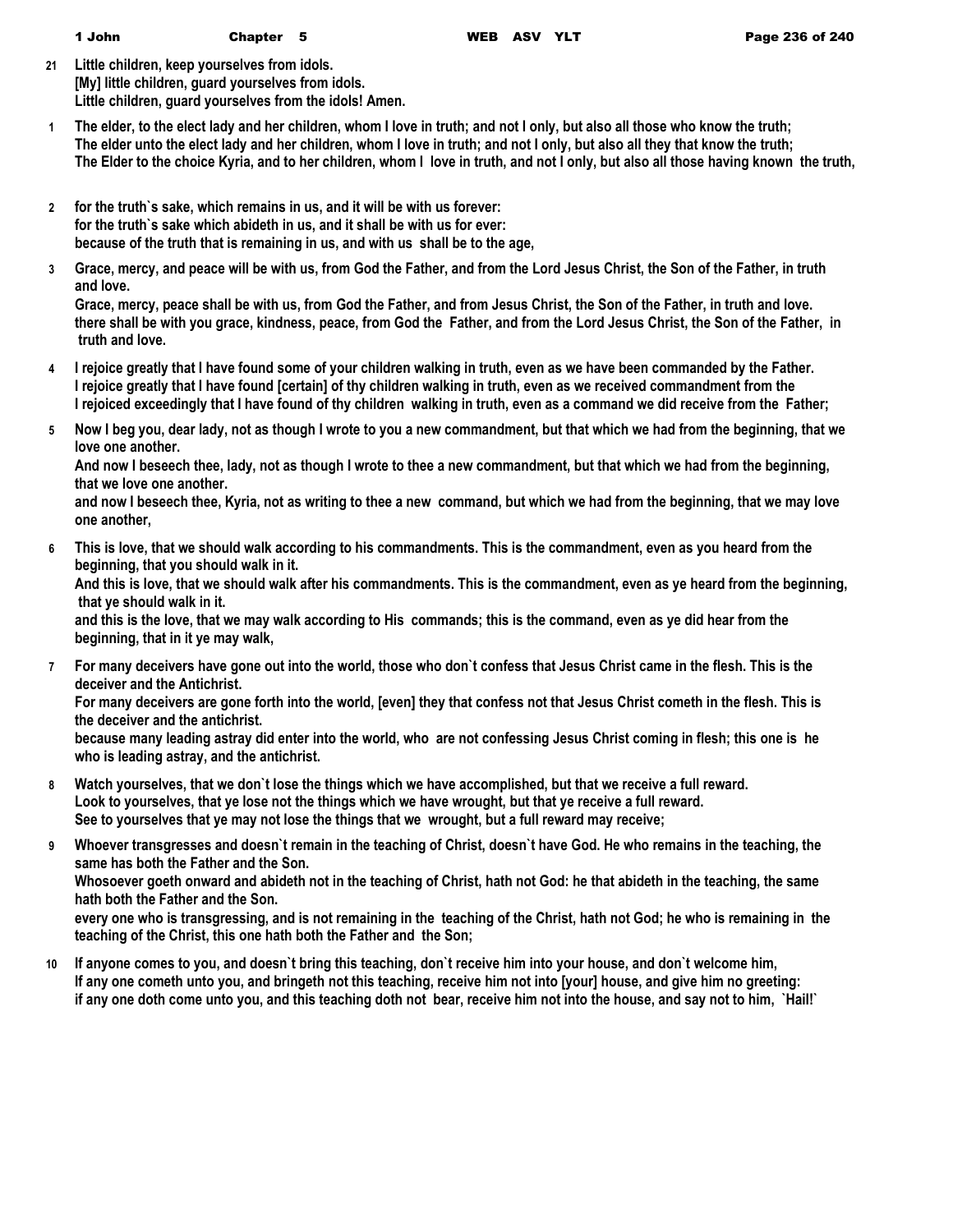21 Little children, keep yourselves from idols.
[My] little children, guard yourselves from idols.
Little children, guard yourselves from the idols! Amen.

1 The elder, to the elect lady and her children, whom I love in truth; and not I only, but also all those who know the truth;
The elder unto the elect lady and her children, whom I love in truth; and not I only, but also all they that know the truth;
The Elder to the choice Kyria, and to her children, whom I love in truth, and not I only, but also all those having known the truth,

2 for the truth`s sake, which remains in us, and it will be with us forever:
for the truth`s sake which abideth in us, and it shall be with us for ever:
because of the truth that is remaining in us, and with us shall be to the age,

3 Grace, mercy, and peace will be with us, from God the Father, and from the Lord Jesus Christ, the Son of the Father, in truth and love.
Grace, mercy, peace shall be with us, from God the Father, and from Jesus Christ, the Son of the Father, in truth and love.
there shall be with you grace, kindness, peace, from God the Father, and from the Lord Jesus Christ, the Son of the Father, in truth and love.

4 I rejoice greatly that I have found some of your children walking in truth, even as we have been commanded by the Father.
I rejoice greatly that I have found [certain] of thy children walking in truth, even as we received commandment from the
I rejoiced exceedingly that I have found of thy children walking in truth, even as a command we did receive from the Father;

5 Now I beg you, dear lady, not as though I wrote to you a new commandment, but that which we had from the beginning, that we love one another.
And now I beseech thee, lady, not as though I wrote to thee a new commandment, but that which we had from the beginning, that we love one another.
and now I beseech thee, Kyria, not as writing to thee a new command, but which we had from the beginning, that we may love one another,

6 This is love, that we should walk according to his commandments. This is the commandment, even as you heard from the beginning, that you should walk in it.
And this is love, that we should walk after his commandments. This is the commandment, even as ye heard from the beginning, that ye should walk in it.
and this is the love, that we may walk according to His commands; this is the command, even as ye did hear from the beginning, that in it ye may walk,

7 For many deceivers have gone out into the world, those who don`t confess that Jesus Christ came in the flesh. This is the deceiver and the Antichrist.
For many deceivers are gone forth into the world, [even] they that confess not that Jesus Christ cometh in the flesh. This is the deceiver and the antichrist.
because many leading astray did enter into the world, who are not confessing Jesus Christ coming in flesh; this one is he who is leading astray, and the antichrist.

8 Watch yourselves, that we don`t lose the things which we have accomplished, but that we receive a full reward.
Look to yourselves, that ye lose not the things which we have wrought, but that ye receive a full reward.
See to yourselves that ye may not lose the things that we wrought, but a full reward may receive;

9 Whoever transgresses and doesn`t remain in the teaching of Christ, doesn`t have God. He who remains in the teaching, the same has both the Father and the Son.
Whosoever goeth onward and abideth not in the teaching of Christ, hath not God: he that abideth in the teaching, the same hath both the Father and the Son.
every one who is transgressing, and is not remaining in the teaching of the Christ, hath not God; he who is remaining in the teaching of the Christ, this one hath both the Father and the Son;

10 If anyone comes to you, and doesn`t bring this teaching, don`t receive him into your house, and don`t welcome him,
If any one cometh unto you, and bringeth not this teaching, receive him not into [your] house, and give him no greeting:
if any one doth come unto you, and this teaching doth not bear, receive him not into the house, and say not to him, `Hail!`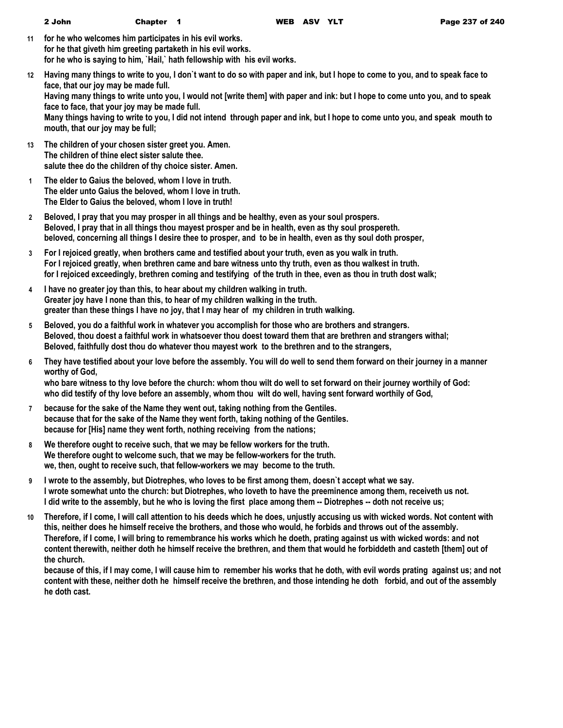**11** **for he who welcomes him participates in his evil works.**
**for he that giveth him greeting partaketh in his evil works.**
**for he who is saying to him, `Hail,` hath fellowship with his evil works.**

**12** **Having many things to write to you, I don`t want to do so with paper and ink, but I hope to come to you, and to speak face to face, that our joy may be made full.**
**Having many things to write unto you, I would not [write them] with paper and ink: but I hope to come unto you, and to speak face to face, that your joy may be made full.**
**Many things having to write to you, I did not intend through paper and ink, but I hope to come unto you, and speak mouth to mouth, that our joy may be full;**

**13** **The children of your chosen sister greet you. Amen.**
**The children of thine elect sister salute thee.**
**salute thee do the children of thy choice sister. Amen.**

**1** **The elder to Gaius the beloved, whom I love in truth.**
**The elder unto Gaius the beloved, whom I love in truth.**
**The Elder to Gaius the beloved, whom I love in truth!**

**2** **Beloved, I pray that you may prosper in all things and be healthy, even as your soul prospers.**
**Beloved, I pray that in all things thou mayest prosper and be in health, even as thy soul prospereth.**
**beloved, concerning all things I desire thee to prosper, and to be in health, even as thy soul doth prosper,**

**3** **For I rejoiced greatly, when brothers came and testified about your truth, even as you walk in truth.**
**For I rejoiced greatly, when brethren came and bare witness unto thy truth, even as thou walkest in truth.**
**for I rejoiced exceedingly, brethren coming and testifying of the truth in thee, even as thou in truth dost walk;**

**4** **I have no greater joy than this, to hear about my children walking in truth.**
**Greater joy have I none than this, to hear of my children walking in the truth.**
**greater than these things I have no joy, that I may hear of my children in truth walking.**

**5** **Beloved, you do a faithful work in whatever you accomplish for those who are brothers and strangers.**
**Beloved, thou doest a faithful work in whatsoever thou doest toward them that are brethren and strangers withal;**
**Beloved, faithfully dost thou do whatever thou mayest work to the brethren and to the strangers,**

**6** **They have testified about your love before the assembly. You will do well to send them forward on their journey in a manner worthy of God,**
**who bare witness to thy love before the church: whom thou wilt do well to set forward on their journey worthily of God:**
**who did testify of thy love before an assembly, whom thou wilt do well, having sent forward worthily of God,**

**7** **because for the sake of the Name they went out, taking nothing from the Gentiles.**
**because that for the sake of the Name they went forth, taking nothing of the Gentiles.**
**because for [His] name they went forth, nothing receiving from the nations;**

**8** **We therefore ought to receive such, that we may be fellow workers for the truth.**
**We therefore ought to welcome such, that we may be fellow-workers for the truth.**
**we, then, ought to receive such, that fellow-workers we may become to the truth.**

**9** **I wrote to the assembly, but Diotrephes, who loves to be first among them, doesn`t accept what we say.**
**I wrote somewhat unto the church: but Diotrephes, who loveth to have the preeminence among them, receiveth us not.**
**I did write to the assembly, but he who is loving the first place among them -- Diotrephes -- doth not receive us;**

**10** **Therefore, if I come, I will call attention to his deeds which he does, unjustly accusing us with wicked words. Not content with this, neither does he himself receive the brothers, and those who would, he forbids and throws out of the assembly.**
**Therefore, if I come, I will bring to remembrance his works which he doeth, prating against us with wicked words: and not content therewith, neither doth he himself receive the brethren, and them that would he forbiddeth and casteth [them] out of the church.**
**because of this, if I may come, I will cause him to remember his works that he doth, with evil words prating against us; and not content with these, neither doth he himself receive the brethren, and those intending he doth forbid, and out of the assembly he doth cast.**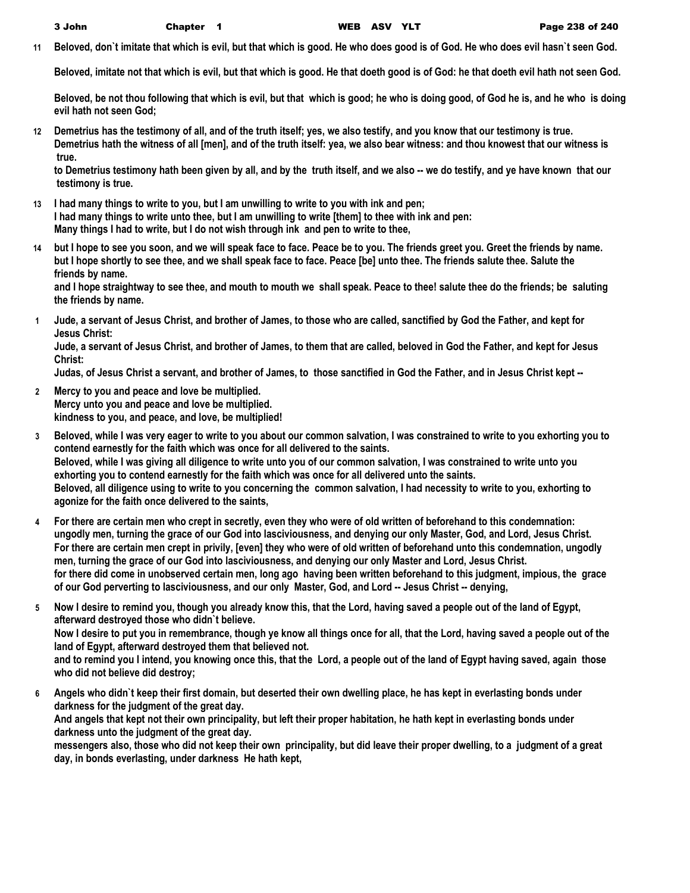**11** **Beloved, don`t imitate that which is evil, but that which is good. He who does good is of God. He who does evil hasn`t seen God.**

**Beloved, imitate not that which is evil, but that which is good. He that doeth good is of God: he that doeth evil hath not seen God.**

**Beloved, be not thou following that which is evil, but that which is good; he who is doing good, of God he is, and he who is doing evil hath not seen God;**

**12** **Demetrius has the testimony of all, and of the truth itself; yes, we also testify, and you know that our testimony is true.**
**Demetrius hath the witness of all [men], and of the truth itself: yea, we also bear witness: and thou knowest that our witness is true.**
**to Demetrius testimony hath been given by all, and by the truth itself, and we also -- we do testify, and ye have known that our testimony is true.**

**13** **I had many things to write to you, but I am unwilling to write to you with ink and pen;**
**I had many things to write unto thee, but I am unwilling to write [them] to thee with ink and pen:**
**Many things I had to write, but I do not wish through ink and pen to write to thee,**

**14** **but I hope to see you soon, and we will speak face to face. Peace be to you. The friends greet you. Greet the friends by name.**
**but I hope shortly to see thee, and we shall speak face to face. Peace [be] unto thee. The friends salute thee. Salute the friends by name.**
**and I hope straightway to see thee, and mouth to mouth we shall speak. Peace to thee! salute thee do the friends; be saluting the friends by name.**

**1** **Jude, a servant of Jesus Christ, and brother of James, to those who are called, sanctified by God the Father, and kept for Jesus Christ:**
**Jude, a servant of Jesus Christ, and brother of James, to them that are called, beloved in God the Father, and kept for Jesus Christ:**
**Judas, of Jesus Christ a servant, and brother of James, to those sanctified in God the Father, and in Jesus Christ kept --**

**2** **Mercy to you and peace and love be multiplied.**
**Mercy unto you and peace and love be multiplied.**
**kindness to you, and peace, and love, be multiplied!**

**3** **Beloved, while I was very eager to write to you about our common salvation, I was constrained to write to you exhorting you to contend earnestly for the faith which was once for all delivered to the saints.**
**Beloved, while I was giving all diligence to write unto you of our common salvation, I was constrained to write unto you exhorting you to contend earnestly for the faith which was once for all delivered unto the saints.**
**Beloved, all diligence using to write to you concerning the common salvation, I had necessity to write to you, exhorting to agonize for the faith once delivered to the saints,**

**4** **For there are certain men who crept in secretly, even they who were of old written of beforehand to this condemnation: ungodly men, turning the grace of our God into lasciviousness, and denying our only Master, God, and Lord, Jesus Christ.**
**For there are certain men crept in privily, [even] they who were of old written of beforehand unto this condemnation, ungodly men, turning the grace of our God into lasciviousness, and denying our only Master and Lord, Jesus Christ.**
**for there did come in unobserved certain men, long ago having been written beforehand to this judgment, impious, the grace of our God perverting to lasciviousness, and our only Master, God, and Lord -- Jesus Christ -- denying,**

**5** **Now I desire to remind you, though you already know this, that the Lord, having saved a people out of the land of Egypt, afterward destroyed those who didn`t believe.**
**Now I desire to put you in remembrance, though ye know all things once for all, that the Lord, having saved a people out of the land of Egypt, afterward destroyed them that believed not.**
**and to remind you I intend, you knowing once this, that the Lord, a people out of the land of Egypt having saved, again those who did not believe did destroy;**

**6** **Angels who didn`t keep their first domain, but deserted their own dwelling place, he has kept in everlasting bonds under darkness for the judgment of the great day.**
**And angels that kept not their own principality, but left their proper habitation, he hath kept in everlasting bonds under darkness unto the judgment of the great day.**
**messengers also, those who did not keep their own principality, but did leave their proper dwelling, to a judgment of a great day, in bonds everlasting, under darkness He hath kept,**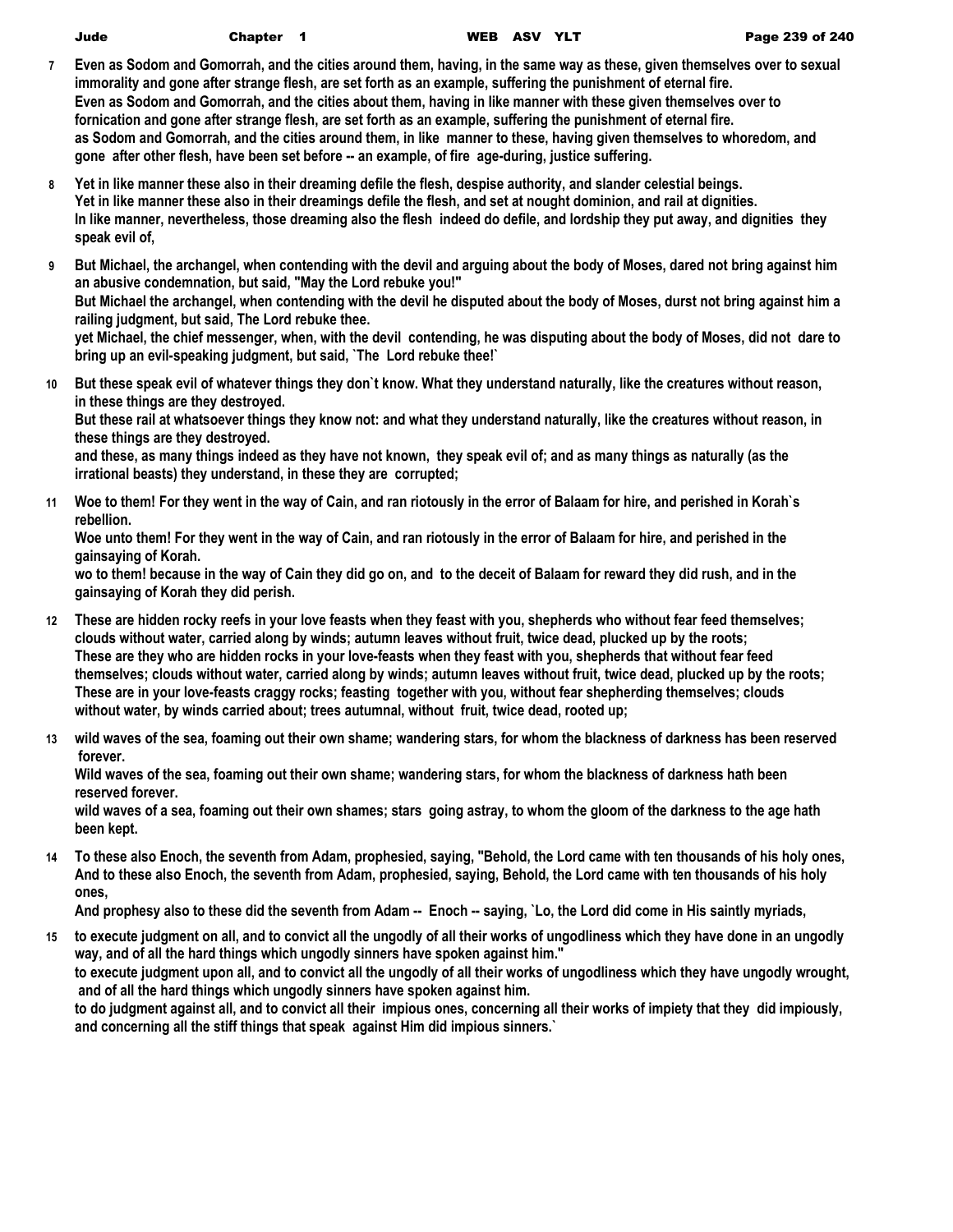**7** **Even as Sodom and Gomorrah, and the cities around them, having, in the same way as these, given themselves over to sexual immorality and gone after strange flesh, are set forth as an example, suffering the punishment of eternal fire.**
**Even as Sodom and Gomorrah, and the cities about them, having in like manner with these given themselves over to fornication and gone after strange flesh, are set forth as an example, suffering the punishment of eternal fire.**
**as Sodom and Gomorrah, and the cities around them, in like manner to these, having given themselves to whoredom, and gone after other flesh, have been set before -- an example, of fire age-during, justice suffering.**

**8** **Yet in like manner these also in their dreaming defile the flesh, despise authority, and slander celestial beings.**
**Yet in like manner these also in their dreamings defile the flesh, and set at nought dominion, and rail at dignities.**
**In like manner, nevertheless, those dreaming also the flesh indeed do defile, and lordship they put away, and dignities they speak evil of,**

**9** **But Michael, the archangel, when contending with the devil and arguing about the body of Moses, dared not bring against him an abusive condemnation, but said, "May the Lord rebuke you!"**
**But Michael the archangel, when contending with the devil he disputed about the body of Moses, durst not bring against him a railing judgment, but said, The Lord rebuke thee.**
**yet Michael, the chief messenger, when, with the devil contending, he was disputing about the body of Moses, did not dare to bring up an evil-speaking judgment, but said, `The Lord rebuke thee!`**

**10** **But these speak evil of whatever things they don`t know. What they understand naturally, like the creatures without reason, in these things are they destroyed.**
**But these rail at whatsoever things they know not: and what they understand naturally, like the creatures without reason, in these things are they destroyed.**
**and these, as many things indeed as they have not known, they speak evil of; and as many things as naturally (as the irrational beasts) they understand, in these they are corrupted;**

**11** **Woe to them! For they went in the way of Cain, and ran riotously in the error of Balaam for hire, and perished in Korah`s rebellion.**
**Woe unto them! For they went in the way of Cain, and ran riotously in the error of Balaam for hire, and perished in the gainsaying of Korah.**
**wo to them! because in the way of Cain they did go on, and to the deceit of Balaam for reward they did rush, and in the gainsaying of Korah they did perish.**

**12** **These are hidden rocky reefs in your love feasts when they feast with you, shepherds who without fear feed themselves; clouds without water, carried along by winds; autumn leaves without fruit, twice dead, plucked up by the roots;**
**These are they who are hidden rocks in your love-feasts when they feast with you, shepherds that without fear feed themselves; clouds without water, carried along by winds; autumn leaves without fruit, twice dead, plucked up by the roots;**
**These are in your love-feasts craggy rocks; feasting together with you, without fear shepherding themselves; clouds without water, by winds carried about; trees autumnal, without fruit, twice dead, rooted up;**

**13** **wild waves of the sea, foaming out their own shame; wandering stars, for whom the blackness of darkness has been reserved forever.**
**Wild waves of the sea, foaming out their own shame; wandering stars, for whom the blackness of darkness hath been reserved forever.**
**wild waves of a sea, foaming out their own shames; stars going astray, to whom the gloom of the darkness to the age hath been kept.**

**14** **To these also Enoch, the seventh from Adam, prophesied, saying, "Behold, the Lord came with ten thousands of his holy ones,**
**And to these also Enoch, the seventh from Adam, prophesied, saying, Behold, the Lord came with ten thousands of his holy ones,**
**And prophesy also to these did the seventh from Adam -- Enoch -- saying, `Lo, the Lord did come in His saintly myriads,**

**15** **to execute judgment on all, and to convict all the ungodly of all their works of ungodliness which they have done in an ungodly way, and of all the hard things which ungodly sinners have spoken against him."**
**to execute judgment upon all, and to convict all the ungodly of all their works of ungodliness which they have ungodly wrought, and of all the hard things which ungodly sinners have spoken against him.**
**to do judgment against all, and to convict all their impious ones, concerning all their works of impiety that they did impiously, and concerning all the stiff things that speak against Him did impious sinners.`**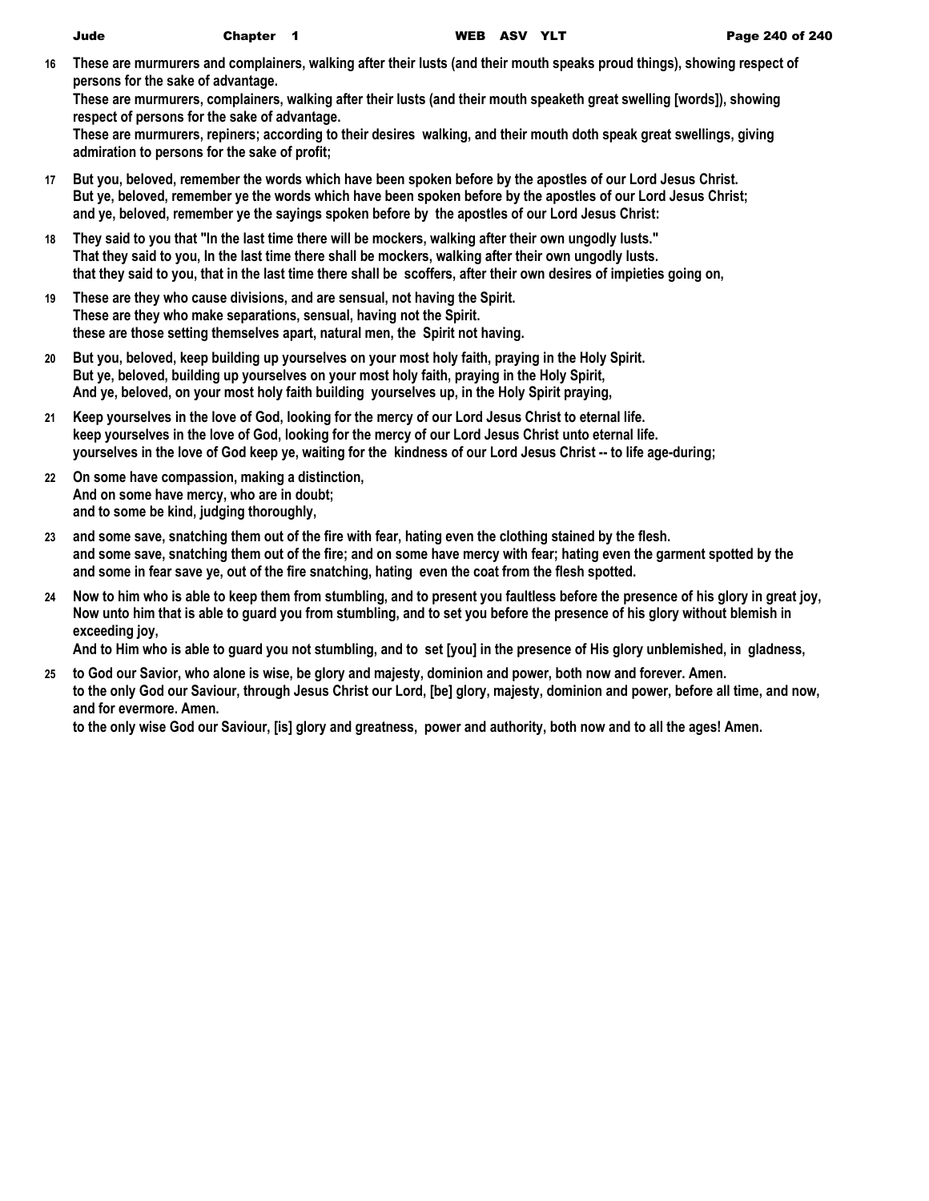**16** **These are murmurers and complainers, walking after their lusts (and their mouth speaks proud things), showing respect of persons for the sake of advantage.**
**These are murmurers, complainers, walking after their lusts (and their mouth speaketh great swelling [words]), showing respect of persons for the sake of advantage.**
**These are murmurers, repiners; according to their desires walking, and their mouth doth speak great swellings, giving admiration to persons for the sake of profit;**

**17** **But you, beloved, remember the words which have been spoken before by the apostles of our Lord Jesus Christ.**
**But ye, beloved, remember ye the words which have been spoken before by the apostles of our Lord Jesus Christ;**
**and ye, beloved, remember ye the sayings spoken before by the apostles of our Lord Jesus Christ:**

**18** **They said to you that "In the last time there will be mockers, walking after their own ungodly lusts."**
**That they said to you, In the last time there shall be mockers, walking after their own ungodly lusts.**
**that they said to you, that in the last time there shall be scoffers, after their own desires of impieties going on,**

**19** **These are they who cause divisions, and are sensual, not having the Spirit.**
**These are they who make separations, sensual, having not the Spirit.**
**these are those setting themselves apart, natural men, the Spirit not having.**

**20** **But you, beloved, keep building up yourselves on your most holy faith, praying in the Holy Spirit.**
**But ye, beloved, building up yourselves on your most holy faith, praying in the Holy Spirit,**
**And ye, beloved, on your most holy faith building yourselves up, in the Holy Spirit praying,**

**21** **Keep yourselves in the love of God, looking for the mercy of our Lord Jesus Christ to eternal life.**
**keep yourselves in the love of God, looking for the mercy of our Lord Jesus Christ unto eternal life.**
**yourselves in the love of God keep ye, waiting for the kindness of our Lord Jesus Christ -- to life age-during;**

**22** **On some have compassion, making a distinction,**
**And on some have mercy, who are in doubt;**
**and to some be kind, judging thoroughly,**

**23** **and some save, snatching them out of the fire with fear, hating even the clothing stained by the flesh.**
**and some save, snatching them out of the fire; and on some have mercy with fear; hating even the garment spotted by the**
**and some in fear save ye, out of the fire snatching, hating even the coat from the flesh spotted.**

**24** **Now to him who is able to keep them from stumbling, and to present you faultless before the presence of his glory in great joy,**
**Now unto him that is able to guard you from stumbling, and to set you before the presence of his glory without blemish in exceeding joy,**
**And to Him who is able to guard you not stumbling, and to set [you] in the presence of His glory unblemished, in gladness,**

**25** **to God our Savior, who alone is wise, be glory and majesty, dominion and power, both now and forever. Amen.**
**to the only God our Saviour, through Jesus Christ our Lord, [be] glory, majesty, dominion and power, before all time, and now, and for evermore. Amen.**
**to the only wise God our Saviour, [is] glory and greatness, power and authority, both now and to all the ages! Amen.**